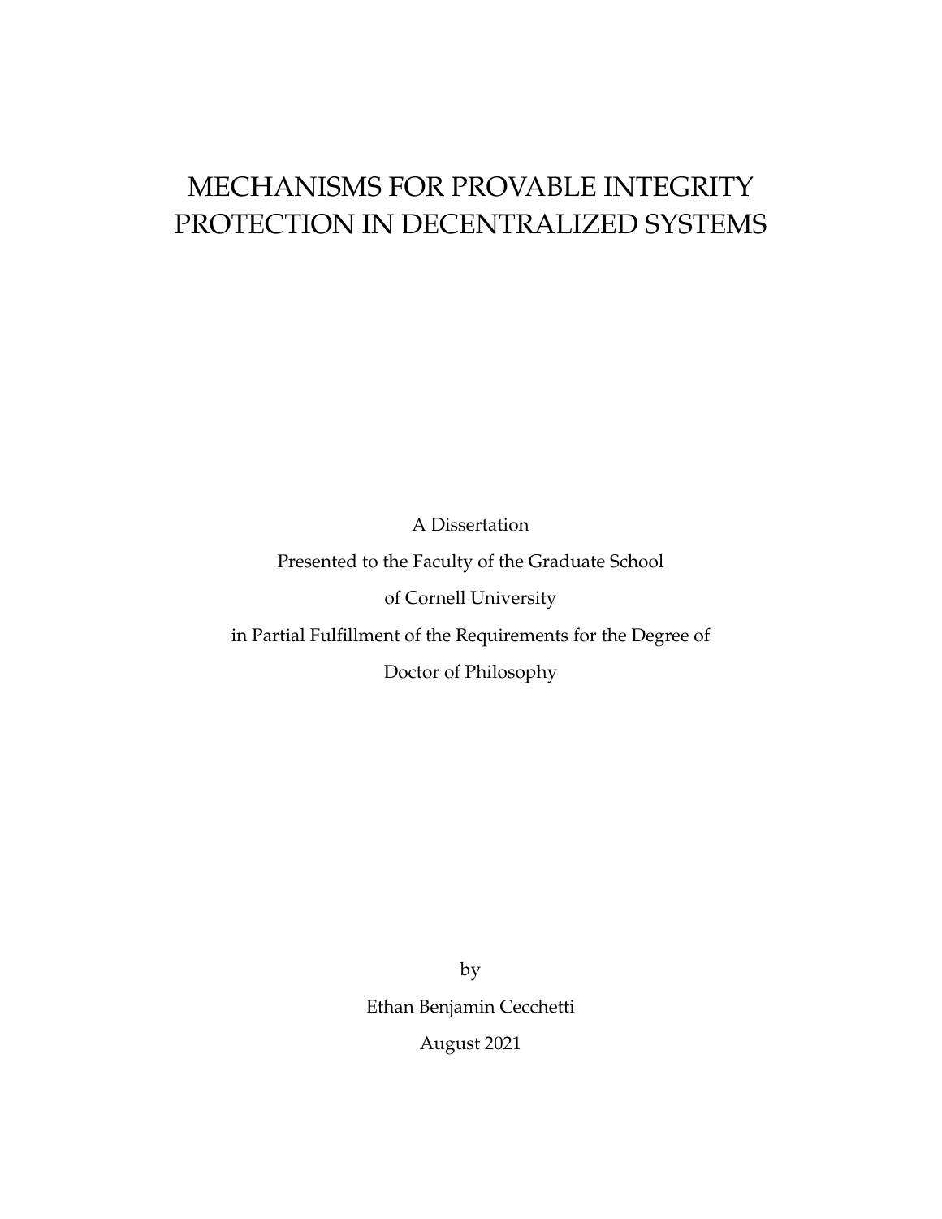# MECHANISMS FOR PROVABLE INTEGRITY PROTECTION IN DECENTRALIZED SYSTEMS

A Dissertation

Presented to the Faculty of the Graduate School

of Cornell University

in Partial Fulfillment of the Requirements for the Degree of

Doctor of Philosophy

by

Ethan Benjamin Cecchetti

August 2021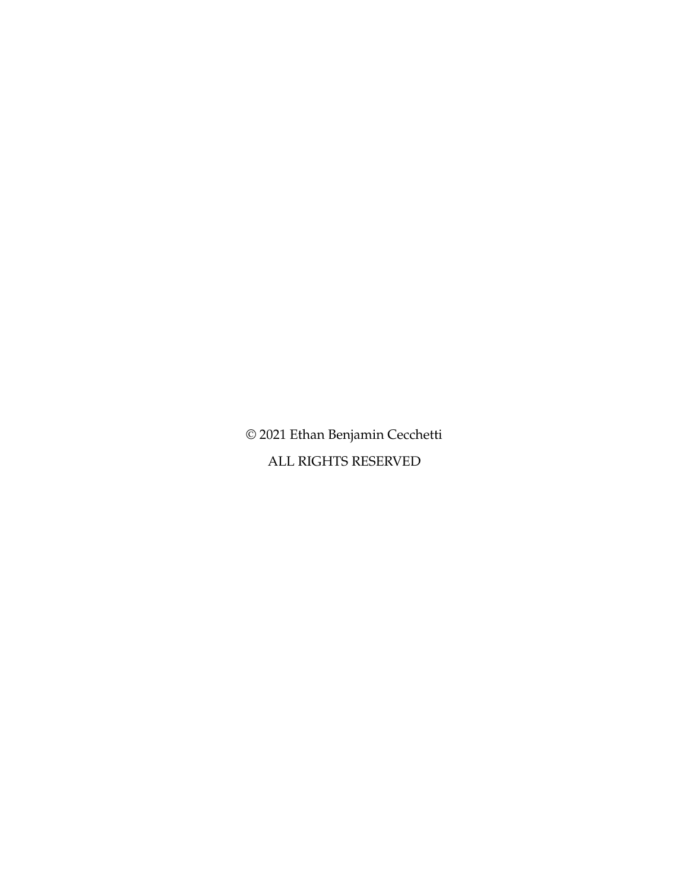© 2021 Ethan Benjamin Cecchetti

ALL RIGHTS RESERVED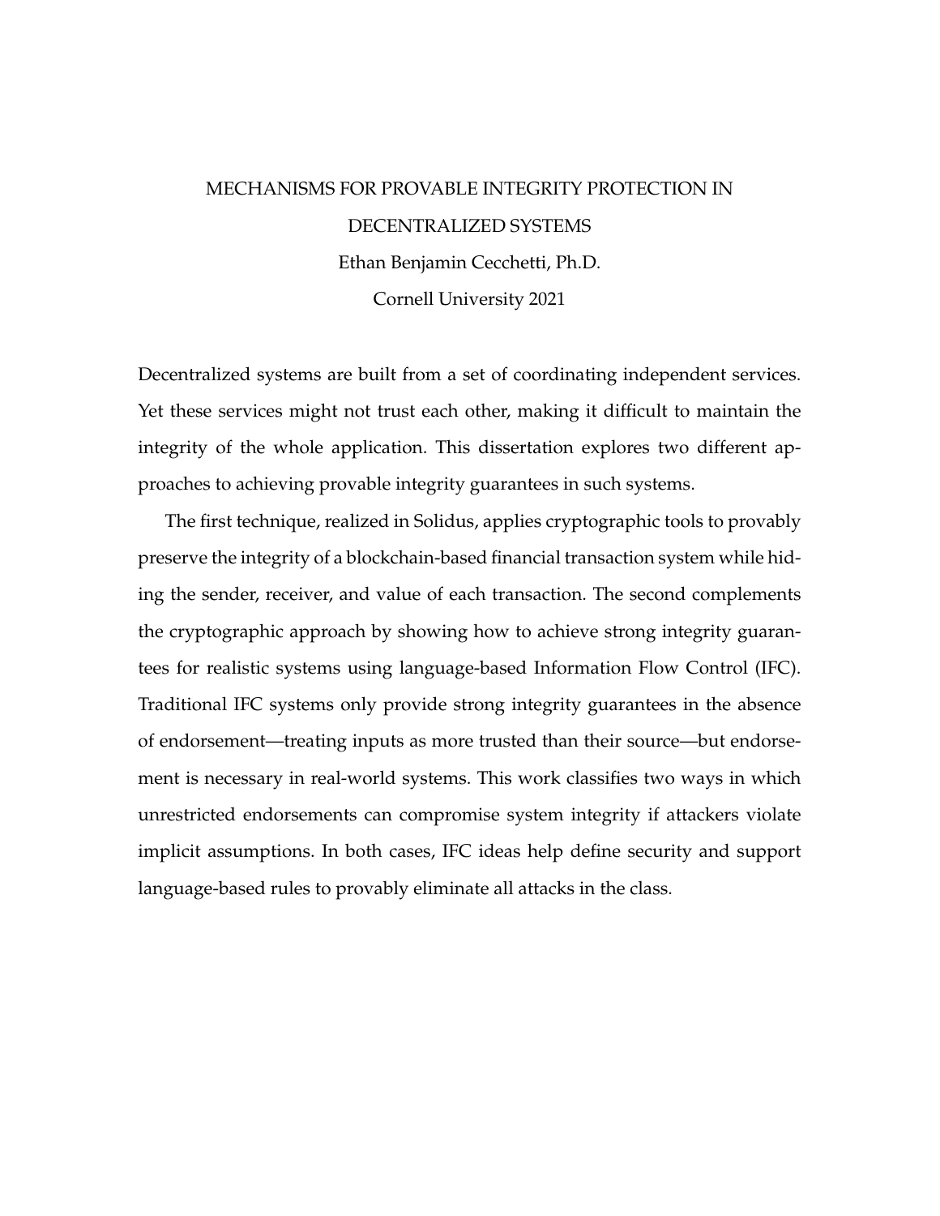MECHANISMS FOR PROVABLE INTEGRITY PROTECTION IN DECENTRALIZED SYSTEMS

Ethan Benjamin Cecchetti, Ph.D.

Cornell University 2021

Decentralized systems are built from a set of coordinating independent services. Yet these services might not trust each other, making it difficult to maintain the integrity of the whole application. This dissertation explores two different approaches to achieving provable integrity guarantees in such systems.

The first technique, realized in Solidus, applies cryptographic tools to provably preserve the integrity of a blockchain-based financial transaction system while hiding the sender, receiver, and value of each transaction. The second complements the cryptographic approach by showing how to achieve strong integrity guarantees for realistic systems using language-based Information Flow Control (IFC). Traditional IFC systems only provide strong integrity guarantees in the absence of endorsement—treating inputs as more trusted than their source—but endorsement is necessary in real-world systems. This work classifies two ways in which unrestricted endorsements can compromise system integrity if attackers violate implicit assumptions. In both cases, IFC ideas help define security and support language-based rules to provably eliminate all attacks in the class.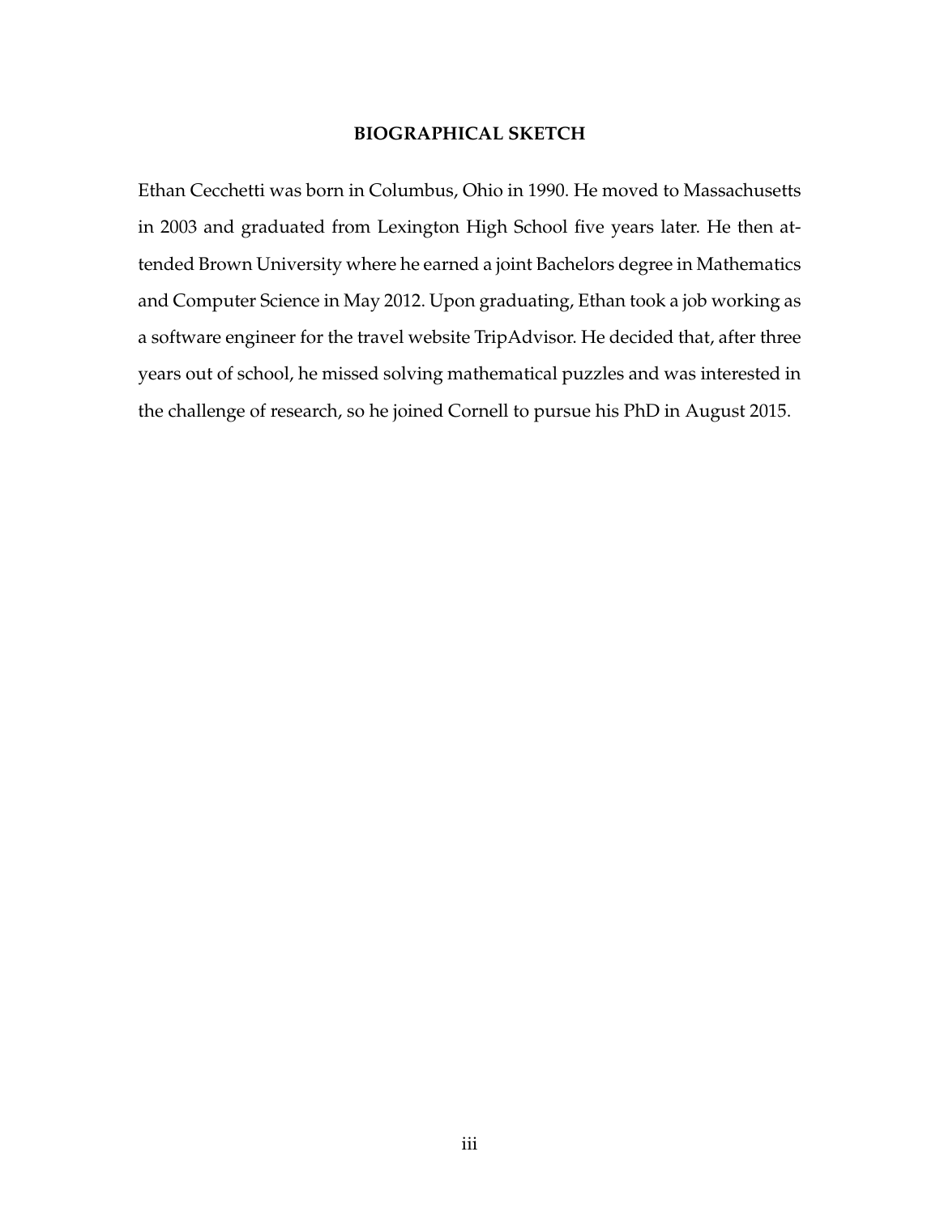## BIOGRAPHICAL SKETCH

Ethan Cecchetti was born in Columbus, Ohio in 1990. He moved to Massachusetts in 2003 and graduated from Lexington High School five years later. He then attended Brown University where he earned a joint Bachelors degree in Mathematics and Computer Science in May 2012. Upon graduating, Ethan took a job working as a software engineer for the travel website TripAdvisor. He decided that, after three years out of school, he missed solving mathematical puzzles and was interested in the challenge of research, so he joined Cornell to pursue his PhD in August 2015.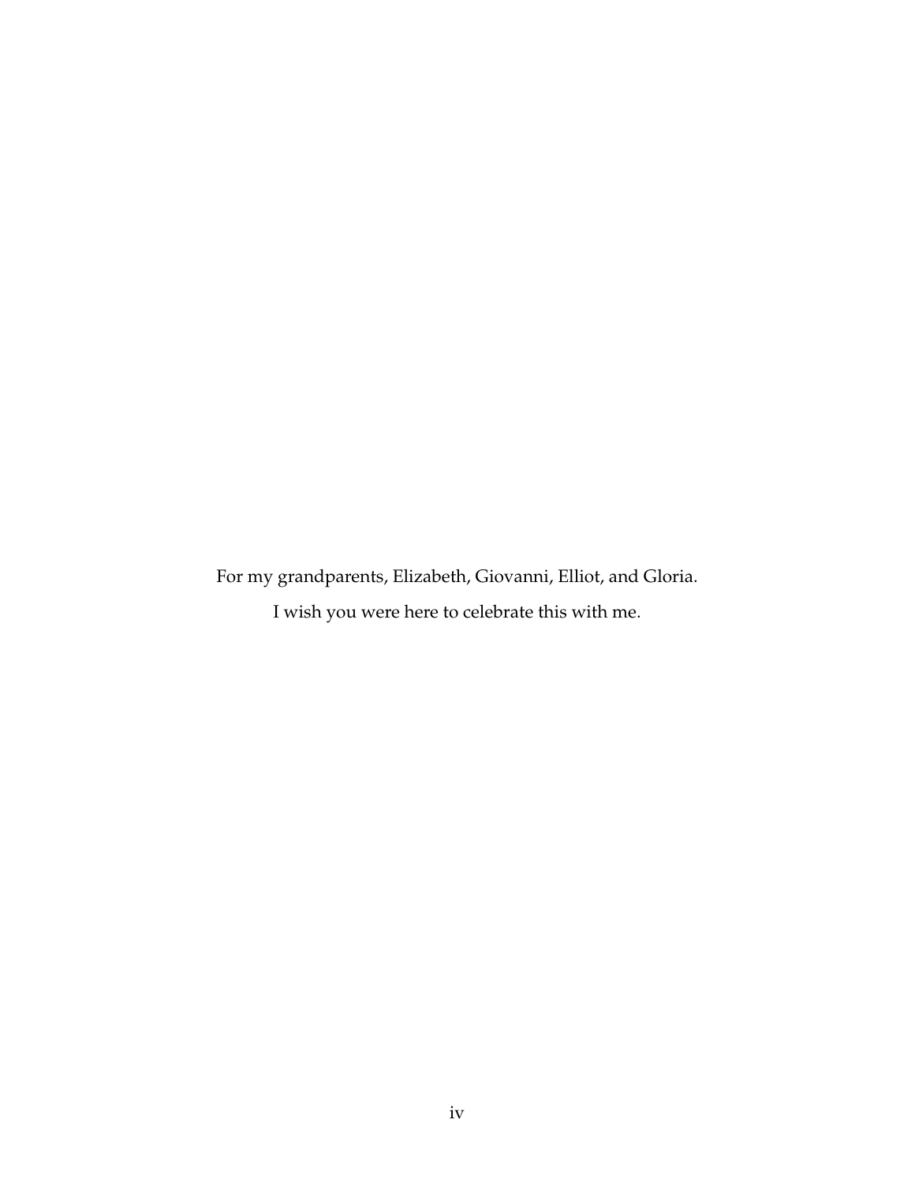For my grandparents, Elizabeth, Giovanni, Elliot, and Gloria.

I wish you were here to celebrate this with me.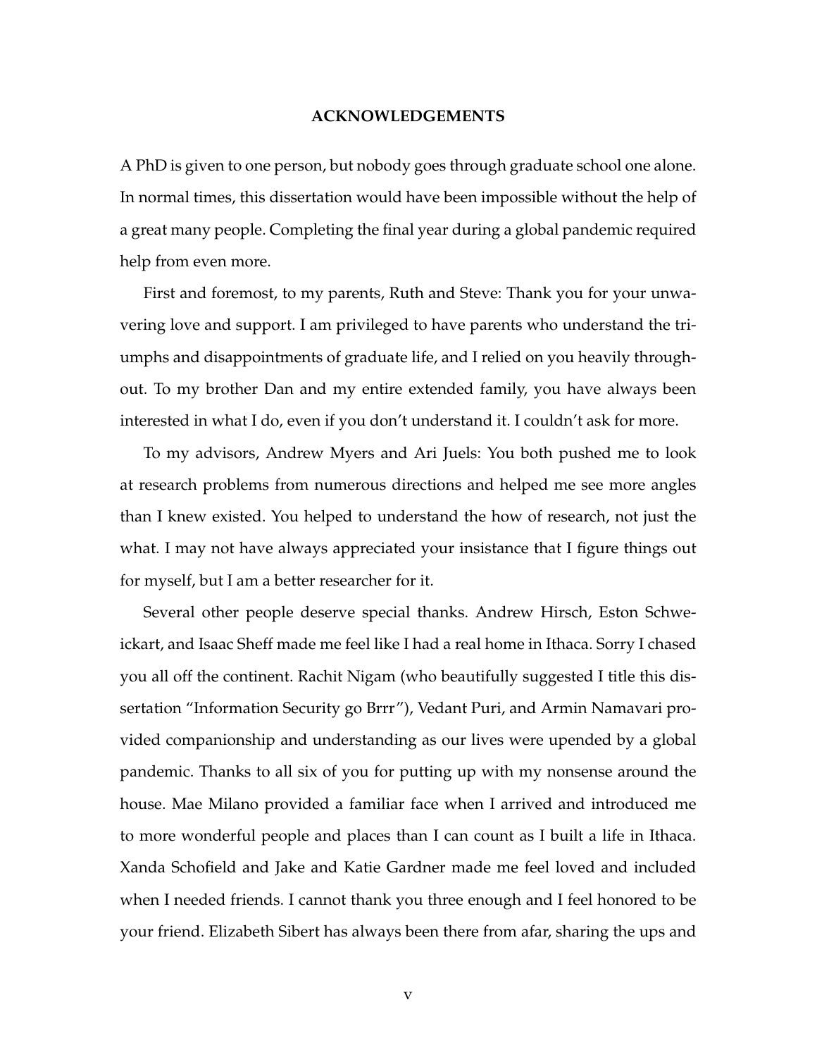# ACKNOWLEDGEMENTS

A PhD is given to one person, but nobody goes through graduate school one alone. In normal times, this dissertation would have been impossible without the help of a great many people. Completing the final year during a global pandemic required help from even more.

First and foremost, to my parents, Ruth and Steve: Thank you for your unwavering love and support. I am privileged to have parents who understand the triumphs and disappointments of graduate life, and I relied on you heavily throughout. To my brother Dan and my entire extended family, you have always been interested in what I do, even if you don't understand it. I couldn't ask for more.

To my advisors, Andrew Myers and Ari Juels: You both pushed me to look at research problems from numerous directions and helped me see more angles than I knew existed. You helped to understand the how of research, not just the what. I may not have always appreciated your insistance that I figure things out for myself, but I am a better researcher for it.

Several other people deserve special thanks. Andrew Hirsch, Eston Schweickart, and Isaac Sheff made me feel like I had a real home in Ithaca. Sorry I chased you all off the continent. Rachit Nigam (who beautifully suggested I title this dissertation "Information Security go Brrr"), Vedant Puri, and Armin Namavari provided companionship and understanding as our lives were upended by a global pandemic. Thanks to all six of you for putting up with my nonsense around the house. Mae Milano provided a familiar face when I arrived and introduced me to more wonderful people and places than I can count as I built a life in Ithaca. Xanda Schofield and Jake and Katie Gardner made me feel loved and included when I needed friends. I cannot thank you three enough and I feel honored to be your friend. Elizabeth Sibert has always been there from afar, sharing the ups and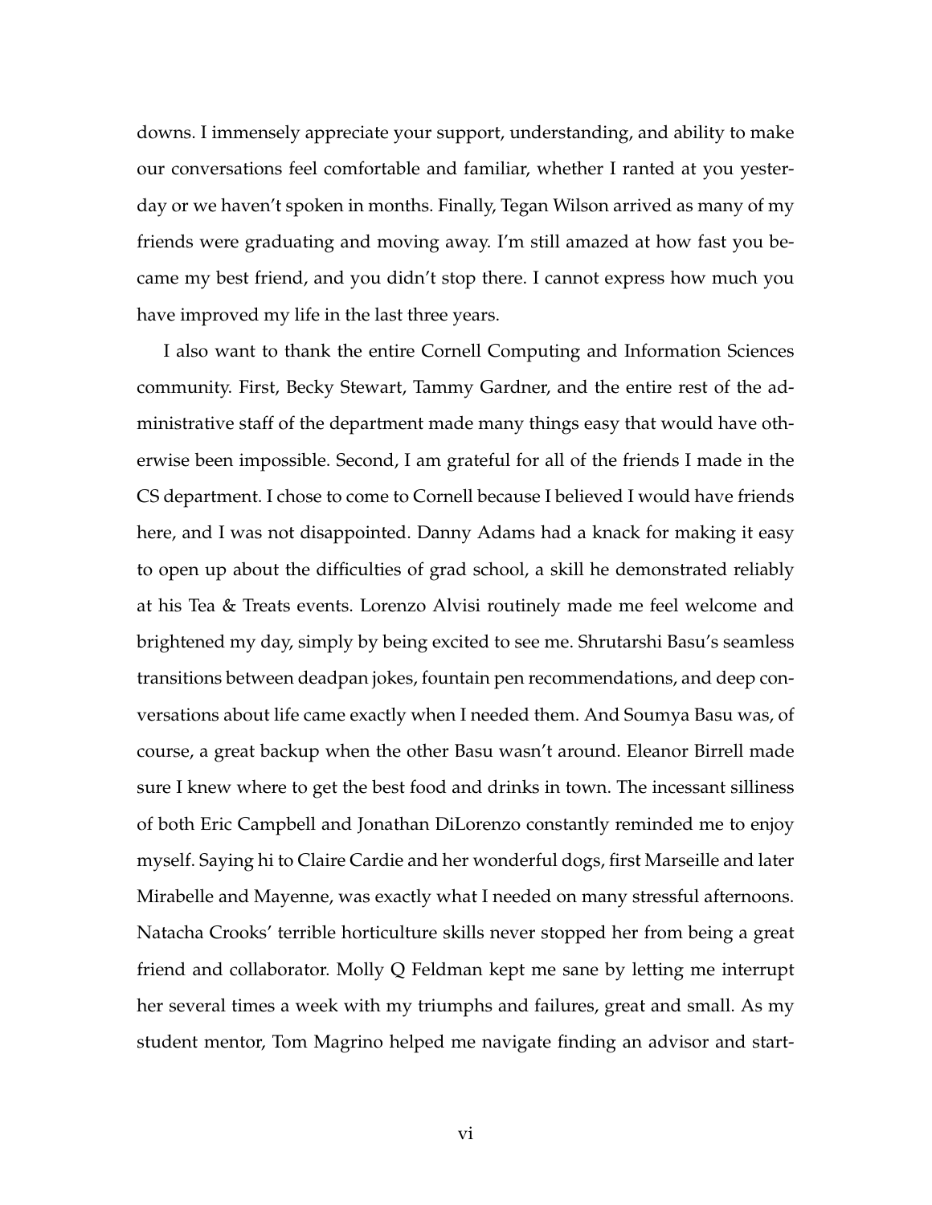downs. I immensely appreciate your support, understanding, and ability to make our conversations feel comfortable and familiar, whether I ranted at you yesterday or we haven't spoken in months. Finally, Tegan Wilson arrived as many of my friends were graduating and moving away. I'm still amazed at how fast you became my best friend, and you didn't stop there. I cannot express how much you have improved my life in the last three years.

I also want to thank the entire Cornell Computing and Information Sciences community. First, Becky Stewart, Tammy Gardner, and the entire rest of the administrative staff of the department made many things easy that would have otherwise been impossible. Second, I am grateful for all of the friends I made in the CS department. I chose to come to Cornell because I believed I would have friends here, and I was not disappointed. Danny Adams had a knack for making it easy to open up about the difficulties of grad school, a skill he demonstrated reliably at his Tea & Treats events. Lorenzo Alvisi routinely made me feel welcome and brightened my day, simply by being excited to see me. Shrutarshi Basu's seamless transitions between deadpan jokes, fountain pen recommendations, and deep conversations about life came exactly when I needed them. And Soumya Basu was, of course, a great backup when the other Basu wasn't around. Eleanor Birrell made sure I knew where to get the best food and drinks in town. The incessant silliness of both Eric Campbell and Jonathan DiLorenzo constantly reminded me to enjoy myself. Saying hi to Claire Cardie and her wonderful dogs, first Marseille and later Mirabelle and Mayenne, was exactly what I needed on many stressful afternoons. Natacha Crooks' terrible horticulture skills never stopped her from being a great friend and collaborator. Molly Q Feldman kept me sane by letting me interrupt her several times a week with my triumphs and failures, great and small. As my student mentor, Tom Magrino helped me navigate finding an advisor and start-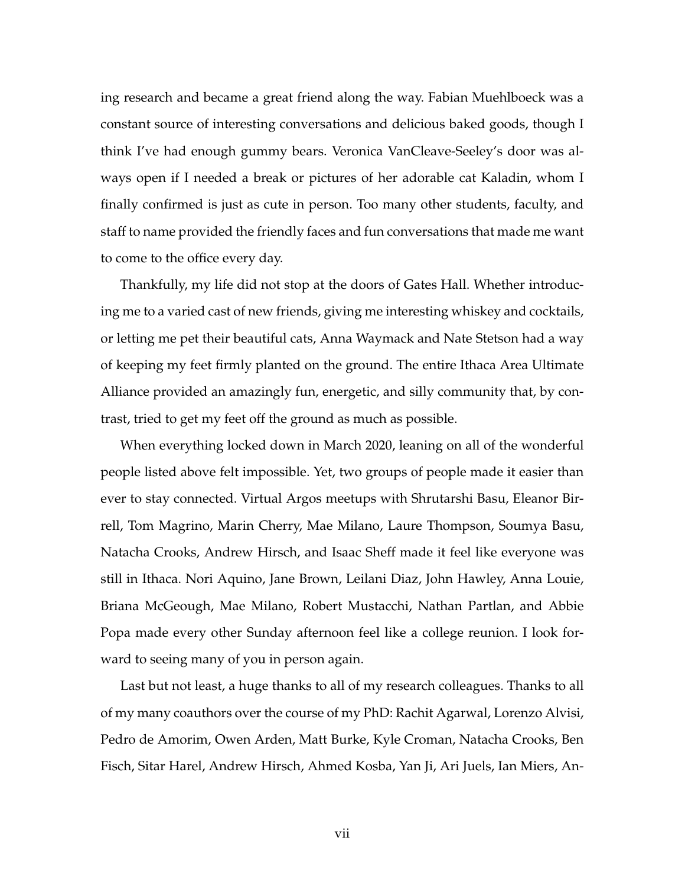ing research and became a great friend along the way. Fabian Muehlboeck was a constant source of interesting conversations and delicious baked goods, though I think I've had enough gummy bears. Veronica VanCleave-Seeley's door was always open if I needed a break or pictures of her adorable cat Kaladin, whom I finally confirmed is just as cute in person. Too many other students, faculty, and staff to name provided the friendly faces and fun conversations that made me want to come to the office every day.

Thankfully, my life did not stop at the doors of Gates Hall. Whether introducing me to a varied cast of new friends, giving me interesting whiskey and cocktails, or letting me pet their beautiful cats, Anna Waymack and Nate Stetson had a way of keeping my feet firmly planted on the ground. The entire Ithaca Area Ultimate Alliance provided an amazingly fun, energetic, and silly community that, by contrast, tried to get my feet off the ground as much as possible.

When everything locked down in March 2020, leaning on all of the wonderful people listed above felt impossible. Yet, two groups of people made it easier than ever to stay connected. Virtual Argos meetups with Shrutarshi Basu, Eleanor Birrell, Tom Magrino, Marin Cherry, Mae Milano, Laure Thompson, Soumya Basu, Natacha Crooks, Andrew Hirsch, and Isaac Sheff made it feel like everyone was still in Ithaca. Nori Aquino, Jane Brown, Leilani Diaz, John Hawley, Anna Louie, Briana McGeough, Mae Milano, Robert Mustacchi, Nathan Partlan, and Abbie Popa made every other Sunday afternoon feel like a college reunion. I look forward to seeing many of you in person again.

Last but not least, a huge thanks to all of my research colleagues. Thanks to all of my many coauthors over the course of my PhD: Rachit Agarwal, Lorenzo Alvisi, Pedro de Amorim, Owen Arden, Matt Burke, Kyle Croman, Natacha Crooks, Ben Fisch, Sitar Harel, Andrew Hirsch, Ahmed Kosba, Yan Ji, Ari Juels, Ian Miers, An-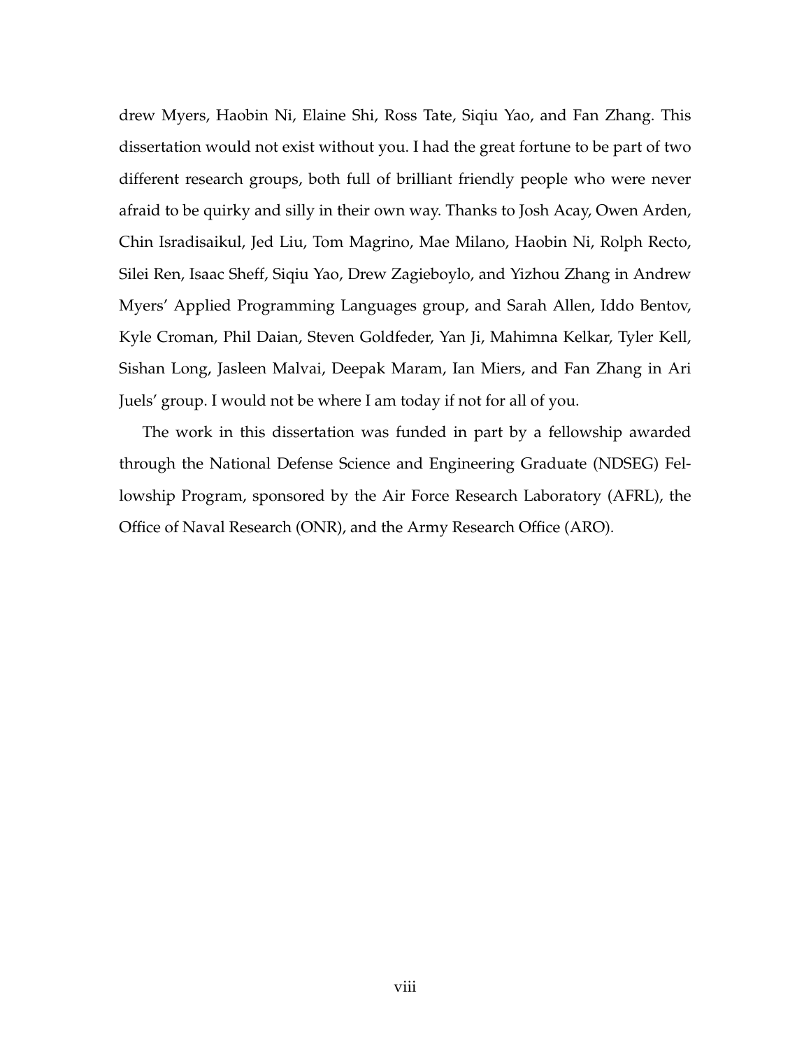drew Myers, Haobin Ni, Elaine Shi, Ross Tate, Siqiu Yao, and Fan Zhang. This dissertation would not exist without you. I had the great fortune to be part of two different research groups, both full of brilliant friendly people who were never afraid to be quirky and silly in their own way. Thanks to Josh Acay, Owen Arden, Chin Isradisaikul, Jed Liu, Tom Magrino, Mae Milano, Haobin Ni, Rolph Recto, Silei Ren, Isaac Sheff, Siqiu Yao, Drew Zagieboylo, and Yizhou Zhang in Andrew Myers' Applied Programming Languages group, and Sarah Allen, Iddo Bentov, Kyle Croman, Phil Daian, Steven Goldfeder, Yan Ji, Mahimna Kelkar, Tyler Kell, Sishan Long, Jasleen Malvai, Deepak Maram, Ian Miers, and Fan Zhang in Ari Juels' group. I would not be where I am today if not for all of you.

The work in this dissertation was funded in part by a fellowship awarded through the National Defense Science and Engineering Graduate (NDSEG) Fellowship Program, sponsored by the Air Force Research Laboratory (AFRL), the Office of Naval Research (ONR), and the Army Research Office (ARO).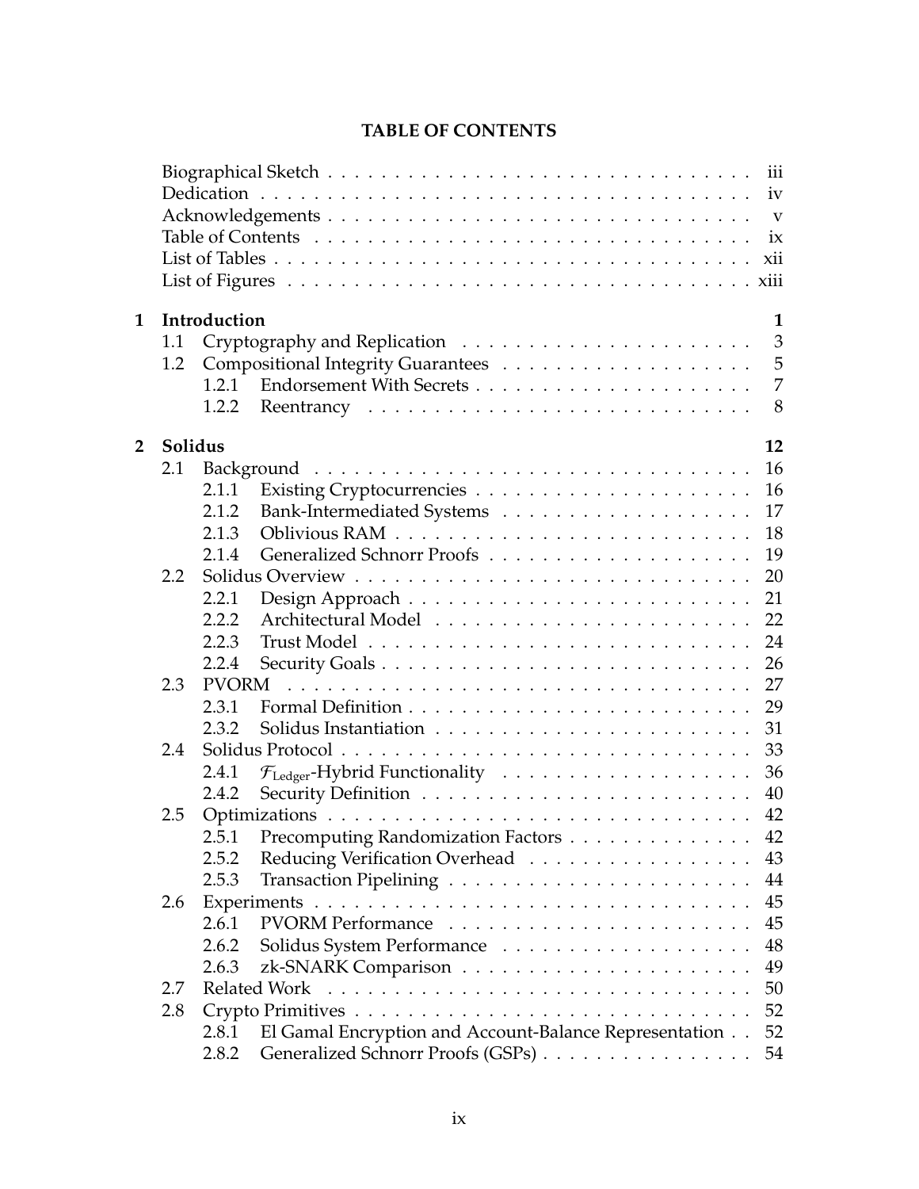# TABLE OF CONTENTS

Biographical Sketch . . . . . . . . . . . . . . . . . . . . . . . . . . . . . . . . . . . iii
Dedication . . . . . . . . . . . . . . . . . . . . . . . . . . . . . . . . . . . . . . . . iv
Acknowledgements . . . . . . . . . . . . . . . . . . . . . . . . . . . . . . . . . . . v
Table of Contents . . . . . . . . . . . . . . . . . . . . . . . . . . . . . . . . . . . . ix
List of Tables . . . . . . . . . . . . . . . . . . . . . . . . . . . . . . . . . . . . . . xii
List of Figures . . . . . . . . . . . . . . . . . . . . . . . . . . . . . . . . . . . . . xiii

**1 Introduction** **1**
- 1.1 Cryptography and Replication . . . . . . . . . . . . . . . . . . . . . . 3
- 1.2 Compositional Integrity Guarantees . . . . . . . . . . . . . . . . . . . 5
  - 1.2.1 Endorsement With Secrets . . . . . . . . . . . . . . . . . . . . . 7
  - 1.2.2 Reentrancy . . . . . . . . . . . . . . . . . . . . . . . . . . . . . 8

**2 Solidus** **12**
- 2.1 Background . . . . . . . . . . . . . . . . . . . . . . . . . . . . . . . . 16
  - 2.1.1 Existing Cryptocurrencies . . . . . . . . . . . . . . . . . . . . . 16
  - 2.1.2 Bank-Intermediated Systems . . . . . . . . . . . . . . . . . . . 17
  - 2.1.3 Oblivious RAM . . . . . . . . . . . . . . . . . . . . . . . . . . . 18
  - 2.1.4 Generalized Schnorr Proofs . . . . . . . . . . . . . . . . . . . . 19
- 2.2 Solidus Overview . . . . . . . . . . . . . . . . . . . . . . . . . . . . . 20
  - 2.2.1 Design Approach . . . . . . . . . . . . . . . . . . . . . . . . . . 21
  - 2.2.2 Architectural Model . . . . . . . . . . . . . . . . . . . . . . . . 22
  - 2.2.3 Trust Model . . . . . . . . . . . . . . . . . . . . . . . . . . . . . 24
  - 2.2.4 Security Goals . . . . . . . . . . . . . . . . . . . . . . . . . . . 26
- 2.3 PVORM . . . . . . . . . . . . . . . . . . . . . . . . . . . . . . . . . . 27
  - 2.3.1 Formal Definition . . . . . . . . . . . . . . . . . . . . . . . . . . 29
  - 2.3.2 Solidus Instantiation . . . . . . . . . . . . . . . . . . . . . . . . 31
- 2.4 Solidus Protocol . . . . . . . . . . . . . . . . . . . . . . . . . . . . . . 33
  - 2.4.1 $\mathcal{F}_{\text{Ledger}}$-Hybrid Functionality . . . . . . . . . . . . . . . . . . 36
  - 2.4.2 Security Definition . . . . . . . . . . . . . . . . . . . . . . . . . 40
- 2.5 Optimizations . . . . . . . . . . . . . . . . . . . . . . . . . . . . . . . 42
  - 2.5.1 Precomputing Randomization Factors . . . . . . . . . . . . . . 42
  - 2.5.2 Reducing Verification Overhead . . . . . . . . . . . . . . . . . 43
  - 2.5.3 Transaction Pipelining . . . . . . . . . . . . . . . . . . . . . . . 44
- 2.6 Experiments . . . . . . . . . . . . . . . . . . . . . . . . . . . . . . . . 45
  - 2.6.1 PVORM Performance . . . . . . . . . . . . . . . . . . . . . . . 45
  - 2.6.2 Solidus System Performance . . . . . . . . . . . . . . . . . . . 48
  - 2.6.3 zk-SNARK Comparison . . . . . . . . . . . . . . . . . . . . . . 49
- 2.7 Related Work . . . . . . . . . . . . . . . . . . . . . . . . . . . . . . . 50
- 2.8 Crypto Primitives . . . . . . . . . . . . . . . . . . . . . . . . . . . . . 52
  - 2.8.1 El Gamal Encryption and Account-Balance Representation . . 52
  - 2.8.2 Generalized Schnorr Proofs (GSPs) . . . . . . . . . . . . . . . . 54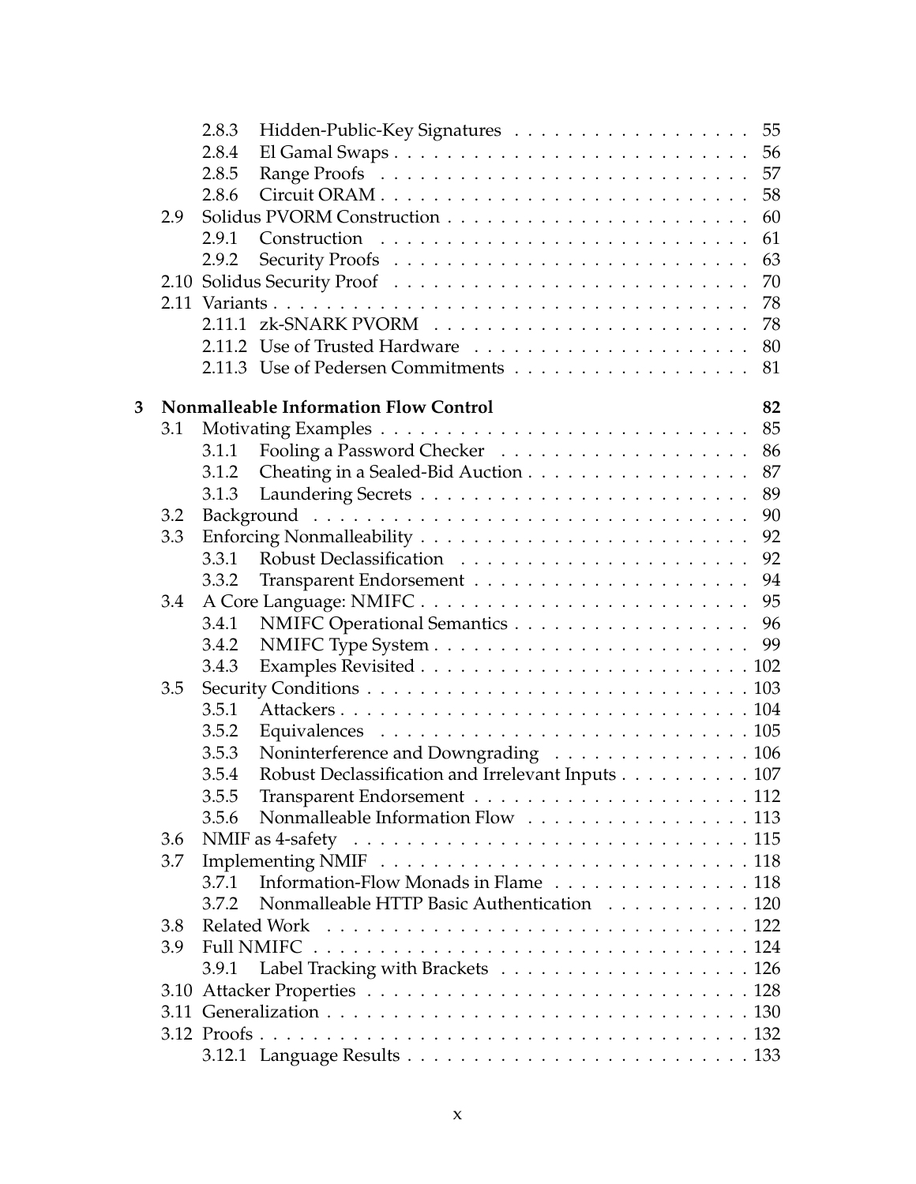- 2.8.3 Hidden-Public-Key Signatures . . . 55
- 2.8.4 El Gamal Swaps . . . 56
- 2.8.5 Range Proofs . . . 57
- 2.8.6 Circuit ORAM . . . 58
- 2.9 Solidus PVORM Construction . . . 60
  - 2.9.1 Construction . . . 61
  - 2.9.2 Security Proofs . . . 63
- 2.10 Solidus Security Proof . . . 70
- 2.11 Variants . . . 78
  - 2.11.1 zk-SNARK PVORM . . . 78
  - 2.11.2 Use of Trusted Hardware . . . 80
  - 2.11.3 Use of Pedersen Commitments . . . 81

**3 Nonmalleable Information Flow Control** **82**

- 3.1 Motivating Examples . . . 85
  - 3.1.1 Fooling a Password Checker . . . 86
  - 3.1.2 Cheating in a Sealed-Bid Auction . . . 87
  - 3.1.3 Laundering Secrets . . . 89
- 3.2 Background . . . 90
- 3.3 Enforcing Nonmalleability . . . 92
  - 3.3.1 Robust Declassification . . . 92
  - 3.3.2 Transparent Endorsement . . . 94
- 3.4 A Core Language: NMIFC . . . 95
  - 3.4.1 NMIFC Operational Semantics . . . 96
  - 3.4.2 NMIFC Type System . . . 99
  - 3.4.3 Examples Revisited . . . 102
- 3.5 Security Conditions . . . 103
  - 3.5.1 Attackers . . . 104
  - 3.5.2 Equivalences . . . 105
  - 3.5.3 Noninterference and Downgrading . . . 106
  - 3.5.4 Robust Declassification and Irrelevant Inputs . . . 107
  - 3.5.5 Transparent Endorsement . . . 112
  - 3.5.6 Nonmalleable Information Flow . . . 113
- 3.6 NMIF as 4-safety . . . 115
- 3.7 Implementing NMIF . . . 118
  - 3.7.1 Information-Flow Monads in Flame . . . 118
  - 3.7.2 Nonmalleable HTTP Basic Authentication . . . 120
- 3.8 Related Work . . . 122
- 3.9 Full NMIFC . . . 124
  - 3.9.1 Label Tracking with Brackets . . . 126
- 3.10 Attacker Properties . . . 128
- 3.11 Generalization . . . 130
- 3.12 Proofs . . . 132
  - 3.12.1 Language Results . . . 133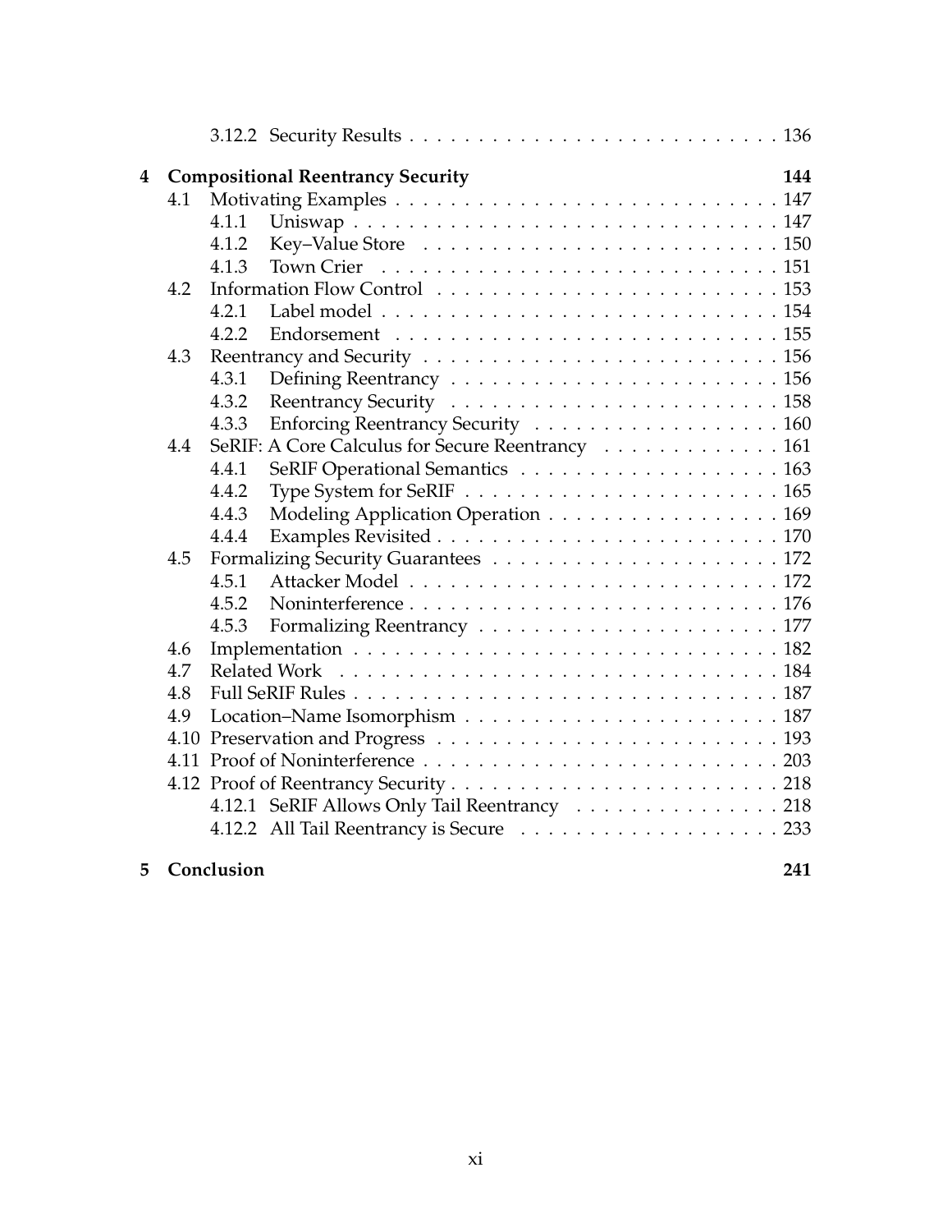3.12.2 Security Results . . . . . . . . . . . . . . . . . . . . . . . . . . 136

**4 Compositional Reentrancy Security** **144**

- 4.1 Motivating Examples . . . . . . . . . . . . . . . . . . . . . . . . . . . 147
  - 4.1.1 Uniswap . . . . . . . . . . . . . . . . . . . . . . . . . . . . . . 147
  - 4.1.2 Key–Value Store . . . . . . . . . . . . . . . . . . . . . . . . . 150
  - 4.1.3 Town Crier . . . . . . . . . . . . . . . . . . . . . . . . . . . . 151
- 4.2 Information Flow Control . . . . . . . . . . . . . . . . . . . . . . . 153
  - 4.2.1 Label model . . . . . . . . . . . . . . . . . . . . . . . . . . . . 154
  - 4.2.2 Endorsement . . . . . . . . . . . . . . . . . . . . . . . . . . . 155
- 4.3 Reentrancy and Security . . . . . . . . . . . . . . . . . . . . . . . . 156
  - 4.3.1 Defining Reentrancy . . . . . . . . . . . . . . . . . . . . . . . 156
  - 4.3.2 Reentrancy Security . . . . . . . . . . . . . . . . . . . . . . . 158
  - 4.3.3 Enforcing Reentrancy Security . . . . . . . . . . . . . . . . . 160
- 4.4 SeRIF: A Core Calculus for Secure Reentrancy . . . . . . . . . . . . 161
  - 4.4.1 SeRIF Operational Semantics . . . . . . . . . . . . . . . . . . 163
  - 4.4.2 Type System for SeRIF . . . . . . . . . . . . . . . . . . . . . . 165
  - 4.4.3 Modeling Application Operation . . . . . . . . . . . . . . . . 169
  - 4.4.4 Examples Revisited . . . . . . . . . . . . . . . . . . . . . . . . 170
- 4.5 Formalizing Security Guarantees . . . . . . . . . . . . . . . . . . . . 172
  - 4.5.1 Attacker Model . . . . . . . . . . . . . . . . . . . . . . . . . . 172
  - 4.5.2 Noninterference . . . . . . . . . . . . . . . . . . . . . . . . . . 176
  - 4.5.3 Formalizing Reentrancy . . . . . . . . . . . . . . . . . . . . . 177
- 4.6 Implementation . . . . . . . . . . . . . . . . . . . . . . . . . . . . . 182
- 4.7 Related Work . . . . . . . . . . . . . . . . . . . . . . . . . . . . . . . 184
- 4.8 Full SeRIF Rules . . . . . . . . . . . . . . . . . . . . . . . . . . . . . 187
- 4.9 Location–Name Isomorphism . . . . . . . . . . . . . . . . . . . . . . 187
- 4.10 Preservation and Progress . . . . . . . . . . . . . . . . . . . . . . . 193
- 4.11 Proof of Noninterference . . . . . . . . . . . . . . . . . . . . . . . . 203
- 4.12 Proof of Reentrancy Security . . . . . . . . . . . . . . . . . . . . . . 218
  - 4.12.1 SeRIF Allows Only Tail Reentrancy . . . . . . . . . . . . . . . 218
  - 4.12.2 All Tail Reentrancy is Secure . . . . . . . . . . . . . . . . . . 233

**5 Conclusion** **241**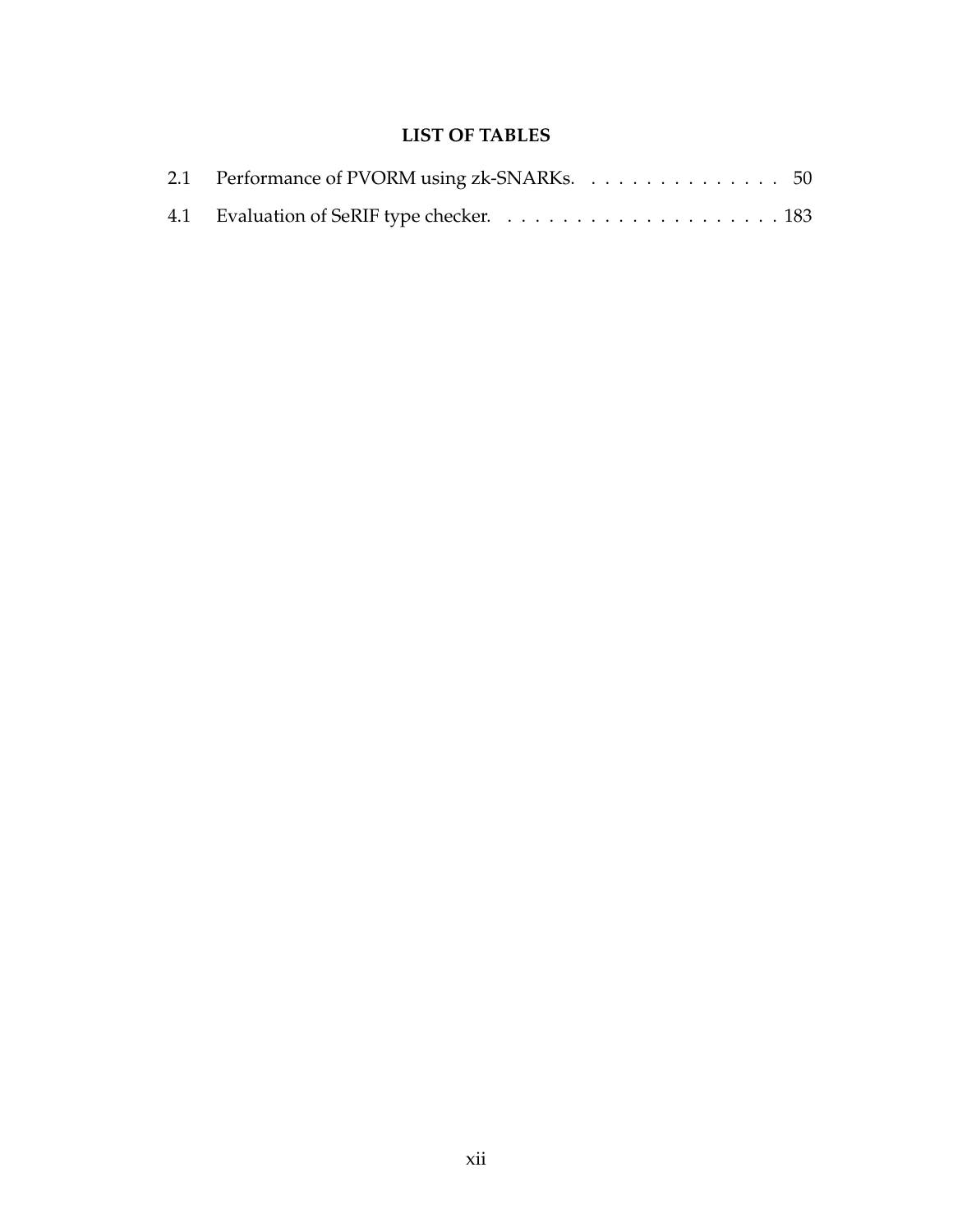# LIST OF TABLES

2.1 Performance of PVORM using zk-SNARKs. . . . . . . . . . . . . . . . 50

4.1 Evaluation of SeRIF type checker. . . . . . . . . . . . . . . . . . . . . 183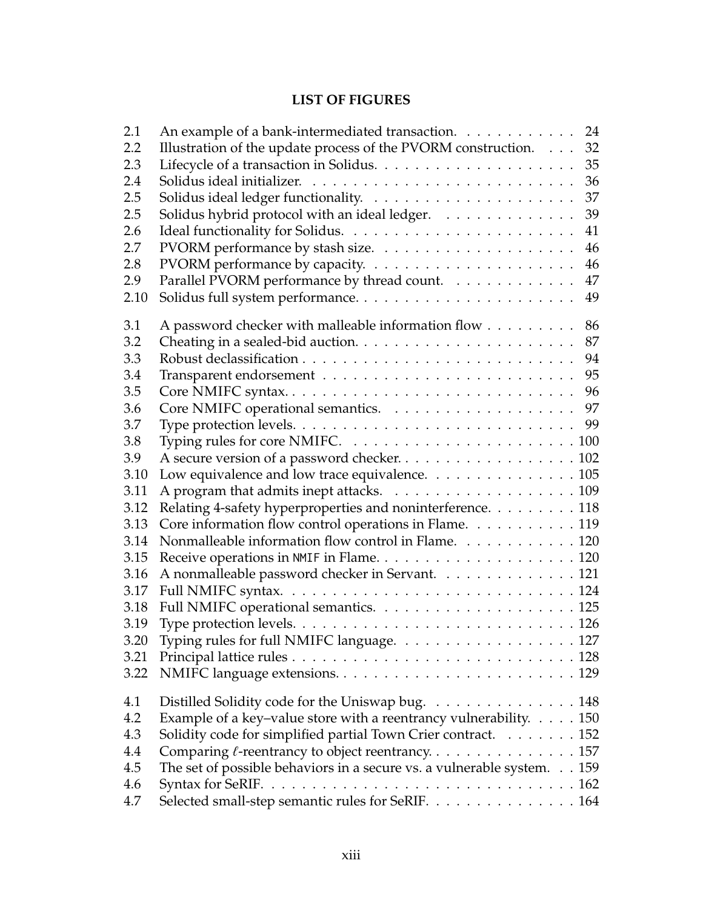# LIST OF FIGURES

| | | |
|---|---|---|
| 2.1 | An example of a bank-intermediated transaction. | 24 |
| 2.2 | Illustration of the update process of the PVORM construction. | 32 |
| 2.3 | Lifecycle of a transaction in Solidus. | 35 |
| 2.4 | Solidus ideal initializer. | 36 |
| 2.5 | Solidus ideal ledger functionality. | 37 |
| 2.5 | Solidus hybrid protocol with an ideal ledger. | 39 |
| 2.6 | Ideal functionality for Solidus. | 41 |
| 2.7 | PVORM performance by stash size. | 46 |
| 2.8 | PVORM performance by capacity. | 46 |
| 2.9 | Parallel PVORM performance by thread count. | 47 |
| 2.10 | Solidus full system performance. | 49 |
| 3.1 | A password checker with malleable information flow | 86 |
| 3.2 | Cheating in a sealed-bid auction. | 87 |
| 3.3 | Robust declassification | 94 |
| 3.4 | Transparent endorsement | 95 |
| 3.5 | Core NMIFC syntax. | 96 |
| 3.6 | Core NMIFC operational semantics. | 97 |
| 3.7 | Type protection levels. | 99 |
| 3.8 | Typing rules for core NMIFC. | 100 |
| 3.9 | A secure version of a password checker. | 102 |
| 3.10 | Low equivalence and low trace equivalence. | 105 |
| 3.11 | A program that admits inept attacks. | 109 |
| 3.12 | Relating 4-safety hyperproperties and noninterference. | 118 |
| 3.13 | Core information flow control operations in Flame. | 119 |
| 3.14 | Nonmalleable information flow control in Flame. | 120 |
| 3.15 | Receive operations in `NMIF` in Flame. | 120 |
| 3.16 | A nonmalleable password checker in Servant. | 121 |
| 3.17 | Full NMIFC syntax. | 124 |
| 3.18 | Full NMIFC operational semantics. | 125 |
| 3.19 | Type protection levels. | 126 |
| 3.20 | Typing rules for full NMIFC language. | 127 |
| 3.21 | Principal lattice rules | 128 |
| 3.22 | NMIFC language extensions. | 129 |
| 4.1 | Distilled Solidity code for the Uniswap bug. | 148 |
| 4.2 | Example of a key–value store with a reentrancy vulnerability. | 150 |
| 4.3 | Solidity code for simplified partial Town Crier contract. | 152 |
| 4.4 | Comparing $\ell$-reentrancy to object reentrancy. | 157 |
| 4.5 | The set of possible behaviors in a secure vs. a vulnerable system. | 159 |
| 4.6 | Syntax for SeRIF. | 162 |
| 4.7 | Selected small-step semantic rules for SeRIF. | 164 |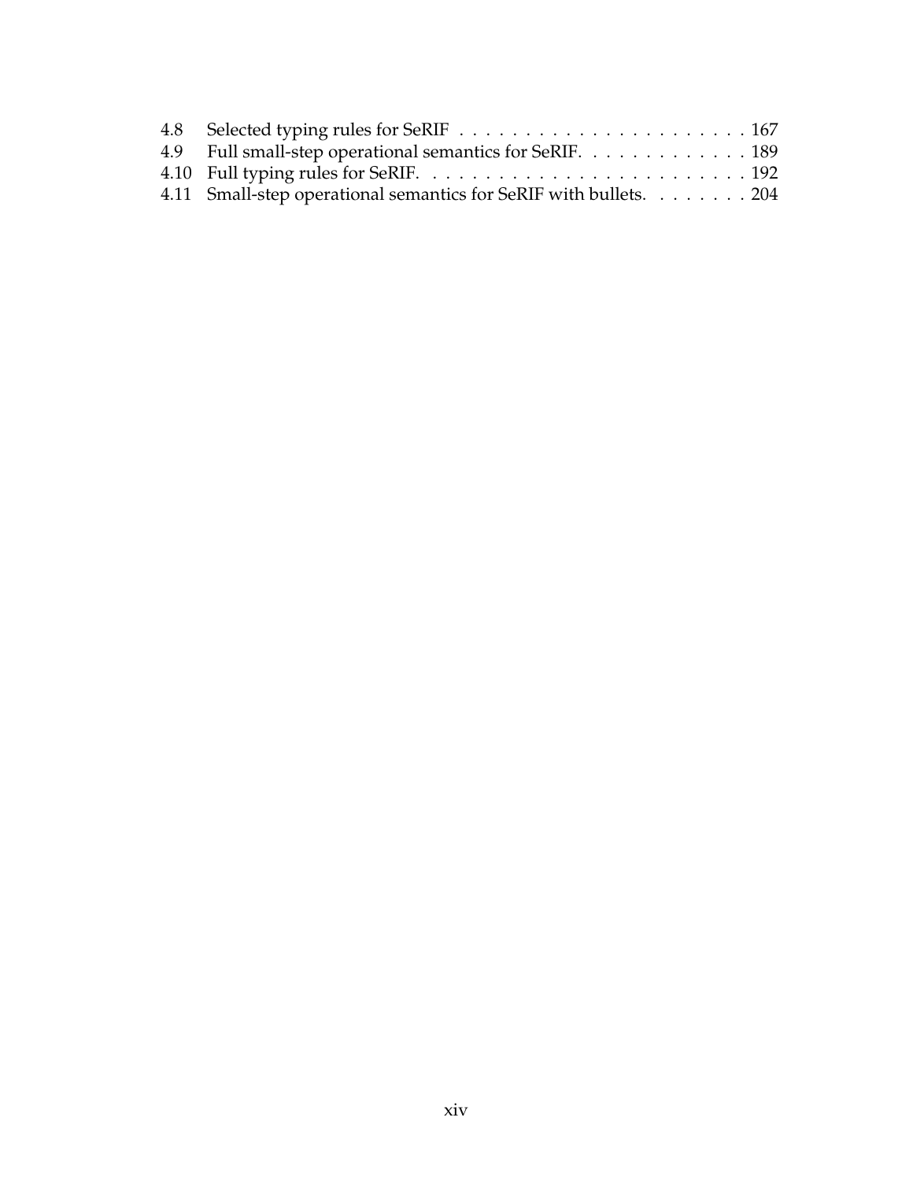4.8 Selected typing rules for SeRIF . . . . . . . . . . . . . . . . . . . . . . . 167
4.9 Full small-step operational semantics for SeRIF. . . . . . . . . . . . . 189
4.10 Full typing rules for SeRIF. . . . . . . . . . . . . . . . . . . . . . . . . 192
4.11 Small-step operational semantics for SeRIF with bullets. . . . . . . . 204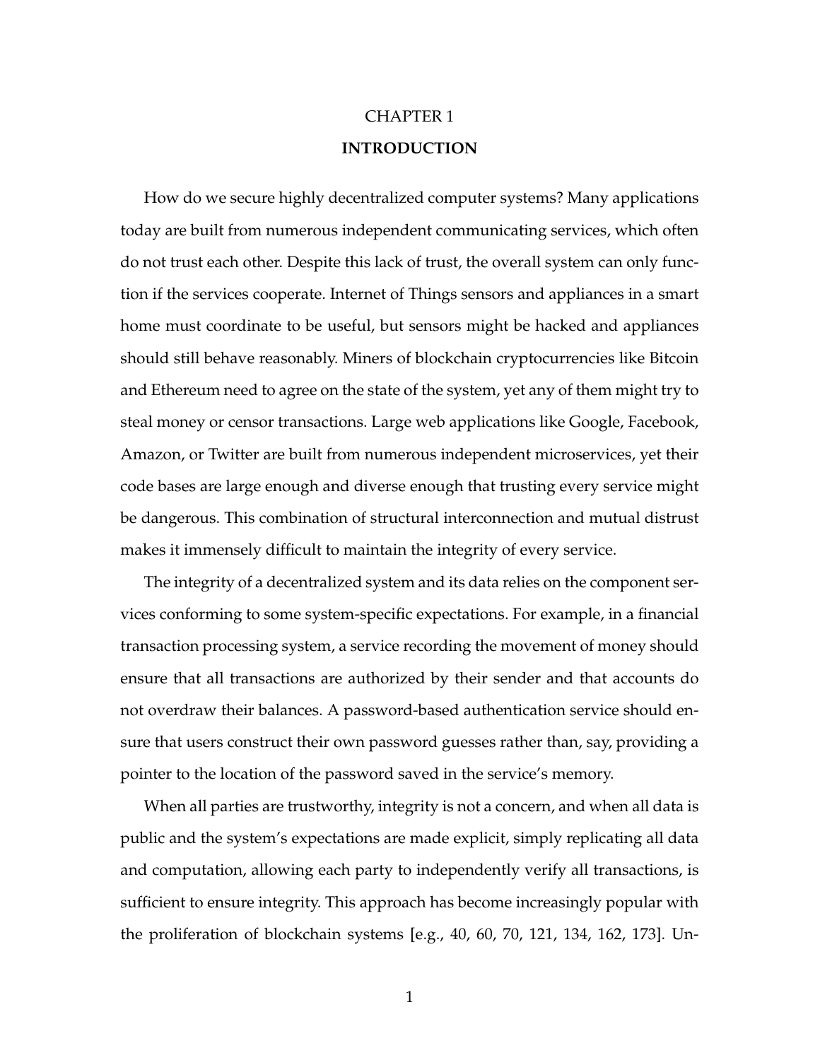# CHAPTER 1
## INTRODUCTION

How do we secure highly decentralized computer systems? Many applications today are built from numerous independent communicating services, which often do not trust each other. Despite this lack of trust, the overall system can only function if the services cooperate. Internet of Things sensors and appliances in a smart home must coordinate to be useful, but sensors might be hacked and appliances should still behave reasonably. Miners of blockchain cryptocurrencies like Bitcoin and Ethereum need to agree on the state of the system, yet any of them might try to steal money or censor transactions. Large web applications like Google, Facebook, Amazon, or Twitter are built from numerous independent microservices, yet their code bases are large enough and diverse enough that trusting every service might be dangerous. This combination of structural interconnection and mutual distrust makes it immensely difficult to maintain the integrity of every service.

The integrity of a decentralized system and its data relies on the component services conforming to some system-specific expectations. For example, in a financial transaction processing system, a service recording the movement of money should ensure that all transactions are authorized by their sender and that accounts do not overdraw their balances. A password-based authentication service should ensure that users construct their own password guesses rather than, say, providing a pointer to the location of the password saved in the service's memory.

When all parties are trustworthy, integrity is not a concern, and when all data is public and the system's expectations are made explicit, simply replicating all data and computation, allowing each party to independently verify all transactions, is sufficient to ensure integrity. This approach has become increasingly popular with the proliferation of blockchain systems [e.g., 40, 60, 70, 121, 134, 162, 173]. Un-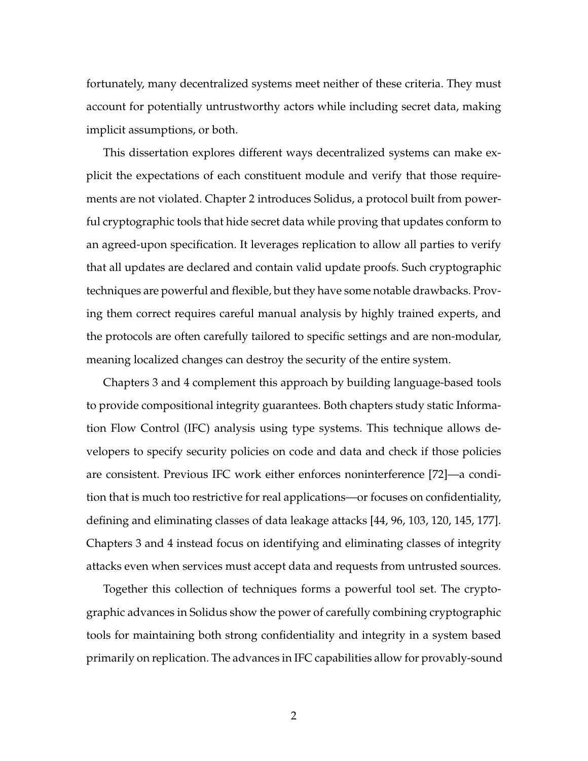fortunately, many decentralized systems meet neither of these criteria. They must account for potentially untrustworthy actors while including secret data, making implicit assumptions, or both.

This dissertation explores different ways decentralized systems can make explicit the expectations of each constituent module and verify that those requirements are not violated. Chapter 2 introduces Solidus, a protocol built from powerful cryptographic tools that hide secret data while proving that updates conform to an agreed-upon specification. It leverages replication to allow all parties to verify that all updates are declared and contain valid update proofs. Such cryptographic techniques are powerful and flexible, but they have some notable drawbacks. Proving them correct requires careful manual analysis by highly trained experts, and the protocols are often carefully tailored to specific settings and are non-modular, meaning localized changes can destroy the security of the entire system.

Chapters 3 and 4 complement this approach by building language-based tools to provide compositional integrity guarantees. Both chapters study static Information Flow Control (IFC) analysis using type systems. This technique allows developers to specify security policies on code and data and check if those policies are consistent. Previous IFC work either enforces noninterference [72]—a condition that is much too restrictive for real applications—or focuses on confidentiality, defining and eliminating classes of data leakage attacks [44, 96, 103, 120, 145, 177]. Chapters 3 and 4 instead focus on identifying and eliminating classes of integrity attacks even when services must accept data and requests from untrusted sources.

Together this collection of techniques forms a powerful tool set. The cryptographic advances in Solidus show the power of carefully combining cryptographic tools for maintaining both strong confidentiality and integrity in a system based primarily on replication. The advances in IFC capabilities allow for provably-sound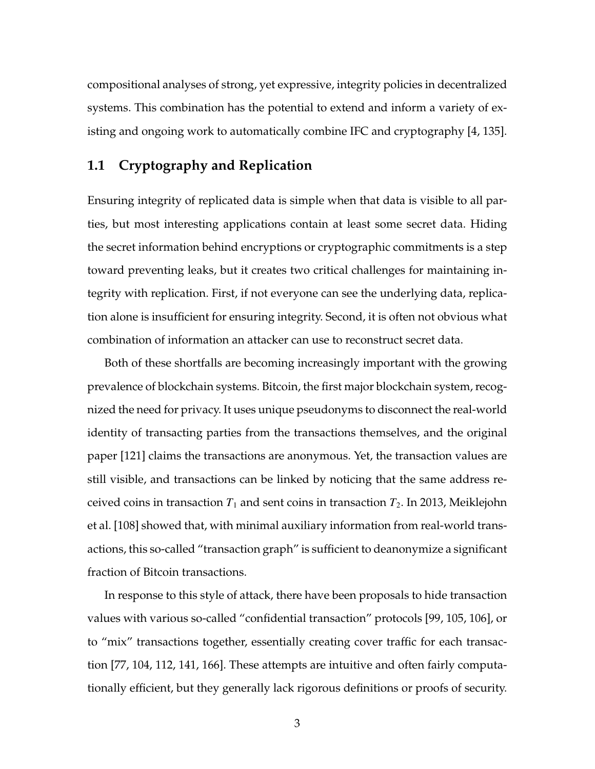compositional analyses of strong, yet expressive, integrity policies in decentralized systems. This combination has the potential to extend and inform a variety of existing and ongoing work to automatically combine IFC and cryptography [4, 135].

## 1.1 Cryptography and Replication

Ensuring integrity of replicated data is simple when that data is visible to all parties, but most interesting applications contain at least some secret data. Hiding the secret information behind encryptions or cryptographic commitments is a step toward preventing leaks, but it creates two critical challenges for maintaining integrity with replication. First, if not everyone can see the underlying data, replication alone is insufficient for ensuring integrity. Second, it is often not obvious what combination of information an attacker can use to reconstruct secret data.

Both of these shortfalls are becoming increasingly important with the growing prevalence of blockchain systems. Bitcoin, the first major blockchain system, recognized the need for privacy. It uses unique pseudonyms to disconnect the real-world identity of transacting parties from the transactions themselves, and the original paper [121] claims the transactions are anonymous. Yet, the transaction values are still visible, and transactions can be linked by noticing that the same address received coins in transaction $T_1$ and sent coins in transaction $T_2$. In 2013, Meiklejohn et al. [108] showed that, with minimal auxiliary information from real-world transactions, this so-called "transaction graph" is sufficient to deanonymize a significant fraction of Bitcoin transactions.

In response to this style of attack, there have been proposals to hide transaction values with various so-called "confidential transaction" protocols [99, 105, 106], or to "mix" transactions together, essentially creating cover traffic for each transaction [77, 104, 112, 141, 166]. These attempts are intuitive and often fairly computationally efficient, but they generally lack rigorous definitions or proofs of security.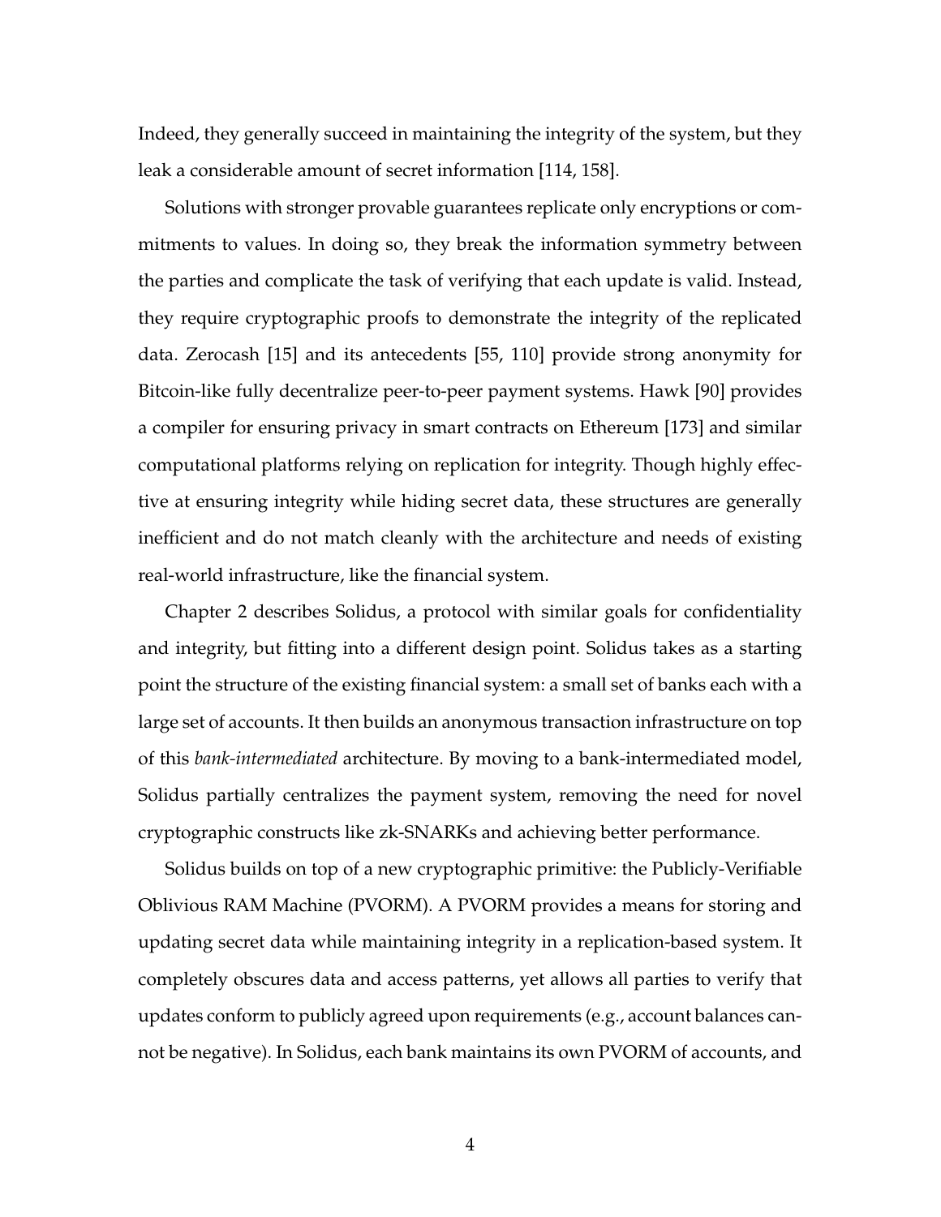Indeed, they generally succeed in maintaining the integrity of the system, but they leak a considerable amount of secret information [114, 158].

Solutions with stronger provable guarantees replicate only encryptions or commitments to values. In doing so, they break the information symmetry between the parties and complicate the task of verifying that each update is valid. Instead, they require cryptographic proofs to demonstrate the integrity of the replicated data. Zerocash [15] and its antecedents [55, 110] provide strong anonymity for Bitcoin-like fully decentralize peer-to-peer payment systems. Hawk [90] provides a compiler for ensuring privacy in smart contracts on Ethereum [173] and similar computational platforms relying on replication for integrity. Though highly effective at ensuring integrity while hiding secret data, these structures are generally inefficient and do not match cleanly with the architecture and needs of existing real-world infrastructure, like the financial system.

Chapter 2 describes Solidus, a protocol with similar goals for confidentiality and integrity, but fitting into a different design point. Solidus takes as a starting point the structure of the existing financial system: a small set of banks each with a large set of accounts. It then builds an anonymous transaction infrastructure on top of this *bank-intermediated* architecture. By moving to a bank-intermediated model, Solidus partially centralizes the payment system, removing the need for novel cryptographic constructs like zk-SNARKs and achieving better performance.

Solidus builds on top of a new cryptographic primitive: the Publicly-Verifiable Oblivious RAM Machine (PVORM). A PVORM provides a means for storing and updating secret data while maintaining integrity in a replication-based system. It completely obscures data and access patterns, yet allows all parties to verify that updates conform to publicly agreed upon requirements (e.g., account balances cannot be negative). In Solidus, each bank maintains its own PVORM of accounts, and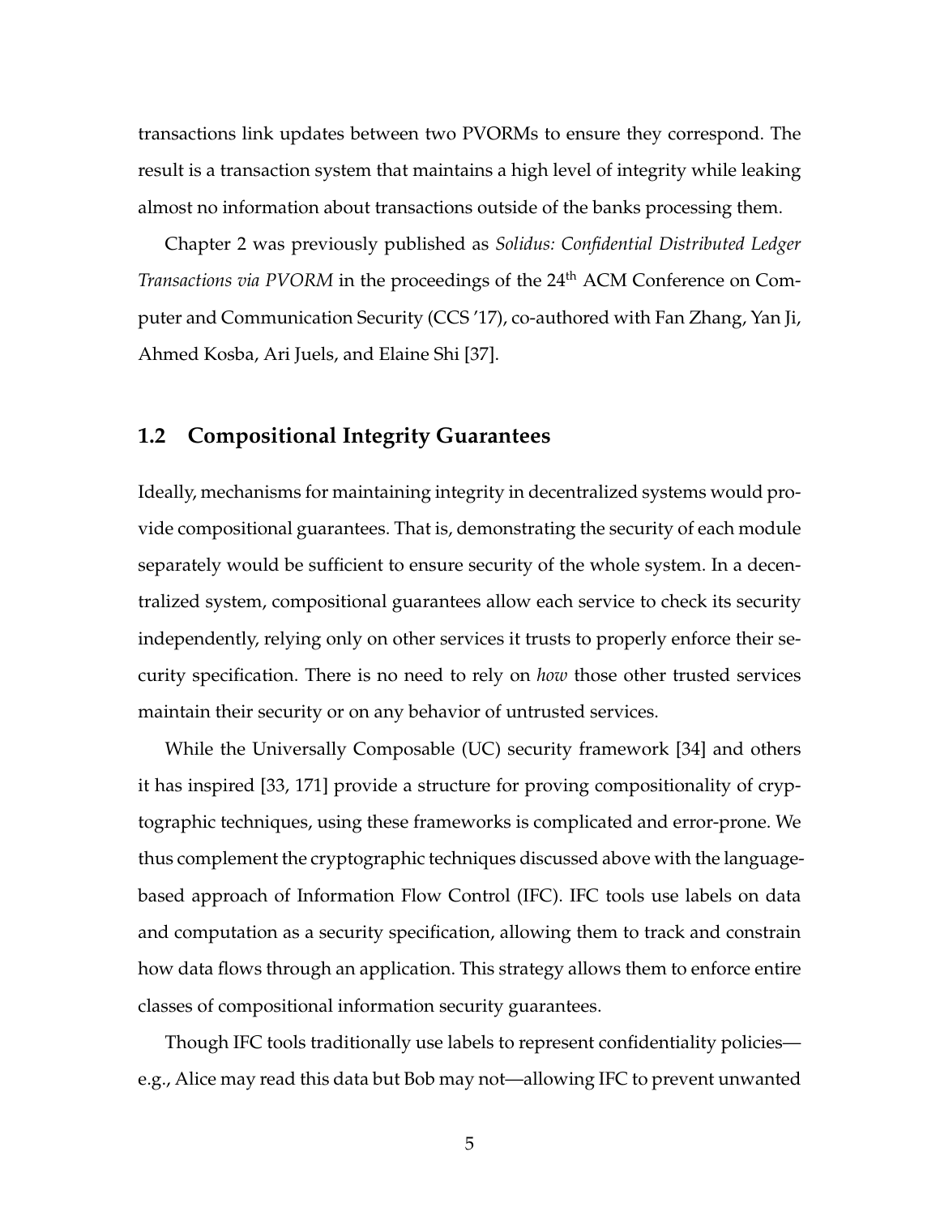transactions link updates between two PVORMs to ensure they correspond. The result is a transaction system that maintains a high level of integrity while leaking almost no information about transactions outside of the banks processing them.

Chapter 2 was previously published as *Solidus: Confidential Distributed Ledger Transactions via PVORM* in the proceedings of the 24th ACM Conference on Computer and Communication Security (CCS '17), co-authored with Fan Zhang, Yan Ji, Ahmed Kosba, Ari Juels, and Elaine Shi [37].

## 1.2 Compositional Integrity Guarantees

Ideally, mechanisms for maintaining integrity in decentralized systems would provide compositional guarantees. That is, demonstrating the security of each module separately would be sufficient to ensure security of the whole system. In a decentralized system, compositional guarantees allow each service to check its security independently, relying only on other services it trusts to properly enforce their security specification. There is no need to rely on *how* those other trusted services maintain their security or on any behavior of untrusted services.

While the Universally Composable (UC) security framework [34] and others it has inspired [33, 171] provide a structure for proving compositionality of cryptographic techniques, using these frameworks is complicated and error-prone. We thus complement the cryptographic techniques discussed above with the language-based approach of Information Flow Control (IFC). IFC tools use labels on data and computation as a security specification, allowing them to track and constrain how data flows through an application. This strategy allows them to enforce entire classes of compositional information security guarantees.

Though IFC tools traditionally use labels to represent confidentiality policies—e.g., Alice may read this data but Bob may not—allowing IFC to prevent unwanted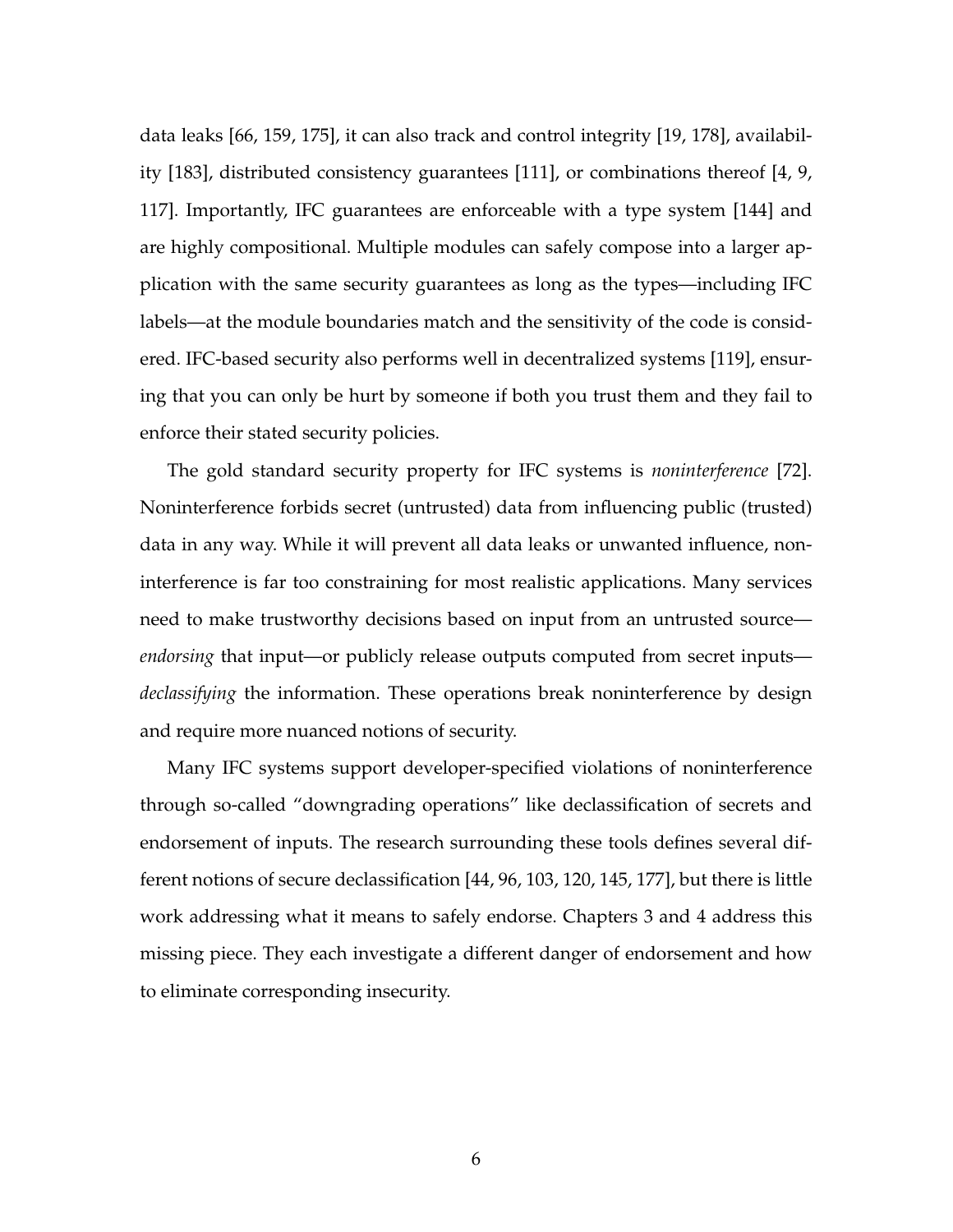data leaks [66, 159, 175], it can also track and control integrity [19, 178], availability [183], distributed consistency guarantees [111], or combinations thereof [4, 9, 117]. Importantly, IFC guarantees are enforceable with a type system [144] and are highly compositional. Multiple modules can safely compose into a larger application with the same security guarantees as long as the types—including IFC labels—at the module boundaries match and the sensitivity of the code is considered. IFC-based security also performs well in decentralized systems [119], ensuring that you can only be hurt by someone if both you trust them and they fail to enforce their stated security policies.

The gold standard security property for IFC systems is *noninterference* [72]. Noninterference forbids secret (untrusted) data from influencing public (trusted) data in any way. While it will prevent all data leaks or unwanted influence, noninterference is far too constraining for most realistic applications. Many services need to make trustworthy decisions based on input from an untrusted source—*endorsing* that input—or publicly release outputs computed from secret inputs—*declassifying* the information. These operations break noninterference by design and require more nuanced notions of security.

Many IFC systems support developer-specified violations of noninterference through so-called "downgrading operations" like declassification of secrets and endorsement of inputs. The research surrounding these tools defines several different notions of secure declassification [44, 96, 103, 120, 145, 177], but there is little work addressing what it means to safely endorse. Chapters 3 and 4 address this missing piece. They each investigate a different danger of endorsement and how to eliminate corresponding insecurity.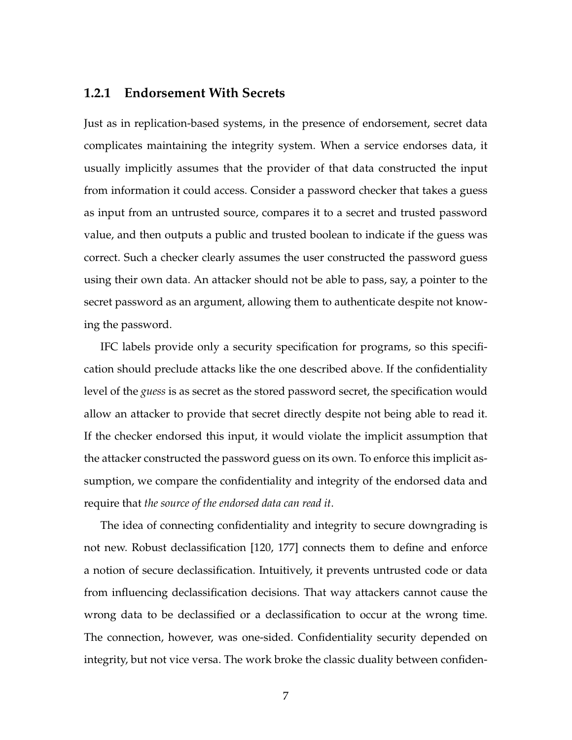### 1.2.1 Endorsement With Secrets

Just as in replication-based systems, in the presence of endorsement, secret data complicates maintaining the integrity system. When a service endorses data, it usually implicitly assumes that the provider of that data constructed the input from information it could access. Consider a password checker that takes a guess as input from an untrusted source, compares it to a secret and trusted password value, and then outputs a public and trusted boolean to indicate if the guess was correct. Such a checker clearly assumes the user constructed the password guess using their own data. An attacker should not be able to pass, say, a pointer to the secret password as an argument, allowing them to authenticate despite not knowing the password.

IFC labels provide only a security specification for programs, so this specification should preclude attacks like the one described above. If the confidentiality level of the *guess* is as secret as the stored password secret, the specification would allow an attacker to provide that secret directly despite not being able to read it. If the checker endorsed this input, it would violate the implicit assumption that the attacker constructed the password guess on its own. To enforce this implicit assumption, we compare the confidentiality and integrity of the endorsed data and require that *the source of the endorsed data can read it*.

The idea of connecting confidentiality and integrity to secure downgrading is not new. Robust declassification [120, 177] connects them to define and enforce a notion of secure declassification. Intuitively, it prevents untrusted code or data from influencing declassification decisions. That way attackers cannot cause the wrong data to be declassified or a declassification to occur at the wrong time. The connection, however, was one-sided. Confidentiality security depended on integrity, but not vice versa. The work broke the classic duality between confiden-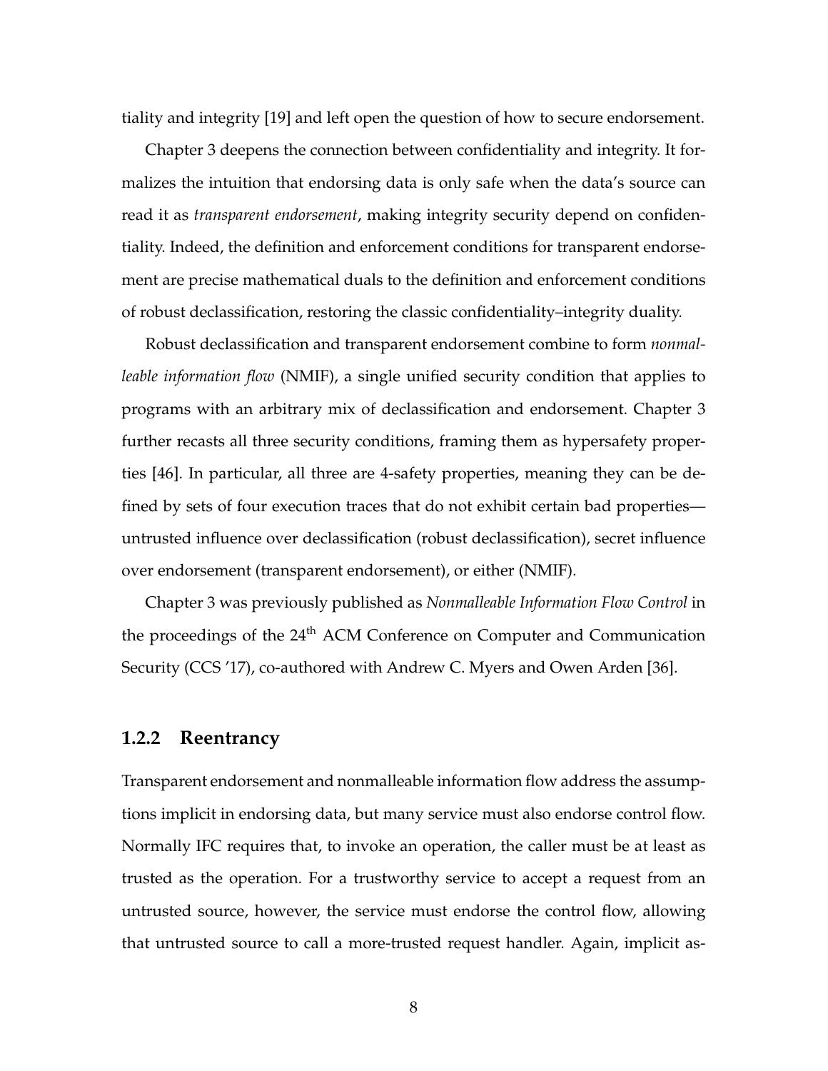tiality and integrity [19] and left open the question of how to secure endorsement.

Chapter 3 deepens the connection between confidentiality and integrity. It formalizes the intuition that endorsing data is only safe when the data's source can read it as *transparent endorsement*, making integrity security depend on confidentiality. Indeed, the definition and enforcement conditions for transparent endorsement are precise mathematical duals to the definition and enforcement conditions of robust declassification, restoring the classic confidentiality–integrity duality.

Robust declassification and transparent endorsement combine to form *nonmalleable information flow* (NMIF), a single unified security condition that applies to programs with an arbitrary mix of declassification and endorsement. Chapter 3 further recasts all three security conditions, framing them as hypersafety properties [46]. In particular, all three are 4-safety properties, meaning they can be defined by sets of four execution traces that do not exhibit certain bad properties—untrusted influence over declassification (robust declassification), secret influence over endorsement (transparent endorsement), or either (NMIF).

Chapter 3 was previously published as *Nonmalleable Information Flow Control* in the proceedings of the 24th ACM Conference on Computer and Communication Security (CCS '17), co-authored with Andrew C. Myers and Owen Arden [36].

### 1.2.2 Reentrancy

Transparent endorsement and nonmalleable information flow address the assumptions implicit in endorsing data, but many service must also endorse control flow. Normally IFC requires that, to invoke an operation, the caller must be at least as trusted as the operation. For a trustworthy service to accept a request from an untrusted source, however, the service must endorse the control flow, allowing that untrusted source to call a more-trusted request handler. Again, implicit as-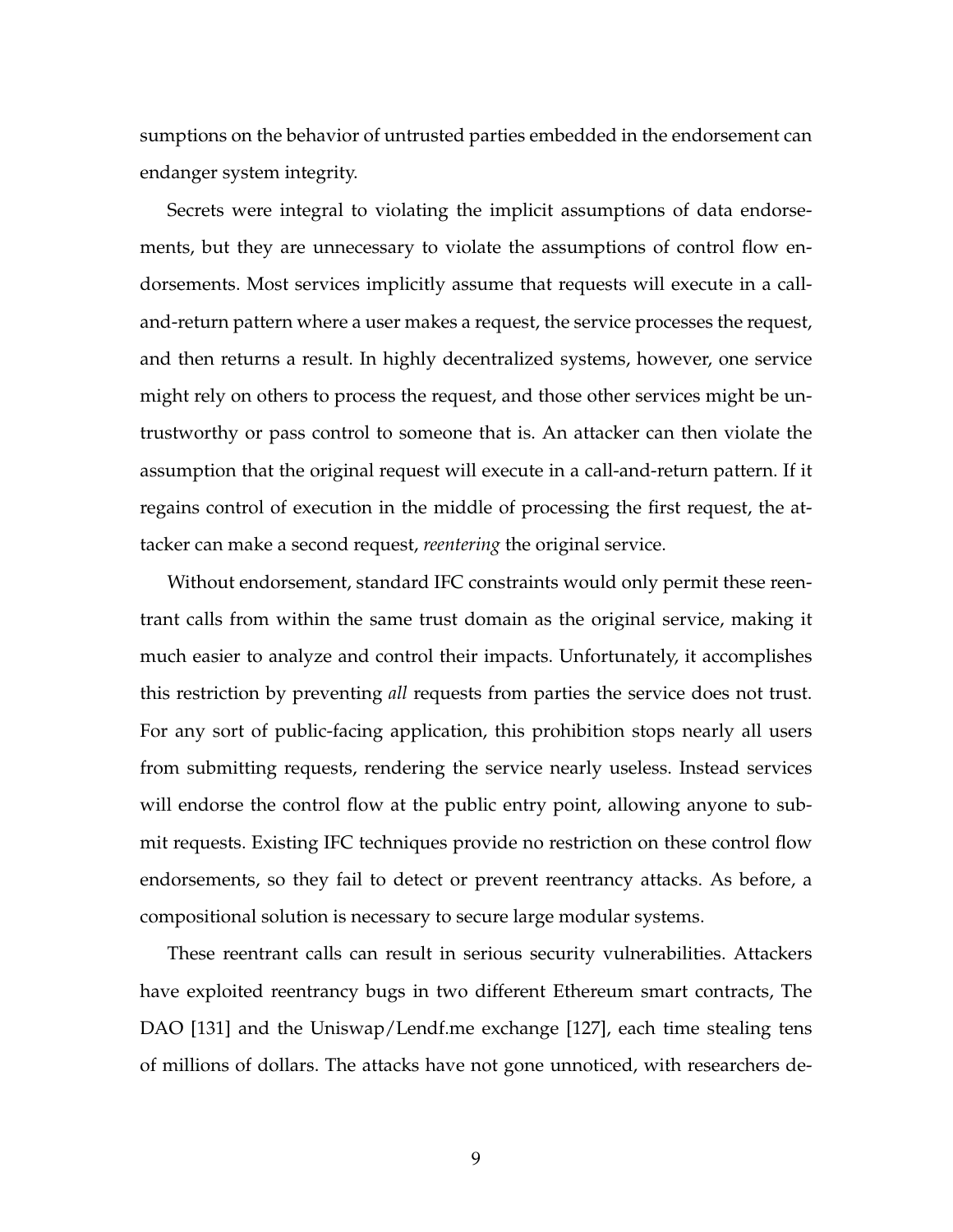sumptions on the behavior of untrusted parties embedded in the endorsement can endanger system integrity.

Secrets were integral to violating the implicit assumptions of data endorsements, but they are unnecessary to violate the assumptions of control flow endorsements. Most services implicitly assume that requests will execute in a call-and-return pattern where a user makes a request, the service processes the request, and then returns a result. In highly decentralized systems, however, one service might rely on others to process the request, and those other services might be untrustworthy or pass control to someone that is. An attacker can then violate the assumption that the original request will execute in a call-and-return pattern. If it regains control of execution in the middle of processing the first request, the attacker can make a second request, *reentering* the original service.

Without endorsement, standard IFC constraints would only permit these reentrant calls from within the same trust domain as the original service, making it much easier to analyze and control their impacts. Unfortunately, it accomplishes this restriction by preventing *all* requests from parties the service does not trust. For any sort of public-facing application, this prohibition stops nearly all users from submitting requests, rendering the service nearly useless. Instead services will endorse the control flow at the public entry point, allowing anyone to submit requests. Existing IFC techniques provide no restriction on these control flow endorsements, so they fail to detect or prevent reentrancy attacks. As before, a compositional solution is necessary to secure large modular systems.

These reentrant calls can result in serious security vulnerabilities. Attackers have exploited reentrancy bugs in two different Ethereum smart contracts, The DAO [131] and the Uniswap/Lendf.me exchange [127], each time stealing tens of millions of dollars. The attacks have not gone unnoticed, with researchers de-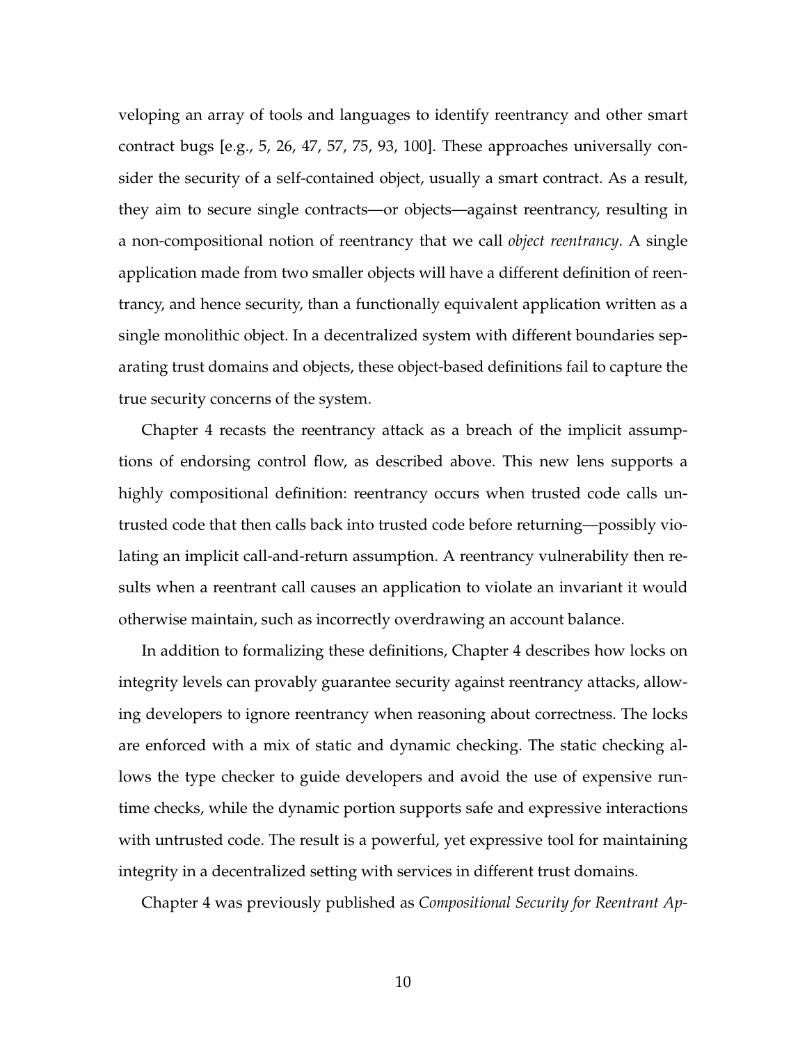veloping an array of tools and languages to identify reentrancy and other smart contract bugs [e.g., 5, 26, 47, 57, 75, 93, 100]. These approaches universally consider the security of a self-contained object, usually a smart contract. As a result, they aim to secure single contracts—or objects—against reentrancy, resulting in a non-compositional notion of reentrancy that we call *object reentrancy*. A single application made from two smaller objects will have a different definition of reentrancy, and hence security, than a functionally equivalent application written as a single monolithic object. In a decentralized system with different boundaries separating trust domains and objects, these object-based definitions fail to capture the true security concerns of the system.

Chapter 4 recasts the reentrancy attack as a breach of the implicit assumptions of endorsing control flow, as described above. This new lens supports a highly compositional definition: reentrancy occurs when trusted code calls untrusted code that then calls back into trusted code before returning—possibly violating an implicit call-and-return assumption. A reentrancy vulnerability then results when a reentrant call causes an application to violate an invariant it would otherwise maintain, such as incorrectly overdrawing an account balance.

In addition to formalizing these definitions, Chapter 4 describes how locks on integrity levels can provably guarantee security against reentrancy attacks, allowing developers to ignore reentrancy when reasoning about correctness. The locks are enforced with a mix of static and dynamic checking. The static checking allows the type checker to guide developers and avoid the use of expensive runtime checks, while the dynamic portion supports safe and expressive interactions with untrusted code. The result is a powerful, yet expressive tool for maintaining integrity in a decentralized setting with services in different trust domains.

Chapter 4 was previously published as *Compositional Security for Reentrant Ap-*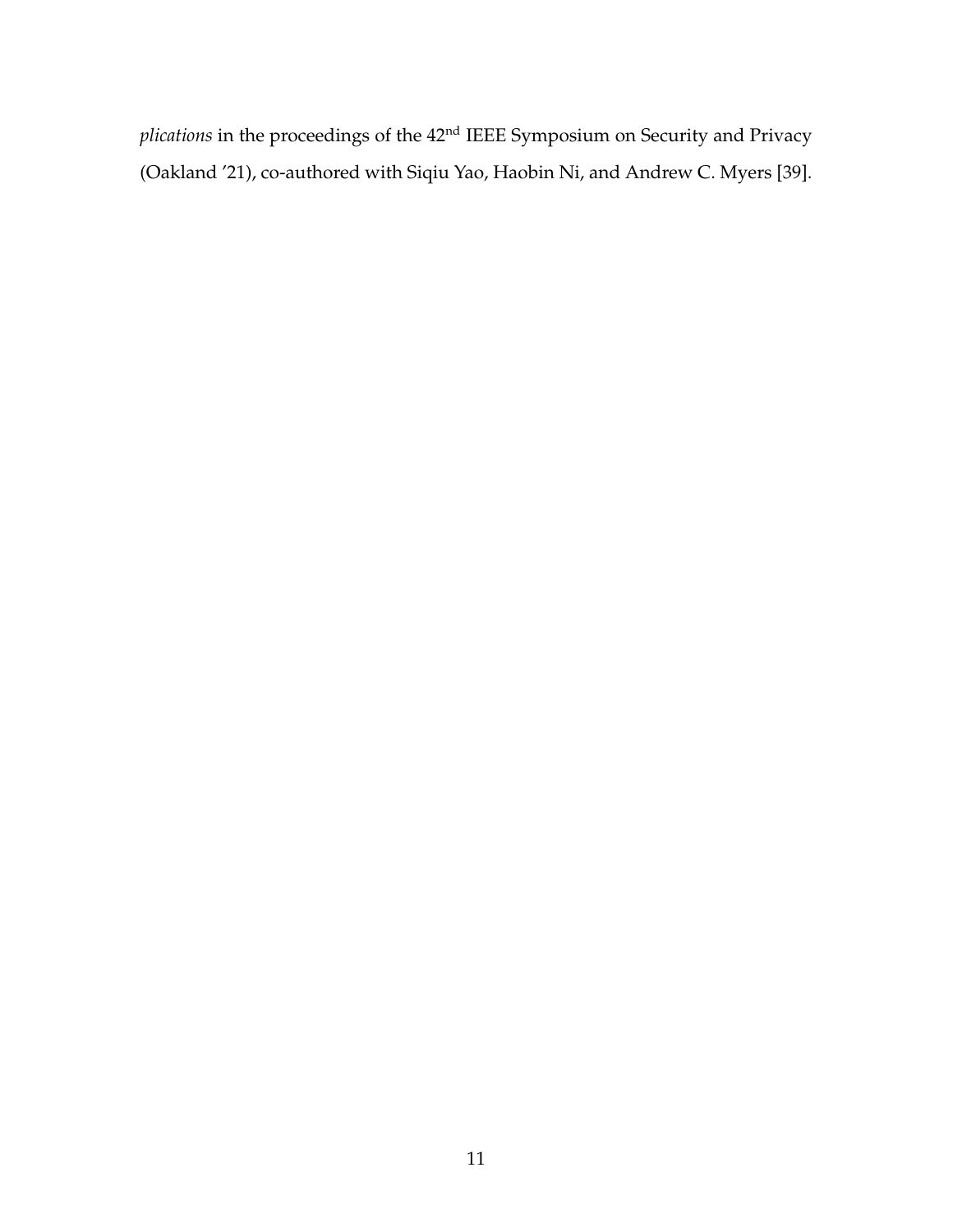*plications* in the proceedings of the 42nd IEEE Symposium on Security and Privacy (Oakland '21), co-authored with Siqiu Yao, Haobin Ni, and Andrew C. Myers [39].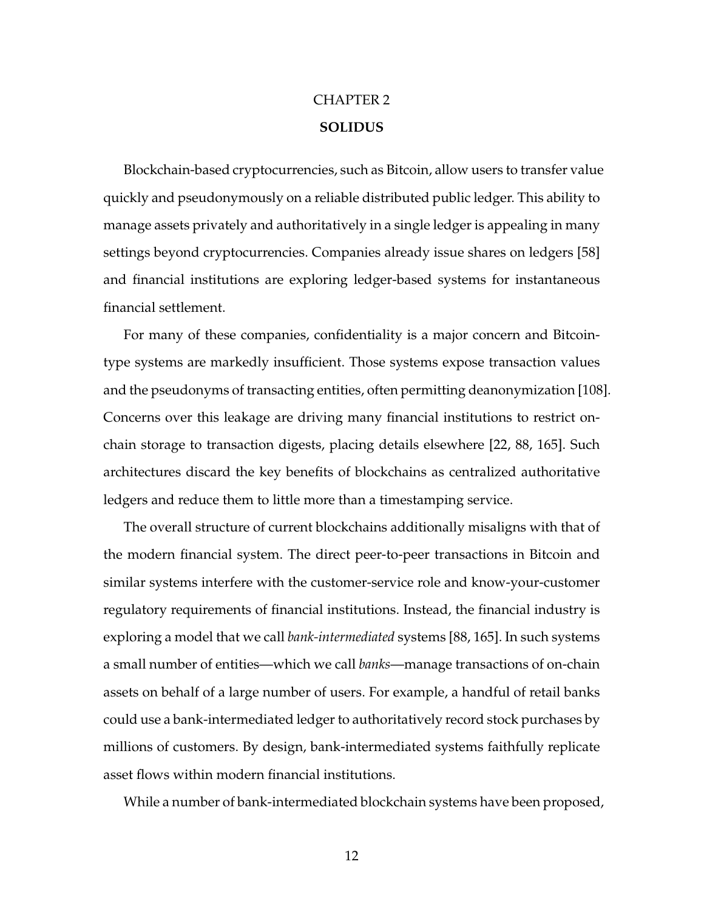# CHAPTER 2
## SOLIDUS

Blockchain-based cryptocurrencies, such as Bitcoin, allow users to transfer value quickly and pseudonymously on a reliable distributed public ledger. This ability to manage assets privately and authoritatively in a single ledger is appealing in many settings beyond cryptocurrencies. Companies already issue shares on ledgers [58] and financial institutions are exploring ledger-based systems for instantaneous financial settlement.

For many of these companies, confidentiality is a major concern and Bitcoin-type systems are markedly insufficient. Those systems expose transaction values and the pseudonyms of transacting entities, often permitting deanonymization [108]. Concerns over this leakage are driving many financial institutions to restrict on-chain storage to transaction digests, placing details elsewhere [22, 88, 165]. Such architectures discard the key benefits of blockchains as centralized authoritative ledgers and reduce them to little more than a timestamping service.

The overall structure of current blockchains additionally misaligns with that of the modern financial system. The direct peer-to-peer transactions in Bitcoin and similar systems interfere with the customer-service role and know-your-customer regulatory requirements of financial institutions. Instead, the financial industry is exploring a model that we call *bank-intermediated* systems [88, 165]. In such systems a small number of entities—which we call *banks*—manage transactions of on-chain assets on behalf of a large number of users. For example, a handful of retail banks could use a bank-intermediated ledger to authoritatively record stock purchases by millions of customers. By design, bank-intermediated systems faithfully replicate asset flows within modern financial institutions.

While a number of bank-intermediated blockchain systems have been proposed,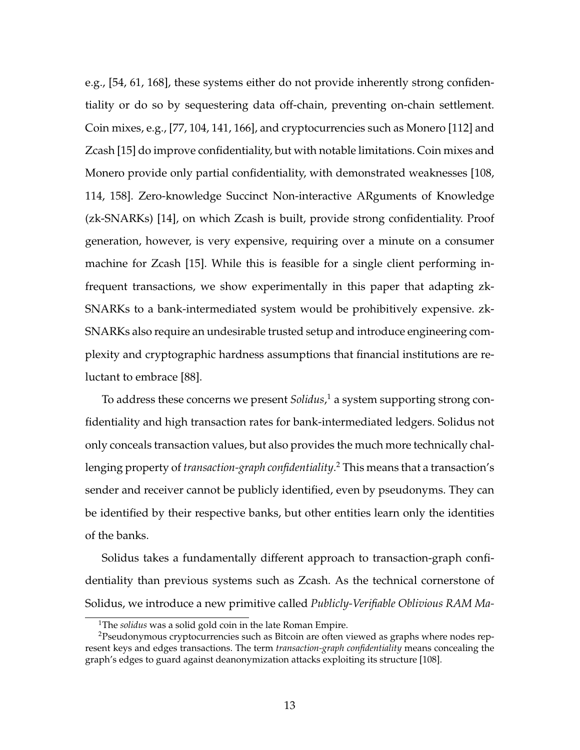e.g., [54, 61, 168], these systems either do not provide inherently strong confidentiality or do so by sequestering data off-chain, preventing on-chain settlement. Coin mixes, e.g., [77, 104, 141, 166], and cryptocurrencies such as Monero [112] and Zcash [15] do improve confidentiality, but with notable limitations. Coin mixes and Monero provide only partial confidentiality, with demonstrated weaknesses [108, 114, 158]. Zero-knowledge Succinct Non-interactive ARguments of Knowledge (zk-SNARKs) [14], on which Zcash is built, provide strong confidentiality. Proof generation, however, is very expensive, requiring over a minute on a consumer machine for Zcash [15]. While this is feasible for a single client performing infrequent transactions, we show experimentally in this paper that adapting zk-SNARKs to a bank-intermediated system would be prohibitively expensive. zk-SNARKs also require an undesirable trusted setup and introduce engineering complexity and cryptographic hardness assumptions that financial institutions are reluctant to embrace [88].

To address these concerns we present *Solidus*,[1] a system supporting strong confidentiality and high transaction rates for bank-intermediated ledgers. Solidus not only conceals transaction values, but also provides the much more technically challenging property of *transaction-graph confidentiality*.[2] This means that a transaction's sender and receiver cannot be publicly identified, even by pseudonyms. They can be identified by their respective banks, but other entities learn only the identities of the banks.

Solidus takes a fundamentally different approach to transaction-graph confidentiality than previous systems such as Zcash. As the technical cornerstone of Solidus, we introduce a new primitive called *Publicly-Verifiable Oblivious RAM Ma-*

[1] The *solidus* was a solid gold coin in the late Roman Empire.

[2] Pseudonymous cryptocurrencies such as Bitcoin are often viewed as graphs where nodes represent keys and edges transactions. The term *transaction-graph confidentiality* means concealing the graph's edges to guard against deanonymization attacks exploiting its structure [108].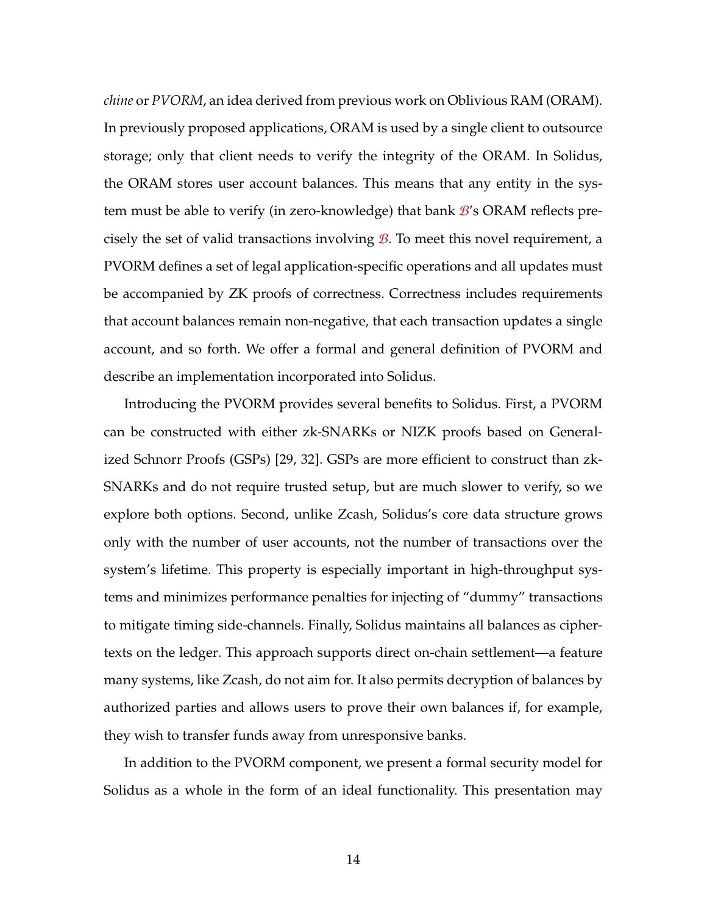*chine* or *PVORM*, an idea derived from previous work on Oblivious RAM (ORAM). In previously proposed applications, ORAM is used by a single client to outsource storage; only that client needs to verify the integrity of the ORAM. In Solidus, the ORAM stores user account balances. This means that any entity in the system must be able to verify (in zero-knowledge) that bank $\mathcal{B}$'s ORAM reflects precisely the set of valid transactions involving $\mathcal{B}$. To meet this novel requirement, a PVORM defines a set of legal application-specific operations and all updates must be accompanied by ZK proofs of correctness. Correctness includes requirements that account balances remain non-negative, that each transaction updates a single account, and so forth. We offer a formal and general definition of PVORM and describe an implementation incorporated into Solidus.

Introducing the PVORM provides several benefits to Solidus. First, a PVORM can be constructed with either zk-SNARKs or NIZK proofs based on Generalized Schnorr Proofs (GSPs) [29, 32]. GSPs are more efficient to construct than zk-SNARKs and do not require trusted setup, but are much slower to verify, so we explore both options. Second, unlike Zcash, Solidus's core data structure grows only with the number of user accounts, not the number of transactions over the system's lifetime. This property is especially important in high-throughput systems and minimizes performance penalties for injecting of "dummy" transactions to mitigate timing side-channels. Finally, Solidus maintains all balances as ciphertexts on the ledger. This approach supports direct on-chain settlement—a feature many systems, like Zcash, do not aim for. It also permits decryption of balances by authorized parties and allows users to prove their own balances if, for example, they wish to transfer funds away from unresponsive banks.

In addition to the PVORM component, we present a formal security model for Solidus as a whole in the form of an ideal functionality. This presentation may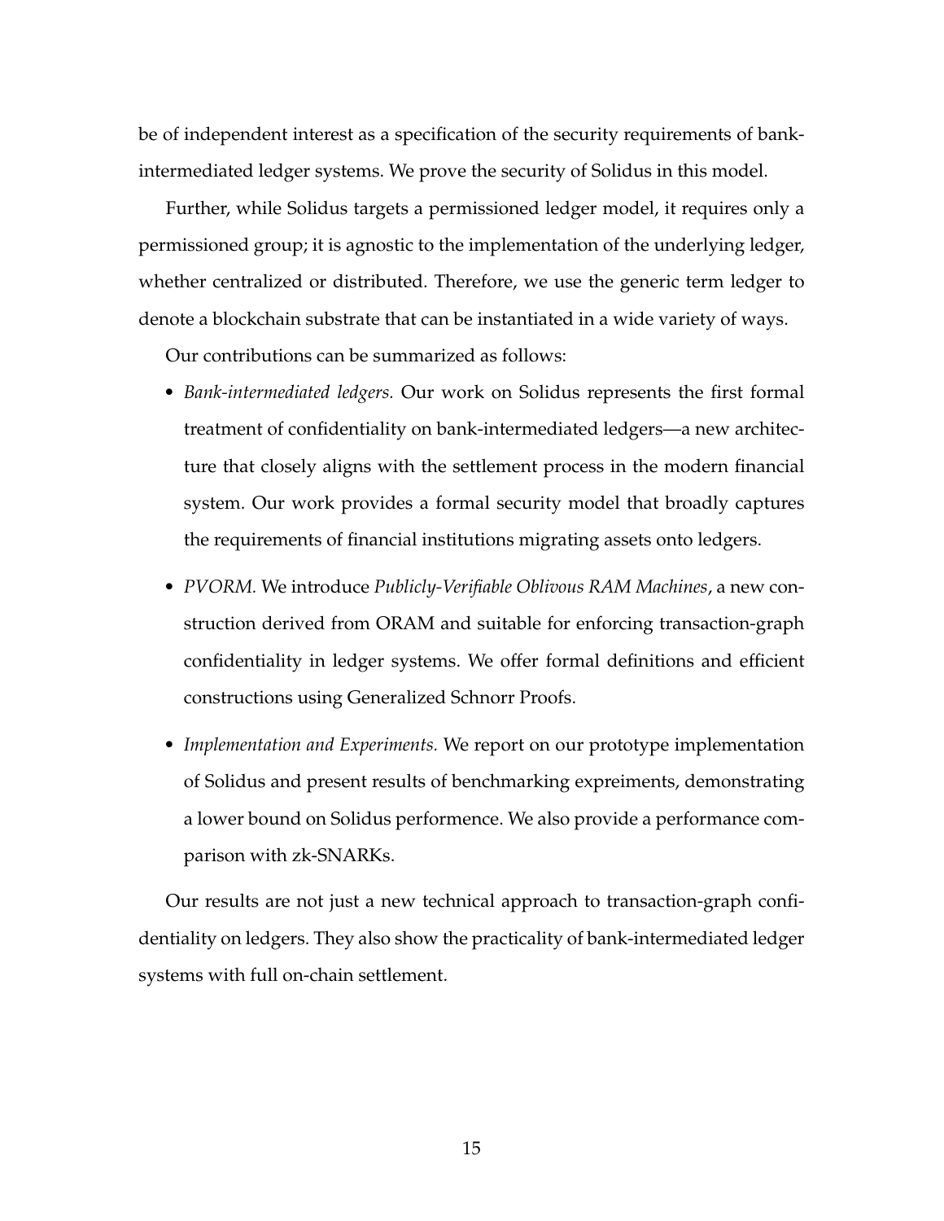be of independent interest as a specification of the security requirements of bank-intermediated ledger systems. We prove the security of Solidus in this model.

Further, while Solidus targets a permissioned ledger model, it requires only a permissioned group; it is agnostic to the implementation of the underlying ledger, whether centralized or distributed. Therefore, we use the generic term ledger to denote a blockchain substrate that can be instantiated in a wide variety of ways.

Our contributions can be summarized as follows:

- *Bank-intermediated ledgers.* Our work on Solidus represents the first formal treatment of confidentiality on bank-intermediated ledgers—a new architecture that closely aligns with the settlement process in the modern financial system. Our work provides a formal security model that broadly captures the requirements of financial institutions migrating assets onto ledgers.
- *PVORM.* We introduce *Publicly-Verifiable Oblivous RAM Machines*, a new construction derived from ORAM and suitable for enforcing transaction-graph confidentiality in ledger systems. We offer formal definitions and efficient constructions using Generalized Schnorr Proofs.
- *Implementation and Experiments.* We report on our prototype implementation of Solidus and present results of benchmarking expreiments, demonstrating a lower bound on Solidus performence. We also provide a performance comparison with zk-SNARKs.

Our results are not just a new technical approach to transaction-graph confidentiality on ledgers. They also show the practicality of bank-intermediated ledger systems with full on-chain settlement.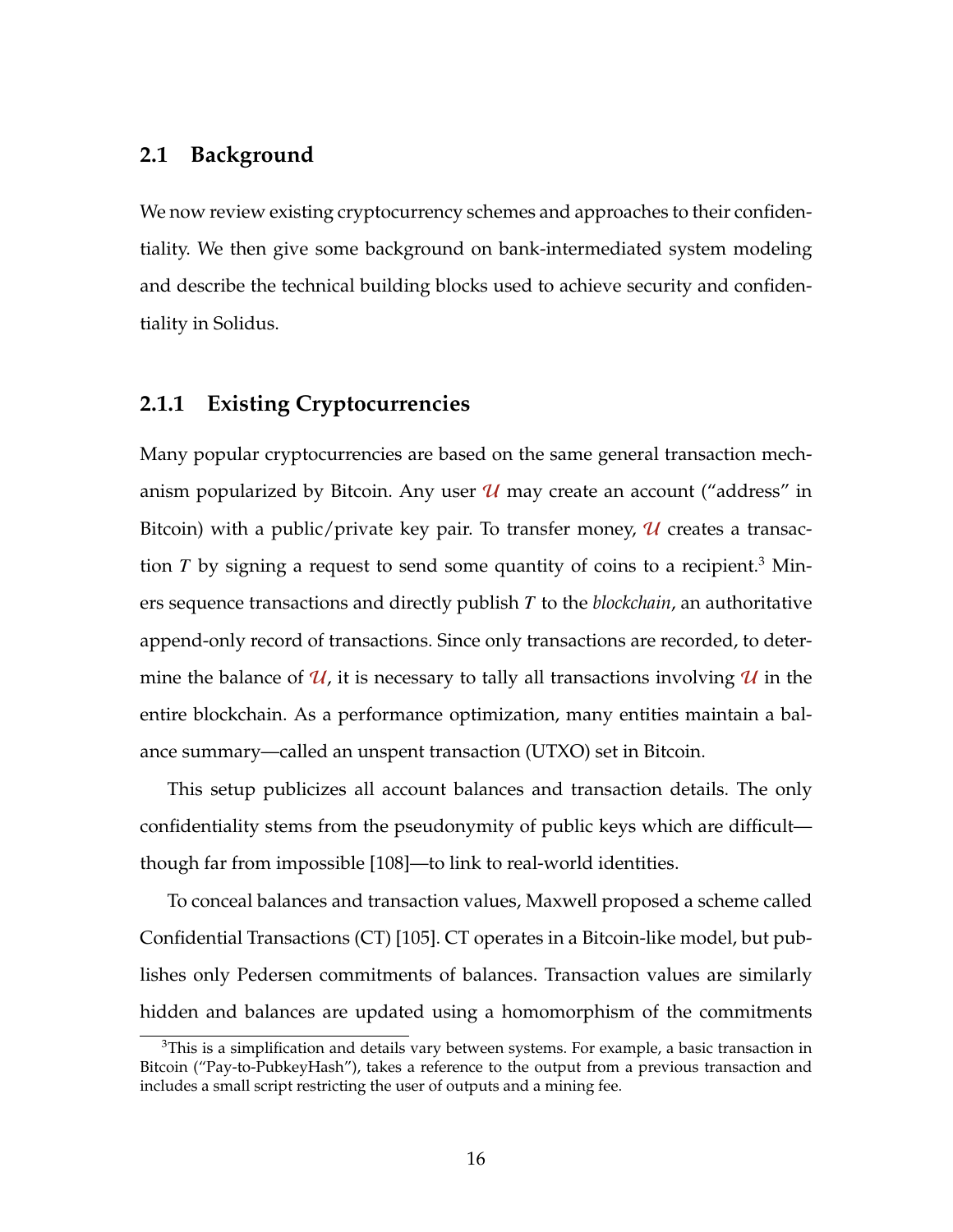## 2.1 Background

We now review existing cryptocurrency schemes and approaches to their confidentiality. We then give some background on bank-intermediated system modeling and describe the technical building blocks used to achieve security and confidentiality in Solidus.

### 2.1.1 Existing Cryptocurrencies

Many popular cryptocurrencies are based on the same general transaction mechanism popularized by Bitcoin. Any user $\mathcal{U}$ may create an account ("address" in Bitcoin) with a public/private key pair. To transfer money, $\mathcal{U}$ creates a transaction $T$ by signing a request to send some quantity of coins to a recipient.[3] Miners sequence transactions and directly publish $T$ to the *blockchain*, an authoritative append-only record of transactions. Since only transactions are recorded, to determine the balance of $\mathcal{U}$, it is necessary to tally all transactions involving $\mathcal{U}$ in the entire blockchain. As a performance optimization, many entities maintain a balance summary—called an unspent transaction (UTXO) set in Bitcoin.

This setup publicizes all account balances and transaction details. The only confidentiality stems from the pseudonymity of public keys which are difficult—though far from impossible [108]—to link to real-world identities.

To conceal balances and transaction values, Maxwell proposed a scheme called Confidential Transactions (CT) [105]. CT operates in a Bitcoin-like model, but publishes only Pedersen commitments of balances. Transaction values are similarly hidden and balances are updated using a homomorphism of the commitments

[3] This is a simplification and details vary between systems. For example, a basic transaction in Bitcoin ("Pay-to-PubkeyHash"), takes a reference to the output from a previous transaction and includes a small script restricting the user of outputs and a mining fee.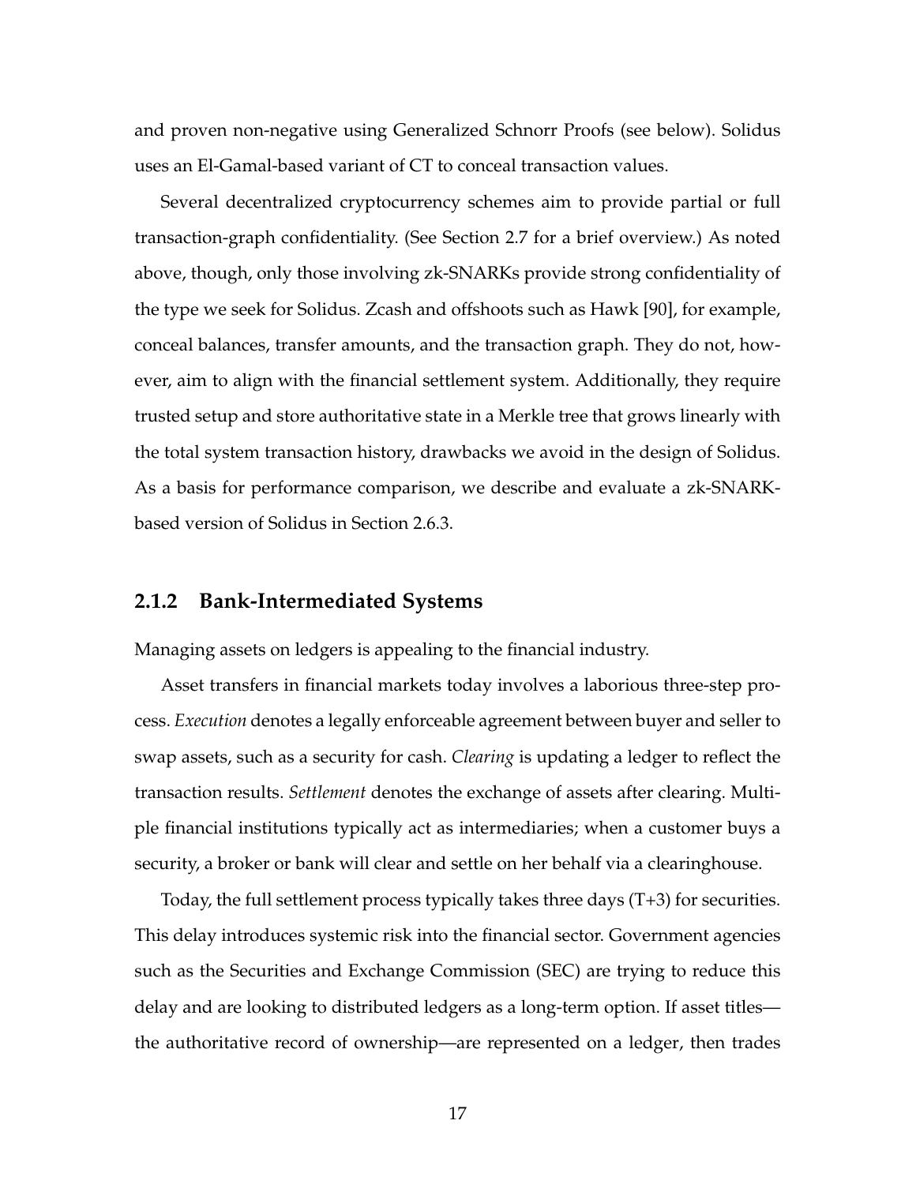and proven non-negative using Generalized Schnorr Proofs (see below). Solidus uses an El-Gamal-based variant of CT to conceal transaction values.

Several decentralized cryptocurrency schemes aim to provide partial or full transaction-graph confidentiality. (See Section 2.7 for a brief overview.) As noted above, though, only those involving zk-SNARKs provide strong confidentiality of the type we seek for Solidus. Zcash and offshoots such as Hawk [90], for example, conceal balances, transfer amounts, and the transaction graph. They do not, however, aim to align with the financial settlement system. Additionally, they require trusted setup and store authoritative state in a Merkle tree that grows linearly with the total system transaction history, drawbacks we avoid in the design of Solidus. As a basis for performance comparison, we describe and evaluate a zk-SNARK-based version of Solidus in Section 2.6.3.

### 2.1.2 Bank-Intermediated Systems

Managing assets on ledgers is appealing to the financial industry.

Asset transfers in financial markets today involves a laborious three-step process. *Execution* denotes a legally enforceable agreement between buyer and seller to swap assets, such as a security for cash. *Clearing* is updating a ledger to reflect the transaction results. *Settlement* denotes the exchange of assets after clearing. Multiple financial institutions typically act as intermediaries; when a customer buys a security, a broker or bank will clear and settle on her behalf via a clearinghouse.

Today, the full settlement process typically takes three days (T+3) for securities. This delay introduces systemic risk into the financial sector. Government agencies such as the Securities and Exchange Commission (SEC) are trying to reduce this delay and are looking to distributed ledgers as a long-term option. If asset titles—the authoritative record of ownership—are represented on a ledger, then trades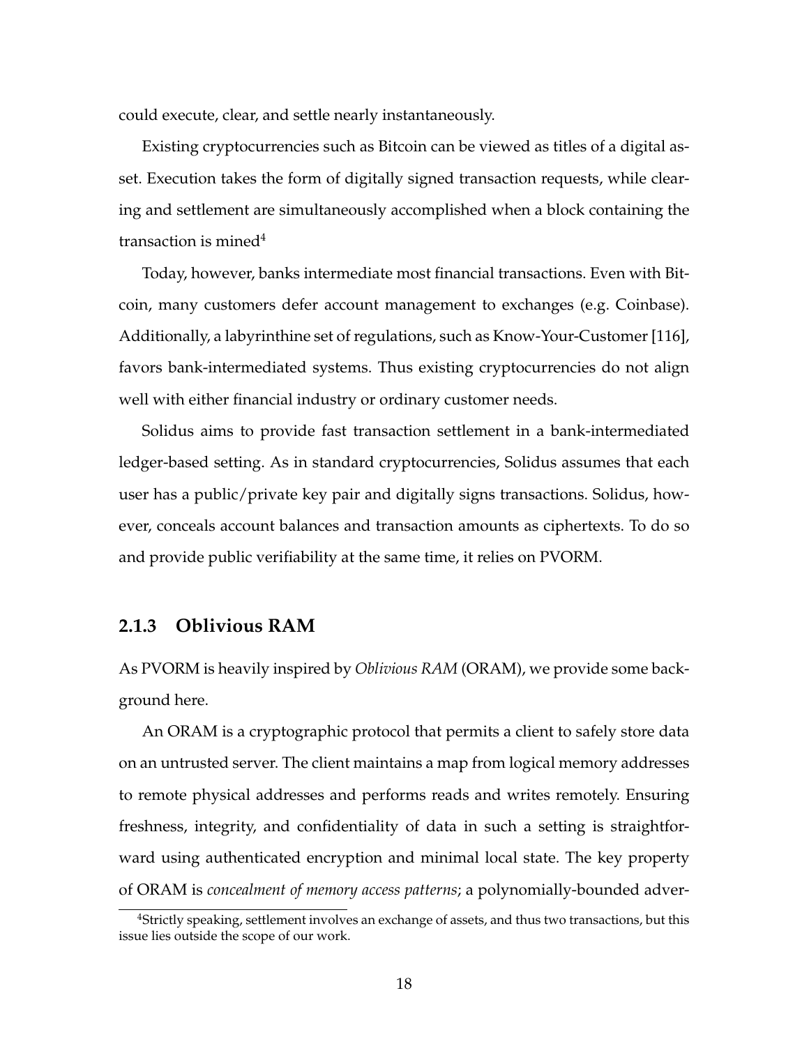could execute, clear, and settle nearly instantaneously.

Existing cryptocurrencies such as Bitcoin can be viewed as titles of a digital asset. Execution takes the form of digitally signed transaction requests, while clearing and settlement are simultaneously accomplished when a block containing the transaction is mined[4]

Today, however, banks intermediate most financial transactions. Even with Bitcoin, many customers defer account management to exchanges (e.g. Coinbase). Additionally, a labyrinthine set of regulations, such as Know-Your-Customer [116], favors bank-intermediated systems. Thus existing cryptocurrencies do not align well with either financial industry or ordinary customer needs.

Solidus aims to provide fast transaction settlement in a bank-intermediated ledger-based setting. As in standard cryptocurrencies, Solidus assumes that each user has a public/private key pair and digitally signs transactions. Solidus, however, conceals account balances and transaction amounts as ciphertexts. To do so and provide public verifiability at the same time, it relies on PVORM.

### 2.1.3 Oblivious RAM

As PVORM is heavily inspired by *Oblivious RAM* (ORAM), we provide some background here.

An ORAM is a cryptographic protocol that permits a client to safely store data on an untrusted server. The client maintains a map from logical memory addresses to remote physical addresses and performs reads and writes remotely. Ensuring freshness, integrity, and confidentiality of data in such a setting is straightforward using authenticated encryption and minimal local state. The key property of ORAM is *concealment of memory access patterns*; a polynomially-bounded adver-

[4]Strictly speaking, settlement involves an exchange of assets, and thus two transactions, but this issue lies outside the scope of our work.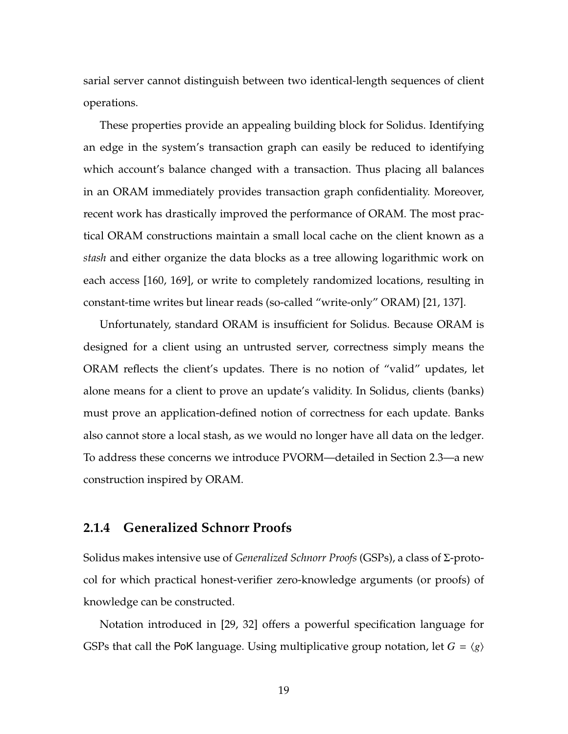sarial server cannot distinguish between two identical-length sequences of client operations.

These properties provide an appealing building block for Solidus. Identifying an edge in the system's transaction graph can easily be reduced to identifying which account's balance changed with a transaction. Thus placing all balances in an ORAM immediately provides transaction graph confidentiality. Moreover, recent work has drastically improved the performance of ORAM. The most practical ORAM constructions maintain a small local cache on the client known as a *stash* and either organize the data blocks as a tree allowing logarithmic work on each access [160, 169], or write to completely randomized locations, resulting in constant-time writes but linear reads (so-called "write-only" ORAM) [21, 137].

Unfortunately, standard ORAM is insufficient for Solidus. Because ORAM is designed for a client using an untrusted server, correctness simply means the ORAM reflects the client's updates. There is no notion of "valid" updates, let alone means for a client to prove an update's validity. In Solidus, clients (banks) must prove an application-defined notion of correctness for each update. Banks also cannot store a local stash, as we would no longer have all data on the ledger. To address these concerns we introduce PVORM—detailed in Section 2.3—a new construction inspired by ORAM.

### 2.1.4 Generalized Schnorr Proofs

Solidus makes intensive use of *Generalized Schnorr Proofs* (GSPs), a class of $\Sigma$-protocol for which practical honest-verifier zero-knowledge arguments (or proofs) of knowledge can be constructed.

Notation introduced in [29, 32] offers a powerful specification language for GSPs that call the PoK language. Using multiplicative group notation, let $G = \langle g \rangle$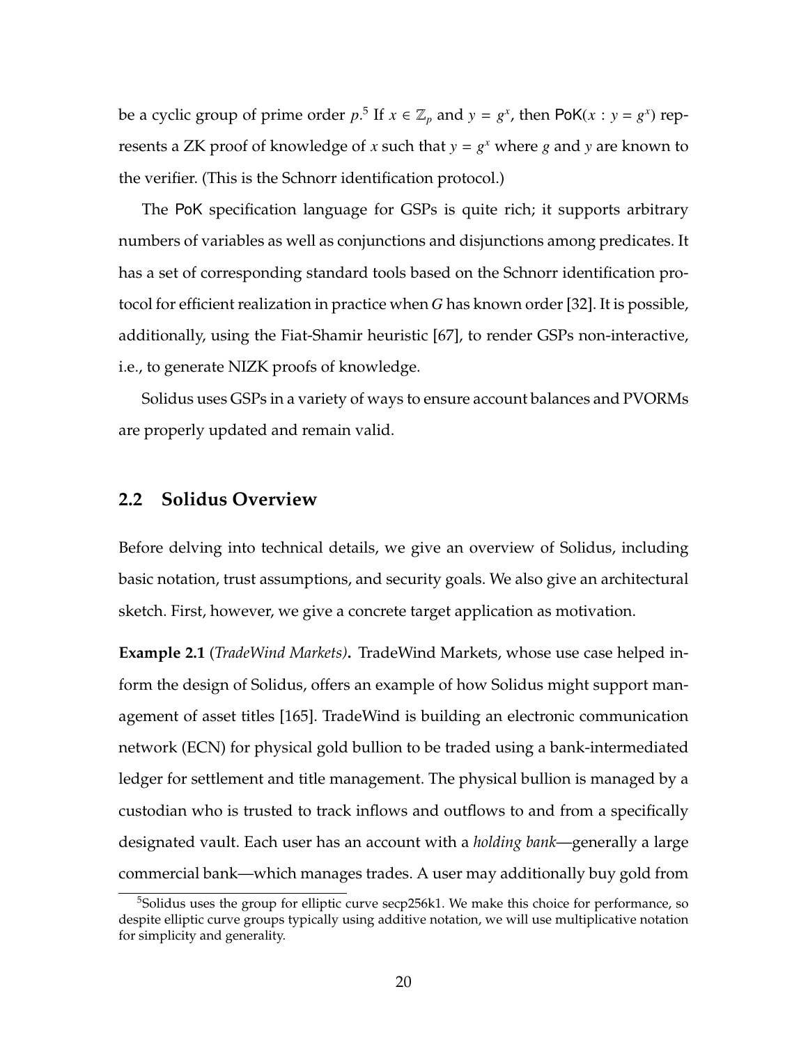be a cyclic group of prime order $p$.[5] If $x \in \mathbb{Z}_p$ and $y = g^x$, then $\mathsf{PoK}(x : y = g^x)$ represents a ZK proof of knowledge of $x$ such that $y = g^x$ where $g$ and $y$ are known to the verifier. (This is the Schnorr identification protocol.)

The PoK specification language for GSPs is quite rich; it supports arbitrary numbers of variables as well as conjunctions and disjunctions among predicates. It has a set of corresponding standard tools based on the Schnorr identification protocol for efficient realization in practice when $G$ has known order [32]. It is possible, additionally, using the Fiat-Shamir heuristic [67], to render GSPs non-interactive, i.e., to generate NIZK proofs of knowledge.

Solidus uses GSPs in a variety of ways to ensure account balances and PVORMs are properly updated and remain valid.

## 2.2 Solidus Overview

Before delving into technical details, we give an overview of Solidus, including basic notation, trust assumptions, and security goals. We also give an architectural sketch. First, however, we give a concrete target application as motivation.

**Example 2.1** (*TradeWind Markets*)**.** TradeWind Markets, whose use case helped inform the design of Solidus, offers an example of how Solidus might support management of asset titles [165]. TradeWind is building an electronic communication network (ECN) for physical gold bullion to be traded using a bank-intermediated ledger for settlement and title management. The physical bullion is managed by a custodian who is trusted to track inflows and outflows to and from a specifically designated vault. Each user has an account with a *holding bank*—generally a large commercial bank—which manages trades. A user may additionally buy gold from

[5] Solidus uses the group for elliptic curve secp256k1. We make this choice for performance, so despite elliptic curve groups typically using additive notation, we will use multiplicative notation for simplicity and generality.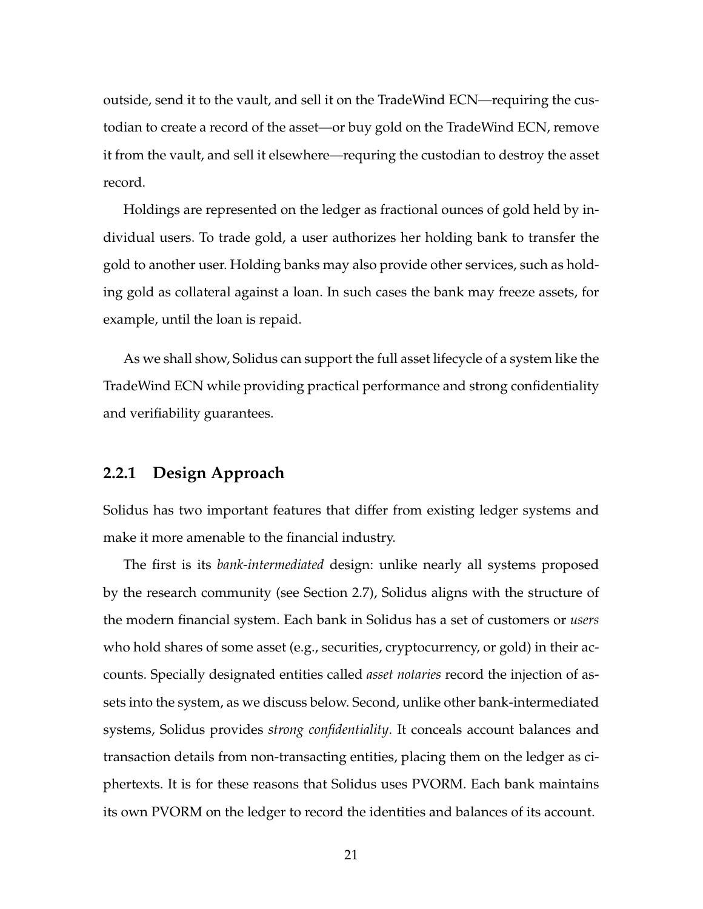outside, send it to the vault, and sell it on the TradeWind ECN—requiring the custodian to create a record of the asset—or buy gold on the TradeWind ECN, remove it from the vault, and sell it elsewhere—requring the custodian to destroy the asset record.

Holdings are represented on the ledger as fractional ounces of gold held by individual users. To trade gold, a user authorizes her holding bank to transfer the gold to another user. Holding banks may also provide other services, such as holding gold as collateral against a loan. In such cases the bank may freeze assets, for example, until the loan is repaid.

As we shall show, Solidus can support the full asset lifecycle of a system like the TradeWind ECN while providing practical performance and strong confidentiality and verifiability guarantees.

### 2.2.1 Design Approach

Solidus has two important features that differ from existing ledger systems and make it more amenable to the financial industry.

The first is its *bank-intermediated* design: unlike nearly all systems proposed by the research community (see Section 2.7), Solidus aligns with the structure of the modern financial system. Each bank in Solidus has a set of customers or *users* who hold shares of some asset (e.g., securities, cryptocurrency, or gold) in their accounts. Specially designated entities called *asset notaries* record the injection of assets into the system, as we discuss below. Second, unlike other bank-intermediated systems, Solidus provides *strong confidentiality*. It conceals account balances and transaction details from non-transacting entities, placing them on the ledger as ciphertexts. It is for these reasons that Solidus uses PVORM. Each bank maintains its own PVORM on the ledger to record the identities and balances of its account.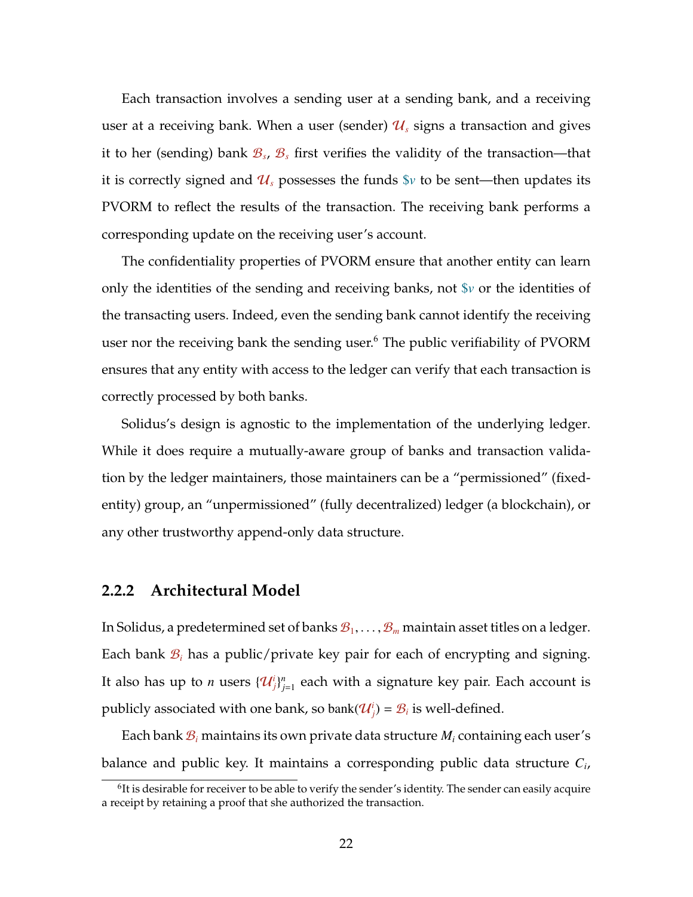Each transaction involves a sending user at a sending bank, and a receiving user at a receiving bank. When a user (sender) $\mathcal{U}_s$ signs a transaction and gives it to her (sending) bank $\mathcal{B}_s$, $\mathcal{B}_s$ first verifies the validity of the transaction—that it is correctly signed and $\mathcal{U}_s$ possesses the funds $\$v$ to be sent—then updates its PVORM to reflect the results of the transaction. The receiving bank performs a corresponding update on the receiving user's account.

The confidentiality properties of PVORM ensure that another entity can learn only the identities of the sending and receiving banks, not $\$v$ or the identities of the transacting users. Indeed, even the sending bank cannot identify the receiving user nor the receiving bank the sending user.[6] The public verifiability of PVORM ensures that any entity with access to the ledger can verify that each transaction is correctly processed by both banks.

Solidus's design is agnostic to the implementation of the underlying ledger. While it does require a mutually-aware group of banks and transaction validation by the ledger maintainers, those maintainers can be a "permissioned" (fixed-entity) group, an "unpermissioned" (fully decentralized) ledger (a blockchain), or any other trustworthy append-only data structure.

### 2.2.2 Architectural Model

In Solidus, a predetermined set of banks $\mathcal{B}_1, \ldots, \mathcal{B}_m$ maintain asset titles on a ledger. Each bank $\mathcal{B}_i$ has a public/private key pair for each of encrypting and signing. It also has up to $n$ users $\{\mathcal{U}^i_j\}_{j=1}^n$ each with a signature key pair. Each account is publicly associated with one bank, so $\mathrm{bank}(\mathcal{U}^i_j) = \mathcal{B}_i$ is well-defined.

Each bank $\mathcal{B}_i$ maintains its own private data structure $M_i$ containing each user's balance and public key. It maintains a corresponding public data structure $C_i$,

[6] It is desirable for receiver to be able to verify the sender's identity. The sender can easily acquire a receipt by retaining a proof that she authorized the transaction.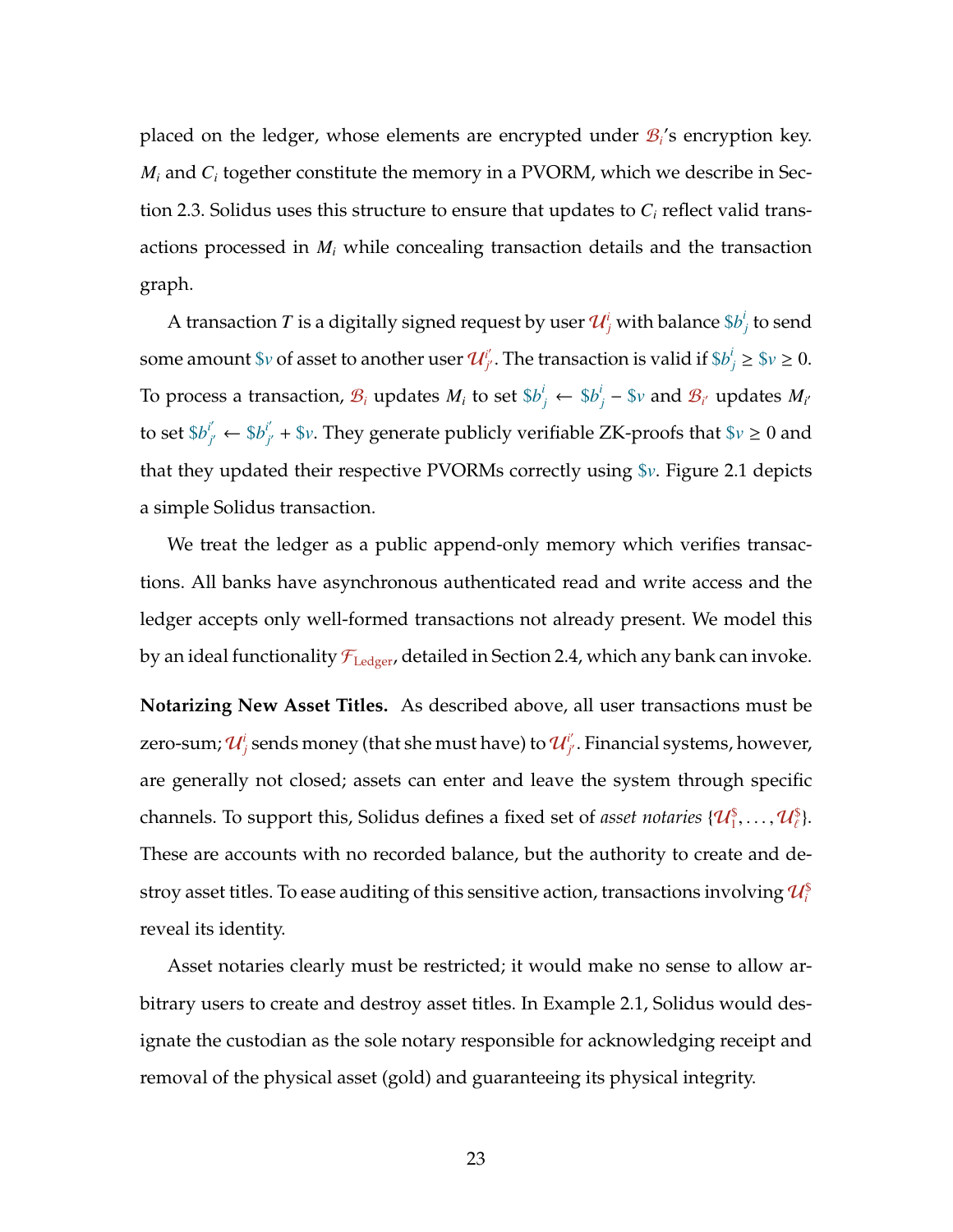placed on the ledger, whose elements are encrypted under $\mathcal{B}_i$'s encryption key. $M_i$ and $C_i$ together constitute the memory in a PVORM, which we describe in Section 2.3. Solidus uses this structure to ensure that updates to $C_i$ reflect valid transactions processed in $M_i$ while concealing transaction details and the transaction graph.

A transaction $T$ is a digitally signed request by user $\mathcal{U}_j^i$ with balance $\$b_j^i$ to send some amount $\$v$ of asset to another user $\mathcal{U}_{j'}^{i'}$. The transaction is valid if $\$b_j^i \geq \$v \geq 0$. To process a transaction, $\mathcal{B}_i$ updates $M_i$ to set $\$b_j^i \leftarrow \$b_j^i - \$v$ and $\mathcal{B}_{i'}$ updates $M_{i'}$ to set $\$b_{j'}^{i'} \leftarrow \$b_{j'}^{i'} + \$v$. They generate publicly verifiable ZK-proofs that $\$v \geq 0$ and that they updated their respective PVORMs correctly using $\$v$. Figure 2.1 depicts a simple Solidus transaction.

We treat the ledger as a public append-only memory which verifies transactions. All banks have asynchronous authenticated read and write access and the ledger accepts only well-formed transactions not already present. We model this by an ideal functionality $\mathcal{F}_{\text{Ledger}}$, detailed in Section 2.4, which any bank can invoke.

**Notarizing New Asset Titles.** As described above, all user transactions must be zero-sum; $\mathcal{U}_j^i$ sends money (that she must have) to $\mathcal{U}_{j'}^{i'}$. Financial systems, however, are generally not closed; assets can enter and leave the system through specific channels. To support this, Solidus defines a fixed set of *asset notaries* $\{\mathcal{U}_1^\$, \ldots, \mathcal{U}_\ell^\$\}$. These are accounts with no recorded balance, but the authority to create and destroy asset titles. To ease auditing of this sensitive action, transactions involving $\mathcal{U}_i^\$$ reveal its identity.

Asset notaries clearly must be restricted; it would make no sense to allow arbitrary users to create and destroy asset titles. In Example 2.1, Solidus would designate the custodian as the sole notary responsible for acknowledging receipt and removal of the physical asset (gold) and guaranteeing its physical integrity.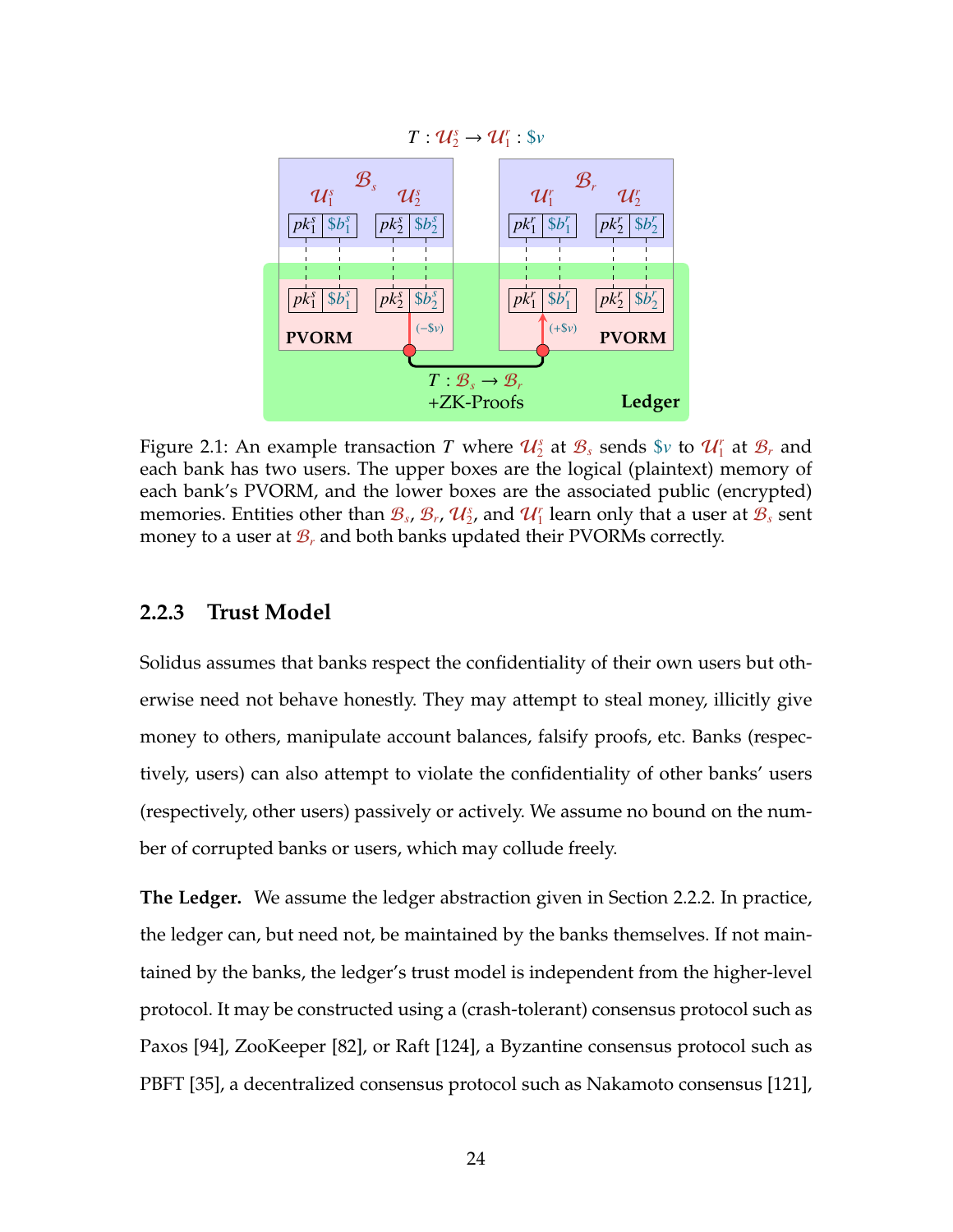Figure 2.1: An example transaction $T$ where $\mathcal{U}_2^s$ at $\mathcal{B}_s$ sends $\$v$ to $\mathcal{U}_1^r$ at $\mathcal{B}_r$ and each bank has two users. The upper boxes are the logical (plaintext) memory of each bank's PVORM, and the lower boxes are the associated public (encrypted) memories. Entities other than $\mathcal{B}_s$, $\mathcal{B}_r$, $\mathcal{U}_2^s$, and $\mathcal{U}_1^r$ learn only that a user at $\mathcal{B}_s$ sent money to a user at $\mathcal{B}_r$ and both banks updated their PVORMs correctly.

### 2.2.3 Trust Model

Solidus assumes that banks respect the confidentiality of their own users but otherwise need not behave honestly. They may attempt to steal money, illicitly give money to others, manipulate account balances, falsify proofs, etc. Banks (respectively, users) can also attempt to violate the confidentiality of other banks' users (respectively, other users) passively or actively. We assume no bound on the number of corrupted banks or users, which may collude freely.

**The Ledger.** We assume the ledger abstraction given in Section 2.2.2. In practice, the ledger can, but need not, be maintained by the banks themselves. If not maintained by the banks, the ledger's trust model is independent from the higher-level protocol. It may be constructed using a (crash-tolerant) consensus protocol such as Paxos [94], ZooKeeper [82], or Raft [124], a Byzantine consensus protocol such as PBFT [35], a decentralized consensus protocol such as Nakamoto consensus [121],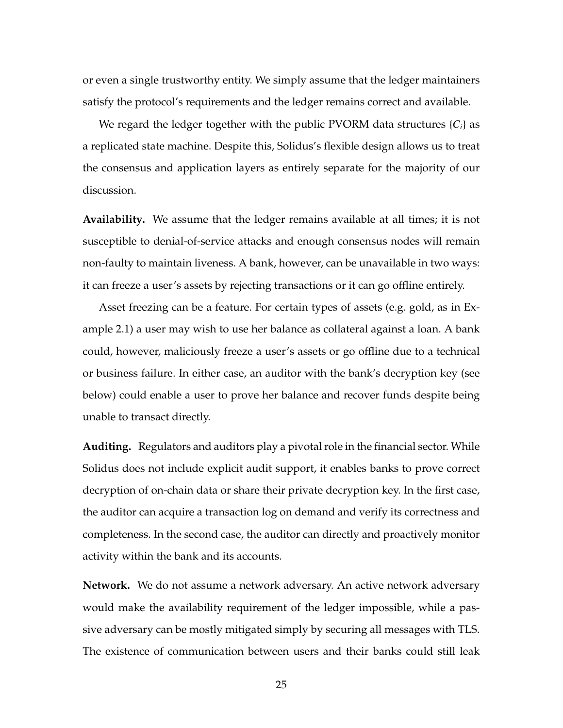or even a single trustworthy entity. We simply assume that the ledger maintainers satisfy the protocol's requirements and the ledger remains correct and available.

We regard the ledger together with the public PVORM data structures $\{C_i\}$ as a replicated state machine. Despite this, Solidus's flexible design allows us to treat the consensus and application layers as entirely separate for the majority of our discussion.

**Availability.** We assume that the ledger remains available at all times; it is not susceptible to denial-of-service attacks and enough consensus nodes will remain non-faulty to maintain liveness. A bank, however, can be unavailable in two ways: it can freeze a user's assets by rejecting transactions or it can go offline entirely.

Asset freezing can be a feature. For certain types of assets (e.g. gold, as in Example 2.1) a user may wish to use her balance as collateral against a loan. A bank could, however, maliciously freeze a user's assets or go offline due to a technical or business failure. In either case, an auditor with the bank's decryption key (see below) could enable a user to prove her balance and recover funds despite being unable to transact directly.

**Auditing.** Regulators and auditors play a pivotal role in the financial sector. While Solidus does not include explicit audit support, it enables banks to prove correct decryption of on-chain data or share their private decryption key. In the first case, the auditor can acquire a transaction log on demand and verify its correctness and completeness. In the second case, the auditor can directly and proactively monitor activity within the bank and its accounts.

**Network.** We do not assume a network adversary. An active network adversary would make the availability requirement of the ledger impossible, while a passive adversary can be mostly mitigated simply by securing all messages with TLS. The existence of communication between users and their banks could still leak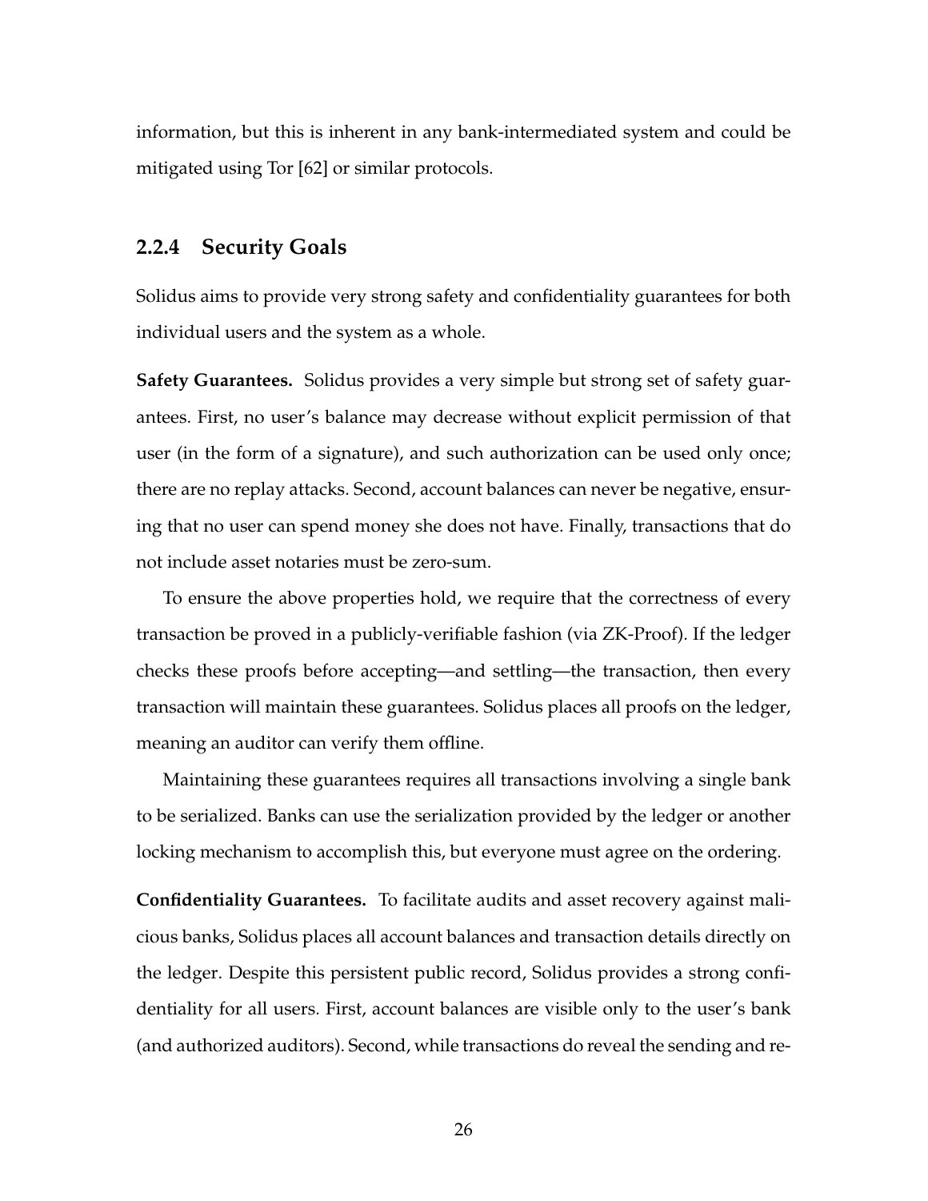information, but this is inherent in any bank-intermediated system and could be mitigated using Tor [62] or similar protocols.

### 2.2.4 Security Goals

Solidus aims to provide very strong safety and confidentiality guarantees for both individual users and the system as a whole.

**Safety Guarantees.** Solidus provides a very simple but strong set of safety guarantees. First, no user's balance may decrease without explicit permission of that user (in the form of a signature), and such authorization can be used only once; there are no replay attacks. Second, account balances can never be negative, ensuring that no user can spend money she does not have. Finally, transactions that do not include asset notaries must be zero-sum.

To ensure the above properties hold, we require that the correctness of every transaction be proved in a publicly-verifiable fashion (via ZK-Proof). If the ledger checks these proofs before accepting—and settling—the transaction, then every transaction will maintain these guarantees. Solidus places all proofs on the ledger, meaning an auditor can verify them offline.

Maintaining these guarantees requires all transactions involving a single bank to be serialized. Banks can use the serialization provided by the ledger or another locking mechanism to accomplish this, but everyone must agree on the ordering.

**Confidentiality Guarantees.** To facilitate audits and asset recovery against malicious banks, Solidus places all account balances and transaction details directly on the ledger. Despite this persistent public record, Solidus provides a strong confidentiality for all users. First, account balances are visible only to the user's bank (and authorized auditors). Second, while transactions do reveal the sending and re-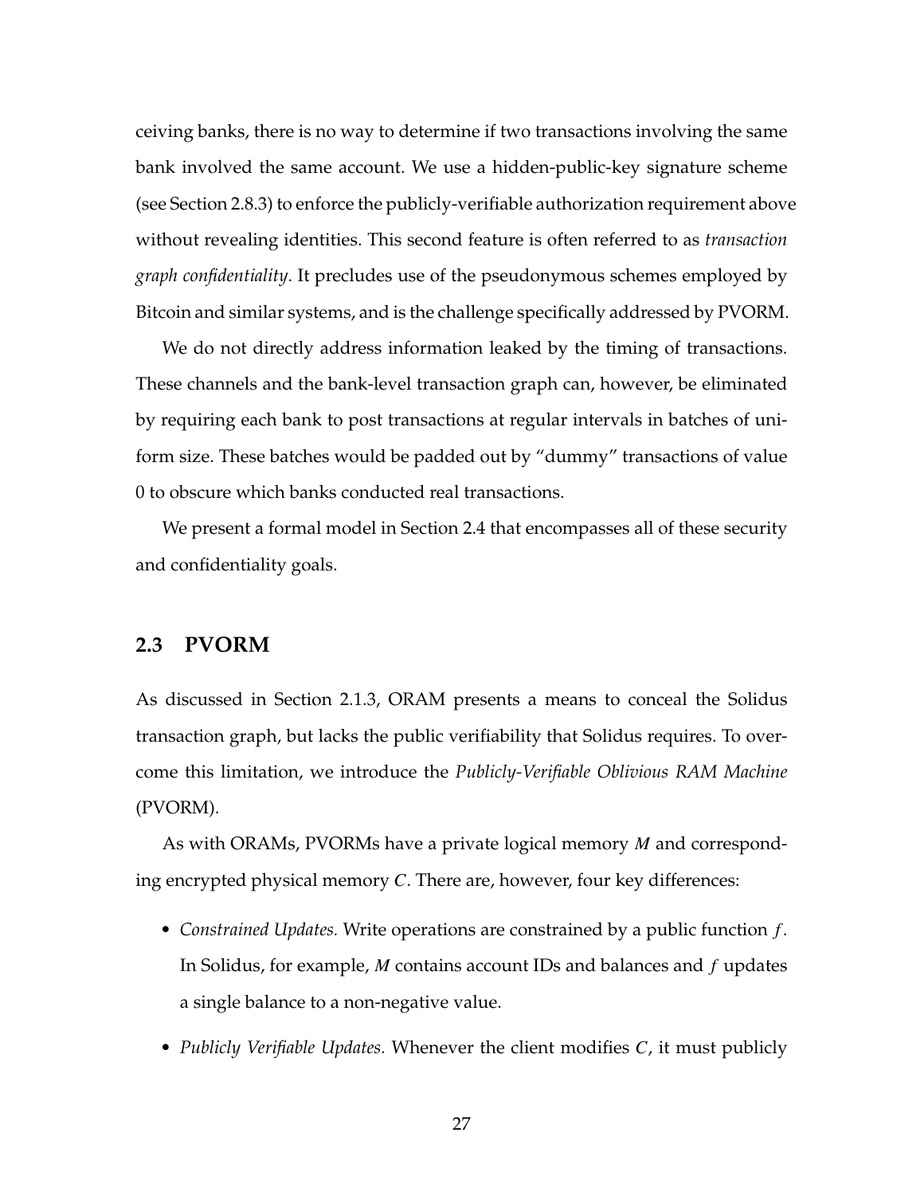ceiving banks, there is no way to determine if two transactions involving the same bank involved the same account. We use a hidden-public-key signature scheme (see Section 2.8.3) to enforce the publicly-verifiable authorization requirement above without revealing identities. This second feature is often referred to as *transaction graph confidentiality*. It precludes use of the pseudonymous schemes employed by Bitcoin and similar systems, and is the challenge specifically addressed by PVORM.

We do not directly address information leaked by the timing of transactions. These channels and the bank-level transaction graph can, however, be eliminated by requiring each bank to post transactions at regular intervals in batches of uniform size. These batches would be padded out by "dummy" transactions of value 0 to obscure which banks conducted real transactions.

We present a formal model in Section 2.4 that encompasses all of these security and confidentiality goals.

## 2.3 PVORM

As discussed in Section 2.1.3, ORAM presents a means to conceal the Solidus transaction graph, but lacks the public verifiability that Solidus requires. To overcome this limitation, we introduce the *Publicly-Verifiable Oblivious RAM Machine* (PVORM).

As with ORAMs, PVORMs have a private logical memory $M$ and corresponding encrypted physical memory $C$. There are, however, four key differences:

- *Constrained Updates.* Write operations are constrained by a public function $f$. In Solidus, for example, $M$ contains account IDs and balances and $f$ updates a single balance to a non-negative value.
- *Publicly Verifiable Updates.* Whenever the client modifies $C$, it must publicly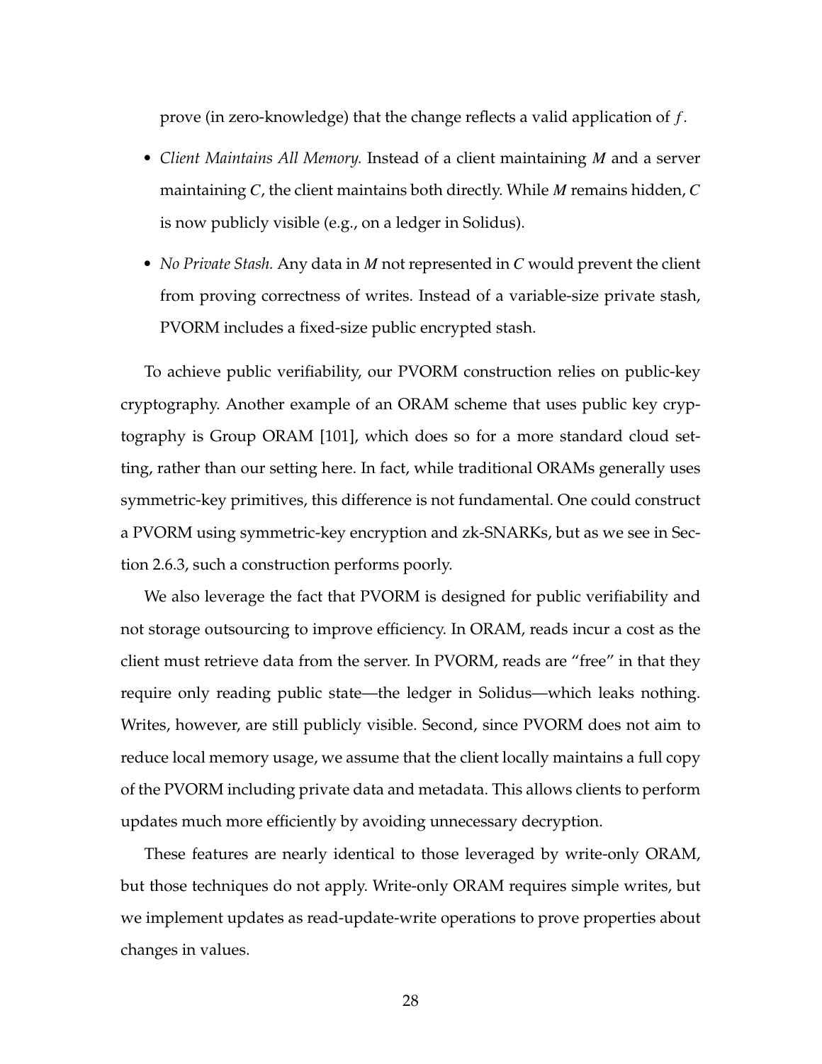prove (in zero-knowledge) that the change reflects a valid application of $f$.

- *Client Maintains All Memory.* Instead of a client maintaining $M$ and a server maintaining $C$, the client maintains both directly. While $M$ remains hidden, $C$ is now publicly visible (e.g., on a ledger in Solidus).
- *No Private Stash.* Any data in $M$ not represented in $C$ would prevent the client from proving correctness of writes. Instead of a variable-size private stash, PVORM includes a fixed-size public encrypted stash.

To achieve public verifiability, our PVORM construction relies on public-key cryptography. Another example of an ORAM scheme that uses public key cryptography is Group ORAM [101], which does so for a more standard cloud setting, rather than our setting here. In fact, while traditional ORAMs generally uses symmetric-key primitives, this difference is not fundamental. One could construct a PVORM using symmetric-key encryption and zk-SNARKs, but as we see in Section 2.6.3, such a construction performs poorly.

We also leverage the fact that PVORM is designed for public verifiability and not storage outsourcing to improve efficiency. In ORAM, reads incur a cost as the client must retrieve data from the server. In PVORM, reads are "free" in that they require only reading public state—the ledger in Solidus—which leaks nothing. Writes, however, are still publicly visible. Second, since PVORM does not aim to reduce local memory usage, we assume that the client locally maintains a full copy of the PVORM including private data and metadata. This allows clients to perform updates much more efficiently by avoiding unnecessary decryption.

These features are nearly identical to those leveraged by write-only ORAM, but those techniques do not apply. Write-only ORAM requires simple writes, but we implement updates as read-update-write operations to prove properties about changes in values.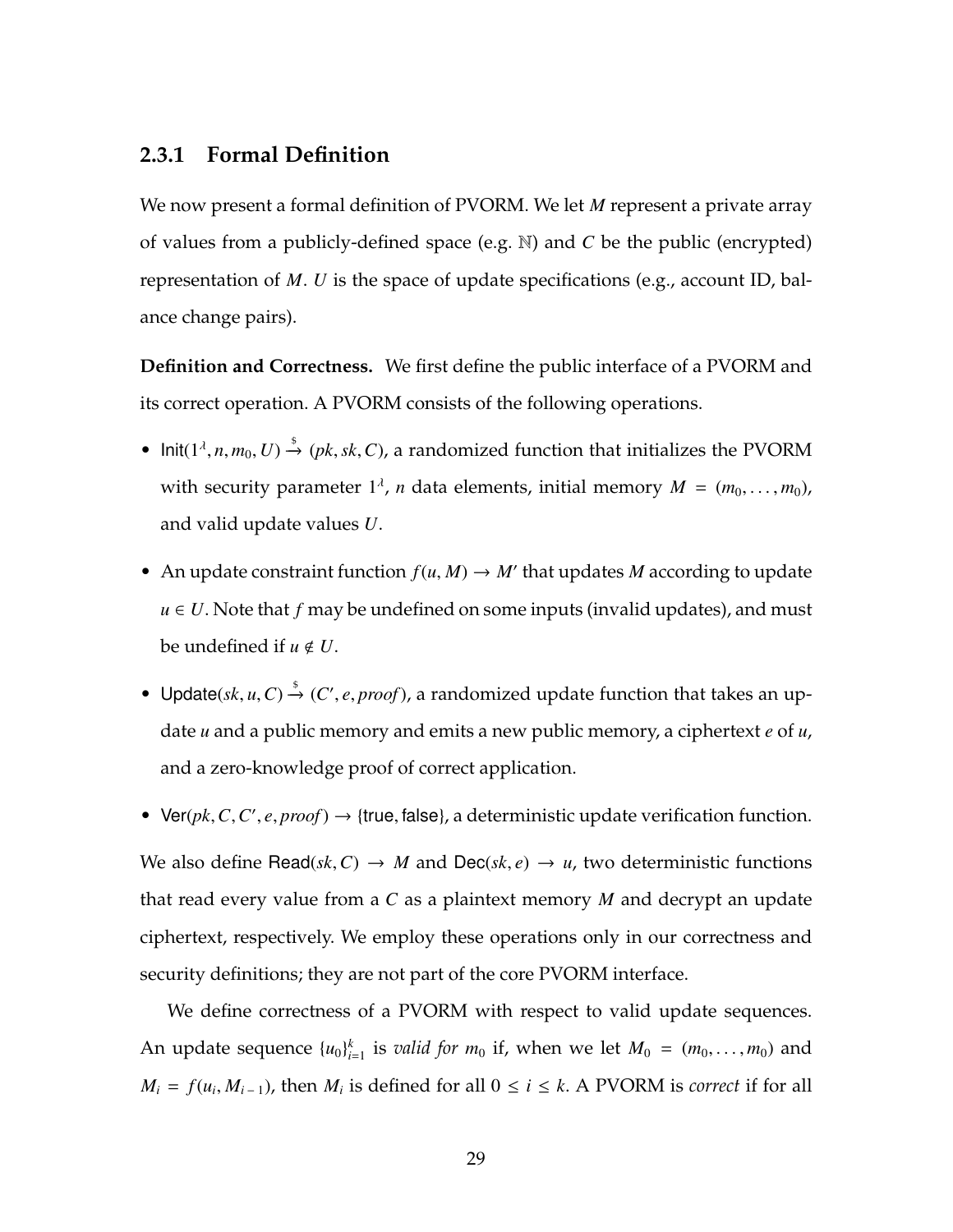### 2.3.1 Formal Definition

We now present a formal definition of PVORM. We let $M$ represent a private array of values from a publicly-defined space (e.g. $\mathbb{N}$) and $C$ be the public (encrypted) representation of $M$. $U$ is the space of update specifications (e.g., account ID, balance change pairs).

**Definition and Correctness.** We first define the public interface of a PVORM and its correct operation. A PVORM consists of the following operations.

- $\mathsf{Init}(1^\lambda, n, m_0, U) \xrightarrow{\$} (pk, sk, C)$, a randomized function that initializes the PVORM with security parameter $1^\lambda$, $n$ data elements, initial memory $M = (m_0, \ldots, m_0)$, and valid update values $U$.
- An update constraint function $f(u, M) \rightarrow M'$ that updates $M$ according to update $u \in U$. Note that $f$ may be undefined on some inputs (invalid updates), and must be undefined if $u \notin U$.
- $\mathsf{Update}(sk, u, C) \xrightarrow{\$} (C', e, \mathit{proof})$, a randomized update function that takes an update $u$ and a public memory and emits a new public memory, a ciphertext $e$ of $u$, and a zero-knowledge proof of correct application.
- $\mathsf{Ver}(pk, C, C', e, \mathit{proof}) \rightarrow \{\mathsf{true}, \mathsf{false}\}$, a deterministic update verification function.

We also define $\mathsf{Read}(sk, C) \rightarrow M$ and $\mathsf{Dec}(sk, e) \rightarrow u$, two deterministic functions that read every value from a $C$ as a plaintext memory $M$ and decrypt an update ciphertext, respectively. We employ these operations only in our correctness and security definitions; they are not part of the core PVORM interface.

We define correctness of a PVORM with respect to valid update sequences. An update sequence $\{u_0\}_{i=1}^{k}$ is *valid for* $m_0$ if, when we let $M_0 = (m_0, \ldots, m_0)$ and $M_i = f(u_i, M_{i-1})$, then $M_i$ is defined for all $0 \leq i \leq k$. A PVORM is *correct* if for all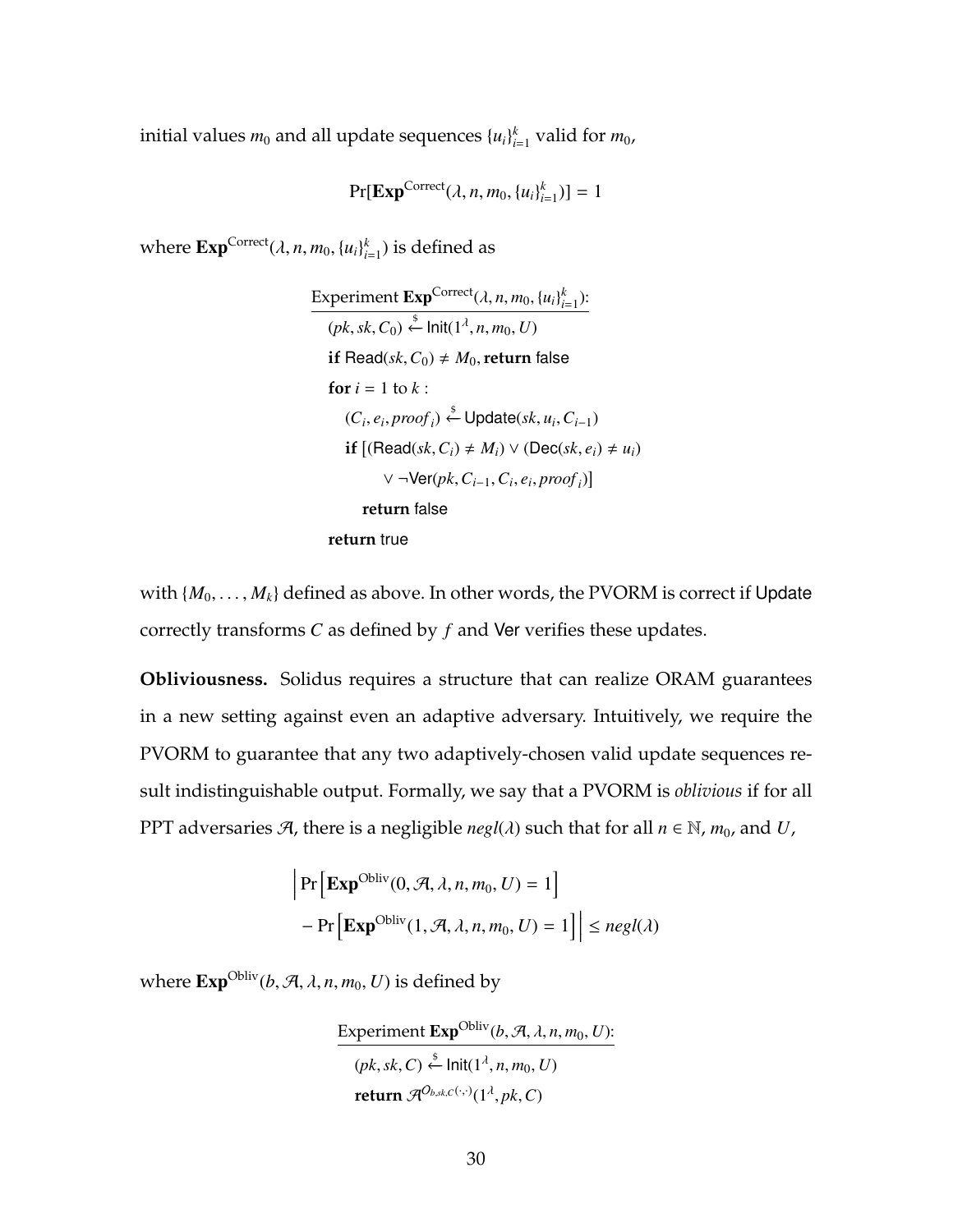initial values $m_0$ and all update sequences $\{u_i\}_{i=1}^k$ valid for $m_0$,

$$\Pr[\mathbf{Exp}^{\text{Correct}}(\lambda, n, m_0, \{u_i\}_{i=1}^k)] = 1$$

where $\mathbf{Exp}^{\text{Correct}}(\lambda, n, m_0, \{u_i\}_{i=1}^k)$ is defined as

$$
\begin{array}{l}
\underline{\text{Experiment } \mathbf{Exp}^{\text{Correct}}(\lambda, n, m_0, \{u_i\}_{i=1}^k)\text{:}} \\
\quad (pk, sk, C_0) \xleftarrow{\$} \mathsf{Init}(1^\lambda, n, m_0, U) \\
\quad \textbf{if } \mathsf{Read}(sk, C_0) \neq M_0, \textbf{return } \mathsf{false} \\
\quad \textbf{for } i = 1 \text{ to } k: \\
\quad\quad (C_i, e_i, proof_i) \xleftarrow{\$} \mathsf{Update}(sk, u_i, C_{i-1}) \\
\quad\quad \textbf{if } [(\mathsf{Read}(sk, C_i) \neq M_i) \lor (\mathsf{Dec}(sk, e_i) \neq u_i) \\
\quad\quad\quad\quad \lor \neg\mathsf{Ver}(pk, C_{i-1}, C_i, e_i, proof_i)] \\
\quad\quad\quad \textbf{return } \mathsf{false} \\
\quad \textbf{return } \mathsf{true}
\end{array}
$$

with $\{M_0, \ldots, M_k\}$ defined as above. In other words, the PVORM is correct if Update correctly transforms $C$ as defined by $f$ and Ver verifies these updates.

**Obliviousness.** Solidus requires a structure that can realize ORAM guarantees in a new setting against even an adaptive adversary. Intuitively, we require the PVORM to guarantee that any two adaptively-chosen valid update sequences result indistinguishable output. Formally, we say that a PVORM is *oblivious* if for all PPT adversaries $\mathcal{A}$, there is a negligible $negl(\lambda)$ such that for all $n \in \mathbb{N}$, $m_0$, and $U$,

$$
\begin{aligned}
\Big| \Pr\Big[\mathbf{Exp}^{\text{Obliv}}(0, \mathcal{A}, \lambda, n, m_0, U) = 1\Big] \\
- \Pr\Big[\mathbf{Exp}^{\text{Obliv}}(1, \mathcal{A}, \lambda, n, m_0, U) = 1\Big] \Big| \leq negl(\lambda)
\end{aligned}
$$

where $\mathbf{Exp}^{\text{Obliv}}(b, \mathcal{A}, \lambda, n, m_0, U)$ is defined by

$$
\begin{array}{l}
\underline{\text{Experiment } \mathbf{Exp}^{\text{Obliv}}(b, \mathcal{A}, \lambda, n, m_0, U)\text{:}} \\
\quad (pk, sk, C) \xleftarrow{\$} \mathsf{Init}(1^\lambda, n, m_0, U) \\
\quad \textbf{return } \mathcal{A}^{\mathcal{O}_{b,sk,C}(\cdot,\cdot)}(1^\lambda, pk, C)
\end{array}
$$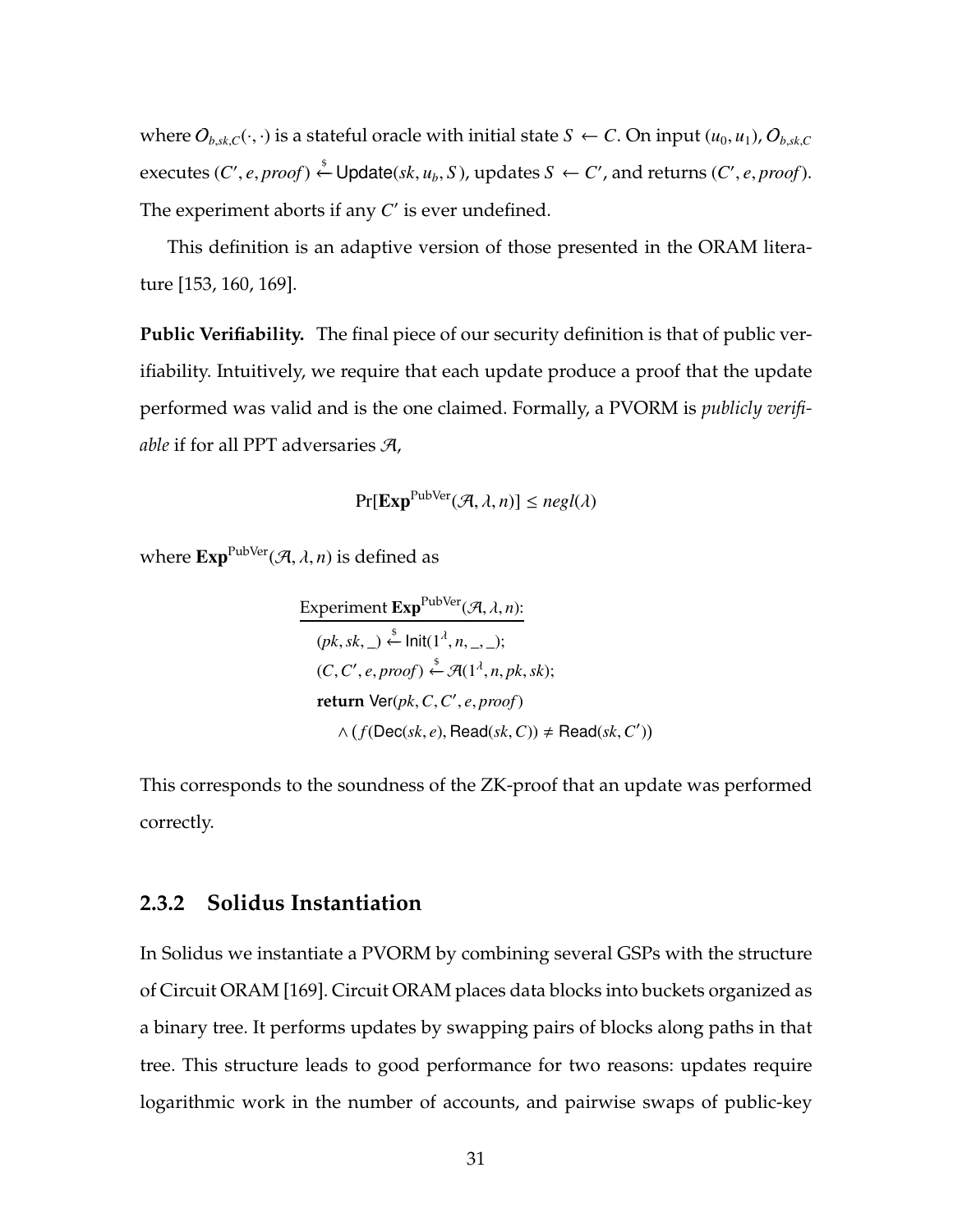where $O_{b,sk,C}(\cdot,\cdot)$ is a stateful oracle with initial state $S \leftarrow C$. On input $(u_0, u_1)$, $O_{b,sk,C}$ executes $(C', e, proof) \xleftarrow{\$} \mathsf{Update}(sk, u_b, S)$, updates $S \leftarrow C'$, and returns $(C', e, proof)$. The experiment aborts if any $C'$ is ever undefined.

This definition is an adaptive version of those presented in the ORAM literature [153, 160, 169].

**Public Verifiability.** The final piece of our security definition is that of public verifiability. Intuitively, we require that each update produce a proof that the update performed was valid and is the one claimed. Formally, a PVORM is *publicly verifiable* if for all PPT adversaries $\mathcal{A}$,

$$\Pr[\mathbf{Exp}^{\text{PubVer}}(\mathcal{A}, \lambda, n)] \leq negl(\lambda)$$

where $\mathbf{Exp}^{\text{PubVer}}(\mathcal{A}, \lambda, n)$ is defined as

$$
\begin{array}{l}
\underline{\text{Experiment } \mathbf{Exp}^{\text{PubVer}}(\mathcal{A}, \lambda, n):} \\
\quad (pk, sk, \_) \xleftarrow{\$} \mathsf{Init}(1^\lambda, n, \_, \_); \\
\quad (C, C', e, proof) \xleftarrow{\$} \mathcal{A}(1^\lambda, n, pk, sk); \\
\quad \textbf{return } \mathsf{Ver}(pk, C, C', e, proof) \\
\qquad \wedge \left( f(\mathsf{Dec}(sk, e), \mathsf{Read}(sk, C)) \neq \mathsf{Read}(sk, C') \right)
\end{array}
$$

This corresponds to the soundness of the ZK-proof that an update was performed correctly.

### 2.3.2 Solidus Instantiation

In Solidus we instantiate a PVORM by combining several GSPs with the structure of Circuit ORAM [169]. Circuit ORAM places data blocks into buckets organized as a binary tree. It performs updates by swapping pairs of blocks along paths in that tree. This structure leads to good performance for two reasons: updates require logarithmic work in the number of accounts, and pairwise swaps of public-key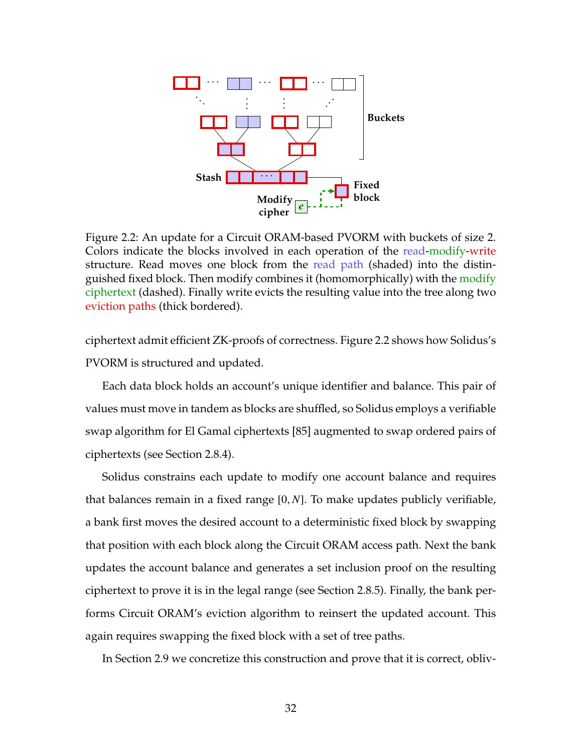Figure 2.2: An update for a Circuit ORAM-based PVORM with buckets of size 2. Colors indicate the blocks involved in each operation of the read-modify-write structure. Read moves one block from the read path (shaded) into the distinguished fixed block. Then modify combines it (homomorphically) with the modify ciphertext (dashed). Finally write evicts the resulting value into the tree along two eviction paths (thick bordered).

ciphertext admit efficient ZK-proofs of correctness. Figure 2.2 shows how Solidus's PVORM is structured and updated.

Each data block holds an account's unique identifier and balance. This pair of values must move in tandem as blocks are shuffled, so Solidus employs a verifiable swap algorithm for El Gamal ciphertexts [85] augmented to swap ordered pairs of ciphertexts (see Section 2.8.4).

Solidus constrains each update to modify one account balance and requires that balances remain in a fixed range $[0, N]$. To make updates publicly verifiable, a bank first moves the desired account to a deterministic fixed block by swapping that position with each block along the Circuit ORAM access path. Next the bank updates the account balance and generates a set inclusion proof on the resulting ciphertext to prove it is in the legal range (see Section 2.8.5). Finally, the bank performs Circuit ORAM's eviction algorithm to reinsert the updated account. This again requires swapping the fixed block with a set of tree paths.

In Section 2.9 we concretize this construction and prove that it is correct, obliv-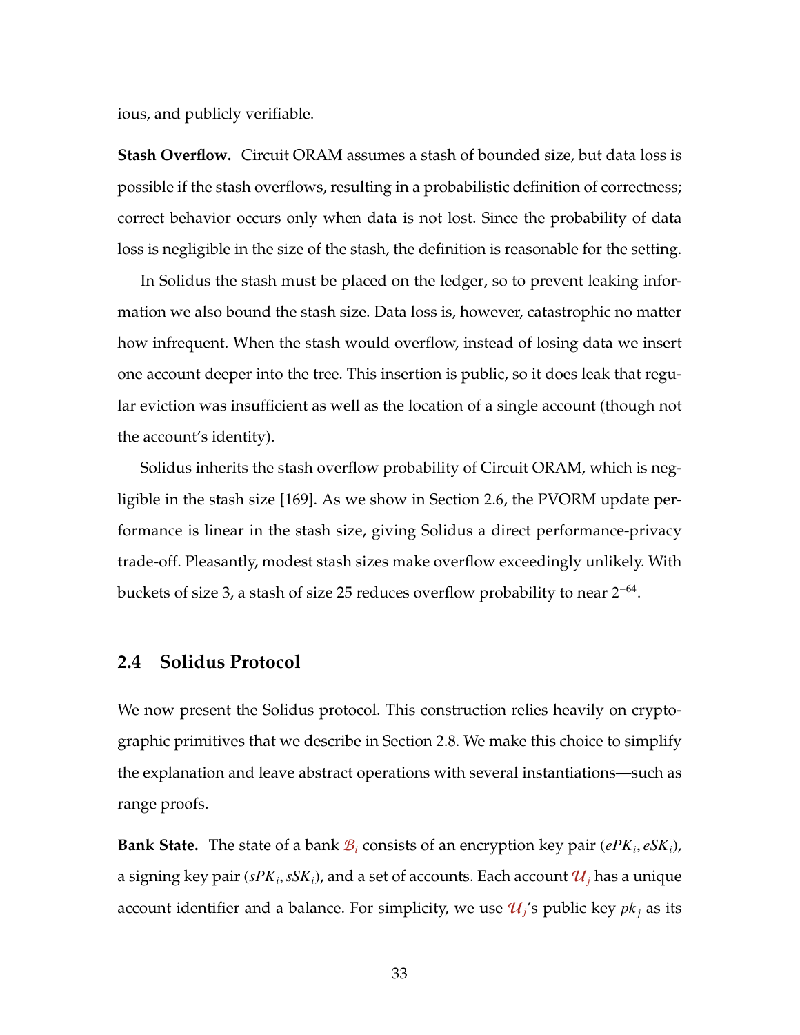ious, and publicly verifiable.

**Stash Overflow.** Circuit ORAM assumes a stash of bounded size, but data loss is possible if the stash overflows, resulting in a probabilistic definition of correctness; correct behavior occurs only when data is not lost. Since the probability of data loss is negligible in the size of the stash, the definition is reasonable for the setting.

In Solidus the stash must be placed on the ledger, so to prevent leaking information we also bound the stash size. Data loss is, however, catastrophic no matter how infrequent. When the stash would overflow, instead of losing data we insert one account deeper into the tree. This insertion is public, so it does leak that regular eviction was insufficient as well as the location of a single account (though not the account's identity).

Solidus inherits the stash overflow probability of Circuit ORAM, which is negligible in the stash size [169]. As we show in Section 2.6, the PVORM update performance is linear in the stash size, giving Solidus a direct performance-privacy trade-off. Pleasantly, modest stash sizes make overflow exceedingly unlikely. With buckets of size 3, a stash of size 25 reduces overflow probability to near $2^{-64}$.

## 2.4 Solidus Protocol

We now present the Solidus protocol. This construction relies heavily on cryptographic primitives that we describe in Section 2.8. We make this choice to simplify the explanation and leave abstract operations with several instantiations—such as range proofs.

**Bank State.** The state of a bank $\mathcal{B}_i$ consists of an encryption key pair $(ePK_i, eSK_i)$, a signing key pair $(sPK_i, sSK_i)$, and a set of accounts. Each account $\mathcal{U}_j$ has a unique account identifier and a balance. For simplicity, we use $\mathcal{U}_j$'s public key $pk_j$ as its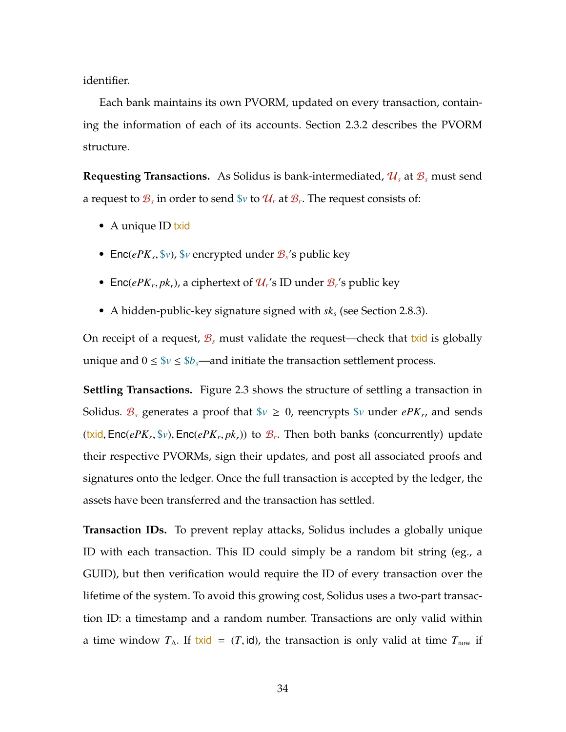identifier.

Each bank maintains its own PVORM, updated on every transaction, containing the information of each of its accounts. Section 2.3.2 describes the PVORM structure.

**Requesting Transactions.** As Solidus is bank-intermediated, $\mathcal{U}_s$ at $\mathcal{B}_s$ must send a request to $\mathcal{B}_s$ in order to send $\$v$ to $\mathcal{U}_r$ at $\mathcal{B}_r$. The request consists of:

- A unique ID txid
- $\mathsf{Enc}(ePK_s, \$v)$, $\$v$ encrypted under $\mathcal{B}_s$'s public key
- $\mathsf{Enc}(ePK_r, pk_r)$, a ciphertext of $\mathcal{U}_r$'s ID under $\mathcal{B}_r$'s public key
- A hidden-public-key signature signed with $sk_s$ (see Section 2.8.3).

On receipt of a request, $\mathcal{B}_s$ must validate the request—check that txid is globally unique and $0 \leq \$v \leq \$b_s$—and initiate the transaction settlement process.

**Settling Transactions.** Figure 2.3 shows the structure of settling a transaction in Solidus. $\mathcal{B}_s$ generates a proof that $\$v \geq 0$, reencrypts $\$v$ under $ePK_r$, and sends $(\mathsf{txid}, \mathsf{Enc}(ePK_r, \$v), \mathsf{Enc}(ePK_r, pk_r))$ to $\mathcal{B}_r$. Then both banks (concurrently) update their respective PVORMs, sign their updates, and post all associated proofs and signatures onto the ledger. Once the full transaction is accepted by the ledger, the assets have been transferred and the transaction has settled.

**Transaction IDs.** To prevent replay attacks, Solidus includes a globally unique ID with each transaction. This ID could simply be a random bit string (eg., a GUID), but then verification would require the ID of every transaction over the lifetime of the system. To avoid this growing cost, Solidus uses a two-part transaction ID: a timestamp and a random number. Transactions are only valid within a time window $T_\Delta$. If $\mathsf{txid} = (T, \mathsf{id})$, the transaction is only valid at time $T_{\text{now}}$ if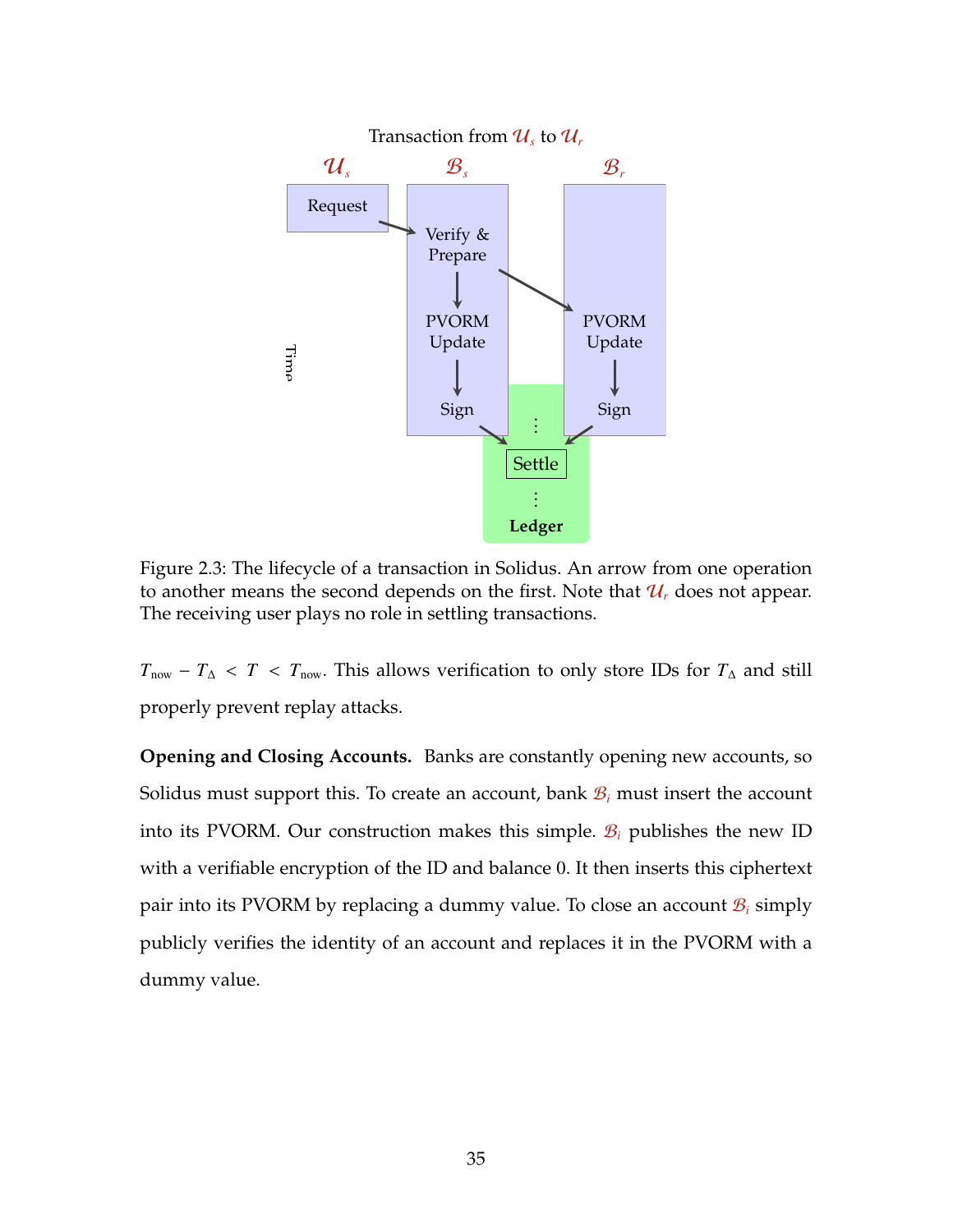Figure 2.3: The lifecycle of a transaction in Solidus. An arrow from one operation to another means the second depends on the first. Note that $\mathcal{U}_r$ does not appear. The receiving user plays no role in settling transactions.

$T_{\text{now}} - T_\Delta < T < T_{\text{now}}$. This allows verification to only store IDs for $T_\Delta$ and still properly prevent replay attacks.

**Opening and Closing Accounts.** Banks are constantly opening new accounts, so Solidus must support this. To create an account, bank $\mathcal{B}_i$ must insert the account into its PVORM. Our construction makes this simple. $\mathcal{B}_i$ publishes the new ID with a verifiable encryption of the ID and balance 0. It then inserts this ciphertext pair into its PVORM by replacing a dummy value. To close an account $\mathcal{B}_i$ simply publicly verifies the identity of an account and replaces it in the PVORM with a dummy value.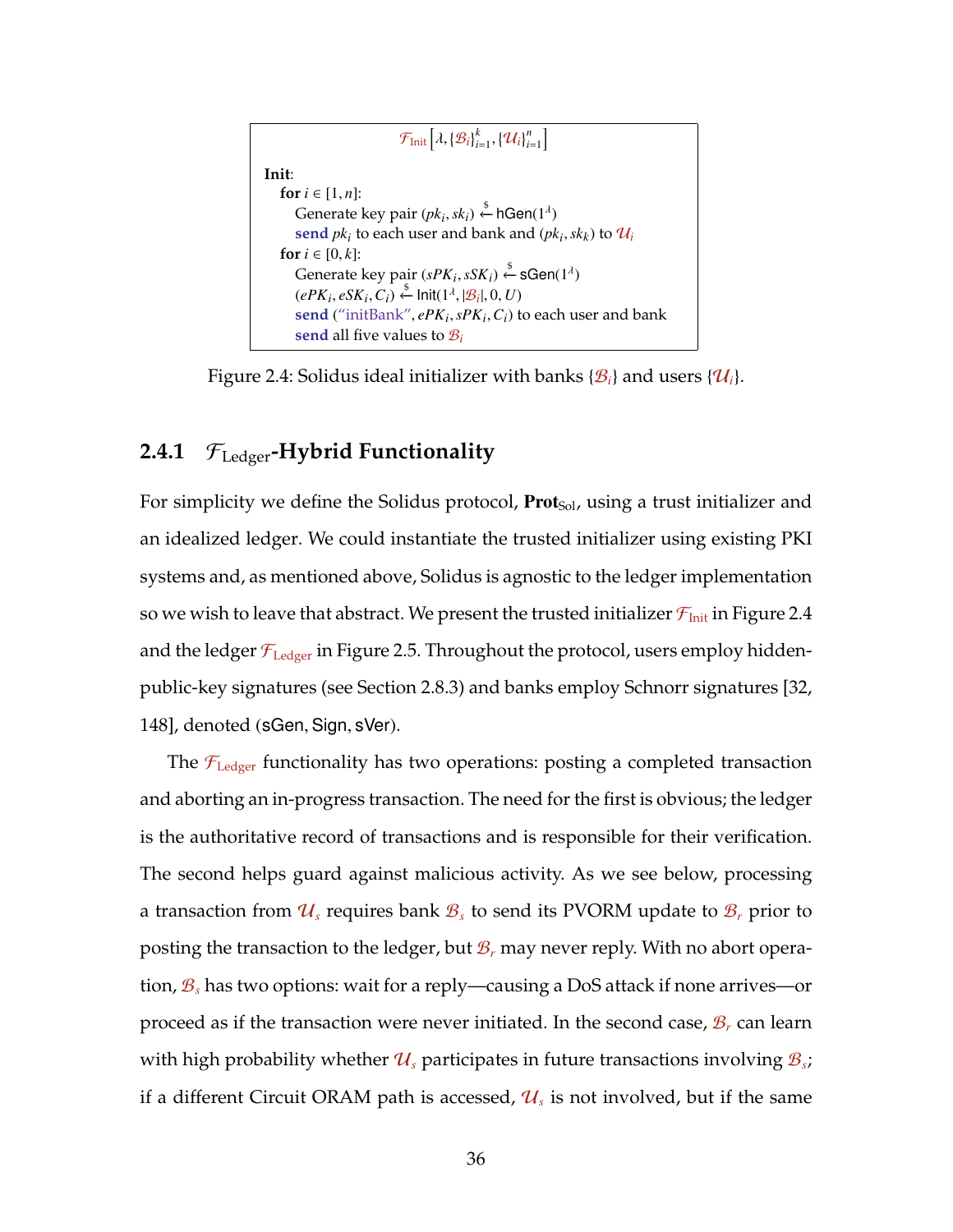$\mathcal{F}_{\text{Init}}\left[\lambda, \{\mathcal{B}_i\}_{i=1}^k, \{\mathcal{U}_i\}_{i=1}^n\right]$

**Init**:
  **for** $i \in [1, n]$:
    Generate key pair $(pk_i, sk_i) \xleftarrow{\$} \mathsf{hGen}(1^\lambda)$
    **send** $pk_i$ to each user and bank and $(pk_i, sk_k)$ to $\mathcal{U}_i$
  **for** $i \in [0, k]$:
    Generate key pair $(sPK_i, sSK_i) \xleftarrow{\$} \mathsf{sGen}(1^\lambda)$
    $(ePK_i, eSK_i, C_i) \xleftarrow{\$} \mathsf{Init}(1^\lambda, |\mathcal{B}_i|, 0, U)$
    **send** ("initBank", $ePK_i, sPK_i, C_i$) to each user and bank
    **send** all five values to $\mathcal{B}_i$

Figure 2.4: Solidus ideal initializer with banks $\{\mathcal{B}_i\}$ and users $\{\mathcal{U}_i\}$.

### 2.4.1 $\mathcal{F}_{\text{Ledger}}$-Hybrid Functionality

For simplicity we define the Solidus protocol, $\textbf{Prot}_{\text{Sol}}$, using a trust initializer and an idealized ledger. We could instantiate the trusted initializer using existing PKI systems and, as mentioned above, Solidus is agnostic to the ledger implementation so we wish to leave that abstract. We present the trusted initializer $\mathcal{F}_{\text{Init}}$ in Figure 2.4 and the ledger $\mathcal{F}_{\text{Ledger}}$ in Figure 2.5. Throughout the protocol, users employ hidden-public-key signatures (see Section 2.8.3) and banks employ Schnorr signatures [32, 148], denoted ($\mathsf{sGen}, \mathsf{Sign}, \mathsf{sVer}$).

The $\mathcal{F}_{\text{Ledger}}$ functionality has two operations: posting a completed transaction and aborting an in-progress transaction. The need for the first is obvious; the ledger is the authoritative record of transactions and is responsible for their verification. The second helps guard against malicious activity. As we see below, processing a transaction from $\mathcal{U}_s$ requires bank $\mathcal{B}_s$ to send its PVORM update to $\mathcal{B}_r$ prior to posting the transaction to the ledger, but $\mathcal{B}_r$ may never reply. With no abort operation, $\mathcal{B}_s$ has two options: wait for a reply—causing a DoS attack if none arrives—or proceed as if the transaction were never initiated. In the second case, $\mathcal{B}_r$ can learn with high probability whether $\mathcal{U}_s$ participates in future transactions involving $\mathcal{B}_s$; if a different Circuit ORAM path is accessed, $\mathcal{U}_s$ is not involved, but if the same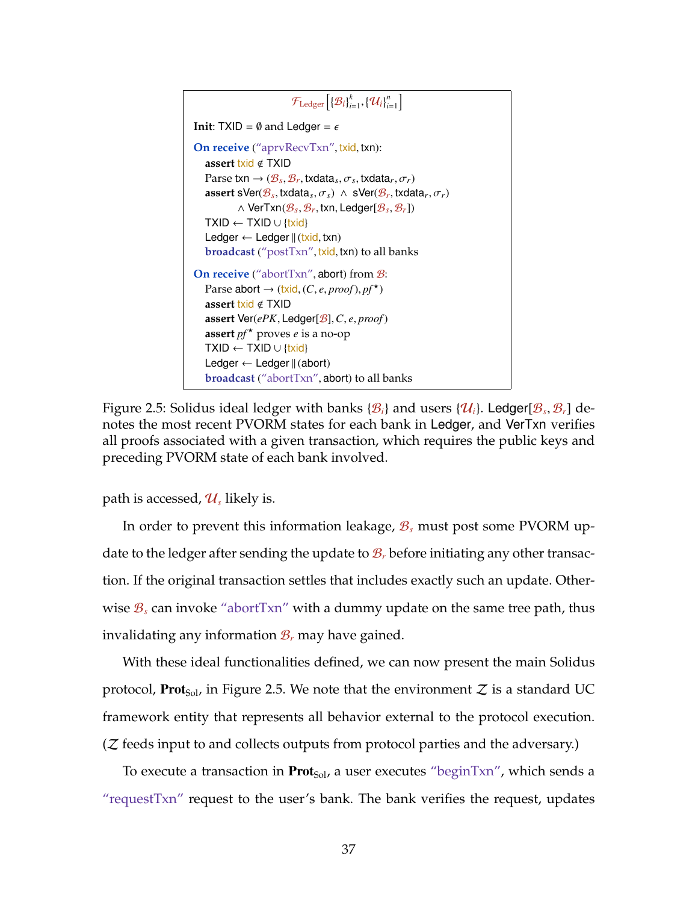$\mathcal{F}_{\text{Ledger}}\left[\{\mathcal{B}_i\}_{i=1}^k, \{\mathcal{U}_i\}_{i=1}^n\right]$

**Init**: TXID = $\emptyset$ and Ledger = $\epsilon$

**On receive** ("aprvRecvTxn", txid, txn):
- **assert** txid $\notin$ TXID
- Parse txn $\rightarrow (\mathcal{B}_s, \mathcal{B}_r, \mathsf{txdata}_s, \sigma_s, \mathsf{txdata}_r, \sigma_r)$
- **assert** $\mathsf{sVer}(\mathcal{B}_s, \mathsf{txdata}_s, \sigma_s) \wedge \mathsf{sVer}(\mathcal{B}_r, \mathsf{txdata}_r, \sigma_r)$ $\wedge\ \mathsf{VerTxn}(\mathcal{B}_s, \mathcal{B}_r, \mathsf{txn}, \mathsf{Ledger}[\mathcal{B}_s, \mathcal{B}_r])$
- TXID $\leftarrow$ TXID $\cup$ {txid}
- Ledger $\leftarrow$ Ledger $\|$ (txid, txn)
- **broadcast** ("postTxn", txid, txn) to all banks

**On receive** ("abortTxn", abort) from $\mathcal{B}$:
- Parse abort $\rightarrow (\mathsf{txid}, (C, e, \mathit{proof}), \mathit{pf}^\star)$
- **assert** txid $\notin$ TXID
- **assert** $\mathsf{Ver}(ePK, \mathsf{Ledger}[\mathcal{B}], C, e, \mathit{proof})$
- **assert** $\mathit{pf}^\star$ proves $e$ is a no-op
- TXID $\leftarrow$ TXID $\cup$ {txid}
- Ledger $\leftarrow$ Ledger $\|$ (abort)
- **broadcast** ("abortTxn", abort) to all banks

Figure 2.5: Solidus ideal ledger with banks $\{\mathcal{B}_i\}$ and users $\{\mathcal{U}_i\}$. $\mathsf{Ledger}[\mathcal{B}_s, \mathcal{B}_r]$ denotes the most recent PVORM states for each bank in Ledger, and VerTxn verifies all proofs associated with a given transaction, which requires the public keys and preceding PVORM state of each bank involved.

path is accessed, $\mathcal{U}_s$ likely is.

In order to prevent this information leakage, $\mathcal{B}_s$ must post some PVORM update to the ledger after sending the update to $\mathcal{B}_r$ before initiating any other transaction. If the original transaction settles that includes exactly such an update. Otherwise $\mathcal{B}_s$ can invoke "abortTxn" with a dummy update on the same tree path, thus invalidating any information $\mathcal{B}_r$ may have gained.

With these ideal functionalities defined, we can now present the main Solidus protocol, $\mathbf{Prot}_{\text{Sol}}$, in Figure 2.5. We note that the environment $\mathcal{Z}$ is a standard UC framework entity that represents all behavior external to the protocol execution. ($\mathcal{Z}$ feeds input to and collects outputs from protocol parties and the adversary.)

To execute a transaction in $\mathbf{Prot}_{\text{Sol}}$, a user executes "beginTxn", which sends a "requestTxn" request to the user's bank. The bank verifies the request, updates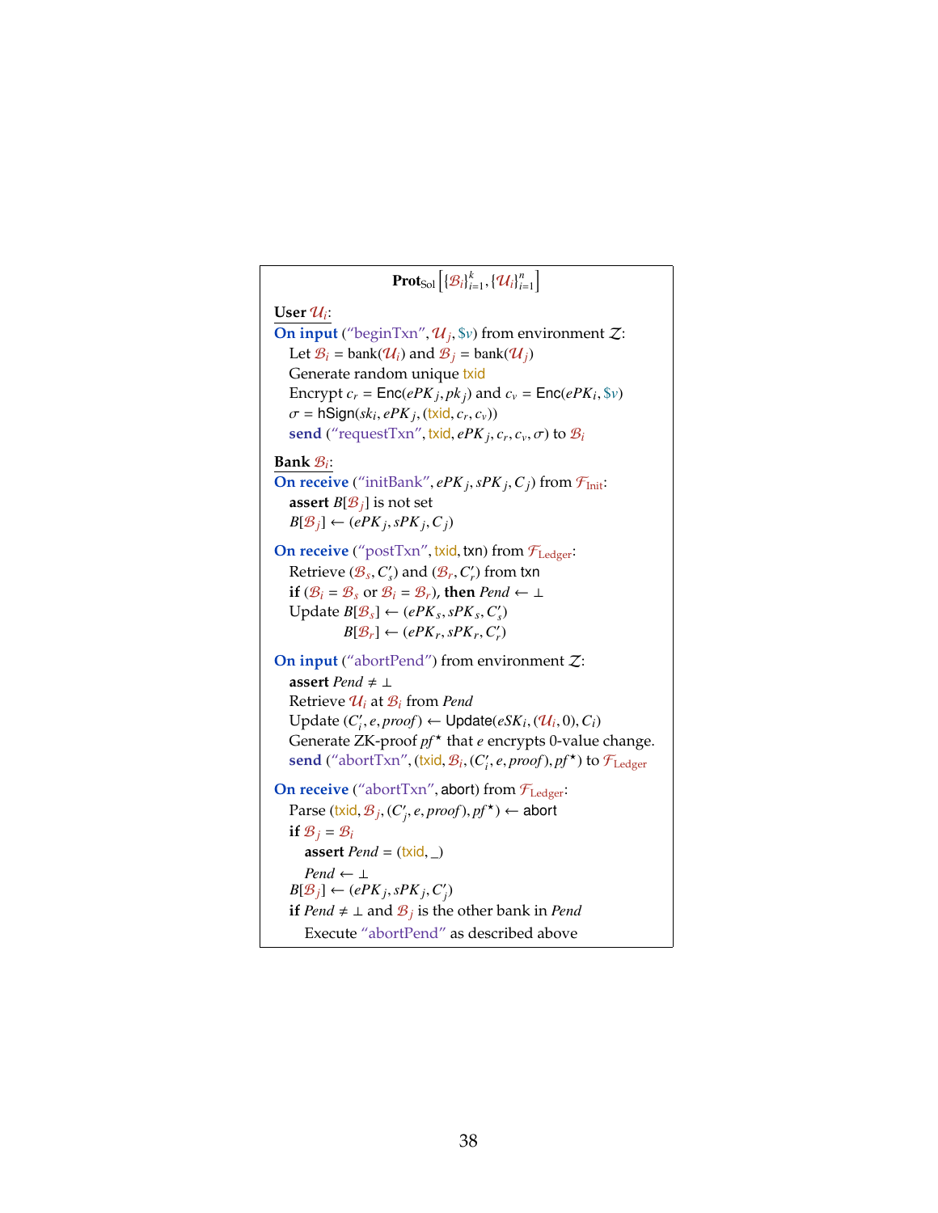**Prot**$_{\text{Sol}}\left[\{\mathcal{B}_i\}_{i=1}^{k}, \{\mathcal{U}_i\}_{i=1}^{n}\right]$

**User** $\mathcal{U}_i$:

**On input** ("beginTxn", $\mathcal{U}_j$, $\$v$) from environment $\mathcal{Z}$:

- Let $\mathcal{B}_i = \mathsf{bank}(\mathcal{U}_i)$ and $\mathcal{B}_j = \mathsf{bank}(\mathcal{U}_j)$
- Generate random unique txid
- Encrypt $c_r = \mathsf{Enc}(ePK_j, pk_j)$ and $c_v = \mathsf{Enc}(ePK_i, \$v)$
- $\sigma = \mathsf{hSign}(sk_i, ePK_j, (\mathsf{txid}, c_r, c_v))$
- **send** ("requestTxn", txid, $ePK_j, c_r, c_v, \sigma$) to $\mathcal{B}_i$

**Bank** $\mathcal{B}_i$:

**On receive** ("initBank", $ePK_j, sPK_j, C_j$) from $\mathcal{F}_{\text{Init}}$:

- **assert** $B[\mathcal{B}_j]$ is not set
- $B[\mathcal{B}_j] \leftarrow (ePK_j, sPK_j, C_j)$

**On receive** ("postTxn", txid, txn) from $\mathcal{F}_{\text{Ledger}}$:

- Retrieve $(\mathcal{B}_s, C'_s)$ and $(\mathcal{B}_r, C'_r)$ from txn
- **if** ($\mathcal{B}_i = \mathcal{B}_s$ or $\mathcal{B}_i = \mathcal{B}_r$), **then** $Pend \leftarrow \bot$
- Update $B[\mathcal{B}_s] \leftarrow (ePK_s, sPK_s, C'_s)$
  - $B[\mathcal{B}_r] \leftarrow (ePK_r, sPK_r, C'_r)$

**On input** ("abortPend") from environment $\mathcal{Z}$:

- **assert** $Pend \neq \bot$
- Retrieve $\mathcal{U}_i$ at $\mathcal{B}_i$ from $Pend$
- Update $(C'_i, e, proof) \leftarrow \mathsf{Update}(eSK_i, (\mathcal{U}_i, 0), C_i)$
- Generate ZK-proof $pf^\star$ that $e$ encrypts 0-value change.
- **send** ("abortTxn", (txid, $\mathcal{B}_i$, $(C'_i, e, proof), pf^\star$) to $\mathcal{F}_{\text{Ledger}}$

**On receive** ("abortTxn", abort) from $\mathcal{F}_{\text{Ledger}}$:

- Parse (txid, $\mathcal{B}_j$, $(C'_j, e, proof), pf^\star$) $\leftarrow$ abort
- **if** $\mathcal{B}_j = \mathcal{B}_i$
  - **assert** $Pend =$ (txid, \_)
  - $Pend \leftarrow \bot$
- $B[\mathcal{B}_j] \leftarrow (ePK_j, sPK_j, C'_j)$
- **if** $Pend \neq \bot$ and $\mathcal{B}_j$ is the other bank in $Pend$
  - Execute "abortPend" as described above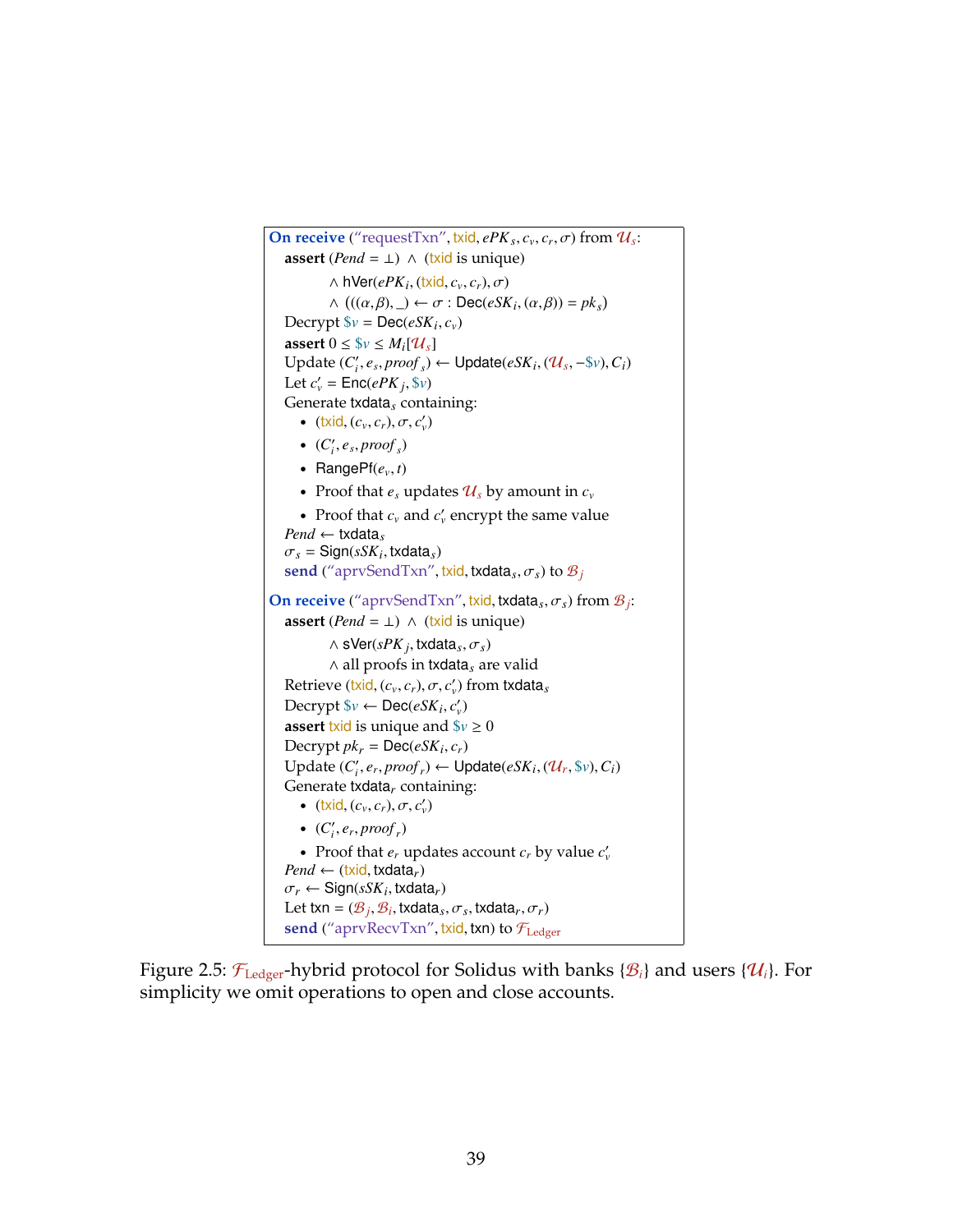**On receive** (“requestTxn”, txid, $ePK_s, c_v, c_r, \sigma$) from $\mathcal{U}_s$:

**assert** ($Pend = \perp$) $\wedge$ (txid is unique)

$\wedge$ $\mathsf{hVer}(ePK_i, (\mathsf{txid}, c_v, c_r), \sigma)$

$\wedge$ $(((\alpha, \beta), \_) \leftarrow \sigma : \mathsf{Dec}(eSK_i, (\alpha, \beta)) = pk_s)$

Decrypt $\$v = \mathsf{Dec}(eSK_i, c_v)$

**assert** $0 \leq \$v \leq M_i[\mathcal{U}_s]$

Update $(C_i', e_s, proof_s) \leftarrow \mathsf{Update}(eSK_i, (\mathcal{U}_s, -\$v), C_i)$

Let $c_v' = \mathsf{Enc}(ePK_j, \$v)$

Generate $\mathsf{txdata}_s$ containing:

- $(\mathsf{txid}, (c_v, c_r), \sigma, c_v')$
- $(C_i', e_s, proof_s)$
- $\mathsf{RangePf}(e_v, t)$
- Proof that $e_s$ updates $\mathcal{U}_s$ by amount in $c_v$
- Proof that $c_v$ and $c_v'$ encrypt the same value

$Pend \leftarrow \mathsf{txdata}_s$

$\sigma_s = \mathsf{Sign}(sSK_i, \mathsf{txdata}_s)$

**send** (“aprvSendTxn”, txid, $\mathsf{txdata}_s, \sigma_s$) to $\mathcal{B}_j$

**On receive** (“aprvSendTxn”, txid, $\mathsf{txdata}_s, \sigma_s$) from $\mathcal{B}_j$:

**assert** ($Pend = \perp$) $\wedge$ (txid is unique)

$\wedge$ $\mathsf{sVer}(sPK_j, \mathsf{txdata}_s, \sigma_s)$

$\wedge$ all proofs in $\mathsf{txdata}_s$ are valid

Retrieve $(\mathsf{txid}, (c_v, c_r), \sigma, c_v')$ from $\mathsf{txdata}_s$

Decrypt $\$v \leftarrow \mathsf{Dec}(eSK_i, c_v')$

**assert** txid is unique and $\$v \geq 0$

Decrypt $pk_r = \mathsf{Dec}(eSK_i, c_r)$

Update $(C_i', e_r, proof_r) \leftarrow \mathsf{Update}(eSK_i, (\mathcal{U}_r, \$v), C_i)$

Generate $\mathsf{txdata}_r$ containing:

- $(\mathsf{txid}, (c_v, c_r), \sigma, c_v')$
- $(C_i', e_r, proof_r)$
- Proof that $e_r$ updates account $c_r$ by value $c_v'$

$Pend \leftarrow (\mathsf{txid}, \mathsf{txdata}_r)$

$\sigma_r \leftarrow \mathsf{Sign}(sSK_i, \mathsf{txdata}_r)$

Let $\mathsf{txn} = (\mathcal{B}_j, \mathcal{B}_i, \mathsf{txdata}_s, \sigma_s, \mathsf{txdata}_r, \sigma_r)$

**send** (“aprvRecvTxn”, txid, txn) to $\mathcal{F}_{\text{Ledger}}$

Figure 2.5: $\mathcal{F}_{\text{Ledger}}$-hybrid protocol for Solidus with banks $\{\mathcal{B}_i\}$ and users $\{\mathcal{U}_i\}$. For simplicity we omit operations to open and close accounts.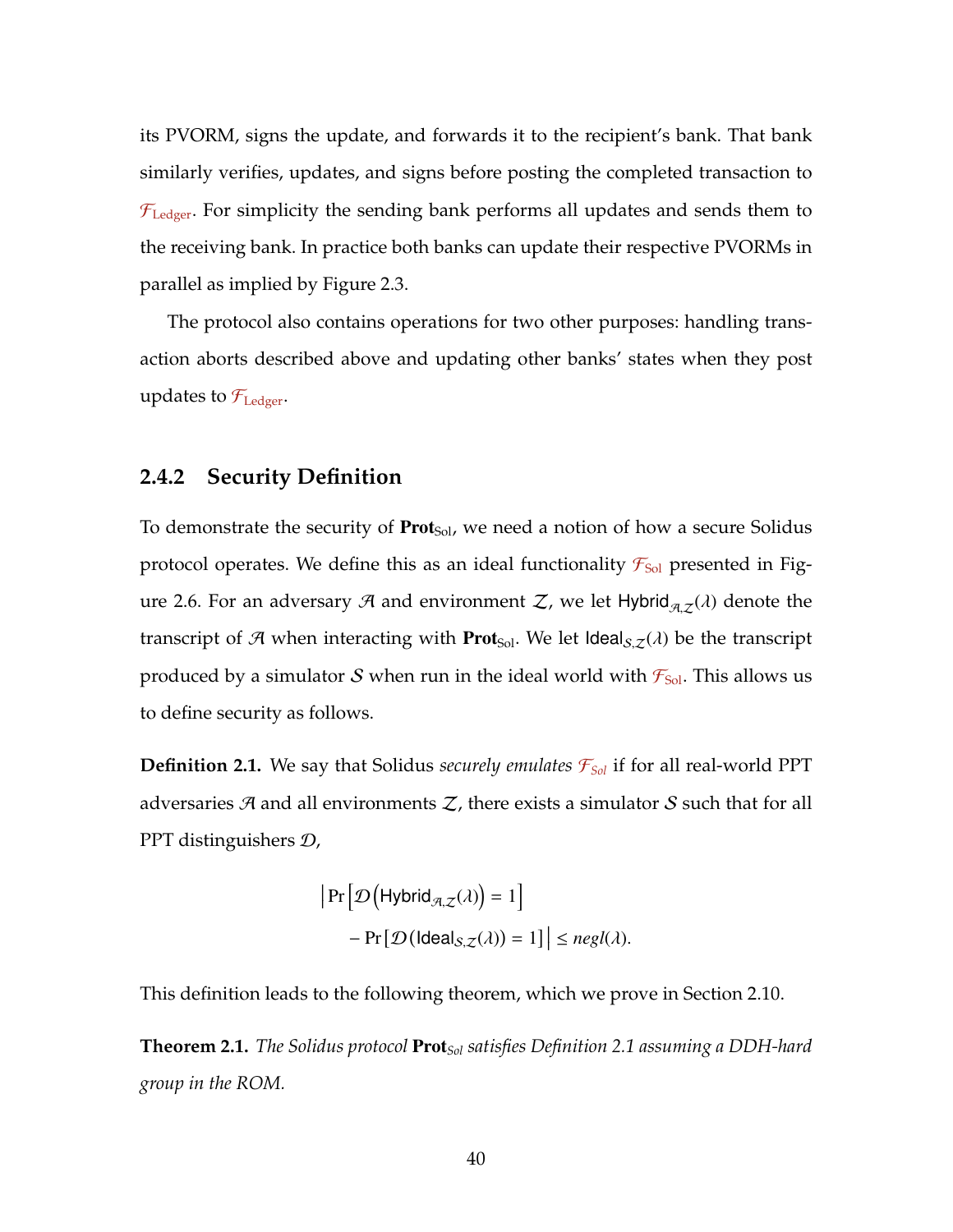its PVORM, signs the update, and forwards it to the recipient's bank. That bank similarly verifies, updates, and signs before posting the completed transaction to $\mathcal{F}_{\text{Ledger}}$. For simplicity the sending bank performs all updates and sends them to the receiving bank. In practice both banks can update their respective PVORMs in parallel as implied by Figure 2.3.

The protocol also contains operations for two other purposes: handling transaction aborts described above and updating other banks' states when they post updates to $\mathcal{F}_{\text{Ledger}}$.

### 2.4.2 Security Definition

To demonstrate the security of $\textbf{Prot}_{\text{Sol}}$, we need a notion of how a secure Solidus protocol operates. We define this as an ideal functionality $\mathcal{F}_{\text{Sol}}$ presented in Figure 2.6. For an adversary $\mathcal{A}$ and environment $\mathcal{Z}$, we let $\mathsf{Hybrid}_{\mathcal{A},\mathcal{Z}}(\lambda)$ denote the transcript of $\mathcal{A}$ when interacting with $\textbf{Prot}_{\text{Sol}}$. We let $\mathsf{Ideal}_{\mathcal{S},\mathcal{Z}}(\lambda)$ be the transcript produced by a simulator $\mathcal{S}$ when run in the ideal world with $\mathcal{F}_{\text{Sol}}$. This allows us to define security as follows.

**Definition 2.1.** We say that Solidus *securely emulates* $\mathcal{F}_{\text{Sol}}$ if for all real-world PPT adversaries $\mathcal{A}$ and all environments $\mathcal{Z}$, there exists a simulator $\mathcal{S}$ such that for all PPT distinguishers $\mathcal{D}$,

$$\left| \Pr\left[\mathcal{D}\left(\mathsf{Hybrid}_{\mathcal{A},\mathcal{Z}}(\lambda)\right) = 1\right] - \Pr\left[\mathcal{D}(\mathsf{Ideal}_{\mathcal{S},\mathcal{Z}}(\lambda)) = 1\right] \right| \leq negl(\lambda).$$

This definition leads to the following theorem, which we prove in Section 2.10.

**Theorem 2.1.** *The Solidus protocol* $\textbf{Prot}_{Sol}$ *satisfies Definition 2.1 assuming a DDH-hard group in the ROM.*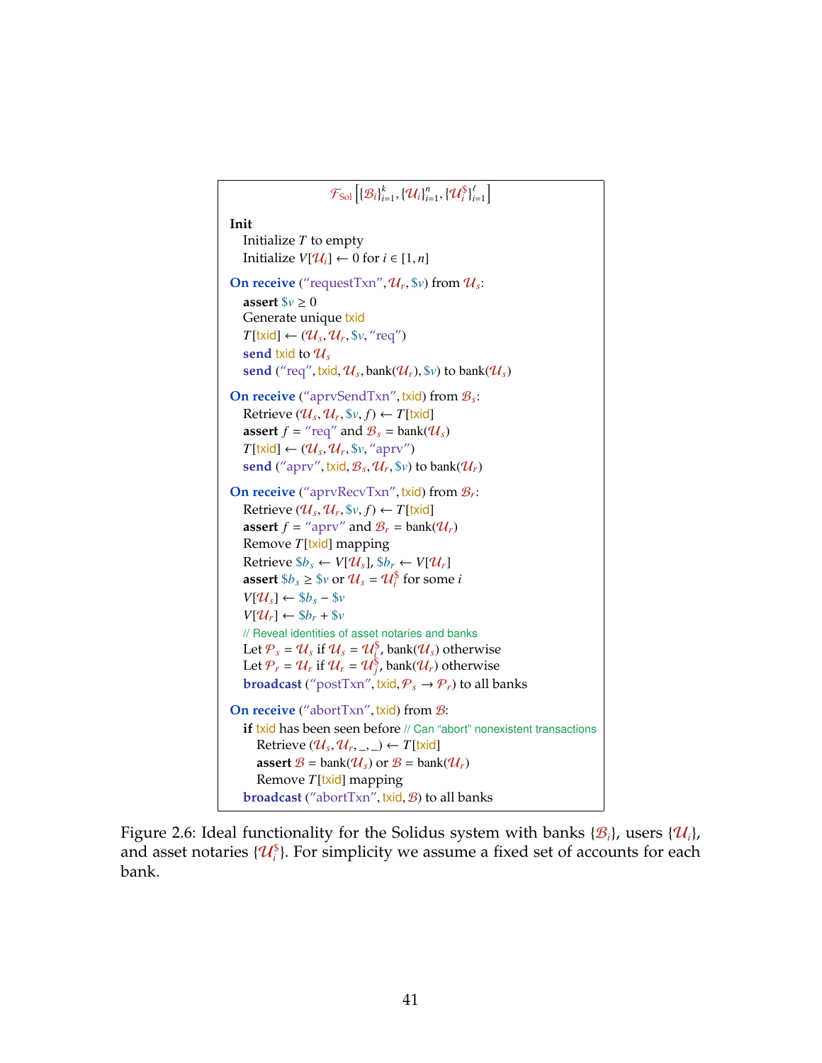$\mathcal{F}_{\text{Sol}}\left[\{\mathcal{B}_i\}_{i=1}^k, \{\mathcal{U}_i\}_{i=1}^n, \{\mathcal{U}_i^\$\}_{i=1}^\ell\right]$

**Init**
  Initialize $T$ to empty
  Initialize $V[\mathcal{U}_i] \leftarrow 0$ for $i \in [1, n]$

**On receive** ("requestTxn", $\mathcal{U}_r$, $\$v$) from $\mathcal{U}_s$:
  **assert** $\$v \geq 0$
  Generate unique txid
  $T[\text{txid}] \leftarrow (\mathcal{U}_s, \mathcal{U}_r, \$v, \text{"req"})$
  **send** txid to $\mathcal{U}_s$
  **send** ("req", txid, $\mathcal{U}_s$, bank($\mathcal{U}_r$), $\$v$) to bank($\mathcal{U}_s$)

**On receive** ("aprvSendTxn", txid) from $\mathcal{B}_s$:
  Retrieve $(\mathcal{U}_s, \mathcal{U}_r, \$v, f) \leftarrow T[\text{txid}]$
  **assert** $f = \text{"req"}$ and $\mathcal{B}_s = \text{bank}(\mathcal{U}_s)$
  $T[\text{txid}] \leftarrow (\mathcal{U}_s, \mathcal{U}_r, \$v, \text{"aprv"})$
  **send** ("aprv", txid, $\mathcal{B}_s$, $\mathcal{U}_r$, $\$v$) to bank($\mathcal{U}_r$)

**On receive** ("aprvRecvTxn", txid) from $\mathcal{B}_r$:
  Retrieve $(\mathcal{U}_s, \mathcal{U}_r, \$v, f) \leftarrow T[\text{txid}]$
  **assert** $f = \text{"aprv"}$ and $\mathcal{B}_r = \text{bank}(\mathcal{U}_r)$
  Remove $T[\text{txid}]$ mapping
  Retrieve $\$b_s \leftarrow V[\mathcal{U}_s]$, $\$b_r \leftarrow V[\mathcal{U}_r]$
  **assert** $\$b_s \geq \$v$ or $\mathcal{U}_s = \mathcal{U}_i^\$$ for some $i$
  $V[\mathcal{U}_s] \leftarrow \$b_s - \$v$
  $V[\mathcal{U}_r] \leftarrow \$b_r + \$v$
  // Reveal identities of asset notaries and banks
  Let $\mathcal{P}_s = \mathcal{U}_s$ if $\mathcal{U}_s = \mathcal{U}_i^\$$, bank($\mathcal{U}_s$) otherwise
  Let $\mathcal{P}_r = \mathcal{U}_r$ if $\mathcal{U}_r = \mathcal{U}_j^\$$, bank($\mathcal{U}_r$) otherwise
  **broadcast** ("postTxn", txid, $\mathcal{P}_s \rightarrow \mathcal{P}_r$) to all banks

**On receive** ("abortTxn", txid) from $\mathcal{B}$:
  **if** txid has been seen before // Can "abort" nonexistent transactions
    Retrieve $(\mathcal{U}_s, \mathcal{U}_r, \_, \_) \leftarrow T[\text{txid}]$
    **assert** $\mathcal{B} = \text{bank}(\mathcal{U}_s)$ or $\mathcal{B} = \text{bank}(\mathcal{U}_r)$
    Remove $T[\text{txid}]$ mapping
  **broadcast** ("abortTxn", txid, $\mathcal{B}$) to all banks

Figure 2.6: Ideal functionality for the Solidus system with banks $\{\mathcal{B}_i\}$, users $\{\mathcal{U}_i\}$, and asset notaries $\{\mathcal{U}_i^\$\}$. For simplicity we assume a fixed set of accounts for each bank.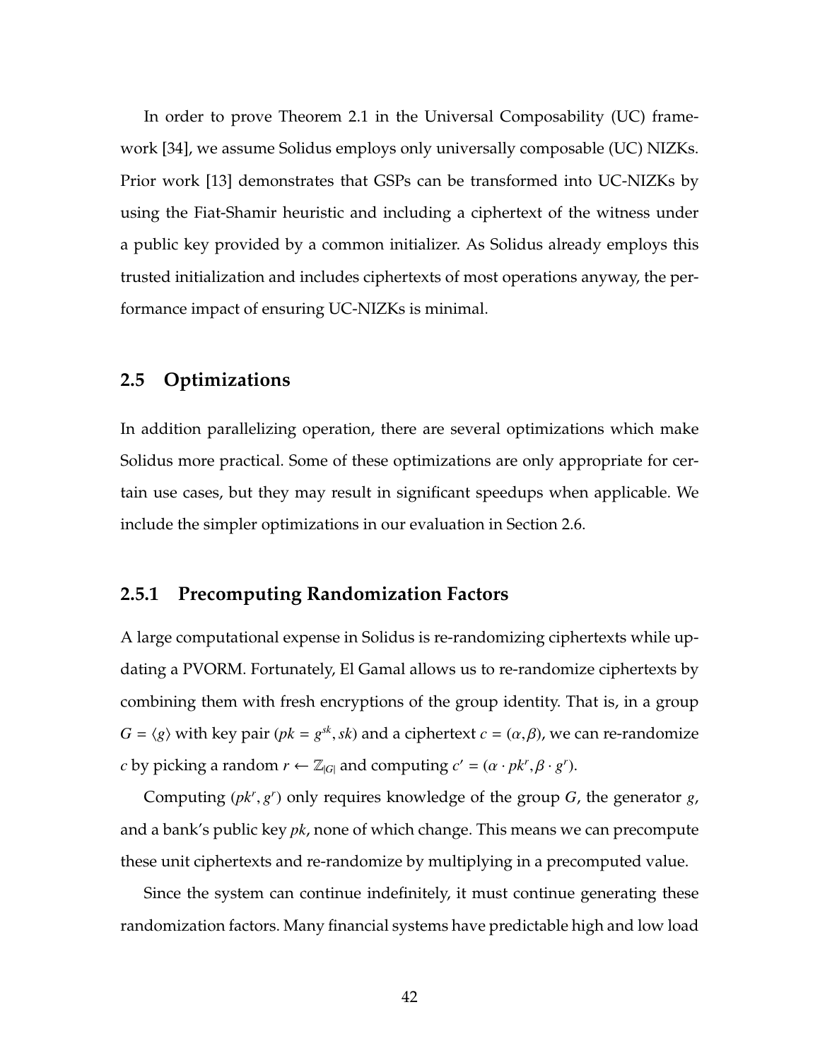In order to prove Theorem 2.1 in the Universal Composability (UC) framework [34], we assume Solidus employs only universally composable (UC) NIZKs. Prior work [13] demonstrates that GSPs can be transformed into UC-NIZKs by using the Fiat-Shamir heuristic and including a ciphertext of the witness under a public key provided by a common initializer. As Solidus already employs this trusted initialization and includes ciphertexts of most operations anyway, the performance impact of ensuring UC-NIZKs is minimal.

## 2.5 Optimizations

In addition parallelizing operation, there are several optimizations which make Solidus more practical. Some of these optimizations are only appropriate for certain use cases, but they may result in significant speedups when applicable. We include the simpler optimizations in our evaluation in Section 2.6.

### 2.5.1 Precomputing Randomization Factors

A large computational expense in Solidus is re-randomizing ciphertexts while updating a PVORM. Fortunately, El Gamal allows us to re-randomize ciphertexts by combining them with fresh encryptions of the group identity. That is, in a group $G = \langle g \rangle$ with key pair $(pk = g^{sk}, sk)$ and a ciphertext $c = (\alpha, \beta)$, we can re-randomize $c$ by picking a random $r \leftarrow \mathbb{Z}_{|G|}$ and computing $c' = (\alpha \cdot pk^r, \beta \cdot g^r)$.

Computing $(pk^r, g^r)$ only requires knowledge of the group $G$, the generator $g$, and a bank's public key $pk$, none of which change. This means we can precompute these unit ciphertexts and re-randomize by multiplying in a precomputed value.

Since the system can continue indefinitely, it must continue generating these randomization factors. Many financial systems have predictable high and low load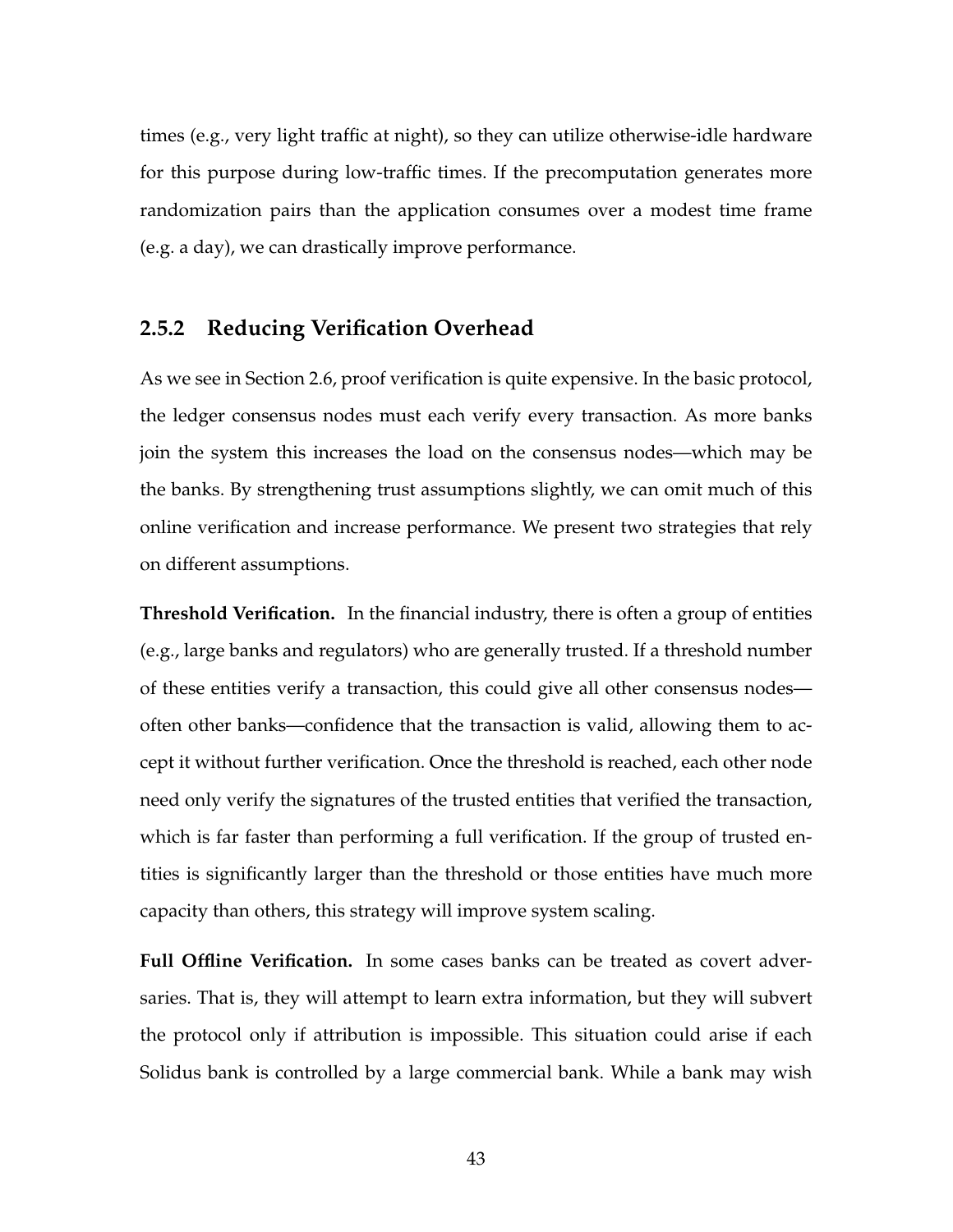times (e.g., very light traffic at night), so they can utilize otherwise-idle hardware for this purpose during low-traffic times. If the precomputation generates more randomization pairs than the application consumes over a modest time frame (e.g. a day), we can drastically improve performance.

### 2.5.2 Reducing Verification Overhead

As we see in Section 2.6, proof verification is quite expensive. In the basic protocol, the ledger consensus nodes must each verify every transaction. As more banks join the system this increases the load on the consensus nodes—which may be the banks. By strengthening trust assumptions slightly, we can omit much of this online verification and increase performance. We present two strategies that rely on different assumptions.

**Threshold Verification.** In the financial industry, there is often a group of entities (e.g., large banks and regulators) who are generally trusted. If a threshold number of these entities verify a transaction, this could give all other consensus nodes—often other banks—confidence that the transaction is valid, allowing them to accept it without further verification. Once the threshold is reached, each other node need only verify the signatures of the trusted entities that verified the transaction, which is far faster than performing a full verification. If the group of trusted entities is significantly larger than the threshold or those entities have much more capacity than others, this strategy will improve system scaling.

**Full Offline Verification.** In some cases banks can be treated as covert adversaries. That is, they will attempt to learn extra information, but they will subvert the protocol only if attribution is impossible. This situation could arise if each Solidus bank is controlled by a large commercial bank. While a bank may wish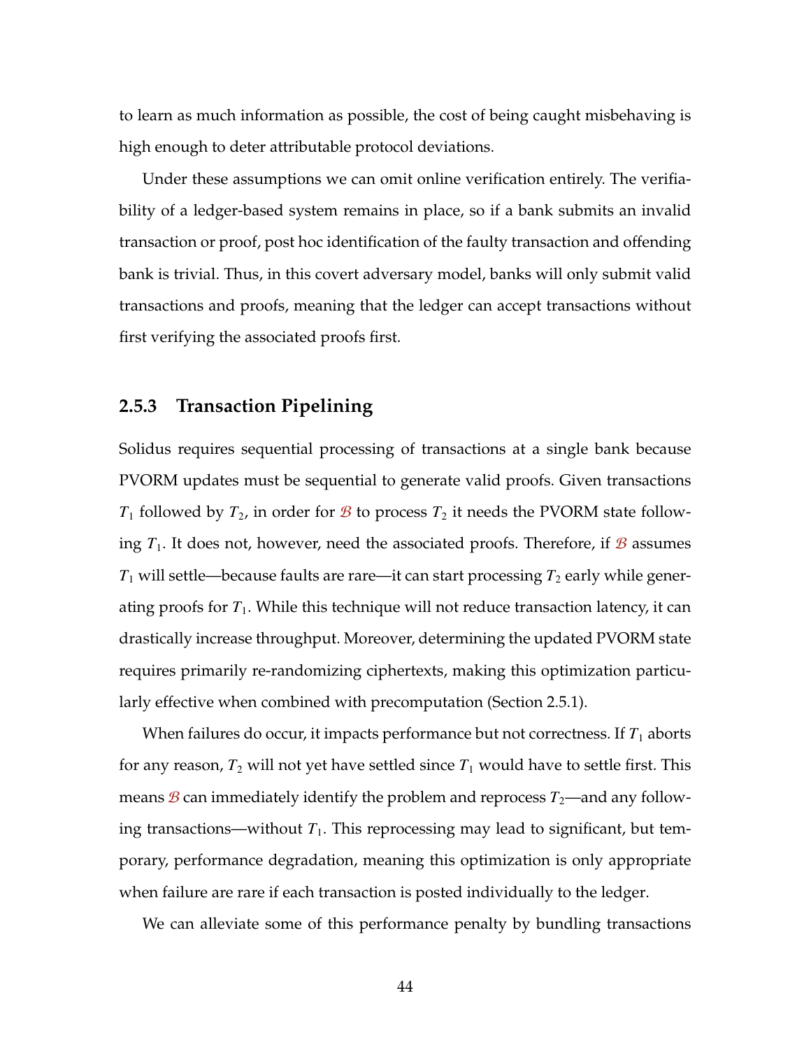to learn as much information as possible, the cost of being caught misbehaving is high enough to deter attributable protocol deviations.

Under these assumptions we can omit online verification entirely. The verifiability of a ledger-based system remains in place, so if a bank submits an invalid transaction or proof, post hoc identification of the faulty transaction and offending bank is trivial. Thus, in this covert adversary model, banks will only submit valid transactions and proofs, meaning that the ledger can accept transactions without first verifying the associated proofs first.

### 2.5.3 Transaction Pipelining

Solidus requires sequential processing of transactions at a single bank because PVORM updates must be sequential to generate valid proofs. Given transactions $T_1$ followed by $T_2$, in order for $\mathcal{B}$ to process $T_2$ it needs the PVORM state following $T_1$. It does not, however, need the associated proofs. Therefore, if $\mathcal{B}$ assumes $T_1$ will settle—because faults are rare—it can start processing $T_2$ early while generating proofs for $T_1$. While this technique will not reduce transaction latency, it can drastically increase throughput. Moreover, determining the updated PVORM state requires primarily re-randomizing ciphertexts, making this optimization particularly effective when combined with precomputation (Section 2.5.1).

When failures do occur, it impacts performance but not correctness. If $T_1$ aborts for any reason, $T_2$ will not yet have settled since $T_1$ would have to settle first. This means $\mathcal{B}$ can immediately identify the problem and reprocess $T_2$—and any following transactions—without $T_1$. This reprocessing may lead to significant, but temporary, performance degradation, meaning this optimization is only appropriate when failure are rare if each transaction is posted individually to the ledger.

We can alleviate some of this performance penalty by bundling transactions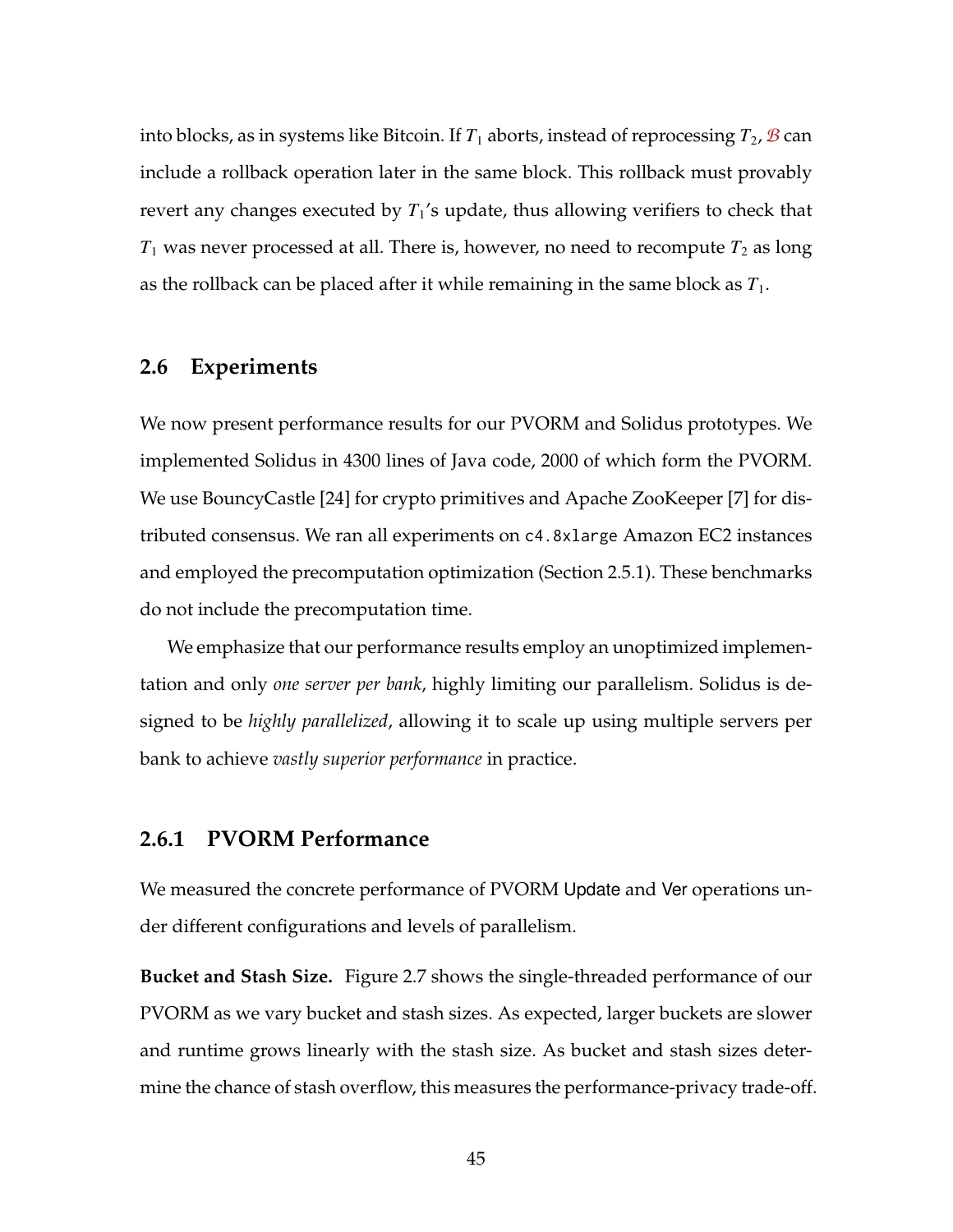into blocks, as in systems like Bitcoin. If $T_1$ aborts, instead of reprocessing $T_2$, $\mathcal{B}$ can include a rollback operation later in the same block. This rollback must provably revert any changes executed by $T_1$'s update, thus allowing verifiers to check that $T_1$ was never processed at all. There is, however, no need to recompute $T_2$ as long as the rollback can be placed after it while remaining in the same block as $T_1$.

## 2.6 Experiments

We now present performance results for our PVORM and Solidus prototypes. We implemented Solidus in 4300 lines of Java code, 2000 of which form the PVORM. We use BouncyCastle [24] for crypto primitives and Apache ZooKeeper [7] for distributed consensus. We ran all experiments on `c4.8xlarge` Amazon EC2 instances and employed the precomputation optimization (Section 2.5.1). These benchmarks do not include the precomputation time.

We emphasize that our performance results employ an unoptimized implementation and only *one server per bank*, highly limiting our parallelism. Solidus is designed to be *highly parallelized*, allowing it to scale up using multiple servers per bank to achieve *vastly superior performance* in practice.

### 2.6.1 PVORM Performance

We measured the concrete performance of PVORM Update and Ver operations under different configurations and levels of parallelism.

**Bucket and Stash Size.** Figure 2.7 shows the single-threaded performance of our PVORM as we vary bucket and stash sizes. As expected, larger buckets are slower and runtime grows linearly with the stash size. As bucket and stash sizes determine the chance of stash overflow, this measures the performance-privacy trade-off.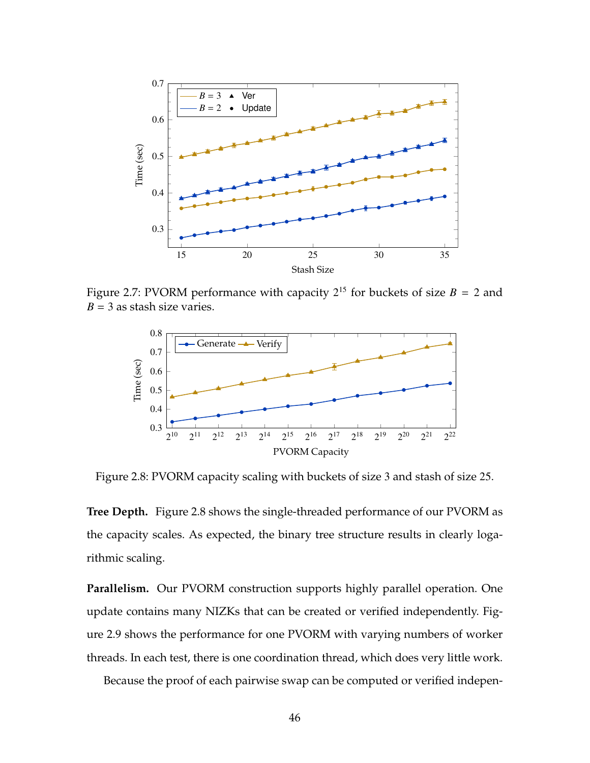Figure 2.7: PVORM performance with capacity $2^{15}$ for buckets of size $B = 2$ and $B = 3$ as stash size varies.

Figure 2.8: PVORM capacity scaling with buckets of size 3 and stash of size 25.

**Tree Depth.** Figure 2.8 shows the single-threaded performance of our PVORM as the capacity scales. As expected, the binary tree structure results in clearly logarithmic scaling.

**Parallelism.** Our PVORM construction supports highly parallel operation. One update contains many NIZKs that can be created or verified independently. Figure 2.9 shows the performance for one PVORM with varying numbers of worker threads. In each test, there is one coordination thread, which does very little work.

Because the proof of each pairwise swap can be computed or verified indepen-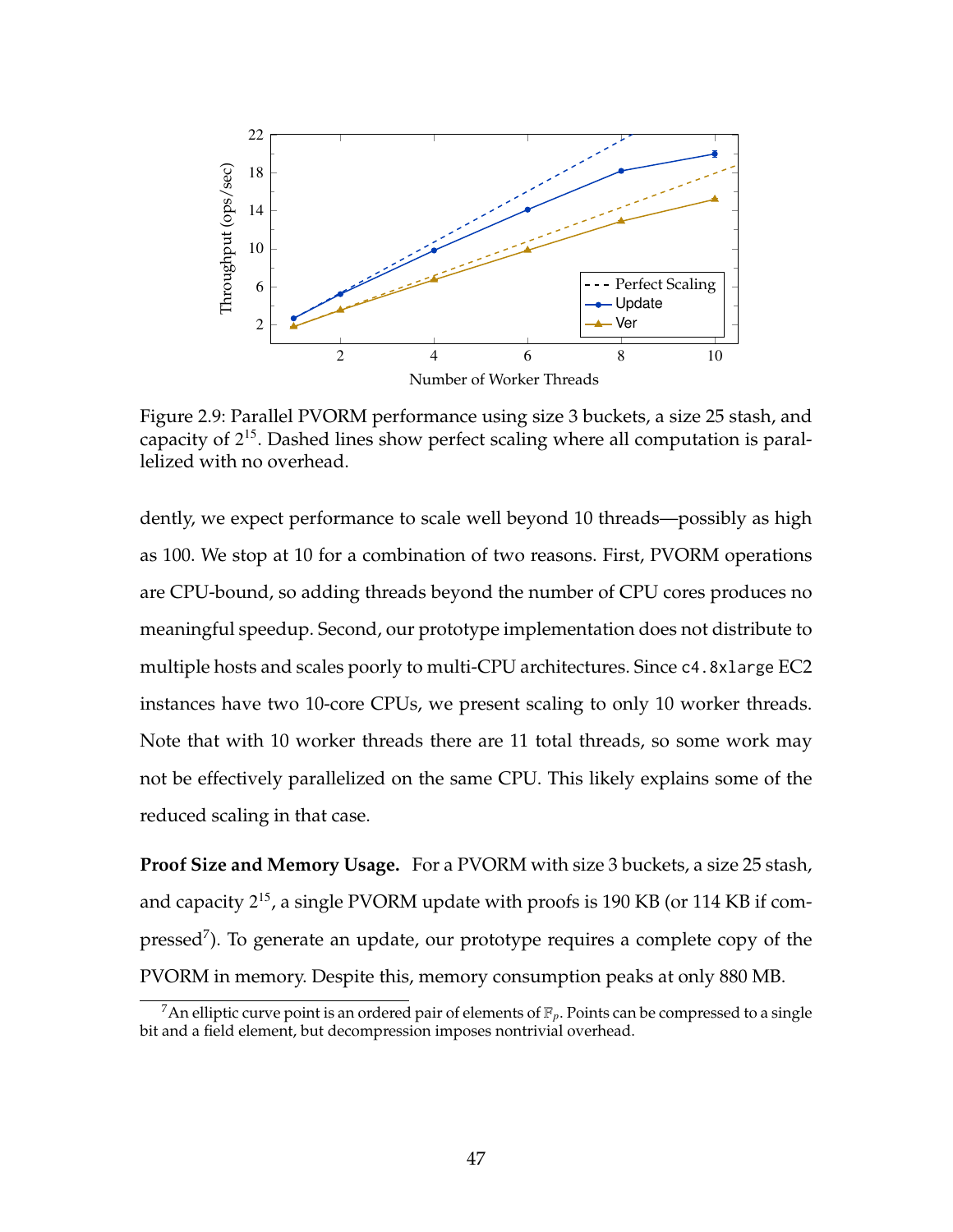Figure 2.9: Parallel PVORM performance using size 3 buckets, a size 25 stash, and capacity of $2^{15}$. Dashed lines show perfect scaling where all computation is parallelized with no overhead.

dently, we expect performance to scale well beyond 10 threads—possibly as high as 100. We stop at 10 for a combination of two reasons. First, PVORM operations are CPU-bound, so adding threads beyond the number of CPU cores produces no meaningful speedup. Second, our prototype implementation does not distribute to multiple hosts and scales poorly to multi-CPU architectures. Since `c4.8xlarge` EC2 instances have two 10-core CPUs, we present scaling to only 10 worker threads. Note that with 10 worker threads there are 11 total threads, so some work may not be effectively parallelized on the same CPU. This likely explains some of the reduced scaling in that case.

**Proof Size and Memory Usage.** For a PVORM with size 3 buckets, a size 25 stash, and capacity $2^{15}$, a single PVORM update with proofs is 190 KB (or 114 KB if compressed[7]). To generate an update, our prototype requires a complete copy of the PVORM in memory. Despite this, memory consumption peaks at only 880 MB.

[7] An elliptic curve point is an ordered pair of elements of $\mathbb{F}_p$. Points can be compressed to a single bit and a field element, but decompression imposes nontrivial overhead.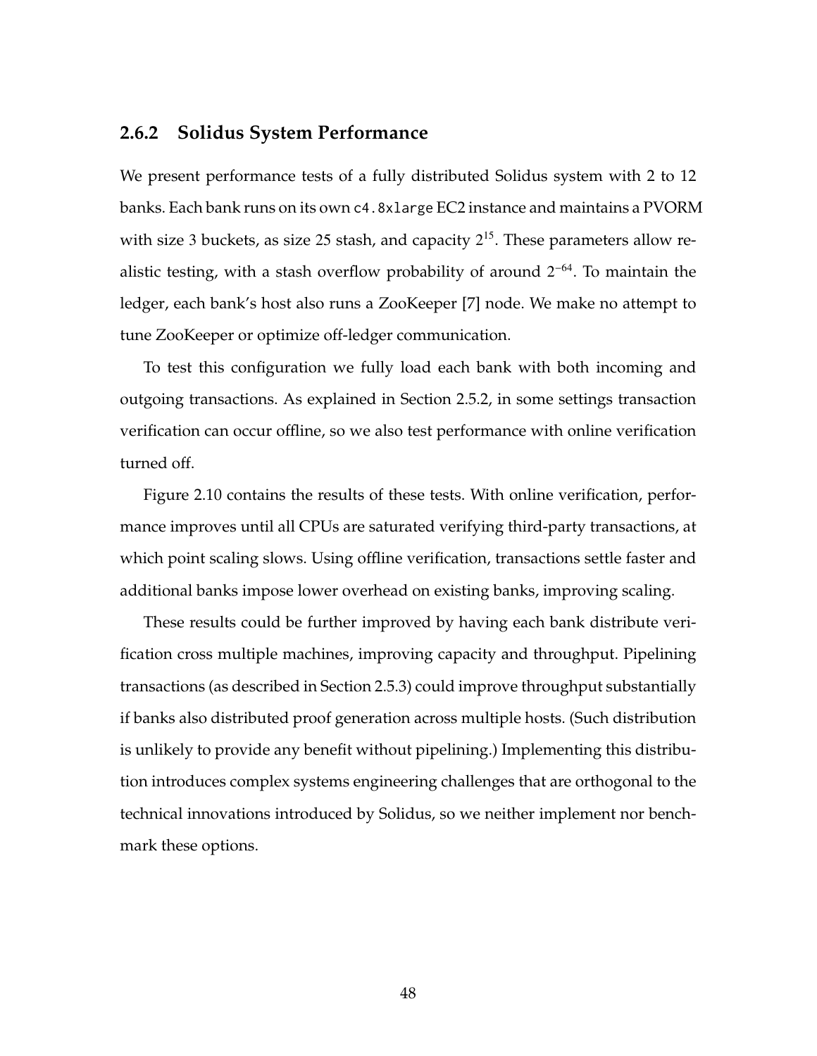### 2.6.2 Solidus System Performance

We present performance tests of a fully distributed Solidus system with 2 to 12 banks. Each bank runs on its own `c4.8xlarge` EC2 instance and maintains a PVORM with size 3 buckets, as size 25 stash, and capacity $2^{15}$. These parameters allow realistic testing, with a stash overflow probability of around $2^{-64}$. To maintain the ledger, each bank's host also runs a ZooKeeper [7] node. We make no attempt to tune ZooKeeper or optimize off-ledger communication.

To test this configuration we fully load each bank with both incoming and outgoing transactions. As explained in Section 2.5.2, in some settings transaction verification can occur offline, so we also test performance with online verification turned off.

Figure 2.10 contains the results of these tests. With online verification, performance improves until all CPUs are saturated verifying third-party transactions, at which point scaling slows. Using offline verification, transactions settle faster and additional banks impose lower overhead on existing banks, improving scaling.

These results could be further improved by having each bank distribute verification cross multiple machines, improving capacity and throughput. Pipelining transactions (as described in Section 2.5.3) could improve throughput substantially if banks also distributed proof generation across multiple hosts. (Such distribution is unlikely to provide any benefit without pipelining.) Implementing this distribution introduces complex systems engineering challenges that are orthogonal to the technical innovations introduced by Solidus, so we neither implement nor benchmark these options.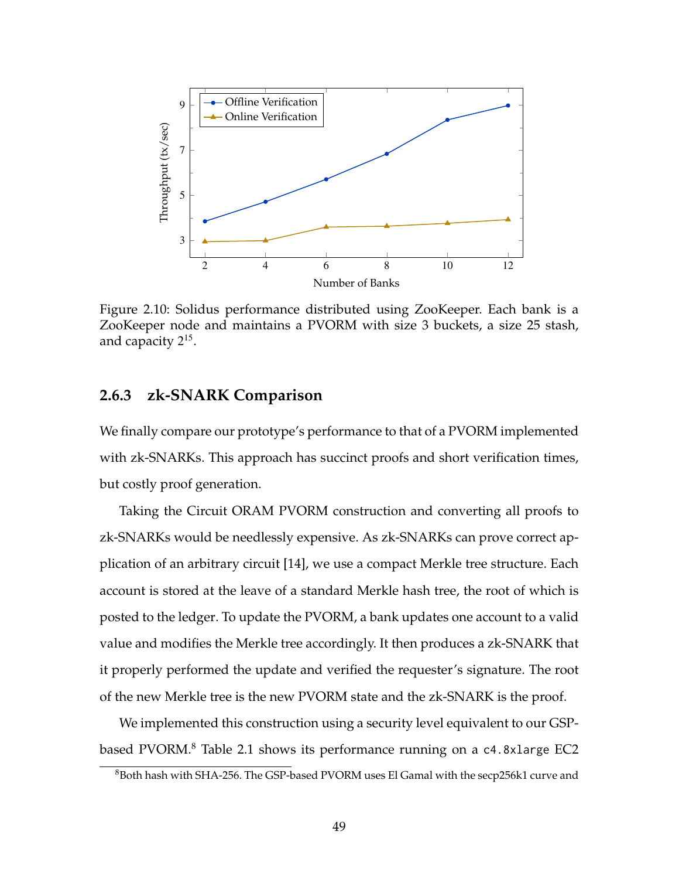Figure 2.10: Solidus performance distributed using ZooKeeper. Each bank is a ZooKeeper node and maintains a PVORM with size 3 buckets, a size 25 stash, and capacity $2^{15}$.

### 2.6.3 zk-SNARK Comparison

We finally compare our prototype's performance to that of a PVORM implemented with zk-SNARKs. This approach has succinct proofs and short verification times, but costly proof generation.

Taking the Circuit ORAM PVORM construction and converting all proofs to zk-SNARKs would be needlessly expensive. As zk-SNARKs can prove correct application of an arbitrary circuit [14], we use a compact Merkle tree structure. Each account is stored at the leave of a standard Merkle hash tree, the root of which is posted to the ledger. To update the PVORM, a bank updates one account to a valid value and modifies the Merkle tree accordingly. It then produces a zk-SNARK that it properly performed the update and verified the requester's signature. The root of the new Merkle tree is the new PVORM state and the zk-SNARK is the proof.

We implemented this construction using a security level equivalent to our GSP-based PVORM.[8] Table 2.1 shows its performance running on a `c4.8xlarge` EC2

[8] Both hash with SHA-256. The GSP-based PVORM uses El Gamal with the secp256k1 curve and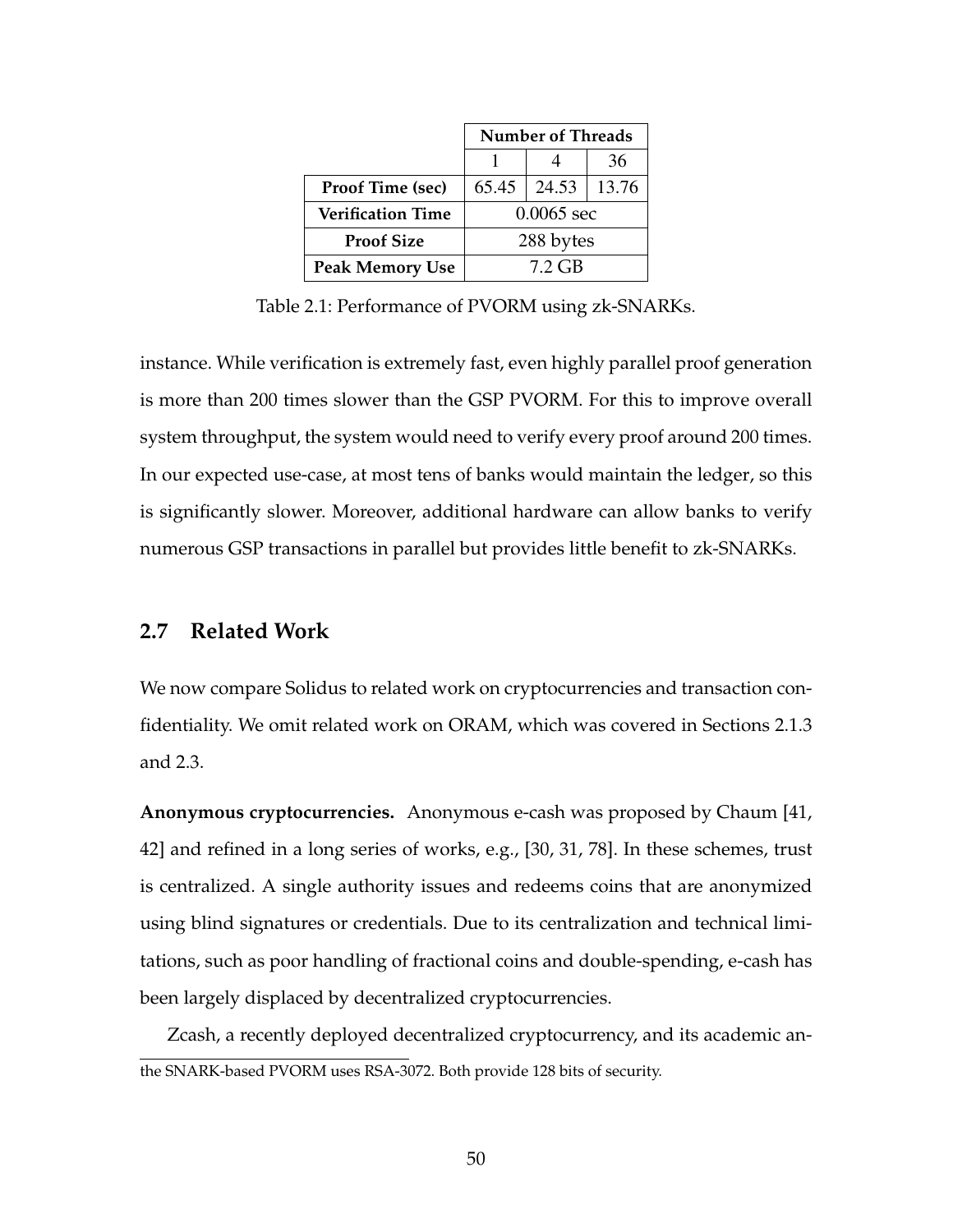| | Number of Threads | | |
|---|---|---|---|
| | 1 | 4 | 36 |
| **Proof Time (sec)** | 65.45 | 24.53 | 13.76 |
| **Verification Time** | 0.0065 sec | | |
| **Proof Size** | 288 bytes | | |
| **Peak Memory Use** | 7.2 GB | | |

Table 2.1: Performance of PVORM using zk-SNARKs.

instance. While verification is extremely fast, even highly parallel proof generation is more than 200 times slower than the GSP PVORM. For this to improve overall system throughput, the system would need to verify every proof around 200 times. In our expected use-case, at most tens of banks would maintain the ledger, so this is significantly slower. Moreover, additional hardware can allow banks to verify numerous GSP transactions in parallel but provides little benefit to zk-SNARKs.

## 2.7 Related Work

We now compare Solidus to related work on cryptocurrencies and transaction confidentiality. We omit related work on ORAM, which was covered in Sections 2.1.3 and 2.3.

**Anonymous cryptocurrencies.** Anonymous e-cash was proposed by Chaum [41, 42] and refined in a long series of works, e.g., [30, 31, 78]. In these schemes, trust is centralized. A single authority issues and redeems coins that are anonymized using blind signatures or credentials. Due to its centralization and technical limitations, such as poor handling of fractional coins and double-spending, e-cash has been largely displaced by decentralized cryptocurrencies.

Zcash, a recently deployed decentralized cryptocurrency, and its academic an-

the SNARK-based PVORM uses RSA-3072. Both provide 128 bits of security.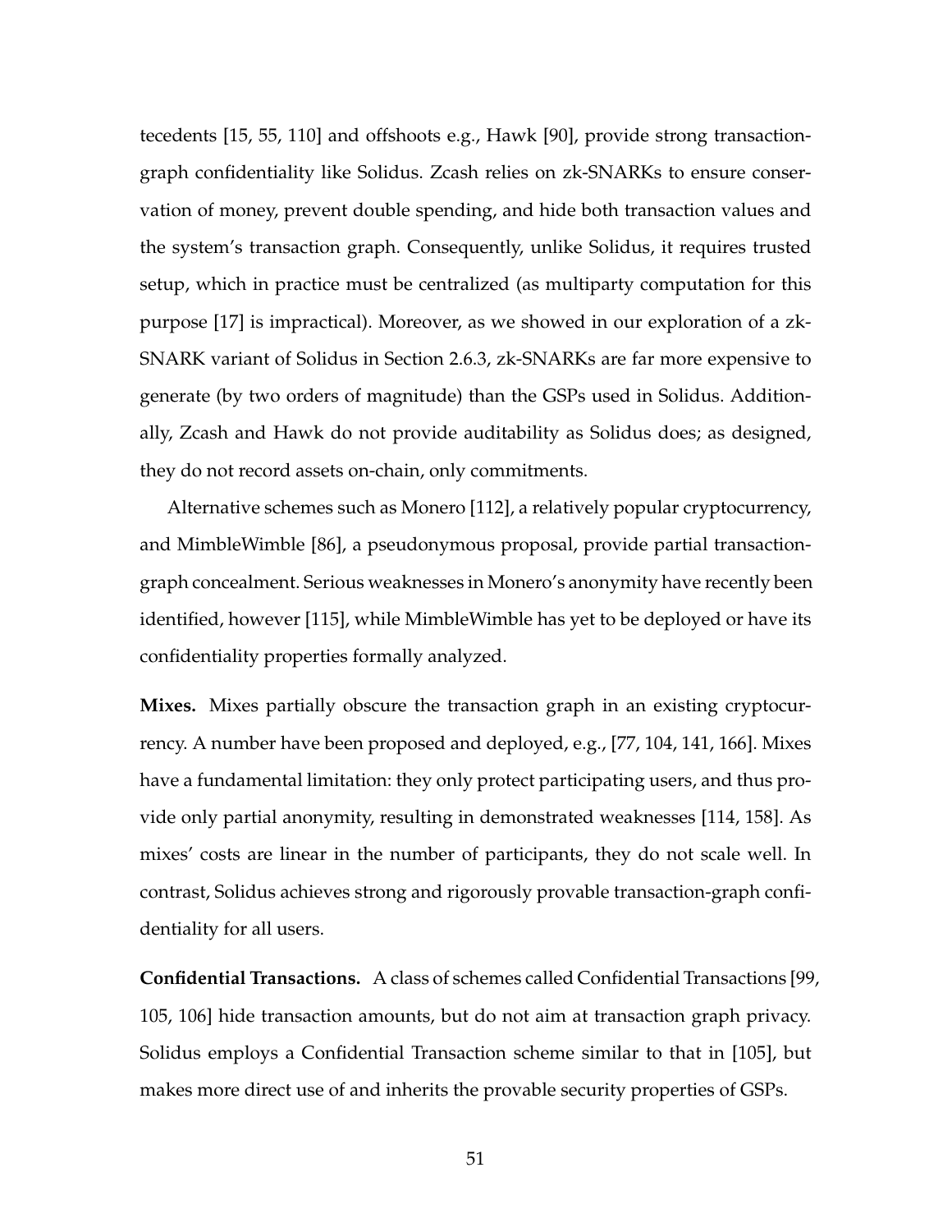tecedents [15, 55, 110] and offshoots e.g., Hawk [90], provide strong transaction-graph confidentiality like Solidus. Zcash relies on zk-SNARKs to ensure conservation of money, prevent double spending, and hide both transaction values and the system's transaction graph. Consequently, unlike Solidus, it requires trusted setup, which in practice must be centralized (as multiparty computation for this purpose [17] is impractical). Moreover, as we showed in our exploration of a zk-SNARK variant of Solidus in Section 2.6.3, zk-SNARKs are far more expensive to generate (by two orders of magnitude) than the GSPs used in Solidus. Additionally, Zcash and Hawk do not provide auditability as Solidus does; as designed, they do not record assets on-chain, only commitments.

Alternative schemes such as Monero [112], a relatively popular cryptocurrency, and MimbleWimble [86], a pseudonymous proposal, provide partial transaction-graph concealment. Serious weaknesses in Monero's anonymity have recently been identified, however [115], while MimbleWimble has yet to be deployed or have its confidentiality properties formally analyzed.

**Mixes.** Mixes partially obscure the transaction graph in an existing cryptocurrency. A number have been proposed and deployed, e.g., [77, 104, 141, 166]. Mixes have a fundamental limitation: they only protect participating users, and thus provide only partial anonymity, resulting in demonstrated weaknesses [114, 158]. As mixes' costs are linear in the number of participants, they do not scale well. In contrast, Solidus achieves strong and rigorously provable transaction-graph confidentiality for all users.

**Confidential Transactions.** A class of schemes called Confidential Transactions [99, 105, 106] hide transaction amounts, but do not aim at transaction graph privacy. Solidus employs a Confidential Transaction scheme similar to that in [105], but makes more direct use of and inherits the provable security properties of GSPs.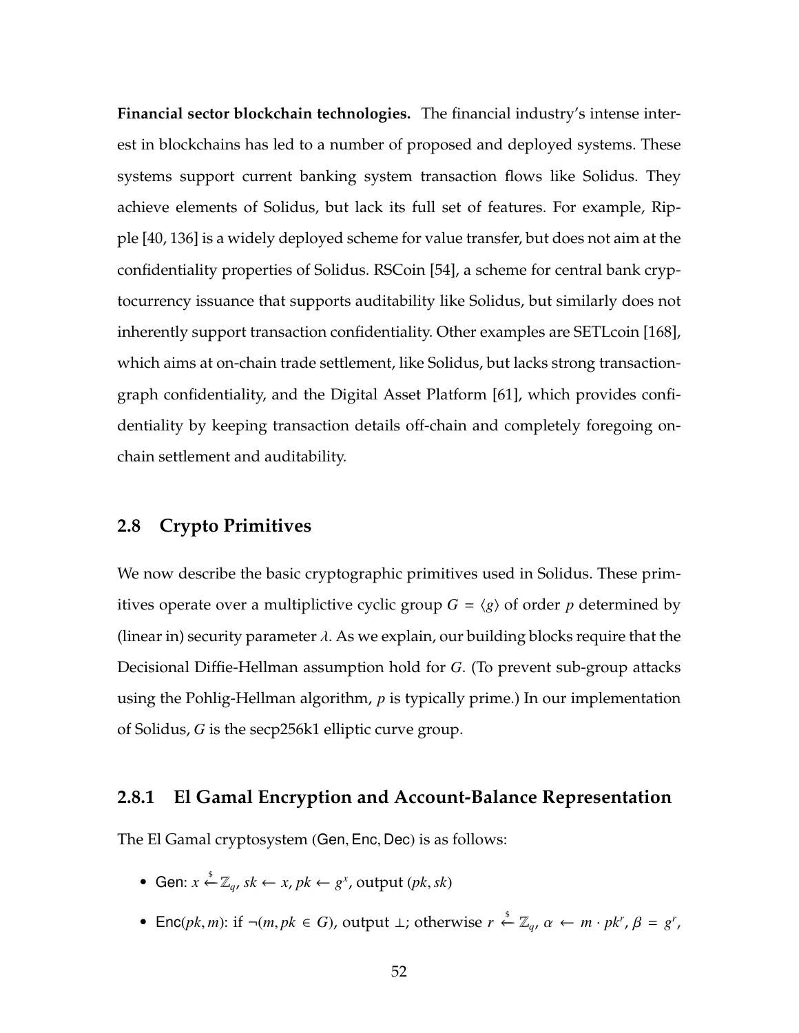**Financial sector blockchain technologies.** The financial industry's intense interest in blockchains has led to a number of proposed and deployed systems. These systems support current banking system transaction flows like Solidus. They achieve elements of Solidus, but lack its full set of features. For example, Ripple [40, 136] is a widely deployed scheme for value transfer, but does not aim at the confidentiality properties of Solidus. RSCoin [54], a scheme for central bank cryptocurrency issuance that supports auditability like Solidus, but similarly does not inherently support transaction confidentiality. Other examples are SETLcoin [168], which aims at on-chain trade settlement, like Solidus, but lacks strong transaction-graph confidentiality, and the Digital Asset Platform [61], which provides confidentiality by keeping transaction details off-chain and completely foregoing on-chain settlement and auditability.

## 2.8 Crypto Primitives

We now describe the basic cryptographic primitives used in Solidus. These primitives operate over a multiplictive cyclic group $G = \langle g \rangle$ of order $p$ determined by (linear in) security parameter $\lambda$. As we explain, our building blocks require that the Decisional Diffie-Hellman assumption hold for $G$. (To prevent sub-group attacks using the Pohlig-Hellman algorithm, $p$ is typically prime.) In our implementation of Solidus, $G$ is the secp256k1 elliptic curve group.

### 2.8.1 El Gamal Encryption and Account-Balance Representation

The El Gamal cryptosystem (Gen, Enc, Dec) is as follows:

- Gen: $x \xleftarrow{\$} \mathbb{Z}_q$, $sk \leftarrow x$, $pk \leftarrow g^x$, output $(pk, sk)$
- Enc$(pk, m)$: if $\neg(m, pk \in G)$, output $\perp$; otherwise $r \xleftarrow{\$} \mathbb{Z}_q$, $\alpha \leftarrow m \cdot pk^r$, $\beta = g^r$,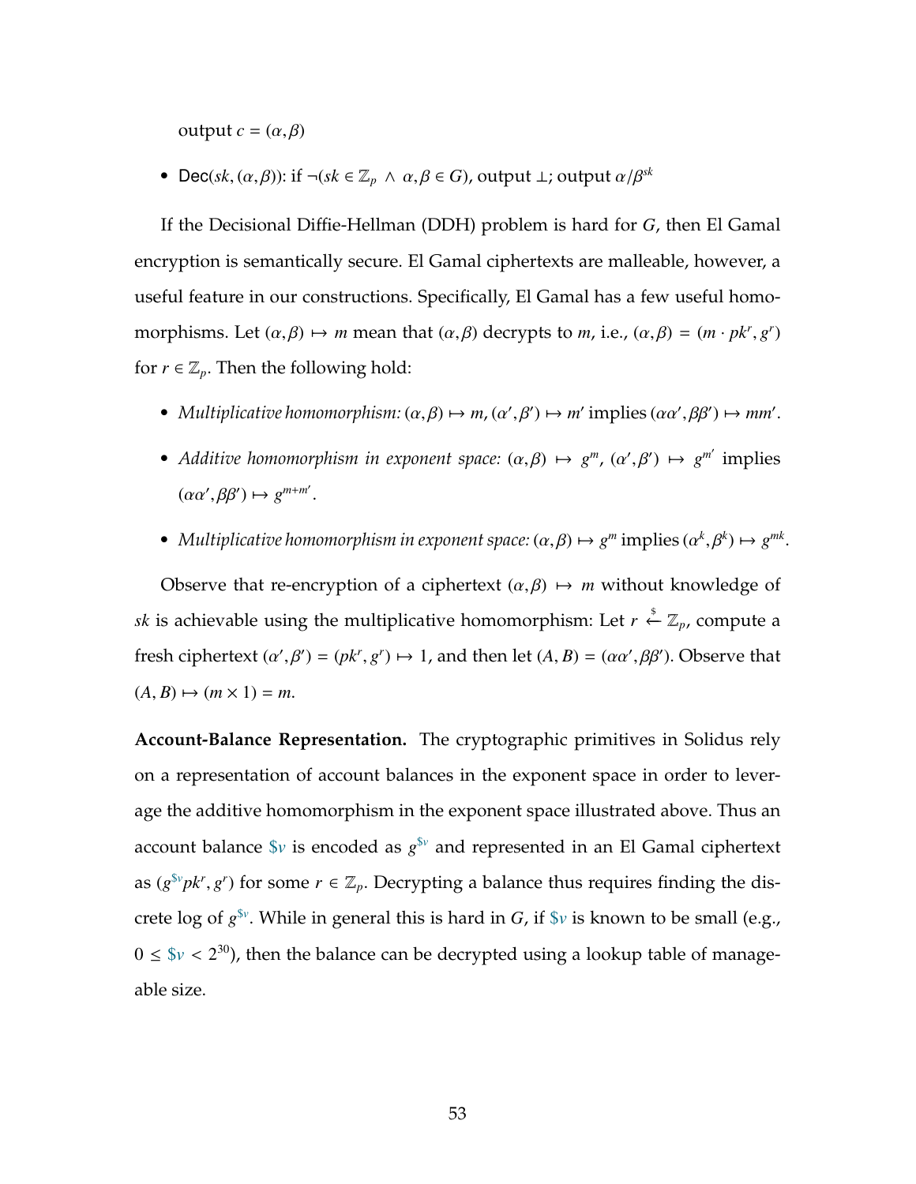output $c = (\alpha, \beta)$

- $\mathsf{Dec}(sk, (\alpha, \beta))$: if $\neg(sk \in \mathbb{Z}_p \wedge \alpha, \beta \in G)$, output $\perp$; output $\alpha/\beta^{sk}$

If the Decisional Diffie-Hellman (DDH) problem is hard for $G$, then El Gamal encryption is semantically secure. El Gamal ciphertexts are malleable, however, a useful feature in our constructions. Specifically, El Gamal has a few useful homomorphisms. Let $(\alpha, \beta) \mapsto m$ mean that $(\alpha, \beta)$ decrypts to $m$, i.e., $(\alpha, \beta) = (m \cdot pk^r, g^r)$ for $r \in \mathbb{Z}_p$. Then the following hold:

- *Multiplicative homomorphism:* $(\alpha, \beta) \mapsto m$, $(\alpha', \beta') \mapsto m'$ implies $(\alpha\alpha', \beta\beta') \mapsto mm'$.
- *Additive homomorphism in exponent space:* $(\alpha, \beta) \mapsto g^m$, $(\alpha', \beta') \mapsto g^{m'}$ implies $(\alpha\alpha', \beta\beta') \mapsto g^{m+m'}$.
- *Multiplicative homomorphism in exponent space:* $(\alpha, \beta) \mapsto g^m$ implies $(\alpha^k, \beta^k) \mapsto g^{mk}$.

Observe that re-encryption of a ciphertext $(\alpha, \beta) \mapsto m$ without knowledge of $sk$ is achievable using the multiplicative homomorphism: Let $r \xleftarrow{\$} \mathbb{Z}_p$, compute a fresh ciphertext $(\alpha', \beta') = (pk^r, g^r) \mapsto 1$, and then let $(A, B) = (\alpha\alpha', \beta\beta')$. Observe that $(A, B) \mapsto (m \times 1) = m$.

**Account-Balance Representation.** The cryptographic primitives in Solidus rely on a representation of account balances in the exponent space in order to leverage the additive homomorphism in the exponent space illustrated above. Thus an account balance $\$v$ is encoded as $g^{\$v}$ and represented in an El Gamal ciphertext as $(g^{\$v} pk^r, g^r)$ for some $r \in \mathbb{Z}_p$. Decrypting a balance thus requires finding the discrete log of $g^{\$v}$. While in general this is hard in $G$, if $\$v$ is known to be small (e.g., $0 \leq \$v < 2^{30}$), then the balance can be decrypted using a lookup table of manageable size.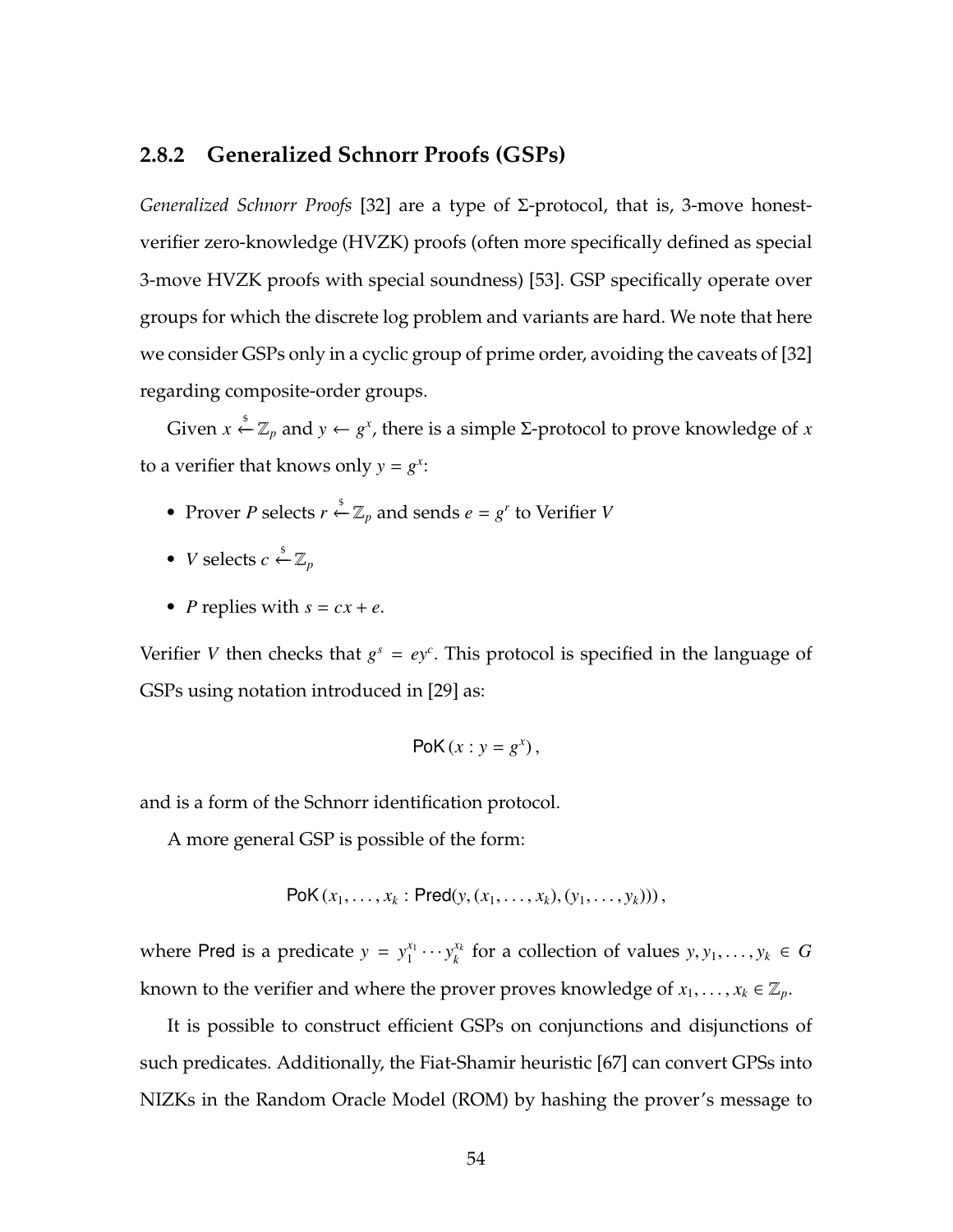### 2.8.2 Generalized Schnorr Proofs (GSPs)

*Generalized Schnorr Proofs* [32] are a type of Σ-protocol, that is, 3-move honest-verifier zero-knowledge (HVZK) proofs (often more specifically defined as special 3-move HVZK proofs with special soundness) [53]. GSP specifically operate over groups for which the discrete log problem and variants are hard. We note that here we consider GSPs only in a cyclic group of prime order, avoiding the caveats of [32] regarding composite-order groups.

Given $x \xleftarrow{\$} \mathbb{Z}_p$ and $y \leftarrow g^x$, there is a simple Σ-protocol to prove knowledge of $x$ to a verifier that knows only $y = g^x$:

- Prover $P$ selects $r \xleftarrow{\$} \mathbb{Z}_p$ and sends $e = g^r$ to Verifier $V$
- $V$ selects $c \xleftarrow{\$} \mathbb{Z}_p$
- $P$ replies with $s = cx + e$.

Verifier $V$ then checks that $g^s = ey^c$. This protocol is specified in the language of GSPs using notation introduced in [29] as:

$$\mathsf{PoK}\,(x : y = g^x)\,,$$

and is a form of the Schnorr identification protocol.

A more general GSP is possible of the form:

$$\mathsf{PoK}\,(x_1, \ldots, x_k : \mathsf{Pred}(y, (x_1, \ldots, x_k), (y_1, \ldots, y_k)))\,,$$

where $\mathsf{Pred}$ is a predicate $y = y_1^{x_1} \cdots y_k^{x_k}$ for a collection of values $y, y_1, \ldots, y_k \in G$ known to the verifier and where the prover proves knowledge of $x_1, \ldots, x_k \in \mathbb{Z}_p$.

It is possible to construct efficient GSPs on conjunctions and disjunctions of such predicates. Additionally, the Fiat-Shamir heuristic [67] can convert GPSs into NIZKs in the Random Oracle Model (ROM) by hashing the prover's message to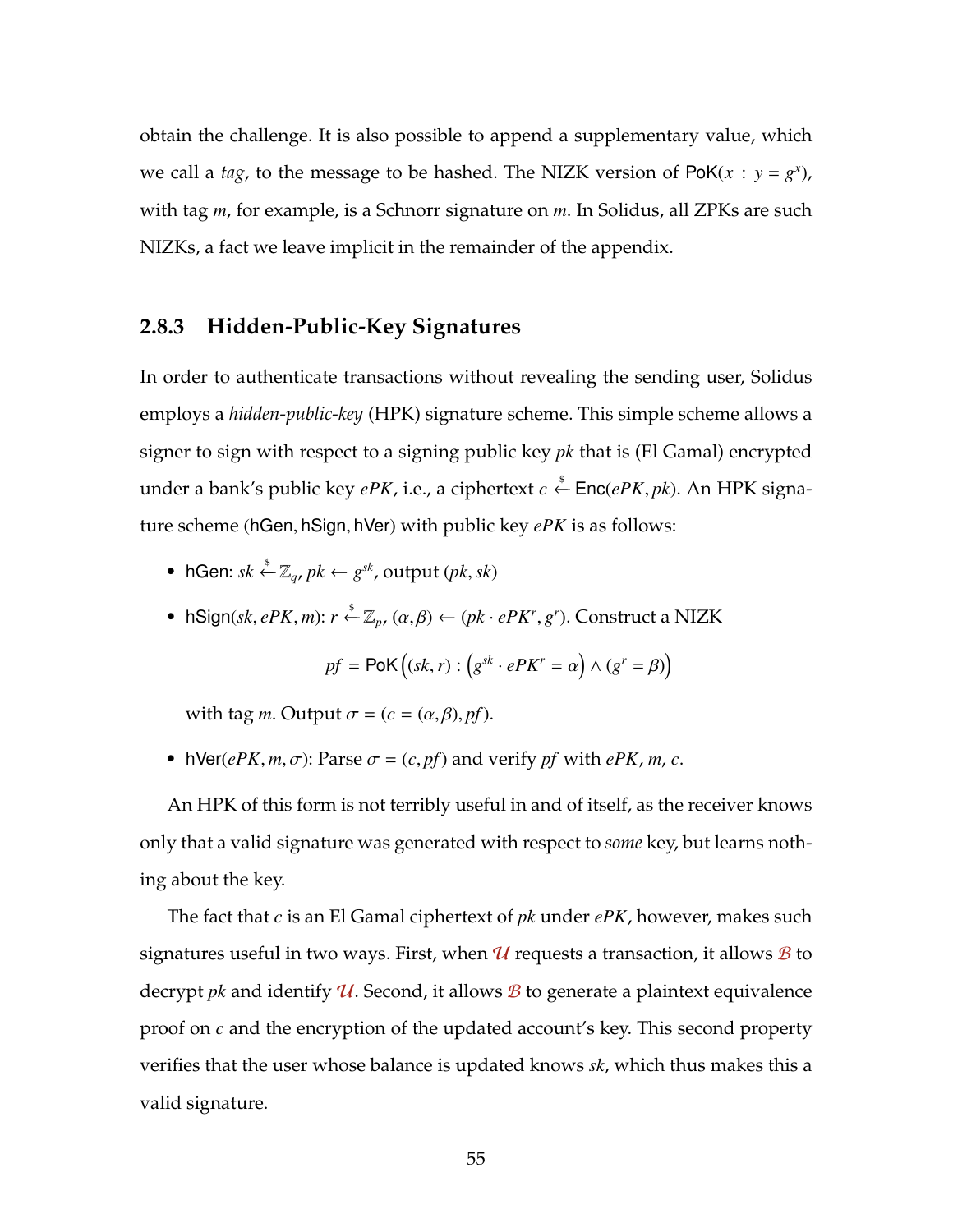obtain the challenge. It is also possible to append a supplementary value, which we call a *tag*, to the message to be hashed. The NIZK version of $\mathsf{PoK}(x : y = g^x)$, with tag $m$, for example, is a Schnorr signature on $m$. In Solidus, all ZPKs are such NIZKs, a fact we leave implicit in the remainder of the appendix.

### 2.8.3 Hidden-Public-Key Signatures

In order to authenticate transactions without revealing the sending user, Solidus employs a *hidden-public-key* (HPK) signature scheme. This simple scheme allows a signer to sign with respect to a signing public key $pk$ that is (El Gamal) encrypted under a bank's public key $ePK$, i.e., a ciphertext $c \xleftarrow{\$} \mathsf{Enc}(ePK, pk)$. An HPK signature scheme $(\mathsf{hGen}, \mathsf{hSign}, \mathsf{hVer})$ with public key $ePK$ is as follows:

- $\mathsf{hGen}$: $sk \xleftarrow{\$} \mathbb{Z}_q$, $pk \leftarrow g^{sk}$, output $(pk, sk)$
- $\mathsf{hSign}(sk, ePK, m)$: $r \xleftarrow{\$} \mathbb{Z}_p$, $(\alpha, \beta) \leftarrow (pk \cdot ePK^r, g^r)$. Construct a NIZK

  $$pf = \mathsf{PoK}\Big((sk, r) : \Big(g^{sk} \cdot ePK^r = \alpha\Big) \wedge (g^r = \beta)\Big)$$

  with tag $m$. Output $\sigma = (c = (\alpha, \beta), pf)$.
- $\mathsf{hVer}(ePK, m, \sigma)$: Parse $\sigma = (c, pf)$ and verify $pf$ with $ePK$, $m$, $c$.

An HPK of this form is not terribly useful in and of itself, as the receiver knows only that a valid signature was generated with respect to *some* key, but learns nothing about the key.

The fact that $c$ is an El Gamal ciphertext of $pk$ under $ePK$, however, makes such signatures useful in two ways. First, when $\mathcal{U}$ requests a transaction, it allows $\mathcal{B}$ to decrypt $pk$ and identify $\mathcal{U}$. Second, it allows $\mathcal{B}$ to generate a plaintext equivalence proof on $c$ and the encryption of the updated account's key. This second property verifies that the user whose balance is updated knows $sk$, which thus makes this a valid signature.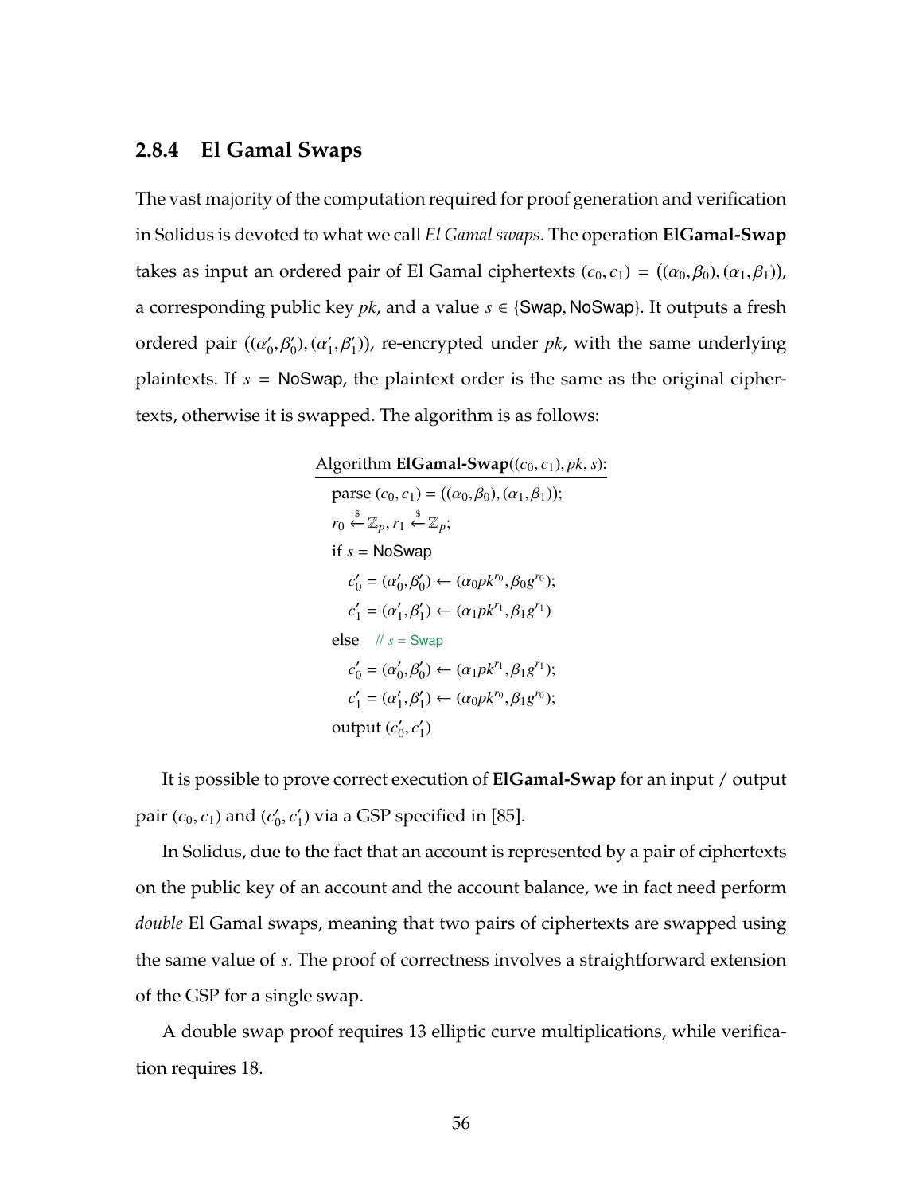### 2.8.4 El Gamal Swaps

The vast majority of the computation required for proof generation and verification in Solidus is devoted to what we call *El Gamal swaps*. The operation **ElGamal-Swap** takes as input an ordered pair of El Gamal ciphertexts $(c_0, c_1) = ((\alpha_0, \beta_0), (\alpha_1, \beta_1))$, a corresponding public key $pk$, and a value $s \in \{\textsf{Swap}, \textsf{NoSwap}\}$. It outputs a fresh ordered pair $((\alpha_0', \beta_0'), (\alpha_1', \beta_1'))$, re-encrypted under $pk$, with the same underlying plaintexts. If $s = \textsf{NoSwap}$, the plaintext order is the same as the original ciphertexts, otherwise it is swapped. The algorithm is as follows:

Algorithm **ElGamal-Swap**$((c_0, c_1), pk, s)$:

- parse $(c_0, c_1) = ((\alpha_0, \beta_0), (\alpha_1, \beta_1))$;
- $r_0 \xleftarrow{\$} \mathbb{Z}_p, r_1 \xleftarrow{\$} \mathbb{Z}_p$;
- if $s = \textsf{NoSwap}$
  - $c_0' = (\alpha_0', \beta_0') \leftarrow (\alpha_0 pk^{r_0}, \beta_0 g^{r_0})$;
  - $c_1' = (\alpha_1', \beta_1') \leftarrow (\alpha_1 pk^{r_1}, \beta_1 g^{r_1})$
- else // $s = \textsf{Swap}$
  - $c_0' = (\alpha_0', \beta_0') \leftarrow (\alpha_1 pk^{r_1}, \beta_1 g^{r_1})$;
  - $c_1' = (\alpha_1', \beta_1') \leftarrow (\alpha_0 pk^{r_0}, \beta_1 g^{r_0})$;
- output $(c_0', c_1')$

It is possible to prove correct execution of **ElGamal-Swap** for an input / output pair $(c_0, c_1)$ and $(c_0', c_1')$ via a GSP specified in [85].

In Solidus, due to the fact that an account is represented by a pair of ciphertexts on the public key of an account and the account balance, we in fact need perform *double* El Gamal swaps, meaning that two pairs of ciphertexts are swapped using the same value of $s$. The proof of correctness involves a straightforward extension of the GSP for a single swap.

A double swap proof requires 13 elliptic curve multiplications, while verification requires 18.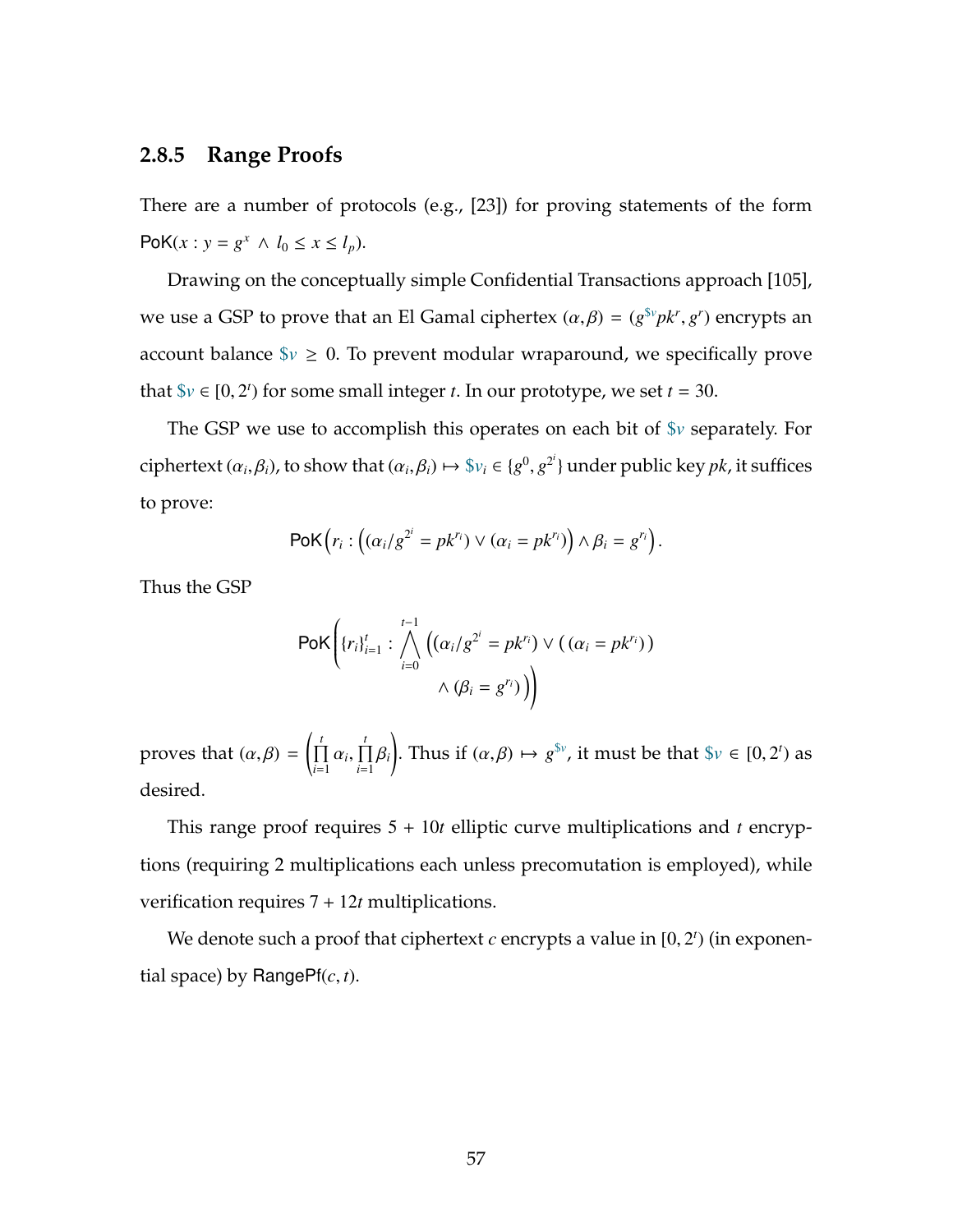### 2.8.5 Range Proofs

There are a number of protocols (e.g., [23]) for proving statements of the form $\mathsf{PoK}(x : y = g^x \wedge l_0 \leq x \leq l_p)$.

Drawing on the conceptually simple Confidential Transactions approach [105], we use a GSP to prove that an El Gamal ciphertex $(\alpha, \beta) = (g^{\$v} pk^r, g^r)$ encrypts an account balance $\$v \geq 0$. To prevent modular wraparound, we specifically prove that $\$v \in [0, 2^t)$ for some small integer $t$. In our prototype, we set $t = 30$.

The GSP we use to accomplish this operates on each bit of $\$v$ separately. For ciphertext $(\alpha_i, \beta_i)$, to show that $(\alpha_i, \beta_i) \mapsto \$v_i \in \{g^0, g^{2^i}\}$ under public key $pk$, it suffices to prove:

$$\mathsf{PoK}\Big(r_i : \big((\alpha_i / g^{2^i} = pk^{r_i}) \vee (\alpha_i = pk^{r_i})\big) \wedge \beta_i = g^{r_i}\Big).$$

Thus the GSP

$$\mathsf{PoK}\left(\{r_i\}_{i=1}^t : \bigwedge_{i=0}^{t-1} \Big((\alpha_i / g^{2^i} = pk^{r_i}) \vee ( (\alpha_i = pk^{r_i}) ) \wedge (\beta_i = g^{r_i})\Big)\right)$$

proves that $(\alpha, \beta) = \left(\prod_{i=1}^t \alpha_i, \prod_{i=1}^t \beta_i\right)$. Thus if $(\alpha, \beta) \mapsto g^{\$v}$, it must be that $\$v \in [0, 2^t)$ as desired.

This range proof requires $5 + 10t$ elliptic curve multiplications and $t$ encryptions (requiring 2 multiplications each unless precomutation is employed), while verification requires $7 + 12t$ multiplications.

We denote such a proof that ciphertext $c$ encrypts a value in $[0, 2^t)$ (in exponential space) by $\mathsf{RangePf}(c, t)$.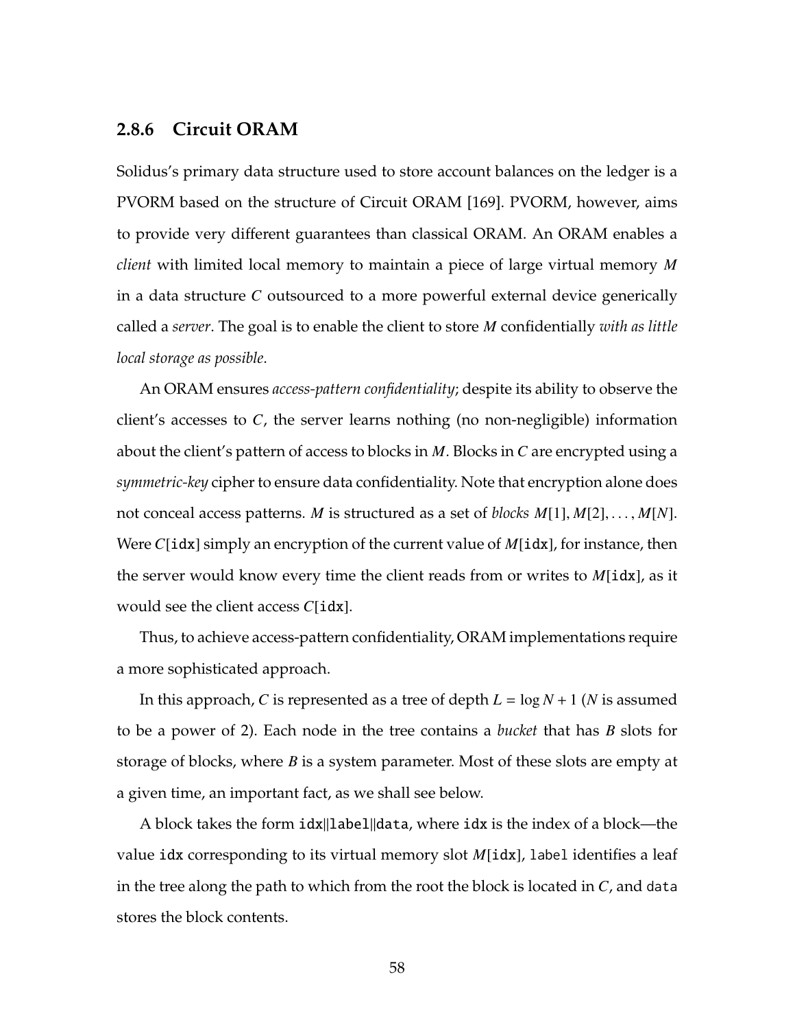### 2.8.6 Circuit ORAM

Solidus's primary data structure used to store account balances on the ledger is a PVORM based on the structure of Circuit ORAM [169]. PVORM, however, aims to provide very different guarantees than classical ORAM. An ORAM enables a *client* with limited local memory to maintain a piece of large virtual memory $M$ in a data structure $C$ outsourced to a more powerful external device generically called a *server*. The goal is to enable the client to store $M$ confidentially *with as little local storage as possible*.

An ORAM ensures *access-pattern confidentiality*; despite its ability to observe the client's accesses to $C$, the server learns nothing (no non-negligible) information about the client's pattern of access to blocks in $M$. Blocks in $C$ are encrypted using a *symmetric-key* cipher to ensure data confidentiality. Note that encryption alone does not conceal access patterns. $M$ is structured as a set of *blocks* $M[1], M[2], \ldots, M[N]$. Were $C[\mathtt{idx}]$ simply an encryption of the current value of $M[\mathtt{idx}]$, for instance, then the server would know every time the client reads from or writes to $M[\mathtt{idx}]$, as it would see the client access $C[\mathtt{idx}]$.

Thus, to achieve access-pattern confidentiality, ORAM implementations require a more sophisticated approach.

In this approach, $C$ is represented as a tree of depth $L = \log N + 1$ ($N$ is assumed to be a power of 2). Each node in the tree contains a *bucket* that has $B$ slots for storage of blocks, where $B$ is a system parameter. Most of these slots are empty at a given time, an important fact, as we shall see below.

A block takes the form `idx`||`label`||`data`, where `idx` is the index of a block—the value `idx` corresponding to its virtual memory slot $M[\mathtt{idx}]$, `label` identifies a leaf in the tree along the path to which from the root the block is located in $C$, and `data` stores the block contents.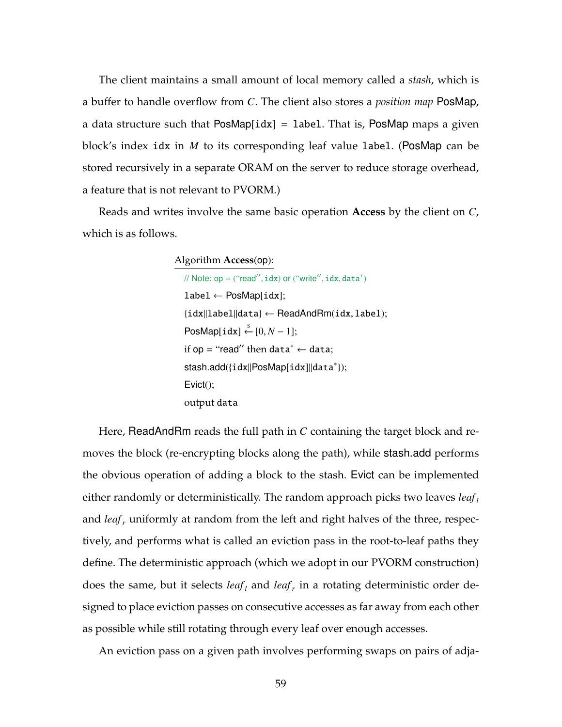The client maintains a small amount of local memory called a *stash*, which is a buffer to handle overflow from $C$. The client also stores a *position map* PosMap, a data structure such that PosMap[`idx`] = `label`. That is, PosMap maps a given block's index `idx` in $M$ to its corresponding leaf value `label`. (PosMap can be stored recursively in a separate ORAM on the server to reduce storage overhead, a feature that is not relevant to PVORM.)

Reads and writes involve the same basic operation **Access** by the client on $C$, which is as follows.

```
Algorithm Access(op):
  // Note: op = ("read", idx) or ("write", idx, data*)
  label ← PosMap[idx];
  {idx||label||data} ← ReadAndRm(idx, label);
  PosMap[idx] ←$ [0, N − 1];
  if op = "read" then data* ← data;
  stash.add({idx||PosMap[idx]||data*});
  Evict();
  output data
```

Here, ReadAndRm reads the full path in $C$ containing the target block and removes the block (re-encrypting blocks along the path), while stash.add performs the obvious operation of adding a block to the stash. Evict can be implemented either randomly or deterministically. The random approach picks two leaves $leaf_l$ and $leaf_r$ uniformly at random from the left and right halves of the three, respectively, and performs what is called an eviction pass in the root-to-leaf paths they define. The deterministic approach (which we adopt in our PVORM construction) does the same, but it selects $leaf_l$ and $leaf_r$ in a rotating deterministic order designed to place eviction passes on consecutive accesses as far away from each other as possible while still rotating through every leaf over enough accesses.

An eviction pass on a given path involves performing swaps on pairs of adja-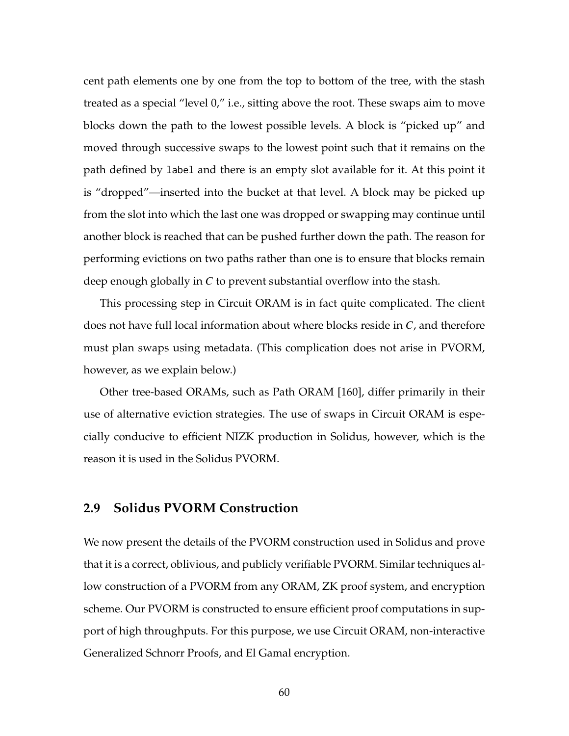cent path elements one by one from the top to bottom of the tree, with the stash treated as a special "level 0," i.e., sitting above the root. These swaps aim to move blocks down the path to the lowest possible levels. A block is "picked up" and moved through successive swaps to the lowest point such that it remains on the path defined by `label` and there is an empty slot available for it. At this point it is "dropped"—inserted into the bucket at that level. A block may be picked up from the slot into which the last one was dropped or swapping may continue until another block is reached that can be pushed further down the path. The reason for performing evictions on two paths rather than one is to ensure that blocks remain deep enough globally in $C$ to prevent substantial overflow into the stash.

This processing step in Circuit ORAM is in fact quite complicated. The client does not have full local information about where blocks reside in $C$, and therefore must plan swaps using metadata. (This complication does not arise in PVORM, however, as we explain below.)

Other tree-based ORAMs, such as Path ORAM [160], differ primarily in their use of alternative eviction strategies. The use of swaps in Circuit ORAM is especially conducive to efficient NIZK production in Solidus, however, which is the reason it is used in the Solidus PVORM.

## 2.9 Solidus PVORM Construction

We now present the details of the PVORM construction used in Solidus and prove that it is a correct, oblivious, and publicly verifiable PVORM. Similar techniques allow construction of a PVORM from any ORAM, ZK proof system, and encryption scheme. Our PVORM is constructed to ensure efficient proof computations in support of high throughputs. For this purpose, we use Circuit ORAM, non-interactive Generalized Schnorr Proofs, and El Gamal encryption.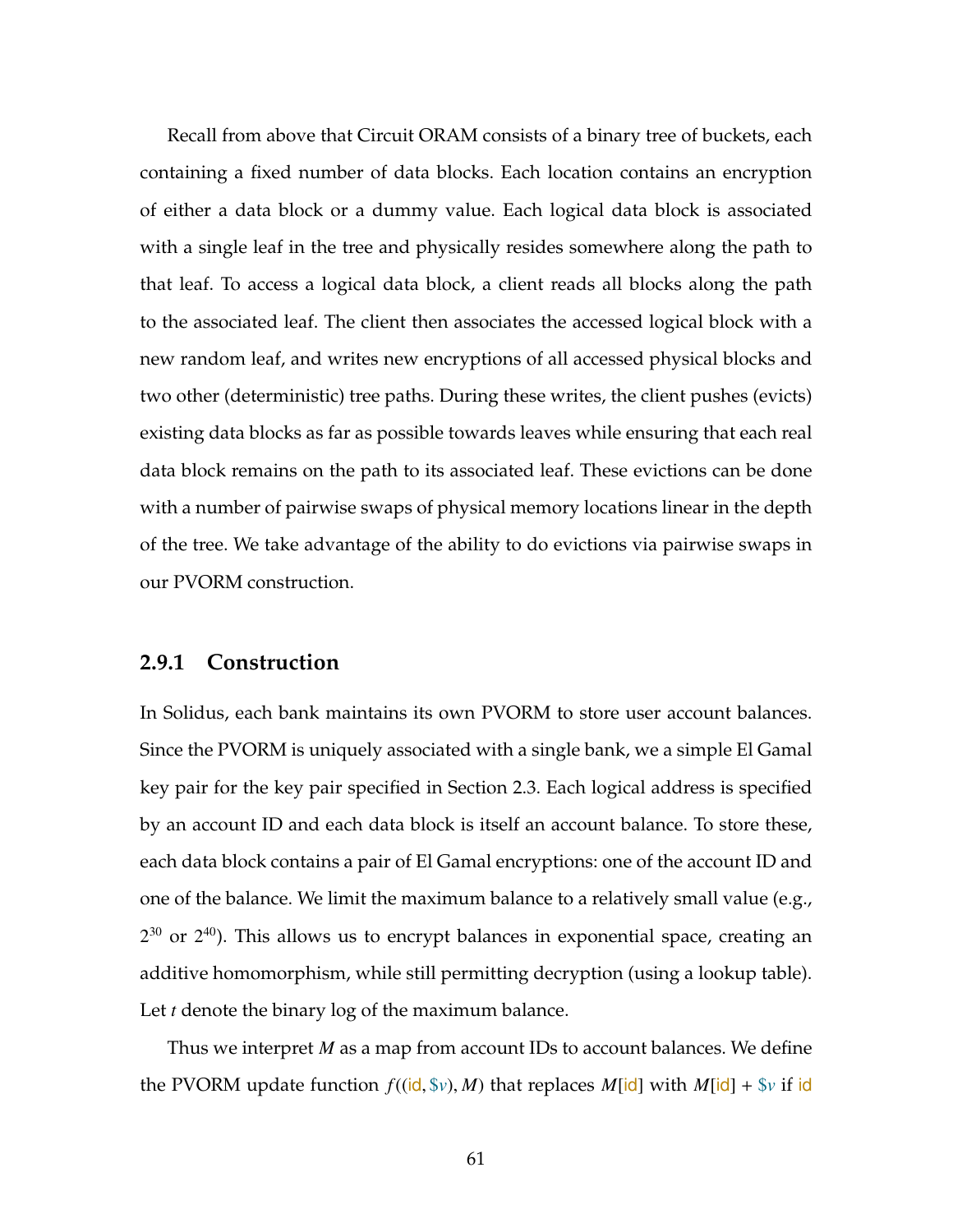Recall from above that Circuit ORAM consists of a binary tree of buckets, each containing a fixed number of data blocks. Each location contains an encryption of either a data block or a dummy value. Each logical data block is associated with a single leaf in the tree and physically resides somewhere along the path to that leaf. To access a logical data block, a client reads all blocks along the path to the associated leaf. The client then associates the accessed logical block with a new random leaf, and writes new encryptions of all accessed physical blocks and two other (deterministic) tree paths. During these writes, the client pushes (evicts) existing data blocks as far as possible towards leaves while ensuring that each real data block remains on the path to its associated leaf. These evictions can be done with a number of pairwise swaps of physical memory locations linear in the depth of the tree. We take advantage of the ability to do evictions via pairwise swaps in our PVORM construction.

### 2.9.1 Construction

In Solidus, each bank maintains its own PVORM to store user account balances. Since the PVORM is uniquely associated with a single bank, we a simple El Gamal key pair for the key pair specified in Section 2.3. Each logical address is specified by an account ID and each data block is itself an account balance. To store these, each data block contains a pair of El Gamal encryptions: one of the account ID and one of the balance. We limit the maximum balance to a relatively small value (e.g., $2^{30}$ or $2^{40}$). This allows us to encrypt balances in exponential space, creating an additive homomorphism, while still permitting decryption (using a lookup table). Let $t$ denote the binary log of the maximum balance.

Thus we interpret $M$ as a map from account IDs to account balances. We define the PVORM update function $f((\mathsf{id}, \$v), M)$ that replaces $M[\mathsf{id}]$ with $M[\mathsf{id}] + \$v$ if $\mathsf{id}$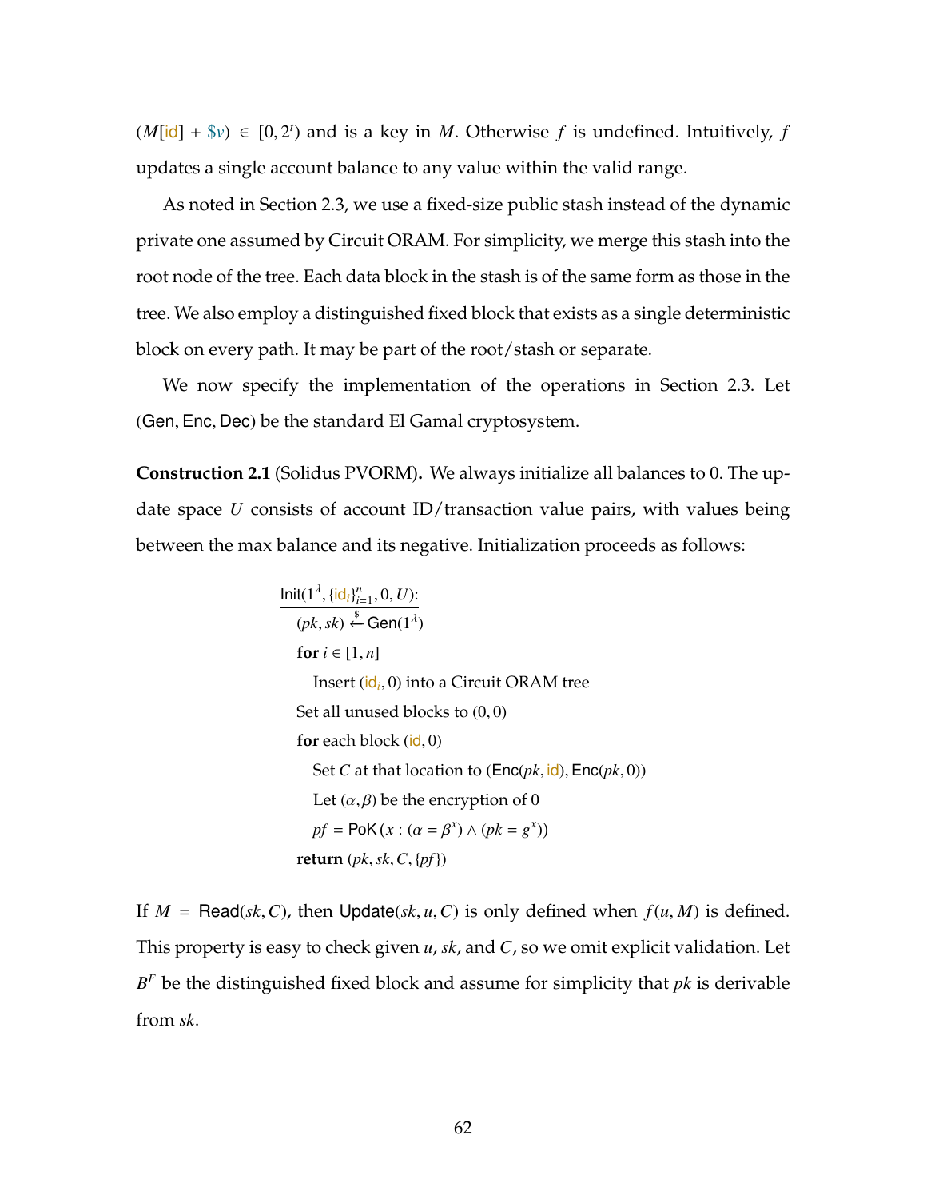$(M[\mathsf{id}] + \$v) \in [0, 2^t)$ and is a key in $M$. Otherwise $f$ is undefined. Intuitively, $f$ updates a single account balance to any value within the valid range.

As noted in Section 2.3, we use a fixed-size public stash instead of the dynamic private one assumed by Circuit ORAM. For simplicity, we merge this stash into the root node of the tree. Each data block in the stash is of the same form as those in the tree. We also employ a distinguished fixed block that exists as a single deterministic block on every path. It may be part of the root/stash or separate.

We now specify the implementation of the operations in Section 2.3. Let $(\mathsf{Gen}, \mathsf{Enc}, \mathsf{Dec})$ be the standard El Gamal cryptosystem.

**Construction 2.1** (Solidus PVORM)**.** We always initialize all balances to 0. The update space $U$ consists of account ID/transaction value pairs, with values being between the max balance and its negative. Initialization proceeds as follows:

$\underline{\mathsf{Init}(1^\lambda, \{\mathsf{id}_i\}_{i=1}^n, 0, U)\text{:}}$

- $(pk, sk) \xleftarrow{\$} \mathsf{Gen}(1^\lambda)$
- **for** $i \in [1, n]$
  - Insert $(\mathsf{id}_i, 0)$ into a Circuit ORAM tree
- Set all unused blocks to $(0, 0)$
- **for** each block $(\mathsf{id}, 0)$
  - Set $C$ at that location to $(\mathsf{Enc}(pk, \mathsf{id}), \mathsf{Enc}(pk, 0))$
  - Let $(\alpha, \beta)$ be the encryption of 0
  - $pf = \mathsf{PoK}\left(x : (\alpha = \beta^x) \wedge (pk = g^x)\right)$
- **return** $(pk, sk, C, \{pf\})$

If $M = \mathsf{Read}(sk, C)$, then $\mathsf{Update}(sk, u, C)$ is only defined when $f(u, M)$ is defined. This property is easy to check given $u$, $sk$, and $C$, so we omit explicit validation. Let $B^F$ be the distinguished fixed block and assume for simplicity that $pk$ is derivable from $sk$.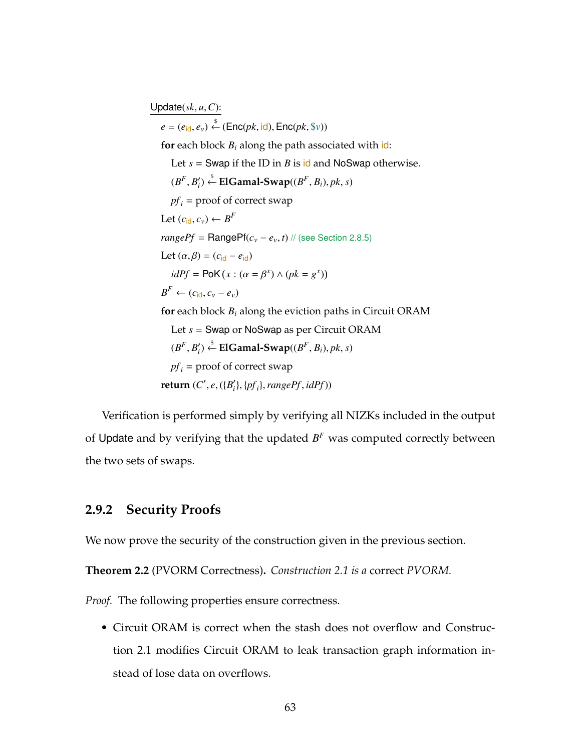```
Update(sk, u, C):
  e = (e_id, e_v) ←$ (Enc(pk, id), Enc(pk, $v))
  for each block B_i along the path associated with id:
    Let s = Swap if the ID in B is id and NoSwap otherwise.
    (B^F, B'_i) ←$ ElGamal-Swap((B^F, B_i), pk, s)
    pf_i = proof of correct swap
  Let (c_id, c_v) ← B^F
  rangePf = RangePf(c_v − e_v, t) // (see Section 2.8.5)
  Let (α, β) = (c_id − e_id)
    idPf = PoK(x : (α = β^x) ∧ (pk = g^x))
  B^F ← (c_id, c_v − e_v)
  for each block B_i along the eviction paths in Circuit ORAM
    Let s = Swap or NoSwap as per Circuit ORAM
    (B^F, B'_i) ←$ ElGamal-Swap((B^F, B_i), pk, s)
    pf_i = proof of correct swap
  return (C', e, ({B'_i}, {pf_i}, rangePf, idPf))
```

Verification is performed simply by verifying all NIZKs included in the output of Update and by verifying that the updated $B^F$ was computed correctly between the two sets of swaps.

### 2.9.2 Security Proofs

We now prove the security of the construction given in the previous section.

**Theorem 2.2** (PVORM Correctness)**.** *Construction 2.1 is a* correct *PVORM.*

*Proof.* The following properties ensure correctness.

- Circuit ORAM is correct when the stash does not overflow and Construction 2.1 modifies Circuit ORAM to leak transaction graph information instead of lose data on overflows.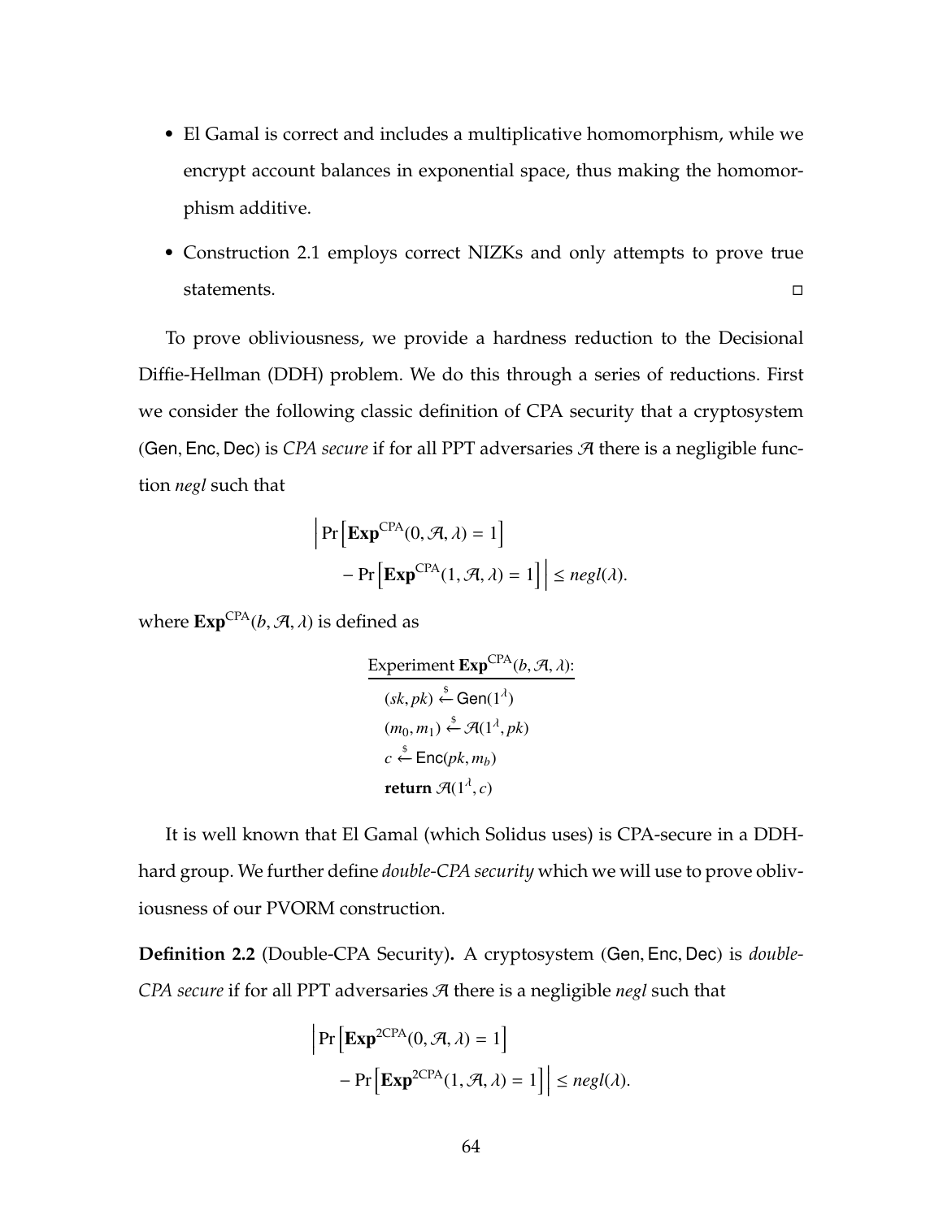- El Gamal is correct and includes a multiplicative homomorphism, while we encrypt account balances in exponential space, thus making the homomorphism additive.
- Construction 2.1 employs correct NIZKs and only attempts to prove true statements. □

To prove obliviousness, we provide a hardness reduction to the Decisional Diffie-Hellman (DDH) problem. We do this through a series of reductions. First we consider the following classic definition of CPA security that a cryptosystem (Gen, Enc, Dec) is *CPA secure* if for all PPT adversaries $\mathcal{A}$ there is a negligible function *negl* such that

$$\Big| \Pr\Big[\mathbf{Exp}^{\text{CPA}}(0, \mathcal{A}, \lambda) = 1\Big] - \Pr\Big[\mathbf{Exp}^{\text{CPA}}(1, \mathcal{A}, \lambda) = 1\Big] \Big| \leq negl(\lambda).$$

where $\mathbf{Exp}^{\text{CPA}}(b, \mathcal{A}, \lambda)$ is defined as

Experiment $\mathbf{Exp}^{\text{CPA}}(b, \mathcal{A}, \lambda)$:

$(sk, pk) \xleftarrow{\$} \mathsf{Gen}(1^\lambda)$

$(m_0, m_1) \xleftarrow{\$} \mathcal{A}(1^\lambda, pk)$

$c \xleftarrow{\$} \mathsf{Enc}(pk, m_b)$

**return** $\mathcal{A}(1^\lambda, c)$

It is well known that El Gamal (which Solidus uses) is CPA-secure in a DDH-hard group. We further define *double-CPA security* which we will use to prove obliviousness of our PVORM construction.

**Definition 2.2** (Double-CPA Security)**.** A cryptosystem (Gen, Enc, Dec) is *double-CPA secure* if for all PPT adversaries $\mathcal{A}$ there is a negligible *negl* such that

$$\Big| \Pr\Big[\mathbf{Exp}^{\text{2CPA}}(0, \mathcal{A}, \lambda) = 1\Big] - \Pr\Big[\mathbf{Exp}^{\text{2CPA}}(1, \mathcal{A}, \lambda) = 1\Big] \Big| \leq negl(\lambda).$$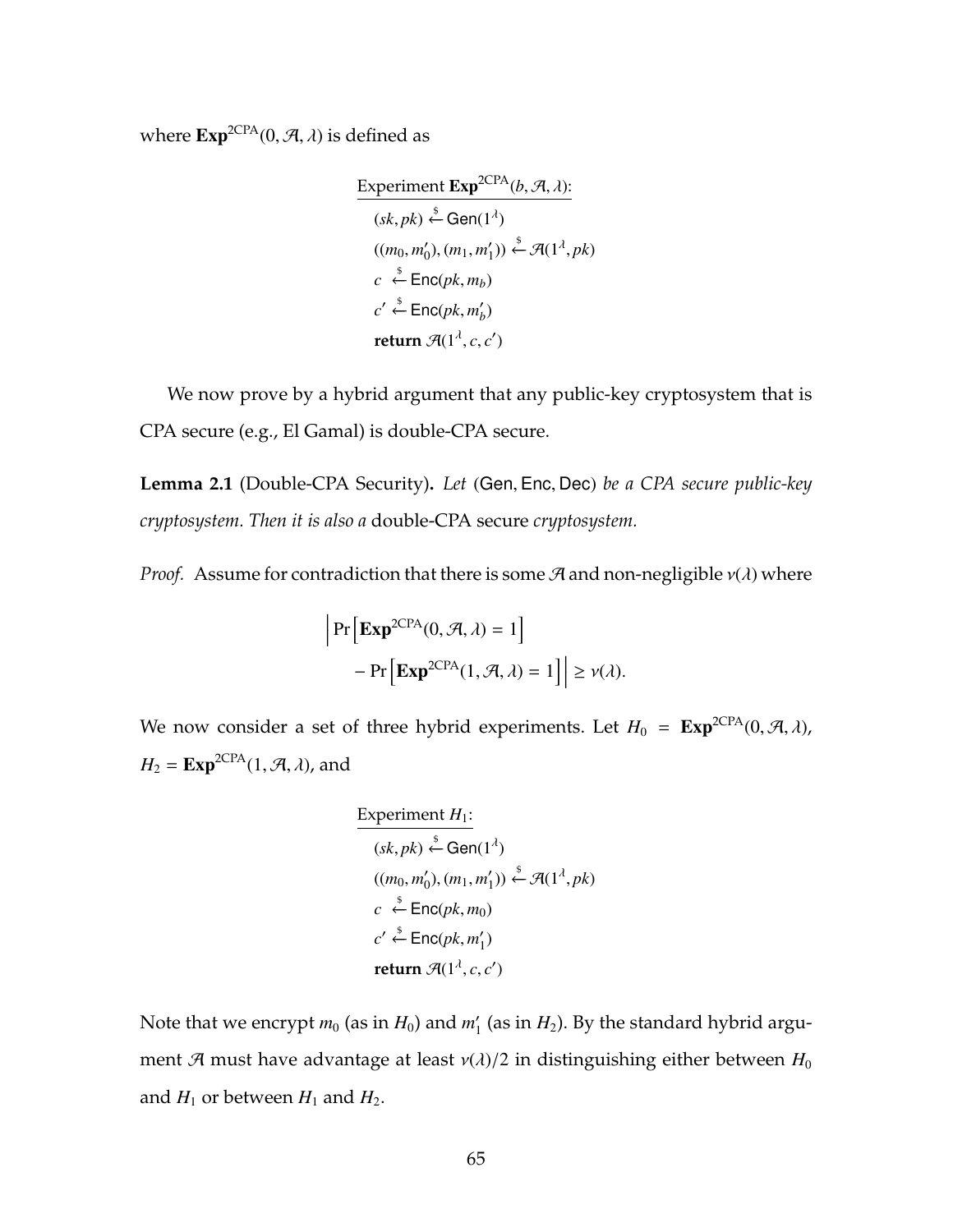where $\mathbf{Exp}^{2\text{CPA}}(0, \mathcal{A}, \lambda)$ is defined as

$$
\begin{array}{l}
\underline{\text{Experiment } \mathbf{Exp}^{2\text{CPA}}(b, \mathcal{A}, \lambda)\text{:}} \\
\quad (sk, pk) \xleftarrow{\$} \mathsf{Gen}(1^\lambda) \\
\quad ((m_0, m_0'), (m_1, m_1')) \xleftarrow{\$} \mathcal{A}(1^\lambda, pk) \\
\quad c \xleftarrow{\$} \mathsf{Enc}(pk, m_b) \\
\quad c' \xleftarrow{\$} \mathsf{Enc}(pk, m_b') \\
\quad \textbf{return } \mathcal{A}(1^\lambda, c, c')
\end{array}
$$

We now prove by a hybrid argument that any public-key cryptosystem that is CPA secure (e.g., El Gamal) is double-CPA secure.

**Lemma 2.1** (Double-CPA Security)**.** *Let* $(\mathsf{Gen}, \mathsf{Enc}, \mathsf{Dec})$ *be a CPA secure public-key cryptosystem. Then it is also a* double-CPA secure *cryptosystem.*

*Proof.* Assume for contradiction that there is some $\mathcal{A}$ and non-negligible $\nu(\lambda)$ where

$$
\Big| \Pr\Big[\mathbf{Exp}^{2\text{CPA}}(0, \mathcal{A}, \lambda) = 1\Big] - \Pr\Big[\mathbf{Exp}^{2\text{CPA}}(1, \mathcal{A}, \lambda) = 1\Big] \Big| \geq \nu(\lambda).
$$

We now consider a set of three hybrid experiments. Let $H_0 = \mathbf{Exp}^{2\text{CPA}}(0, \mathcal{A}, \lambda)$, $H_2 = \mathbf{Exp}^{2\text{CPA}}(1, \mathcal{A}, \lambda)$, and

$$
\begin{array}{l}
\underline{\text{Experiment } H_1\text{:}} \\
\quad (sk, pk) \xleftarrow{\$} \mathsf{Gen}(1^\lambda) \\
\quad ((m_0, m_0'), (m_1, m_1')) \xleftarrow{\$} \mathcal{A}(1^\lambda, pk) \\
\quad c \xleftarrow{\$} \mathsf{Enc}(pk, m_0) \\
\quad c' \xleftarrow{\$} \mathsf{Enc}(pk, m_1') \\
\quad \textbf{return } \mathcal{A}(1^\lambda, c, c')
\end{array}
$$

Note that we encrypt $m_0$ (as in $H_0$) and $m_1'$ (as in $H_2$). By the standard hybrid argument $\mathcal{A}$ must have advantage at least $\nu(\lambda)/2$ in distinguishing either between $H_0$ and $H_1$ or between $H_1$ and $H_2$.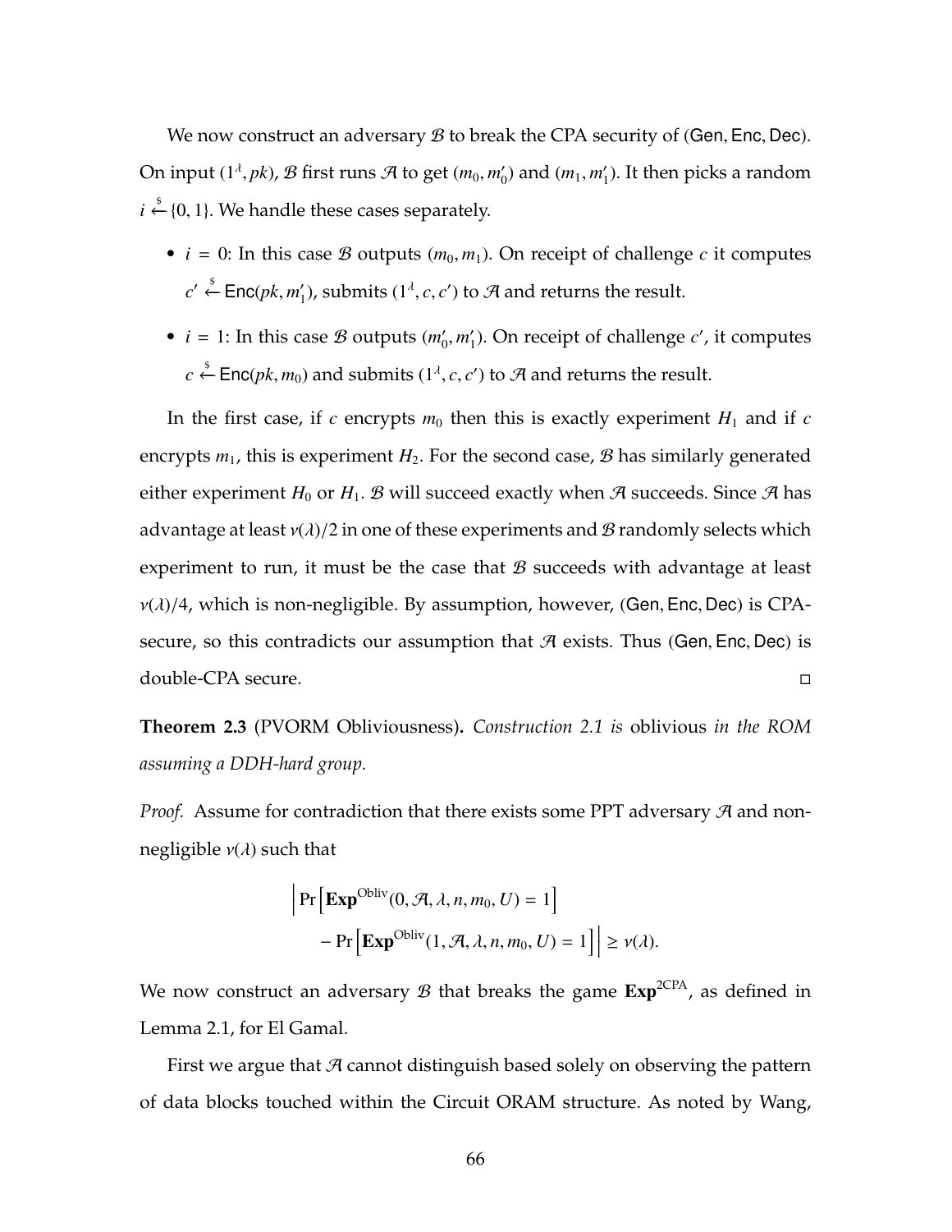We now construct an adversary $\mathcal{B}$ to break the CPA security of (Gen, Enc, Dec). On input $(1^\lambda, pk)$, $\mathcal{B}$ first runs $\mathcal{A}$ to get $(m_0, m_0')$ and $(m_1, m_1')$. It then picks a random $i \xleftarrow{\$} \{0, 1\}$. We handle these cases separately.

- $i = 0$: In this case $\mathcal{B}$ outputs $(m_0, m_1)$. On receipt of challenge $c$ it computes $c' \xleftarrow{\$} \mathsf{Enc}(pk, m_1')$, submits $(1^\lambda, c, c')$ to $\mathcal{A}$ and returns the result.
- $i = 1$: In this case $\mathcal{B}$ outputs $(m_0', m_1')$. On receipt of challenge $c'$, it computes $c \xleftarrow{\$} \mathsf{Enc}(pk, m_0)$ and submits $(1^\lambda, c, c')$ to $\mathcal{A}$ and returns the result.

In the first case, if $c$ encrypts $m_0$ then this is exactly experiment $H_1$ and if $c$ encrypts $m_1$, this is experiment $H_2$. For the second case, $\mathcal{B}$ has similarly generated either experiment $H_0$ or $H_1$. $\mathcal{B}$ will succeed exactly when $\mathcal{A}$ succeeds. Since $\mathcal{A}$ has advantage at least $\nu(\lambda)/2$ in one of these experiments and $\mathcal{B}$ randomly selects which experiment to run, it must be the case that $\mathcal{B}$ succeeds with advantage at least $\nu(\lambda)/4$, which is non-negligible. By assumption, however, (Gen, Enc, Dec) is CPA-secure, so this contradicts our assumption that $\mathcal{A}$ exists. Thus (Gen, Enc, Dec) is double-CPA secure. □

**Theorem 2.3** (PVORM Obliviousness). *Construction 2.1 is* oblivious *in the ROM assuming a DDH-hard group.*

*Proof.* Assume for contradiction that there exists some PPT adversary $\mathcal{A}$ and non-negligible $\nu(\lambda)$ such that

$$\Big| \Pr\left[\mathbf{Exp}^{\mathrm{Obliv}}(0, \mathcal{A}, \lambda, n, m_0, U) = 1\right] - \Pr\left[\mathbf{Exp}^{\mathrm{Obliv}}(1, \mathcal{A}, \lambda, n, m_0, U) = 1\right] \Big| \geq \nu(\lambda).$$

We now construct an adversary $\mathcal{B}$ that breaks the game $\mathbf{Exp}^{\mathrm{2CPA}}$, as defined in Lemma 2.1, for El Gamal.

First we argue that $\mathcal{A}$ cannot distinguish based solely on observing the pattern of data blocks touched within the Circuit ORAM structure. As noted by Wang,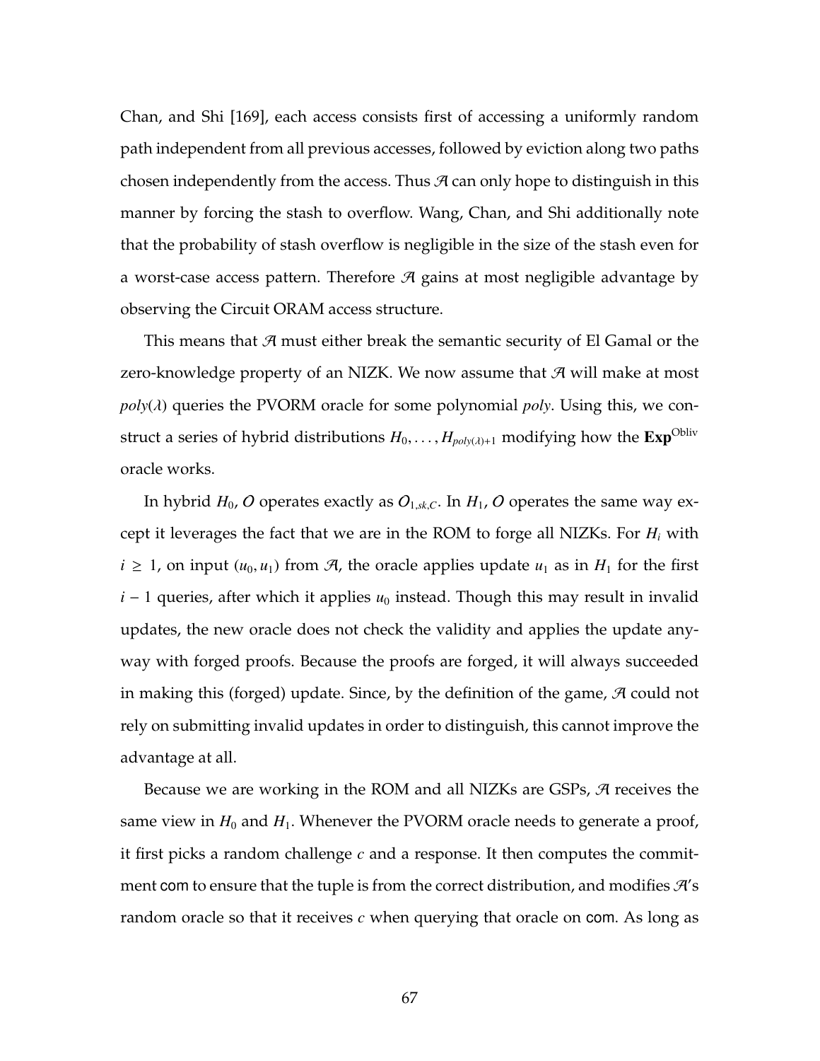Chan, and Shi [169], each access consists first of accessing a uniformly random path independent from all previous accesses, followed by eviction along two paths chosen independently from the access. Thus $\mathcal{A}$ can only hope to distinguish in this manner by forcing the stash to overflow. Wang, Chan, and Shi additionally note that the probability of stash overflow is negligible in the size of the stash even for a worst-case access pattern. Therefore $\mathcal{A}$ gains at most negligible advantage by observing the Circuit ORAM access structure.

This means that $\mathcal{A}$ must either break the semantic security of El Gamal or the zero-knowledge property of an NIZK. We now assume that $\mathcal{A}$ will make at most $poly(\lambda)$ queries the PVORM oracle for some polynomial $poly$. Using this, we construct a series of hybrid distributions $H_0, \ldots, H_{poly(\lambda)+1}$ modifying how the $\mathbf{Exp}^{\text{Obliv}}$ oracle works.

In hybrid $H_0$, $\mathcal{O}$ operates exactly as $\mathcal{O}_{1,sk,C}$. In $H_1$, $\mathcal{O}$ operates the same way except it leverages the fact that we are in the ROM to forge all NIZKs. For $H_i$ with $i \geq 1$, on input $(u_0, u_1)$ from $\mathcal{A}$, the oracle applies update $u_1$ as in $H_1$ for the first $i - 1$ queries, after which it applies $u_0$ instead. Though this may result in invalid updates, the new oracle does not check the validity and applies the update anyway with forged proofs. Because the proofs are forged, it will always succeeded in making this (forged) update. Since, by the definition of the game, $\mathcal{A}$ could not rely on submitting invalid updates in order to distinguish, this cannot improve the advantage at all.

Because we are working in the ROM and all NIZKs are GSPs, $\mathcal{A}$ receives the same view in $H_0$ and $H_1$. Whenever the PVORM oracle needs to generate a proof, it first picks a random challenge $c$ and a response. It then computes the commitment $\mathsf{com}$ to ensure that the tuple is from the correct distribution, and modifies $\mathcal{A}$'s random oracle so that it receives $c$ when querying that oracle on $\mathsf{com}$. As long as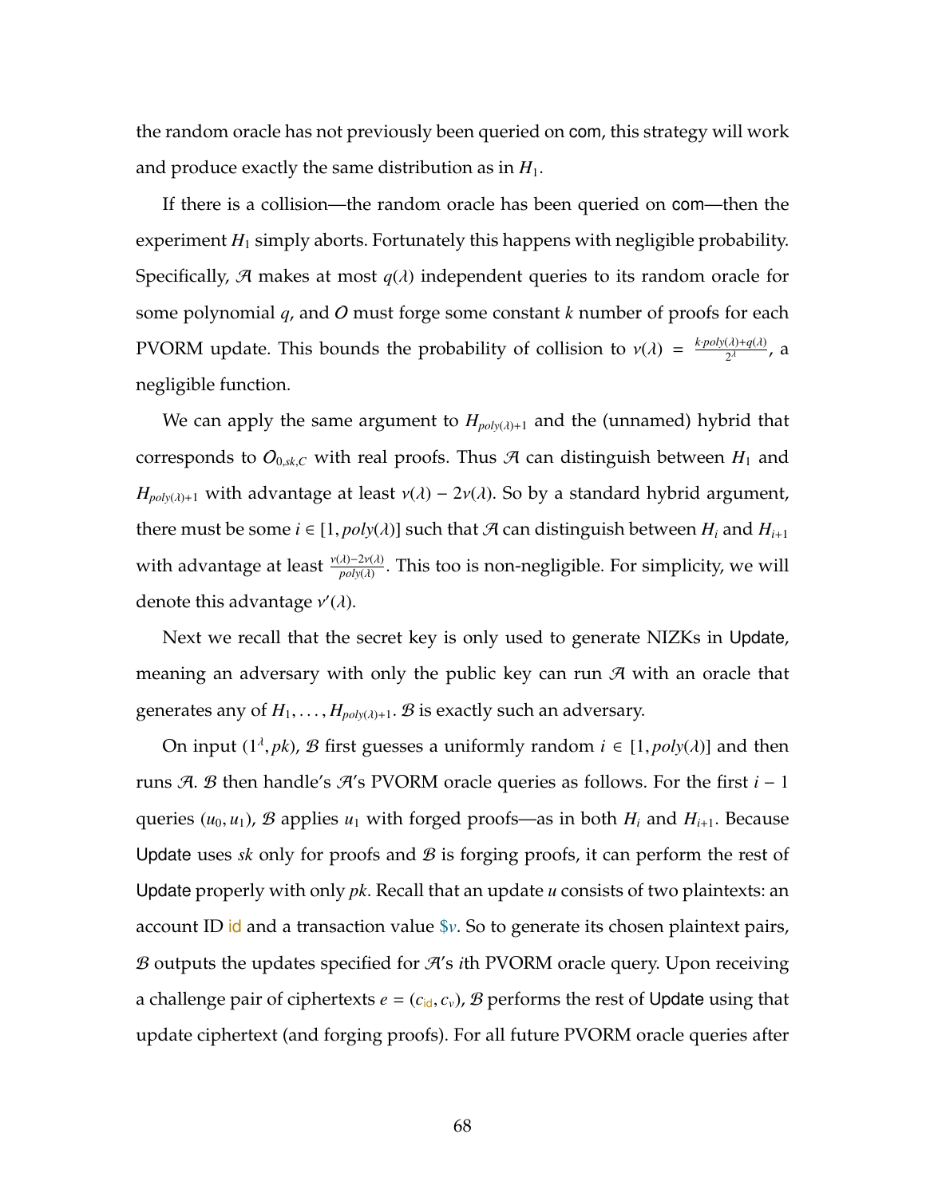the random oracle has not previously been queried on com, this strategy will work and produce exactly the same distribution as in $H_1$.

If there is a collision—the random oracle has been queried on com—then the experiment $H_1$ simply aborts. Fortunately this happens with negligible probability. Specifically, $\mathcal{A}$ makes at most $q(\lambda)$ independent queries to its random oracle for some polynomial $q$, and $O$ must forge some constant $k$ number of proofs for each PVORM update. This bounds the probability of collision to $\nu(\lambda) = \frac{k \cdot poly(\lambda) + q(\lambda)}{2^\lambda}$, a negligible function.

We can apply the same argument to $H_{poly(\lambda)+1}$ and the (unnamed) hybrid that corresponds to $O_{0,sk,C}$ with real proofs. Thus $\mathcal{A}$ can distinguish between $H_1$ and $H_{poly(\lambda)+1}$ with advantage at least $\nu(\lambda) - 2\nu(\lambda)$. So by a standard hybrid argument, there must be some $i \in [1, poly(\lambda)]$ such that $\mathcal{A}$ can distinguish between $H_i$ and $H_{i+1}$ with advantage at least $\frac{\nu(\lambda) - 2\nu(\lambda)}{poly(\lambda)}$. This too is non-negligible. For simplicity, we will denote this advantage $\nu'(\lambda)$.

Next we recall that the secret key is only used to generate NIZKs in Update, meaning an adversary with only the public key can run $\mathcal{A}$ with an oracle that generates any of $H_1, \ldots, H_{poly(\lambda)+1}$. $\mathcal{B}$ is exactly such an adversary.

On input $(1^\lambda, pk)$, $\mathcal{B}$ first guesses a uniformly random $i \in [1, poly(\lambda)]$ and then runs $\mathcal{A}$. $\mathcal{B}$ then handle's $\mathcal{A}$'s PVORM oracle queries as follows. For the first $i - 1$ queries $(u_0, u_1)$, $\mathcal{B}$ applies $u_1$ with forged proofs—as in both $H_i$ and $H_{i+1}$. Because Update uses $sk$ only for proofs and $\mathcal{B}$ is forging proofs, it can perform the rest of Update properly with only $pk$. Recall that an update $u$ consists of two plaintexts: an account ID id and a transaction value $\$v$. So to generate its chosen plaintext pairs, $\mathcal{B}$ outputs the updates specified for $\mathcal{A}$'s $i$th PVORM oracle query. Upon receiving a challenge pair of ciphertexts $e = (c_{\mathsf{id}}, c_v)$, $\mathcal{B}$ performs the rest of Update using that update ciphertext (and forging proofs). For all future PVORM oracle queries after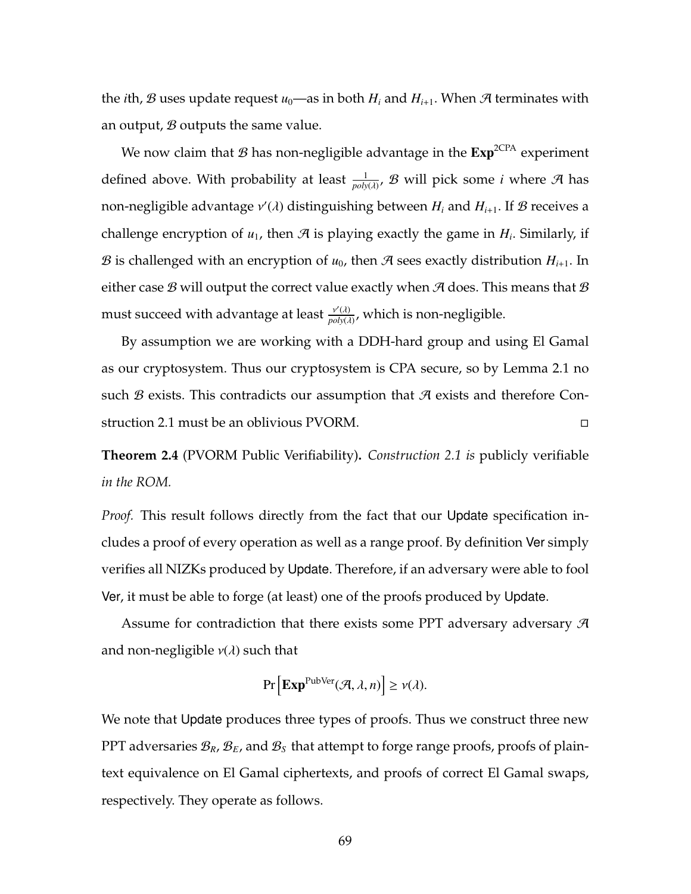the $i$th, $\mathcal{B}$ uses update request $u_0$—as in both $H_i$ and $H_{i+1}$. When $\mathcal{A}$ terminates with an output, $\mathcal{B}$ outputs the same value.

We now claim that $\mathcal{B}$ has non-negligible advantage in the $\mathbf{Exp}^{\text{2CPA}}$ experiment defined above. With probability at least $\frac{1}{poly(\lambda)}$, $\mathcal{B}$ will pick some $i$ where $\mathcal{A}$ has non-negligible advantage $\nu'(\lambda)$ distinguishing between $H_i$ and $H_{i+1}$. If $\mathcal{B}$ receives a challenge encryption of $u_1$, then $\mathcal{A}$ is playing exactly the game in $H_i$. Similarly, if $\mathcal{B}$ is challenged with an encryption of $u_0$, then $\mathcal{A}$ sees exactly distribution $H_{i+1}$. In either case $\mathcal{B}$ will output the correct value exactly when $\mathcal{A}$ does. This means that $\mathcal{B}$ must succeed with advantage at least $\frac{\nu'(\lambda)}{poly(\lambda)}$, which is non-negligible.

By assumption we are working with a DDH-hard group and using El Gamal as our cryptosystem. Thus our cryptosystem is CPA secure, so by Lemma 2.1 no such $\mathcal{B}$ exists. This contradicts our assumption that $\mathcal{A}$ exists and therefore Construction 2.1 must be an oblivious PVORM. □

**Theorem 2.4** (PVORM Public Verifiability)**.** *Construction 2.1 is* publicly verifiable *in the ROM.*

*Proof.* This result follows directly from the fact that our Update specification includes a proof of every operation as well as a range proof. By definition Ver simply verifies all NIZKs produced by Update. Therefore, if an adversary were able to fool Ver, it must be able to forge (at least) one of the proofs produced by Update.

Assume for contradiction that there exists some PPT adversary adversary $\mathcal{A}$ and non-negligible $\nu(\lambda)$ such that

$$\Pr\left[\mathbf{Exp}^{\text{PubVer}}(\mathcal{A}, \lambda, n)\right] \geq \nu(\lambda).$$

We note that Update produces three types of proofs. Thus we construct three new PPT adversaries $\mathcal{B}_R$, $\mathcal{B}_E$, and $\mathcal{B}_S$ that attempt to forge range proofs, proofs of plaintext equivalence on El Gamal ciphertexts, and proofs of correct El Gamal swaps, respectively. They operate as follows.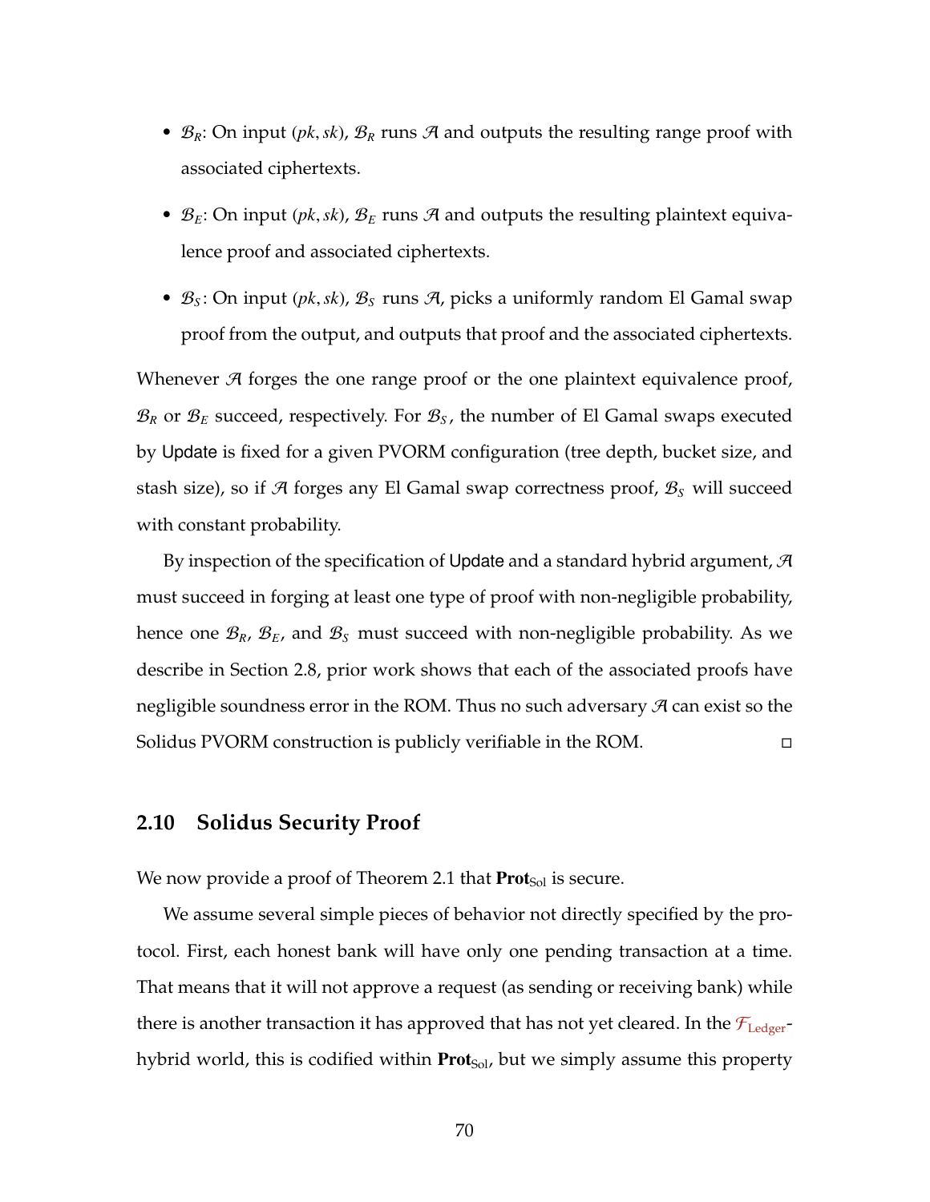- $\mathcal{B}_R$: On input $(pk, sk)$, $\mathcal{B}_R$ runs $\mathcal{A}$ and outputs the resulting range proof with associated ciphertexts.
- $\mathcal{B}_E$: On input $(pk, sk)$, $\mathcal{B}_E$ runs $\mathcal{A}$ and outputs the resulting plaintext equivalence proof and associated ciphertexts.
- $\mathcal{B}_S$: On input $(pk, sk)$, $\mathcal{B}_S$ runs $\mathcal{A}$, picks a uniformly random El Gamal swap proof from the output, and outputs that proof and the associated ciphertexts.

Whenever $\mathcal{A}$ forges the one range proof or the one plaintext equivalence proof, $\mathcal{B}_R$ or $\mathcal{B}_E$ succeed, respectively. For $\mathcal{B}_S$, the number of El Gamal swaps executed by Update is fixed for a given PVORM configuration (tree depth, bucket size, and stash size), so if $\mathcal{A}$ forges any El Gamal swap correctness proof, $\mathcal{B}_S$ will succeed with constant probability.

By inspection of the specification of Update and a standard hybrid argument, $\mathcal{A}$ must succeed in forging at least one type of proof with non-negligible probability, hence one $\mathcal{B}_R$, $\mathcal{B}_E$, and $\mathcal{B}_S$ must succeed with non-negligible probability. As we describe in Section 2.8, prior work shows that each of the associated proofs have negligible soundness error in the ROM. Thus no such adversary $\mathcal{A}$ can exist so the Solidus PVORM construction is publicly verifiable in the ROM. □

## 2.10 Solidus Security Proof

We now provide a proof of Theorem 2.1 that $\mathbf{Prot}_{\text{Sol}}$ is secure.

We assume several simple pieces of behavior not directly specified by the protocol. First, each honest bank will have only one pending transaction at a time. That means that it will not approve a request (as sending or receiving bank) while there is another transaction it has approved that has not yet cleared. In the $\mathcal{F}_{\text{Ledger}}$-hybrid world, this is codified within $\mathbf{Prot}_{\text{Sol}}$, but we simply assume this property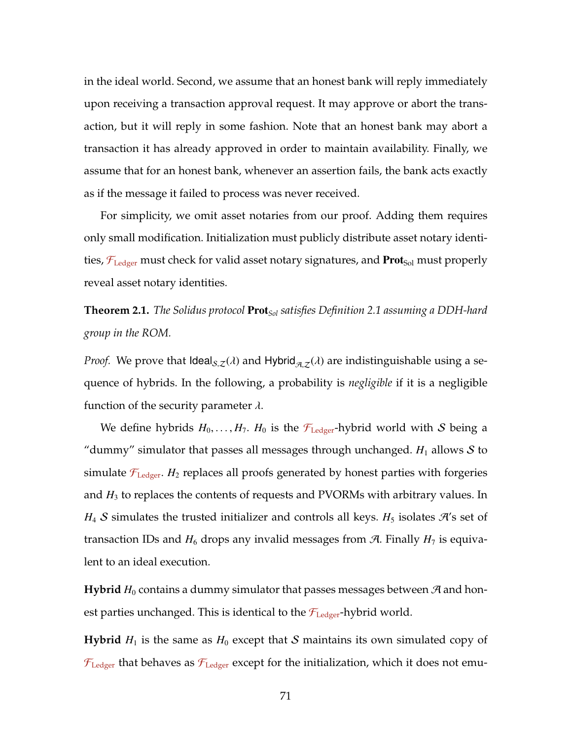in the ideal world. Second, we assume that an honest bank will reply immediately upon receiving a transaction approval request. It may approve or abort the transaction, but it will reply in some fashion. Note that an honest bank may abort a transaction it has already approved in order to maintain availability. Finally, we assume that for an honest bank, whenever an assertion fails, the bank acts exactly as if the message it failed to process was never received.

For simplicity, we omit asset notaries from our proof. Adding them requires only small modification. Initialization must publicly distribute asset notary identities, $\mathcal{F}_{\text{Ledger}}$ must check for valid asset notary signatures, and $\textbf{Prot}_{\text{Sol}}$ must properly reveal asset notary identities.

**Theorem 2.1.** *The Solidus protocol* $\textbf{Prot}_{Sol}$ *satisfies Definition 2.1 assuming a DDH-hard group in the ROM.*

*Proof.* We prove that $\mathsf{Ideal}_{\mathcal{S},\mathcal{Z}}(\lambda)$ and $\mathsf{Hybrid}_{\mathcal{A},\mathcal{Z}}(\lambda)$ are indistinguishable using a sequence of hybrids. In the following, a probability is *negligible* if it is a negligible function of the security parameter $\lambda$.

We define hybrids $H_0, \ldots, H_7$. $H_0$ is the $\mathcal{F}_{\text{Ledger}}$-hybrid world with $\mathcal{S}$ being a "dummy" simulator that passes all messages through unchanged. $H_1$ allows $\mathcal{S}$ to simulate $\mathcal{F}_{\text{Ledger}}$. $H_2$ replaces all proofs generated by honest parties with forgeries and $H_3$ to replaces the contents of requests and PVORMs with arbitrary values. In $H_4$ $\mathcal{S}$ simulates the trusted initializer and controls all keys. $H_5$ isolates $\mathcal{A}$'s set of transaction IDs and $H_6$ drops any invalid messages from $\mathcal{A}$. Finally $H_7$ is equivalent to an ideal execution.

**Hybrid** $H_0$ contains a dummy simulator that passes messages between $\mathcal{A}$ and honest parties unchanged. This is identical to the $\mathcal{F}_{\text{Ledger}}$-hybrid world.

**Hybrid** $H_1$ is the same as $H_0$ except that $\mathcal{S}$ maintains its own simulated copy of $\mathcal{F}_{\text{Ledger}}$ that behaves as $\mathcal{F}_{\text{Ledger}}$ except for the initialization, which it does not emu-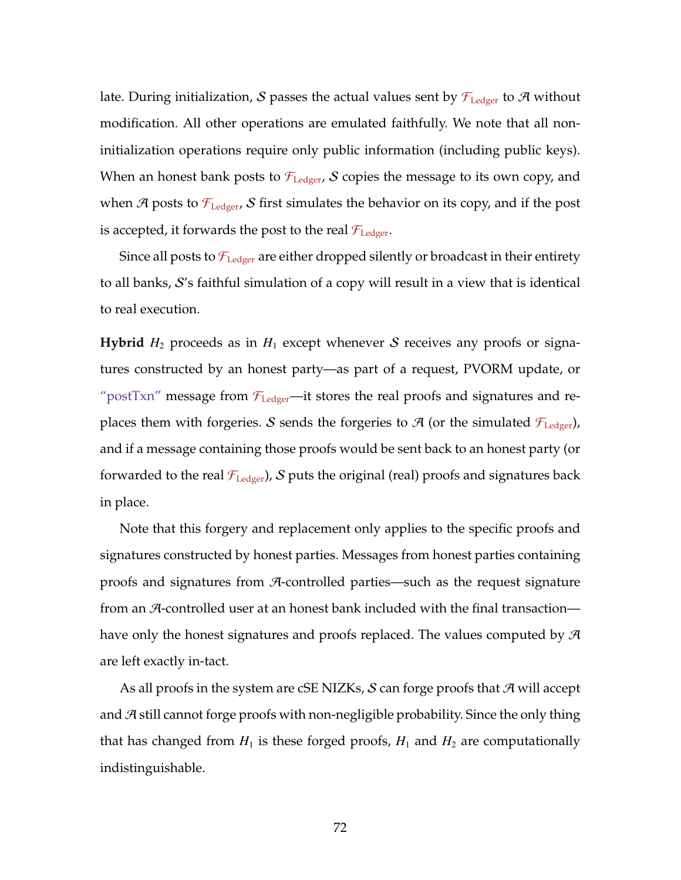late. During initialization, $\mathcal{S}$ passes the actual values sent by $\mathcal{F}_{\text{Ledger}}$ to $\mathcal{A}$ without modification. All other operations are emulated faithfully. We note that all non-initialization operations require only public information (including public keys). When an honest bank posts to $\mathcal{F}_{\text{Ledger}}$, $\mathcal{S}$ copies the message to its own copy, and when $\mathcal{A}$ posts to $\mathcal{F}_{\text{Ledger}}$, $\mathcal{S}$ first simulates the behavior on its copy, and if the post is accepted, it forwards the post to the real $\mathcal{F}_{\text{Ledger}}$.

Since all posts to $\mathcal{F}_{\text{Ledger}}$ are either dropped silently or broadcast in their entirety to all banks, $\mathcal{S}$'s faithful simulation of a copy will result in a view that is identical to real execution.

**Hybrid** $H_2$ proceeds as in $H_1$ except whenever $\mathcal{S}$ receives any proofs or signatures constructed by an honest party—as part of a request, PVORM update, or "postTxn" message from $\mathcal{F}_{\text{Ledger}}$—it stores the real proofs and signatures and replaces them with forgeries. $\mathcal{S}$ sends the forgeries to $\mathcal{A}$ (or the simulated $\mathcal{F}_{\text{Ledger}}$), and if a message containing those proofs would be sent back to an honest party (or forwarded to the real $\mathcal{F}_{\text{Ledger}}$), $\mathcal{S}$ puts the original (real) proofs and signatures back in place.

Note that this forgery and replacement only applies to the specific proofs and signatures constructed by honest parties. Messages from honest parties containing proofs and signatures from $\mathcal{A}$-controlled parties—such as the request signature from an $\mathcal{A}$-controlled user at an honest bank included with the final transaction—have only the honest signatures and proofs replaced. The values computed by $\mathcal{A}$ are left exactly in-tact.

As all proofs in the system are cSE NIZKs, $\mathcal{S}$ can forge proofs that $\mathcal{A}$ will accept and $\mathcal{A}$ still cannot forge proofs with non-negligible probability. Since the only thing that has changed from $H_1$ is these forged proofs, $H_1$ and $H_2$ are computationally indistinguishable.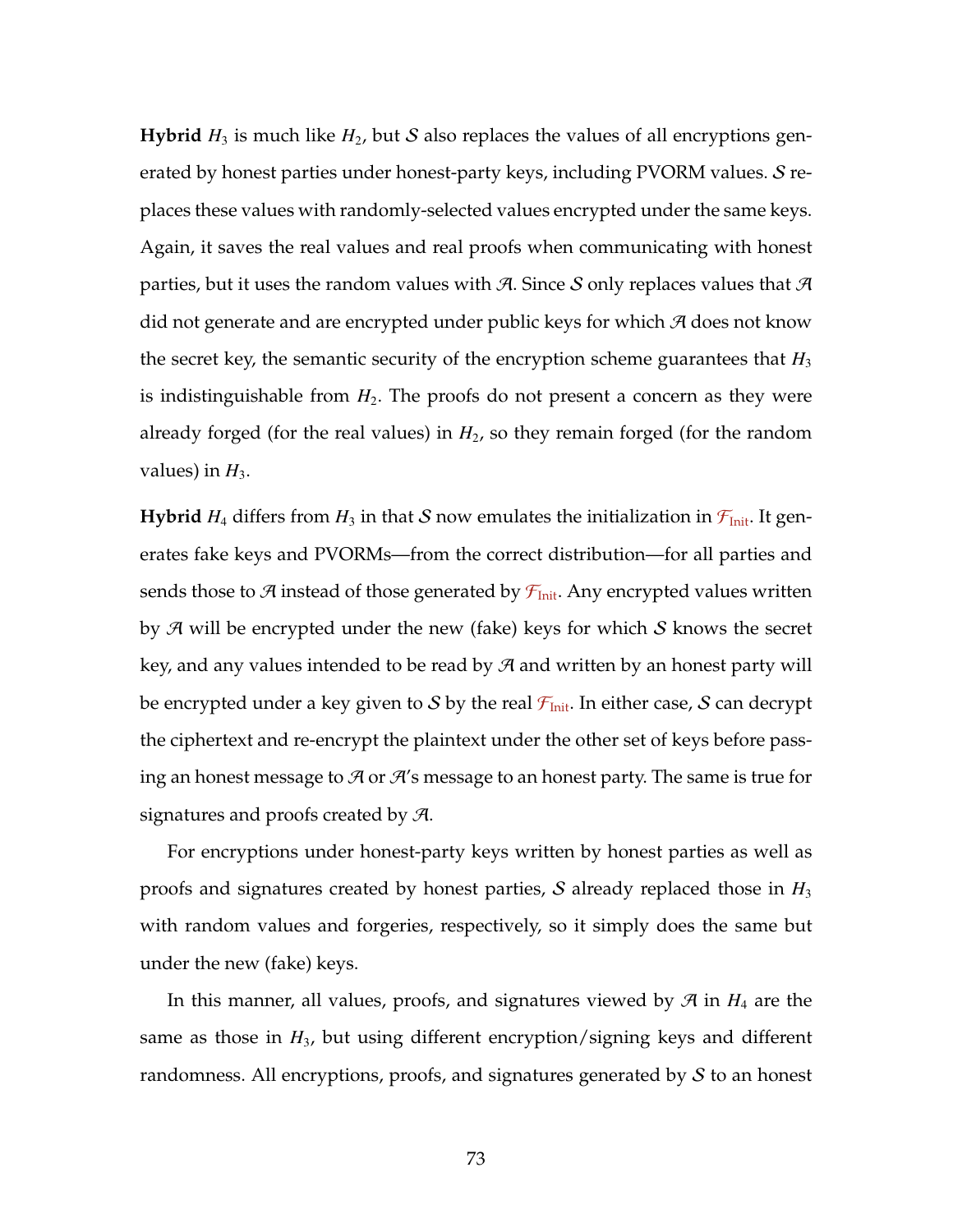**Hybrid** $H_3$ is much like $H_2$, but $\mathcal{S}$ also replaces the values of all encryptions generated by honest parties under honest-party keys, including PVORM values. $\mathcal{S}$ replaces these values with randomly-selected values encrypted under the same keys. Again, it saves the real values and real proofs when communicating with honest parties, but it uses the random values with $\mathcal{A}$. Since $\mathcal{S}$ only replaces values that $\mathcal{A}$ did not generate and are encrypted under public keys for which $\mathcal{A}$ does not know the secret key, the semantic security of the encryption scheme guarantees that $H_3$ is indistinguishable from $H_2$. The proofs do not present a concern as they were already forged (for the real values) in $H_2$, so they remain forged (for the random values) in $H_3$.

**Hybrid** $H_4$ differs from $H_3$ in that $\mathcal{S}$ now emulates the initialization in $\mathcal{F}_{\text{Init}}$. It generates fake keys and PVORMs—from the correct distribution—for all parties and sends those to $\mathcal{A}$ instead of those generated by $\mathcal{F}_{\text{Init}}$. Any encrypted values written by $\mathcal{A}$ will be encrypted under the new (fake) keys for which $\mathcal{S}$ knows the secret key, and any values intended to be read by $\mathcal{A}$ and written by an honest party will be encrypted under a key given to $\mathcal{S}$ by the real $\mathcal{F}_{\text{Init}}$. In either case, $\mathcal{S}$ can decrypt the ciphertext and re-encrypt the plaintext under the other set of keys before passing an honest message to $\mathcal{A}$ or $\mathcal{A}$'s message to an honest party. The same is true for signatures and proofs created by $\mathcal{A}$.

For encryptions under honest-party keys written by honest parties as well as proofs and signatures created by honest parties, $\mathcal{S}$ already replaced those in $H_3$ with random values and forgeries, respectively, so it simply does the same but under the new (fake) keys.

In this manner, all values, proofs, and signatures viewed by $\mathcal{A}$ in $H_4$ are the same as those in $H_3$, but using different encryption/signing keys and different randomness. All encryptions, proofs, and signatures generated by $\mathcal{S}$ to an honest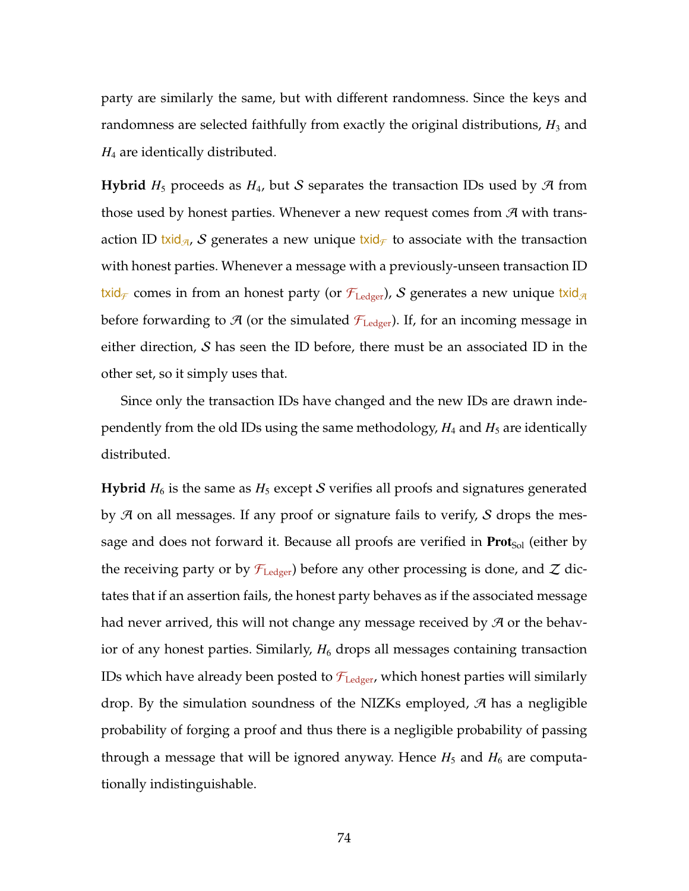party are similarly the same, but with different randomness. Since the keys and randomness are selected faithfully from exactly the original distributions, $H_3$ and $H_4$ are identically distributed.

**Hybrid** $H_5$ proceeds as $H_4$, but $\mathcal{S}$ separates the transaction IDs used by $\mathcal{A}$ from those used by honest parties. Whenever a new request comes from $\mathcal{A}$ with transaction ID $\mathsf{txid}_{\mathcal{A}}$, $\mathcal{S}$ generates a new unique $\mathsf{txid}_{\mathcal{F}}$ to associate with the transaction with honest parties. Whenever a message with a previously-unseen transaction ID $\mathsf{txid}_{\mathcal{F}}$ comes in from an honest party (or $\mathcal{F}_{\text{Ledger}}$), $\mathcal{S}$ generates a new unique $\mathsf{txid}_{\mathcal{A}}$ before forwarding to $\mathcal{A}$ (or the simulated $\mathcal{F}_{\text{Ledger}}$). If, for an incoming message in either direction, $\mathcal{S}$ has seen the ID before, there must be an associated ID in the other set, so it simply uses that.

Since only the transaction IDs have changed and the new IDs are drawn independently from the old IDs using the same methodology, $H_4$ and $H_5$ are identically distributed.

**Hybrid** $H_6$ is the same as $H_5$ except $\mathcal{S}$ verifies all proofs and signatures generated by $\mathcal{A}$ on all messages. If any proof or signature fails to verify, $\mathcal{S}$ drops the message and does not forward it. Because all proofs are verified in $\mathbf{Prot}_{\text{Sol}}$ (either by the receiving party or by $\mathcal{F}_{\text{Ledger}}$) before any other processing is done, and $\mathcal{Z}$ dictates that if an assertion fails, the honest party behaves as if the associated message had never arrived, this will not change any message received by $\mathcal{A}$ or the behavior of any honest parties. Similarly, $H_6$ drops all messages containing transaction IDs which have already been posted to $\mathcal{F}_{\text{Ledger}}$, which honest parties will similarly drop. By the simulation soundness of the NIZKs employed, $\mathcal{A}$ has a negligible probability of forging a proof and thus there is a negligible probability of passing through a message that will be ignored anyway. Hence $H_5$ and $H_6$ are computationally indistinguishable.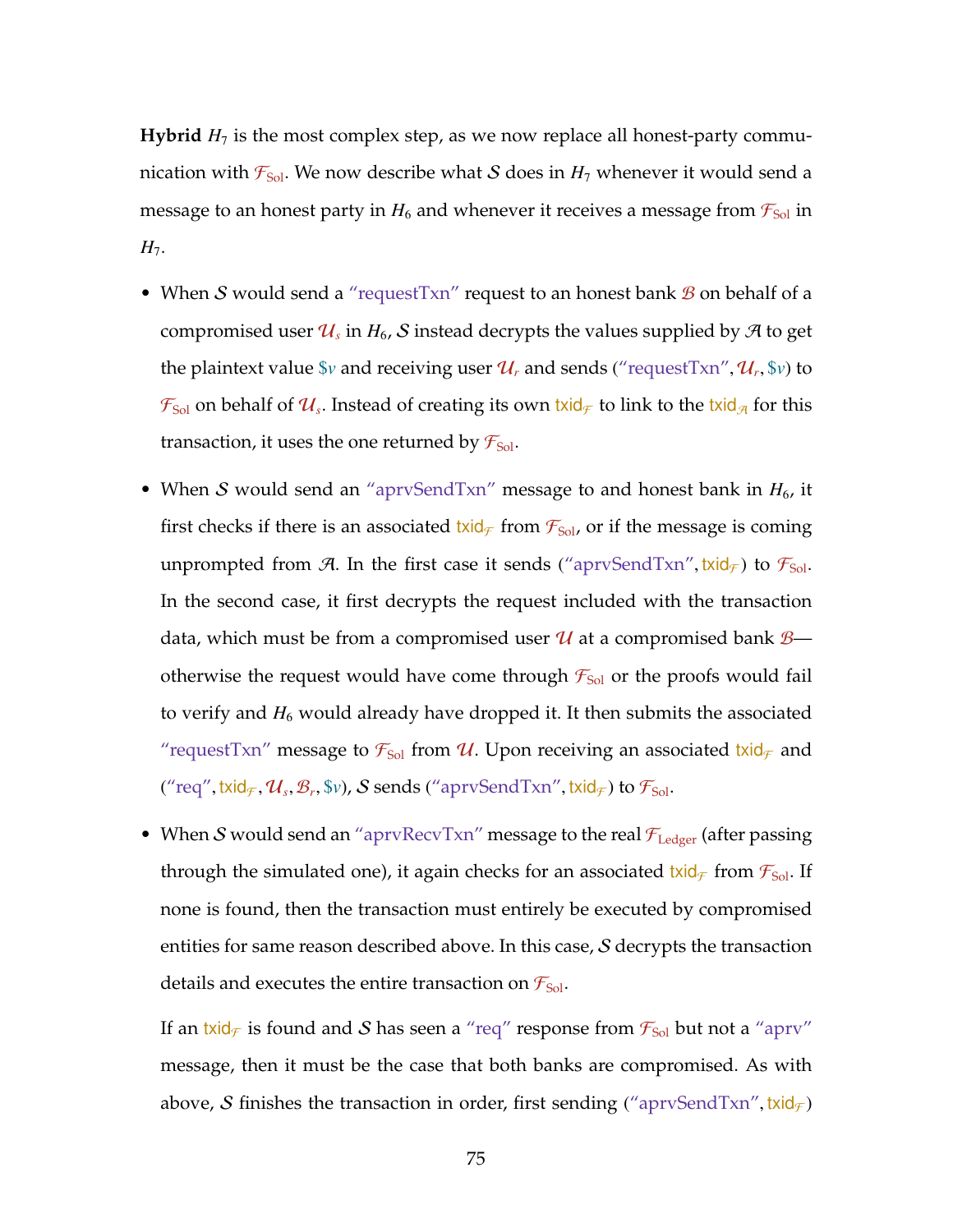**Hybrid** $H_7$ is the most complex step, as we now replace all honest-party communication with $\mathcal{F}_{\mathrm{Sol}}$. We now describe what $\mathcal{S}$ does in $H_7$ whenever it would send a message to an honest party in $H_6$ and whenever it receives a message from $\mathcal{F}_{\mathrm{Sol}}$ in $H_7$.

- When $\mathcal{S}$ would send a "requestTxn" request to an honest bank $\mathcal{B}$ on behalf of a compromised user $\mathcal{U}_s$ in $H_6$, $\mathcal{S}$ instead decrypts the values supplied by $\mathcal{A}$ to get the plaintext value $\$v$ and receiving user $\mathcal{U}_r$ and sends ("requestTxn", $\mathcal{U}_r$, $\$v$) to $\mathcal{F}_{\mathrm{Sol}}$ on behalf of $\mathcal{U}_s$. Instead of creating its own $\mathsf{txid}_{\mathcal{F}}$ to link to the $\mathsf{txid}_{\mathcal{A}}$ for this transaction, it uses the one returned by $\mathcal{F}_{\mathrm{Sol}}$.

- When $\mathcal{S}$ would send an "aprvSendTxn" message to and honest bank in $H_6$, it first checks if there is an associated $\mathsf{txid}_{\mathcal{F}}$ from $\mathcal{F}_{\mathrm{Sol}}$, or if the message is coming unprompted from $\mathcal{A}$. In the first case it sends ("aprvSendTxn", $\mathsf{txid}_{\mathcal{F}}$) to $\mathcal{F}_{\mathrm{Sol}}$. In the second case, it first decrypts the request included with the transaction data, which must be from a compromised user $\mathcal{U}$ at a compromised bank $\mathcal{B}$—otherwise the request would have come through $\mathcal{F}_{\mathrm{Sol}}$ or the proofs would fail to verify and $H_6$ would already have dropped it. It then submits the associated "requestTxn" message to $\mathcal{F}_{\mathrm{Sol}}$ from $\mathcal{U}$. Upon receiving an associated $\mathsf{txid}_{\mathcal{F}}$ and ("req", $\mathsf{txid}_{\mathcal{F}}$, $\mathcal{U}_s$, $\mathcal{B}_r$, $\$v$), $\mathcal{S}$ sends ("aprvSendTxn", $\mathsf{txid}_{\mathcal{F}}$) to $\mathcal{F}_{\mathrm{Sol}}$.

- When $\mathcal{S}$ would send an "aprvRecvTxn" message to the real $\mathcal{F}_{\mathrm{Ledger}}$ (after passing through the simulated one), it again checks for an associated $\mathsf{txid}_{\mathcal{F}}$ from $\mathcal{F}_{\mathrm{Sol}}$. If none is found, then the transaction must entirely be executed by compromised entities for same reason described above. In this case, $\mathcal{S}$ decrypts the transaction details and executes the entire transaction on $\mathcal{F}_{\mathrm{Sol}}$.

  If an $\mathsf{txid}_{\mathcal{F}}$ is found and $\mathcal{S}$ has seen a "req" response from $\mathcal{F}_{\mathrm{Sol}}$ but not a "aprv" message, then it must be the case that both banks are compromised. As with above, $\mathcal{S}$ finishes the transaction in order, first sending ("aprvSendTxn", $\mathsf{txid}_{\mathcal{F}}$)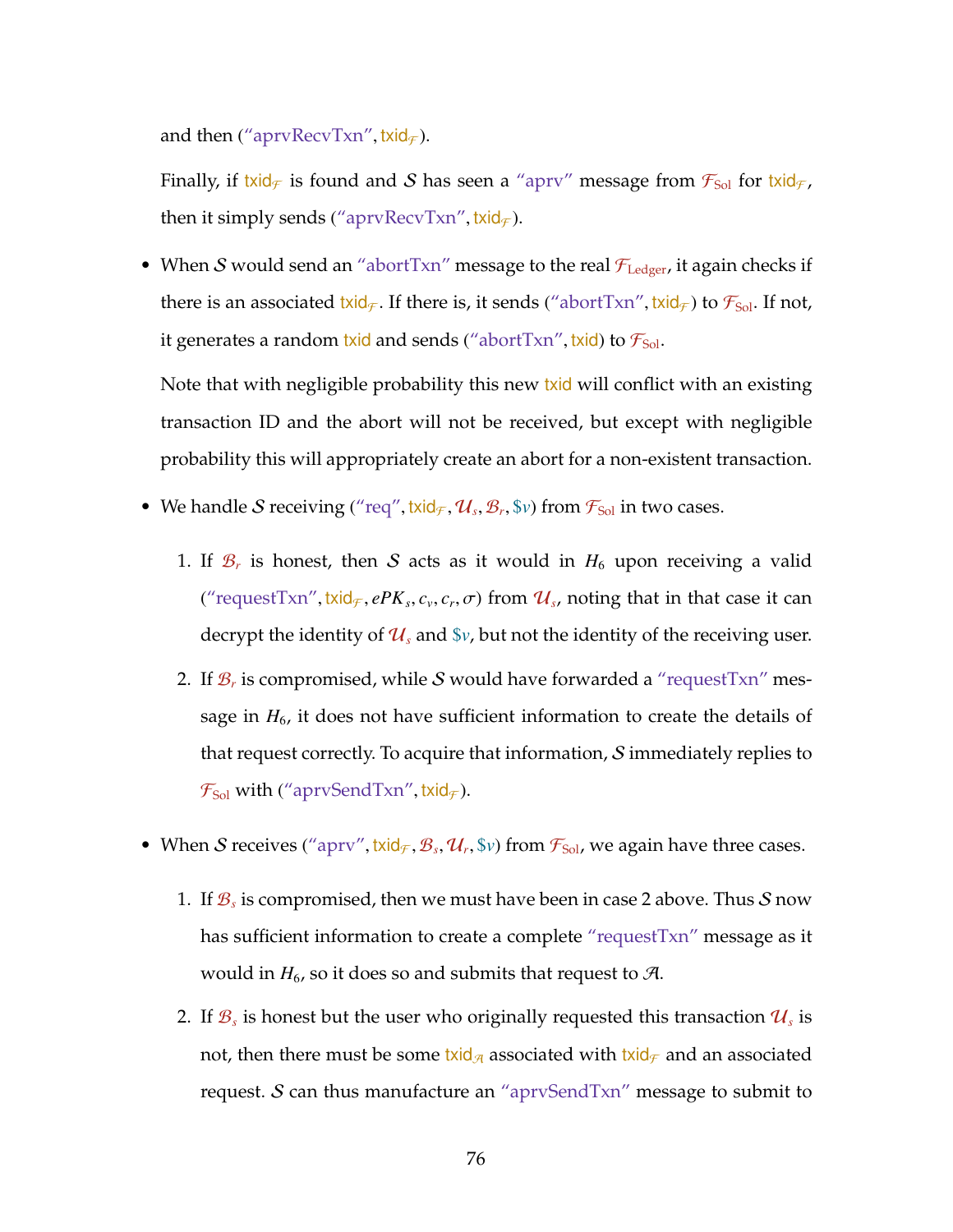and then (“aprvRecvTxn”, $\mathsf{txid}_{\mathcal{F}}$).

Finally, if $\mathsf{txid}_{\mathcal{F}}$ is found and $\mathcal{S}$ has seen a “aprv” message from $\mathcal{F}_{\mathrm{Sol}}$ for $\mathsf{txid}_{\mathcal{F}}$, then it simply sends (“aprvRecvTxn”, $\mathsf{txid}_{\mathcal{F}}$).

- When $\mathcal{S}$ would send an “abortTxn” message to the real $\mathcal{F}_{\mathrm{Ledger}}$, it again checks if there is an associated $\mathsf{txid}_{\mathcal{F}}$. If there is, it sends (“abortTxn”, $\mathsf{txid}_{\mathcal{F}}$) to $\mathcal{F}_{\mathrm{Sol}}$. If not, it generates a random $\mathsf{txid}$ and sends (“abortTxn”, $\mathsf{txid}$) to $\mathcal{F}_{\mathrm{Sol}}$.

  Note that with negligible probability this new $\mathsf{txid}$ will conflict with an existing transaction ID and the abort will not be received, but except with negligible probability this will appropriately create an abort for a non-existent transaction.

- We handle $\mathcal{S}$ receiving (“req”, $\mathsf{txid}_{\mathcal{F}}, \mathcal{U}_s, \mathcal{B}_r, \$v$) from $\mathcal{F}_{\mathrm{Sol}}$ in two cases.

  1. If $\mathcal{B}_r$ is honest, then $\mathcal{S}$ acts as it would in $H_6$ upon receiving a valid (“requestTxn”, $\mathsf{txid}_{\mathcal{F}}, ePK_s, c_v, c_r, \sigma$) from $\mathcal{U}_s$, noting that in that case it can decrypt the identity of $\mathcal{U}_s$ and $\$v$, but not the identity of the receiving user.
  2. If $\mathcal{B}_r$ is compromised, while $\mathcal{S}$ would have forwarded a “requestTxn” message in $H_6$, it does not have sufficient information to create the details of that request correctly. To acquire that information, $\mathcal{S}$ immediately replies to $\mathcal{F}_{\mathrm{Sol}}$ with (“aprvSendTxn”, $\mathsf{txid}_{\mathcal{F}}$).

- When $\mathcal{S}$ receives (“aprv”, $\mathsf{txid}_{\mathcal{F}}, \mathcal{B}_s, \mathcal{U}_r, \$v$) from $\mathcal{F}_{\mathrm{Sol}}$, we again have three cases.

  1. If $\mathcal{B}_s$ is compromised, then we must have been in case 2 above. Thus $\mathcal{S}$ now has sufficient information to create a complete “requestTxn” message as it would in $H_6$, so it does so and submits that request to $\mathcal{A}$.
  2. If $\mathcal{B}_s$ is honest but the user who originally requested this transaction $\mathcal{U}_s$ is not, then there must be some $\mathsf{txid}_{\mathcal{A}}$ associated with $\mathsf{txid}_{\mathcal{F}}$ and an associated request. $\mathcal{S}$ can thus manufacture an “aprvSendTxn” message to submit to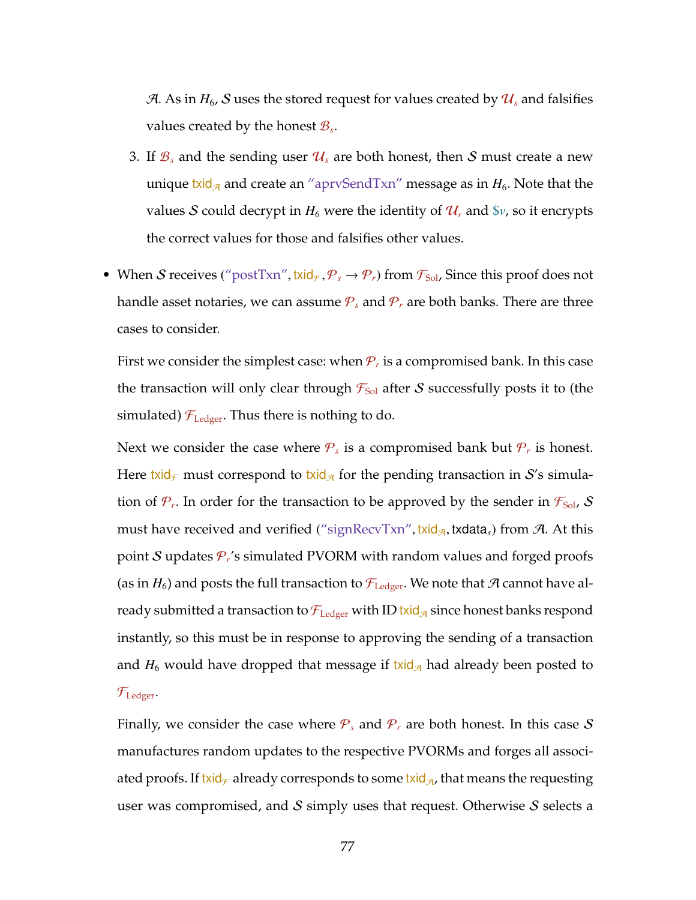$\mathcal{A}$. As in $H_6$, $\mathcal{S}$ uses the stored request for values created by $\mathcal{U}_s$ and falsifies values created by the honest $\mathcal{B}_s$.

3. If $\mathcal{B}_s$ and the sending user $\mathcal{U}_s$ are both honest, then $\mathcal{S}$ must create a new unique $\mathsf{txid}_{\mathcal{A}}$ and create an "aprvSendTxn" message as in $H_6$. Note that the values $\mathcal{S}$ could decrypt in $H_6$ were the identity of $\mathcal{U}_r$ and $\$v$, so it encrypts the correct values for those and falsifies other values.

- When $\mathcal{S}$ receives ("postTxn", $\mathsf{txid}_{\mathcal{F}}, \mathcal{P}_s \to \mathcal{P}_r$) from $\mathcal{F}_{\mathrm{Sol}}$, Since this proof does not handle asset notaries, we can assume $\mathcal{P}_s$ and $\mathcal{P}_r$ are both banks. There are three cases to consider.

  First we consider the simplest case: when $\mathcal{P}_r$ is a compromised bank. In this case the transaction will only clear through $\mathcal{F}_{\mathrm{Sol}}$ after $\mathcal{S}$ successfully posts it to (the simulated) $\mathcal{F}_{\mathrm{Ledger}}$. Thus there is nothing to do.

  Next we consider the case where $\mathcal{P}_s$ is a compromised bank but $\mathcal{P}_r$ is honest. Here $\mathsf{txid}_{\mathcal{F}}$ must correspond to $\mathsf{txid}_{\mathcal{A}}$ for the pending transaction in $\mathcal{S}$'s simulation of $\mathcal{P}_r$. In order for the transaction to be approved by the sender in $\mathcal{F}_{\mathrm{Sol}}$, $\mathcal{S}$ must have received and verified ("signRecvTxn", $\mathsf{txid}_{\mathcal{A}}, \mathsf{txdata}_s$) from $\mathcal{A}$. At this point $\mathcal{S}$ updates $\mathcal{P}_r$'s simulated PVORM with random values and forged proofs (as in $H_6$) and posts the full transaction to $\mathcal{F}_{\mathrm{Ledger}}$. We note that $\mathcal{A}$ cannot have already submitted a transaction to $\mathcal{F}_{\mathrm{Ledger}}$ with ID $\mathsf{txid}_{\mathcal{A}}$ since honest banks respond instantly, so this must be in response to approving the sending of a transaction and $H_6$ would have dropped that message if $\mathsf{txid}_{\mathcal{A}}$ had already been posted to $\mathcal{F}_{\mathrm{Ledger}}$.

  Finally, we consider the case where $\mathcal{P}_s$ and $\mathcal{P}_r$ are both honest. In this case $\mathcal{S}$ manufactures random updates to the respective PVORMs and forges all associated proofs. If $\mathsf{txid}_{\mathcal{F}}$ already corresponds to some $\mathsf{txid}_{\mathcal{A}}$, that means the requesting user was compromised, and $\mathcal{S}$ simply uses that request. Otherwise $\mathcal{S}$ selects a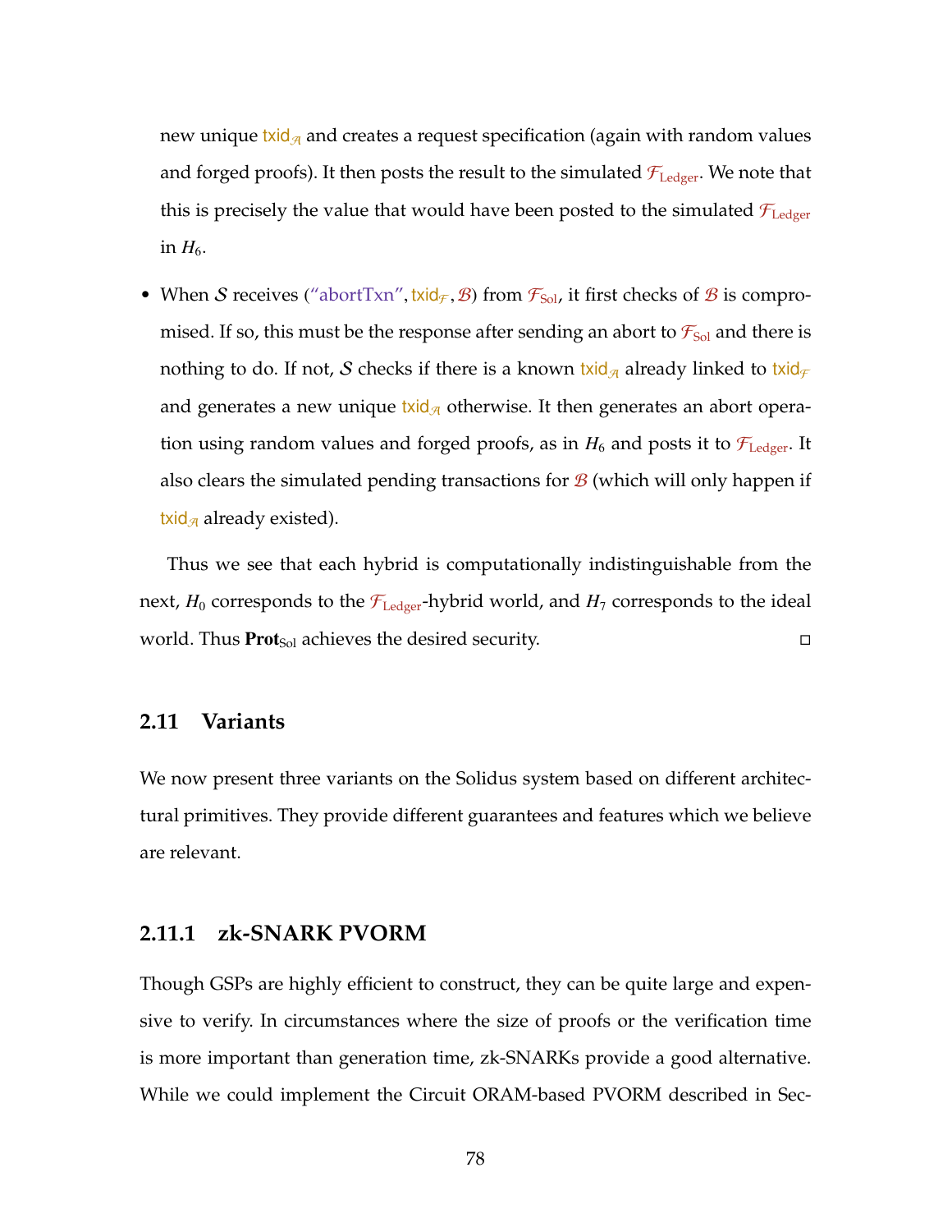new unique $\mathsf{txid}_{\mathcal{A}}$ and creates a request specification (again with random values and forged proofs). It then posts the result to the simulated $\mathcal{F}_{\text{Ledger}}$. We note that this is precisely the value that would have been posted to the simulated $\mathcal{F}_{\text{Ledger}}$ in $H_6$.

- When $\mathcal{S}$ receives ("abortTxn", $\mathsf{txid}_{\mathcal{F}}, \mathcal{B}$) from $\mathcal{F}_{\text{Sol}}$, it first checks of $\mathcal{B}$ is compromised. If so, this must be the response after sending an abort to $\mathcal{F}_{\text{Sol}}$ and there is nothing to do. If not, $\mathcal{S}$ checks if there is a known $\mathsf{txid}_{\mathcal{A}}$ already linked to $\mathsf{txid}_{\mathcal{F}}$ and generates a new unique $\mathsf{txid}_{\mathcal{A}}$ otherwise. It then generates an abort operation using random values and forged proofs, as in $H_6$ and posts it to $\mathcal{F}_{\text{Ledger}}$. It also clears the simulated pending transactions for $\mathcal{B}$ (which will only happen if $\mathsf{txid}_{\mathcal{A}}$ already existed).

Thus we see that each hybrid is computationally indistinguishable from the next, $H_0$ corresponds to the $\mathcal{F}_{\text{Ledger}}$-hybrid world, and $H_7$ corresponds to the ideal world. Thus $\mathbf{Prot}_{\text{Sol}}$ achieves the desired security. □

## 2.11 Variants

We now present three variants on the Solidus system based on different architectural primitives. They provide different guarantees and features which we believe are relevant.

### 2.11.1 zk-SNARK PVORM

Though GSPs are highly efficient to construct, they can be quite large and expensive to verify. In circumstances where the size of proofs or the verification time is more important than generation time, zk-SNARKs provide a good alternative. While we could implement the Circuit ORAM-based PVORM described in Sec-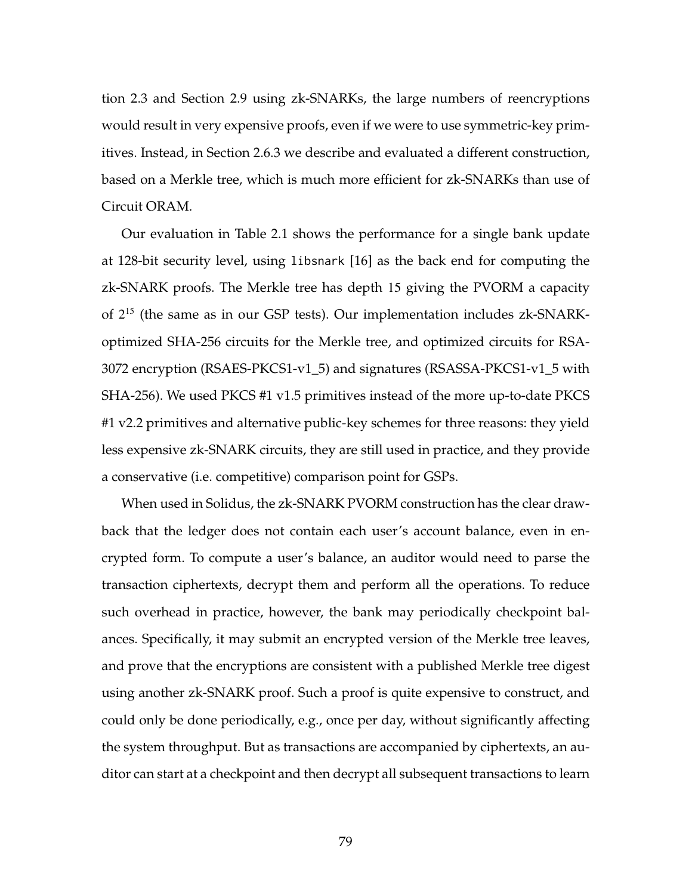tion 2.3 and Section 2.9 using zk-SNARKs, the large numbers of reencryptions would result in very expensive proofs, even if we were to use symmetric-key primitives. Instead, in Section 2.6.3 we describe and evaluated a different construction, based on a Merkle tree, which is much more efficient for zk-SNARKs than use of Circuit ORAM.

Our evaluation in Table 2.1 shows the performance for a single bank update at 128-bit security level, using `libsnark` [16] as the back end for computing the zk-SNARK proofs. The Merkle tree has depth 15 giving the PVORM a capacity of $2^{15}$ (the same as in our GSP tests). Our implementation includes zk-SNARK-optimized SHA-256 circuits for the Merkle tree, and optimized circuits for RSA-3072 encryption (RSAES-PKCS1-v1_5) and signatures (RSASSA-PKCS1-v1_5 with SHA-256). We used PKCS #1 v1.5 primitives instead of the more up-to-date PKCS #1 v2.2 primitives and alternative public-key schemes for three reasons: they yield less expensive zk-SNARK circuits, they are still used in practice, and they provide a conservative (i.e. competitive) comparison point for GSPs.

When used in Solidus, the zk-SNARK PVORM construction has the clear drawback that the ledger does not contain each user's account balance, even in encrypted form. To compute a user's balance, an auditor would need to parse the transaction ciphertexts, decrypt them and perform all the operations. To reduce such overhead in practice, however, the bank may periodically checkpoint balances. Specifically, it may submit an encrypted version of the Merkle tree leaves, and prove that the encryptions are consistent with a published Merkle tree digest using another zk-SNARK proof. Such a proof is quite expensive to construct, and could only be done periodically, e.g., once per day, without significantly affecting the system throughput. But as transactions are accompanied by ciphertexts, an auditor can start at a checkpoint and then decrypt all subsequent transactions to learn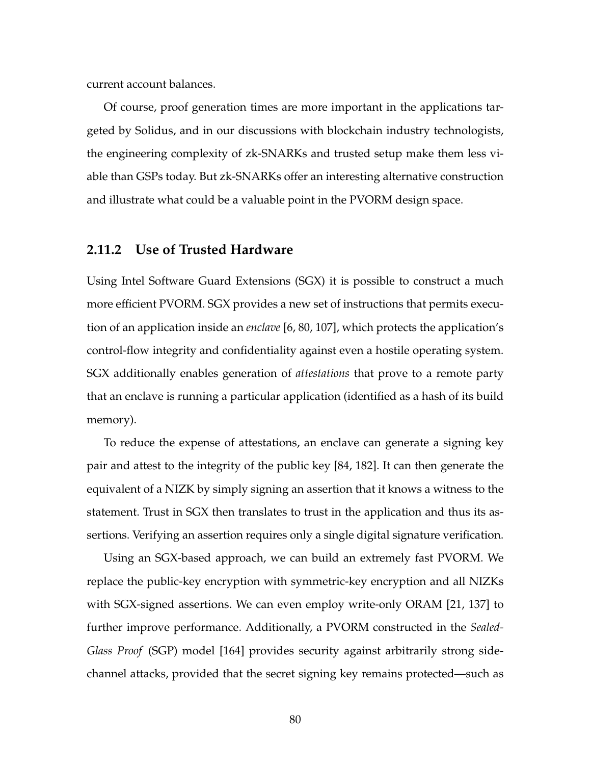current account balances.

Of course, proof generation times are more important in the applications targeted by Solidus, and in our discussions with blockchain industry technologists, the engineering complexity of zk-SNARKs and trusted setup make them less viable than GSPs today. But zk-SNARKs offer an interesting alternative construction and illustrate what could be a valuable point in the PVORM design space.

### 2.11.2 Use of Trusted Hardware

Using Intel Software Guard Extensions (SGX) it is possible to construct a much more efficient PVORM. SGX provides a new set of instructions that permits execution of an application inside an *enclave* [6, 80, 107], which protects the application's control-flow integrity and confidentiality against even a hostile operating system. SGX additionally enables generation of *attestations* that prove to a remote party that an enclave is running a particular application (identified as a hash of its build memory).

To reduce the expense of attestations, an enclave can generate a signing key pair and attest to the integrity of the public key [84, 182]. It can then generate the equivalent of a NIZK by simply signing an assertion that it knows a witness to the statement. Trust in SGX then translates to trust in the application and thus its assertions. Verifying an assertion requires only a single digital signature verification.

Using an SGX-based approach, we can build an extremely fast PVORM. We replace the public-key encryption with symmetric-key encryption and all NIZKs with SGX-signed assertions. We can even employ write-only ORAM [21, 137] to further improve performance. Additionally, a PVORM constructed in the *Sealed-Glass Proof* (SGP) model [164] provides security against arbitrarily strong side-channel attacks, provided that the secret signing key remains protected—such as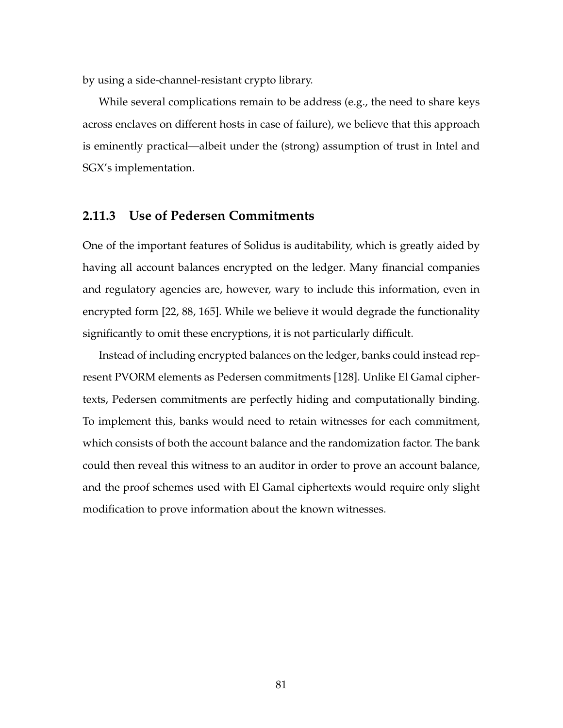by using a side-channel-resistant crypto library.

While several complications remain to be address (e.g., the need to share keys across enclaves on different hosts in case of failure), we believe that this approach is eminently practical—albeit under the (strong) assumption of trust in Intel and SGX's implementation.

### 2.11.3 Use of Pedersen Commitments

One of the important features of Solidus is auditability, which is greatly aided by having all account balances encrypted on the ledger. Many financial companies and regulatory agencies are, however, wary to include this information, even in encrypted form [22, 88, 165]. While we believe it would degrade the functionality significantly to omit these encryptions, it is not particularly difficult.

Instead of including encrypted balances on the ledger, banks could instead represent PVORM elements as Pedersen commitments [128]. Unlike El Gamal ciphertexts, Pedersen commitments are perfectly hiding and computationally binding. To implement this, banks would need to retain witnesses for each commitment, which consists of both the account balance and the randomization factor. The bank could then reveal this witness to an auditor in order to prove an account balance, and the proof schemes used with El Gamal ciphertexts would require only slight modification to prove information about the known witnesses.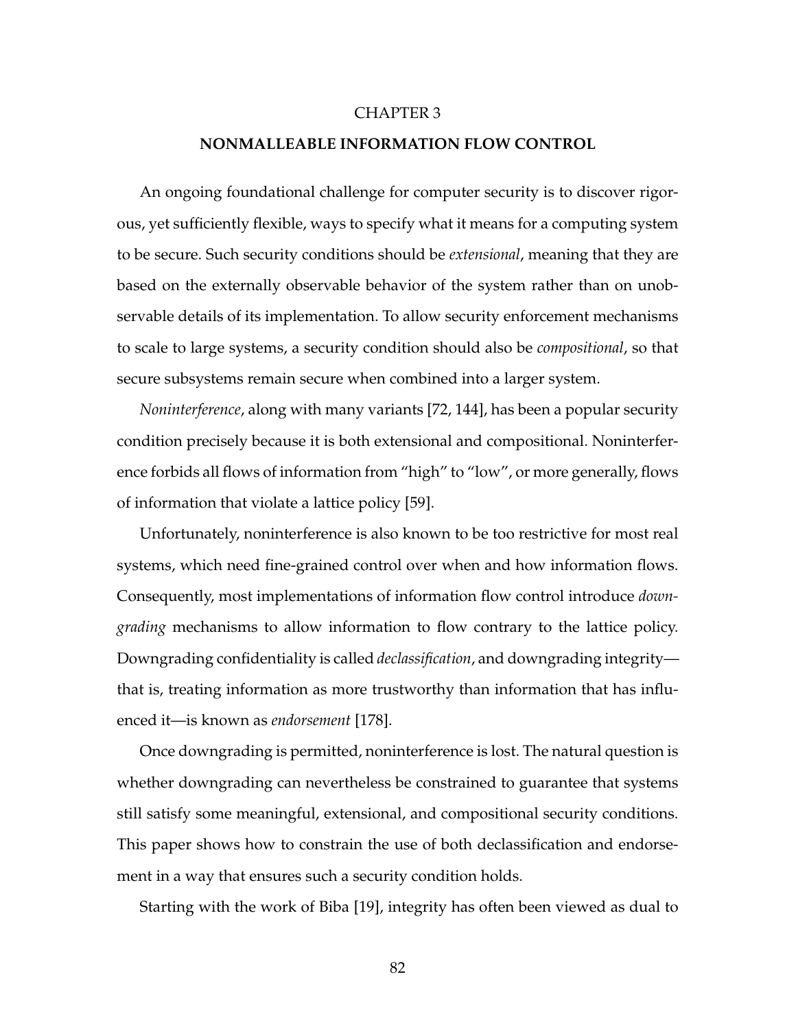# CHAPTER 3

## NONMALLEABLE INFORMATION FLOW CONTROL

An ongoing foundational challenge for computer security is to discover rigorous, yet sufficiently flexible, ways to specify what it means for a computing system to be secure. Such security conditions should be *extensional*, meaning that they are based on the externally observable behavior of the system rather than on unobservable details of its implementation. To allow security enforcement mechanisms to scale to large systems, a security condition should also be *compositional*, so that secure subsystems remain secure when combined into a larger system.

*Noninterference*, along with many variants [72, 144], has been a popular security condition precisely because it is both extensional and compositional. Noninterference forbids all flows of information from "high" to "low", or more generally, flows of information that violate a lattice policy [59].

Unfortunately, noninterference is also known to be too restrictive for most real systems, which need fine-grained control over when and how information flows. Consequently, most implementations of information flow control introduce *downgrading* mechanisms to allow information to flow contrary to the lattice policy. Downgrading confidentiality is called *declassification*, and downgrading integrity—that is, treating information as more trustworthy than information that has influenced it—is known as *endorsement* [178].

Once downgrading is permitted, noninterference is lost. The natural question is whether downgrading can nevertheless be constrained to guarantee that systems still satisfy some meaningful, extensional, and compositional security conditions. This paper shows how to constrain the use of both declassification and endorsement in a way that ensures such a security condition holds.

Starting with the work of Biba [19], integrity has often been viewed as dual to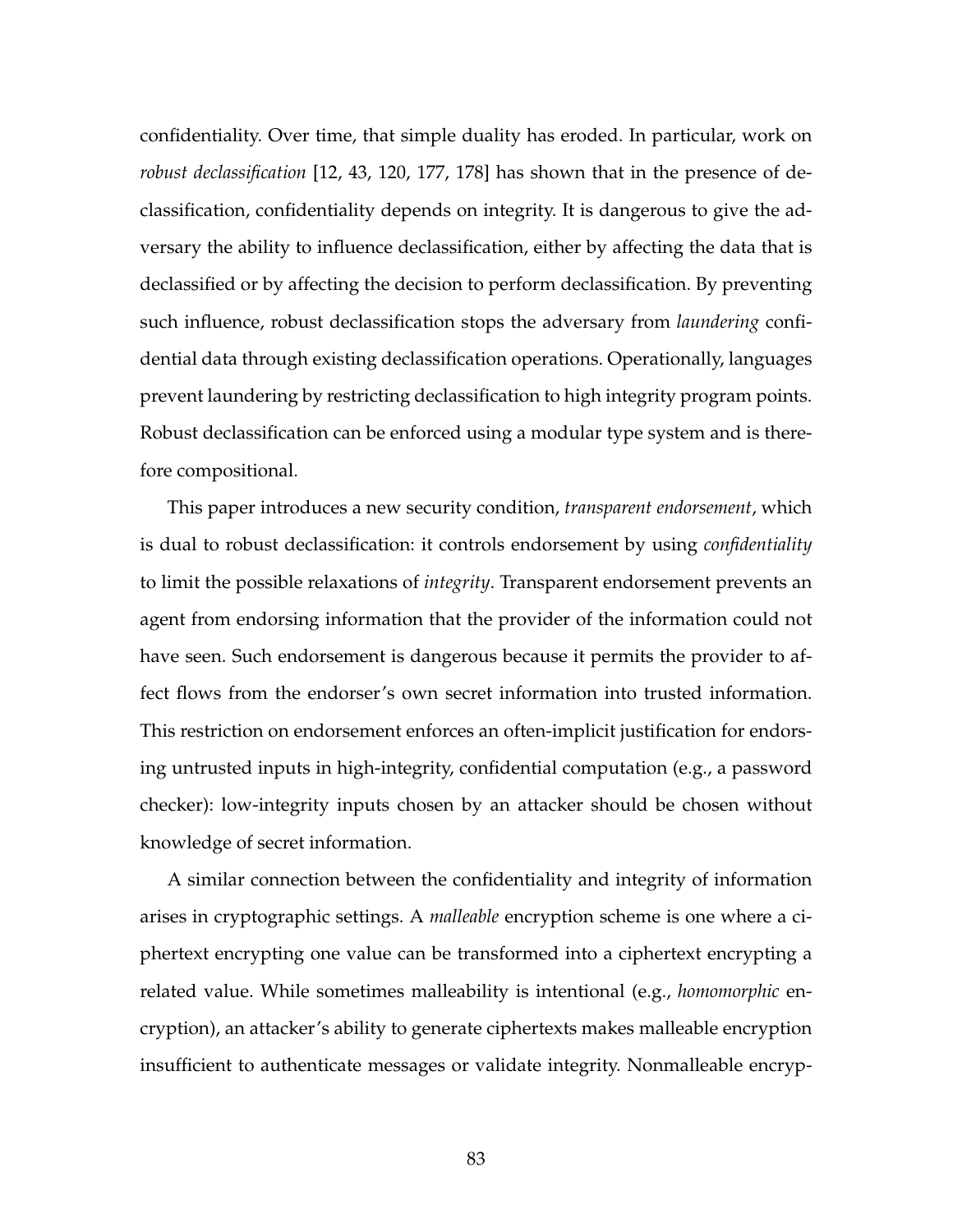confidentiality. Over time, that simple duality has eroded. In particular, work on *robust declassification* [12, 43, 120, 177, 178] has shown that in the presence of declassification, confidentiality depends on integrity. It is dangerous to give the adversary the ability to influence declassification, either by affecting the data that is declassified or by affecting the decision to perform declassification. By preventing such influence, robust declassification stops the adversary from *laundering* confidential data through existing declassification operations. Operationally, languages prevent laundering by restricting declassification to high integrity program points. Robust declassification can be enforced using a modular type system and is therefore compositional.

This paper introduces a new security condition, *transparent endorsement*, which is dual to robust declassification: it controls endorsement by using *confidentiality* to limit the possible relaxations of *integrity*. Transparent endorsement prevents an agent from endorsing information that the provider of the information could not have seen. Such endorsement is dangerous because it permits the provider to affect flows from the endorser's own secret information into trusted information. This restriction on endorsement enforces an often-implicit justification for endorsing untrusted inputs in high-integrity, confidential computation (e.g., a password checker): low-integrity inputs chosen by an attacker should be chosen without knowledge of secret information.

A similar connection between the confidentiality and integrity of information arises in cryptographic settings. A *malleable* encryption scheme is one where a ciphertext encrypting one value can be transformed into a ciphertext encrypting a related value. While sometimes malleability is intentional (e.g., *homomorphic* encryption), an attacker's ability to generate ciphertexts makes malleable encryption insufficient to authenticate messages or validate integrity. Nonmalleable encryp-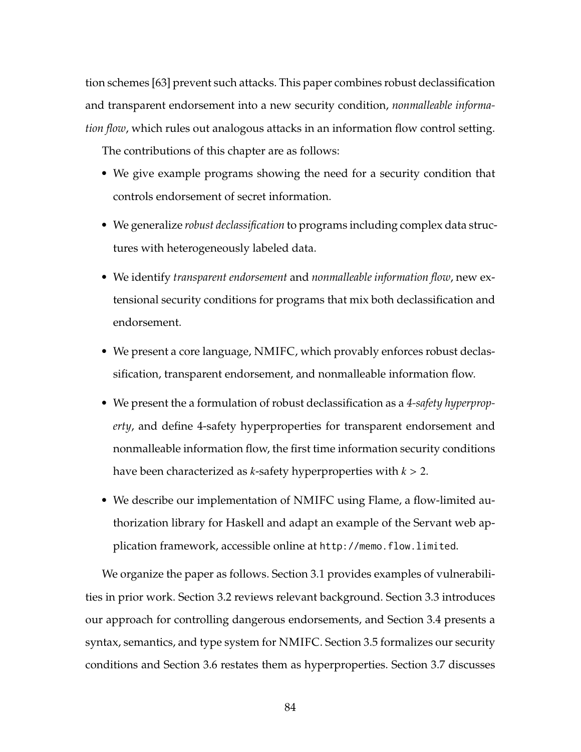tion schemes [63] prevent such attacks. This paper combines robust declassification and transparent endorsement into a new security condition, *nonmalleable information flow*, which rules out analogous attacks in an information flow control setting.

The contributions of this chapter are as follows:

- We give example programs showing the need for a security condition that controls endorsement of secret information.
- We generalize *robust declassification* to programs including complex data structures with heterogeneously labeled data.
- We identify *transparent endorsement* and *nonmalleable information flow*, new extensional security conditions for programs that mix both declassification and endorsement.
- We present a core language, NMIFC, which provably enforces robust declassification, transparent endorsement, and nonmalleable information flow.
- We present the a formulation of robust declassification as a *4-safety hyperproperty*, and define 4-safety hyperproperties for transparent endorsement and nonmalleable information flow, the first time information security conditions have been characterized as $k$-safety hyperproperties with $k > 2$.
- We describe our implementation of NMIFC using Flame, a flow-limited authorization library for Haskell and adapt an example of the Servant web application framework, accessible online at `http://memo.flow.limited`.

We organize the paper as follows. Section 3.1 provides examples of vulnerabilities in prior work. Section 3.2 reviews relevant background. Section 3.3 introduces our approach for controlling dangerous endorsements, and Section 3.4 presents a syntax, semantics, and type system for NMIFC. Section 3.5 formalizes our security conditions and Section 3.6 restates them as hyperproperties. Section 3.7 discusses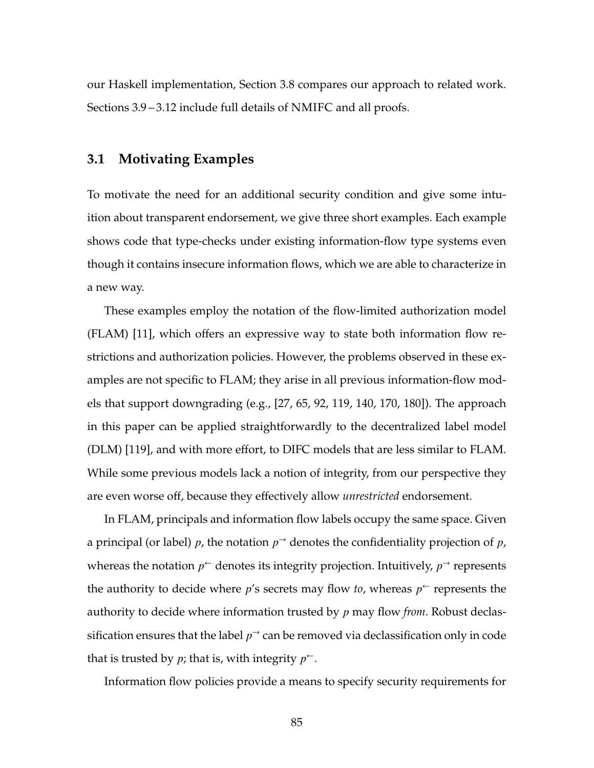our Haskell implementation, Section 3.8 compares our approach to related work. Sections 3.9 – 3.12 include full details of NMIFC and all proofs.

## 3.1 Motivating Examples

To motivate the need for an additional security condition and give some intuition about transparent endorsement, we give three short examples. Each example shows code that type-checks under existing information-flow type systems even though it contains insecure information flows, which we are able to characterize in a new way.

These examples employ the notation of the flow-limited authorization model (FLAM) [11], which offers an expressive way to state both information flow restrictions and authorization policies. However, the problems observed in these examples are not specific to FLAM; they arise in all previous information-flow models that support downgrading (e.g., [27, 65, 92, 119, 140, 170, 180]). The approach in this paper can be applied straightforwardly to the decentralized label model (DLM) [119], and with more effort, to DIFC models that are less similar to FLAM. While some previous models lack a notion of integrity, from our perspective they are even worse off, because they effectively allow *unrestricted* endorsement.

In FLAM, principals and information flow labels occupy the same space. Given a principal (or label) $p$, the notation $p^{\rightarrow}$ denotes the confidentiality projection of $p$, whereas the notation $p^{\leftarrow}$ denotes its integrity projection. Intuitively, $p^{\rightarrow}$ represents the authority to decide where $p$'s secrets may flow *to*, whereas $p^{\leftarrow}$ represents the authority to decide where information trusted by $p$ may flow *from*. Robust declassification ensures that the label $p^{\rightarrow}$ can be removed via declassification only in code that is trusted by $p$; that is, with integrity $p^{\leftarrow}$.

Information flow policies provide a means to specify security requirements for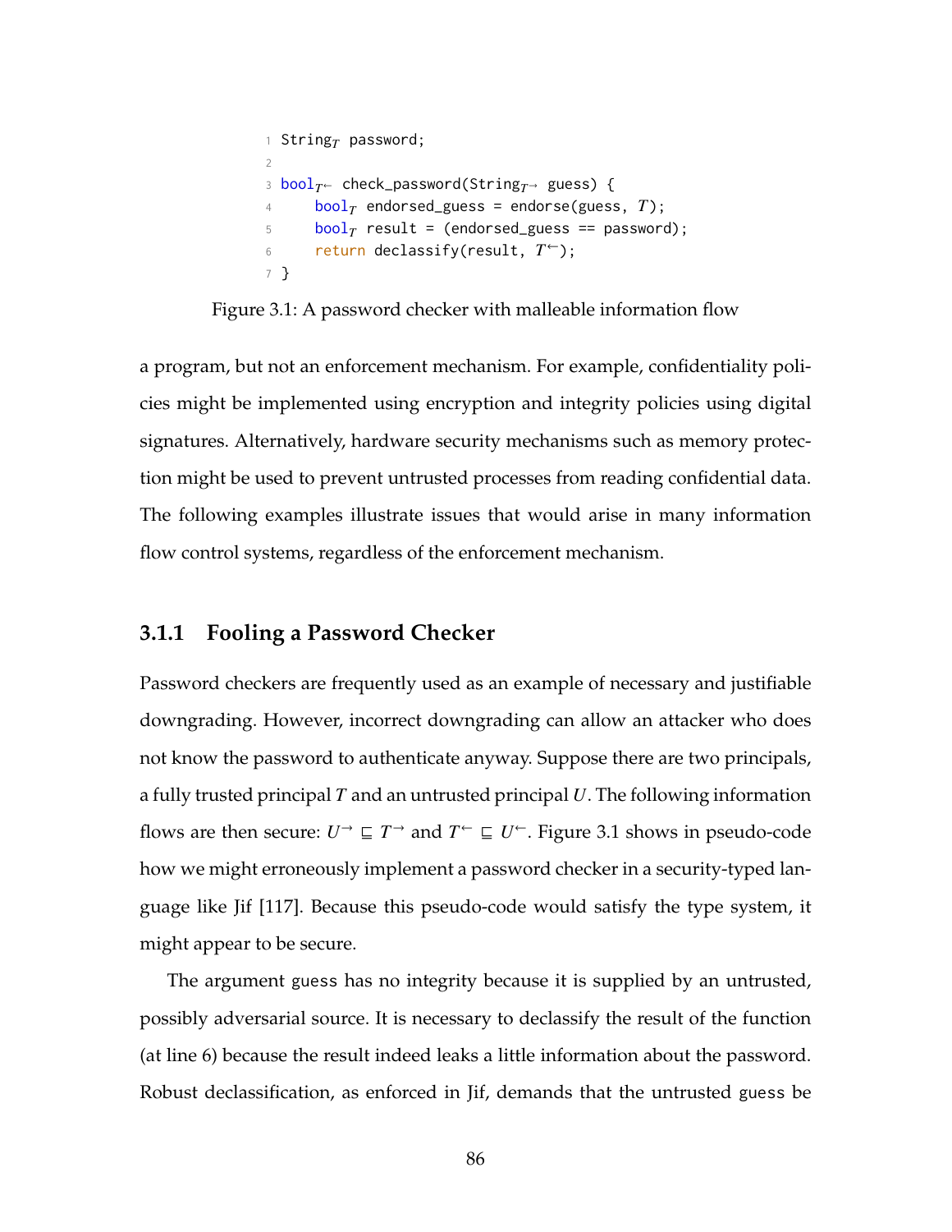```
1 String_T password;
2
3 bool_T← check_password(String_T→ guess) {
4     bool_T endorsed_guess = endorse(guess, T);
5     bool_T result = (endorsed_guess == password);
6     return declassify(result, T←);
7 }
```

Figure 3.1: A password checker with malleable information flow

a program, but not an enforcement mechanism. For example, confidentiality policies might be implemented using encryption and integrity policies using digital signatures. Alternatively, hardware security mechanisms such as memory protection might be used to prevent untrusted processes from reading confidential data. The following examples illustrate issues that would arise in many information flow control systems, regardless of the enforcement mechanism.

### 3.1.1 Fooling a Password Checker

Password checkers are frequently used as an example of necessary and justifiable downgrading. However, incorrect downgrading can allow an attacker who does not know the password to authenticate anyway. Suppose there are two principals, a fully trusted principal $T$ and an untrusted principal $U$. The following information flows are then secure: $U^{\rightarrow} \sqsubseteq T^{\rightarrow}$ and $T^{\leftarrow} \sqsubseteq U^{\leftarrow}$. Figure 3.1 shows in pseudo-code how we might erroneously implement a password checker in a security-typed language like Jif [117]. Because this pseudo-code would satisfy the type system, it might appear to be secure.

The argument guess has no integrity because it is supplied by an untrusted, possibly adversarial source. It is necessary to declassify the result of the function (at line 6) because the result indeed leaks a little information about the password. Robust declassification, as enforced in Jif, demands that the untrusted guess be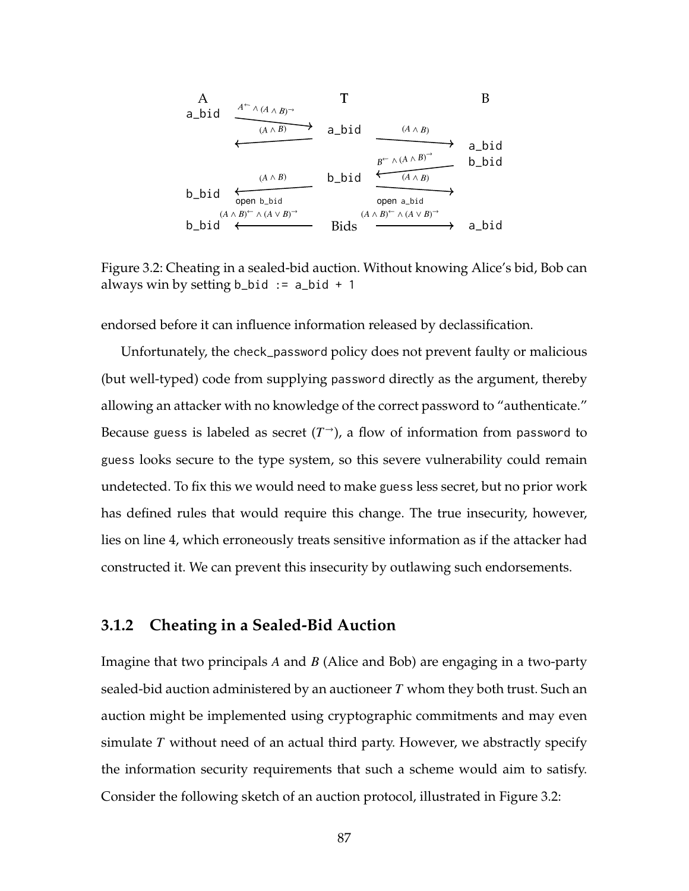Figure 3.2: Cheating in a sealed-bid auction. Without knowing Alice's bid, Bob can always win by setting `b_bid := a_bid + 1`

endorsed before it can influence information released by declassification.

Unfortunately, the `check_password` policy does not prevent faulty or malicious (but well-typed) code from supplying `password` directly as the argument, thereby allowing an attacker with no knowledge of the correct password to "authenticate." Because `guess` is labeled as secret ($T^{\rightarrow}$), a flow of information from `password` to `guess` looks secure to the type system, so this severe vulnerability could remain undetected. To fix this we would need to make `guess` less secret, but no prior work has defined rules that would require this change. The true insecurity, however, lies on line 4, which erroneously treats sensitive information as if the attacker had constructed it. We can prevent this insecurity by outlawing such endorsements.

### 3.1.2 Cheating in a Sealed-Bid Auction

Imagine that two principals $A$ and $B$ (Alice and Bob) are engaging in a two-party sealed-bid auction administered by an auctioneer $T$ whom they both trust. Such an auction might be implemented using cryptographic commitments and may even simulate $T$ without need of an actual third party. However, we abstractly specify the information security requirements that such a scheme would aim to satisfy. Consider the following sketch of an auction protocol, illustrated in Figure 3.2: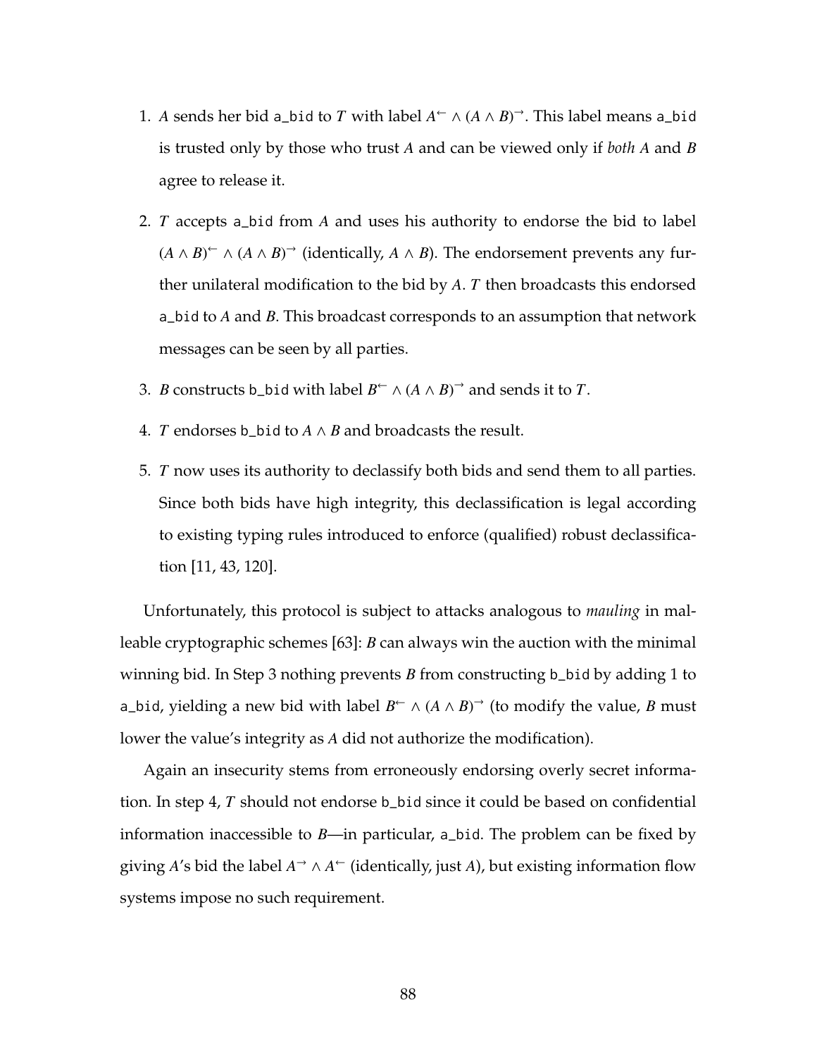1. $A$ sends her bid `a_bid` to $T$ with label $A^{\leftarrow} \wedge (A \wedge B)^{\rightarrow}$. This label means `a_bid` is trusted only by those who trust $A$ and can be viewed only if *both* $A$ and $B$ agree to release it.

2. $T$ accepts `a_bid` from $A$ and uses his authority to endorse the bid to label $(A \wedge B)^{\leftarrow} \wedge (A \wedge B)^{\rightarrow}$ (identically, $A \wedge B$). The endorsement prevents any further unilateral modification to the bid by $A$. $T$ then broadcasts this endorsed `a_bid` to $A$ and $B$. This broadcast corresponds to an assumption that network messages can be seen by all parties.

3. $B$ constructs `b_bid` with label $B^{\leftarrow} \wedge (A \wedge B)^{\rightarrow}$ and sends it to $T$.

4. $T$ endorses `b_bid` to $A \wedge B$ and broadcasts the result.

5. $T$ now uses its authority to declassify both bids and send them to all parties. Since both bids have high integrity, this declassification is legal according to existing typing rules introduced to enforce (qualified) robust declassification [11, 43, 120].

Unfortunately, this protocol is subject to attacks analogous to *mauling* in malleable cryptographic schemes [63]: $B$ can always win the auction with the minimal winning bid. In Step 3 nothing prevents $B$ from constructing `b_bid` by adding 1 to `a_bid`, yielding a new bid with label $B^{\leftarrow} \wedge (A \wedge B)^{\rightarrow}$ (to modify the value, $B$ must lower the value's integrity as $A$ did not authorize the modification).

Again an insecurity stems from erroneously endorsing overly secret information. In step 4, $T$ should not endorse `b_bid` since it could be based on confidential information inaccessible to $B$—in particular, `a_bid`. The problem can be fixed by giving $A$'s bid the label $A^{\rightarrow} \wedge A^{\leftarrow}$ (identically, just $A$), but existing information flow systems impose no such requirement.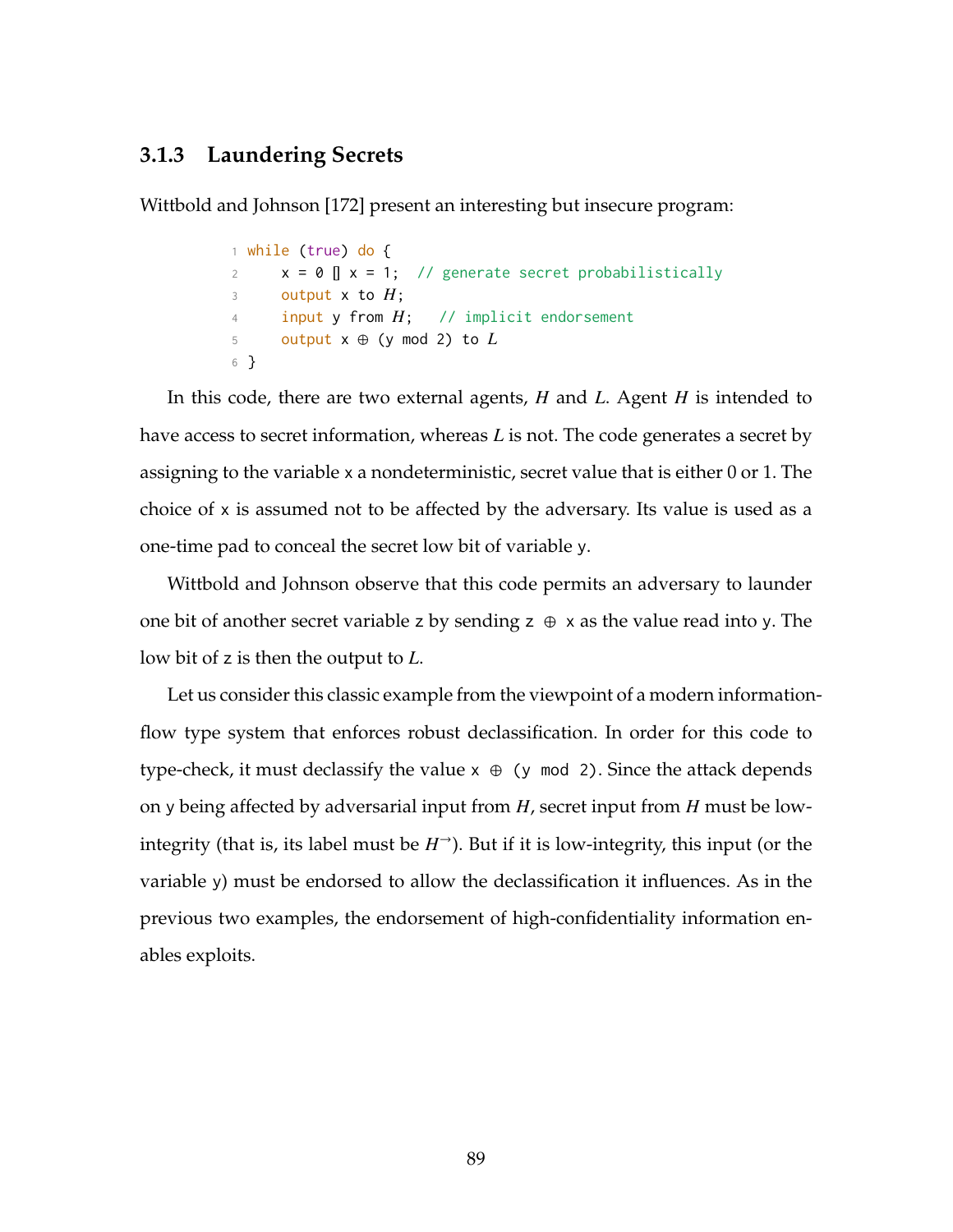### 3.1.3 Laundering Secrets

Wittbold and Johnson [172] present an interesting but insecure program:

```
1 while (true) do {
2     x = 0 [] x = 1;  // generate secret probabilistically
3     output x to H;
4     input y from H;   // implicit endorsement
5     output x ⊕ (y mod 2) to L
6 }
```

In this code, there are two external agents, $H$ and $L$. Agent $H$ is intended to have access to secret information, whereas $L$ is not. The code generates a secret by assigning to the variable x a nondeterministic, secret value that is either 0 or 1. The choice of x is assumed not to be affected by the adversary. Its value is used as a one-time pad to conceal the secret low bit of variable y.

Wittbold and Johnson observe that this code permits an adversary to launder one bit of another secret variable z by sending z ⊕ x as the value read into y. The low bit of z is then the output to $L$.

Let us consider this classic example from the viewpoint of a modern information-flow type system that enforces robust declassification. In order for this code to type-check, it must declassify the value x ⊕ (y mod 2). Since the attack depends on y being affected by adversarial input from $H$, secret input from $H$ must be low-integrity (that is, its label must be $H^{\rightarrow}$). But if it is low-integrity, this input (or the variable y) must be endorsed to allow the declassification it influences. As in the previous two examples, the endorsement of high-confidentiality information enables exploits.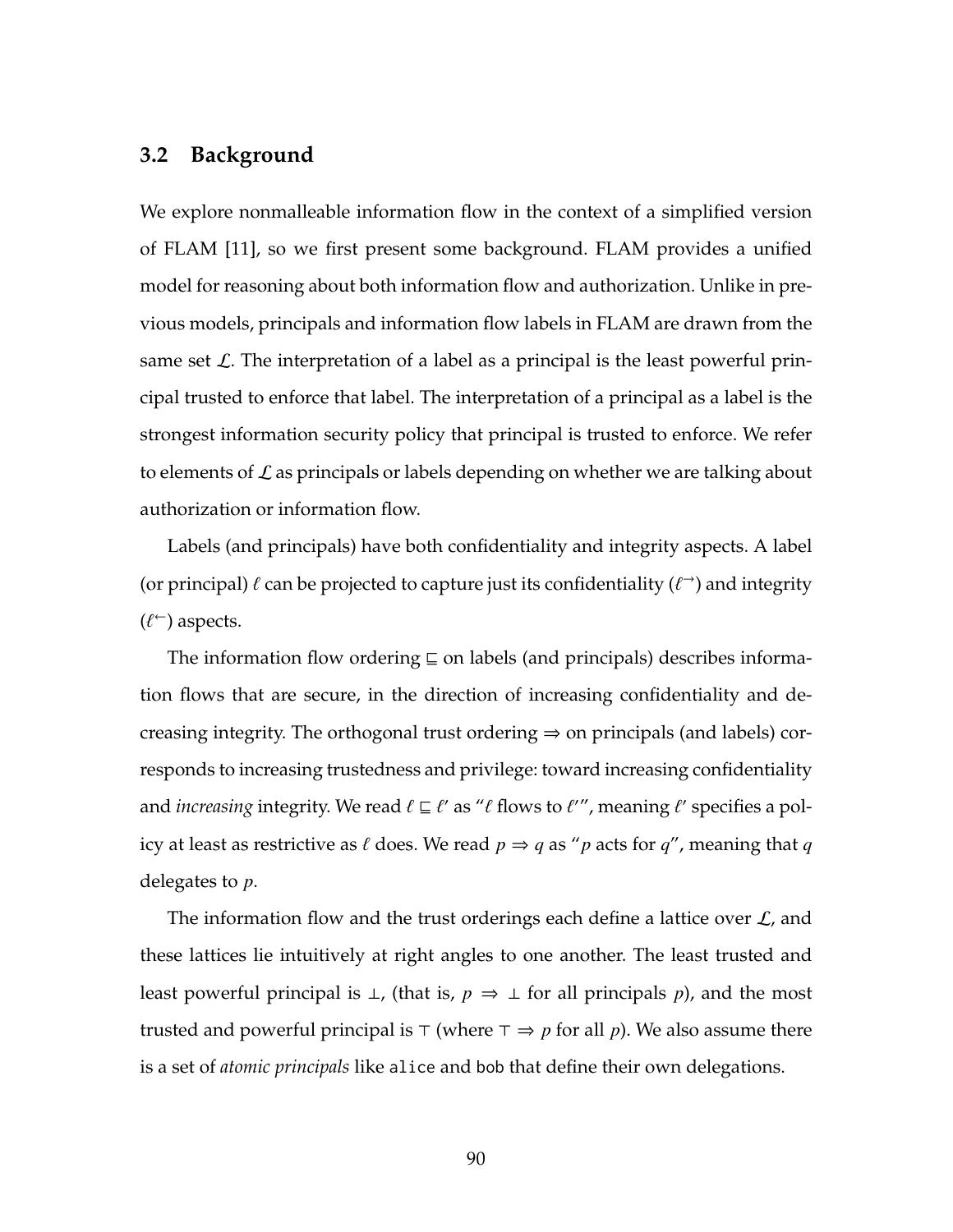## 3.2 Background

We explore nonmalleable information flow in the context of a simplified version of FLAM [11], so we first present some background. FLAM provides a unified model for reasoning about both information flow and authorization. Unlike in previous models, principals and information flow labels in FLAM are drawn from the same set $\mathcal{L}$. The interpretation of a label as a principal is the least powerful principal trusted to enforce that label. The interpretation of a principal as a label is the strongest information security policy that principal is trusted to enforce. We refer to elements of $\mathcal{L}$ as principals or labels depending on whether we are talking about authorization or information flow.

Labels (and principals) have both confidentiality and integrity aspects. A label (or principal) $\ell$ can be projected to capture just its confidentiality ($\ell^{\rightarrow}$) and integrity ($\ell^{\leftarrow}$) aspects.

The information flow ordering $\sqsubseteq$ on labels (and principals) describes information flows that are secure, in the direction of increasing confidentiality and decreasing integrity. The orthogonal trust ordering $\Rightarrow$ on principals (and labels) corresponds to increasing trustedness and privilege: toward increasing confidentiality and *increasing* integrity. We read $\ell \sqsubseteq \ell'$ as "$\ell$ flows to $\ell'$", meaning $\ell'$ specifies a policy at least as restrictive as $\ell$ does. We read $p \Rightarrow q$ as "$p$ acts for $q$", meaning that $q$ delegates to $p$.

The information flow and the trust orderings each define a lattice over $\mathcal{L}$, and these lattices lie intuitively at right angles to one another. The least trusted and least powerful principal is $\bot$, (that is, $p \Rightarrow \bot$ for all principals $p$), and the most trusted and powerful principal is $\top$ (where $\top \Rightarrow p$ for all $p$). We also assume there is a set of *atomic principals* like `alice` and `bob` that define their own delegations.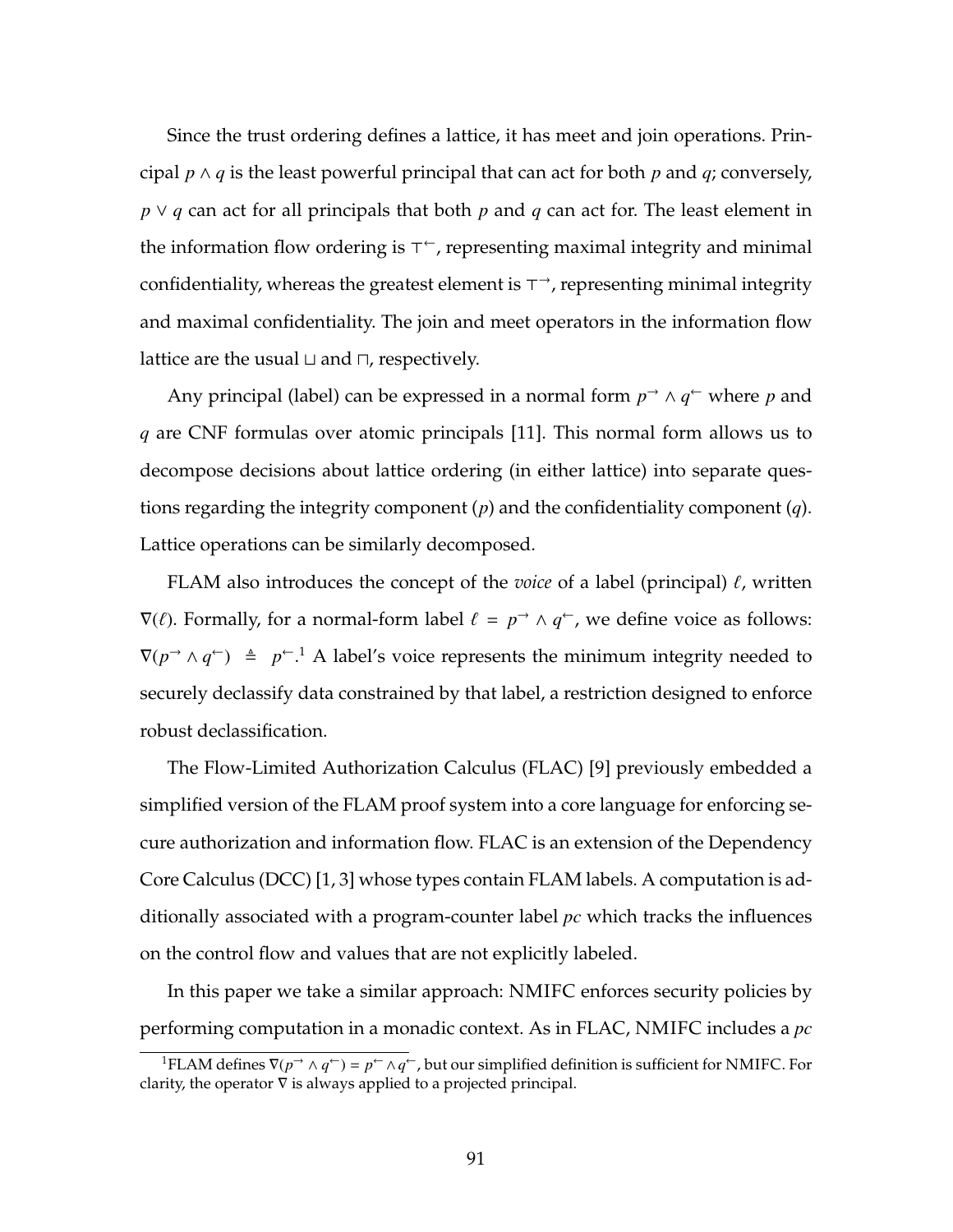Since the trust ordering defines a lattice, it has meet and join operations. Principal $p \wedge q$ is the least powerful principal that can act for both $p$ and $q$; conversely, $p \vee q$ can act for all principals that both $p$ and $q$ can act for. The least element in the information flow ordering is $\top^{\leftarrow}$, representing maximal integrity and minimal confidentiality, whereas the greatest element is $\top^{\rightarrow}$, representing minimal integrity and maximal confidentiality. The join and meet operators in the information flow lattice are the usual $\sqcup$ and $\sqcap$, respectively.

Any principal (label) can be expressed in a normal form $p^{\rightarrow} \wedge q^{\leftarrow}$ where $p$ and $q$ are CNF formulas over atomic principals [11]. This normal form allows us to decompose decisions about lattice ordering (in either lattice) into separate questions regarding the integrity component ($p$) and the confidentiality component ($q$). Lattice operations can be similarly decomposed.

FLAM also introduces the concept of the *voice* of a label (principal) $\ell$, written $\nabla(\ell)$. Formally, for a normal-form label $\ell = p^{\rightarrow} \wedge q^{\leftarrow}$, we define voice as follows: $\nabla(p^{\rightarrow} \wedge q^{\leftarrow}) \triangleq p^{\leftarrow}$.[1] A label's voice represents the minimum integrity needed to securely declassify data constrained by that label, a restriction designed to enforce robust declassification.

The Flow-Limited Authorization Calculus (FLAC) [9] previously embedded a simplified version of the FLAM proof system into a core language for enforcing secure authorization and information flow. FLAC is an extension of the Dependency Core Calculus (DCC) [1, 3] whose types contain FLAM labels. A computation is additionally associated with a program-counter label *pc* which tracks the influences on the control flow and values that are not explicitly labeled.

In this paper we take a similar approach: NMIFC enforces security policies by performing computation in a monadic context. As in FLAC, NMIFC includes a *pc*

[1] FLAM defines $\nabla(p^{\rightarrow} \wedge q^{\leftarrow}) = p^{\leftarrow} \wedge q^{\leftarrow}$, but our simplified definition is sufficient for NMIFC. For clarity, the operator $\nabla$ is always applied to a projected principal.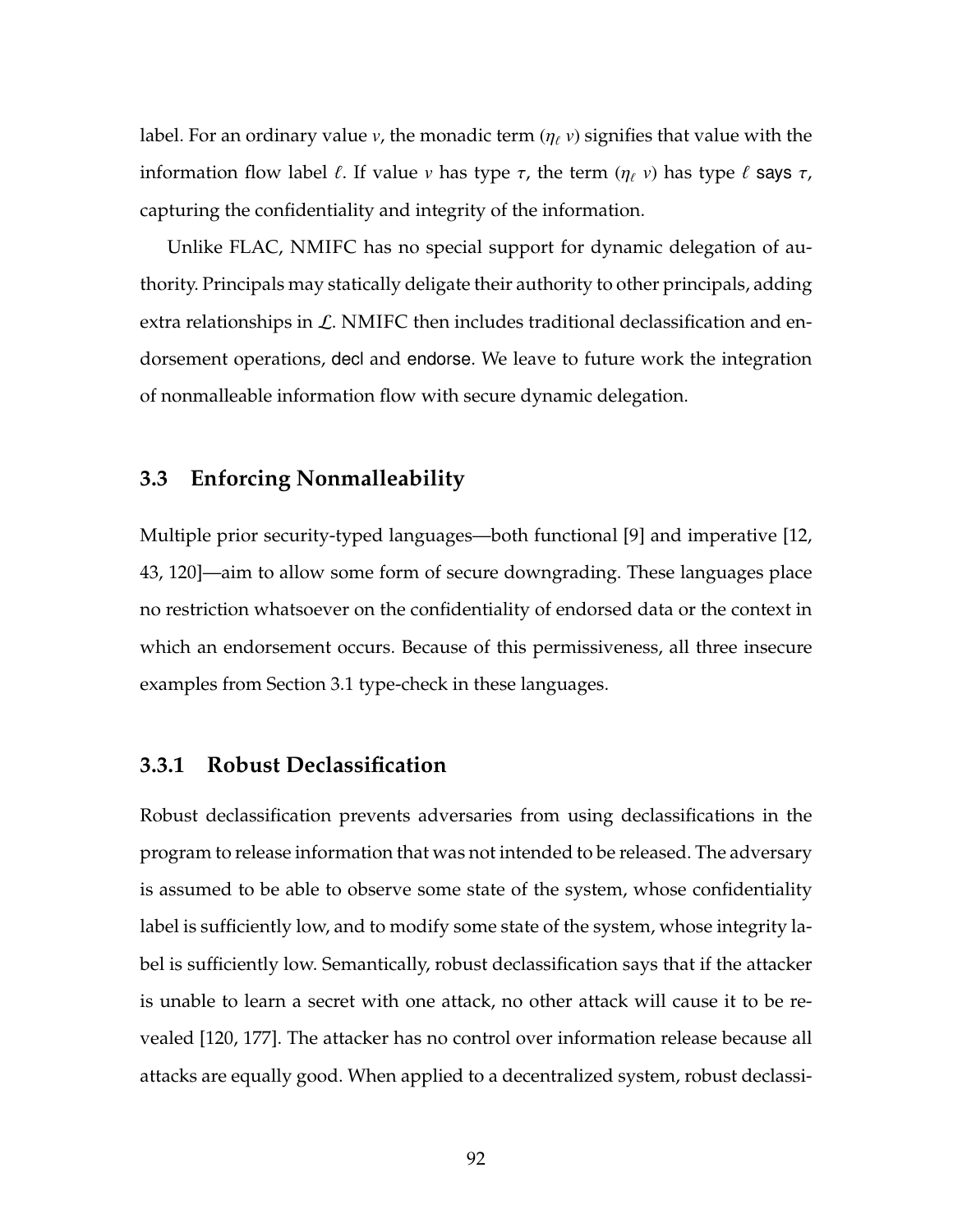label. For an ordinary value $v$, the monadic term $(\eta_\ell\ v)$ signifies that value with the information flow label $\ell$. If value $v$ has type $\tau$, the term $(\eta_\ell\ v)$ has type $\ell$ says $\tau$, capturing the confidentiality and integrity of the information.

Unlike FLAC, NMIFC has no special support for dynamic delegation of authority. Principals may statically deligate their authority to other principals, adding extra relationships in $\mathcal{L}$. NMIFC then includes traditional declassification and endorsement operations, decl and endorse. We leave to future work the integration of nonmalleable information flow with secure dynamic delegation.

## 3.3 Enforcing Nonmalleability

Multiple prior security-typed languages—both functional [9] and imperative [12, 43, 120]—aim to allow some form of secure downgrading. These languages place no restriction whatsoever on the confidentiality of endorsed data or the context in which an endorsement occurs. Because of this permissiveness, all three insecure examples from Section 3.1 type-check in these languages.

### 3.3.1 Robust Declassification

Robust declassification prevents adversaries from using declassifications in the program to release information that was not intended to be released. The adversary is assumed to be able to observe some state of the system, whose confidentiality label is sufficiently low, and to modify some state of the system, whose integrity label is sufficiently low. Semantically, robust declassification says that if the attacker is unable to learn a secret with one attack, no other attack will cause it to be revealed [120, 177]. The attacker has no control over information release because all attacks are equally good. When applied to a decentralized system, robust declassi-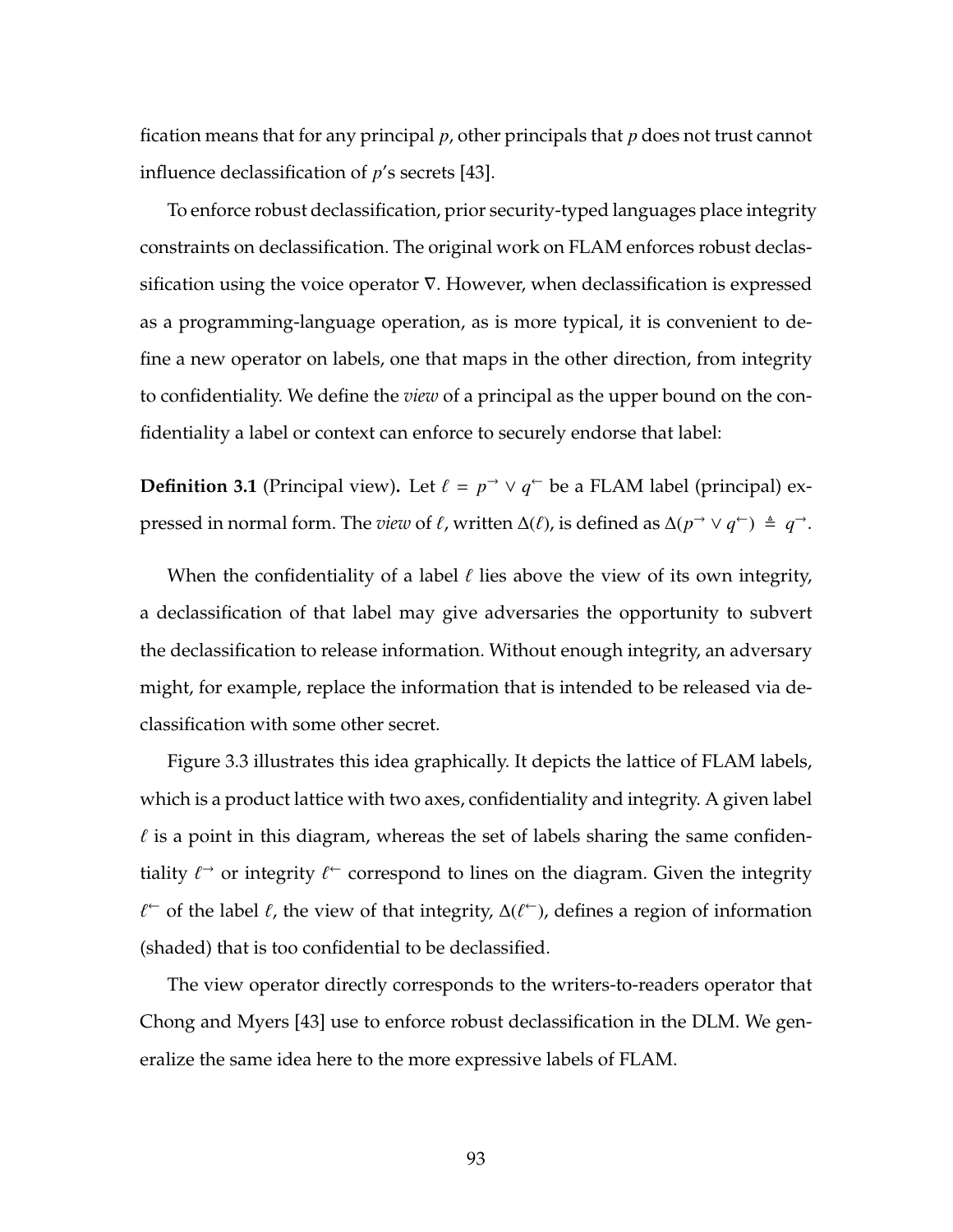fication means that for any principal $p$, other principals that $p$ does not trust cannot influence declassification of $p$'s secrets [43].

To enforce robust declassification, prior security-typed languages place integrity constraints on declassification. The original work on FLAM enforces robust declassification using the voice operator $\nabla$. However, when declassification is expressed as a programming-language operation, as is more typical, it is convenient to define a new operator on labels, one that maps in the other direction, from integrity to confidentiality. We define the *view* of a principal as the upper bound on the confidentiality a label or context can enforce to securely endorse that label:

**Definition 3.1** (Principal view)**.** Let $\ell = p^{\rightarrow} \vee q^{\leftarrow}$ be a FLAM label (principal) expressed in normal form. The *view* of $\ell$, written $\Delta(\ell)$, is defined as $\Delta(p^{\rightarrow} \vee q^{\leftarrow}) \triangleq q^{\rightarrow}$.

When the confidentiality of a label $\ell$ lies above the view of its own integrity, a declassification of that label may give adversaries the opportunity to subvert the declassification to release information. Without enough integrity, an adversary might, for example, replace the information that is intended to be released via declassification with some other secret.

Figure 3.3 illustrates this idea graphically. It depicts the lattice of FLAM labels, which is a product lattice with two axes, confidentiality and integrity. A given label $\ell$ is a point in this diagram, whereas the set of labels sharing the same confidentiality $\ell^{\rightarrow}$ or integrity $\ell^{\leftarrow}$ correspond to lines on the diagram. Given the integrity $\ell^{\leftarrow}$ of the label $\ell$, the view of that integrity, $\Delta(\ell^{\leftarrow})$, defines a region of information (shaded) that is too confidential to be declassified.

The view operator directly corresponds to the writers-to-readers operator that Chong and Myers [43] use to enforce robust declassification in the DLM. We generalize the same idea here to the more expressive labels of FLAM.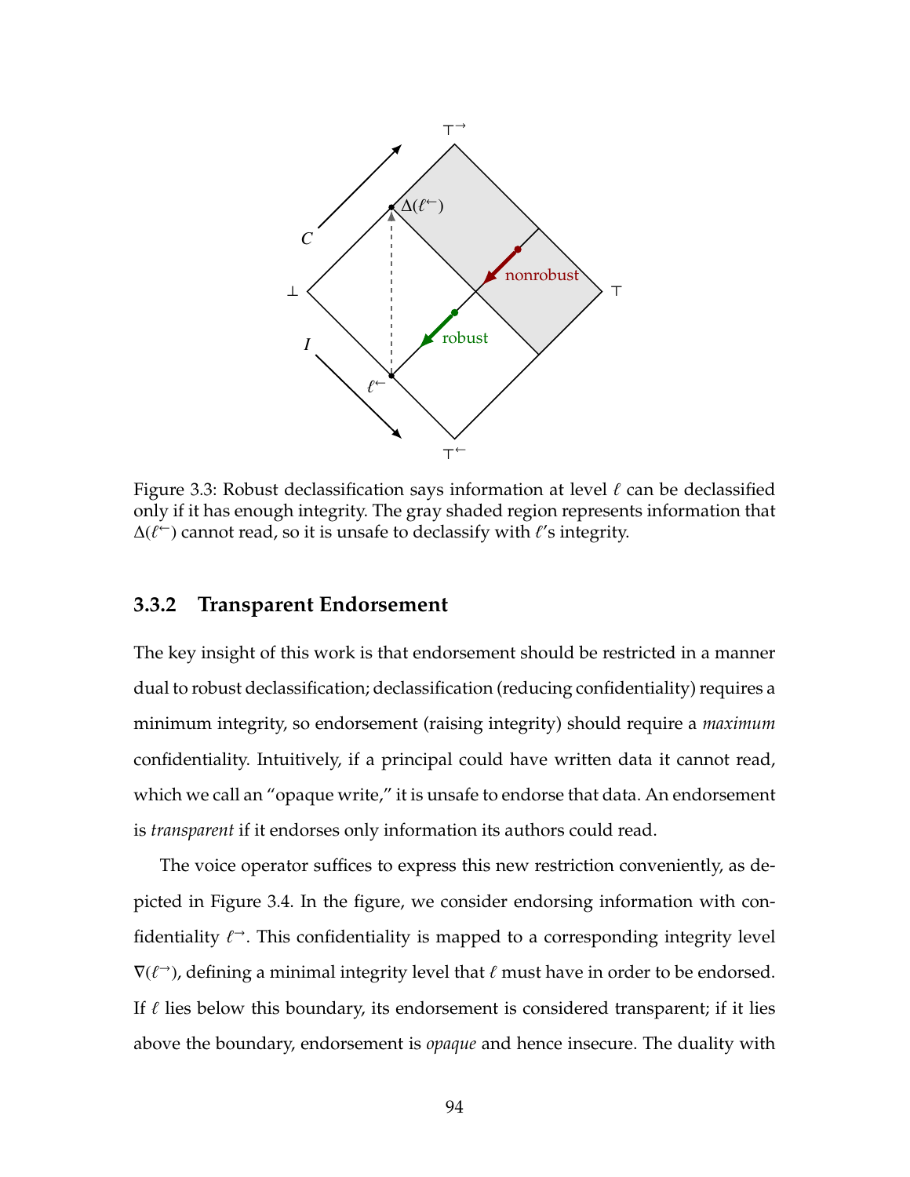Figure 3.3: Robust declassification says information at level $\ell$ can be declassified only if it has enough integrity. The gray shaded region represents information that $\Delta(\ell^{\leftarrow})$ cannot read, so it is unsafe to declassify with $\ell$'s integrity.

### 3.3.2 Transparent Endorsement

The key insight of this work is that endorsement should be restricted in a manner dual to robust declassification; declassification (reducing confidentiality) requires a minimum integrity, so endorsement (raising integrity) should require a *maximum* confidentiality. Intuitively, if a principal could have written data it cannot read, which we call an "opaque write," it is unsafe to endorse that data. An endorsement is *transparent* if it endorses only information its authors could read.

The voice operator suffices to express this new restriction conveniently, as depicted in Figure 3.4. In the figure, we consider endorsing information with confidentiality $\ell^{\rightarrow}$. This confidentiality is mapped to a corresponding integrity level $\nabla(\ell^{\rightarrow})$, defining a minimal integrity level that $\ell$ must have in order to be endorsed. If $\ell$ lies below this boundary, its endorsement is considered transparent; if it lies above the boundary, endorsement is *opaque* and hence insecure. The duality with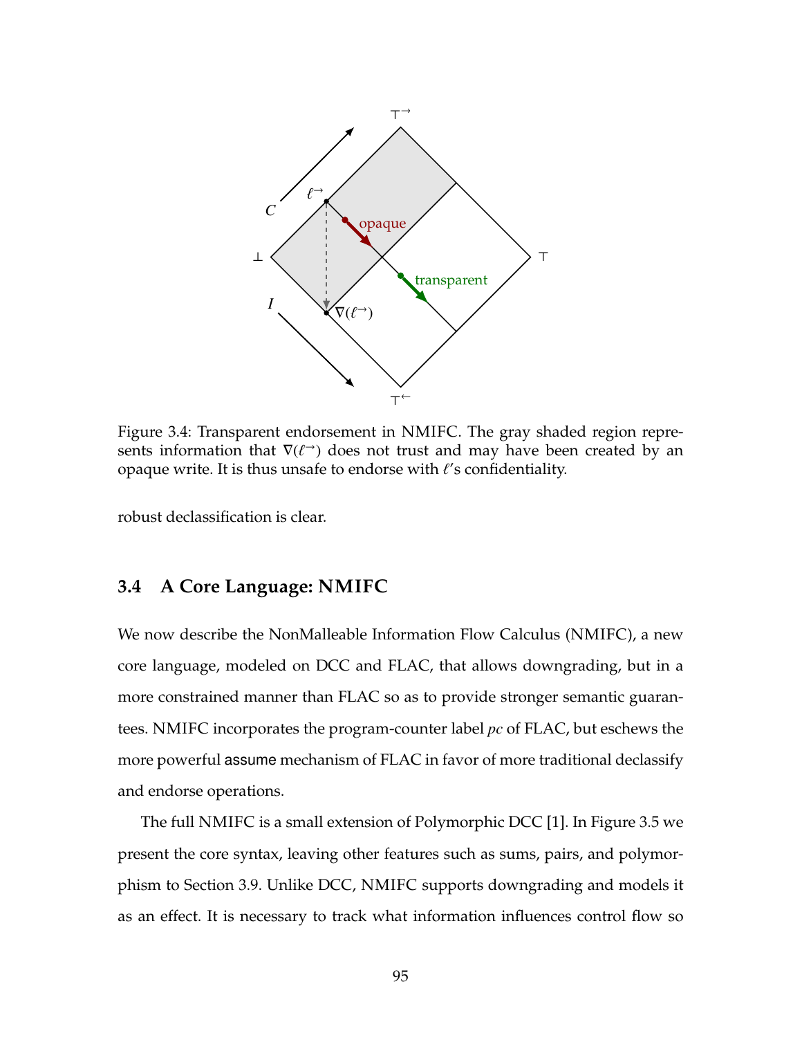Figure 3.4: Transparent endorsement in NMIFC. The gray shaded region represents information that $\nabla(\ell^{\rightarrow})$ does not trust and may have been created by an opaque write. It is thus unsafe to endorse with $\ell$'s confidentiality.

robust declassification is clear.

## 3.4 A Core Language: NMIFC

We now describe the NonMalleable Information Flow Calculus (NMIFC), a new core language, modeled on DCC and FLAC, that allows downgrading, but in a more constrained manner than FLAC so as to provide stronger semantic guarantees. NMIFC incorporates the program-counter label *pc* of FLAC, but eschews the more powerful assume mechanism of FLAC in favor of more traditional declassify and endorse operations.

The full NMIFC is a small extension of Polymorphic DCC [1]. In Figure 3.5 we present the core syntax, leaving other features such as sums, pairs, and polymorphism to Section 3.9. Unlike DCC, NMIFC supports downgrading and models it as an effect. It is necessary to track what information influences control flow so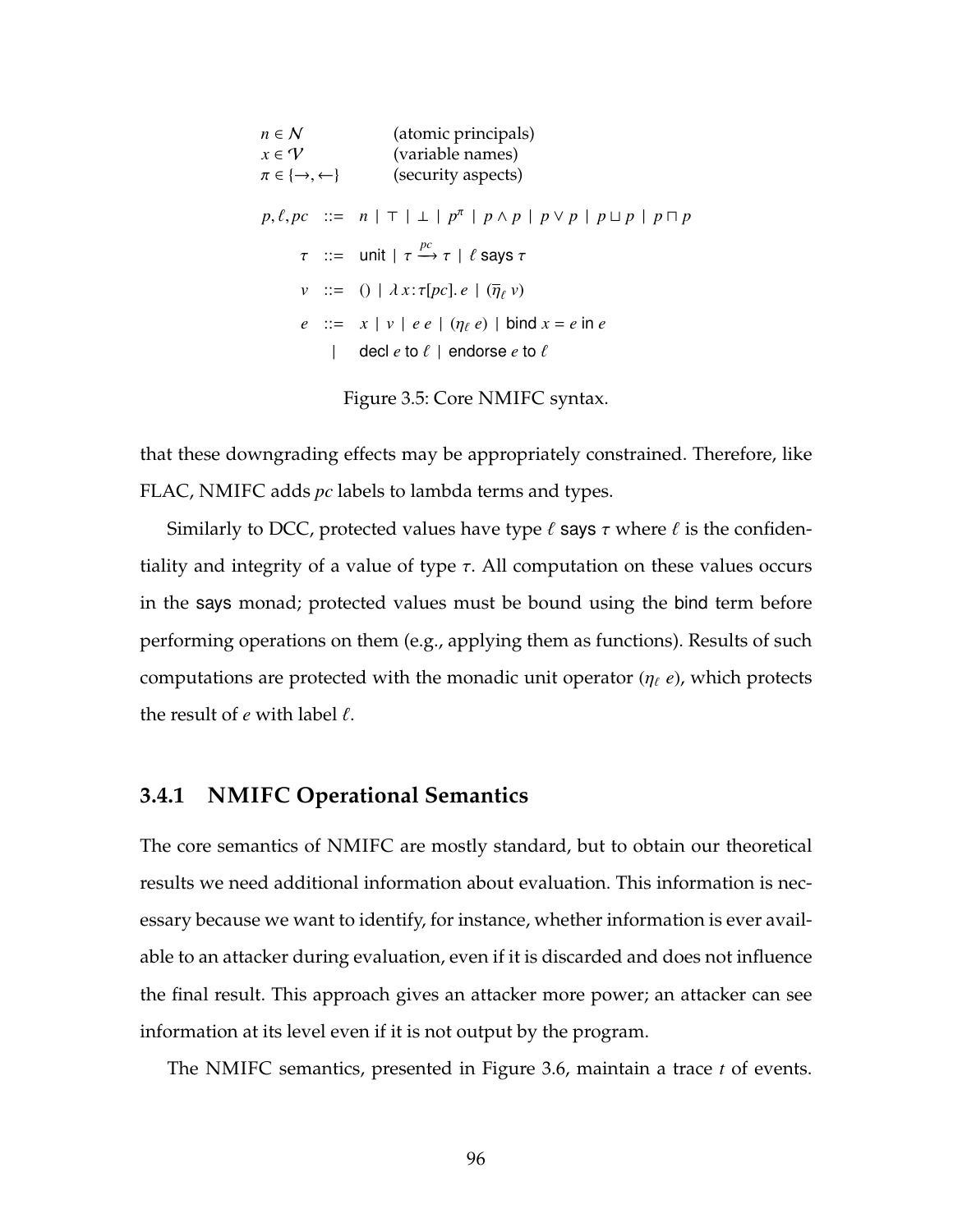$$
\begin{array}{ll}
n \in \mathcal{N} & \text{(atomic principals)} \\
x \in \mathcal{V} & \text{(variable names)} \\
\pi \in \{\rightarrow, \leftarrow\} & \text{(security aspects)}
\end{array}
$$

$$
\begin{array}{rcl}
p, \ell, pc & ::= & n \mid \top \mid \bot \mid p^{\pi} \mid p \wedge p \mid p \vee p \mid p \sqcup p \mid p \sqcap p \\
\tau & ::= & \textsf{unit} \mid \tau \xrightarrow{pc} \tau \mid \ell \textsf{ says } \tau \\
v & ::= & () \mid \lambda x\!:\!\tau[pc].\, e \mid (\overline{\eta}_{\ell}\ v) \\
e & ::= & x \mid v \mid e\ e \mid (\eta_{\ell}\ e) \mid \textsf{bind } x = e \textsf{ in } e \\
 & \mid & \textsf{decl } e \textsf{ to } \ell \mid \textsf{endorse } e \textsf{ to } \ell
\end{array}
$$

Figure 3.5: Core NMIFC syntax.

that these downgrading effects may be appropriately constrained. Therefore, like FLAC, NMIFC adds *pc* labels to lambda terms and types.

Similarly to DCC, protected values have type $\ell$ says $\tau$ where $\ell$ is the confidentiality and integrity of a value of type $\tau$. All computation on these values occurs in the says monad; protected values must be bound using the bind term before performing operations on them (e.g., applying them as functions). Results of such computations are protected with the monadic unit operator ($\eta_{\ell}\ e$), which protects the result of $e$ with label $\ell$.

### 3.4.1 NMIFC Operational Semantics

The core semantics of NMIFC are mostly standard, but to obtain our theoretical results we need additional information about evaluation. This information is necessary because we want to identify, for instance, whether information is ever available to an attacker during evaluation, even if it is discarded and does not influence the final result. This approach gives an attacker more power; an attacker can see information at its level even if it is not output by the program.

The NMIFC semantics, presented in Figure 3.6, maintain a trace $t$ of events.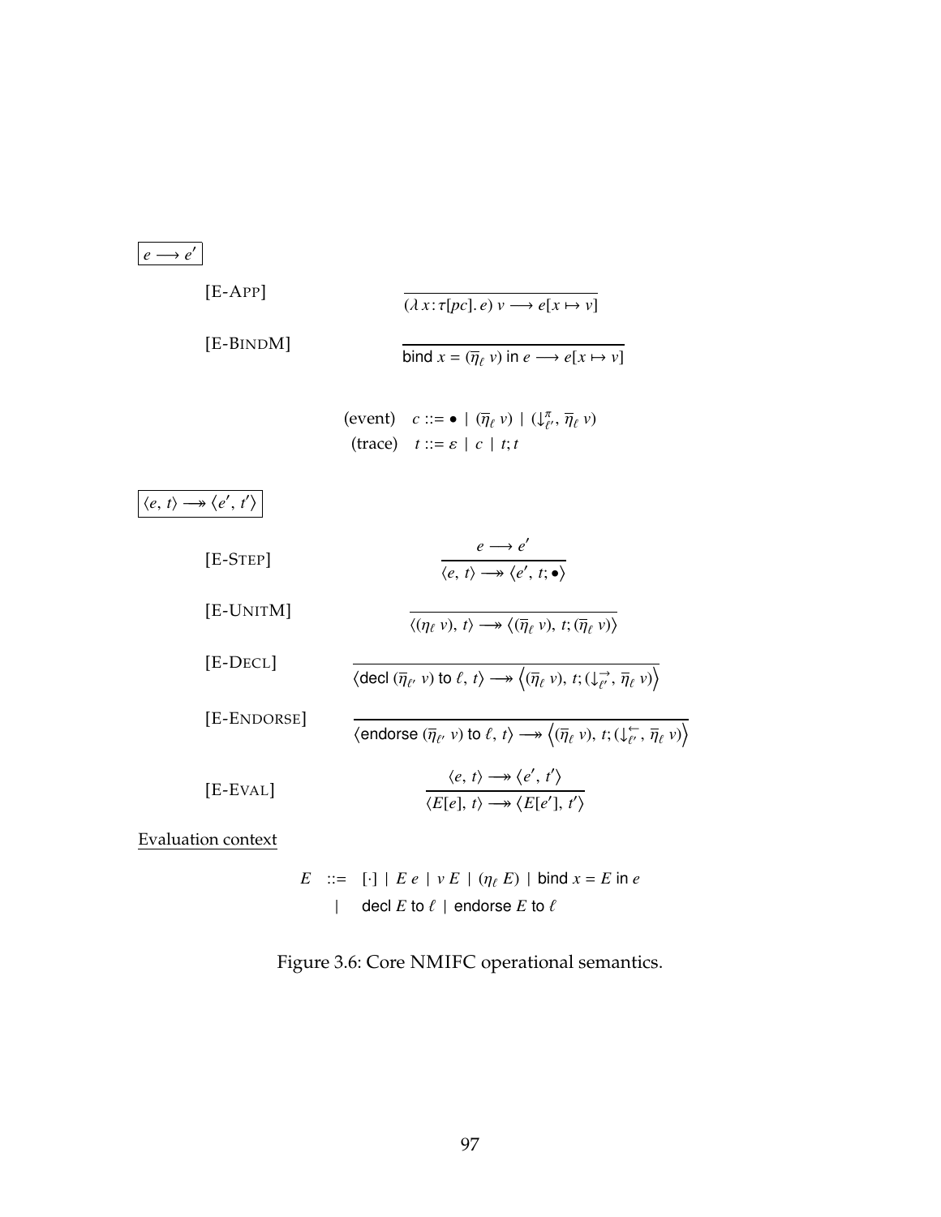$\boxed{e \longrightarrow e'}$

$$\text{[E-APP]} \qquad \frac{}{(\lambda\, x\!:\!\tau[pc].\, e)\ v \longrightarrow e[x \mapsto v]}$$

$$\text{[E-BINDM]} \qquad \frac{}{\text{bind } x = (\overline{\eta}_\ell\ v) \text{ in } e \longrightarrow e[x \mapsto v]}$$

$$\begin{array}{ll} \text{(event)} & c ::= \bullet \mid (\overline{\eta}_\ell\ v) \mid (\downarrow^{\pi}_{\ell'},\, \overline{\eta}_\ell\ v) \\ \text{(trace)} & t ::= \varepsilon \mid c \mid t; t \end{array}$$

$\boxed{\langle e,\, t\rangle \longrightarrow\!\!\!\!\rightarrow \langle e',\, t'\rangle}$

$$\text{[E-STEP]} \qquad \frac{e \longrightarrow e'}{\langle e,\, t\rangle \longrightarrow\!\!\!\!\rightarrow \langle e',\, t; \bullet\rangle}$$

$$\text{[E-UNITM]} \qquad \frac{}{\langle (\eta_\ell\ v),\, t\rangle \longrightarrow\!\!\!\!\rightarrow \langle (\overline{\eta}_\ell\ v),\, t; (\overline{\eta}_\ell\ v)\rangle}$$

$$\text{[E-DECL]} \qquad \frac{}{\langle \text{decl } (\overline{\eta}_{\ell'}\ v) \text{ to } \ell,\, t\rangle \longrightarrow\!\!\!\!\rightarrow \left\langle (\overline{\eta}_\ell\ v),\, t; (\downarrow^{\rightarrow}_{\ell'},\, \overline{\eta}_\ell\ v)\right\rangle}$$

$$\text{[E-ENDORSE]} \qquad \frac{}{\langle \text{endorse } (\overline{\eta}_{\ell'}\ v) \text{ to } \ell,\, t\rangle \longrightarrow\!\!\!\!\rightarrow \left\langle (\overline{\eta}_\ell\ v),\, t; (\downarrow^{\leftarrow}_{\ell'},\, \overline{\eta}_\ell\ v)\right\rangle}$$

$$\text{[E-EVAL]} \qquad \frac{\langle e,\, t\rangle \longrightarrow\!\!\!\!\rightarrow \langle e',\, t'\rangle}{\langle E[e],\, t\rangle \longrightarrow\!\!\!\!\rightarrow \langle E[e'],\, t'\rangle}$$

Evaluation context

$$\begin{array}{rcl} E & ::= & [\cdot] \mid E\ e \mid v\ E \mid (\eta_\ell\ E) \mid \text{bind } x = E \text{ in } e \\ & \mid & \text{decl } E \text{ to } \ell \mid \text{endorse } E \text{ to } \ell \end{array}$$

Figure 3.6: Core NMIFC operational semantics.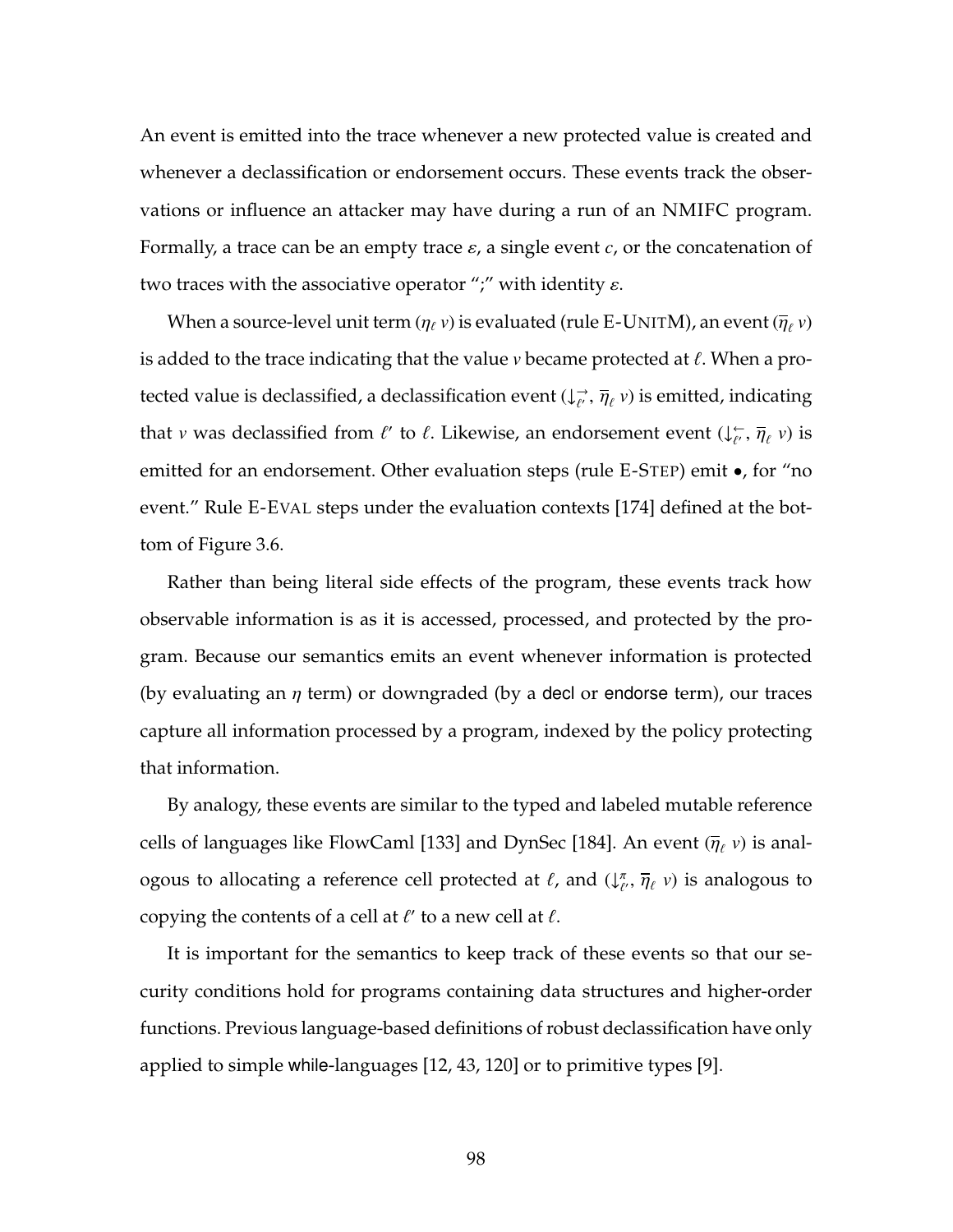An event is emitted into the trace whenever a new protected value is created and whenever a declassification or endorsement occurs. These events track the observations or influence an attacker may have during a run of an NMIFC program. Formally, a trace can be an empty trace $\varepsilon$, a single event $c$, or the concatenation of two traces with the associative operator ";" with identity $\varepsilon$.

When a source-level unit term $(\eta_\ell\ v)$ is evaluated (rule E-UNITM), an event $(\overline{\eta}_\ell\ v)$ is added to the trace indicating that the value $v$ became protected at $\ell$. When a protected value is declassified, a declassification event $(\downarrow^{\rightarrow}_{\ell'}, \overline{\eta}_\ell\ v)$ is emitted, indicating that $v$ was declassified from $\ell'$ to $\ell$. Likewise, an endorsement event $(\downarrow^{\leftarrow}_{\ell'}, \overline{\eta}_\ell\ v)$ is emitted for an endorsement. Other evaluation steps (rule E-STEP) emit $\bullet$, for "no event." Rule E-EVAL steps under the evaluation contexts [174] defined at the bottom of Figure 3.6.

Rather than being literal side effects of the program, these events track how observable information is as it is accessed, processed, and protected by the program. Because our semantics emits an event whenever information is protected (by evaluating an $\eta$ term) or downgraded (by a decl or endorse term), our traces capture all information processed by a program, indexed by the policy protecting that information.

By analogy, these events are similar to the typed and labeled mutable reference cells of languages like FlowCaml [133] and DynSec [184]. An event $(\overline{\eta}_\ell\ v)$ is analogous to allocating a reference cell protected at $\ell$, and $(\downarrow^{\pi}_{\ell'}, \overline{\eta}_\ell\ v)$ is analogous to copying the contents of a cell at $\ell'$ to a new cell at $\ell$.

It is important for the semantics to keep track of these events so that our security conditions hold for programs containing data structures and higher-order functions. Previous language-based definitions of robust declassification have only applied to simple while-languages [12, 43, 120] or to primitive types [9].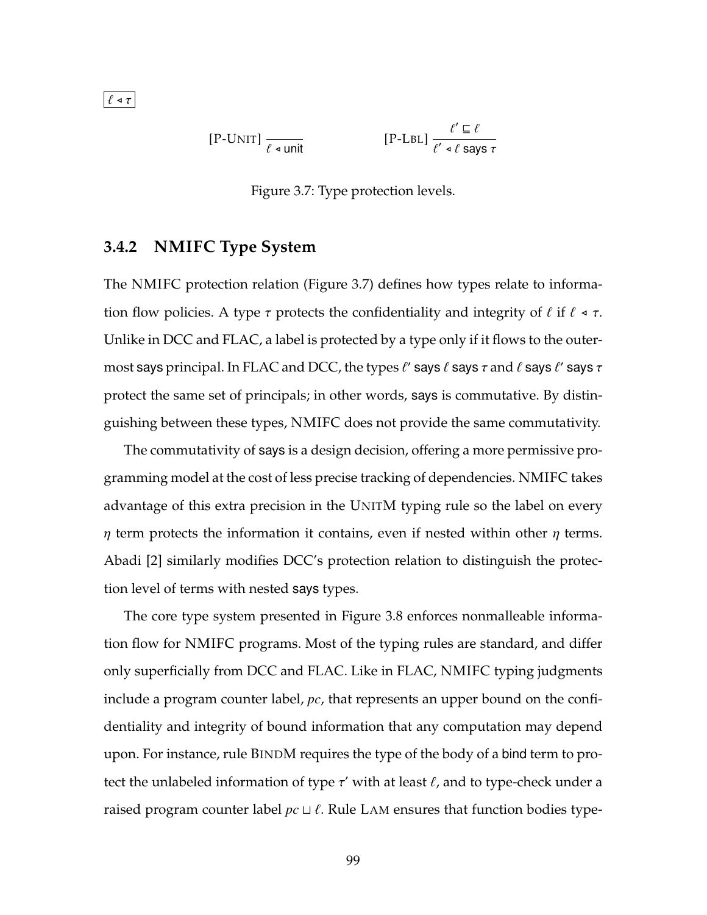$\boxed{\ell \triangleleft \tau}$

$$[\text{P-UNIT}] \; \frac{}{\ell \triangleleft \mathsf{unit}} \qquad\qquad [\text{P-LBL}] \; \frac{\ell' \sqsubseteq \ell}{\ell' \triangleleft \ell \;\mathsf{says}\; \tau}$$

Figure 3.7: Type protection levels.

### 3.4.2 NMIFC Type System

The NMIFC protection relation (Figure 3.7) defines how types relate to information flow policies. A type $\tau$ protects the confidentiality and integrity of $\ell$ if $\ell \triangleleft \tau$. Unlike in DCC and FLAC, a label is protected by a type only if it flows to the outermost says principal. In FLAC and DCC, the types $\ell'$ says $\ell$ says $\tau$ and $\ell$ says $\ell'$ says $\tau$ protect the same set of principals; in other words, says is commutative. By distinguishing between these types, NMIFC does not provide the same commutativity.

The commutativity of says is a design decision, offering a more permissive programming model at the cost of less precise tracking of dependencies. NMIFC takes advantage of this extra precision in the UNITM typing rule so the label on every $\eta$ term protects the information it contains, even if nested within other $\eta$ terms. Abadi [2] similarly modifies DCC's protection relation to distinguish the protection level of terms with nested says types.

The core type system presented in Figure 3.8 enforces nonmalleable information flow for NMIFC programs. Most of the typing rules are standard, and differ only superficially from DCC and FLAC. Like in FLAC, NMIFC typing judgments include a program counter label, *pc*, that represents an upper bound on the confidentiality and integrity of bound information that any computation may depend upon. For instance, rule BINDM requires the type of the body of a bind term to protect the unlabeled information of type $\tau'$ with at least $\ell$, and to type-check under a raised program counter label $pc \sqcup \ell$. Rule LAM ensures that function bodies type-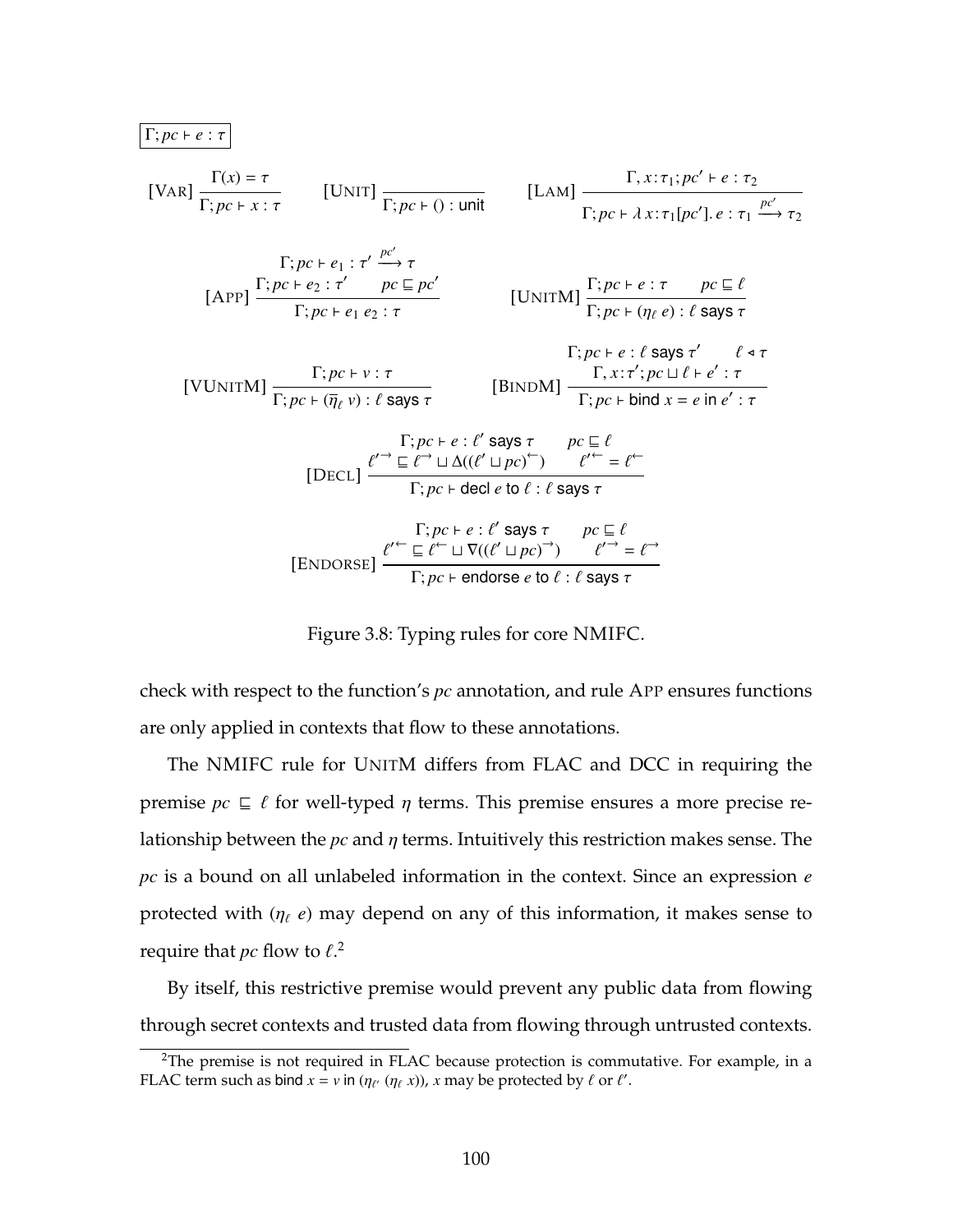$\boxed{\Gamma; pc \vdash e : \tau}$

$$[\textsc{Var}]\ \frac{\Gamma(x) = \tau}{\Gamma; pc \vdash x : \tau} \qquad [\textsc{Unit}]\ \frac{}{\Gamma; pc \vdash () : \mathsf{unit}} \qquad [\textsc{Lam}]\ \frac{\Gamma, x{:}\tau_1; pc' \vdash e : \tau_2}{\Gamma; pc \vdash \lambda x{:}\tau_1[pc'].\, e : \tau_1 \xrightarrow{pc'} \tau_2}$$

$$[\textsc{App}]\ \frac{\Gamma; pc \vdash e_1 : \tau' \xrightarrow{pc'} \tau \qquad \Gamma; pc \vdash e_2 : \tau' \qquad pc \sqsubseteq pc'}{\Gamma; pc \vdash e_1\ e_2 : \tau} \qquad [\textsc{UnitM}]\ \frac{\Gamma; pc \vdash e : \tau \qquad pc \sqsubseteq \ell}{\Gamma; pc \vdash (\eta_\ell\ e) : \ell \ \mathsf{says}\ \tau}$$

$$[\textsc{VUnitM}]\ \frac{\Gamma; pc \vdash v : \tau}{\Gamma; pc \vdash (\overline{\eta}_\ell\ v) : \ell \ \mathsf{says}\ \tau} \qquad [\textsc{BindM}]\ \frac{\Gamma; pc \vdash e : \ell \ \mathsf{says}\ \tau' \qquad \ell \triangleleft \tau \qquad \Gamma, x{:}\tau'; pc \sqcup \ell \vdash e' : \tau}{\Gamma; pc \vdash \mathsf{bind}\ x = e\ \mathsf{in}\ e' : \tau}$$

$$[\textsc{Decl}]\ \frac{\Gamma; pc \vdash e : \ell' \ \mathsf{says}\ \tau \qquad pc \sqsubseteq \ell \qquad \ell'^{\rightarrow} \sqsubseteq \ell^{\rightarrow} \sqcup \Delta((\ell' \sqcup pc)^{\leftarrow}) \qquad \ell'^{\leftarrow} = \ell^{\leftarrow}}{\Gamma; pc \vdash \mathsf{decl}\ e\ \mathsf{to}\ \ell : \ell \ \mathsf{says}\ \tau}$$

$$[\textsc{Endorse}]\ \frac{\Gamma; pc \vdash e : \ell' \ \mathsf{says}\ \tau \qquad pc \sqsubseteq \ell \qquad \ell'^{\leftarrow} \sqsubseteq \ell^{\leftarrow} \sqcup \nabla((\ell' \sqcup pc)^{\rightarrow}) \qquad \ell'^{\rightarrow} = \ell^{\rightarrow}}{\Gamma; pc \vdash \mathsf{endorse}\ e\ \mathsf{to}\ \ell : \ell \ \mathsf{says}\ \tau}$$

Figure 3.8: Typing rules for core NMIFC.

check with respect to the function's *pc* annotation, and rule App ensures functions are only applied in contexts that flow to these annotations.

The NMIFC rule for UnitM differs from FLAC and DCC in requiring the premise $pc \sqsubseteq \ell$ for well-typed $\eta$ terms. This premise ensures a more precise relationship between the *pc* and $\eta$ terms. Intuitively this restriction makes sense. The *pc* is a bound on all unlabeled information in the context. Since an expression $e$ protected with $(\eta_\ell\ e)$ may depend on any of this information, it makes sense to require that *pc* flow to $\ell$.[2]

By itself, this restrictive premise would prevent any public data from flowing through secret contexts and trusted data from flowing through untrusted contexts.

[2]The premise is not required in FLAC because protection is commutative. For example, in a FLAC term such as $\mathsf{bind}\ x = v\ \mathsf{in}\ (\eta_{\ell'}\ (\eta_\ell\ x))$, $x$ may be protected by $\ell$ or $\ell'$.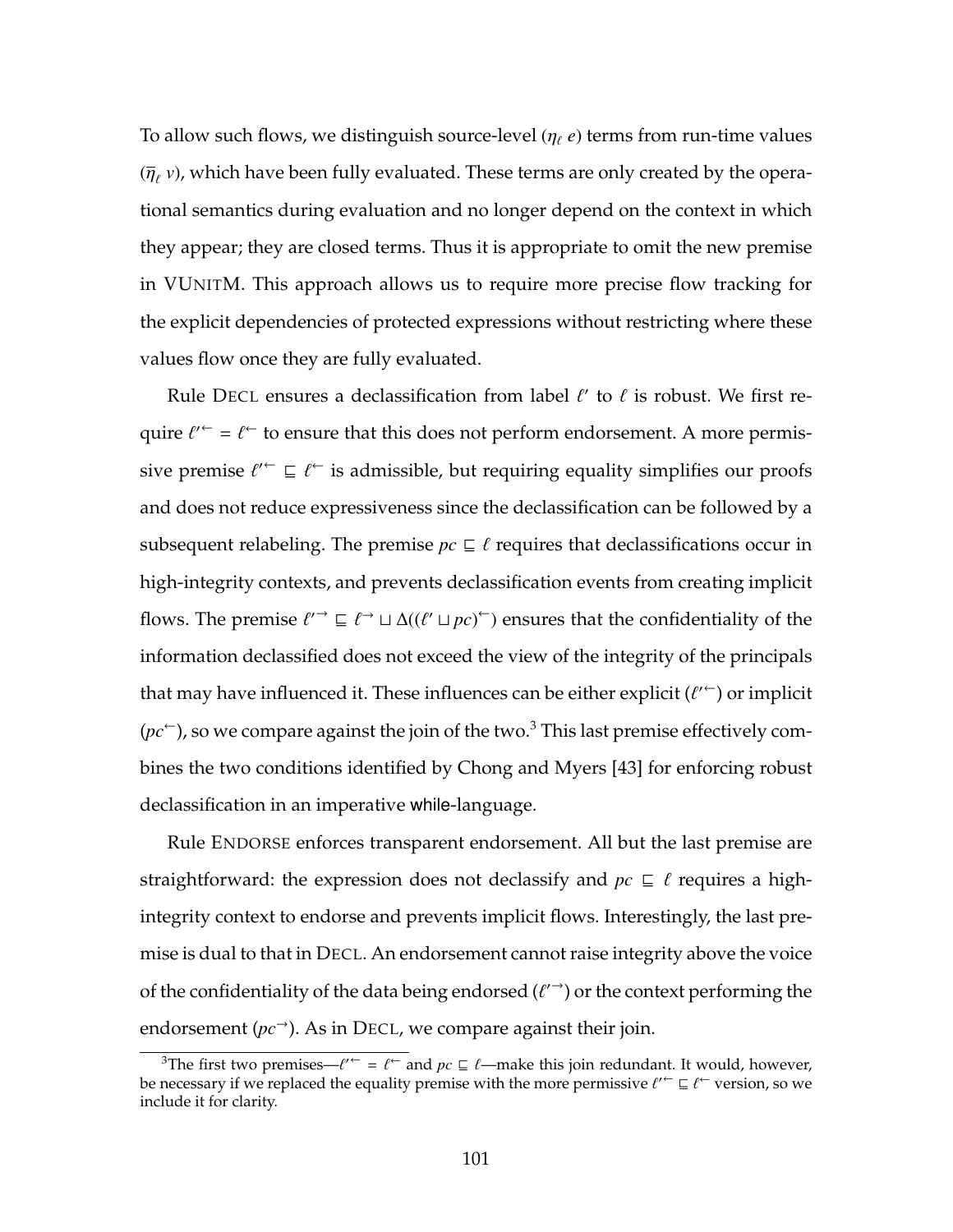To allow such flows, we distinguish source-level ($\eta_\ell\ e$) terms from run-time values ($\overline{\eta}_\ell\ v$), which have been fully evaluated. These terms are only created by the operational semantics during evaluation and no longer depend on the context in which they appear; they are closed terms. Thus it is appropriate to omit the new premise in VUnitM. This approach allows us to require more precise flow tracking for the explicit dependencies of protected expressions without restricting where these values flow once they are fully evaluated.

Rule Decl ensures a declassification from label $\ell'$ to $\ell$ is robust. We first require $\ell'^{\leftarrow} = \ell^{\leftarrow}$ to ensure that this does not perform endorsement. A more permissive premise $\ell'^{\leftarrow} \sqsubseteq \ell^{\leftarrow}$ is admissible, but requiring equality simplifies our proofs and does not reduce expressiveness since the declassification can be followed by a subsequent relabeling. The premise $pc \sqsubseteq \ell$ requires that declassifications occur in high-integrity contexts, and prevents declassification events from creating implicit flows. The premise $\ell'^{\rightarrow} \sqsubseteq \ell^{\rightarrow} \sqcup \Delta((\ell' \sqcup pc)^{\leftarrow})$ ensures that the confidentiality of the information declassified does not exceed the view of the integrity of the principals that may have influenced it. These influences can be either explicit ($\ell'^{\leftarrow}$) or implicit ($pc^{\leftarrow}$), so we compare against the join of the two.[3] This last premise effectively combines the two conditions identified by Chong and Myers [43] for enforcing robust declassification in an imperative while-language.

Rule Endorse enforces transparent endorsement. All but the last premise are straightforward: the expression does not declassify and $pc \sqsubseteq \ell$ requires a high-integrity context to endorse and prevents implicit flows. Interestingly, the last premise is dual to that in Decl. An endorsement cannot raise integrity above the voice of the confidentiality of the data being endorsed ($\ell'^{\rightarrow}$) or the context performing the endorsement ($pc^{\rightarrow}$). As in Decl, we compare against their join.

[3]The first two premises—$\ell'^{\leftarrow} = \ell^{\leftarrow}$ and $pc \sqsubseteq \ell$—make this join redundant. It would, however, be necessary if we replaced the equality premise with the more permissive $\ell'^{\leftarrow} \sqsubseteq \ell^{\leftarrow}$ version, so we include it for clarity.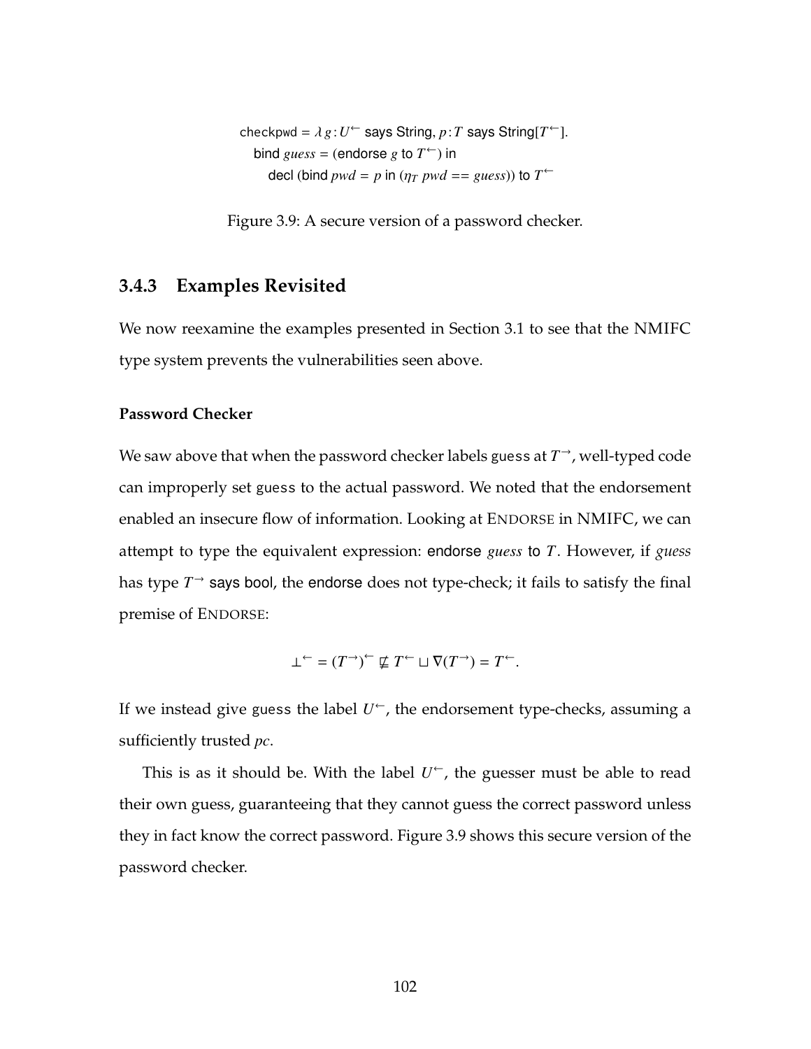$$
\begin{aligned}
&\mathsf{checkpwd} = \lambda\, g : U^{\leftarrow}\ \textsf{says String},\ p : T\ \textsf{says String}[T^{\leftarrow}].\\
&\quad \textsf{bind}\ guess = (\textsf{endorse}\ g\ \textsf{to}\ T^{\leftarrow})\ \textsf{in}\\
&\qquad \textsf{decl}\ (\textsf{bind}\ pwd = p\ \textsf{in}\ (\eta_T\ pwd == guess))\ \textsf{to}\ T^{\leftarrow}
\end{aligned}
$$

Figure 3.9: A secure version of a password checker.

### 3.4.3 Examples Revisited

We now reexamine the examples presented in Section 3.1 to see that the NMIFC type system prevents the vulnerabilities seen above.

#### Password Checker

We saw above that when the password checker labels `guess` at $T^{\rightarrow}$, well-typed code can improperly set `guess` to the actual password. We noted that the endorsement enabled an insecure flow of information. Looking at ENDORSE in NMIFC, we can attempt to type the equivalent expression: endorse *guess* to $T$. However, if *guess* has type $T^{\rightarrow}$ says bool, the endorse does not type-check; it fails to satisfy the final premise of ENDORSE:

$$\bot^{\leftarrow} = (T^{\rightarrow})^{\leftarrow} \not\sqsubseteq T^{\leftarrow} \sqcup \nabla(T^{\rightarrow}) = T^{\leftarrow}.$$

If we instead give `guess` the label $U^{\leftarrow}$, the endorsement type-checks, assuming a sufficiently trusted *pc*.

This is as it should be. With the label $U^{\leftarrow}$, the guesser must be able to read their own guess, guaranteeing that they cannot guess the correct password unless they in fact know the correct password. Figure 3.9 shows this secure version of the password checker.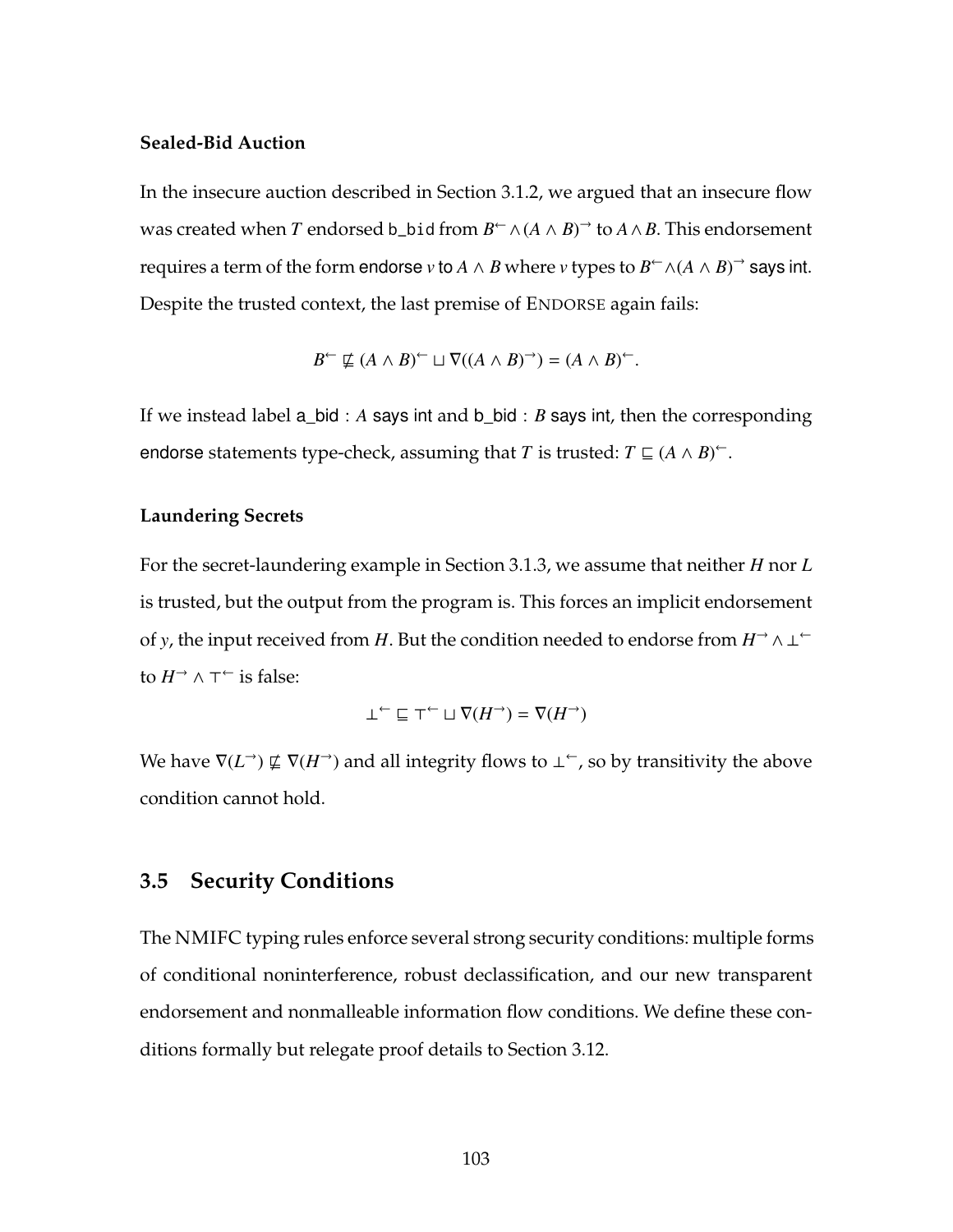#### Sealed-Bid Auction

In the insecure auction described in Section 3.1.2, we argued that an insecure flow was created when $T$ endorsed `b_bid` from $B^{\leftarrow} \wedge (A \wedge B)^{\rightarrow}$ to $A \wedge B$. This endorsement requires a term of the form $\mathsf{endorse}\ v\ \mathsf{to}\ A \wedge B$ where $v$ types to $B^{\leftarrow} \wedge (A \wedge B)^{\rightarrow}\ \mathsf{says\ int}$. Despite the trusted context, the last premise of ENDORSE again fails:

$$B^{\leftarrow} \not\sqsubseteq (A \wedge B)^{\leftarrow} \sqcup \nabla((A \wedge B)^{\rightarrow}) = (A \wedge B)^{\leftarrow}.$$

If we instead label $\mathsf{a\_bid} : A\ \mathsf{says\ int}$ and $\mathsf{b\_bid} : B\ \mathsf{says\ int}$, then the corresponding endorse statements type-check, assuming that $T$ is trusted: $T \sqsubseteq (A \wedge B)^{\leftarrow}$.

#### Laundering Secrets

For the secret-laundering example in Section 3.1.3, we assume that neither $H$ nor $L$ is trusted, but the output from the program is. This forces an implicit endorsement of $y$, the input received from $H$. But the condition needed to endorse from $H^{\rightarrow} \wedge \bot^{\leftarrow}$ to $H^{\rightarrow} \wedge \top^{\leftarrow}$ is false:

$$\bot^{\leftarrow} \sqsubseteq \top^{\leftarrow} \sqcup \nabla(H^{\rightarrow}) = \nabla(H^{\rightarrow})$$

We have $\nabla(L^{\rightarrow}) \not\sqsubseteq \nabla(H^{\rightarrow})$ and all integrity flows to $\bot^{\leftarrow}$, so by transitivity the above condition cannot hold.

## 3.5 Security Conditions

The NMIFC typing rules enforce several strong security conditions: multiple forms of conditional noninterference, robust declassification, and our new transparent endorsement and nonmalleable information flow conditions. We define these conditions formally but relegate proof details to Section 3.12.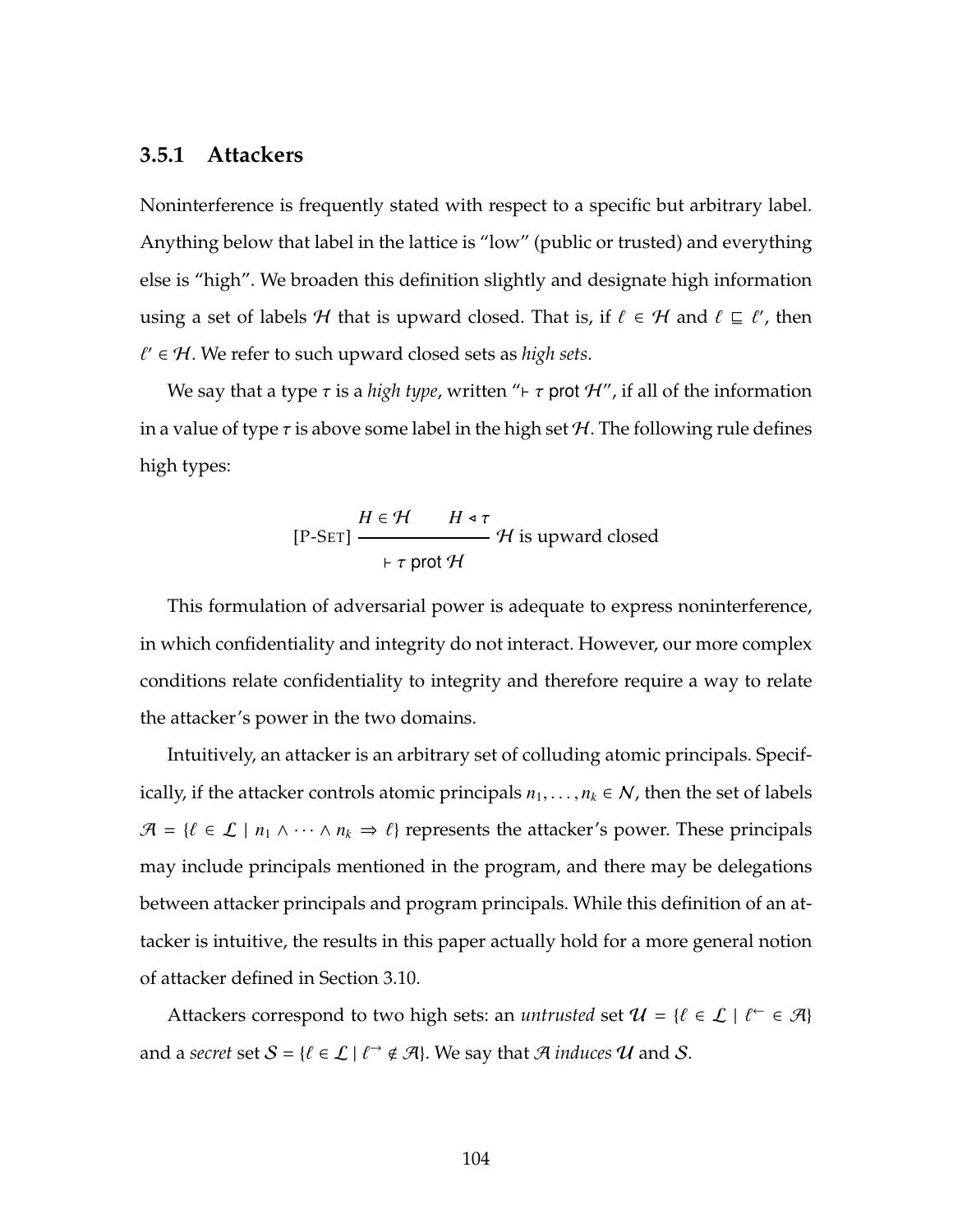### 3.5.1 Attackers

Noninterference is frequently stated with respect to a specific but arbitrary label. Anything below that label in the lattice is "low" (public or trusted) and everything else is "high". We broaden this definition slightly and designate high information using a set of labels $\mathcal{H}$ that is upward closed. That is, if $\ell \in \mathcal{H}$ and $\ell \sqsubseteq \ell'$, then $\ell' \in \mathcal{H}$. We refer to such upward closed sets as *high sets*.

We say that a type $\tau$ is a *high type*, written "$\vdash \tau$ prot $\mathcal{H}$", if all of the information in a value of type $\tau$ is above some label in the high set $\mathcal{H}$. The following rule defines high types:

$$[\text{P-SET}]\ \frac{H \in \mathcal{H} \qquad H \triangleleft \tau}{\vdash \tau \text{ prot } \mathcal{H}}\ \mathcal{H} \text{ is upward closed}$$

This formulation of adversarial power is adequate to express noninterference, in which confidentiality and integrity do not interact. However, our more complex conditions relate confidentiality to integrity and therefore require a way to relate the attacker's power in the two domains.

Intuitively, an attacker is an arbitrary set of colluding atomic principals. Specifically, if the attacker controls atomic principals $n_1, \ldots, n_k \in \mathcal{N}$, then the set of labels $\mathcal{A} = \{\ell \in \mathcal{L} \mid n_1 \wedge \cdots \wedge n_k \Rightarrow \ell\}$ represents the attacker's power. These principals may include principals mentioned in the program, and there may be delegations between attacker principals and program principals. While this definition of an attacker is intuitive, the results in this paper actually hold for a more general notion of attacker defined in Section 3.10.

Attackers correspond to two high sets: an *untrusted* set $\mathcal{U} = \{\ell \in \mathcal{L} \mid \ell^{\leftarrow} \in \mathcal{A}\}$ and a *secret* set $\mathcal{S} = \{\ell \in \mathcal{L} \mid \ell^{\rightarrow} \notin \mathcal{A}\}$. We say that $\mathcal{A}$ *induces* $\mathcal{U}$ and $\mathcal{S}$.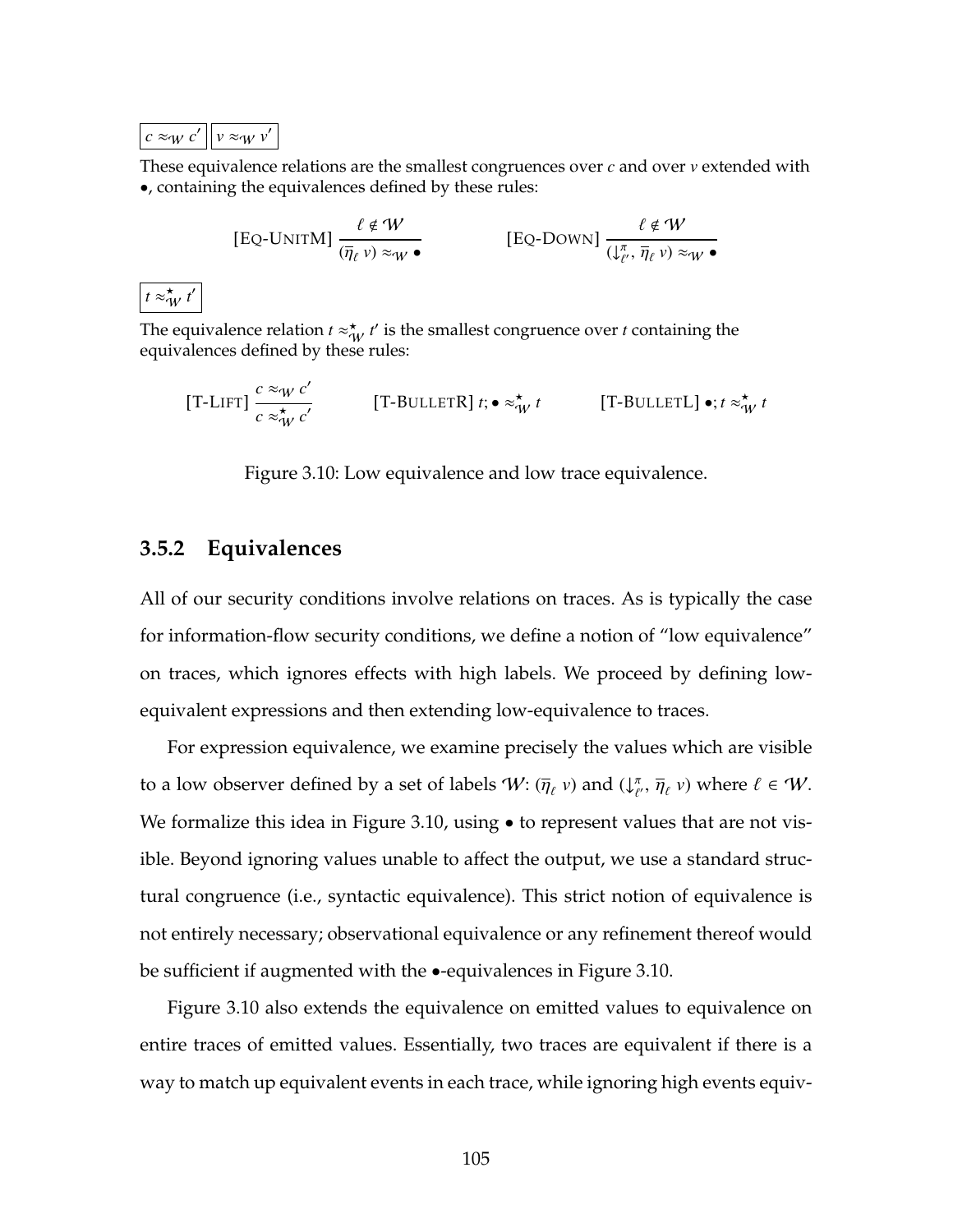$\boxed{c \approx_{\mathcal{W}} c'}$ $\boxed{v \approx_{\mathcal{W}} v'}$

These equivalence relations are the smallest congruences over $c$ and over $v$ extended with $\bullet$, containing the equivalences defined by these rules:

$$[\textsc{Eq-UnitM}]\ \frac{\ell \notin \mathcal{W}}{(\overline{\eta}_\ell\ v) \approx_{\mathcal{W}} \bullet} \qquad\qquad [\textsc{Eq-Down}]\ \frac{\ell \notin \mathcal{W}}{(\downarrow^{\pi}_{\ell'},\ \overline{\eta}_\ell\ v) \approx_{\mathcal{W}} \bullet}$$

$\boxed{t \approx^{\star}_{\mathcal{W}} t'}$

The equivalence relation $t \approx^{\star}_{\mathcal{W}} t'$ is the smallest congruence over $t$ containing the equivalences defined by these rules:

$$[\textsc{T-Lift}]\ \frac{c \approx_{\mathcal{W}} c'}{c \approx^{\star}_{\mathcal{W}} c'} \qquad [\textsc{T-BulletR}]\ t; \bullet \approx^{\star}_{\mathcal{W}} t \qquad [\textsc{T-BulletL}]\ \bullet; t \approx^{\star}_{\mathcal{W}} t$$

Figure 3.10: Low equivalence and low trace equivalence.

### 3.5.2 Equivalences

All of our security conditions involve relations on traces. As is typically the case for information-flow security conditions, we define a notion of "low equivalence" on traces, which ignores effects with high labels. We proceed by defining low-equivalent expressions and then extending low-equivalence to traces.

For expression equivalence, we examine precisely the values which are visible to a low observer defined by a set of labels $\mathcal{W}$: $(\overline{\eta}_\ell\ v)$ and $(\downarrow^{\pi}_{\ell'},\ \overline{\eta}_\ell\ v)$ where $\ell \in \mathcal{W}$. We formalize this idea in Figure 3.10, using $\bullet$ to represent values that are not visible. Beyond ignoring values unable to affect the output, we use a standard structural congruence (i.e., syntactic equivalence). This strict notion of equivalence is not entirely necessary; observational equivalence or any refinement thereof would be sufficient if augmented with the $\bullet$-equivalences in Figure 3.10.

Figure 3.10 also extends the equivalence on emitted values to equivalence on entire traces of emitted values. Essentially, two traces are equivalent if there is a way to match up equivalent events in each trace, while ignoring high events equiv-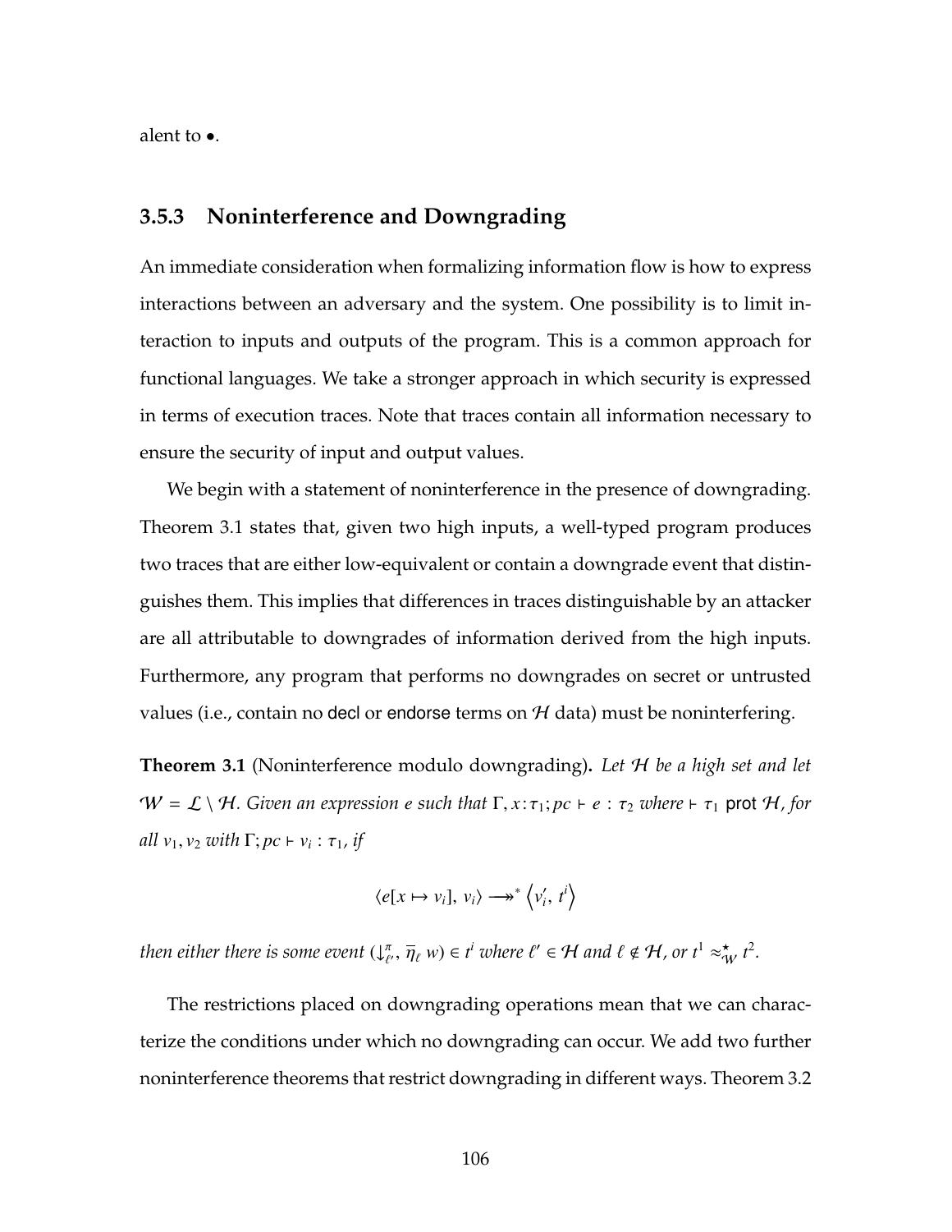alent to $\bullet$.

### 3.5.3 Noninterference and Downgrading

An immediate consideration when formalizing information flow is how to express interactions between an adversary and the system. One possibility is to limit interaction to inputs and outputs of the program. This is a common approach for functional languages. We take a stronger approach in which security is expressed in terms of execution traces. Note that traces contain all information necessary to ensure the security of input and output values.

We begin with a statement of noninterference in the presence of downgrading. Theorem 3.1 states that, given two high inputs, a well-typed program produces two traces that are either low-equivalent or contain a downgrade event that distinguishes them. This implies that differences in traces distinguishable by an attacker are all attributable to downgrades of information derived from the high inputs. Furthermore, any program that performs no downgrades on secret or untrusted values (i.e., contain no decl or endorse terms on $\mathcal{H}$ data) must be noninterfering.

**Theorem 3.1** (Noninterference modulo downgrading)**.** *Let $\mathcal{H}$ be a high set and let $\mathcal{W} = \mathcal{L} \setminus \mathcal{H}$. Given an expression $e$ such that $\Gamma, x\!:\!\tau_1; pc \vdash e : \tau_2$ where $\vdash \tau_1$ prot $\mathcal{H}$, for all $v_1, v_2$ with $\Gamma; pc \vdash v_i : \tau_1$, if*

$$\langle e[x \mapsto v_i],\, v_i \rangle \longrightarrow\!\!\!\!\!\rightarrow^* \left\langle v_i',\, t^i \right\rangle$$

*then either there is some event $(\downarrow^{\pi}_{\ell'},\, \overline{\eta}_{\ell}\, w) \in t^i$ where $\ell' \in \mathcal{H}$ and $\ell \notin \mathcal{H}$, or $t^1 \approx^{\star}_{\mathcal{W}} t^2$.*

The restrictions placed on downgrading operations mean that we can characterize the conditions under which no downgrading can occur. We add two further noninterference theorems that restrict downgrading in different ways. Theorem 3.2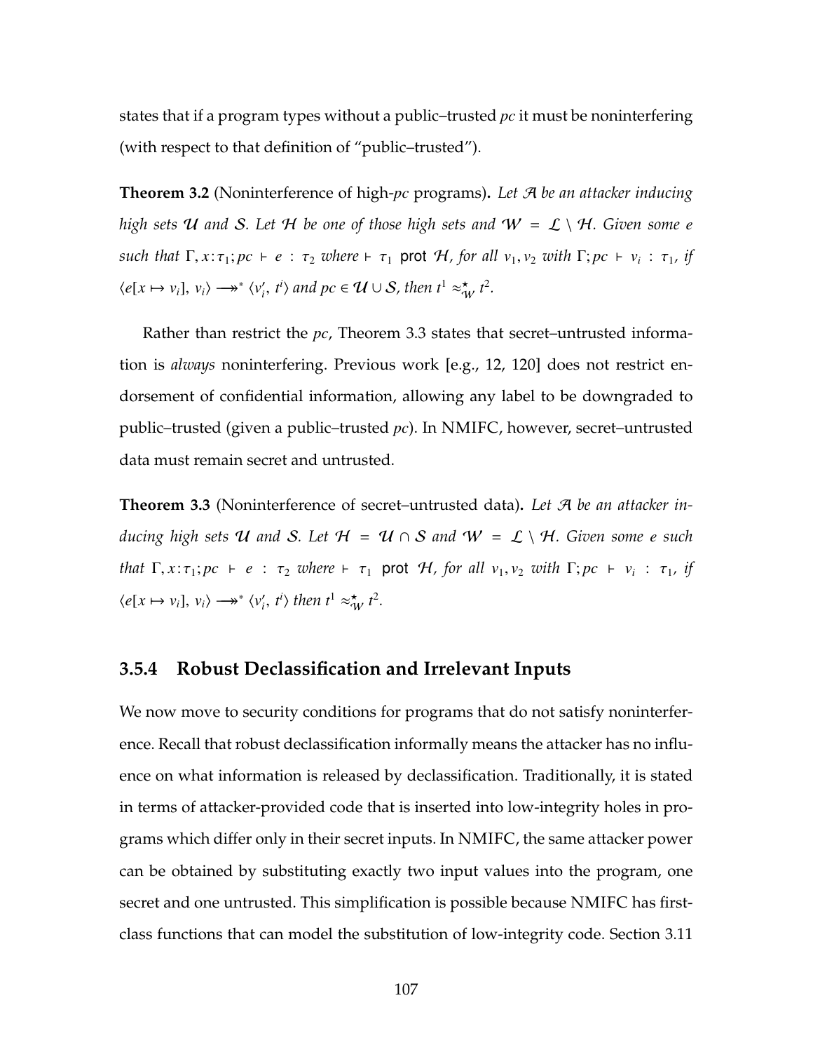states that if a program types without a public–trusted *pc* it must be noninterfering (with respect to that definition of "public–trusted").

**Theorem 3.2** (Noninterference of high-*pc* programs)**.** *Let $\mathcal{A}$ be an attacker inducing high sets $\mathcal{U}$ and $\mathcal{S}$. Let $\mathcal{H}$ be one of those high sets and $\mathcal{W} = \mathcal{L} \setminus \mathcal{H}$. Given some $e$ such that $\Gamma, x{:}\tau_1; pc \vdash e : \tau_2$ where $\vdash \tau_1$ $\mathsf{prot}$ $\mathcal{H}$, for all $v_1, v_2$ with $\Gamma; pc \vdash v_i : \tau_1$, if $\langle e[x \mapsto v_i],\, v_i\rangle \longrightarrow\!\!\!\!\!\rightarrow^* \langle v_i',\, t^i\rangle$ and $pc \in \mathcal{U} \cup \mathcal{S}$, then $t^1 \approx^{\star}_{\mathcal{W}} t^2$.*

Rather than restrict the *pc*, Theorem 3.3 states that secret–untrusted information is *always* noninterfering. Previous work [e.g., 12, 120] does not restrict endorsement of confidential information, allowing any label to be downgraded to public–trusted (given a public–trusted *pc*). In NMIFC, however, secret–untrusted data must remain secret and untrusted.

**Theorem 3.3** (Noninterference of secret–untrusted data)**.** *Let $\mathcal{A}$ be an attacker inducing high sets $\mathcal{U}$ and $\mathcal{S}$. Let $\mathcal{H} = \mathcal{U} \cap \mathcal{S}$ and $\mathcal{W} = \mathcal{L} \setminus \mathcal{H}$. Given some $e$ such that $\Gamma, x{:}\tau_1; pc \vdash e : \tau_2$ where $\vdash \tau_1$ $\mathsf{prot}$ $\mathcal{H}$, for all $v_1, v_2$ with $\Gamma; pc \vdash v_i : \tau_1$, if $\langle e[x \mapsto v_i],\, v_i\rangle \longrightarrow\!\!\!\!\!\rightarrow^* \langle v_i',\, t^i\rangle$ then $t^1 \approx^{\star}_{\mathcal{W}} t^2$.*

### 3.5.4 Robust Declassification and Irrelevant Inputs

We now move to security conditions for programs that do not satisfy noninterference. Recall that robust declassification informally means the attacker has no influence on what information is released by declassification. Traditionally, it is stated in terms of attacker-provided code that is inserted into low-integrity holes in programs which differ only in their secret inputs. In NMIFC, the same attacker power can be obtained by substituting exactly two input values into the program, one secret and one untrusted. This simplification is possible because NMIFC has first-class functions that can model the substitution of low-integrity code. Section 3.11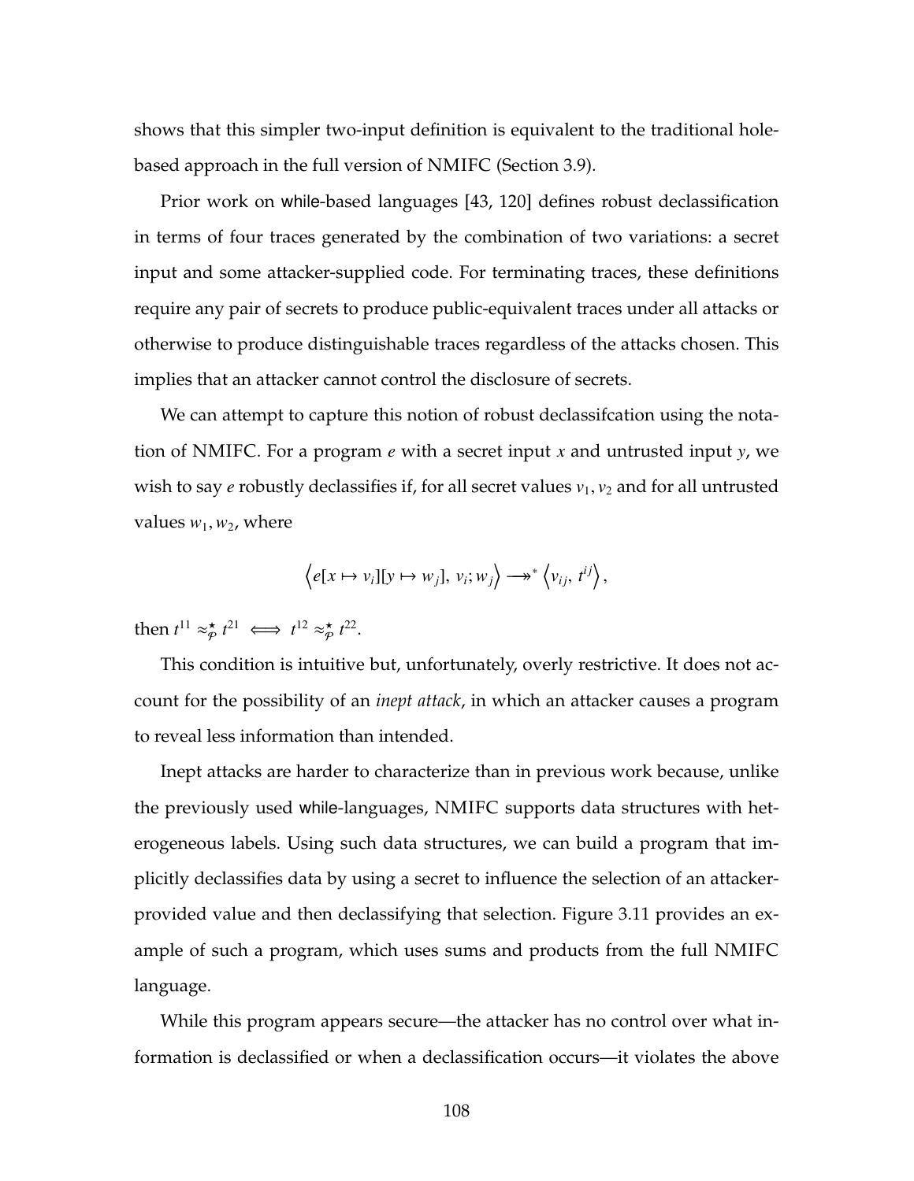shows that this simpler two-input definition is equivalent to the traditional hole-based approach in the full version of NMIFC (Section 3.9).

Prior work on while-based languages [43, 120] defines robust declassification in terms of four traces generated by the combination of two variations: a secret input and some attacker-supplied code. For terminating traces, these definitions require any pair of secrets to produce public-equivalent traces under all attacks or otherwise to produce distinguishable traces regardless of the attacks chosen. This implies that an attacker cannot control the disclosure of secrets.

We can attempt to capture this notion of robust declassifcation using the notation of NMIFC. For a program $e$ with a secret input $x$ and untrusted input $y$, we wish to say $e$ robustly declassifies if, for all secret values $v_1, v_2$ and for all untrusted values $w_1, w_2$, where

$$\left\langle e[x \mapsto v_i][y \mapsto w_j],\, v_i; w_j \right\rangle \longrightarrow\!\!\!\!\!\rightarrow^* \left\langle v_{ij},\, t^{ij} \right\rangle,$$

then $t^{11} \approx^{\star}_{\mathcal{P}} t^{21} \iff t^{12} \approx^{\star}_{\mathcal{P}} t^{22}$.

This condition is intuitive but, unfortunately, overly restrictive. It does not account for the possibility of an *inept attack*, in which an attacker causes a program to reveal less information than intended.

Inept attacks are harder to characterize than in previous work because, unlike the previously used while-languages, NMIFC supports data structures with heterogeneous labels. Using such data structures, we can build a program that implicitly declassifies data by using a secret to influence the selection of an attacker-provided value and then declassifying that selection. Figure 3.11 provides an example of such a program, which uses sums and products from the full NMIFC language.

While this program appears secure—the attacker has no control over what information is declassified or when a declassification occurs—it violates the above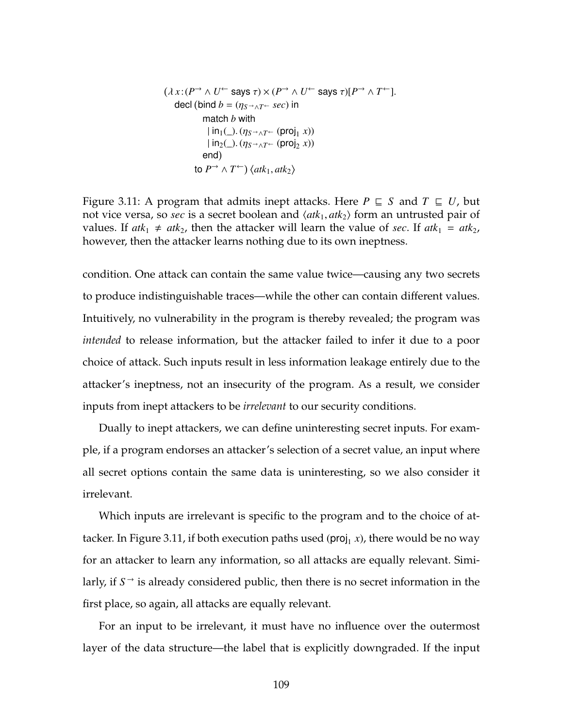$$
\begin{array}{l}
(\lambda\, x\!:\!(P^{\rightarrow} \wedge U^{\leftarrow} \text{ says } \tau) \times (P^{\rightarrow} \wedge U^{\leftarrow} \text{ says } \tau)[P^{\rightarrow} \wedge T^{\leftarrow}]. \\
\quad \text{decl (bind } b = (\eta_{S^{\rightarrow} \wedge T^{\leftarrow}}\ sec) \text{ in} \\
\qquad\quad \text{match } b \text{ with} \\
\qquad\quad\ \mid \text{in}_1(\_).\ (\eta_{S^{\rightarrow} \wedge T^{\leftarrow}}\ (\text{proj}_1\ x)) \\
\qquad\quad\ \mid \text{in}_2(\_).\ (\eta_{S^{\rightarrow} \wedge T^{\leftarrow}}\ (\text{proj}_2\ x)) \\
\qquad\quad \text{end)} \\
\qquad \text{to } P^{\rightarrow} \wedge T^{\leftarrow})\ \langle atk_1, atk_2 \rangle
\end{array}
$$

Figure 3.11: A program that admits inept attacks. Here $P \sqsubseteq S$ and $T \sqsubseteq U$, but not vice versa, so *sec* is a secret boolean and $\langle atk_1, atk_2 \rangle$ form an untrusted pair of values. If $atk_1 \neq atk_2$, then the attacker will learn the value of *sec*. If $atk_1 = atk_2$, however, then the attacker learns nothing due to its own ineptness.

condition. One attack can contain the same value twice—causing any two secrets to produce indistinguishable traces—while the other can contain different values. Intuitively, no vulnerability in the program is thereby revealed; the program was *intended* to release information, but the attacker failed to infer it due to a poor choice of attack. Such inputs result in less information leakage entirely due to the attacker's ineptness, not an insecurity of the program. As a result, we consider inputs from inept attackers to be *irrelevant* to our security conditions.

Dually to inept attackers, we can define uninteresting secret inputs. For example, if a program endorses an attacker's selection of a secret value, an input where all secret options contain the same data is uninteresting, so we also consider it irrelevant.

Which inputs are irrelevant is specific to the program and to the choice of attacker. In Figure 3.11, if both execution paths used ($\text{proj}_1\ x$), there would be no way for an attacker to learn any information, so all attacks are equally relevant. Similarly, if $S^{\rightarrow}$ is already considered public, then there is no secret information in the first place, so again, all attacks are equally relevant.

For an input to be irrelevant, it must have no influence over the outermost layer of the data structure—the label that is explicitly downgraded. If the input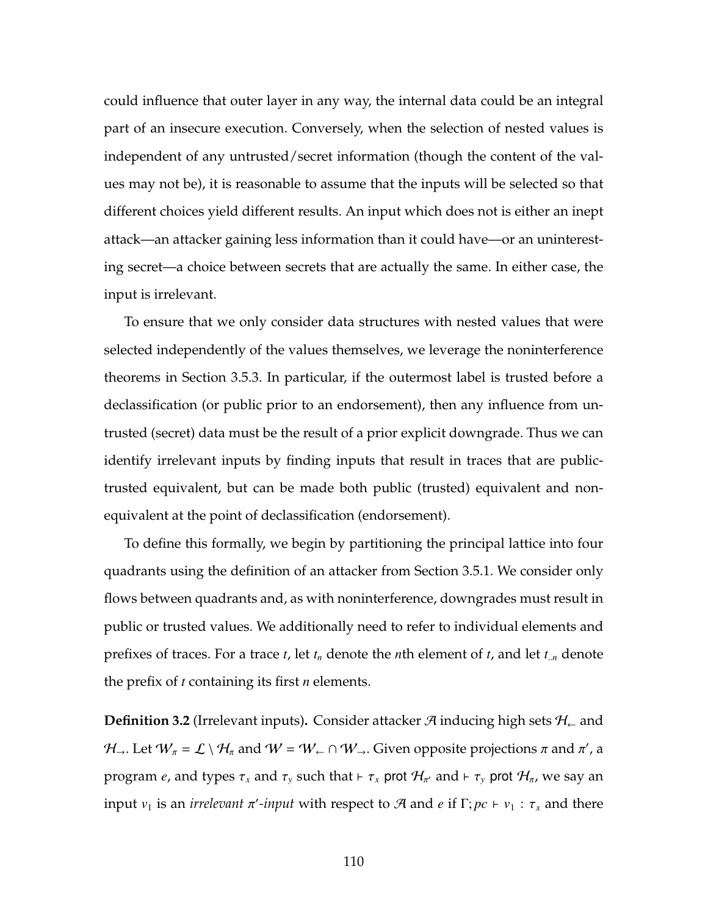could influence that outer layer in any way, the internal data could be an integral part of an insecure execution. Conversely, when the selection of nested values is independent of any untrusted/secret information (though the content of the values may not be), it is reasonable to assume that the inputs will be selected so that different choices yield different results. An input which does not is either an inept attack—an attacker gaining less information than it could have—or an uninteresting secret—a choice between secrets that are actually the same. In either case, the input is irrelevant.

To ensure that we only consider data structures with nested values that were selected independently of the values themselves, we leverage the noninterference theorems in Section 3.5.3. In particular, if the outermost label is trusted before a declassification (or public prior to an endorsement), then any influence from untrusted (secret) data must be the result of a prior explicit downgrade. Thus we can identify irrelevant inputs by finding inputs that result in traces that are public-trusted equivalent, but can be made both public (trusted) equivalent and non-equivalent at the point of declassification (endorsement).

To define this formally, we begin by partitioning the principal lattice into four quadrants using the definition of an attacker from Section 3.5.1. We consider only flows between quadrants and, as with noninterference, downgrades must result in public or trusted values. We additionally need to refer to individual elements and prefixes of traces. For a trace $t$, let $t_n$ denote the $n$th element of $t$, and let $t_{..n}$ denote the prefix of $t$ containing its first $n$ elements.

**Definition 3.2** (Irrelevant inputs)**.** Consider attacker $\mathcal{A}$ inducing high sets $\mathcal{H}_{\leftarrow}$ and $\mathcal{H}_{\rightarrow}$. Let $\mathcal{W}_{\pi} = \mathcal{L} \setminus \mathcal{H}_{\pi}$ and $\mathcal{W} = \mathcal{W}_{\leftarrow} \cap \mathcal{W}_{\rightarrow}$. Given opposite projections $\pi$ and $\pi'$, a program $e$, and types $\tau_x$ and $\tau_y$ such that $\vdash \tau_x \ \mathsf{prot}\ \mathcal{H}_{\pi'}$ and $\vdash \tau_y \ \mathsf{prot}\ \mathcal{H}_{\pi}$, we say an input $v_1$ is an *irrelevant $\pi'$-input* with respect to $\mathcal{A}$ and $e$ if $\Gamma; pc \vdash v_1 : \tau_x$ and there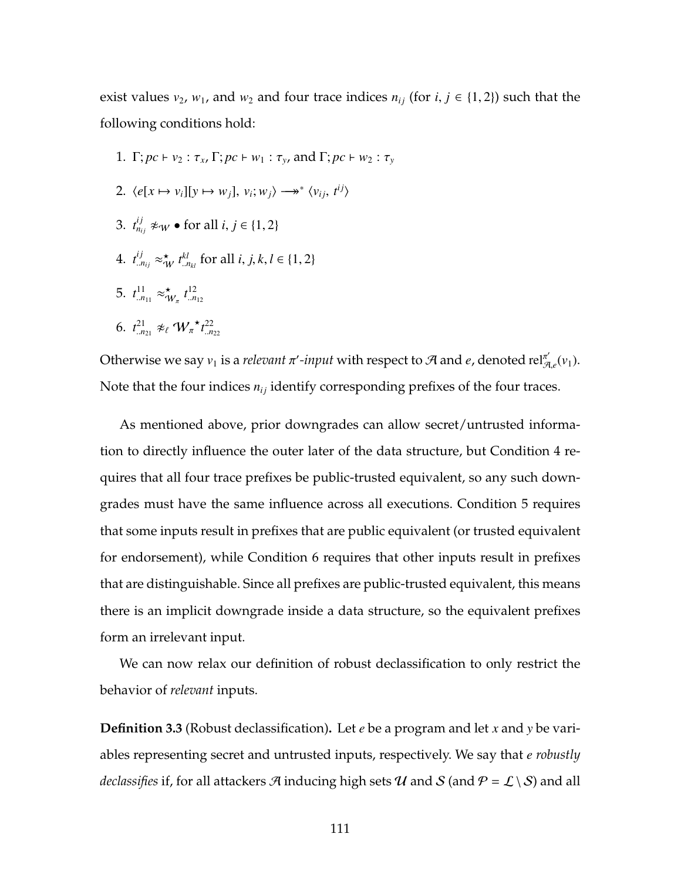exist values $v_2$, $w_1$, and $w_2$ and four trace indices $n_{ij}$ (for $i, j \in \{1, 2\}$) such that the following conditions hold:

1. $\Gamma; pc \vdash v_2 : \tau_x$, $\Gamma; pc \vdash w_1 : \tau_y$, and $\Gamma; pc \vdash w_2 : \tau_y$
2. $\langle e[x \mapsto v_i][y \mapsto w_j],\ v_i; w_j \rangle \longrightarrow\!\!\!\!\rightarrow^* \langle v_{ij},\ t^{ij} \rangle$
3. $t^{ij}_{n_{ij}} \not\approx_{\mathcal{W}} \bullet$ for all $i, j \in \{1, 2\}$
4. $t^{ij}_{..n_{ij}} \approx^{\star}_{\mathcal{W}} t^{kl}_{..n_{kl}}$ for all $i, j, k, l \in \{1, 2\}$
5. $t^{11}_{..n_{11}} \approx^{\star}_{\mathcal{W}_\pi} t^{12}_{..n_{12}}$
6. $t^{21}_{..n_{21}} \not\approx_{\ell} \mathcal{W}_\pi{}^{\star} t^{22}_{..n_{22}}$

Otherwise we say $v_1$ is a *relevant* $\pi'$*-input* with respect to $\mathcal{A}$ and $e$, denoted $\mathrm{rel}^{\pi'}_{\mathcal{A},e}(v_1)$. Note that the four indices $n_{ij}$ identify corresponding prefixes of the four traces.

As mentioned above, prior downgrades can allow secret/untrusted information to directly influence the outer later of the data structure, but Condition 4 requires that all four trace prefixes be public-trusted equivalent, so any such downgrades must have the same influence across all executions. Condition 5 requires that some inputs result in prefixes that are public equivalent (or trusted equivalent for endorsement), while Condition 6 requires that other inputs result in prefixes that are distinguishable. Since all prefixes are public-trusted equivalent, this means there is an implicit downgrade inside a data structure, so the equivalent prefixes form an irrelevant input.

We can now relax our definition of robust declassification to only restrict the behavior of *relevant* inputs.

**Definition 3.3** (Robust declassification)**.** Let $e$ be a program and let $x$ and $y$ be variables representing secret and untrusted inputs, respectively. We say that *e robustly declassifies* if, for all attackers $\mathcal{A}$ inducing high sets $\mathcal{U}$ and $\mathcal{S}$ (and $\mathcal{P} = \mathcal{L} \setminus \mathcal{S}$) and all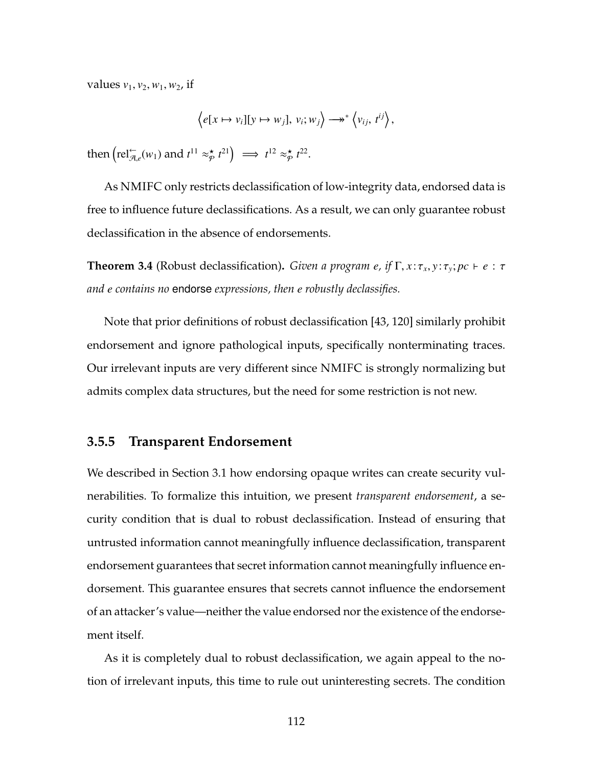values $v_1, v_2, w_1, w_2$, if

$$\left\langle e[x \mapsto v_i][y \mapsto w_j],\ v_i; w_j \right\rangle \longrightarrow\!\!\!\!\rightarrow^* \left\langle v_{ij},\ t^{ij} \right\rangle,$$

then $\left(\mathrm{rel}^{\leftarrow}_{\mathcal{A},e}(w_1) \text{ and } t^{11} \approx^{\star}_{\mathcal{P}} t^{21}\right) \implies t^{12} \approx^{\star}_{\mathcal{P}} t^{22}$.

As NMIFC only restricts declassification of low-integrity data, endorsed data is free to influence future declassifications. As a result, we can only guarantee robust declassification in the absence of endorsements.

**Theorem 3.4** (Robust declassification)**.** *Given a program $e$, if $\Gamma, x : \tau_x, y : \tau_y; pc \vdash e : \tau$ and $e$ contains no* endorse *expressions, then $e$ robustly declassifies.*

Note that prior definitions of robust declassification [43, 120] similarly prohibit endorsement and ignore pathological inputs, specifically nonterminating traces. Our irrelevant inputs are very different since NMIFC is strongly normalizing but admits complex data structures, but the need for some restriction is not new.

### 3.5.5 Transparent Endorsement

We described in Section 3.1 how endorsing opaque writes can create security vulnerabilities. To formalize this intuition, we present *transparent endorsement*, a security condition that is dual to robust declassification. Instead of ensuring that untrusted information cannot meaningfully influence declassification, transparent endorsement guarantees that secret information cannot meaningfully influence endorsement. This guarantee ensures that secrets cannot influence the endorsement of an attacker's value—neither the value endorsed nor the existence of the endorsement itself.

As it is completely dual to robust declassification, we again appeal to the notion of irrelevant inputs, this time to rule out uninteresting secrets. The condition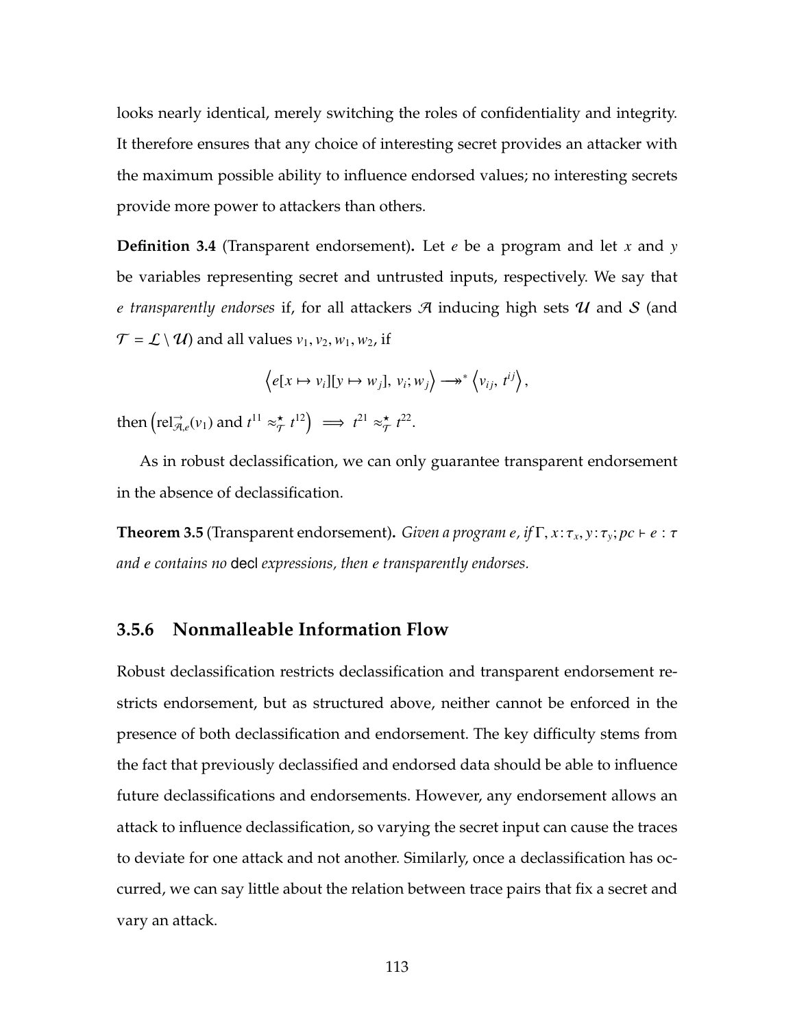looks nearly identical, merely switching the roles of confidentiality and integrity. It therefore ensures that any choice of interesting secret provides an attacker with the maximum possible ability to influence endorsed values; no interesting secrets provide more power to attackers than others.

**Definition 3.4** (Transparent endorsement)**.** Let $e$ be a program and let $x$ and $y$ be variables representing secret and untrusted inputs, respectively. We say that *$e$ transparently endorses* if, for all attackers $\mathcal{A}$ inducing high sets $\mathcal{U}$ and $\mathcal{S}$ (and $\mathcal{T} = \mathcal{L} \setminus \mathcal{U}$) and all values $v_1, v_2, w_1, w_2$, if

$$\left\langle e[x \mapsto v_i][y \mapsto w_j],\, v_i; w_j \right\rangle \longrightarrow\!\!\!\!\rightarrow^* \left\langle v_{ij},\, t^{ij} \right\rangle,$$

then $\left(\mathrm{rel}^{\rightarrow}_{\mathcal{A},e}(v_1) \text{ and } t^{11} \approx^\star_{\mathcal{T}} t^{12}\right) \implies t^{21} \approx^\star_{\mathcal{T}} t^{22}$.

As in robust declassification, we can only guarantee transparent endorsement in the absence of declassification.

**Theorem 3.5** (Transparent endorsement)**.** *Given a program $e$, if $\Gamma, x\,{:}\,\tau_x, y\,{:}\,\tau_y; pc \vdash e : \tau$ and $e$ contains no* decl *expressions, then $e$ transparently endorses.*

### 3.5.6 Nonmalleable Information Flow

Robust declassification restricts declassification and transparent endorsement restricts endorsement, but as structured above, neither cannot be enforced in the presence of both declassification and endorsement. The key difficulty stems from the fact that previously declassified and endorsed data should be able to influence future declassifications and endorsements. However, any endorsement allows an attack to influence declassification, so varying the secret input can cause the traces to deviate for one attack and not another. Similarly, once a declassification has occurred, we can say little about the relation between trace pairs that fix a secret and vary an attack.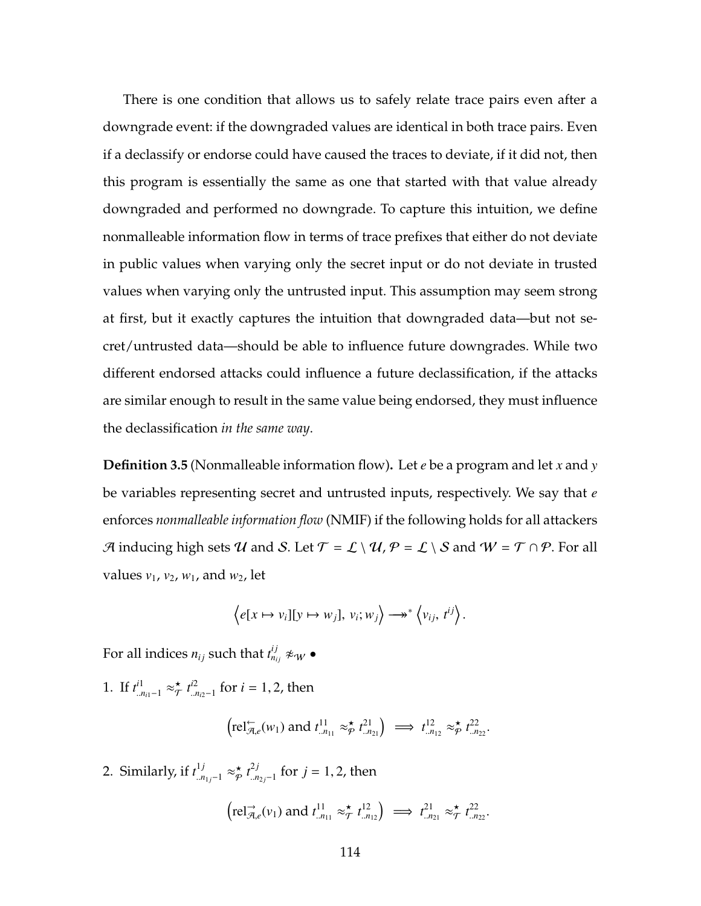There is one condition that allows us to safely relate trace pairs even after a downgrade event: if the downgraded values are identical in both trace pairs. Even if a declassify or endorse could have caused the traces to deviate, if it did not, then this program is essentially the same as one that started with that value already downgraded and performed no downgrade. To capture this intuition, we define nonmalleable information flow in terms of trace prefixes that either do not deviate in public values when varying only the secret input or do not deviate in trusted values when varying only the untrusted input. This assumption may seem strong at first, but it exactly captures the intuition that downgraded data—but not secret/untrusted data—should be able to influence future downgrades. While two different endorsed attacks could influence a future declassification, if the attacks are similar enough to result in the same value being endorsed, they must influence the declassification *in the same way*.

**Definition 3.5** (Nonmalleable information flow)**.** Let $e$ be a program and let $x$ and $y$ be variables representing secret and untrusted inputs, respectively. We say that $e$ enforces *nonmalleable information flow* (NMIF) if the following holds for all attackers $\mathcal{A}$ inducing high sets $\mathcal{U}$ and $\mathcal{S}$. Let $\mathcal{T} = \mathcal{L} \setminus \mathcal{U}$, $\mathcal{P} = \mathcal{L} \setminus \mathcal{S}$ and $\mathcal{W} = \mathcal{T} \cap \mathcal{P}$. For all values $v_1$, $v_2$, $w_1$, and $w_2$, let

$$\left\langle e[x \mapsto v_i][y \mapsto w_j],\ v_i; w_j \right\rangle \longrightarrow\!\!\!\!\!\rightarrow^* \left\langle v_{ij},\ t^{ij} \right\rangle.$$

For all indices $n_{ij}$ such that $t^{ij}_{n_{ij}} \not\approx_{\mathcal{W}} \bullet$

1. If $t^{i1}_{..n_{i1}-1} \approx^{\star}_{\mathcal{T}} t^{i2}_{..n_{i2}-1}$ for $i = 1, 2$, then

$$\left(\mathrm{rel}^{\leftarrow}_{\mathcal{A},e}(w_1) \text{ and } t^{11}_{..n_{11}} \approx^{\star}_{\mathcal{P}} t^{21}_{..n_{21}}\right) \implies t^{12}_{..n_{12}} \approx^{\star}_{\mathcal{P}} t^{22}_{..n_{22}}.$$

2. Similarly, if $t^{1j}_{..n_{1j}-1} \approx^{\star}_{\mathcal{P}} t^{2j}_{..n_{2j}-1}$ for $j = 1, 2$, then

$$\left(\mathrm{rel}^{\rightarrow}_{\mathcal{A},e}(v_1) \text{ and } t^{11}_{..n_{11}} \approx^{\star}_{\mathcal{T}} t^{12}_{..n_{12}}\right) \implies t^{21}_{..n_{21}} \approx^{\star}_{\mathcal{T}} t^{22}_{..n_{22}}.$$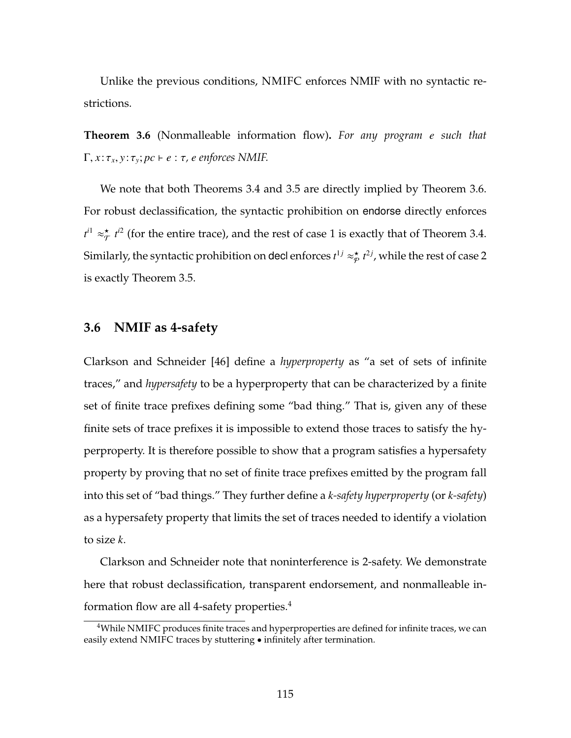Unlike the previous conditions, NMIFC enforces NMIF with no syntactic restrictions.

**Theorem 3.6** (Nonmalleable information flow)**.** *For any program $e$ such that $\Gamma, x\!:\!\tau_x, y\!:\!\tau_y; pc \vdash e : \tau$, $e$ enforces NMIF.*

We note that both Theorems 3.4 and 3.5 are directly implied by Theorem 3.6. For robust declassification, the syntactic prohibition on endorse directly enforces $t^{i1} \approx^{\star}_{\mathcal{T}} t^{i2}$ (for the entire trace), and the rest of case 1 is exactly that of Theorem 3.4. Similarly, the syntactic prohibition on decl enforces $t^{1j} \approx^{\star}_{\mathcal{P}} t^{2j}$, while the rest of case 2 is exactly Theorem 3.5.

## 3.6 NMIF as 4-safety

Clarkson and Schneider [46] define a *hyperproperty* as "a set of sets of infinite traces," and *hypersafety* to be a hyperproperty that can be characterized by a finite set of finite trace prefixes defining some "bad thing." That is, given any of these finite sets of trace prefixes it is impossible to extend those traces to satisfy the hyperproperty. It is therefore possible to show that a program satisfies a hypersafety property by proving that no set of finite trace prefixes emitted by the program fall into this set of "bad things." They further define a *k-safety hyperproperty* (or *k-safety*) as a hypersafety property that limits the set of traces needed to identify a violation to size $k$.

Clarkson and Schneider note that noninterference is 2-safety. We demonstrate here that robust declassification, transparent endorsement, and nonmalleable information flow are all 4-safety properties.[4]

[4] While NMIFC produces finite traces and hyperproperties are defined for infinite traces, we can easily extend NMIFC traces by stuttering $\bullet$ infinitely after termination.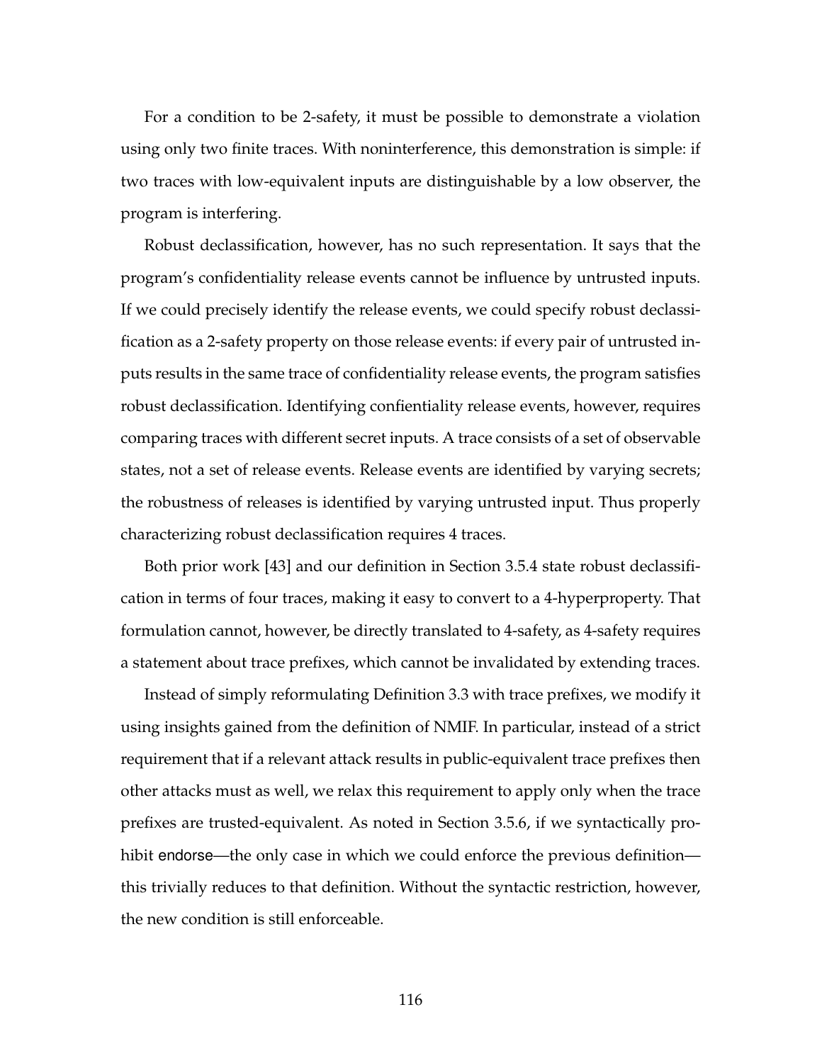For a condition to be 2-safety, it must be possible to demonstrate a violation using only two finite traces. With noninterference, this demonstration is simple: if two traces with low-equivalent inputs are distinguishable by a low observer, the program is interfering.

Robust declassification, however, has no such representation. It says that the program's confidentiality release events cannot be influence by untrusted inputs. If we could precisely identify the release events, we could specify robust declassification as a 2-safety property on those release events: if every pair of untrusted inputs results in the same trace of confidentiality release events, the program satisfies robust declassification. Identifying confientiality release events, however, requires comparing traces with different secret inputs. A trace consists of a set of observable states, not a set of release events. Release events are identified by varying secrets; the robustness of releases is identified by varying untrusted input. Thus properly characterizing robust declassification requires 4 traces.

Both prior work [43] and our definition in Section 3.5.4 state robust declassification in terms of four traces, making it easy to convert to a 4-hyperproperty. That formulation cannot, however, be directly translated to 4-safety, as 4-safety requires a statement about trace prefixes, which cannot be invalidated by extending traces.

Instead of simply reformulating Definition 3.3 with trace prefixes, we modify it using insights gained from the definition of NMIF. In particular, instead of a strict requirement that if a relevant attack results in public-equivalent trace prefixes then other attacks must as well, we relax this requirement to apply only when the trace prefixes are trusted-equivalent. As noted in Section 3.5.6, if we syntactically prohibit endorse—the only case in which we could enforce the previous definition—this trivially reduces to that definition. Without the syntactic restriction, however, the new condition is still enforceable.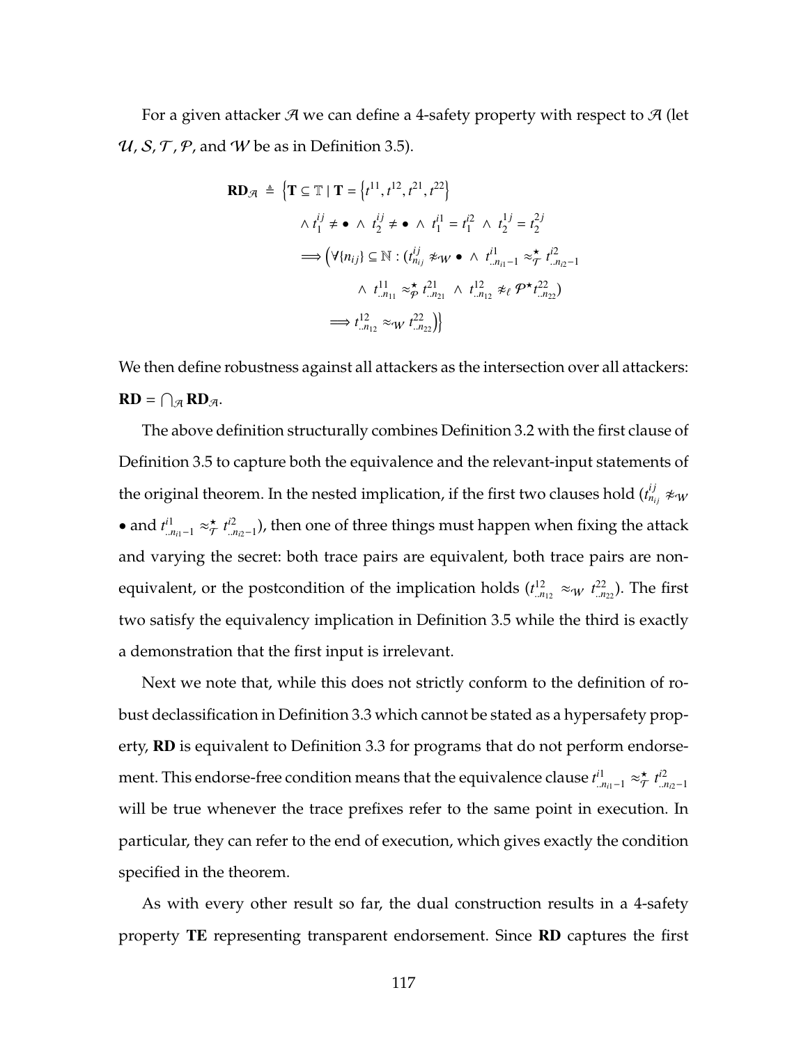For a given attacker $\mathcal{A}$ we can define a 4-safety property with respect to $\mathcal{A}$ (let $\mathcal{U}, \mathcal{S}, \mathcal{T}, \mathcal{P}$, and $\mathcal{W}$ be as in Definition 3.5).

$$
\begin{aligned}
\mathbf{RD}_{\mathcal{A}} \triangleq \Big\{ \mathbf{T} \subseteq \mathbb{T} \mid\ & \mathbf{T} = \left\{ t^{11}, t^{12}, t^{21}, t^{22} \right\} \\
& \wedge t_1^{ij} \neq \bullet \ \wedge\ t_2^{ij} \neq \bullet \ \wedge\ t_1^{i1} = t_1^{i2} \ \wedge\ t_2^{1j} = t_2^{2j} \\
& \Longrightarrow \Big( \forall \{n_{ij}\} \subseteq \mathbb{N} : ( t_{n_{ij}}^{ij} \not\approx_{\mathcal{W}} \bullet \ \wedge\ t_{..n_{i1}-1}^{i1} \approx_{\mathcal{T}}^{\star} t_{..n_{i2}-1}^{i2} \\
& \qquad \wedge\ t_{..n_{11}}^{11} \approx_{\mathcal{P}}^{\star} t_{..n_{21}}^{21} \ \wedge\ t_{..n_{12}}^{12} \not\approx_{\ell} \mathcal{P}^{\star} t_{..n_{22}}^{22} ) \\
& \quad \Longrightarrow t_{..n_{12}}^{12} \approx_{\mathcal{W}} t_{..n_{22}}^{22} \Big) \Big\}
\end{aligned}
$$

We then define robustness against all attackers as the intersection over all attackers: $\mathbf{RD} = \bigcap_{\mathcal{A}} \mathbf{RD}_{\mathcal{A}}$.

The above definition structurally combines Definition 3.2 with the first clause of Definition 3.5 to capture both the equivalence and the relevant-input statements of the original theorem. In the nested implication, if the first two clauses hold ($t_{n_{ij}}^{ij} \not\approx_{\mathcal{W}} \bullet$ and $t_{..n_{i1}-1}^{i1} \approx_{\mathcal{T}}^{\star} t_{..n_{i2}-1}^{i2}$), then one of three things must happen when fixing the attack and varying the secret: both trace pairs are equivalent, both trace pairs are non-equivalent, or the postcondition of the implication holds ($t_{..n_{12}}^{12} \approx_{\mathcal{W}} t_{..n_{22}}^{22}$). The first two satisfy the equivalency implication in Definition 3.5 while the third is exactly a demonstration that the first input is irrelevant.

Next we note that, while this does not strictly conform to the definition of robust declassification in Definition 3.3 which cannot be stated as a hypersafety property, **RD** is equivalent to Definition 3.3 for programs that do not perform endorsement. This endorse-free condition means that the equivalence clause $t_{..n_{i1}-1}^{i1} \approx_{\mathcal{T}}^{\star} t_{..n_{i2}-1}^{i2}$ will be true whenever the trace prefixes refer to the same point in execution. In particular, they can refer to the end of execution, which gives exactly the condition specified in the theorem.

As with every other result so far, the dual construction results in a 4-safety property **TE** representing transparent endorsement. Since **RD** captures the first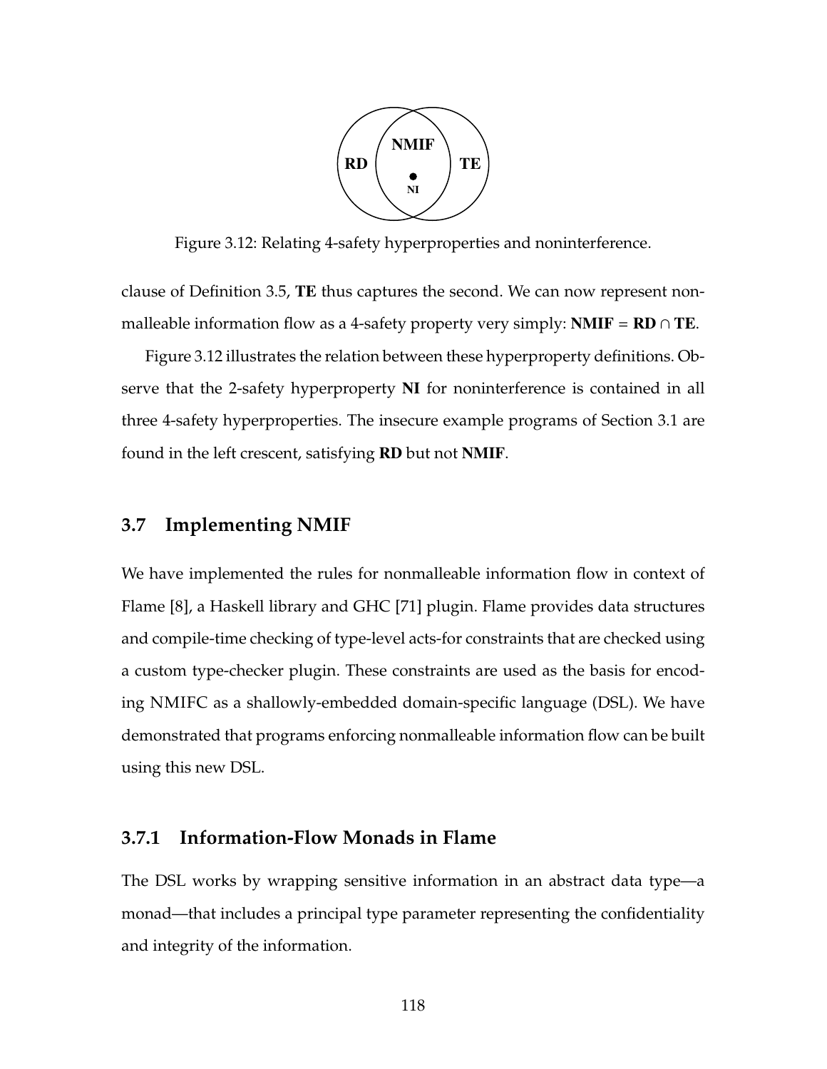Figure 3.12: Relating 4-safety hyperproperties and noninterference.

clause of Definition 3.5, **TE** thus captures the second. We can now represent nonmalleable information flow as a 4-safety property very simply: **NMIF** = **RD** ∩ **TE**.

Figure 3.12 illustrates the relation between these hyperproperty definitions. Observe that the 2-safety hyperproperty **NI** for noninterference is contained in all three 4-safety hyperproperties. The insecure example programs of Section 3.1 are found in the left crescent, satisfying **RD** but not **NMIF**.

## 3.7 Implementing NMIF

We have implemented the rules for nonmalleable information flow in context of Flame [8], a Haskell library and GHC [71] plugin. Flame provides data structures and compile-time checking of type-level acts-for constraints that are checked using a custom type-checker plugin. These constraints are used as the basis for encoding NMIFC as a shallowly-embedded domain-specific language (DSL). We have demonstrated that programs enforcing nonmalleable information flow can be built using this new DSL.

### 3.7.1 Information-Flow Monads in Flame

The DSL works by wrapping sensitive information in an abstract data type—a monad—that includes a principal type parameter representing the confidentiality and integrity of the information.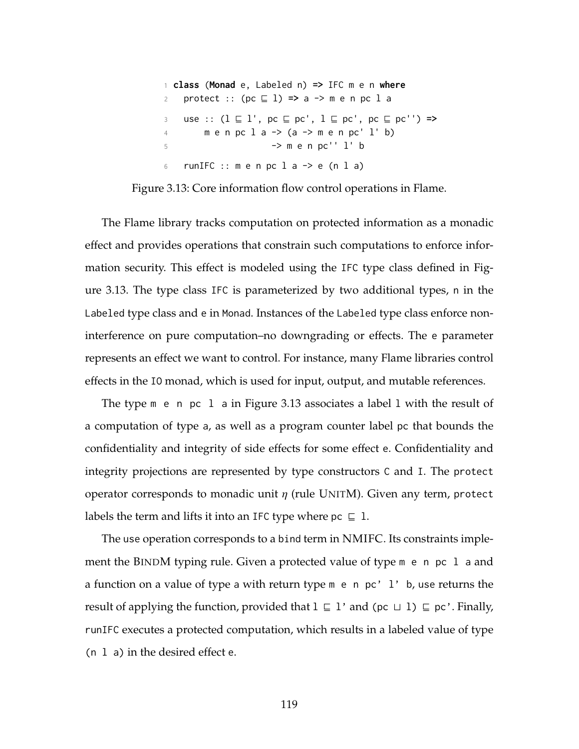```haskell
class (Monad e, Labeled n) => IFC m e n where
  protect :: (pc ⊑ l) => a -> m e n pc l a
  use :: (l ⊑ l', pc ⊑ pc', l ⊑ pc', pc ⊑ pc'') =>
      m e n pc l a -> (a -> m e n pc' l' b)
                   -> m e n pc'' l' b
  runIFC :: m e n pc l a -> e (n l a)
```

Figure 3.13: Core information flow control operations in Flame.

The Flame library tracks computation on protected information as a monadic effect and provides operations that constrain such computations to enforce information security. This effect is modeled using the `IFC` type class defined in Figure 3.13. The type class `IFC` is parameterized by two additional types, `n` in the `Labeled` type class and `e` in `Monad`. Instances of the `Labeled` type class enforce noninterference on pure computation–no downgrading or effects. The `e` parameter represents an effect we want to control. For instance, many Flame libraries control effects in the `IO` monad, which is used for input, output, and mutable references.

The type `m e n pc l a` in Figure 3.13 associates a label `l` with the result of a computation of type `a`, as well as a program counter label `pc` that bounds the confidentiality and integrity of side effects for some effect `e`. Confidentiality and integrity projections are represented by type constructors `C` and `I`. The `protect` operator corresponds to monadic unit $\eta$ (rule UNITM). Given any term, `protect` labels the term and lifts it into an `IFC` type where `pc ⊑ l`.

The `use` operation corresponds to a `bind` term in NMIFC. Its constraints implement the BINDM typing rule. Given a protected value of type `m e n pc l a` and a function on a value of type `a` with return type `m e n pc' l' b`, `use` returns the result of applying the function, provided that `l ⊑ l'` and `(pc ⊔ l) ⊑ pc'`. Finally, `runIFC` executes a protected computation, which results in a labeled value of type `(n l a)` in the desired effect `e`.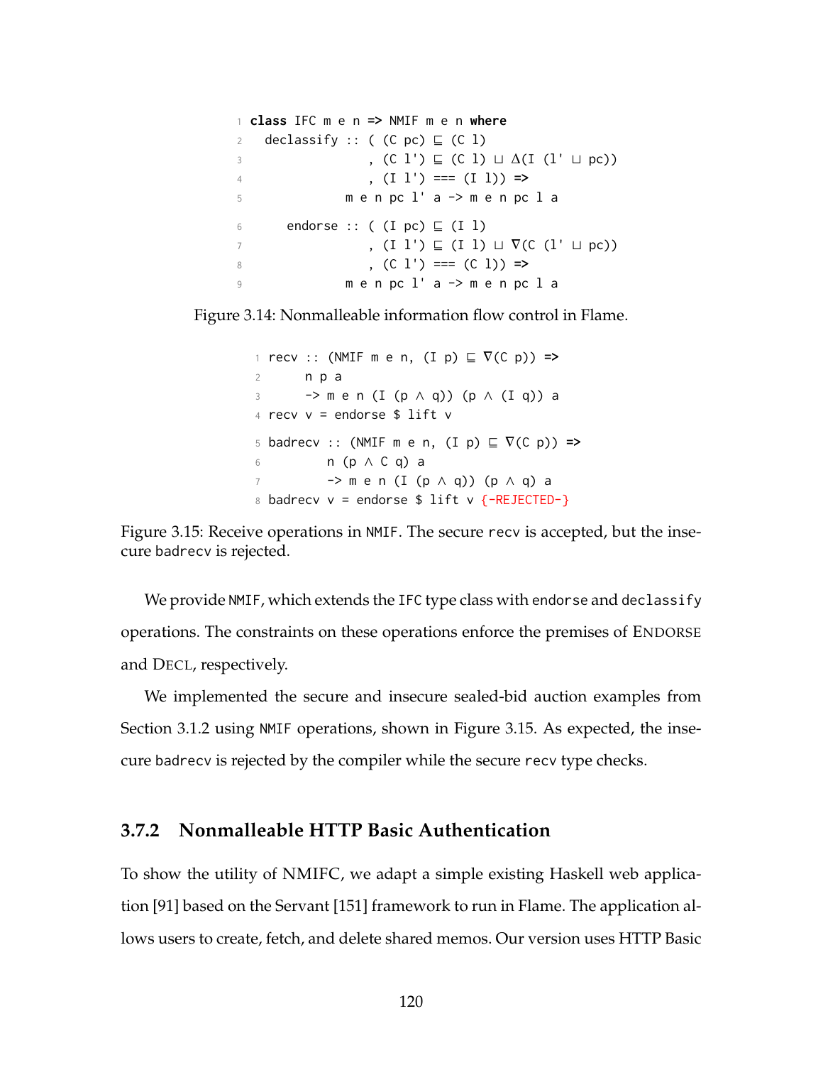```
class IFC m e n => NMIF m e n where
  declassify :: ( (C pc) ⊑ (C l)
                , (C l') ⊑ (C l) ⊔ Δ(I (l' ⊔ pc))
                , (I l') === (I l)) =>
             m e n pc l' a -> m e n pc l a

    endorse :: ( (I pc) ⊑ (I l)
               , (I l') ⊑ (I l) ⊔ ∇(C (l' ⊔ pc))
               , (C l') === (C l)) =>
             m e n pc l' a -> m e n pc l a
```

Figure 3.14: Nonmalleable information flow control in Flame.

```
recv :: (NMIF m e n, (I p) ⊑ ∇(C p)) =>
     n p a
     -> m e n (I (p ∧ q)) (p ∧ (I q)) a
recv v = endorse $ lift v

badrecv :: (NMIF m e n, (I p) ⊑ ∇(C p)) =>
        n (p ∧ C q) a
        -> m e n (I (p ∧ q)) (p ∧ q) a
badrecv v = endorse $ lift v {-REJECTED-}
```

Figure 3.15: Receive operations in `NMIF`. The secure `recv` is accepted, but the insecure `badrecv` is rejected.

We provide `NMIF`, which extends the `IFC` type class with `endorse` and `declassify` operations. The constraints on these operations enforce the premises of ENDORSE and DECL, respectively.

We implemented the secure and insecure sealed-bid auction examples from Section 3.1.2 using `NMIF` operations, shown in Figure 3.15. As expected, the insecure `badrecv` is rejected by the compiler while the secure `recv` type checks.

### 3.7.2 Nonmalleable HTTP Basic Authentication

To show the utility of NMIFC, we adapt a simple existing Haskell web application [91] based on the Servant [151] framework to run in Flame. The application allows users to create, fetch, and delete shared memos. Our version uses HTTP Basic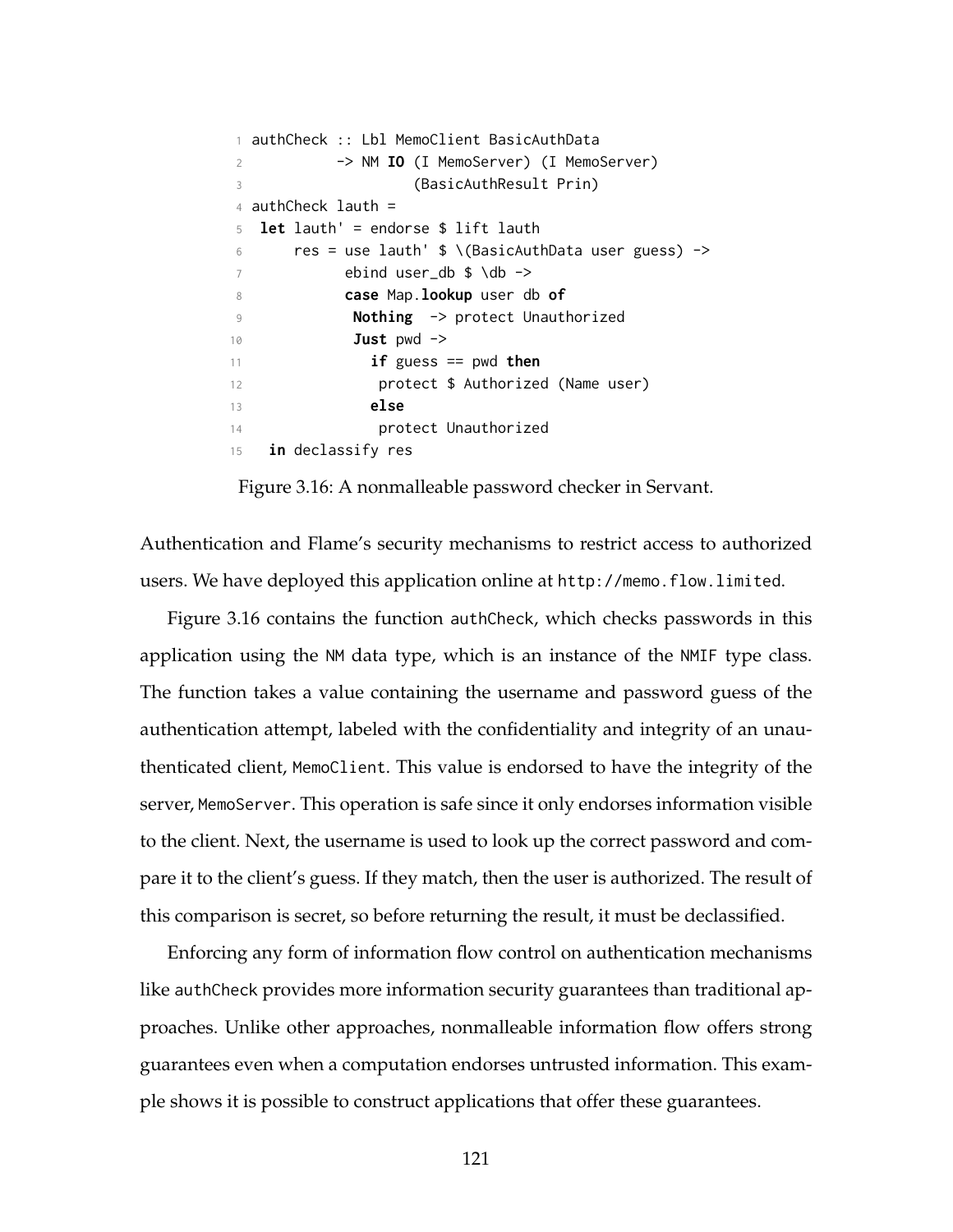```haskell
authCheck :: Lbl MemoClient BasicAuthData
          -> NM IO (I MemoServer) (I MemoServer)
                   (BasicAuthResult Prin)
authCheck lauth =
 let lauth' = endorse $ lift lauth
     res = use lauth' $ \(BasicAuthData user guess) ->
           ebind user_db $ \db ->
           case Map.lookup user db of
            Nothing  -> protect Unauthorized
            Just pwd ->
              if guess == pwd then
               protect $ Authorized (Name user)
              else
               protect Unauthorized
  in declassify res
```

Figure 3.16: A nonmalleable password checker in Servant.

Authentication and Flame's security mechanisms to restrict access to authorized users. We have deployed this application online at `http://memo.flow.limited`.

Figure 3.16 contains the function `authCheck`, which checks passwords in this application using the `NM` data type, which is an instance of the `NMIF` type class. The function takes a value containing the username and password guess of the authentication attempt, labeled with the confidentiality and integrity of an unauthenticated client, `MemoClient`. This value is endorsed to have the integrity of the server, `MemoServer`. This operation is safe since it only endorses information visible to the client. Next, the username is used to look up the correct password and compare it to the client's guess. If they match, then the user is authorized. The result of this comparison is secret, so before returning the result, it must be declassified.

Enforcing any form of information flow control on authentication mechanisms like `authCheck` provides more information security guarantees than traditional approaches. Unlike other approaches, nonmalleable information flow offers strong guarantees even when a computation endorses untrusted information. This example shows it is possible to construct applications that offer these guarantees.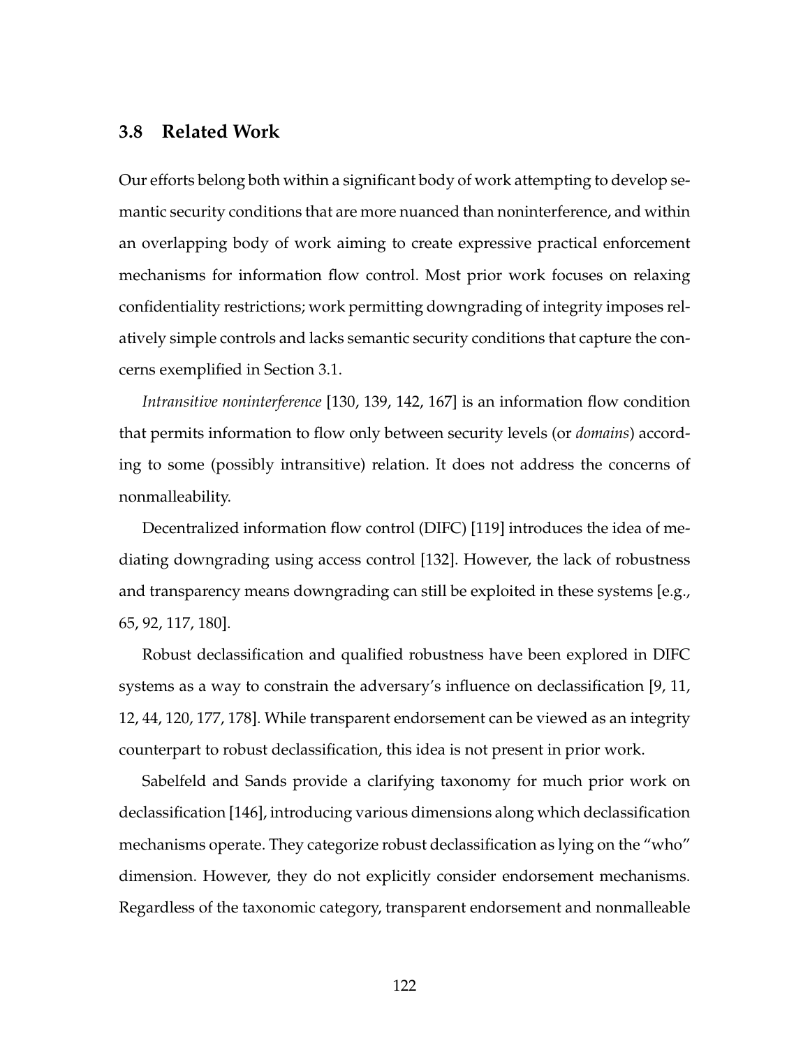## 3.8 Related Work

Our efforts belong both within a significant body of work attempting to develop semantic security conditions that are more nuanced than noninterference, and within an overlapping body of work aiming to create expressive practical enforcement mechanisms for information flow control. Most prior work focuses on relaxing confidentiality restrictions; work permitting downgrading of integrity imposes relatively simple controls and lacks semantic security conditions that capture the concerns exemplified in Section 3.1.

*Intransitive noninterference* [130, 139, 142, 167] is an information flow condition that permits information to flow only between security levels (or *domains*) according to some (possibly intransitive) relation. It does not address the concerns of nonmalleability.

Decentralized information flow control (DIFC) [119] introduces the idea of mediating downgrading using access control [132]. However, the lack of robustness and transparency means downgrading can still be exploited in these systems [e.g., 65, 92, 117, 180].

Robust declassification and qualified robustness have been explored in DIFC systems as a way to constrain the adversary's influence on declassification [9, 11, 12, 44, 120, 177, 178]. While transparent endorsement can be viewed as an integrity counterpart to robust declassification, this idea is not present in prior work.

Sabelfeld and Sands provide a clarifying taxonomy for much prior work on declassification [146], introducing various dimensions along which declassification mechanisms operate. They categorize robust declassification as lying on the "who" dimension. However, they do not explicitly consider endorsement mechanisms. Regardless of the taxonomic category, transparent endorsement and nonmalleable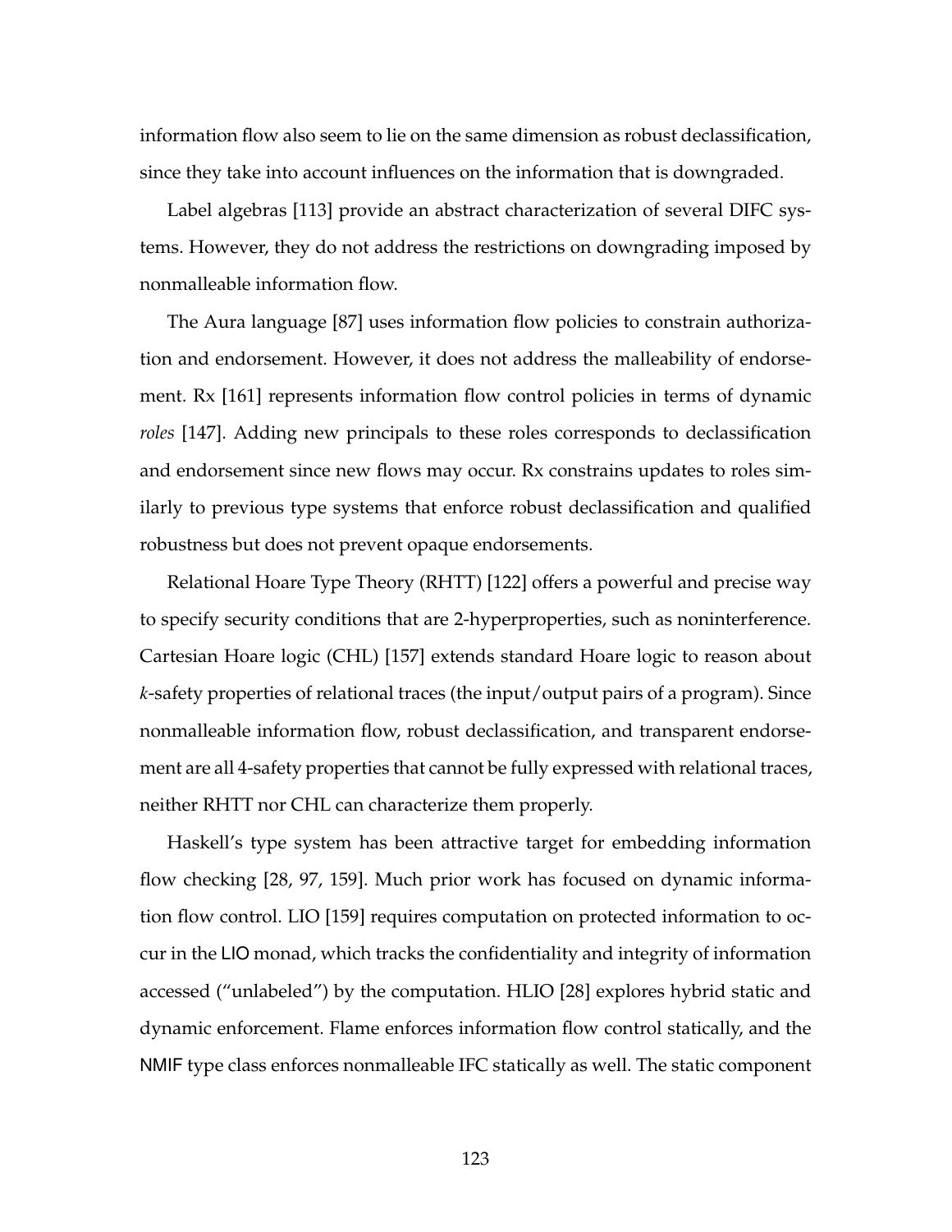information flow also seem to lie on the same dimension as robust declassification, since they take into account influences on the information that is downgraded.

Label algebras [113] provide an abstract characterization of several DIFC systems. However, they do not address the restrictions on downgrading imposed by nonmalleable information flow.

The Aura language [87] uses information flow policies to constrain authorization and endorsement. However, it does not address the malleability of endorsement. Rx [161] represents information flow control policies in terms of dynamic *roles* [147]. Adding new principals to these roles corresponds to declassification and endorsement since new flows may occur. Rx constrains updates to roles similarly to previous type systems that enforce robust declassification and qualified robustness but does not prevent opaque endorsements.

Relational Hoare Type Theory (RHTT) [122] offers a powerful and precise way to specify security conditions that are 2-hyperproperties, such as noninterference. Cartesian Hoare logic (CHL) [157] extends standard Hoare logic to reason about $k$-safety properties of relational traces (the input/output pairs of a program). Since nonmalleable information flow, robust declassification, and transparent endorsement are all 4-safety properties that cannot be fully expressed with relational traces, neither RHTT nor CHL can characterize them properly.

Haskell's type system has been attractive target for embedding information flow checking [28, 97, 159]. Much prior work has focused on dynamic information flow control. LIO [159] requires computation on protected information to occur in the LIO monad, which tracks the confidentiality and integrity of information accessed ("unlabeled") by the computation. HLIO [28] explores hybrid static and dynamic enforcement. Flame enforces information flow control statically, and the NMIF type class enforces nonmalleable IFC statically as well. The static component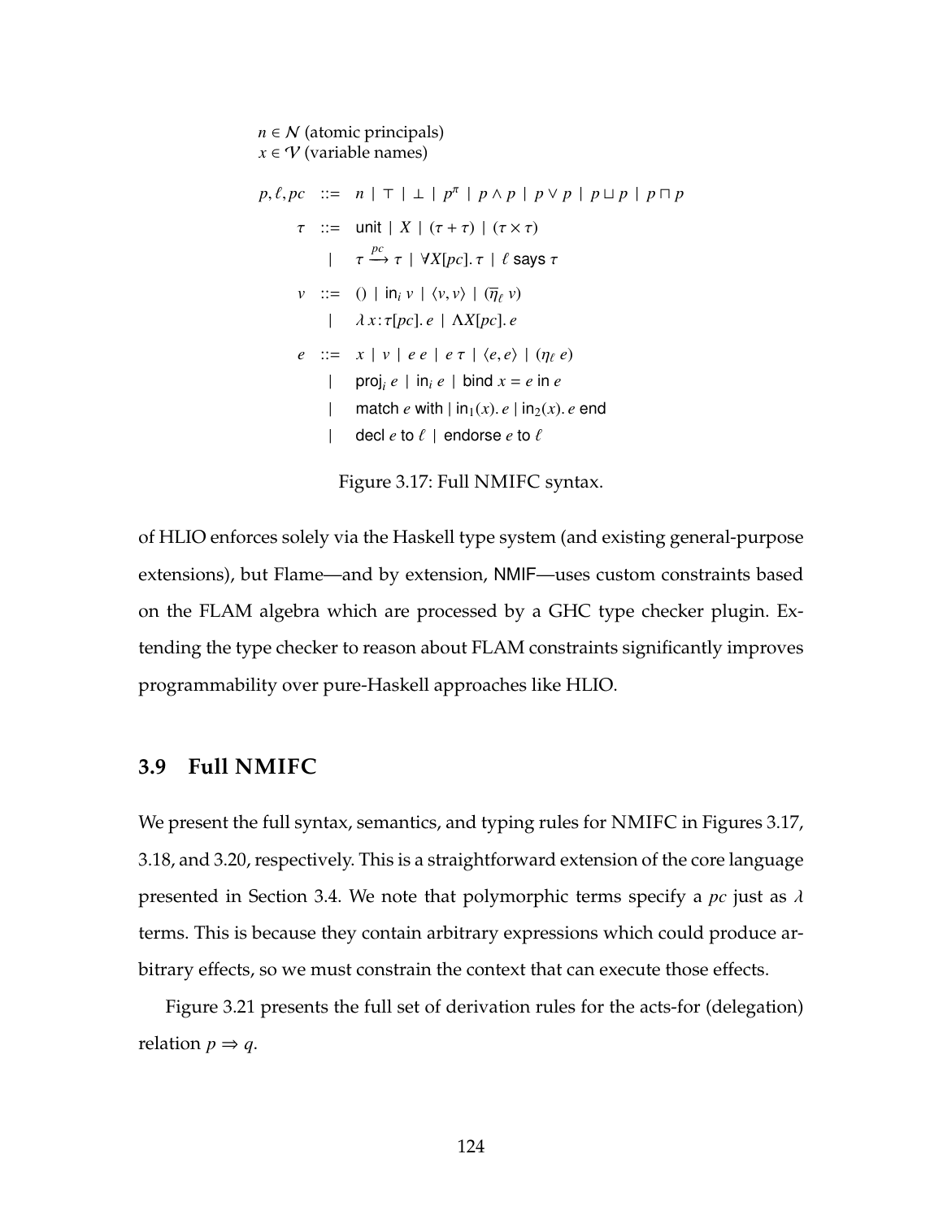$n \in \mathcal{N}$ (atomic principals)
$x \in \mathcal{V}$ (variable names)

$$
\begin{array}{rcl}
p, \ell, pc & ::= & n \mid \top \mid \bot \mid p^{\pi} \mid p \wedge p \mid p \vee p \mid p \sqcup p \mid p \sqcap p \\
\tau & ::= & \mathsf{unit} \mid X \mid (\tau + \tau) \mid (\tau \times \tau) \\
& \mid & \tau \xrightarrow{pc} \tau \mid \forall X[pc].\, \tau \mid \ell \;\mathsf{says}\; \tau \\
v & ::= & () \mid \mathsf{in}_i\; v \mid \langle v, v \rangle \mid (\overline{\eta}_\ell\; v) \\
& \mid & \lambda\, x\!:\!\tau[pc].\, e \mid \Lambda X[pc].\, e \\
e & ::= & x \mid v \mid e\; e \mid e\; \tau \mid \langle e, e \rangle \mid (\eta_\ell\; e) \\
& \mid & \mathsf{proj}_i\; e \mid \mathsf{in}_i\; e \mid \mathsf{bind}\; x = e \;\mathsf{in}\; e \\
& \mid & \mathsf{match}\; e \;\mathsf{with}\; \mid \mathsf{in}_1(x).\, e \mid \mathsf{in}_2(x).\, e \;\mathsf{end} \\
& \mid & \mathsf{decl}\; e \;\mathsf{to}\; \ell \mid \mathsf{endorse}\; e \;\mathsf{to}\; \ell
\end{array}
$$

Figure 3.17: Full NMIFC syntax.

of HLIO enforces solely via the Haskell type system (and existing general-purpose extensions), but Flame—and by extension, NMIF—uses custom constraints based on the FLAM algebra which are processed by a GHC type checker plugin. Extending the type checker to reason about FLAM constraints significantly improves programmability over pure-Haskell approaches like HLIO.

## 3.9 Full NMIFC

We present the full syntax, semantics, and typing rules for NMIFC in Figures 3.17, 3.18, and 3.20, respectively. This is a straightforward extension of the core language presented in Section 3.4. We note that polymorphic terms specify a $pc$ just as $\lambda$ terms. This is because they contain arbitrary expressions which could produce arbitrary effects, so we must constrain the context that can execute those effects.

Figure 3.21 presents the full set of derivation rules for the acts-for (delegation) relation $p \Rightarrow q$.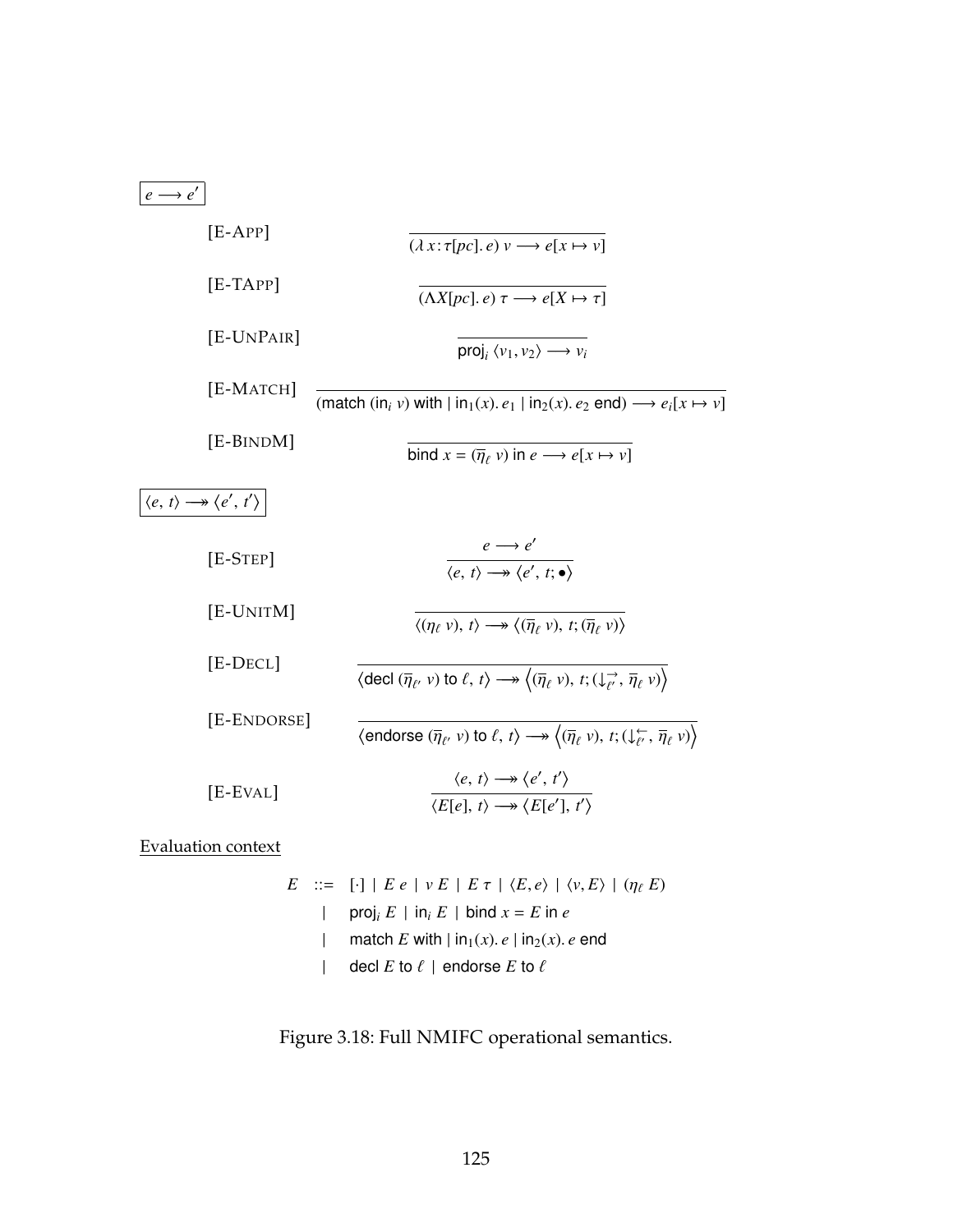$\boxed{e \longrightarrow e'}$

[E-App] $$\frac{}{(\lambda\, x\!:\!\tau[pc].\, e)\ v \longrightarrow e[x \mapsto v]}$$

[E-TApp] $$\frac{}{(\Lambda X[pc].\, e)\ \tau \longrightarrow e[X \mapsto \tau]}$$

[E-UnPair] $$\frac{}{\mathsf{proj}_i\ \langle v_1, v_2 \rangle \longrightarrow v_i}$$

[E-Match] $$\frac{}{(\mathsf{match}\ (\mathsf{in}_i\ v)\ \mathsf{with}\ |\ \mathsf{in}_1(x).\, e_1\ |\ \mathsf{in}_2(x).\, e_2\ \mathsf{end}) \longrightarrow e_i[x \mapsto v]}$$

[E-BindM] $$\frac{}{\mathsf{bind}\ x = (\overline{\eta}_\ell\ v)\ \mathsf{in}\ e \longrightarrow e[x \mapsto v]}$$

$\boxed{\langle e,\, t \rangle \twoheadrightarrow \langle e',\, t' \rangle}$

[E-Step] $$\frac{e \longrightarrow e'}{\langle e,\, t \rangle \twoheadrightarrow \langle e',\, t; \bullet \rangle}$$

[E-UnitM] $$\frac{}{\langle (\eta_\ell\ v),\, t \rangle \twoheadrightarrow \langle (\overline{\eta}_\ell\ v),\, t; (\overline{\eta}_\ell\ v) \rangle}$$

[E-Decl] $$\frac{}{\langle \mathsf{decl}\ (\overline{\eta}_{\ell'}\ v)\ \mathsf{to}\ \ell,\, t \rangle \twoheadrightarrow \left\langle (\overline{\eta}_\ell\ v),\, t; (\downarrow^{\rightarrow}_{\ell'},\, \overline{\eta}_\ell\ v) \right\rangle}$$

[E-Endorse] $$\frac{}{\langle \mathsf{endorse}\ (\overline{\eta}_{\ell'}\ v)\ \mathsf{to}\ \ell,\, t \rangle \twoheadrightarrow \left\langle (\overline{\eta}_\ell\ v),\, t; (\downarrow^{\leftarrow}_{\ell'},\, \overline{\eta}_\ell\ v) \right\rangle}$$

[E-Eval] $$\frac{\langle e,\, t \rangle \twoheadrightarrow \langle e',\, t' \rangle}{\langle E[e],\, t \rangle \twoheadrightarrow \langle E[e'],\, t' \rangle}$$

Evaluation context

$$
\begin{aligned}
E \ ::=\ & [\cdot] \mid E\ e \mid v\ E \mid E\ \tau \mid \langle E, e \rangle \mid \langle v, E \rangle \mid (\eta_\ell\ E) \\
\mid\ & \mathsf{proj}_i\ E \mid \mathsf{in}_i\ E \mid \mathsf{bind}\ x = E\ \mathsf{in}\ e \\
\mid\ & \mathsf{match}\ E\ \mathsf{with}\ |\ \mathsf{in}_1(x).\, e\ |\ \mathsf{in}_2(x).\, e\ \mathsf{end} \\
\mid\ & \mathsf{decl}\ E\ \mathsf{to}\ \ell \mid \mathsf{endorse}\ E\ \mathsf{to}\ \ell
\end{aligned}
$$

Figure 3.18: Full NMIFC operational semantics.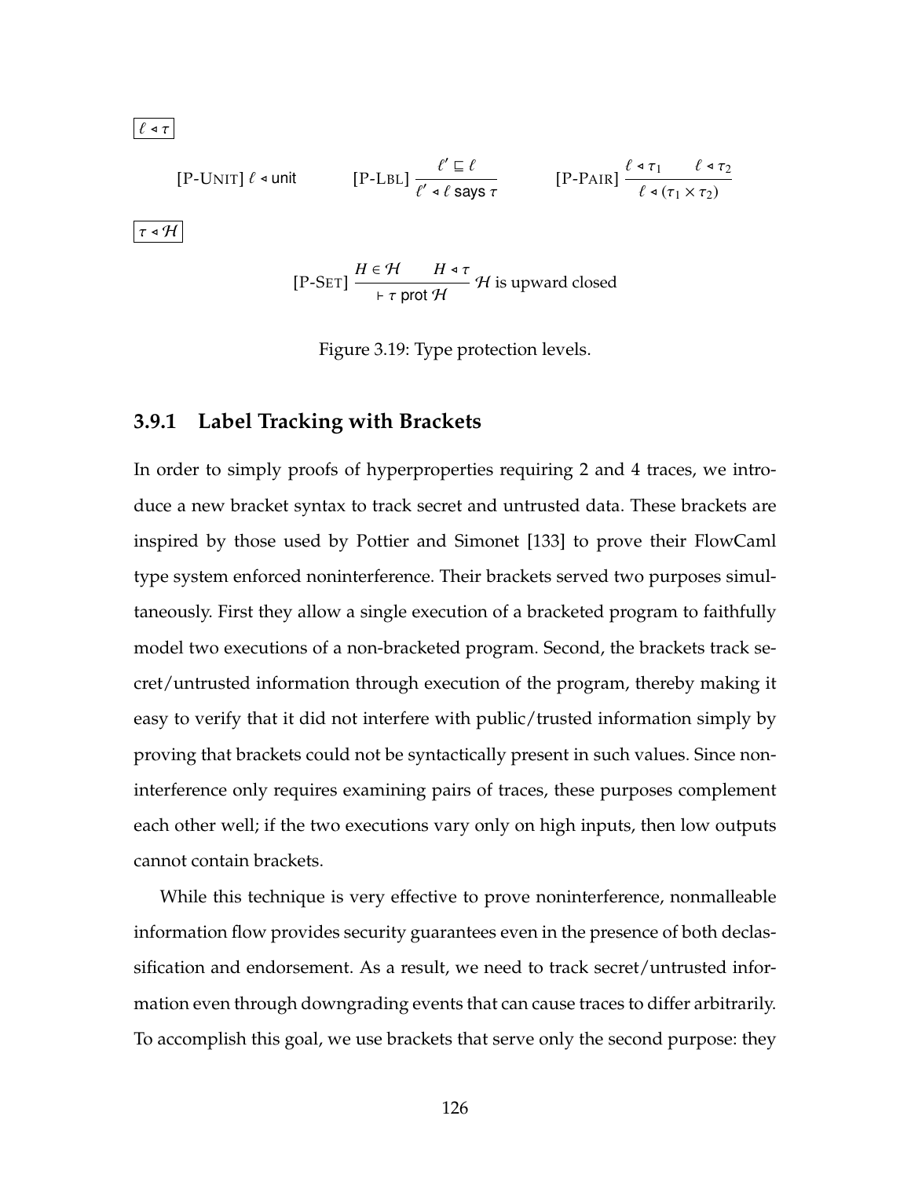$\boxed{\ell \triangleleft \tau}$

$$\text{[P-UNIT]}\ \ell \triangleleft \mathsf{unit} \qquad \text{[P-LBL]}\ \frac{\ell' \sqsubseteq \ell}{\ell' \triangleleft \ell\ \mathsf{says}\ \tau} \qquad \text{[P-PAIR]}\ \frac{\ell \triangleleft \tau_1 \qquad \ell \triangleleft \tau_2}{\ell \triangleleft (\tau_1 \times \tau_2)}$$

$\boxed{\tau \triangleleft \mathcal{H}}$

$$\text{[P-SET]}\ \frac{H \in \mathcal{H} \qquad H \triangleleft \tau}{\vdash \tau\ \mathsf{prot}\ \mathcal{H}}\ \mathcal{H}\text{ is upward closed}$$

Figure 3.19: Type protection levels.

### 3.9.1 Label Tracking with Brackets

In order to simply proofs of hyperproperties requiring 2 and 4 traces, we introduce a new bracket syntax to track secret and untrusted data. These brackets are inspired by those used by Pottier and Simonet [133] to prove their FlowCaml type system enforced noninterference. Their brackets served two purposes simultaneously. First they allow a single execution of a bracketed program to faithfully model two executions of a non-bracketed program. Second, the brackets track secret/untrusted information through execution of the program, thereby making it easy to verify that it did not interfere with public/trusted information simply by proving that brackets could not be syntactically present in such values. Since noninterference only requires examining pairs of traces, these purposes complement each other well; if the two executions vary only on high inputs, then low outputs cannot contain brackets.

While this technique is very effective to prove noninterference, nonmalleable information flow provides security guarantees even in the presence of both declassification and endorsement. As a result, we need to track secret/untrusted information even through downgrading events that can cause traces to differ arbitrarily. To accomplish this goal, we use brackets that serve only the second purpose: they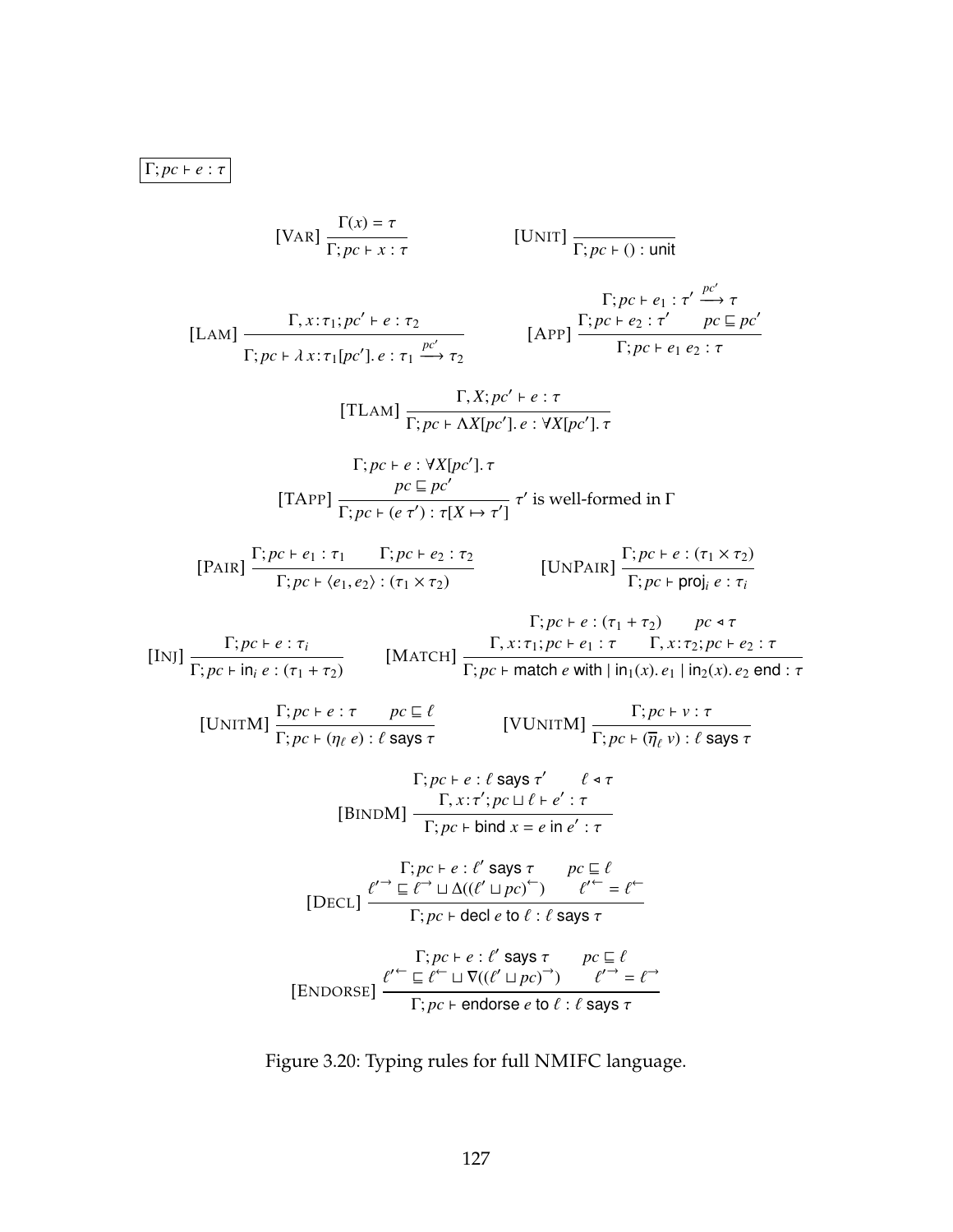$\boxed{\Gamma; pc \vdash e : \tau}$

$$[\text{VAR}]\ \frac{\Gamma(x) = \tau}{\Gamma; pc \vdash x : \tau} \qquad [\text{UNIT}]\ \frac{}{\Gamma; pc \vdash () : \mathsf{unit}}$$

$$[\text{LAM}]\ \frac{\Gamma, x{:}\tau_1; pc' \vdash e : \tau_2}{\Gamma; pc \vdash \lambda\, x{:}\tau_1[pc'].\, e : \tau_1 \xrightarrow{pc'} \tau_2} \qquad [\text{APP}]\ \frac{\begin{array}{c}\Gamma; pc \vdash e_1 : \tau' \xrightarrow{pc'} \tau \\ \Gamma; pc \vdash e_2 : \tau' \qquad pc \sqsubseteq pc'\end{array}}{\Gamma; pc \vdash e_1\ e_2 : \tau}$$

$$[\text{TLAM}]\ \frac{\Gamma, X; pc' \vdash e : \tau}{\Gamma; pc \vdash \Lambda X[pc'].\, e : \forall X[pc'].\, \tau}$$

$$[\text{TAPP}]\ \frac{\begin{array}{c}\Gamma; pc \vdash e : \forall X[pc'].\, \tau \\ pc \sqsubseteq pc'\end{array}}{\Gamma; pc \vdash (e\ \tau') : \tau[X \mapsto \tau']}\ \tau' \text{ is well-formed in } \Gamma$$

$$[\text{PAIR}]\ \frac{\Gamma; pc \vdash e_1 : \tau_1 \qquad \Gamma; pc \vdash e_2 : \tau_2}{\Gamma; pc \vdash \langle e_1, e_2 \rangle : (\tau_1 \times \tau_2)} \qquad [\text{UNPAIR}]\ \frac{\Gamma; pc \vdash e : (\tau_1 \times \tau_2)}{\Gamma; pc \vdash \mathsf{proj}_i\ e : \tau_i}$$

$$[\text{INJ}]\ \frac{\Gamma; pc \vdash e : \tau_i}{\Gamma; pc \vdash \mathsf{in}_i\ e : (\tau_1 + \tau_2)} \qquad [\text{MATCH}]\ \frac{\begin{array}{c}\Gamma; pc \vdash e : (\tau_1 + \tau_2) \qquad pc \blacktriangleleft \tau \\ \Gamma, x{:}\tau_1; pc \vdash e_1 : \tau \qquad \Gamma, x{:}\tau_2; pc \vdash e_2 : \tau\end{array}}{\Gamma; pc \vdash \mathsf{match}\ e\ \mathsf{with}\ \mid \mathsf{in}_1(x).\, e_1 \mid \mathsf{in}_2(x).\, e_2\ \mathsf{end} : \tau}$$

$$[\text{UNITM}]\ \frac{\Gamma; pc \vdash e : \tau \qquad pc \sqsubseteq \ell}{\Gamma; pc \vdash (\eta_\ell\ e) : \ell\ \mathsf{says}\ \tau} \qquad [\text{VUNITM}]\ \frac{\Gamma; pc \vdash v : \tau}{\Gamma; pc \vdash (\overline{\eta}_\ell\ v) : \ell\ \mathsf{says}\ \tau}$$

$$[\text{BINDM}]\ \frac{\begin{array}{c}\Gamma; pc \vdash e : \ell\ \mathsf{says}\ \tau' \qquad \ell \blacktriangleleft \tau \\ \Gamma, x{:}\tau'; pc \sqcup \ell \vdash e' : \tau\end{array}}{\Gamma; pc \vdash \mathsf{bind}\ x = e\ \mathsf{in}\ e' : \tau}$$

$$[\text{DECL}]\ \frac{\begin{array}{c}\Gamma; pc \vdash e : \ell'\ \mathsf{says}\ \tau \qquad pc \sqsubseteq \ell \\ \ell'^{\rightarrow} \sqsubseteq \ell^{\rightarrow} \sqcup \Delta((\ell' \sqcup pc)^{\leftarrow}) \qquad \ell'^{\leftarrow} = \ell^{\leftarrow}\end{array}}{\Gamma; pc \vdash \mathsf{decl}\ e\ \mathsf{to}\ \ell : \ell\ \mathsf{says}\ \tau}$$

$$[\text{ENDORSE}]\ \frac{\begin{array}{c}\Gamma; pc \vdash e : \ell'\ \mathsf{says}\ \tau \qquad pc \sqsubseteq \ell \\ \ell'^{\leftarrow} \sqsubseteq \ell^{\leftarrow} \sqcup \nabla((\ell' \sqcup pc)^{\rightarrow}) \qquad \ell'^{\rightarrow} = \ell^{\rightarrow}\end{array}}{\Gamma; pc \vdash \mathsf{endorse}\ e\ \mathsf{to}\ \ell : \ell\ \mathsf{says}\ \tau}$$

Figure 3.20: Typing rules for full NMIFC language.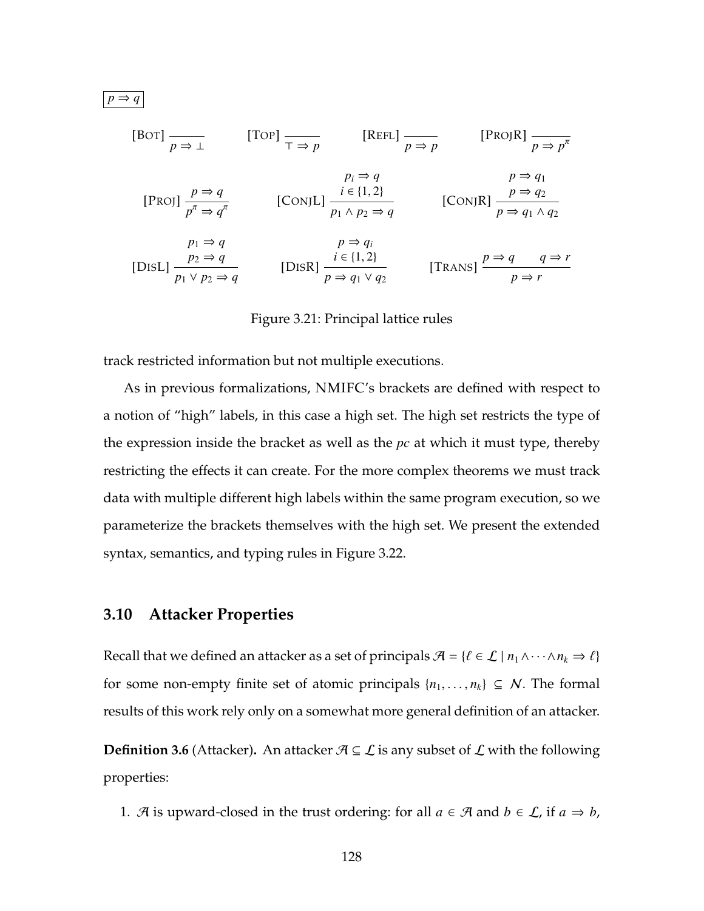$\boxed{p \Rightarrow q}$

$$\text{[Bot]}\ \frac{}{p \Rightarrow \bot} \qquad \text{[Top]}\ \frac{}{\top \Rightarrow p} \qquad \text{[Refl]}\ \frac{}{p \Rightarrow p} \qquad \text{[ProjR]}\ \frac{}{p \Rightarrow p^{\pi}}$$

$$\text{[Proj]}\ \frac{p \Rightarrow q}{p^{\pi} \Rightarrow q^{\pi}} \qquad \text{[ConjL]}\ \frac{\begin{array}{c} p_i \Rightarrow q \\ i \in \{1,2\} \end{array}}{p_1 \wedge p_2 \Rightarrow q} \qquad \text{[ConjR]}\ \frac{\begin{array}{c} p \Rightarrow q_1 \\ p \Rightarrow q_2 \end{array}}{p \Rightarrow q_1 \wedge q_2}$$

$$\text{[DisL]}\ \frac{\begin{array}{c} p_1 \Rightarrow q \\ p_2 \Rightarrow q \end{array}}{p_1 \vee p_2 \Rightarrow q} \qquad \text{[DisR]}\ \frac{\begin{array}{c} p \Rightarrow q_i \\ i \in \{1,2\} \end{array}}{p \Rightarrow q_1 \vee q_2} \qquad \text{[Trans]}\ \frac{p \Rightarrow q \qquad q \Rightarrow r}{p \Rightarrow r}$$

Figure 3.21: Principal lattice rules

track restricted information but not multiple executions.

As in previous formalizations, NMIFC's brackets are defined with respect to a notion of "high" labels, in this case a high set. The high set restricts the type of the expression inside the bracket as well as the *pc* at which it must type, thereby restricting the effects it can create. For the more complex theorems we must track data with multiple different high labels within the same program execution, so we parameterize the brackets themselves with the high set. We present the extended syntax, semantics, and typing rules in Figure 3.22.

## 3.10 Attacker Properties

Recall that we defined an attacker as a set of principals $\mathcal{A} = \{\ell \in \mathcal{L} \mid n_1 \wedge \cdots \wedge n_k \Rightarrow \ell\}$ for some non-empty finite set of atomic principals $\{n_1, \ldots, n_k\} \subseteq \mathcal{N}$. The formal results of this work rely only on a somewhat more general definition of an attacker.

**Definition 3.6** (Attacker)**.** An attacker $\mathcal{A} \subseteq \mathcal{L}$ is any subset of $\mathcal{L}$ with the following properties:

1. $\mathcal{A}$ is upward-closed in the trust ordering: for all $a \in \mathcal{A}$ and $b \in \mathcal{L}$, if $a \Rightarrow b$,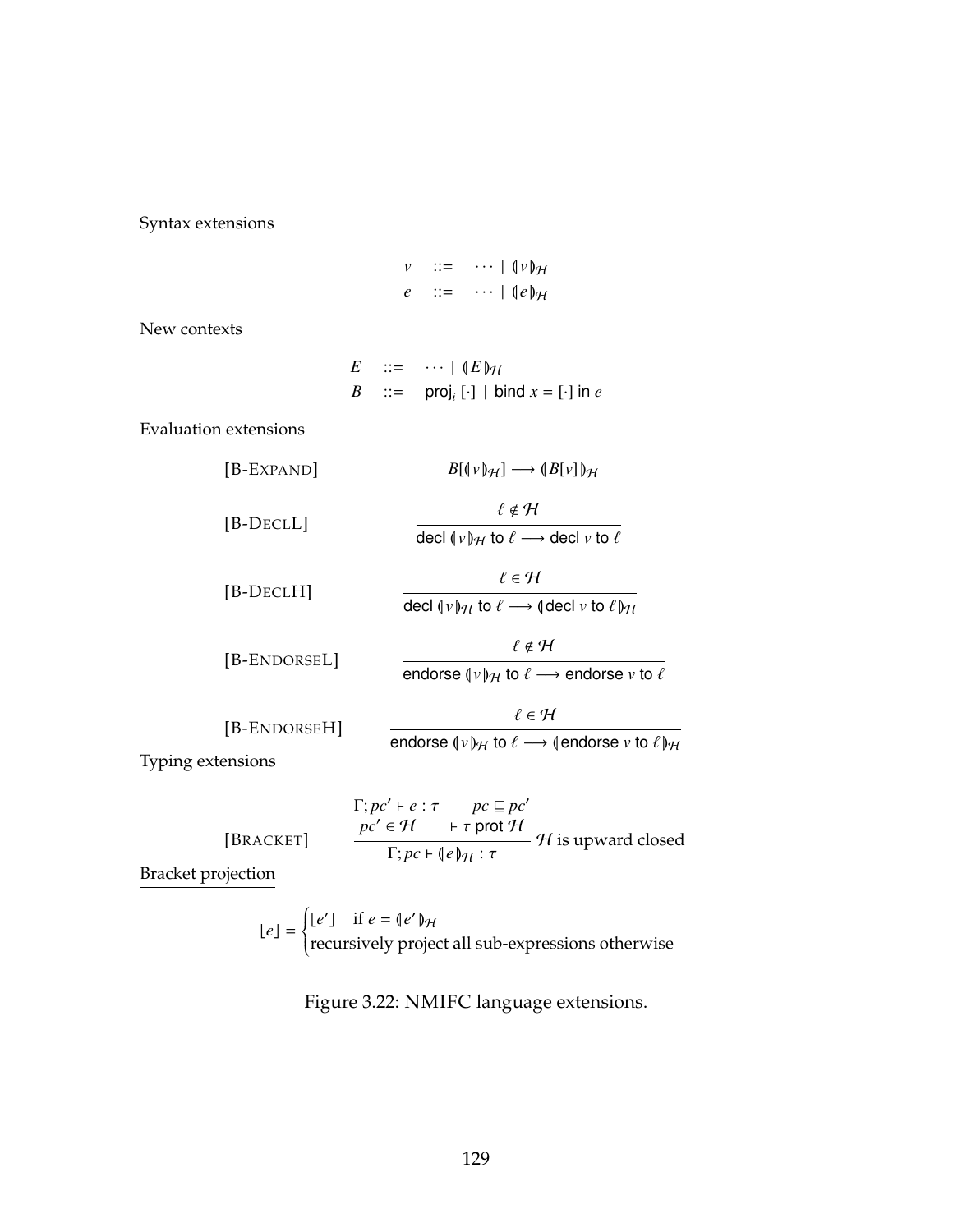Syntax extensions

$$
\begin{array}{rcl}
v & ::= & \cdots \mid (\!| v |\!)_{\mathcal{H}} \\
e & ::= & \cdots \mid (\!| e |\!)_{\mathcal{H}}
\end{array}
$$

New contexts

$$
\begin{array}{rcl}
E & ::= & \cdots \mid (\!| E |\!)_{\mathcal{H}} \\
B & ::= & \mathsf{proj}_i\ [\cdot] \mid \mathsf{bind}\ x = [\cdot]\ \mathsf{in}\ e
\end{array}
$$

Evaluation extensions

[B-EXPAND] $$B[(\!| v |\!)_{\mathcal{H}}] \longrightarrow (\!| B[v] |\!)_{\mathcal{H}}$$

[B-DECLL] $$\frac{\ell \notin \mathcal{H}}{\mathsf{decl}\ (\!| v |\!)_{\mathcal{H}}\ \mathsf{to}\ \ell \longrightarrow \mathsf{decl}\ v\ \mathsf{to}\ \ell}$$

[B-DECLH] $$\frac{\ell \in \mathcal{H}}{\mathsf{decl}\ (\!| v |\!)_{\mathcal{H}}\ \mathsf{to}\ \ell \longrightarrow (\!| \mathsf{decl}\ v\ \mathsf{to}\ \ell |\!)_{\mathcal{H}}}$$

[B-ENDORSEL] $$\frac{\ell \notin \mathcal{H}}{\mathsf{endorse}\ (\!| v |\!)_{\mathcal{H}}\ \mathsf{to}\ \ell \longrightarrow \mathsf{endorse}\ v\ \mathsf{to}\ \ell}$$

[B-ENDORSEH] $$\frac{\ell \in \mathcal{H}}{\mathsf{endorse}\ (\!| v |\!)_{\mathcal{H}}\ \mathsf{to}\ \ell \longrightarrow (\!| \mathsf{endorse}\ v\ \mathsf{to}\ \ell |\!)_{\mathcal{H}}}$$

Typing extensions

[BRACKET] $$\frac{\Gamma; pc' \vdash e : \tau \qquad pc \sqsubseteq pc' \qquad pc' \in \mathcal{H} \qquad \vdash \tau\ \mathsf{prot}\ \mathcal{H}}{\Gamma; pc \vdash (\!| e |\!)_{\mathcal{H}} : \tau}\ \mathcal{H}\text{ is upward closed}$$

Bracket projection

$$
\lfloor e \rfloor = \begin{cases} \lfloor e' \rfloor & \text{if } e = (\!| e' |\!)_{\mathcal{H}} \\ \text{recursively project all sub-expressions otherwise} \end{cases}
$$

Figure 3.22: NMIFC language extensions.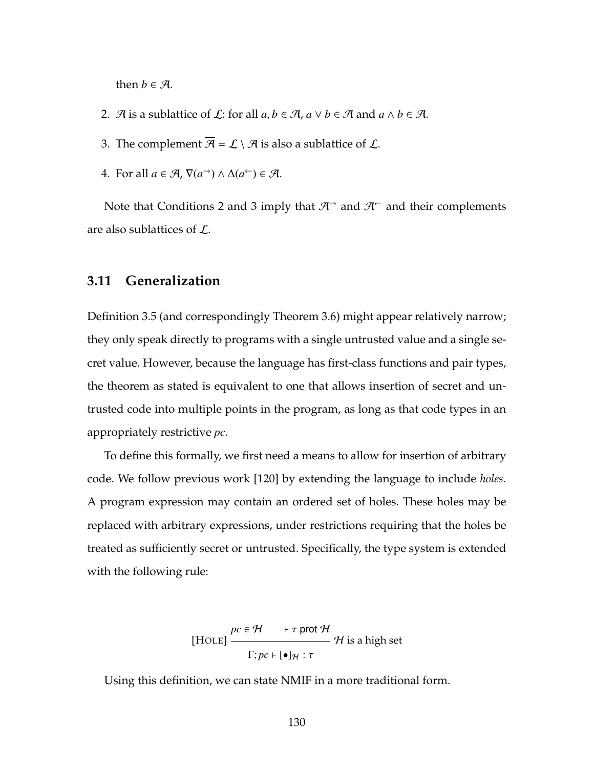then $b \in \mathcal{A}$.

2. $\mathcal{A}$ is a sublattice of $\mathcal{L}$: for all $a, b \in \mathcal{A}$, $a \vee b \in \mathcal{A}$ and $a \wedge b \in \mathcal{A}$.

3. The complement $\overline{\mathcal{A}} = \mathcal{L} \setminus \mathcal{A}$ is also a sublattice of $\mathcal{L}$.

4. For all $a \in \mathcal{A}$, $\nabla(a^{\rightarrow}) \wedge \Delta(a^{\leftarrow}) \in \mathcal{A}$.

Note that Conditions 2 and 3 imply that $\mathcal{A}^{\rightarrow}$ and $\mathcal{A}^{\leftarrow}$ and their complements are also sublattices of $\mathcal{L}$.

## 3.11 Generalization

Definition 3.5 (and correspondingly Theorem 3.6) might appear relatively narrow; they only speak directly to programs with a single untrusted value and a single secret value. However, because the language has first-class functions and pair types, the theorem as stated is equivalent to one that allows insertion of secret and untrusted code into multiple points in the program, as long as that code types in an appropriately restrictive *pc*.

To define this formally, we first need a means to allow for insertion of arbitrary code. We follow previous work [120] by extending the language to include *holes*. A program expression may contain an ordered set of holes. These holes may be replaced with arbitrary expressions, under restrictions requiring that the holes be treated as sufficiently secret or untrusted. Specifically, the type system is extended with the following rule:

$$[\text{HOLE}]\ \frac{pc \in \mathcal{H} \qquad \vdash \tau \text{ prot } \mathcal{H}}{\Gamma; pc \vdash [\bullet]_{\mathcal{H}} : \tau}\ \mathcal{H} \text{ is a high set}$$

Using this definition, we can state NMIF in a more traditional form.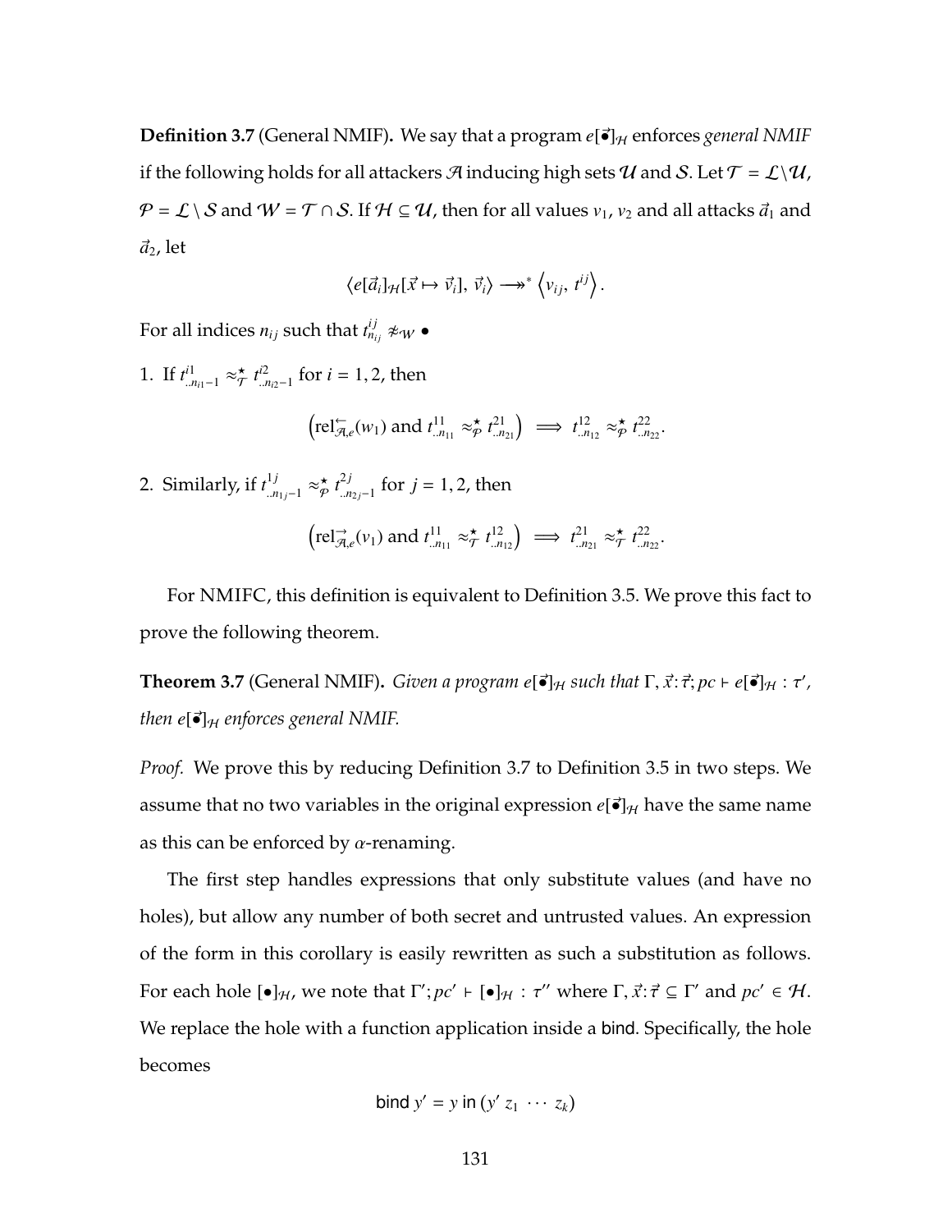**Definition 3.7** (General NMIF)**.** We say that a program $e[\vec{\bullet}]_{\mathcal{H}}$ enforces *general NMIF* if the following holds for all attackers $\mathcal{A}$ inducing high sets $\mathcal{U}$ and $\mathcal{S}$. Let $\mathcal{T} = \mathcal{L} \setminus \mathcal{U}$, $\mathcal{P} = \mathcal{L} \setminus \mathcal{S}$ and $\mathcal{W} = \mathcal{T} \cap \mathcal{S}$. If $\mathcal{H} \subseteq \mathcal{U}$, then for all values $v_1$, $v_2$ and all attacks $\vec{a}_1$ and $\vec{a}_2$, let

$$\langle e[\vec{a}_i]_{\mathcal{H}}[\vec{x} \mapsto \vec{v}_i],\ \vec{v}_i \rangle \longrightarrow\!\!\!\!\rightarrow^* \left\langle v_{ij},\ t^{ij} \right\rangle.$$

For all indices $n_{ij}$ such that $t^{ij}_{n_{ij}} \not\approx_{\mathcal{W}} \bullet$

1. If $t^{i1}_{..n_{i1}-1} \approx^\star_{\mathcal{T}} t^{i2}_{..n_{i2}-1}$ for $i = 1, 2$, then

$$\left(\text{rel}^{\leftarrow}_{\mathcal{A},e}(w_1) \text{ and } t^{11}_{..n_{11}} \approx^\star_{\mathcal{P}} t^{21}_{..n_{21}}\right) \implies t^{12}_{..n_{12}} \approx^\star_{\mathcal{P}} t^{22}_{..n_{22}}.$$

2. Similarly, if $t^{1j}_{..n_{1j}-1} \approx^\star_{\mathcal{P}} t^{2j}_{..n_{2j}-1}$ for $j = 1, 2$, then

$$\left(\text{rel}^{\rightarrow}_{\mathcal{A},e}(v_1) \text{ and } t^{11}_{..n_{11}} \approx^\star_{\mathcal{T}} t^{12}_{..n_{12}}\right) \implies t^{21}_{..n_{21}} \approx^\star_{\mathcal{T}} t^{22}_{..n_{22}}.$$

For NMIFC, this definition is equivalent to Definition 3.5. We prove this fact to prove the following theorem.

**Theorem 3.7** (General NMIF)**.** *Given a program $e[\vec{\bullet}]_{\mathcal{H}}$ such that $\Gamma, \vec{x}{:}\vec{\tau}; pc \vdash e[\vec{\bullet}]_{\mathcal{H}} : \tau'$, then $e[\vec{\bullet}]_{\mathcal{H}}$ enforces general NMIF.*

*Proof.* We prove this by reducing Definition 3.7 to Definition 3.5 in two steps. We assume that no two variables in the original expression $e[\vec{\bullet}]_{\mathcal{H}}$ have the same name as this can be enforced by $\alpha$-renaming.

The first step handles expressions that only substitute values (and have no holes), but allow any number of both secret and untrusted values. An expression of the form in this corollary is easily rewritten as such a substitution as follows. For each hole $[\bullet]_{\mathcal{H}}$, we note that $\Gamma'; pc' \vdash [\bullet]_{\mathcal{H}} : \tau''$ where $\Gamma, \vec{x}{:}\vec{\tau} \subseteq \Gamma'$ and $pc' \in \mathcal{H}$. We replace the hole with a function application inside a bind. Specifically, the hole becomes

$$\textsf{bind}\ y' = y\ \textsf{in}\ (y'\ z_1\ \cdots\ z_k)$$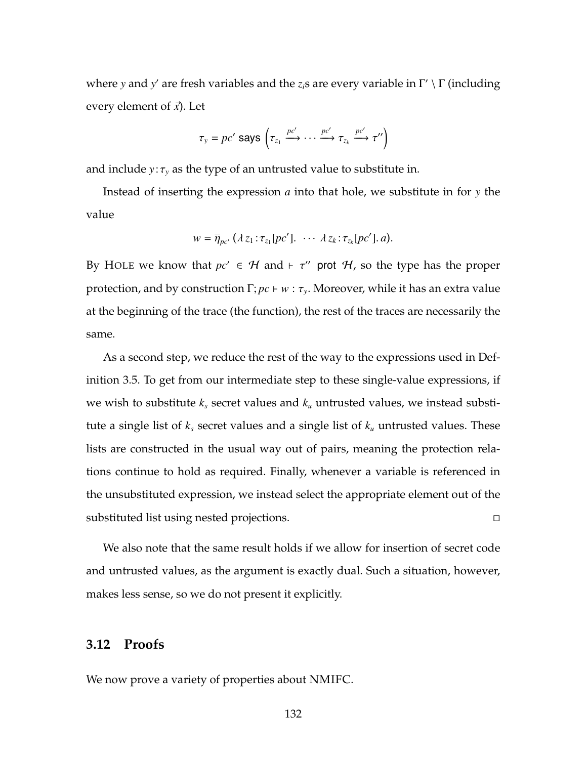where $y$ and $y'$ are fresh variables and the $z_i$s are every variable in $\Gamma' \setminus \Gamma$ (including every element of $\vec{x}$). Let

$$\tau_y = pc' \text{ says } \left( \tau_{z_1} \xrightarrow{pc'} \cdots \xrightarrow{pc'} \tau_{z_k} \xrightarrow{pc'} \tau'' \right)$$

and include $y : \tau_y$ as the type of an untrusted value to substitute in.

Instead of inserting the expression $a$ into that hole, we substitute in for $y$ the value

$$w = \overline{\eta}_{pc'} \; (\lambda \, z_1 : \tau_{z_1}[pc']. \;\; \cdots \;\; \lambda \, z_k : \tau_{z_k}[pc']. \, a).$$

By Hole we know that $pc' \in \mathcal{H}$ and $\vdash \tau''$ prot $\mathcal{H}$, so the type has the proper protection, and by construction $\Gamma; pc \vdash w : \tau_y$. Moreover, while it has an extra value at the beginning of the trace (the function), the rest of the traces are necessarily the same.

As a second step, we reduce the rest of the way to the expressions used in Definition 3.5. To get from our intermediate step to these single-value expressions, if we wish to substitute $k_s$ secret values and $k_u$ untrusted values, we instead substitute a single list of $k_s$ secret values and a single list of $k_u$ untrusted values. These lists are constructed in the usual way out of pairs, meaning the protection relations continue to hold as required. Finally, whenever a variable is referenced in the unsubstituted expression, we instead select the appropriate element out of the substituted list using nested projections. □

We also note that the same result holds if we allow for insertion of secret code and untrusted values, as the argument is exactly dual. Such a situation, however, makes less sense, so we do not present it explicitly.

## 3.12 Proofs

We now prove a variety of properties about NMIFC.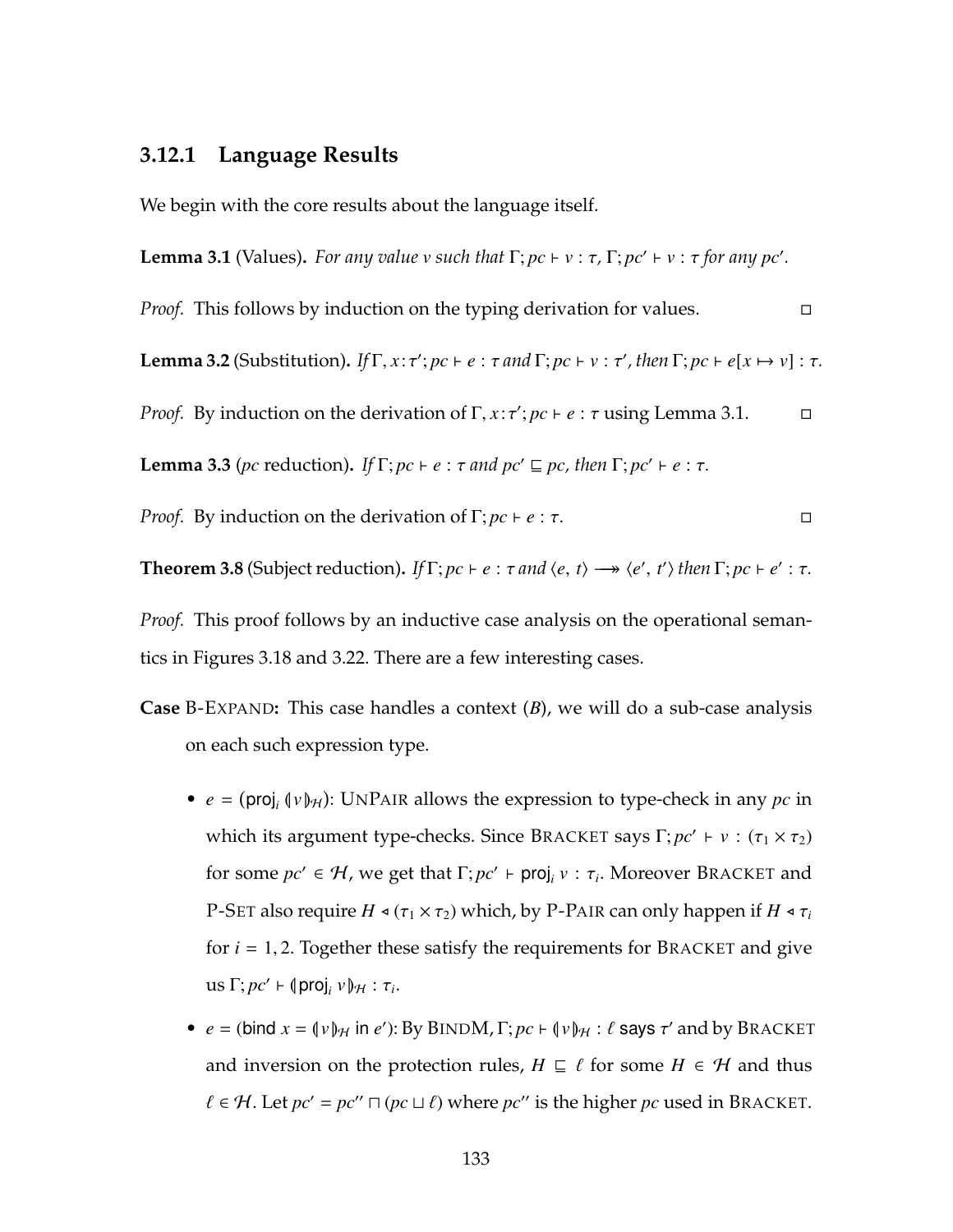### 3.12.1 Language Results

We begin with the core results about the language itself.

**Lemma 3.1** (Values)**.** *For any value $v$ such that $\Gamma; pc \vdash v : \tau$, $\Gamma; pc' \vdash v : \tau$ for any $pc'$.*

*Proof.* This follows by induction on the typing derivation for values. □

**Lemma 3.2** (Substitution)**.** *If $\Gamma, x\!:\!\tau'; pc \vdash e : \tau$ and $\Gamma; pc \vdash v : \tau'$, then $\Gamma; pc \vdash e[x \mapsto v] : \tau$.*

*Proof.* By induction on the derivation of $\Gamma, x\!:\!\tau'; pc \vdash e : \tau$ using Lemma 3.1. □

**Lemma 3.3** ($pc$ reduction)**.** *If $\Gamma; pc \vdash e : \tau$ and $pc' \sqsubseteq pc$, then $\Gamma; pc' \vdash e : \tau$.*

*Proof.* By induction on the derivation of $\Gamma; pc \vdash e : \tau$. □

**Theorem 3.8** (Subject reduction)**.** *If $\Gamma; pc \vdash e : \tau$ and $\langle e,\, t\rangle \longrightarrow\!\!\!\!\!\rightarrow \langle e',\, t'\rangle$ then $\Gamma; pc \vdash e' : \tau$.*

*Proof.* This proof follows by an inductive case analysis on the operational semantics in Figures 3.18 and 3.22. There are a few interesting cases.

**Case** B-EXPAND**:** This case handles a context ($B$), we will do a sub-case analysis on each such expression type.

- $e = (\mathsf{proj}_i\ (\!|v|\!)_{\mathcal{H}})$: UNPAIR allows the expression to type-check in any $pc$ in which its argument type-checks. Since BRACKET says $\Gamma; pc' \vdash v : (\tau_1 \times \tau_2)$ for some $pc' \in \mathcal{H}$, we get that $\Gamma; pc' \vdash \mathsf{proj}_i\ v : \tau_i$. Moreover BRACKET and P-SET also require $H \triangleleft (\tau_1 \times \tau_2)$ which, by P-PAIR can only happen if $H \triangleleft \tau_i$ for $i = 1, 2$. Together these satisfy the requirements for BRACKET and give us $\Gamma; pc' \vdash (\!|\mathsf{proj}_i\ v|\!)_{\mathcal{H}} : \tau_i$.
- $e = (\mathsf{bind}\ x = (\!|v|\!)_{\mathcal{H}}\ \mathsf{in}\ e')$: By BINDM, $\Gamma; pc \vdash (\!|v|\!)_{\mathcal{H}} : \ell\ \mathsf{says}\ \tau'$ and by BRACKET and inversion on the protection rules, $H \sqsubseteq \ell$ for some $H \in \mathcal{H}$ and thus $\ell \in \mathcal{H}$. Let $pc' = pc'' \sqcap (pc \sqcup \ell)$ where $pc''$ is the higher $pc$ used in BRACKET.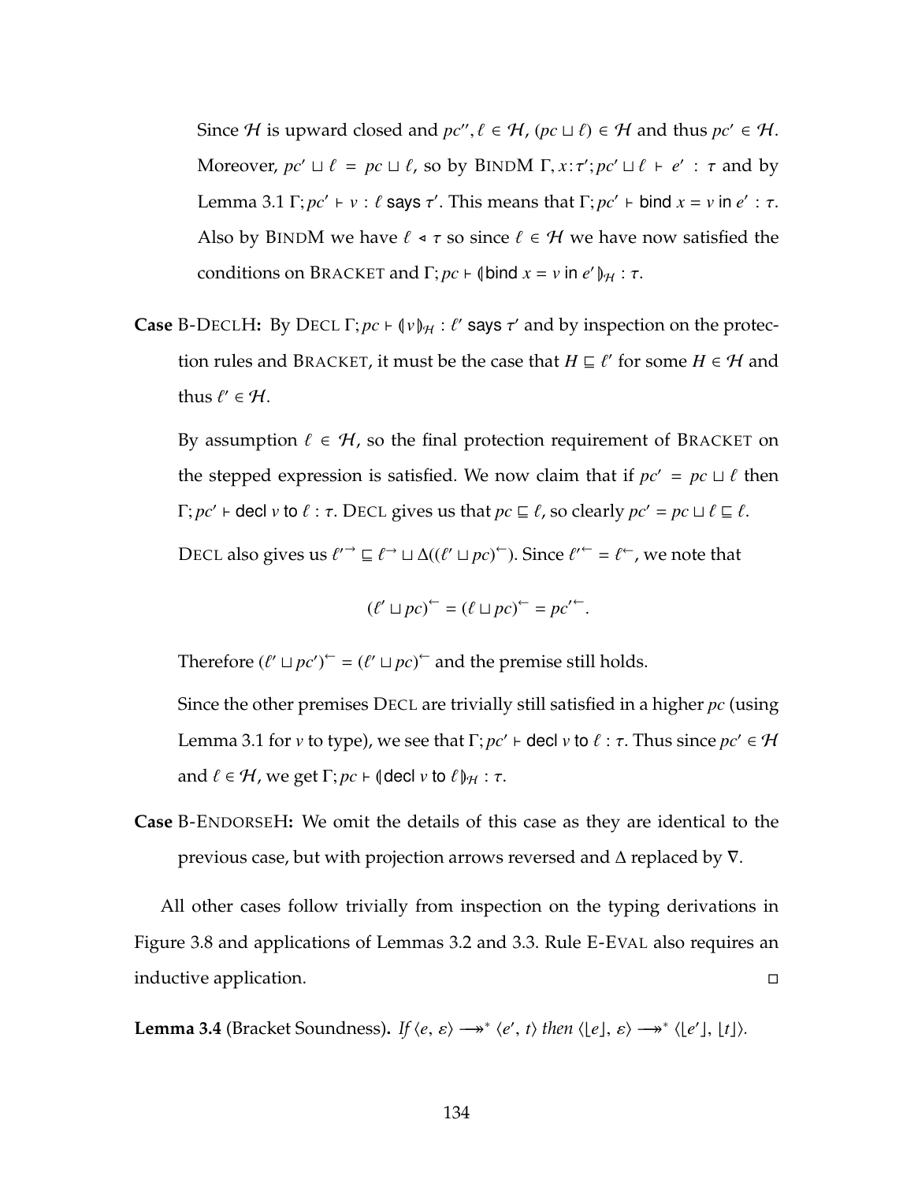Since $\mathcal{H}$ is upward closed and $pc'', \ell \in \mathcal{H}$, $(pc \sqcup \ell) \in \mathcal{H}$ and thus $pc' \in \mathcal{H}$. Moreover, $pc' \sqcup \ell = pc \sqcup \ell$, so by BINDM $\Gamma, x{:}\tau'; pc' \sqcup \ell \vdash e' : \tau$ and by Lemma 3.1 $\Gamma; pc' \vdash v : \ell \text{ says } \tau'$. This means that $\Gamma; pc' \vdash \text{bind } x = v \text{ in } e' : \tau$. Also by BINDM we have $\ell \blacktriangleleft \tau$ so since $\ell \in \mathcal{H}$ we have now satisfied the conditions on BRACKET and $\Gamma; pc \vdash (\!|\text{bind } x = v \text{ in } e'|\!)_{\mathcal{H}} : \tau$.

**Case** B-DECLH**:** By DECL $\Gamma; pc \vdash (\!|v|\!)_{\mathcal{H}} : \ell' \text{ says } \tau'$ and by inspection on the protection rules and BRACKET, it must be the case that $H \sqsubseteq \ell'$ for some $H \in \mathcal{H}$ and thus $\ell' \in \mathcal{H}$.

By assumption $\ell \in \mathcal{H}$, so the final protection requirement of BRACKET on the stepped expression is satisfied. We now claim that if $pc' = pc \sqcup \ell$ then $\Gamma; pc' \vdash \text{decl } v \text{ to } \ell : \tau$. DECL gives us that $pc \sqsubseteq \ell$, so clearly $pc' = pc \sqcup \ell \sqsubseteq \ell$.

DECL also gives us $\ell'^{\rightarrow} \sqsubseteq \ell^{\rightarrow} \sqcup \Delta((\ell' \sqcup pc)^{\leftarrow})$. Since $\ell'^{\leftarrow} = \ell^{\leftarrow}$, we note that

$$(\ell' \sqcup pc)^{\leftarrow} = (\ell \sqcup pc)^{\leftarrow} = pc'^{\leftarrow}.$$

Therefore $(\ell' \sqcup pc')^{\leftarrow} = (\ell' \sqcup pc)^{\leftarrow}$ and the premise still holds.

Since the other premises DECL are trivially still satisfied in a higher $pc$ (using Lemma 3.1 for $v$ to type), we see that $\Gamma; pc' \vdash \text{decl } v \text{ to } \ell : \tau$. Thus since $pc' \in \mathcal{H}$ and $\ell \in \mathcal{H}$, we get $\Gamma; pc \vdash (\!|\text{decl } v \text{ to } \ell|\!)_{\mathcal{H}} : \tau$.

**Case** B-ENDORSEH**:** We omit the details of this case as they are identical to the previous case, but with projection arrows reversed and $\Delta$ replaced by $\nabla$.

All other cases follow trivially from inspection on the typing derivations in Figure 3.8 and applications of Lemmas 3.2 and 3.3. Rule E-EVAL also requires an inductive application. $\square$

**Lemma 3.4** (Bracket Soundness)**.** *If* $\langle e, \varepsilon\rangle \longrightarrow\!\!\!\!\!\rightarrow^{*} \langle e', t\rangle$ *then* $\langle \lfloor e \rfloor, \varepsilon\rangle \longrightarrow\!\!\!\!\!\rightarrow^{*} \langle \lfloor e' \rfloor, \lfloor t \rfloor\rangle$.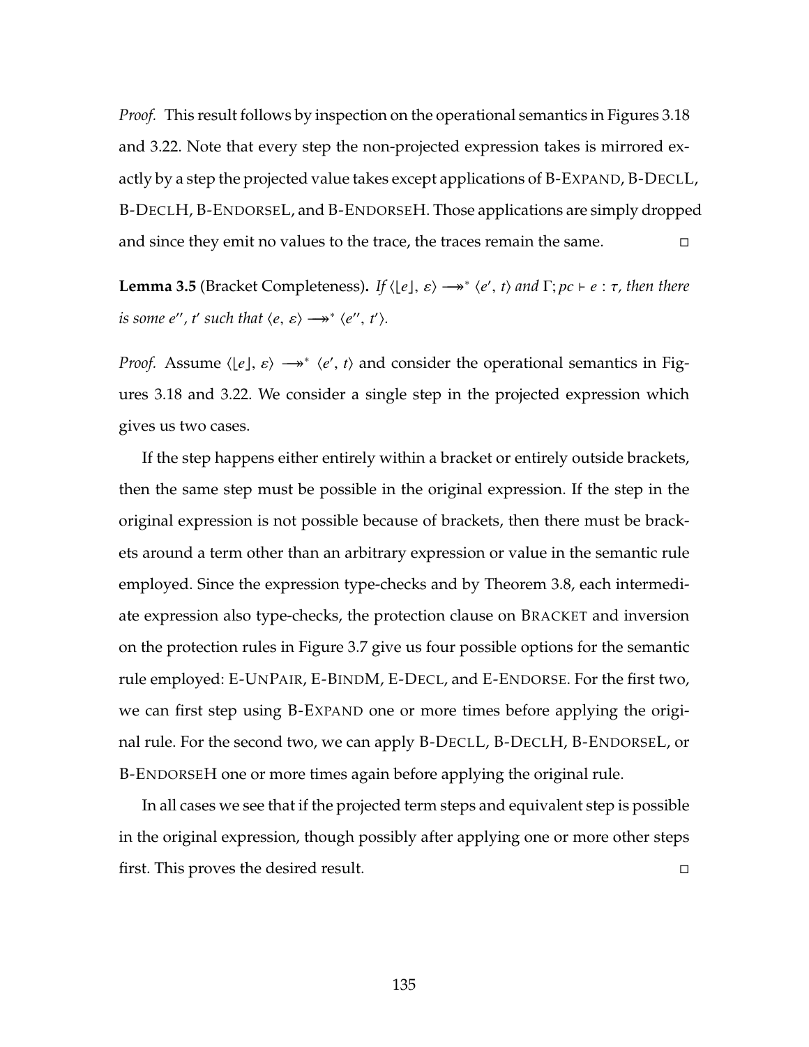*Proof.* This result follows by inspection on the operational semantics in Figures 3.18 and 3.22. Note that every step the non-projected expression takes is mirrored exactly by a step the projected value takes except applications of B-EXPAND, B-DECLL, B-DECLH, B-ENDORSEL, and B-ENDORSEH. Those applications are simply dropped and since they emit no values to the trace, the traces remain the same. □

**Lemma 3.5** (Bracket Completeness)**.** *If $\langle \lfloor e \rfloor, \varepsilon \rangle \longrightarrow\!\!\!\!\rightarrow^* \langle e', t \rangle$ and $\Gamma; pc \vdash e : \tau$, then there is some $e''$, $t'$ such that $\langle e, \varepsilon \rangle \longrightarrow\!\!\!\!\rightarrow^* \langle e'', t' \rangle$.*

*Proof.* Assume $\langle \lfloor e \rfloor, \varepsilon \rangle \longrightarrow\!\!\!\!\rightarrow^* \langle e', t \rangle$ and consider the operational semantics in Figures 3.18 and 3.22. We consider a single step in the projected expression which gives us two cases.

If the step happens either entirely within a bracket or entirely outside brackets, then the same step must be possible in the original expression. If the step in the original expression is not possible because of brackets, then there must be brackets around a term other than an arbitrary expression or value in the semantic rule employed. Since the expression type-checks and by Theorem 3.8, each intermediate expression also type-checks, the protection clause on BRACKET and inversion on the protection rules in Figure 3.7 give us four possible options for the semantic rule employed: E-UNPAIR, E-BINDM, E-DECL, and E-ENDORSE. For the first two, we can first step using B-EXPAND one or more times before applying the original rule. For the second two, we can apply B-DECLL, B-DECLH, B-ENDORSEL, or B-ENDORSEH one or more times again before applying the original rule.

In all cases we see that if the projected term steps and equivalent step is possible in the original expression, though possibly after applying one or more other steps first. This proves the desired result. □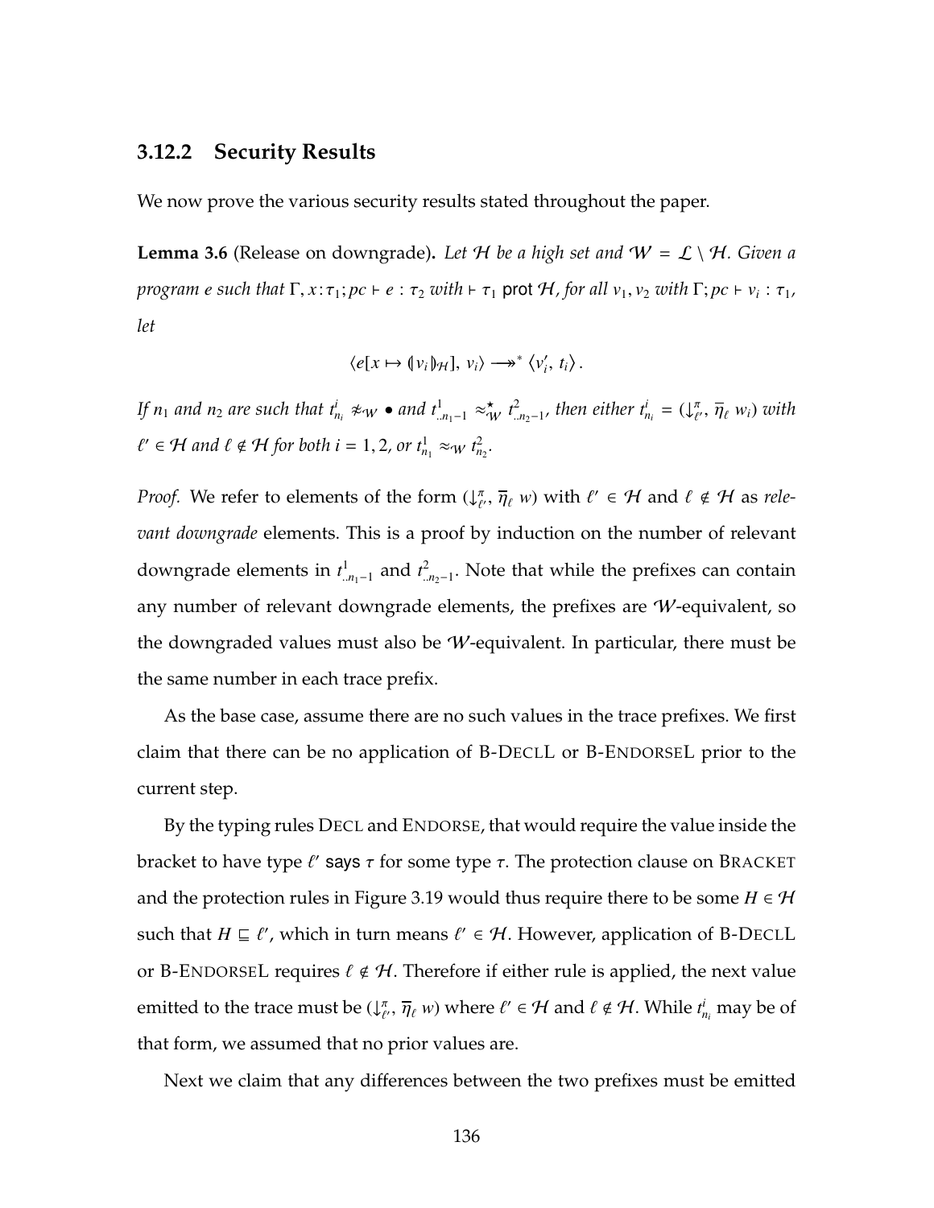### 3.12.2 Security Results

We now prove the various security results stated throughout the paper.

**Lemma 3.6** (Release on downgrade)**.** *Let $\mathcal{H}$ be a high set and $\mathcal{W} = \mathcal{L} \setminus \mathcal{H}$. Given a program $e$ such that $\Gamma, x\!:\!\tau_1; pc \vdash e : \tau_2$ with $\vdash \tau_1$ prot $\mathcal{H}$, for all $v_1, v_2$ with $\Gamma; pc \vdash v_i : \tau_1$, let*

$$\langle e[x \mapsto (\!|v_i|\!)_{\mathcal{H}}],\, v_i \rangle \longrightarrow\!\!\!\!\!\rightarrow^* \langle v_i',\, t_i \rangle .$$

*If $n_1$ and $n_2$ are such that $t^i_{n_i} \not\approx_{\mathcal{W}} \bullet$ and $t^1_{..n_1-1} \approx^{\star}_{\mathcal{W}} t^2_{..n_2-1}$, then either $t^i_{n_i} = (\downarrow^{\pi}_{\ell'}, \overline{\eta}_{\ell}\; w_i)$ with $\ell' \in \mathcal{H}$ and $\ell \notin \mathcal{H}$ for both $i = 1, 2$, or $t^1_{n_1} \approx_{\mathcal{W}} t^2_{n_2}$.*

*Proof.* We refer to elements of the form $(\downarrow^{\pi}_{\ell'}, \overline{\eta}_{\ell}\; w)$ with $\ell' \in \mathcal{H}$ and $\ell \notin \mathcal{H}$ as *relevant downgrade* elements. This is a proof by induction on the number of relevant downgrade elements in $t^1_{..n_1-1}$ and $t^2_{..n_2-1}$. Note that while the prefixes can contain any number of relevant downgrade elements, the prefixes are $\mathcal{W}$-equivalent, so the downgraded values must also be $\mathcal{W}$-equivalent. In particular, there must be the same number in each trace prefix.

As the base case, assume there are no such values in the trace prefixes. We first claim that there can be no application of B-DeclL or B-EndorseL prior to the current step.

By the typing rules Decl and Endorse, that would require the value inside the bracket to have type $\ell'$ says $\tau$ for some type $\tau$. The protection clause on Bracket and the protection rules in Figure 3.19 would thus require there to be some $H \in \mathcal{H}$ such that $H \sqsubseteq \ell'$, which in turn means $\ell' \in \mathcal{H}$. However, application of B-DeclL or B-EndorseL requires $\ell \notin \mathcal{H}$. Therefore if either rule is applied, the next value emitted to the trace must be $(\downarrow^{\pi}_{\ell'}, \overline{\eta}_{\ell}\; w)$ where $\ell' \in \mathcal{H}$ and $\ell \notin \mathcal{H}$. While $t^i_{n_i}$ may be of that form, we assumed that no prior values are.

Next we claim that any differences between the two prefixes must be emitted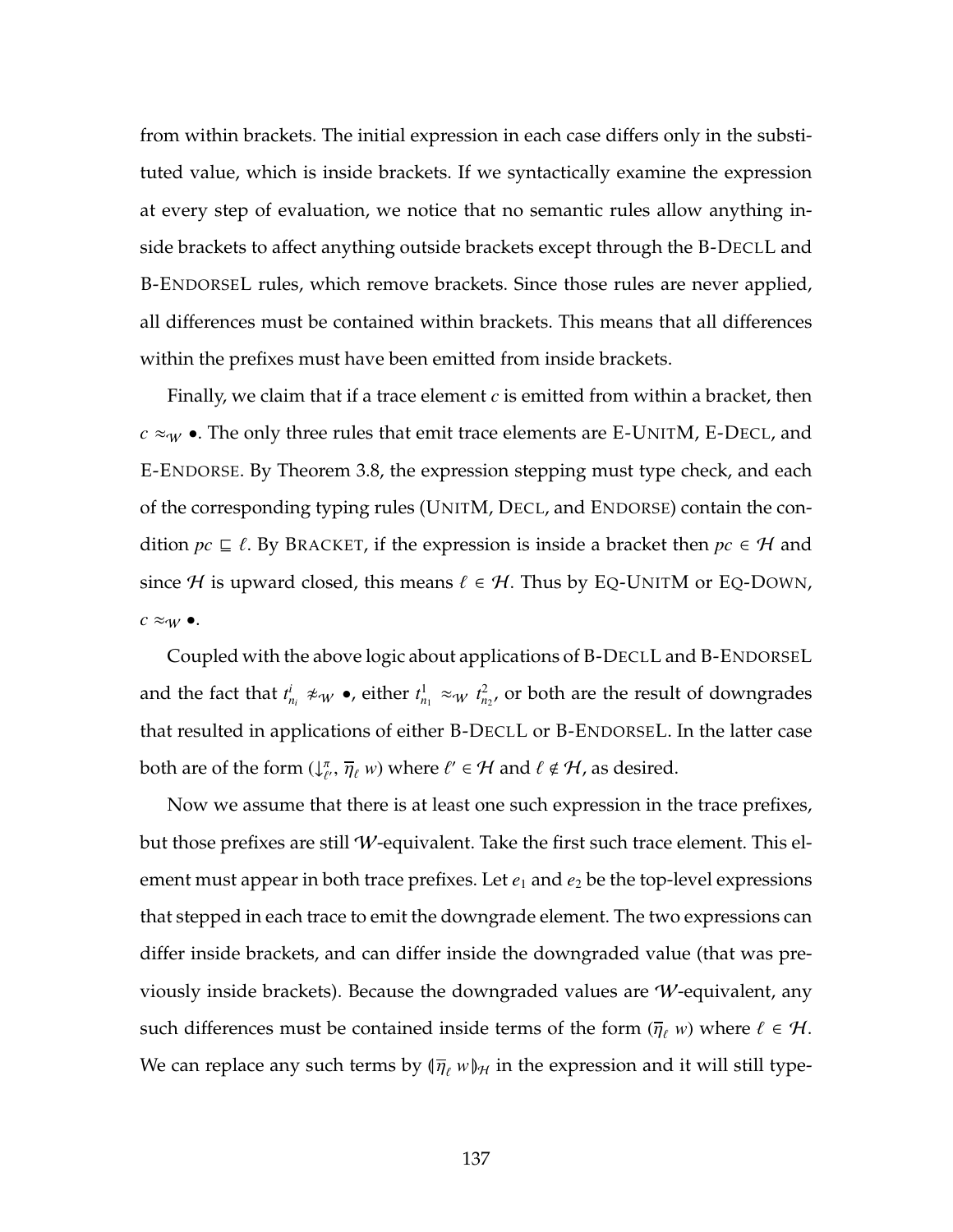from within brackets. The initial expression in each case differs only in the substituted value, which is inside brackets. If we syntactically examine the expression at every step of evaluation, we notice that no semantic rules allow anything inside brackets to affect anything outside brackets except through the B-DeclL and B-EndorseL rules, which remove brackets. Since those rules are never applied, all differences must be contained within brackets. This means that all differences within the prefixes must have been emitted from inside brackets.

Finally, we claim that if a trace element $c$ is emitted from within a bracket, then $c \approx_{\mathcal{W}} \bullet$. The only three rules that emit trace elements are E-UnitM, E-Decl, and E-Endorse. By Theorem 3.8, the expression stepping must type check, and each of the corresponding typing rules (UnitM, Decl, and Endorse) contain the condition $pc \sqsubseteq \ell$. By Bracket, if the expression is inside a bracket then $pc \in \mathcal{H}$ and since $\mathcal{H}$ is upward closed, this means $\ell \in \mathcal{H}$. Thus by Eq-UnitM or Eq-Down, $c \approx_{\mathcal{W}} \bullet$.

Coupled with the above logic about applications of B-DeclL and B-EndorseL and the fact that $t^i_{n_i} \not\approx_{\mathcal{W}} \bullet$, either $t^1_{n_1} \approx_{\mathcal{W}} t^2_{n_2}$, or both are the result of downgrades that resulted in applications of either B-DeclL or B-EndorseL. In the latter case both are of the form $(\downarrow^{\pi}_{\ell'}, \overline{\eta}_{\ell}\ w)$ where $\ell' \in \mathcal{H}$ and $\ell \notin \mathcal{H}$, as desired.

Now we assume that there is at least one such expression in the trace prefixes, but those prefixes are still $\mathcal{W}$-equivalent. Take the first such trace element. This element must appear in both trace prefixes. Let $e_1$ and $e_2$ be the top-level expressions that stepped in each trace to emit the downgrade element. The two expressions can differ inside brackets, and can differ inside the downgraded value (that was previously inside brackets). Because the downgraded values are $\mathcal{W}$-equivalent, any such differences must be contained inside terms of the form $(\overline{\eta}_{\ell}\ w)$ where $\ell \in \mathcal{H}$. We can replace any such terms by $(\!|\overline{\eta}_{\ell}\ w|\!)_{\mathcal{H}}$ in the expression and it will still type-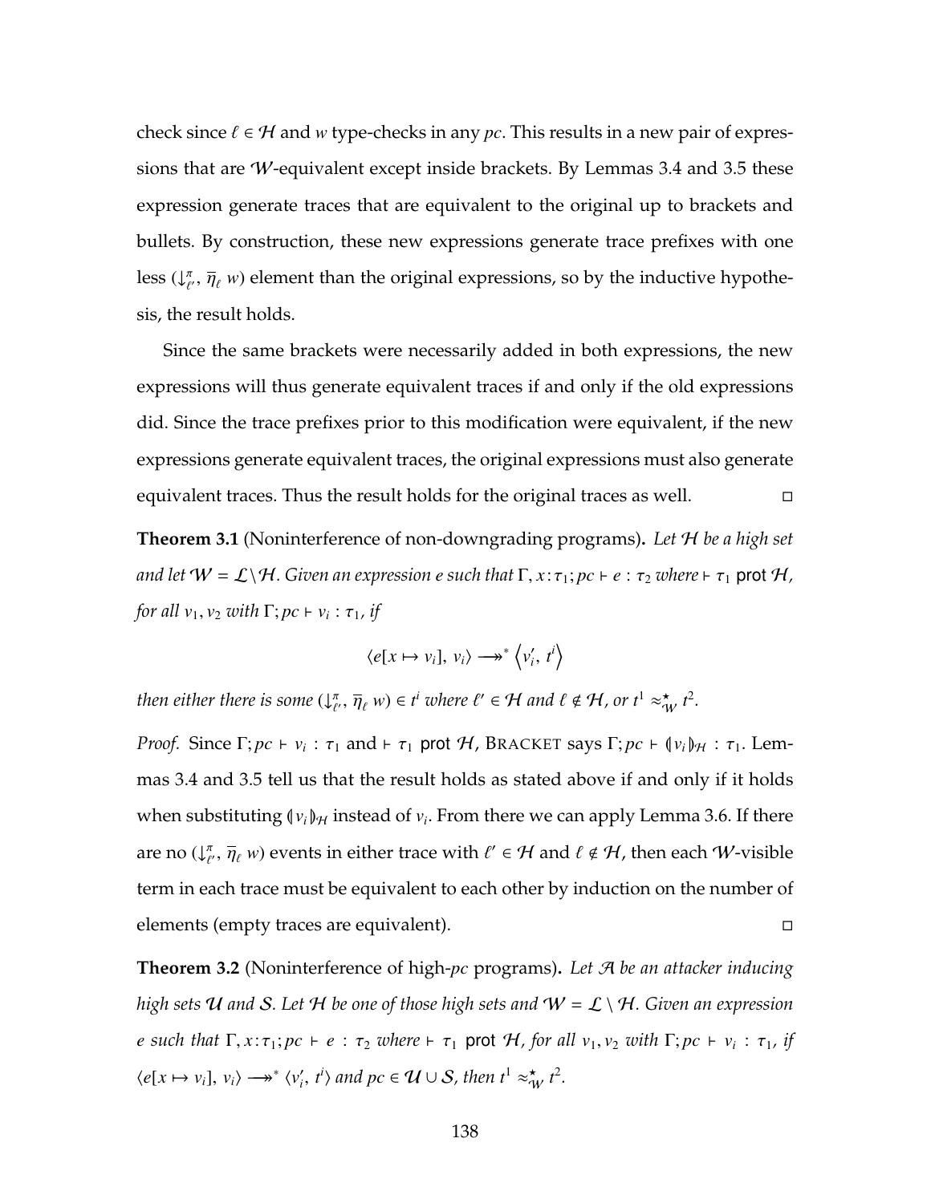check since $\ell \in \mathcal{H}$ and $w$ type-checks in any $pc$. This results in a new pair of expressions that are $\mathcal{W}$-equivalent except inside brackets. By Lemmas 3.4 and 3.5 these expression generate traces that are equivalent to the original up to brackets and bullets. By construction, these new expressions generate trace prefixes with one less $(\downarrow^{\pi}_{\ell'}, \overline{\eta}_{\ell}\ w)$ element than the original expressions, so by the inductive hypothesis, the result holds.

Since the same brackets were necessarily added in both expressions, the new expressions will thus generate equivalent traces if and only if the old expressions did. Since the trace prefixes prior to this modification were equivalent, if the new expressions generate equivalent traces, the original expressions must also generate equivalent traces. Thus the result holds for the original traces as well. ◻

**Theorem 3.1** (Noninterference of non-downgrading programs)**.** *Let $\mathcal{H}$ be a high set and let $\mathcal{W} = \mathcal{L} \backslash \mathcal{H}$. Given an expression $e$ such that $\Gamma, x : \tau_1; pc \vdash e : \tau_2$ where $\vdash \tau_1$ prot $\mathcal{H}$, for all $v_1, v_2$ with $\Gamma; pc \vdash v_i : \tau_1$, if*

$$\langle e[x \mapsto v_i],\ v_i \rangle \longrightarrow\!\!\!\!\!\rightarrow^{*} \left\langle v_i',\ t^i \right\rangle$$

*then either there is some $(\downarrow^{\pi}_{\ell'}, \overline{\eta}_{\ell}\ w) \in t^i$ where $\ell' \in \mathcal{H}$ and $\ell \notin \mathcal{H}$, or $t^1 \approx^{\star}_{\mathcal{W}} t^2$.*

*Proof.* Since $\Gamma; pc \vdash v_i : \tau_1$ and $\vdash \tau_1$ prot $\mathcal{H}$, Bracket says $\Gamma; pc \vdash (\!| v_i |\!)_{\mathcal{H}} : \tau_1$. Lemmas 3.4 and 3.5 tell us that the result holds as stated above if and only if it holds when substituting $(\!| v_i |\!)_{\mathcal{H}}$ instead of $v_i$. From there we can apply Lemma 3.6. If there are no $(\downarrow^{\pi}_{\ell'}, \overline{\eta}_{\ell}\ w)$ events in either trace with $\ell' \in \mathcal{H}$ and $\ell \notin \mathcal{H}$, then each $\mathcal{W}$-visible term in each trace must be equivalent to each other by induction on the number of elements (empty traces are equivalent). ◻

**Theorem 3.2** (Noninterference of high-$pc$ programs)**.** *Let $\mathcal{A}$ be an attacker inducing high sets $\mathcal{U}$ and $\mathcal{S}$. Let $\mathcal{H}$ be one of those high sets and $\mathcal{W} = \mathcal{L} \setminus \mathcal{H}$. Given an expression $e$ such that $\Gamma, x : \tau_1; pc \vdash e : \tau_2$ where $\vdash \tau_1$ prot $\mathcal{H}$, for all $v_1, v_2$ with $\Gamma; pc \vdash v_i : \tau_1$, if $\langle e[x \mapsto v_i],\ v_i \rangle \longrightarrow\!\!\!\!\!\rightarrow^{*} \langle v_i',\ t^i \rangle$ and $pc \in \mathcal{U} \cup \mathcal{S}$, then $t^1 \approx^{\star}_{\mathcal{W}} t^2$.*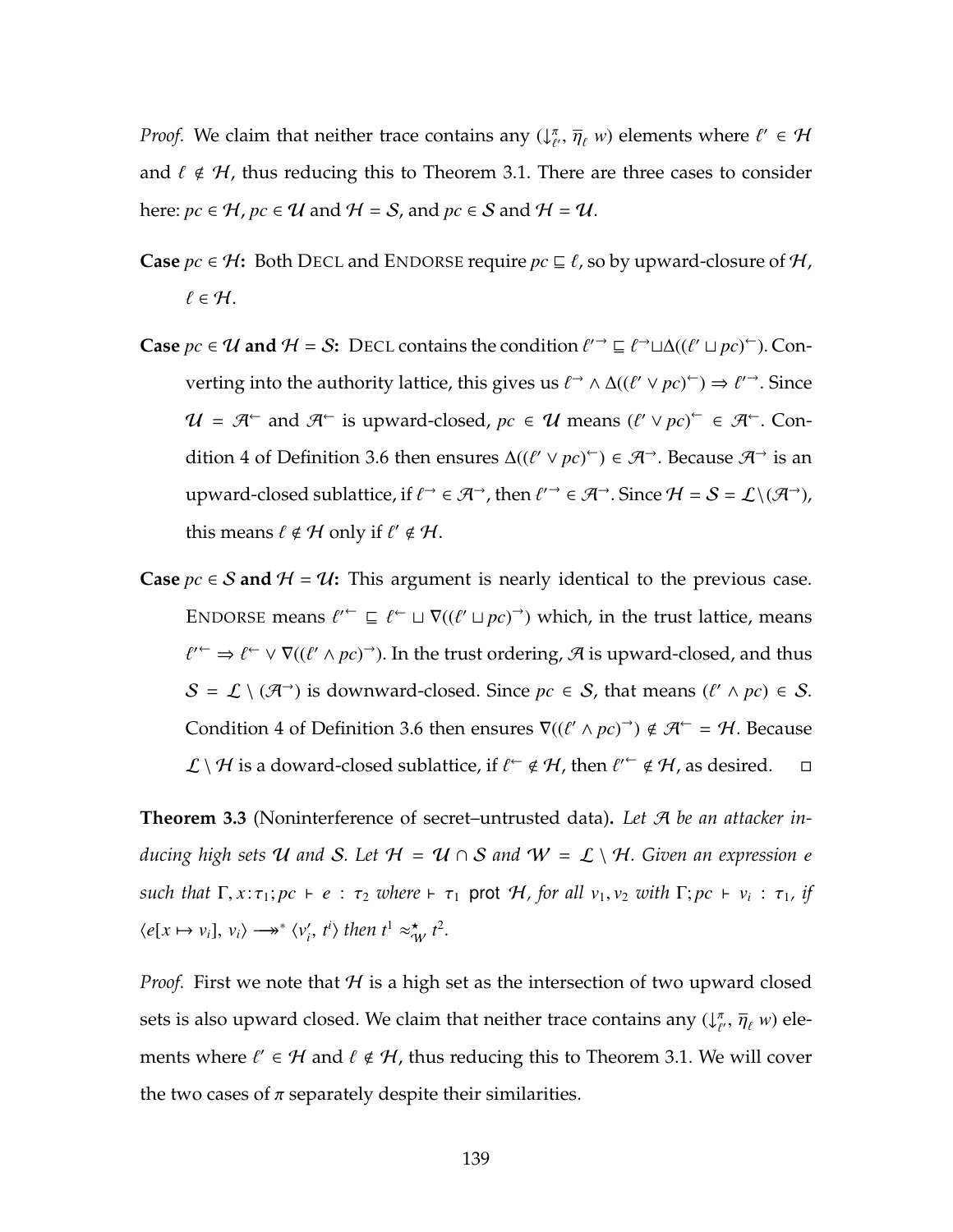*Proof.* We claim that neither trace contains any $(\downarrow^{\pi}_{\ell'}, \overline{\eta}_{\ell}\ w)$ elements where $\ell' \in \mathcal{H}$ and $\ell \notin \mathcal{H}$, thus reducing this to Theorem 3.1. There are three cases to consider here: $pc \in \mathcal{H}$, $pc \in \mathcal{U}$ and $\mathcal{H} = \mathcal{S}$, and $pc \in \mathcal{S}$ and $\mathcal{H} = \mathcal{U}$.

- **Case** $pc \in \mathcal{H}$**:** Both DECL and ENDORSE require $pc \sqsubseteq \ell$, so by upward-closure of $\mathcal{H}$, $\ell \in \mathcal{H}$.

- **Case** $pc \in \mathcal{U}$ **and** $\mathcal{H} = \mathcal{S}$**:** DECL contains the condition $\ell'^{\rightarrow} \sqsubseteq \ell^{\rightarrow} \sqcup \Delta((\ell' \sqcup pc)^{\leftarrow})$. Converting into the authority lattice, this gives us $\ell^{\rightarrow} \wedge \Delta((\ell' \vee pc)^{\leftarrow}) \Rightarrow \ell'^{\rightarrow}$. Since $\mathcal{U} = \mathcal{A}^{\leftarrow}$ and $\mathcal{A}^{\leftarrow}$ is upward-closed, $pc \in \mathcal{U}$ means $(\ell' \vee pc)^{\leftarrow} \in \mathcal{A}^{\leftarrow}$. Condition 4 of Definition 3.6 then ensures $\Delta((\ell' \vee pc)^{\leftarrow}) \in \mathcal{A}^{\rightarrow}$. Because $\mathcal{A}^{\rightarrow}$ is an upward-closed sublattice, if $\ell^{\rightarrow} \in \mathcal{A}^{\rightarrow}$, then $\ell'^{\rightarrow} \in \mathcal{A}^{\rightarrow}$. Since $\mathcal{H} = \mathcal{S} = \mathcal{L} \setminus (\mathcal{A}^{\rightarrow})$, this means $\ell \notin \mathcal{H}$ only if $\ell' \notin \mathcal{H}$.

- **Case** $pc \in \mathcal{S}$ **and** $\mathcal{H} = \mathcal{U}$**:** This argument is nearly identical to the previous case. ENDORSE means $\ell'^{\leftarrow} \sqsubseteq \ell^{\leftarrow} \sqcup \nabla((\ell' \sqcup pc)^{\rightarrow})$ which, in the trust lattice, means $\ell'^{\leftarrow} \Rightarrow \ell^{\leftarrow} \vee \nabla((\ell' \wedge pc)^{\rightarrow})$. In the trust ordering, $\mathcal{A}$ is upward-closed, and thus $\mathcal{S} = \mathcal{L} \setminus (\mathcal{A}^{\rightarrow})$ is downward-closed. Since $pc \in \mathcal{S}$, that means $(\ell' \wedge pc) \in \mathcal{S}$. Condition 4 of Definition 3.6 then ensures $\nabla((\ell' \wedge pc)^{\rightarrow}) \notin \mathcal{A}^{\leftarrow} = \mathcal{H}$. Because $\mathcal{L} \setminus \mathcal{H}$ is a doward-closed sublattice, if $\ell^{\leftarrow} \notin \mathcal{H}$, then $\ell'^{\leftarrow} \notin \mathcal{H}$, as desired. □

**Theorem 3.3** (Noninterference of secret–untrusted data)**.** *Let $\mathcal{A}$ be an attacker inducing high sets $\mathcal{U}$ and $\mathcal{S}$. Let $\mathcal{H} = \mathcal{U} \cap \mathcal{S}$ and $\mathcal{W} = \mathcal{L} \setminus \mathcal{H}$. Given an expression $e$ such that $\Gamma, x{:}\tau_1; pc \vdash e : \tau_2$ where $\vdash \tau_1$ prot $\mathcal{H}$, for all $v_1, v_2$ with $\Gamma; pc \vdash v_i : \tau_1$, if $\langle e[x \mapsto v_i],\ v_i\rangle \longrightarrow\!\!\!\!\!\rightarrow^* \langle v_i',\ t^i\rangle$ then $t^1 \approx^{\star}_{\mathcal{W}} t^2$.*

*Proof.* First we note that $\mathcal{H}$ is a high set as the intersection of two upward closed sets is also upward closed. We claim that neither trace contains any $(\downarrow^{\pi}_{\ell'}, \overline{\eta}_{\ell}\ w)$ elements where $\ell' \in \mathcal{H}$ and $\ell \notin \mathcal{H}$, thus reducing this to Theorem 3.1. We will cover the two cases of $\pi$ separately despite their similarities.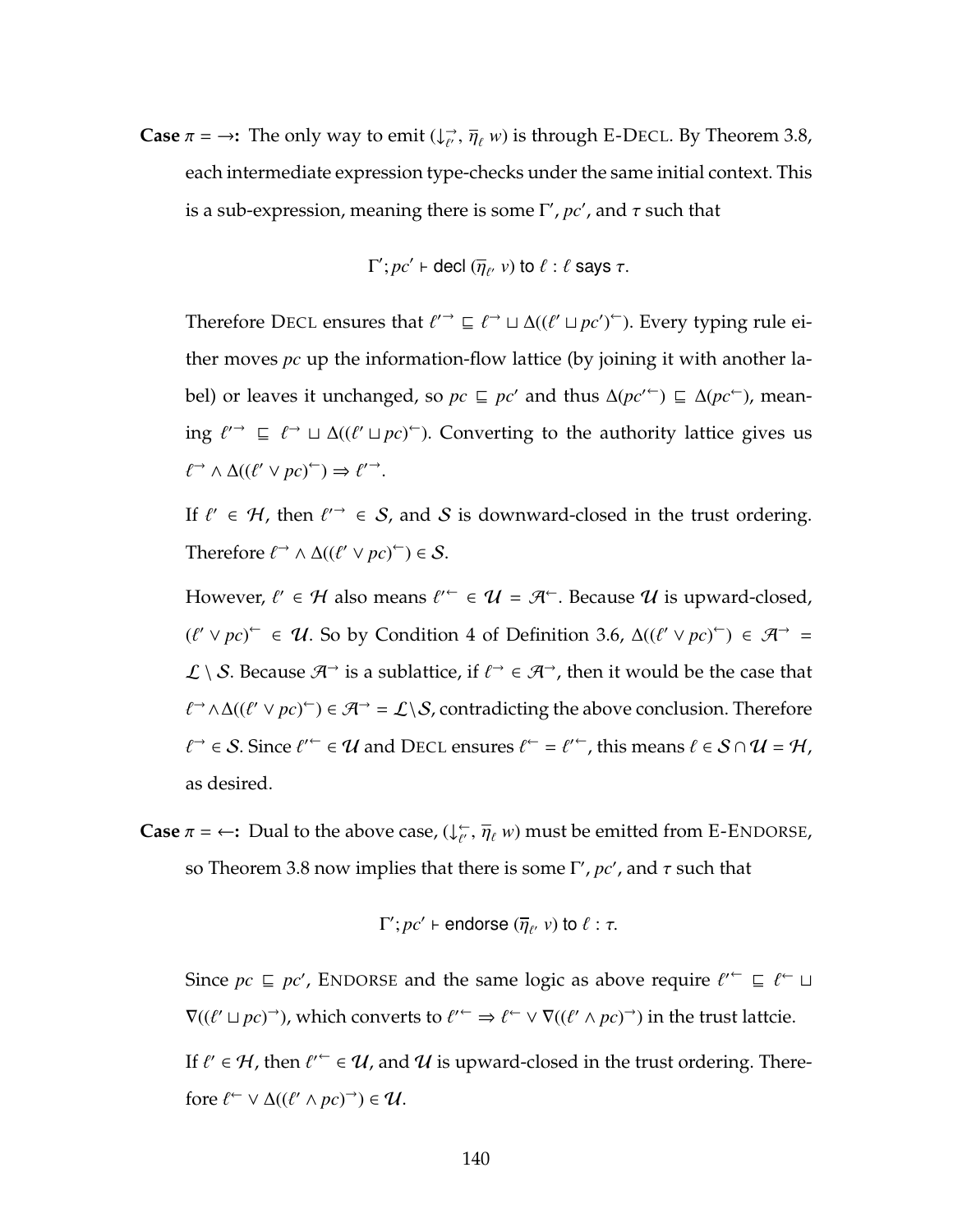**Case $\pi = \rightarrow$:** The only way to emit $(\downarrow^{\rightarrow}_{\ell'}, \overline{\eta}_{\ell}\ w)$ is through E-Decl. By Theorem 3.8, each intermediate expression type-checks under the same initial context. This is a sub-expression, meaning there is some $\Gamma'$, $pc'$, and $\tau$ such that

$$\Gamma'; pc' \vdash \mathsf{decl}\ (\overline{\eta}_{\ell'}\ v)\ \mathsf{to}\ \ell : \ell\ \mathsf{says}\ \tau.$$

Therefore Decl ensures that $\ell'^{\rightarrow} \sqsubseteq \ell^{\rightarrow} \sqcup \Delta((\ell' \sqcup pc')^{\leftarrow})$. Every typing rule either moves $pc$ up the information-flow lattice (by joining it with another label) or leaves it unchanged, so $pc \sqsubseteq pc'$ and thus $\Delta(pc'^{\leftarrow}) \sqsubseteq \Delta(pc^{\leftarrow})$, meaning $\ell'^{\rightarrow} \sqsubseteq \ell^{\rightarrow} \sqcup \Delta((\ell' \sqcup pc)^{\leftarrow})$. Converting to the authority lattice gives us $\ell^{\rightarrow} \wedge \Delta((\ell' \vee pc)^{\leftarrow}) \Rightarrow \ell'^{\rightarrow}$.

If $\ell' \in \mathcal{H}$, then $\ell'^{\rightarrow} \in \mathcal{S}$, and $\mathcal{S}$ is downward-closed in the trust ordering. Therefore $\ell^{\rightarrow} \wedge \Delta((\ell' \vee pc)^{\leftarrow}) \in \mathcal{S}$.

However, $\ell' \in \mathcal{H}$ also means $\ell'^{\leftarrow} \in \mathcal{U} = \mathcal{A}^{\leftarrow}$. Because $\mathcal{U}$ is upward-closed, $(\ell' \vee pc)^{\leftarrow} \in \mathcal{U}$. So by Condition 4 of Definition 3.6, $\Delta((\ell' \vee pc)^{\leftarrow}) \in \mathcal{A}^{\rightarrow} = \mathcal{L} \setminus \mathcal{S}$. Because $\mathcal{A}^{\rightarrow}$ is a sublattice, if $\ell^{\rightarrow} \in \mathcal{A}^{\rightarrow}$, then it would be the case that $\ell^{\rightarrow} \wedge \Delta((\ell' \vee pc)^{\leftarrow}) \in \mathcal{A}^{\rightarrow} = \mathcal{L} \setminus \mathcal{S}$, contradicting the above conclusion. Therefore $\ell^{\rightarrow} \in \mathcal{S}$. Since $\ell'^{\leftarrow} \in \mathcal{U}$ and Decl ensures $\ell^{\leftarrow} = \ell'^{\leftarrow}$, this means $\ell \in \mathcal{S} \cap \mathcal{U} = \mathcal{H}$, as desired.

**Case $\pi = \leftarrow$:** Dual to the above case, $(\downarrow^{\leftarrow}_{\ell'}, \overline{\eta}_{\ell}\ w)$ must be emitted from E-Endorse, so Theorem 3.8 now implies that there is some $\Gamma'$, $pc'$, and $\tau$ such that

$$\Gamma'; pc' \vdash \mathsf{endorse}\ (\overline{\eta}_{\ell'}\ v)\ \mathsf{to}\ \ell : \tau.$$

Since $pc \sqsubseteq pc'$, Endorse and the same logic as above require $\ell'^{\leftarrow} \sqsubseteq \ell^{\leftarrow} \sqcup \nabla((\ell' \sqcup pc)^{\rightarrow})$, which converts to $\ell'^{\leftarrow} \Rightarrow \ell^{\leftarrow} \vee \nabla((\ell' \wedge pc)^{\rightarrow})$ in the trust lattcie.

If $\ell' \in \mathcal{H}$, then $\ell'^{\leftarrow} \in \mathcal{U}$, and $\mathcal{U}$ is upward-closed in the trust ordering. Therefore $\ell^{\leftarrow} \vee \Delta((\ell' \wedge pc)^{\rightarrow}) \in \mathcal{U}$.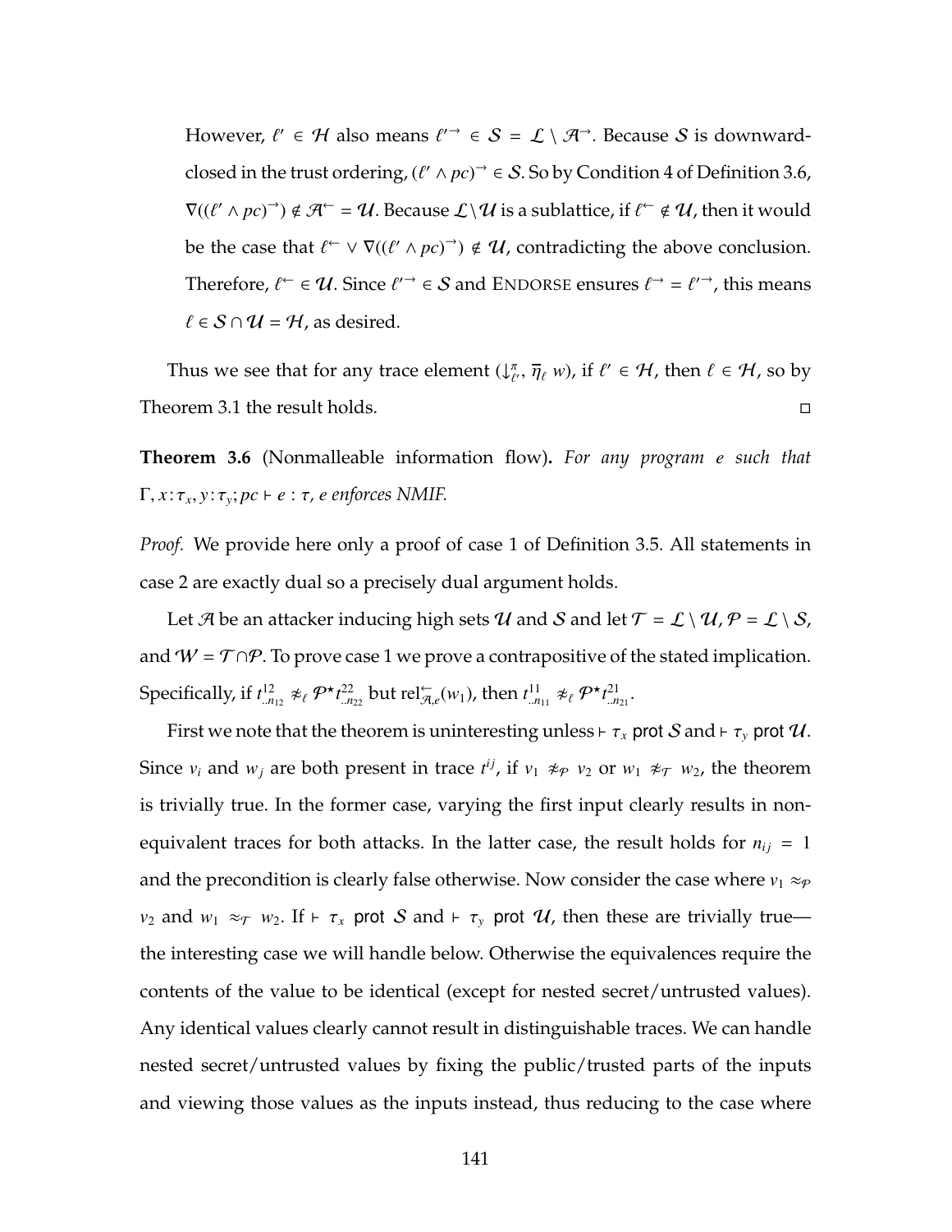However, $\ell' \in \mathcal{H}$ also means $\ell'^{\rightarrow} \in \mathcal{S} = \mathcal{L} \setminus \mathcal{A}^{\rightarrow}$. Because $\mathcal{S}$ is downward-closed in the trust ordering, $(\ell' \wedge pc)^{\rightarrow} \in \mathcal{S}$. So by Condition 4 of Definition 3.6, $\nabla((\ell' \wedge pc)^{\rightarrow}) \notin \mathcal{A}^{\leftarrow} = \mathcal{U}$. Because $\mathcal{L} \setminus \mathcal{U}$ is a sublattice, if $\ell^{\leftarrow} \notin \mathcal{U}$, then it would be the case that $\ell^{\leftarrow} \vee \nabla((\ell' \wedge pc)^{\rightarrow}) \notin \mathcal{U}$, contradicting the above conclusion. Therefore, $\ell^{\leftarrow} \in \mathcal{U}$. Since $\ell'^{\rightarrow} \in \mathcal{S}$ and ENDORSE ensures $\ell^{\rightarrow} = \ell'^{\rightarrow}$, this means $\ell \in \mathcal{S} \cap \mathcal{U} = \mathcal{H}$, as desired.

Thus we see that for any trace element $(\downarrow^{\pi}_{\ell'}, \overline{\eta}_{\ell}\ w)$, if $\ell' \in \mathcal{H}$, then $\ell \in \mathcal{H}$, so by Theorem 3.1 the result holds. □

**Theorem 3.6** (Nonmalleable information flow)**.** *For any program $e$ such that $\Gamma, x\!:\!\tau_x, y\!:\!\tau_y; pc \vdash e : \tau$, $e$ enforces NMIF.*

*Proof.* We provide here only a proof of case 1 of Definition 3.5. All statements in case 2 are exactly dual so a precisely dual argument holds.

Let $\mathcal{A}$ be an attacker inducing high sets $\mathcal{U}$ and $\mathcal{S}$ and let $\mathcal{T} = \mathcal{L} \setminus \mathcal{U}$, $\mathcal{P} = \mathcal{L} \setminus \mathcal{S}$, and $\mathcal{W} = \mathcal{T} \cap \mathcal{P}$. To prove case 1 we prove a contrapositive of the stated implication. Specifically, if $t^{12}_{..n_{12}} \not\approx_{\ell} \mathcal{P}^{\star} t^{22}_{..n_{22}}$ but $\mathrm{rel}^{\leftarrow}_{\mathcal{A},e}(w_1)$, then $t^{11}_{..n_{11}} \not\approx_{\ell} \mathcal{P}^{\star} t^{21}_{..n_{21}}$.

First we note that the theorem is uninteresting unless $\vdash \tau_x$ prot $\mathcal{S}$ and $\vdash \tau_y$ prot $\mathcal{U}$. Since $v_i$ and $w_j$ are both present in trace $t^{ij}$, if $v_1 \not\approx_{\mathcal{P}} v_2$ or $w_1 \not\approx_{\mathcal{T}} w_2$, the theorem is trivially true. In the former case, varying the first input clearly results in non-equivalent traces for both attacks. In the latter case, the result holds for $n_{ij} = 1$ and the precondition is clearly false otherwise. Now consider the case where $v_1 \approx_{\mathcal{P}} v_2$ and $w_1 \approx_{\mathcal{T}} w_2$. If $\vdash \tau_x$ prot $\mathcal{S}$ and $\vdash \tau_y$ prot $\mathcal{U}$, then these are trivially true—the interesting case we will handle below. Otherwise the equivalences require the contents of the value to be identical (except for nested secret/untrusted values). Any identical values clearly cannot result in distinguishable traces. We can handle nested secret/untrusted values by fixing the public/trusted parts of the inputs and viewing those values as the inputs instead, thus reducing to the case where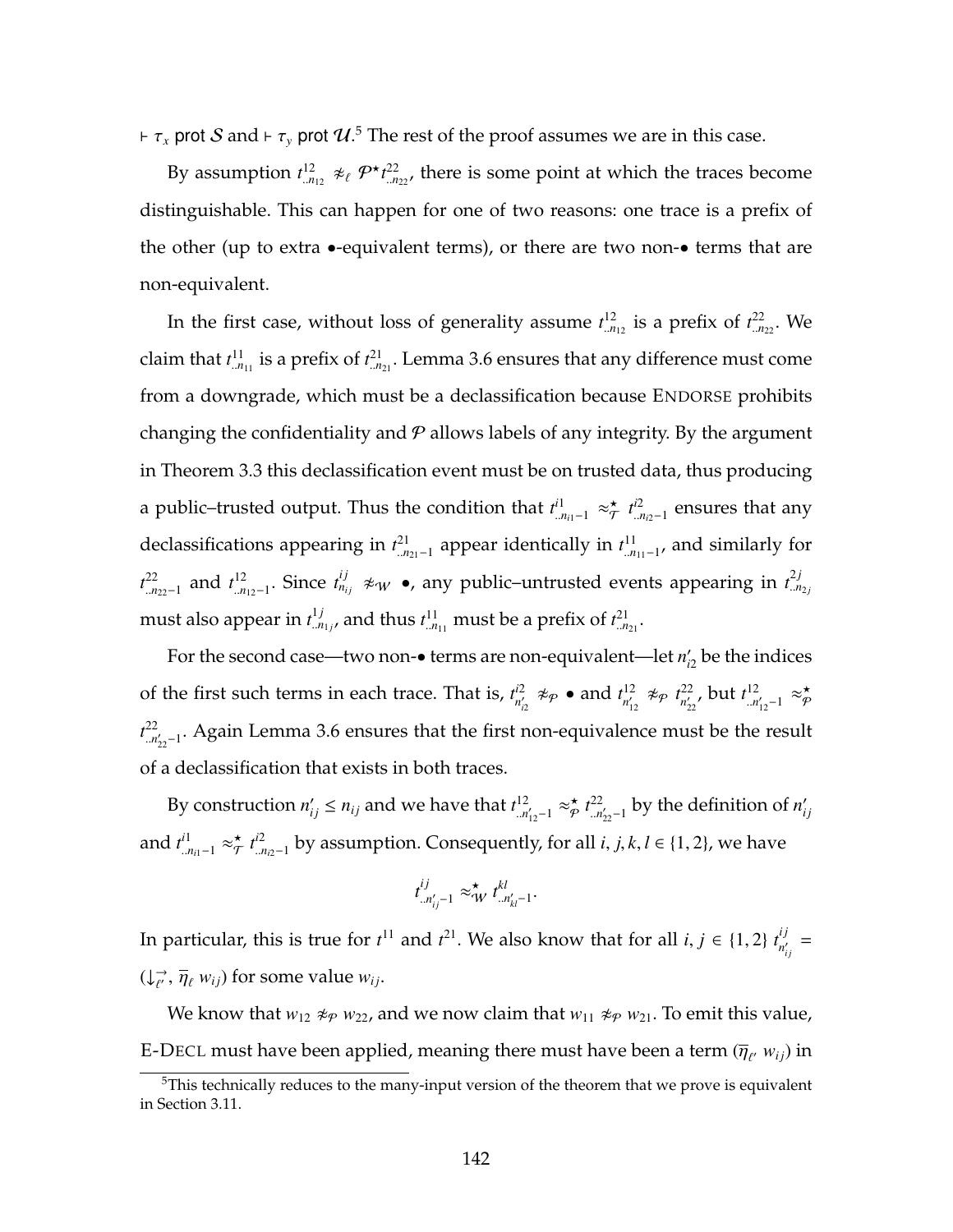$\vdash \tau_x$ prot $\mathcal{S}$ and $\vdash \tau_y$ prot $\mathcal{U}$.[5] The rest of the proof assumes we are in this case.

By assumption $t^{12}_{..n_{12}} \not\approx_\ell \mathcal{P}^\star t^{22}_{..n_{22}}$, there is some point at which the traces become distinguishable. This can happen for one of two reasons: one trace is a prefix of the other (up to extra $\bullet$-equivalent terms), or there are two non-$\bullet$ terms that are non-equivalent.

In the first case, without loss of generality assume $t^{12}_{..n_{12}}$ is a prefix of $t^{22}_{..n_{22}}$. We claim that $t^{11}_{..n_{11}}$ is a prefix of $t^{21}_{..n_{21}}$. Lemma 3.6 ensures that any difference must come from a downgrade, which must be a declassification because ENDORSE prohibits changing the confidentiality and $\mathcal{P}$ allows labels of any integrity. By the argument in Theorem 3.3 this declassification event must be on trusted data, thus producing a public–trusted output. Thus the condition that $t^{i1}_{..n_{i1}-1} \approx^\star_\mathcal{T} t^{i2}_{..n_{i2}-1}$ ensures that any declassifications appearing in $t^{21}_{..n_{21}-1}$ appear identically in $t^{11}_{..n_{11}-1}$, and similarly for $t^{22}_{..n_{22}-1}$ and $t^{12}_{..n_{12}-1}$. Since $t^{ij}_{n_{ij}} \not\approx_\mathcal{W} \bullet$, any public–untrusted events appearing in $t^{2j}_{..n_{2j}}$ must also appear in $t^{1j}_{..n_{1j}}$, and thus $t^{11}_{..n_{11}}$ must be a prefix of $t^{21}_{..n_{21}}$.

For the second case—two non-$\bullet$ terms are non-equivalent—let $n'_{i2}$ be the indices of the first such terms in each trace. That is, $t^{i2}_{n'_{i2}} \not\approx_\mathcal{P} \bullet$ and $t^{12}_{n'_{12}} \not\approx_\mathcal{P} t^{22}_{n'_{22}}$, but $t^{12}_{..n'_{12}-1} \approx^\star_\mathcal{P} t^{22}_{..n'_{22}-1}$. Again Lemma 3.6 ensures that the first non-equivalence must be the result of a declassification that exists in both traces.

By construction $n'_{ij} \leq n_{ij}$ and we have that $t^{12}_{..n'_{12}-1} \approx^\star_\mathcal{P} t^{22}_{..n'_{22}-1}$ by the definition of $n'_{ij}$ and $t^{i1}_{..n_{i1}-1} \approx^\star_\mathcal{T} t^{i2}_{..n_{i2}-1}$ by assumption. Consequently, for all $i, j, k, l \in \{1, 2\}$, we have

$$t^{ij}_{..n'_{ij}-1} \approx^\star_\mathcal{W} t^{kl}_{..n'_{kl}-1}.$$

In particular, this is true for $t^{11}$ and $t^{21}$. We also know that for all $i, j \in \{1, 2\}$ $t^{ij}_{n'_{ij}} = (\downarrow^{\rightarrow}_{\ell'}, \overline{\eta}_\ell\ w_{ij})$ for some value $w_{ij}$.

We know that $w_{12} \not\approx_\mathcal{P} w_{22}$, and we now claim that $w_{11} \not\approx_\mathcal{P} w_{21}$. To emit this value, E-DECL must have been applied, meaning there must have been a term $(\overline{\eta}_{\ell'}\ w_{ij})$ in

[5] This technically reduces to the many-input version of the theorem that we prove is equivalent in Section 3.11.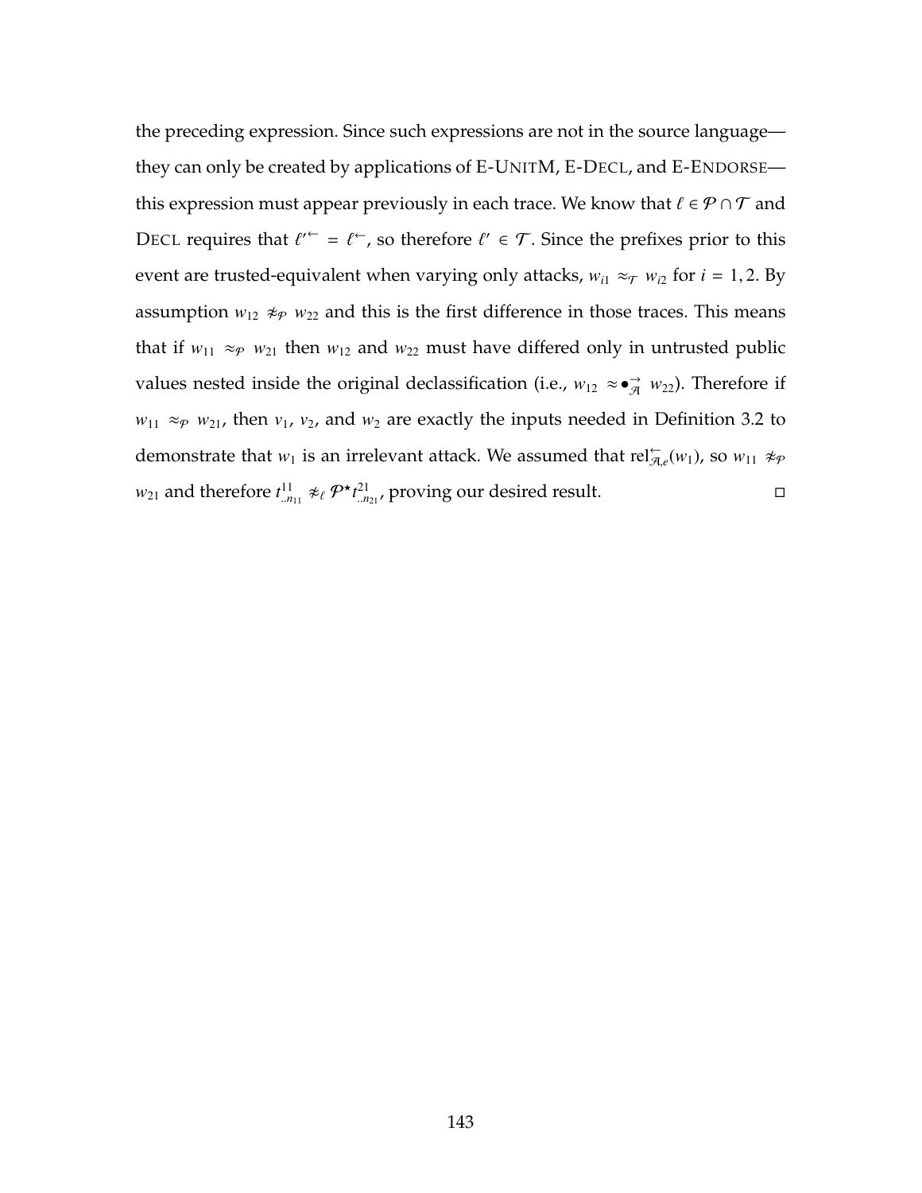the preceding expression. Since such expressions are not in the source language—they can only be created by applications of E-UnitM, E-Decl, and E-Endorse—this expression must appear previously in each trace. We know that $\ell \in \mathcal{P} \cap \mathcal{T}$ and Decl requires that $\ell'^{\leftarrow} = \ell^{\leftarrow}$, so therefore $\ell' \in \mathcal{T}$. Since the prefixes prior to this event are trusted-equivalent when varying only attacks, $w_{i1} \approx_{\mathcal{T}} w_{i2}$ for $i = 1, 2$. By assumption $w_{12} \not\approx_{\mathcal{P}} w_{22}$ and this is the first difference in those traces. This means that if $w_{11} \approx_{\mathcal{P}} w_{21}$ then $w_{12}$ and $w_{22}$ must have differed only in untrusted public values nested inside the original declassification (i.e., $w_{12} \approx \bullet^{\rightarrow}_{\mathcal{A}} w_{22}$). Therefore if $w_{11} \approx_{\mathcal{P}} w_{21}$, then $v_1$, $v_2$, and $w_2$ are exactly the inputs needed in Definition 3.2 to demonstrate that $w_1$ is an irrelevant attack. We assumed that $\mathrm{rel}^{\leftarrow}_{\mathcal{A},e}(w_1)$, so $w_{11} \not\approx_{\mathcal{P}} w_{21}$ and therefore $t^{11}_{..n_{11}} \not\approx_{\ell} \mathcal{P}^{\star} t^{21}_{..n_{21}}$, proving our desired result. □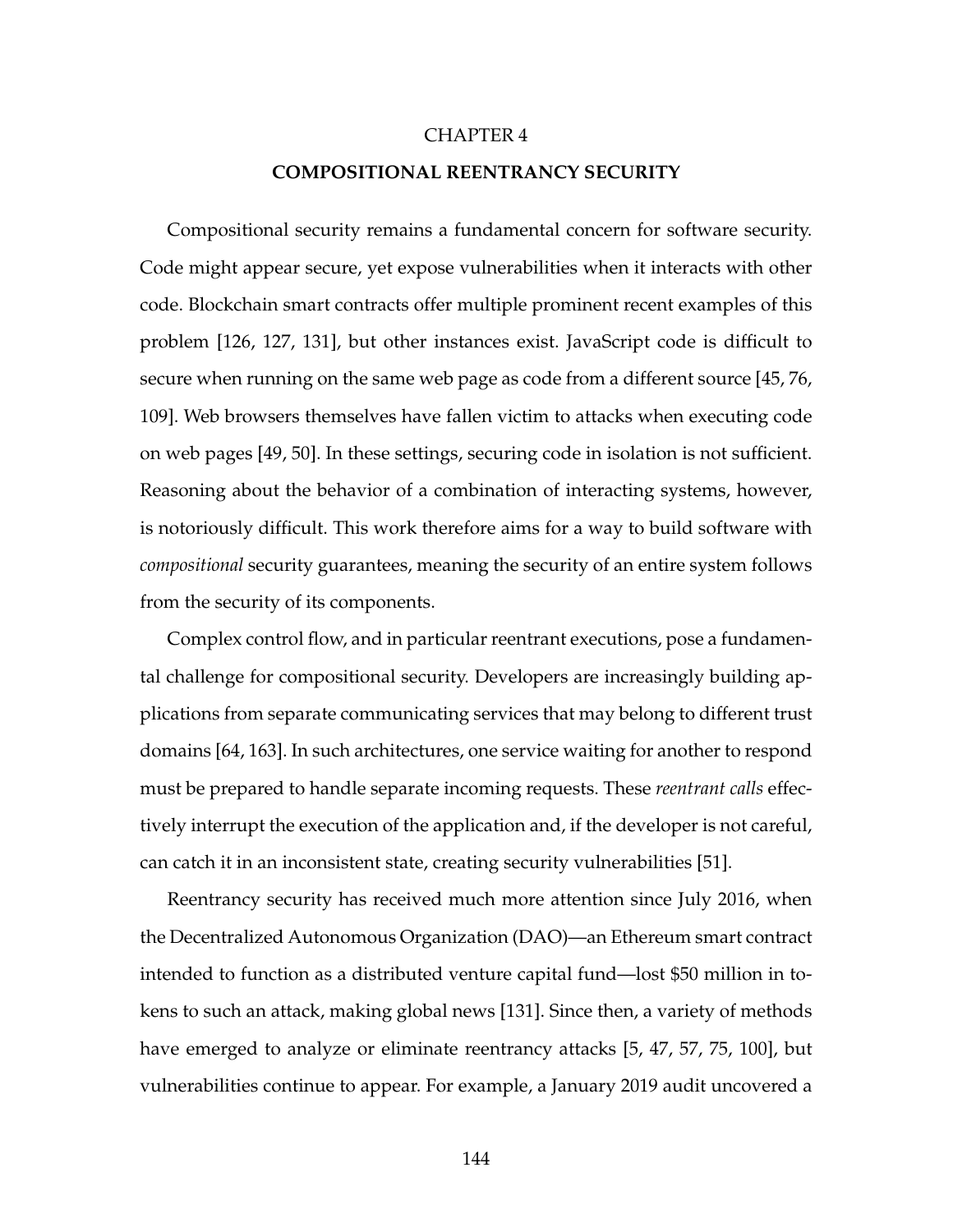# CHAPTER 4

## COMPOSITIONAL REENTRANCY SECURITY

Compositional security remains a fundamental concern for software security. Code might appear secure, yet expose vulnerabilities when it interacts with other code. Blockchain smart contracts offer multiple prominent recent examples of this problem [126, 127, 131], but other instances exist. JavaScript code is difficult to secure when running on the same web page as code from a different source [45, 76, 109]. Web browsers themselves have fallen victim to attacks when executing code on web pages [49, 50]. In these settings, securing code in isolation is not sufficient. Reasoning about the behavior of a combination of interacting systems, however, is notoriously difficult. This work therefore aims for a way to build software with *compositional* security guarantees, meaning the security of an entire system follows from the security of its components.

Complex control flow, and in particular reentrant executions, pose a fundamental challenge for compositional security. Developers are increasingly building applications from separate communicating services that may belong to different trust domains [64, 163]. In such architectures, one service waiting for another to respond must be prepared to handle separate incoming requests. These *reentrant calls* effectively interrupt the execution of the application and, if the developer is not careful, can catch it in an inconsistent state, creating security vulnerabilities [51].

Reentrancy security has received much more attention since July 2016, when the Decentralized Autonomous Organization (DAO)—an Ethereum smart contract intended to function as a distributed venture capital fund—lost $50 million in tokens to such an attack, making global news [131]. Since then, a variety of methods have emerged to analyze or eliminate reentrancy attacks [5, 47, 57, 75, 100], but vulnerabilities continue to appear. For example, a January 2019 audit uncovered a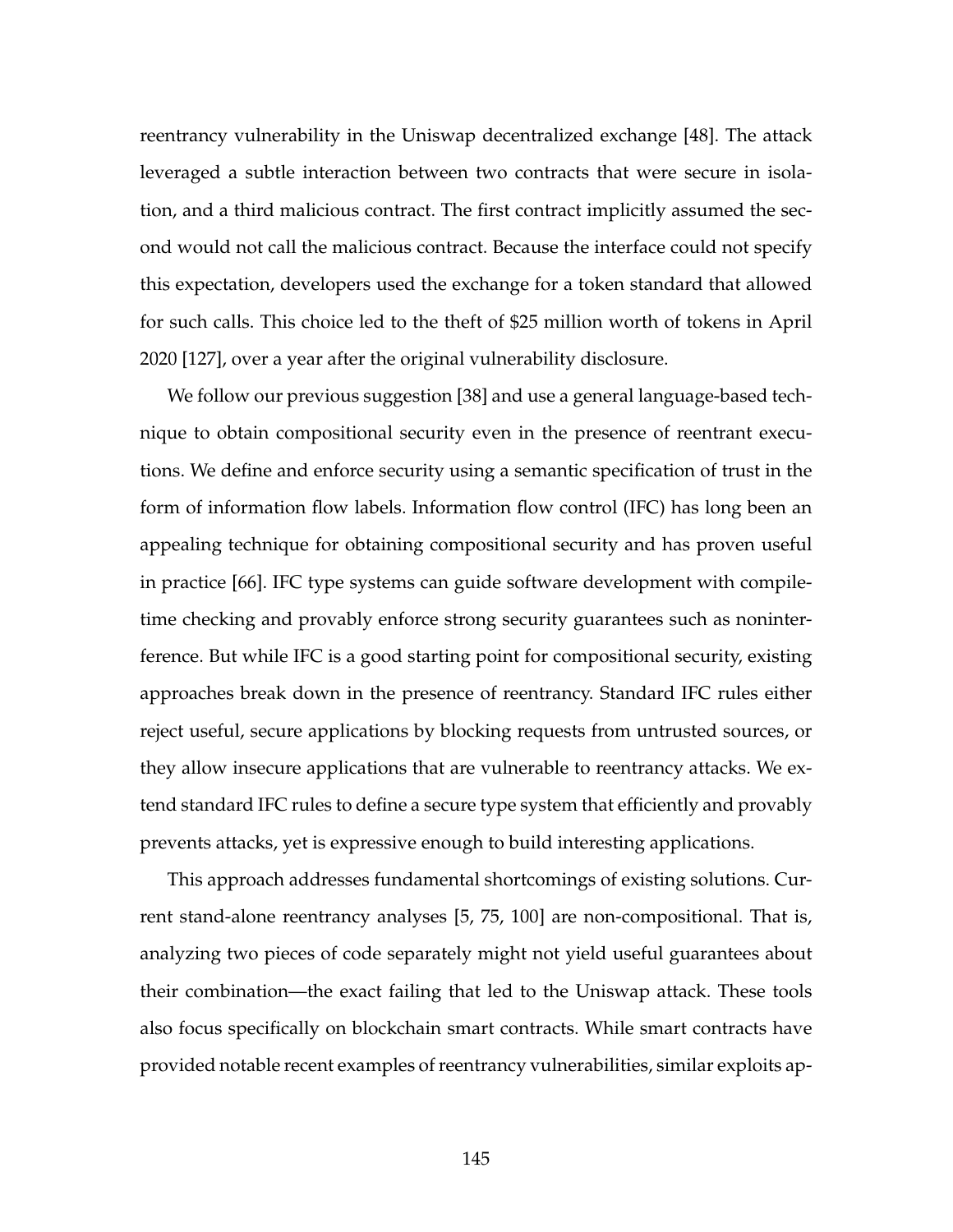reentrancy vulnerability in the Uniswap decentralized exchange [48]. The attack leveraged a subtle interaction between two contracts that were secure in isolation, and a third malicious contract. The first contract implicitly assumed the second would not call the malicious contract. Because the interface could not specify this expectation, developers used the exchange for a token standard that allowed for such calls. This choice led to the theft of $25 million worth of tokens in April 2020 [127], over a year after the original vulnerability disclosure.

We follow our previous suggestion [38] and use a general language-based technique to obtain compositional security even in the presence of reentrant executions. We define and enforce security using a semantic specification of trust in the form of information flow labels. Information flow control (IFC) has long been an appealing technique for obtaining compositional security and has proven useful in practice [66]. IFC type systems can guide software development with compile-time checking and provably enforce strong security guarantees such as noninterference. But while IFC is a good starting point for compositional security, existing approaches break down in the presence of reentrancy. Standard IFC rules either reject useful, secure applications by blocking requests from untrusted sources, or they allow insecure applications that are vulnerable to reentrancy attacks. We extend standard IFC rules to define a secure type system that efficiently and provably prevents attacks, yet is expressive enough to build interesting applications.

This approach addresses fundamental shortcomings of existing solutions. Current stand-alone reentrancy analyses [5, 75, 100] are non-compositional. That is, analyzing two pieces of code separately might not yield useful guarantees about their combination—the exact failing that led to the Uniswap attack. These tools also focus specifically on blockchain smart contracts. While smart contracts have provided notable recent examples of reentrancy vulnerabilities, similar exploits ap-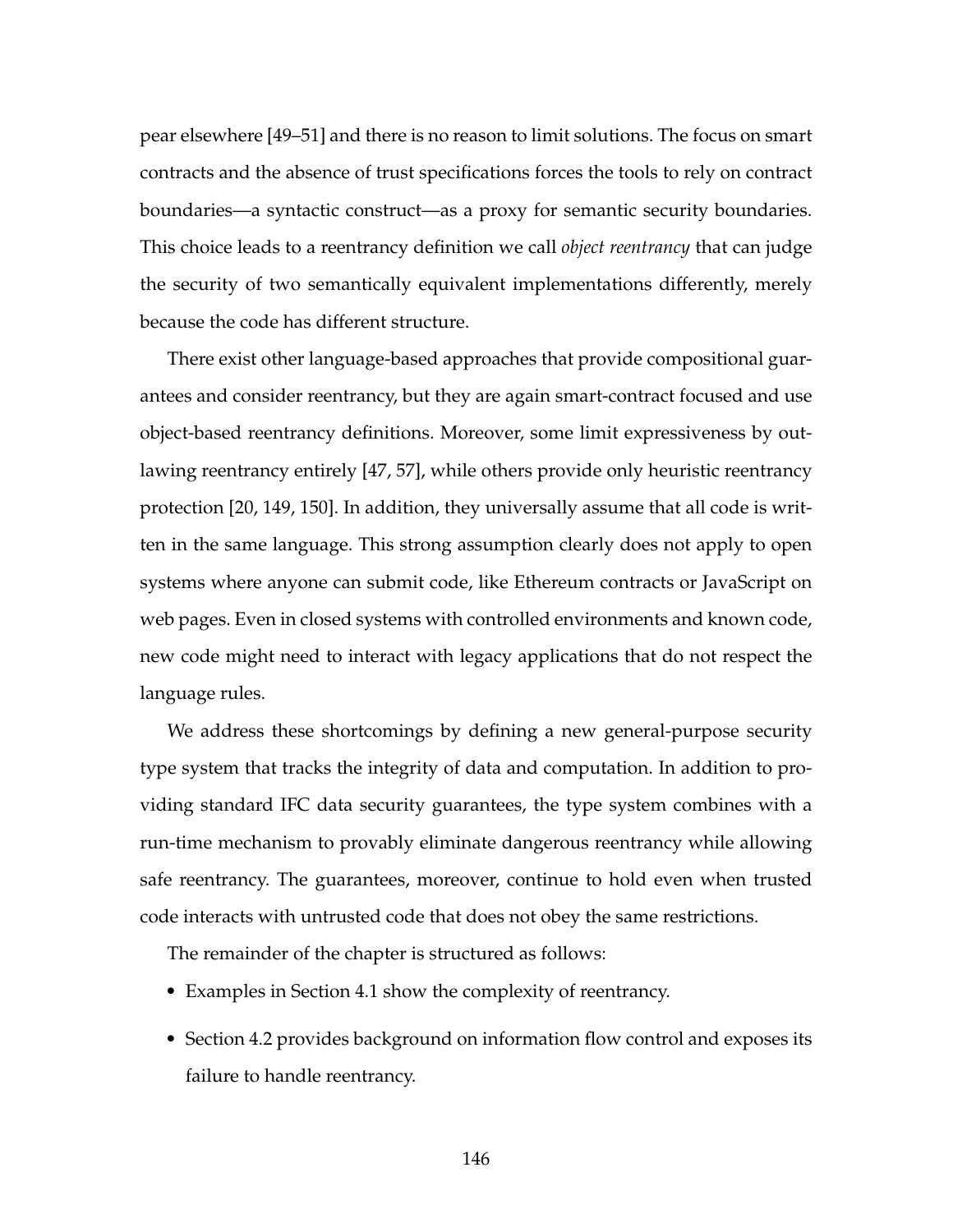pear elsewhere [49–51] and there is no reason to limit solutions. The focus on smart contracts and the absence of trust specifications forces the tools to rely on contract boundaries—a syntactic construct—as a proxy for semantic security boundaries. This choice leads to a reentrancy definition we call *object reentrancy* that can judge the security of two semantically equivalent implementations differently, merely because the code has different structure.

There exist other language-based approaches that provide compositional guarantees and consider reentrancy, but they are again smart-contract focused and use object-based reentrancy definitions. Moreover, some limit expressiveness by outlawing reentrancy entirely [47, 57], while others provide only heuristic reentrancy protection [20, 149, 150]. In addition, they universally assume that all code is written in the same language. This strong assumption clearly does not apply to open systems where anyone can submit code, like Ethereum contracts or JavaScript on web pages. Even in closed systems with controlled environments and known code, new code might need to interact with legacy applications that do not respect the language rules.

We address these shortcomings by defining a new general-purpose security type system that tracks the integrity of data and computation. In addition to providing standard IFC data security guarantees, the type system combines with a run-time mechanism to provably eliminate dangerous reentrancy while allowing safe reentrancy. The guarantees, moreover, continue to hold even when trusted code interacts with untrusted code that does not obey the same restrictions.

The remainder of the chapter is structured as follows:

- Examples in Section 4.1 show the complexity of reentrancy.
- Section 4.2 provides background on information flow control and exposes its failure to handle reentrancy.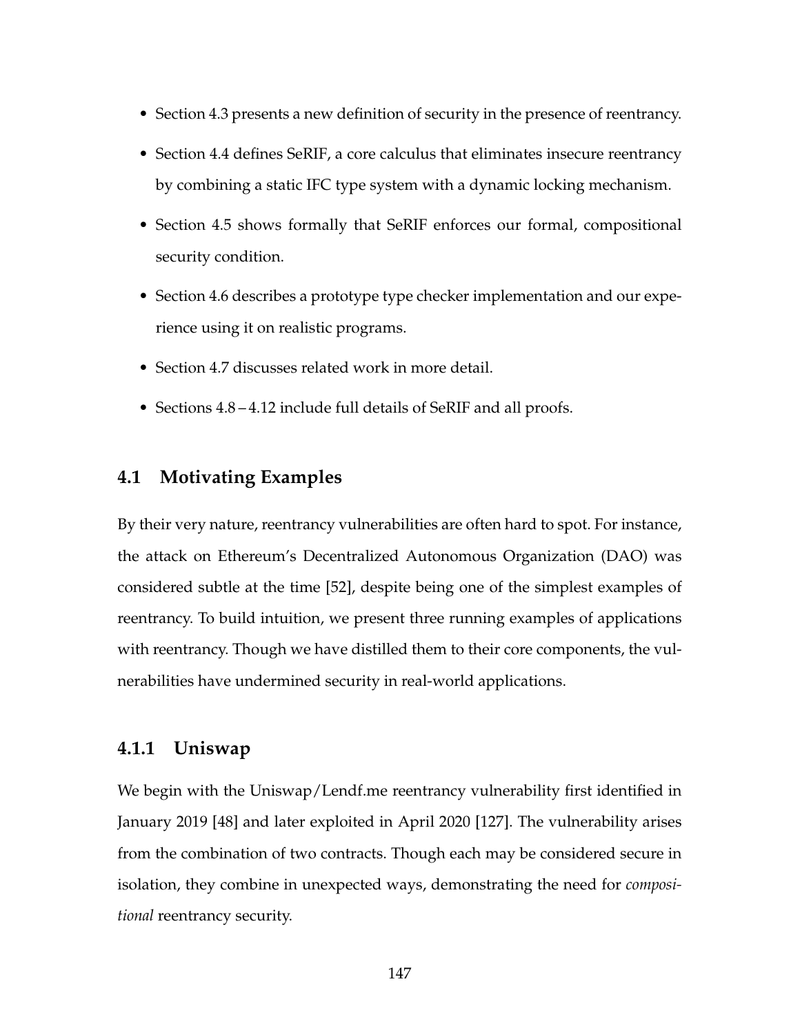- Section 4.3 presents a new definition of security in the presence of reentrancy.
- Section 4.4 defines SeRIF, a core calculus that eliminates insecure reentrancy by combining a static IFC type system with a dynamic locking mechanism.
- Section 4.5 shows formally that SeRIF enforces our formal, compositional security condition.
- Section 4.6 describes a prototype type checker implementation and our experience using it on realistic programs.
- Section 4.7 discusses related work in more detail.
- Sections 4.8 – 4.12 include full details of SeRIF and all proofs.

## 4.1 Motivating Examples

By their very nature, reentrancy vulnerabilities are often hard to spot. For instance, the attack on Ethereum's Decentralized Autonomous Organization (DAO) was considered subtle at the time [52], despite being one of the simplest examples of reentrancy. To build intuition, we present three running examples of applications with reentrancy. Though we have distilled them to their core components, the vulnerabilities have undermined security in real-world applications.

### 4.1.1 Uniswap

We begin with the Uniswap/Lendf.me reentrancy vulnerability first identified in January 2019 [48] and later exploited in April 2020 [127]. The vulnerability arises from the combination of two contracts. Though each may be considered secure in isolation, they combine in unexpected ways, demonstrating the need for *compositional* reentrancy security.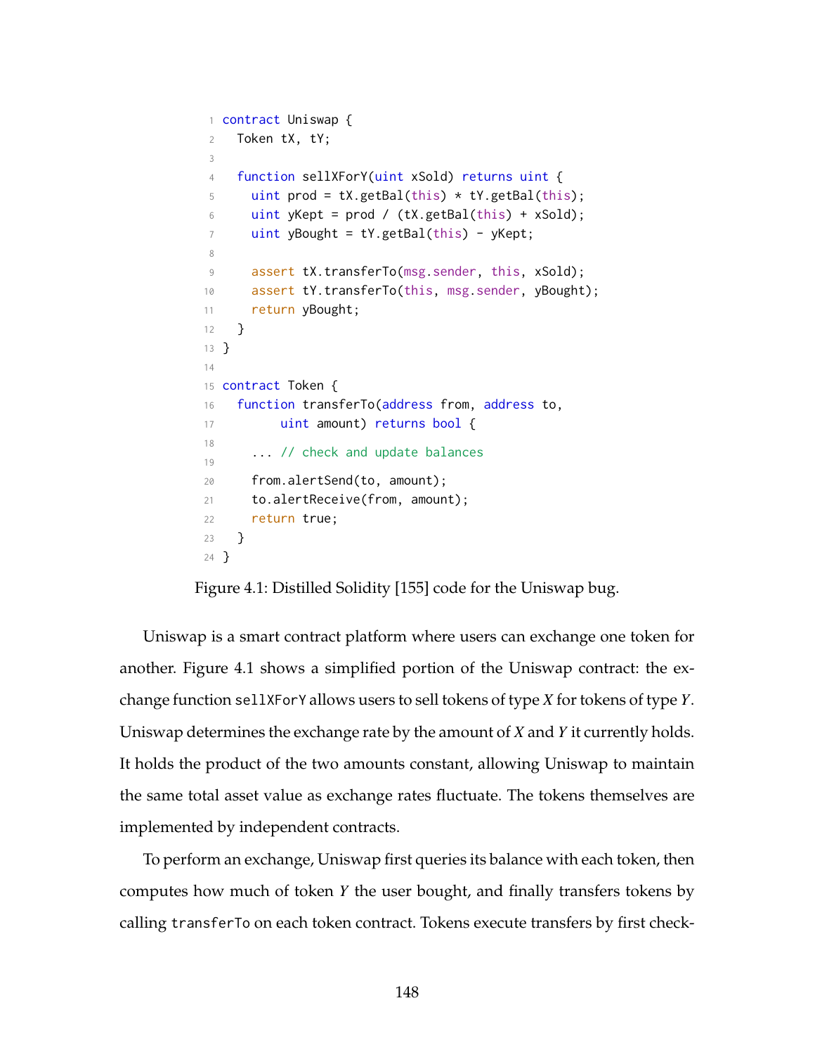```
contract Uniswap {
  Token tX, tY;

  function sellXForY(uint xSold) returns uint {
    uint prod = tX.getBal(this) * tY.getBal(this);
    uint yKept = prod / (tX.getBal(this) + xSold);
    uint yBought = tY.getBal(this) - yKept;

    assert tX.transferTo(msg.sender, this, xSold);
    assert tY.transferTo(this, msg.sender, yBought);
    return yBought;
  }
}

contract Token {
  function transferTo(address from, address to,
      uint amount) returns bool {
    ... // check and update balances
    from.alertSend(to, amount);
    to.alertReceive(from, amount);
    return true;
  }
}
```

Figure 4.1: Distilled Solidity [155] code for the Uniswap bug.

Uniswap is a smart contract platform where users can exchange one token for another. Figure 4.1 shows a simplified portion of the Uniswap contract: the exchange function `sellXForY` allows users to sell tokens of type $X$ for tokens of type $Y$. Uniswap determines the exchange rate by the amount of $X$ and $Y$ it currently holds. It holds the product of the two amounts constant, allowing Uniswap to maintain the same total asset value as exchange rates fluctuate. The tokens themselves are implemented by independent contracts.

To perform an exchange, Uniswap first queries its balance with each token, then computes how much of token $Y$ the user bought, and finally transfers tokens by calling `transferTo` on each token contract. Tokens execute transfers by first check-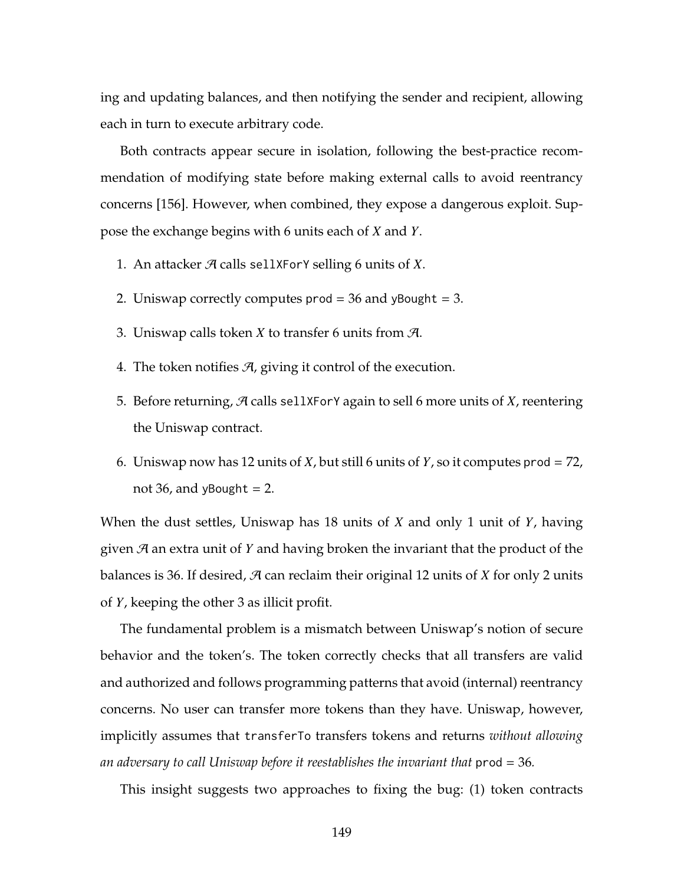ing and updating balances, and then notifying the sender and recipient, allowing each in turn to execute arbitrary code.

Both contracts appear secure in isolation, following the best-practice recommendation of modifying state before making external calls to avoid reentrancy concerns [156]. However, when combined, they expose a dangerous exploit. Suppose the exchange begins with 6 units each of $X$ and $Y$.

1. An attacker $\mathcal{A}$ calls `sellXForY` selling 6 units of $X$.
2. Uniswap correctly computes `prod` = 36 and `yBought` = 3.
3. Uniswap calls token $X$ to transfer 6 units from $\mathcal{A}$.
4. The token notifies $\mathcal{A}$, giving it control of the execution.
5. Before returning, $\mathcal{A}$ calls `sellXForY` again to sell 6 more units of $X$, reentering the Uniswap contract.
6. Uniswap now has 12 units of $X$, but still 6 units of $Y$, so it computes `prod` = 72, not 36, and `yBought` = 2.

When the dust settles, Uniswap has 18 units of $X$ and only 1 unit of $Y$, having given $\mathcal{A}$ an extra unit of $Y$ and having broken the invariant that the product of the balances is 36. If desired, $\mathcal{A}$ can reclaim their original 12 units of $X$ for only 2 units of $Y$, keeping the other 3 as illicit profit.

The fundamental problem is a mismatch between Uniswap's notion of secure behavior and the token's. The token correctly checks that all transfers are valid and authorized and follows programming patterns that avoid (internal) reentrancy concerns. No user can transfer more tokens than they have. Uniswap, however, implicitly assumes that `transferTo` transfers tokens and returns *without allowing an adversary to call Uniswap before it reestablishes the invariant that* `prod` = 36.

This insight suggests two approaches to fixing the bug: (1) token contracts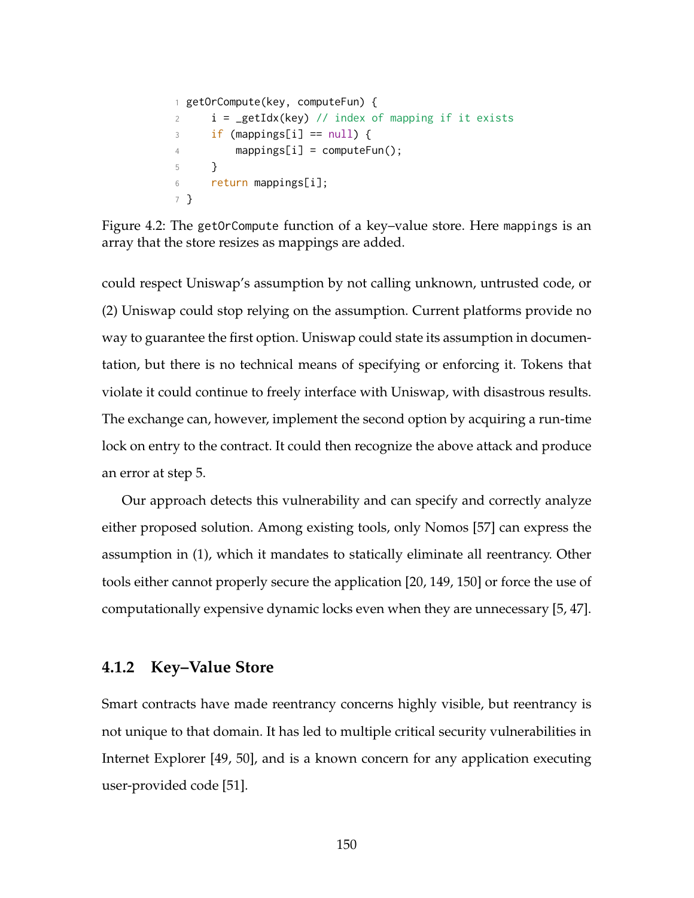```
getOrCompute(key, computeFun) {
    i = _getIdx(key) // index of mapping if it exists
    if (mappings[i] == null) {
        mappings[i] = computeFun();
    }
    return mappings[i];
}
```

Figure 4.2: The `getOrCompute` function of a key–value store. Here `mappings` is an array that the store resizes as mappings are added.

could respect Uniswap's assumption by not calling unknown, untrusted code, or (2) Uniswap could stop relying on the assumption. Current platforms provide no way to guarantee the first option. Uniswap could state its assumption in documentation, but there is no technical means of specifying or enforcing it. Tokens that violate it could continue to freely interface with Uniswap, with disastrous results. The exchange can, however, implement the second option by acquiring a run-time lock on entry to the contract. It could then recognize the above attack and produce an error at step 5.

Our approach detects this vulnerability and can specify and correctly analyze either proposed solution. Among existing tools, only Nomos [57] can express the assumption in (1), which it mandates to statically eliminate all reentrancy. Other tools either cannot properly secure the application [20, 149, 150] or force the use of computationally expensive dynamic locks even when they are unnecessary [5, 47].

### 4.1.2 Key–Value Store

Smart contracts have made reentrancy concerns highly visible, but reentrancy is not unique to that domain. It has led to multiple critical security vulnerabilities in Internet Explorer [49, 50], and is a known concern for any application executing user-provided code [51].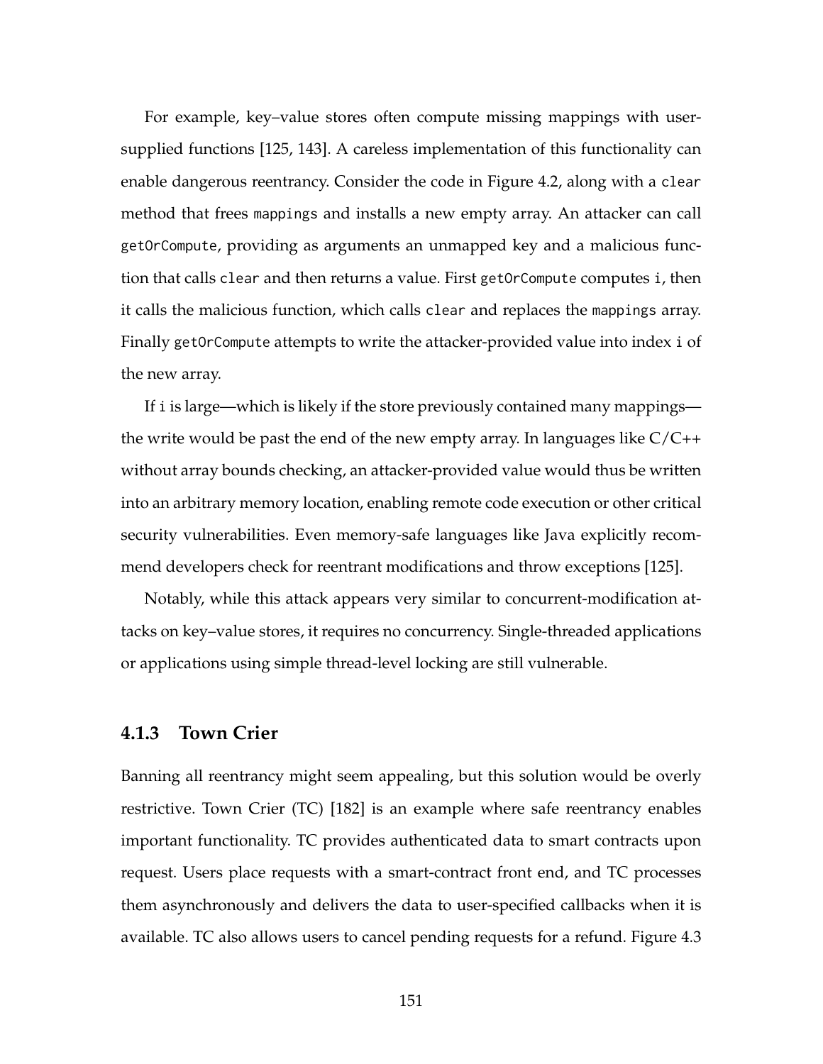For example, key–value stores often compute missing mappings with user-supplied functions [125, 143]. A careless implementation of this functionality can enable dangerous reentrancy. Consider the code in Figure 4.2, along with a `clear` method that frees `mappings` and installs a new empty array. An attacker can call `getOrCompute`, providing as arguments an unmapped key and a malicious function that calls `clear` and then returns a value. First `getOrCompute` computes `i`, then it calls the malicious function, which calls `clear` and replaces the `mappings` array. Finally `getOrCompute` attempts to write the attacker-provided value into index `i` of the new array.

If `i` is large—which is likely if the store previously contained many mappings—the write would be past the end of the new empty array. In languages like C/C++ without array bounds checking, an attacker-provided value would thus be written into an arbitrary memory location, enabling remote code execution or other critical security vulnerabilities. Even memory-safe languages like Java explicitly recommend developers check for reentrant modifications and throw exceptions [125].

Notably, while this attack appears very similar to concurrent-modification attacks on key–value stores, it requires no concurrency. Single-threaded applications or applications using simple thread-level locking are still vulnerable.

### 4.1.3 Town Crier

Banning all reentrancy might seem appealing, but this solution would be overly restrictive. Town Crier (TC) [182] is an example where safe reentrancy enables important functionality. TC provides authenticated data to smart contracts upon request. Users place requests with a smart-contract front end, and TC processes them asynchronously and delivers the data to user-specified callbacks when it is available. TC also allows users to cancel pending requests for a refund. Figure 4.3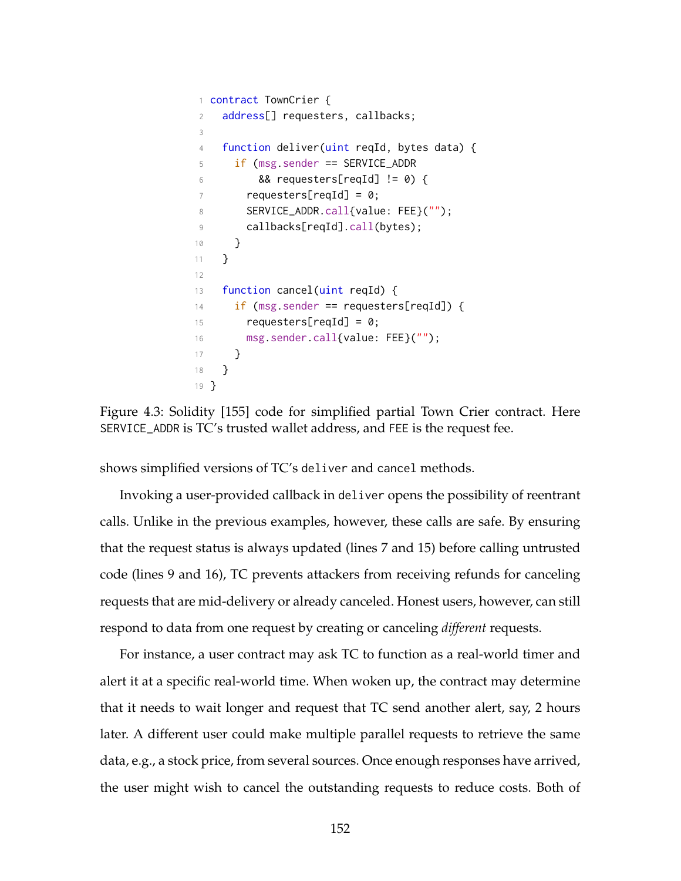```
contract TownCrier {
  address[] requesters, callbacks;

  function deliver(uint reqId, bytes data) {
    if (msg.sender == SERVICE_ADDR
        && requesters[reqId] != 0) {
      requesters[reqId] = 0;
      SERVICE_ADDR.call{value: FEE}("");
      callbacks[reqId].call(bytes);
    }
  }

  function cancel(uint reqId) {
    if (msg.sender == requesters[reqId]) {
      requesters[reqId] = 0;
      msg.sender.call{value: FEE}("");
    }
  }
}
```

Figure 4.3: Solidity [155] code for simplified partial Town Crier contract. Here `SERVICE_ADDR` is TC's trusted wallet address, and `FEE` is the request fee.

shows simplified versions of TC's `deliver` and `cancel` methods.

Invoking a user-provided callback in `deliver` opens the possibility of reentrant calls. Unlike in the previous examples, however, these calls are safe. By ensuring that the request status is always updated (lines 7 and 15) before calling untrusted code (lines 9 and 16), TC prevents attackers from receiving refunds for canceling requests that are mid-delivery or already canceled. Honest users, however, can still respond to data from one request by creating or canceling *different* requests.

For instance, a user contract may ask TC to function as a real-world timer and alert it at a specific real-world time. When woken up, the contract may determine that it needs to wait longer and request that TC send another alert, say, 2 hours later. A different user could make multiple parallel requests to retrieve the same data, e.g., a stock price, from several sources. Once enough responses have arrived, the user might wish to cancel the outstanding requests to reduce costs. Both of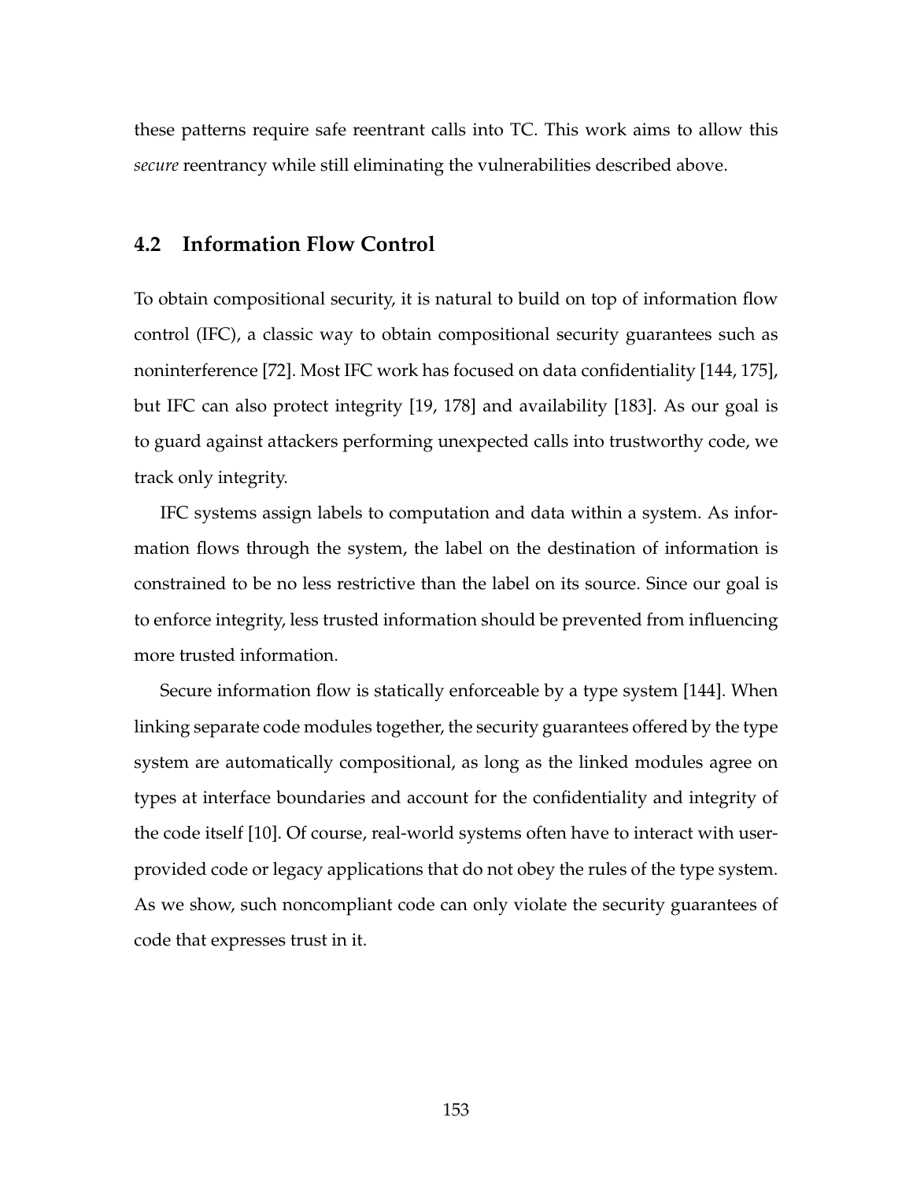these patterns require safe reentrant calls into TC. This work aims to allow this *secure* reentrancy while still eliminating the vulnerabilities described above.

## 4.2 Information Flow Control

To obtain compositional security, it is natural to build on top of information flow control (IFC), a classic way to obtain compositional security guarantees such as noninterference [72]. Most IFC work has focused on data confidentiality [144, 175], but IFC can also protect integrity [19, 178] and availability [183]. As our goal is to guard against attackers performing unexpected calls into trustworthy code, we track only integrity.

IFC systems assign labels to computation and data within a system. As information flows through the system, the label on the destination of information is constrained to be no less restrictive than the label on its source. Since our goal is to enforce integrity, less trusted information should be prevented from influencing more trusted information.

Secure information flow is statically enforceable by a type system [144]. When linking separate code modules together, the security guarantees offered by the type system are automatically compositional, as long as the linked modules agree on types at interface boundaries and account for the confidentiality and integrity of the code itself [10]. Of course, real-world systems often have to interact with user-provided code or legacy applications that do not obey the rules of the type system. As we show, such noncompliant code can only violate the security guarantees of code that expresses trust in it.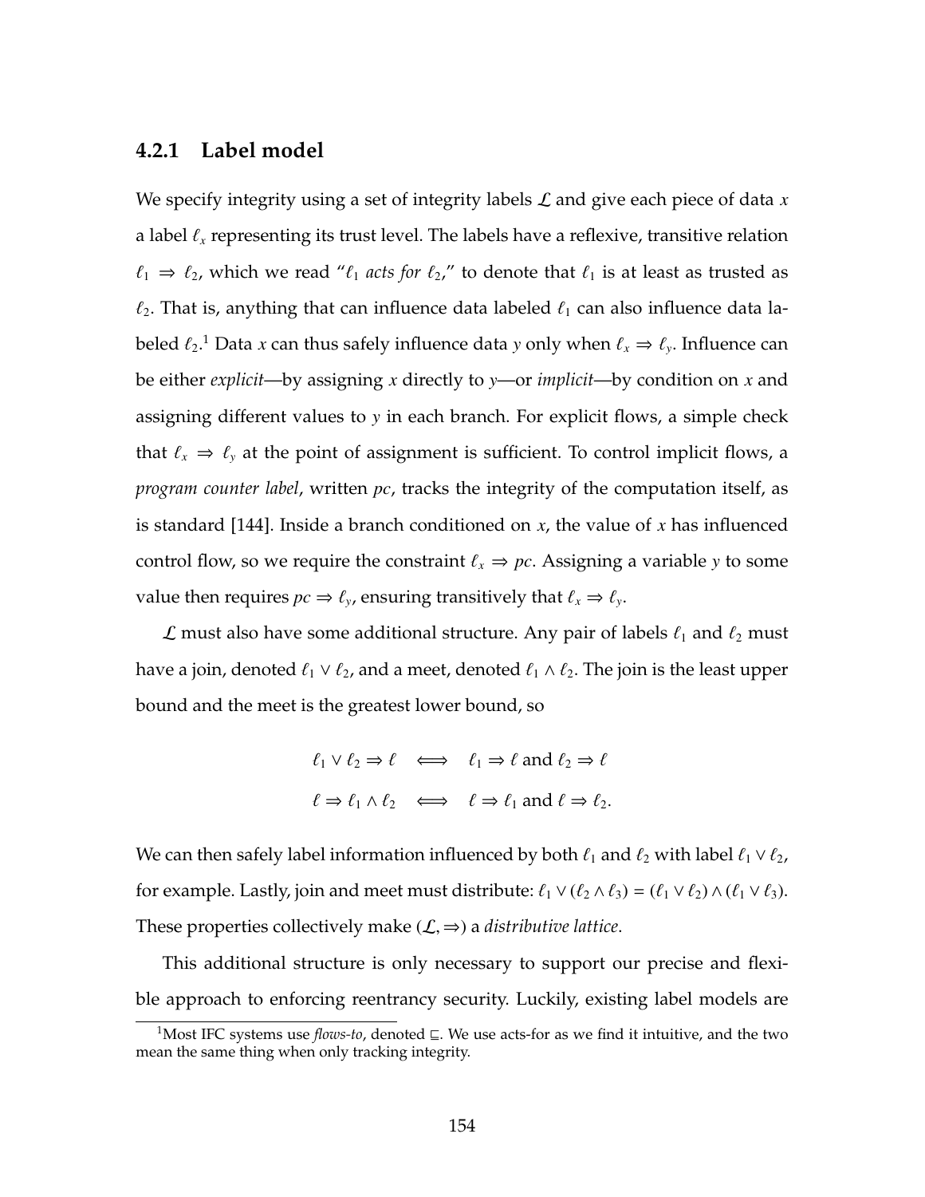### 4.2.1 Label model

We specify integrity using a set of integrity labels $\mathcal{L}$ and give each piece of data $x$ a label $\ell_x$ representing its trust level. The labels have a reflexive, transitive relation $\ell_1 \Rightarrow \ell_2$, which we read "$\ell_1$ *acts for* $\ell_2$," to denote that $\ell_1$ is at least as trusted as $\ell_2$. That is, anything that can influence data labeled $\ell_1$ can also influence data labeled $\ell_2$.[1] Data $x$ can thus safely influence data $y$ only when $\ell_x \Rightarrow \ell_y$. Influence can be either *explicit*—by assigning $x$ directly to $y$—or *implicit*—by condition on $x$ and assigning different values to $y$ in each branch. For explicit flows, a simple check that $\ell_x \Rightarrow \ell_y$ at the point of assignment is sufficient. To control implicit flows, a *program counter label*, written $pc$, tracks the integrity of the computation itself, as is standard [144]. Inside a branch conditioned on $x$, the value of $x$ has influenced control flow, so we require the constraint $\ell_x \Rightarrow pc$. Assigning a variable $y$ to some value then requires $pc \Rightarrow \ell_y$, ensuring transitively that $\ell_x \Rightarrow \ell_y$.

$\mathcal{L}$ must also have some additional structure. Any pair of labels $\ell_1$ and $\ell_2$ must have a join, denoted $\ell_1 \vee \ell_2$, and a meet, denoted $\ell_1 \wedge \ell_2$. The join is the least upper bound and the meet is the greatest lower bound, so

$$\ell_1 \vee \ell_2 \Rightarrow \ell \iff \ell_1 \Rightarrow \ell \text{ and } \ell_2 \Rightarrow \ell$$

$$\ell \Rightarrow \ell_1 \wedge \ell_2 \iff \ell \Rightarrow \ell_1 \text{ and } \ell \Rightarrow \ell_2.$$

We can then safely label information influenced by both $\ell_1$ and $\ell_2$ with label $\ell_1 \vee \ell_2$, for example. Lastly, join and meet must distribute: $\ell_1 \vee (\ell_2 \wedge \ell_3) = (\ell_1 \vee \ell_2) \wedge (\ell_1 \vee \ell_3)$. These properties collectively make $(\mathcal{L}, \Rightarrow)$ a *distributive lattice*.

This additional structure is only necessary to support our precise and flexible approach to enforcing reentrancy security. Luckily, existing label models are

[1] Most IFC systems use *flows-to*, denoted $\sqsubseteq$. We use acts-for as we find it intuitive, and the two mean the same thing when only tracking integrity.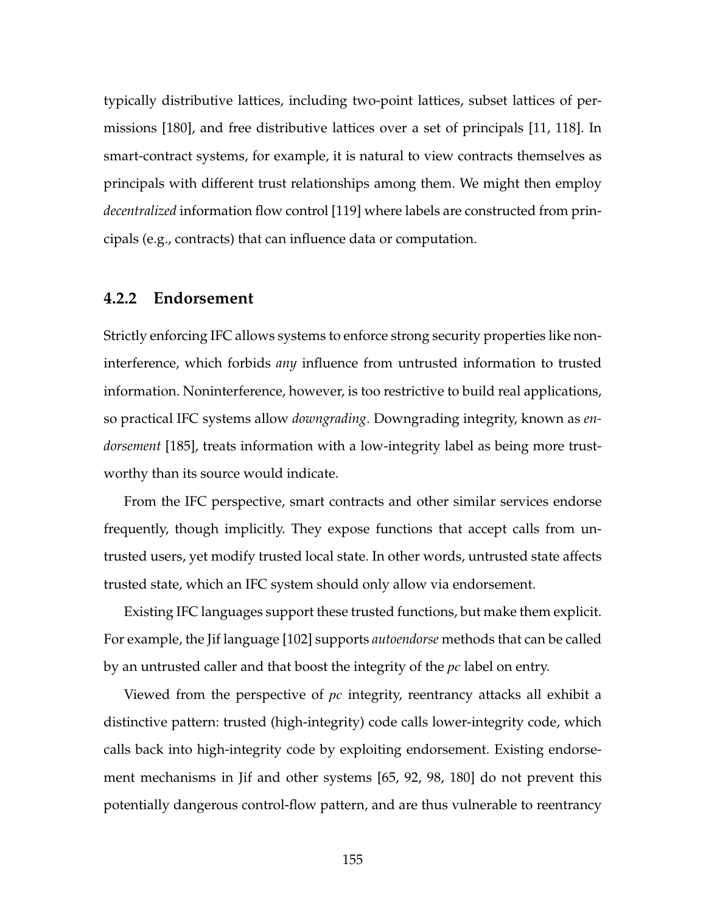typically distributive lattices, including two-point lattices, subset lattices of permissions [180], and free distributive lattices over a set of principals [11, 118]. In smart-contract systems, for example, it is natural to view contracts themselves as principals with different trust relationships among them. We might then employ *decentralized* information flow control [119] where labels are constructed from principals (e.g., contracts) that can influence data or computation.

### 4.2.2 Endorsement

Strictly enforcing IFC allows systems to enforce strong security properties like noninterference, which forbids *any* influence from untrusted information to trusted information. Noninterference, however, is too restrictive to build real applications, so practical IFC systems allow *downgrading*. Downgrading integrity, known as *endorsement* [185], treats information with a low-integrity label as being more trustworthy than its source would indicate.

From the IFC perspective, smart contracts and other similar services endorse frequently, though implicitly. They expose functions that accept calls from untrusted users, yet modify trusted local state. In other words, untrusted state affects trusted state, which an IFC system should only allow via endorsement.

Existing IFC languages support these trusted functions, but make them explicit. For example, the Jif language [102] supports *autoendorse* methods that can be called by an untrusted caller and that boost the integrity of the *pc* label on entry.

Viewed from the perspective of *pc* integrity, reentrancy attacks all exhibit a distinctive pattern: trusted (high-integrity) code calls lower-integrity code, which calls back into high-integrity code by exploiting endorsement. Existing endorsement mechanisms in Jif and other systems [65, 92, 98, 180] do not prevent this potentially dangerous control-flow pattern, and are thus vulnerable to reentrancy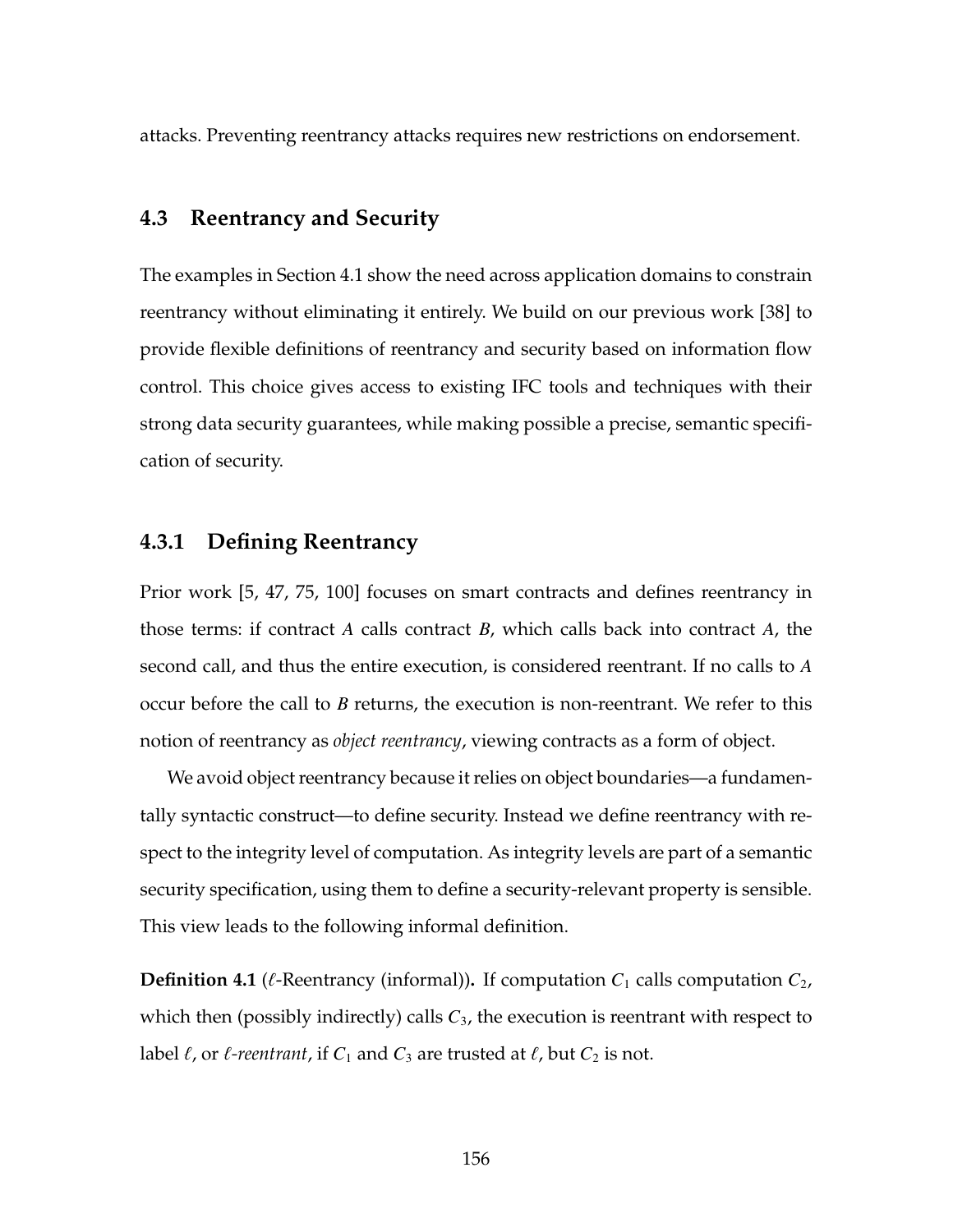attacks. Preventing reentrancy attacks requires new restrictions on endorsement.

## 4.3 Reentrancy and Security

The examples in Section 4.1 show the need across application domains to constrain reentrancy without eliminating it entirely. We build on our previous work [38] to provide flexible definitions of reentrancy and security based on information flow control. This choice gives access to existing IFC tools and techniques with their strong data security guarantees, while making possible a precise, semantic specification of security.

### 4.3.1 Defining Reentrancy

Prior work [5, 47, 75, 100] focuses on smart contracts and defines reentrancy in those terms: if contract $A$ calls contract $B$, which calls back into contract $A$, the second call, and thus the entire execution, is considered reentrant. If no calls to $A$ occur before the call to $B$ returns, the execution is non-reentrant. We refer to this notion of reentrancy as *object reentrancy*, viewing contracts as a form of object.

We avoid object reentrancy because it relies on object boundaries—a fundamentally syntactic construct—to define security. Instead we define reentrancy with respect to the integrity level of computation. As integrity levels are part of a semantic security specification, using them to define a security-relevant property is sensible. This view leads to the following informal definition.

**Definition 4.1** ($\ell$-Reentrancy (informal))**.** If computation $C_1$ calls computation $C_2$, which then (possibly indirectly) calls $C_3$, the execution is reentrant with respect to label $\ell$, or *$\ell$-reentrant*, if $C_1$ and $C_3$ are trusted at $\ell$, but $C_2$ is not.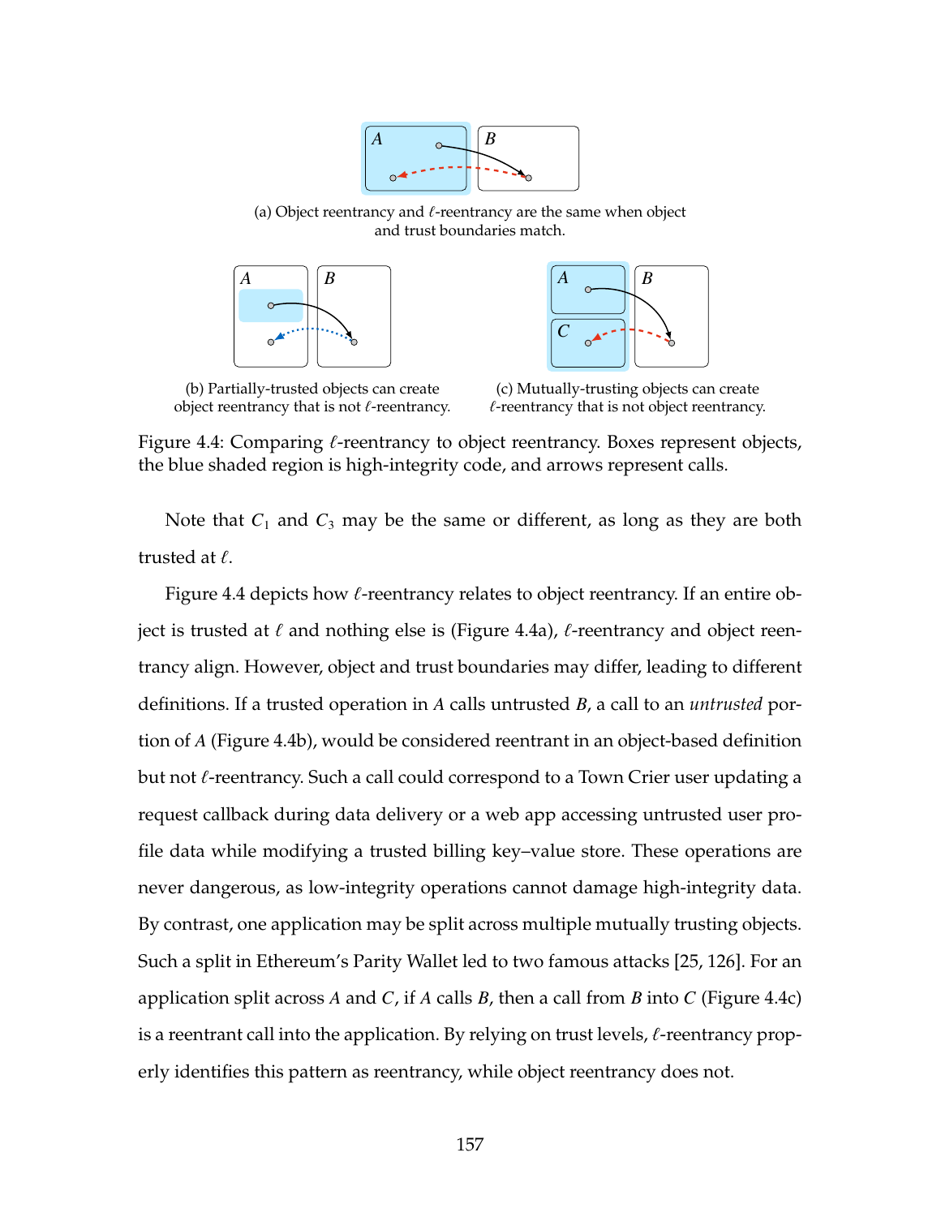(a) Object reentrancy and $\ell$-reentrancy are the same when object and trust boundaries match.

(b) Partially-trusted objects can create object reentrancy that is not $\ell$-reentrancy.

(c) Mutually-trusting objects can create $\ell$-reentrancy that is not object reentrancy.

Figure 4.4: Comparing $\ell$-reentrancy to object reentrancy. Boxes represent objects, the blue shaded region is high-integrity code, and arrows represent calls.

Note that $C_1$ and $C_3$ may be the same or different, as long as they are both trusted at $\ell$.

Figure 4.4 depicts how $\ell$-reentrancy relates to object reentrancy. If an entire object is trusted at $\ell$ and nothing else is (Figure 4.4a), $\ell$-reentrancy and object reentrancy align. However, object and trust boundaries may differ, leading to different definitions. If a trusted operation in $A$ calls untrusted $B$, a call to an *untrusted* portion of $A$ (Figure 4.4b), would be considered reentrant in an object-based definition but not $\ell$-reentrancy. Such a call could correspond to a Town Crier user updating a request callback during data delivery or a web app accessing untrusted user profile data while modifying a trusted billing key–value store. These operations are never dangerous, as low-integrity operations cannot damage high-integrity data. By contrast, one application may be split across multiple mutually trusting objects. Such a split in Ethereum's Parity Wallet led to two famous attacks [25, 126]. For an application split across $A$ and $C$, if $A$ calls $B$, then a call from $B$ into $C$ (Figure 4.4c) is a reentrant call into the application. By relying on trust levels, $\ell$-reentrancy properly identifies this pattern as reentrancy, while object reentrancy does not.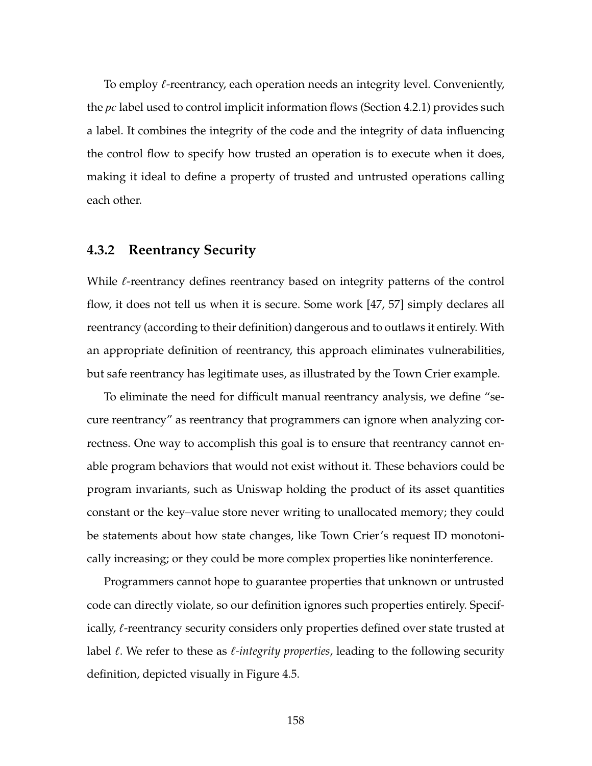To employ $\ell$-reentrancy, each operation needs an integrity level. Conveniently, the *pc* label used to control implicit information flows (Section 4.2.1) provides such a label. It combines the integrity of the code and the integrity of data influencing the control flow to specify how trusted an operation is to execute when it does, making it ideal to define a property of trusted and untrusted operations calling each other.

### 4.3.2 Reentrancy Security

While $\ell$-reentrancy defines reentrancy based on integrity patterns of the control flow, it does not tell us when it is secure. Some work [47, 57] simply declares all reentrancy (according to their definition) dangerous and to outlaws it entirely. With an appropriate definition of reentrancy, this approach eliminates vulnerabilities, but safe reentrancy has legitimate uses, as illustrated by the Town Crier example.

To eliminate the need for difficult manual reentrancy analysis, we define "secure reentrancy" as reentrancy that programmers can ignore when analyzing correctness. One way to accomplish this goal is to ensure that reentrancy cannot enable program behaviors that would not exist without it. These behaviors could be program invariants, such as Uniswap holding the product of its asset quantities constant or the key–value store never writing to unallocated memory; they could be statements about how state changes, like Town Crier's request ID monotonically increasing; or they could be more complex properties like noninterference.

Programmers cannot hope to guarantee properties that unknown or untrusted code can directly violate, so our definition ignores such properties entirely. Specifically, $\ell$-reentrancy security considers only properties defined over state trusted at label $\ell$. We refer to these as *$\ell$-integrity properties*, leading to the following security definition, depicted visually in Figure 4.5.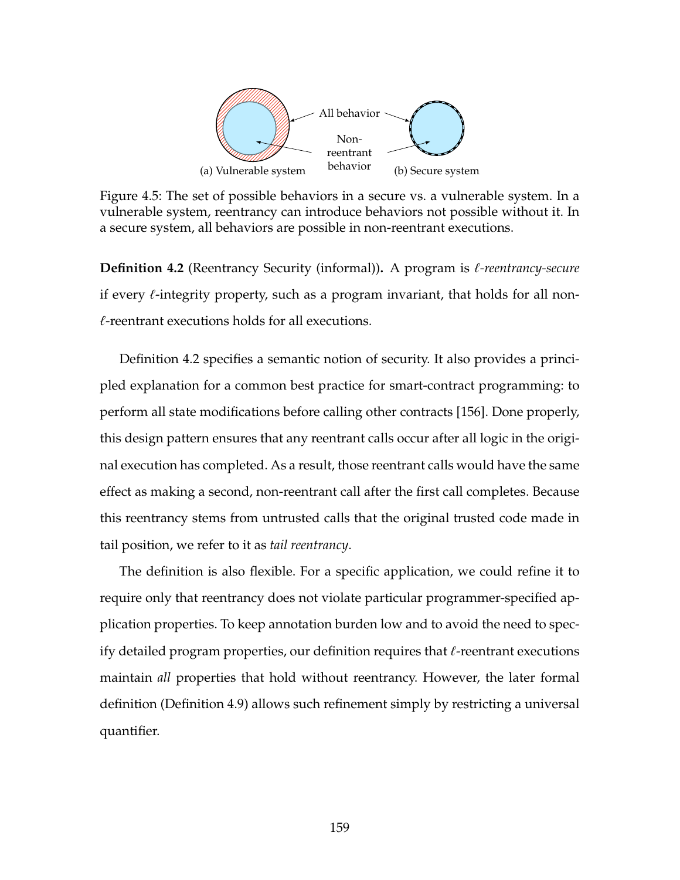Figure 4.5: The set of possible behaviors in a secure vs. a vulnerable system. In a vulnerable system, reentrancy can introduce behaviors not possible without it. In a secure system, all behaviors are possible in non-reentrant executions.

**Definition 4.2** (Reentrancy Security (informal))**.** A program is *$\ell$-reentrancy-secure* if every $\ell$-integrity property, such as a program invariant, that holds for all non-$\ell$-reentrant executions holds for all executions.

Definition 4.2 specifies a semantic notion of security. It also provides a principled explanation for a common best practice for smart-contract programming: to perform all state modifications before calling other contracts [156]. Done properly, this design pattern ensures that any reentrant calls occur after all logic in the original execution has completed. As a result, those reentrant calls would have the same effect as making a second, non-reentrant call after the first call completes. Because this reentrancy stems from untrusted calls that the original trusted code made in tail position, we refer to it as *tail reentrancy*.

The definition is also flexible. For a specific application, we could refine it to require only that reentrancy does not violate particular programmer-specified application properties. To keep annotation burden low and to avoid the need to specify detailed program properties, our definition requires that $\ell$-reentrant executions maintain *all* properties that hold without reentrancy. However, the later formal definition (Definition 4.9) allows such refinement simply by restricting a universal quantifier.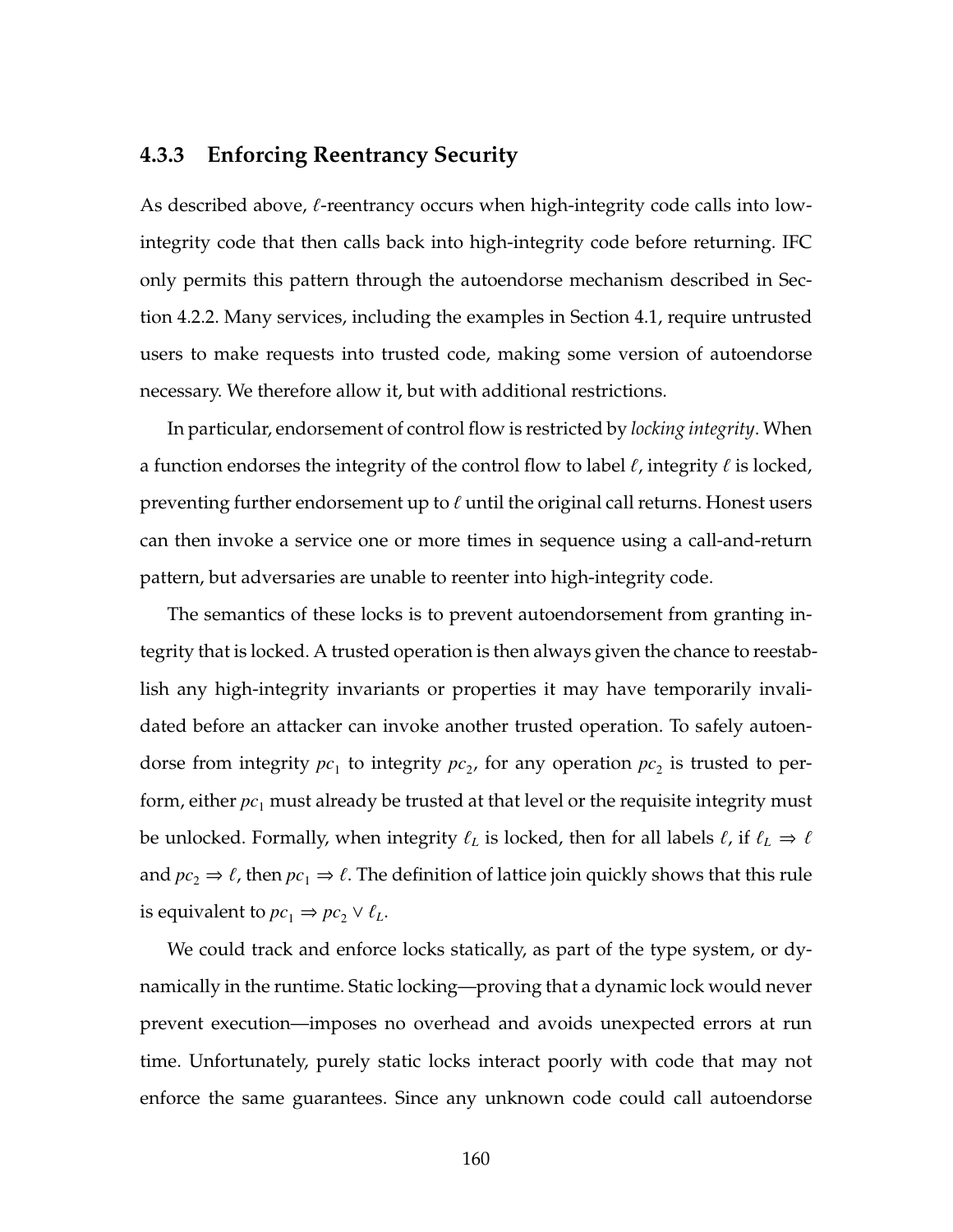### 4.3.3 Enforcing Reentrancy Security

As described above, $\ell$-reentrancy occurs when high-integrity code calls into low-integrity code that then calls back into high-integrity code before returning. IFC only permits this pattern through the autoendorse mechanism described in Section 4.2.2. Many services, including the examples in Section 4.1, require untrusted users to make requests into trusted code, making some version of autoendorse necessary. We therefore allow it, but with additional restrictions.

In particular, endorsement of control flow is restricted by *locking integrity*. When a function endorses the integrity of the control flow to label $\ell$, integrity $\ell$ is locked, preventing further endorsement up to $\ell$ until the original call returns. Honest users can then invoke a service one or more times in sequence using a call-and-return pattern, but adversaries are unable to reenter into high-integrity code.

The semantics of these locks is to prevent autoendorsement from granting integrity that is locked. A trusted operation is then always given the chance to reestablish any high-integrity invariants or properties it may have temporarily invalidated before an attacker can invoke another trusted operation. To safely autoendorse from integrity $pc_1$ to integrity $pc_2$, for any operation $pc_2$ is trusted to perform, either $pc_1$ must already be trusted at that level or the requisite integrity must be unlocked. Formally, when integrity $\ell_L$ is locked, then for all labels $\ell$, if $\ell_L \Rightarrow \ell$ and $pc_2 \Rightarrow \ell$, then $pc_1 \Rightarrow \ell$. The definition of lattice join quickly shows that this rule is equivalent to $pc_1 \Rightarrow pc_2 \vee \ell_L$.

We could track and enforce locks statically, as part of the type system, or dynamically in the runtime. Static locking—proving that a dynamic lock would never prevent execution—imposes no overhead and avoids unexpected errors at run time. Unfortunately, purely static locks interact poorly with code that may not enforce the same guarantees. Since any unknown code could call autoendorse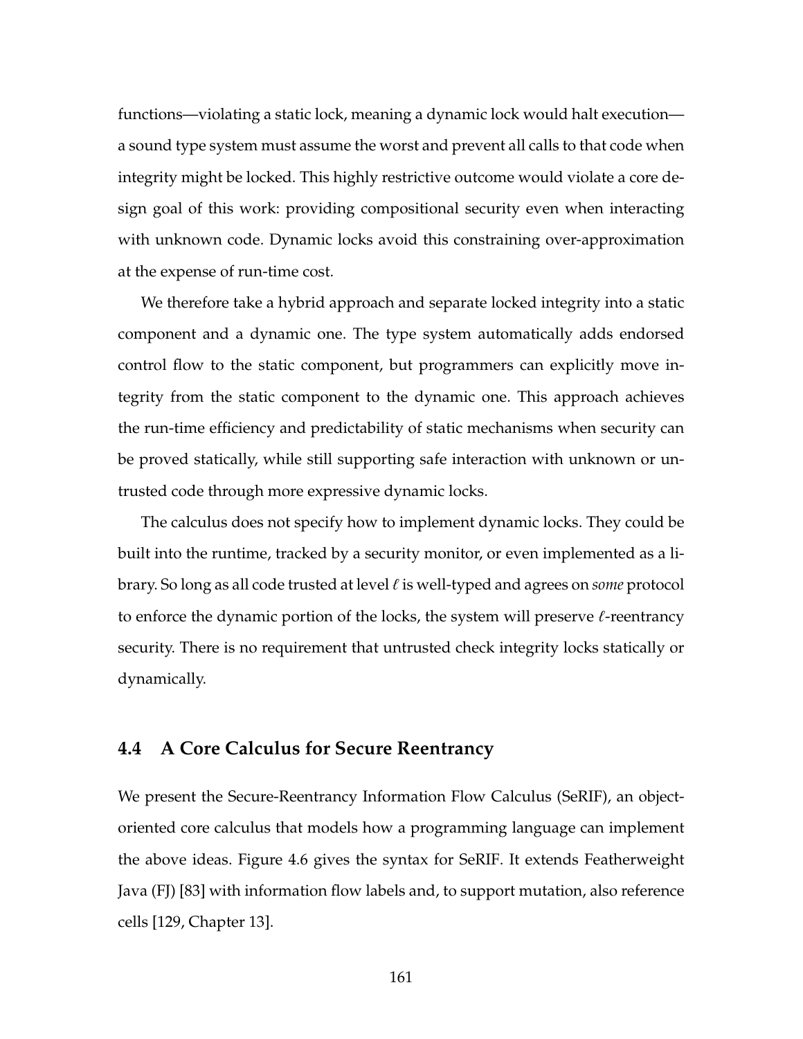functions—violating a static lock, meaning a dynamic lock would halt execution—a sound type system must assume the worst and prevent all calls to that code when integrity might be locked. This highly restrictive outcome would violate a core design goal of this work: providing compositional security even when interacting with unknown code. Dynamic locks avoid this constraining over-approximation at the expense of run-time cost.

We therefore take a hybrid approach and separate locked integrity into a static component and a dynamic one. The type system automatically adds endorsed control flow to the static component, but programmers can explicitly move integrity from the static component to the dynamic one. This approach achieves the run-time efficiency and predictability of static mechanisms when security can be proved statically, while still supporting safe interaction with unknown or untrusted code through more expressive dynamic locks.

The calculus does not specify how to implement dynamic locks. They could be built into the runtime, tracked by a security monitor, or even implemented as a library. So long as all code trusted at level $\ell$ is well-typed and agrees on *some* protocol to enforce the dynamic portion of the locks, the system will preserve $\ell$-reentrancy security. There is no requirement that untrusted check integrity locks statically or dynamically.

## 4.4 A Core Calculus for Secure Reentrancy

We present the Secure-Reentrancy Information Flow Calculus (SeRIF), an object-oriented core calculus that models how a programming language can implement the above ideas. Figure 4.6 gives the syntax for SeRIF. It extends Featherweight Java (FJ) [83] with information flow labels and, to support mutation, also reference cells [129, Chapter 13].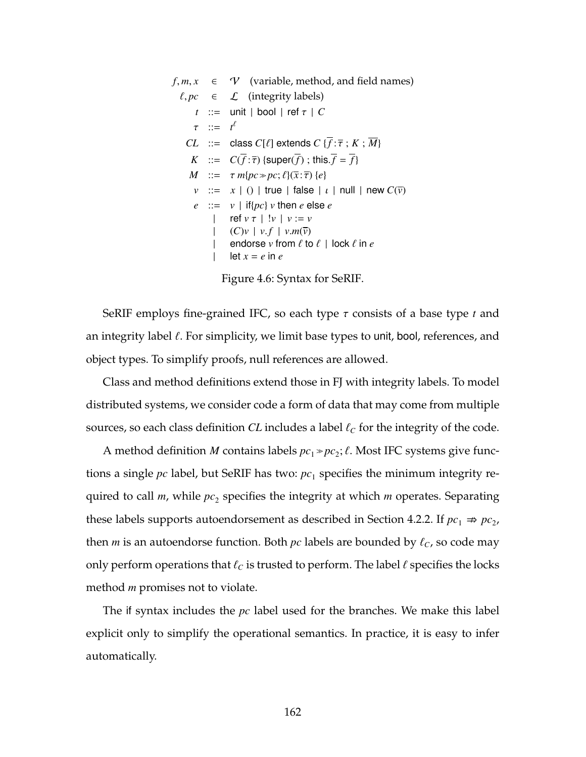$$
\begin{array}{rcl}
f, m, x & \in & \mathcal{V} \quad \text{(variable, method, and field names)} \\
\ell, pc & \in & \mathcal{L} \quad \text{(integrity labels)} \\
t & ::= & \mathsf{unit} \mid \mathsf{bool} \mid \mathsf{ref}\ \tau \mid C \\
\tau & ::= & t^{\ell} \\
CL & ::= & \mathsf{class}\ C[\ell]\ \mathsf{extends}\ C\ \{\overline{f} : \overline{\tau}\ ;\ K\ ;\ \overline{M}\} \\
K & ::= & C(\overline{f} : \overline{\tau})\ \{\mathsf{super}(\overline{f})\ ;\ \mathsf{this}.\overline{f} = \overline{f}\} \\
M & ::= & \tau\ m\{pc \gg pc; \ell\}(\overline{x} : \overline{\tau})\ \{e\} \\
v & ::= & x \mid () \mid \mathsf{true} \mid \mathsf{false} \mid \iota \mid \mathsf{null} \mid \mathsf{new}\ C(\overline{v}) \\
e & ::= & v \mid \mathsf{if}\{pc\}\ v\ \mathsf{then}\ e\ \mathsf{else}\ e \\
& \mid & \mathsf{ref}\ v\ \tau \mid\ !v \mid v := v \\
& \mid & (C)v \mid v.f \mid v.m(\overline{v}) \\
& \mid & \mathsf{endorse}\ v\ \mathsf{from}\ \ell\ \mathsf{to}\ \ell \mid \mathsf{lock}\ \ell\ \mathsf{in}\ e \\
& \mid & \mathsf{let}\ x = e\ \mathsf{in}\ e
\end{array}
$$

Figure 4.6: Syntax for SeRIF.

SeRIF employs fine-grained IFC, so each type $\tau$ consists of a base type $t$ and an integrity label $\ell$. For simplicity, we limit base types to unit, bool, references, and object types. To simplify proofs, null references are allowed.

Class and method definitions extend those in FJ with integrity labels. To model distributed systems, we consider code a form of data that may come from multiple sources, so each class definition $CL$ includes a label $\ell_C$ for the integrity of the code.

A method definition $M$ contains labels $pc_1 \gg pc_2; \ell$. Most IFC systems give functions a single $pc$ label, but SeRIF has two: $pc_1$ specifies the minimum integrity required to call $m$, while $pc_2$ specifies the integrity at which $m$ operates. Separating these labels supports autoendorsement as described in Section 4.2.2. If $pc_1 \not\Rightarrow pc_2$, then $m$ is an autoendorse function. Both $pc$ labels are bounded by $\ell_C$, so code may only perform operations that $\ell_C$ is trusted to perform. The label $\ell$ specifies the locks method $m$ promises not to violate.

The if syntax includes the $pc$ label used for the branches. We make this label explicit only to simplify the operational semantics. In practice, it is easy to infer automatically.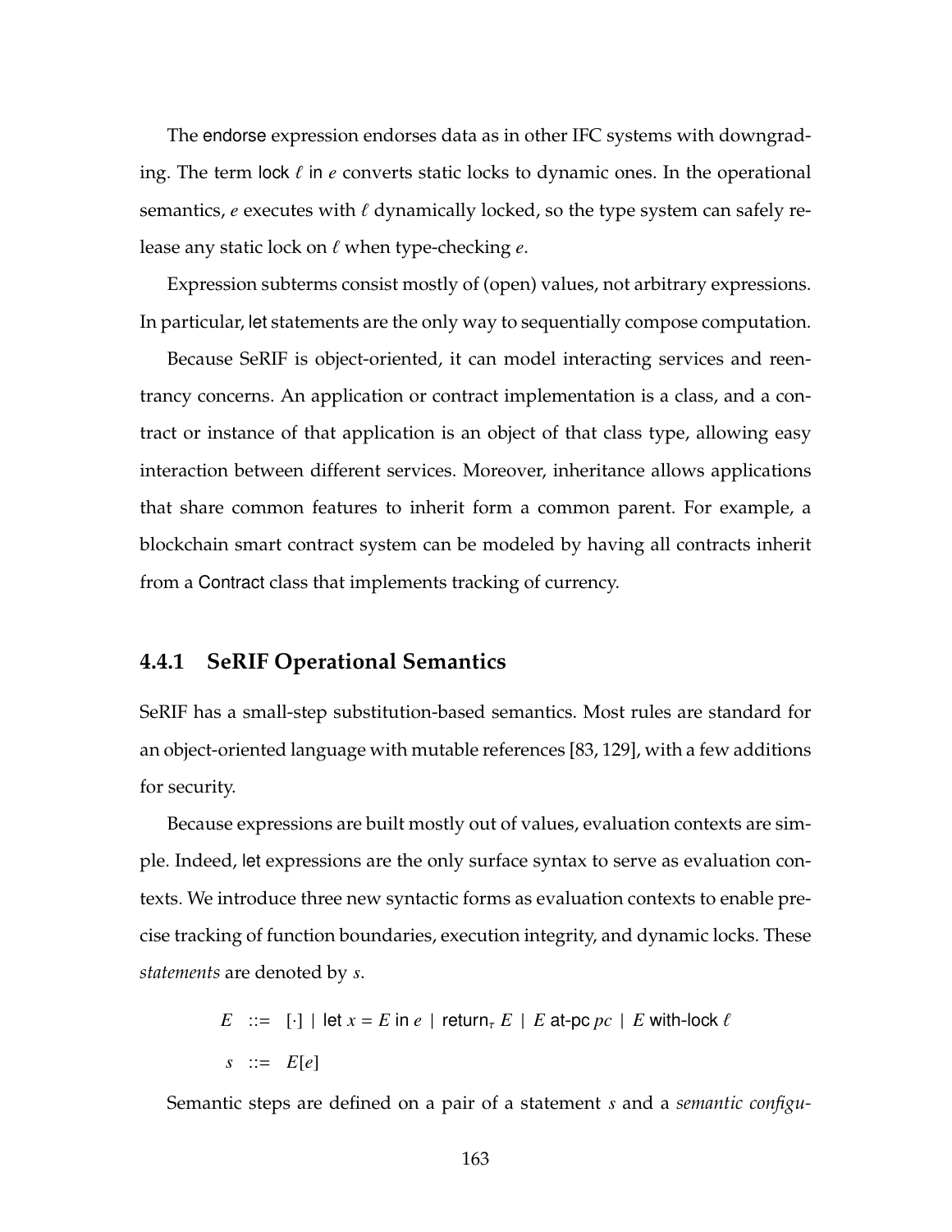The endorse expression endorses data as in other IFC systems with downgrading. The term lock $\ell$ in $e$ converts static locks to dynamic ones. In the operational semantics, $e$ executes with $\ell$ dynamically locked, so the type system can safely release any static lock on $\ell$ when type-checking $e$.

Expression subterms consist mostly of (open) values, not arbitrary expressions. In particular, let statements are the only way to sequentially compose computation.

Because SeRIF is object-oriented, it can model interacting services and reentrancy concerns. An application or contract implementation is a class, and a contract or instance of that application is an object of that class type, allowing easy interaction between different services. Moreover, inheritance allows applications that share common features to inherit form a common parent. For example, a blockchain smart contract system can be modeled by having all contracts inherit from a Contract class that implements tracking of currency.

### 4.4.1 SeRIF Operational Semantics

SeRIF has a small-step substitution-based semantics. Most rules are standard for an object-oriented language with mutable references [83, 129], with a few additions for security.

Because expressions are built mostly out of values, evaluation contexts are simple. Indeed, let expressions are the only surface syntax to serve as evaluation contexts. We introduce three new syntactic forms as evaluation contexts to enable precise tracking of function boundaries, execution integrity, and dynamic locks. These *statements* are denoted by $s$.

$$
\begin{aligned}
E &::= [\cdot] \mid \text{let } x = E \text{ in } e \mid \text{return}_{\tau}\ E \mid E \text{ at-pc } pc \mid E \text{ with-lock } \ell \\
s &::= E[e]
\end{aligned}
$$

Semantic steps are defined on a pair of a statement $s$ and a *semantic configu-*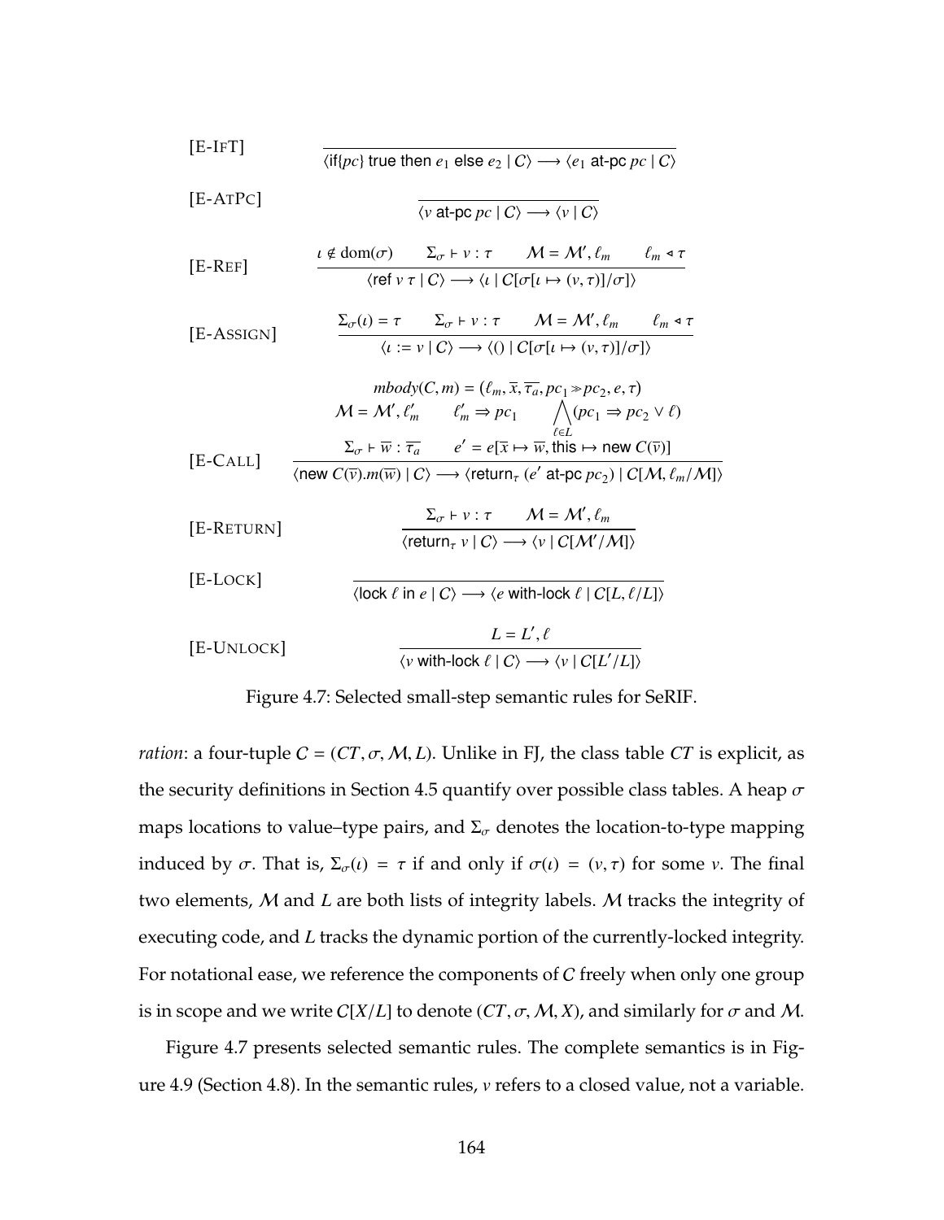[E-IfT]
$$\frac{}{\langle \mathsf{if}\{pc\}\ \mathsf{true}\ \mathsf{then}\ e_1\ \mathsf{else}\ e_2 \mid C\rangle \longrightarrow \langle e_1\ \mathsf{at\text{-}pc}\ pc \mid C\rangle}$$

[E-AtPc]
$$\frac{}{\langle v\ \mathsf{at\text{-}pc}\ pc \mid C\rangle \longrightarrow \langle v \mid C\rangle}$$

[E-Ref]
$$\frac{\iota \notin \mathrm{dom}(\sigma) \qquad \Sigma_\sigma \vdash v : \tau \qquad \mathcal{M} = \mathcal{M}', \ell_m \qquad \ell_m \triangleleft \tau}{\langle \mathsf{ref}\ v\ \tau \mid C\rangle \longrightarrow \langle \iota \mid C[\sigma[\iota \mapsto (v,\tau)]/\sigma]\rangle}$$

[E-Assign]
$$\frac{\Sigma_\sigma(\iota) = \tau \qquad \Sigma_\sigma \vdash v : \tau \qquad \mathcal{M} = \mathcal{M}', \ell_m \qquad \ell_m \triangleleft \tau}{\langle \iota := v \mid C\rangle \longrightarrow \langle () \mid C[\sigma[\iota \mapsto (v,\tau)]/\sigma]\rangle}$$

[E-Call]
$$\frac{\begin{array}{c} mbody(C, m) = (\ell_m, \overline{x}, \overline{\tau_a}, pc_1 \gg pc_2, e, \tau) \\ \mathcal{M} = \mathcal{M}', \ell'_m \qquad \ell'_m \Rightarrow pc_1 \qquad \bigwedge_{\ell \in L}(pc_1 \Rightarrow pc_2 \vee \ell) \\ \Sigma_\sigma \vdash \overline{w} : \overline{\tau_a} \qquad e' = e[\overline{x} \mapsto \overline{w}, \mathsf{this} \mapsto \mathsf{new}\ C(\overline{v})] \end{array}}{\langle \mathsf{new}\ C(\overline{v}).m(\overline{w}) \mid C\rangle \longrightarrow \langle \mathsf{return}_\tau\ (e'\ \mathsf{at\text{-}pc}\ pc_2) \mid C[\mathcal{M}, \ell_m/\mathcal{M}]\rangle}$$

[E-Return]
$$\frac{\Sigma_\sigma \vdash v : \tau \qquad \mathcal{M} = \mathcal{M}', \ell_m}{\langle \mathsf{return}_\tau\ v \mid C\rangle \longrightarrow \langle v \mid C[\mathcal{M}'/\mathcal{M}]\rangle}$$

[E-Lock]
$$\frac{}{\langle \mathsf{lock}\ \ell\ \mathsf{in}\ e \mid C\rangle \longrightarrow \langle e\ \mathsf{with\text{-}lock}\ \ell \mid C[L, \ell/L]\rangle}$$

[E-Unlock]
$$\frac{L = L', \ell}{\langle v\ \mathsf{with\text{-}lock}\ \ell \mid C\rangle \longrightarrow \langle v \mid C[L'/L]\rangle}$$

Figure 4.7: Selected small-step semantic rules for SeRIF.

*ration*: a four-tuple $C = (CT, \sigma, \mathcal{M}, L)$. Unlike in FJ, the class table $CT$ is explicit, as the security definitions in Section 4.5 quantify over possible class tables. A heap $\sigma$ maps locations to value–type pairs, and $\Sigma_\sigma$ denotes the location-to-type mapping induced by $\sigma$. That is, $\Sigma_\sigma(\iota) = \tau$ if and only if $\sigma(\iota) = (v, \tau)$ for some $v$. The final two elements, $\mathcal{M}$ and $L$ are both lists of integrity labels. $\mathcal{M}$ tracks the integrity of executing code, and $L$ tracks the dynamic portion of the currently-locked integrity. For notational ease, we reference the components of $C$ freely when only one group is in scope and we write $C[X/L]$ to denote $(CT, \sigma, \mathcal{M}, X)$, and similarly for $\sigma$ and $\mathcal{M}$.

Figure 4.7 presents selected semantic rules. The complete semantics is in Figure 4.9 (Section 4.8). In the semantic rules, $v$ refers to a closed value, not a variable.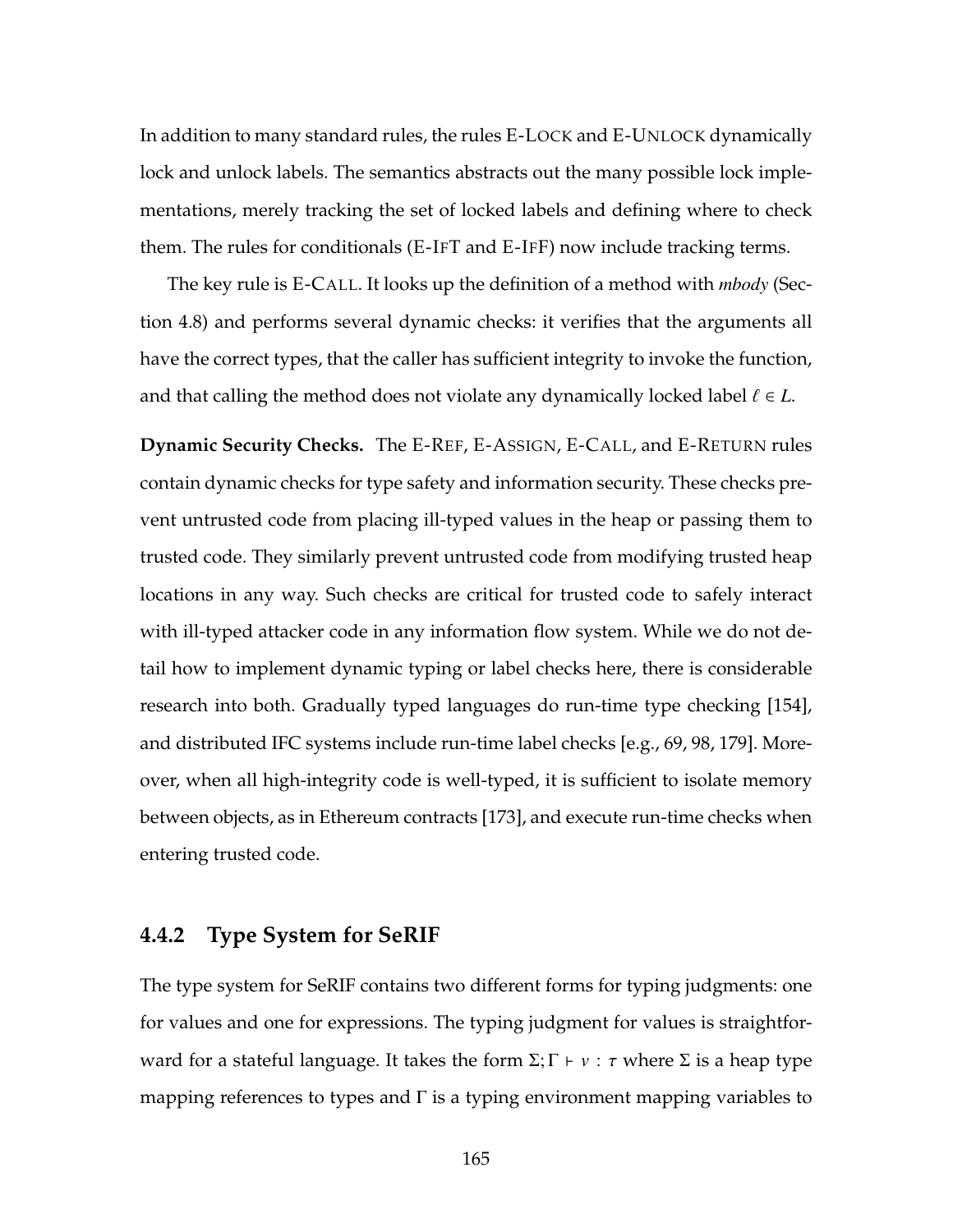In addition to many standard rules, the rules E-LOCK and E-UNLOCK dynamically lock and unlock labels. The semantics abstracts out the many possible lock implementations, merely tracking the set of locked labels and defining where to check them. The rules for conditionals (E-IFT and E-IFF) now include tracking terms.

The key rule is E-CALL. It looks up the definition of a method with *mbody* (Section 4.8) and performs several dynamic checks: it verifies that the arguments all have the correct types, that the caller has sufficient integrity to invoke the function, and that calling the method does not violate any dynamically locked label $\ell \in L$.

**Dynamic Security Checks.** The E-REF, E-ASSIGN, E-CALL, and E-RETURN rules contain dynamic checks for type safety and information security. These checks prevent untrusted code from placing ill-typed values in the heap or passing them to trusted code. They similarly prevent untrusted code from modifying trusted heap locations in any way. Such checks are critical for trusted code to safely interact with ill-typed attacker code in any information flow system. While we do not detail how to implement dynamic typing or label checks here, there is considerable research into both. Gradually typed languages do run-time type checking [154], and distributed IFC systems include run-time label checks [e.g., 69, 98, 179]. Moreover, when all high-integrity code is well-typed, it is sufficient to isolate memory between objects, as in Ethereum contracts [173], and execute run-time checks when entering trusted code.

### 4.4.2 Type System for SeRIF

The type system for SeRIF contains two different forms for typing judgments: one for values and one for expressions. The typing judgment for values is straightforward for a stateful language. It takes the form $\Sigma; \Gamma \vdash v : \tau$ where $\Sigma$ is a heap type mapping references to types and $\Gamma$ is a typing environment mapping variables to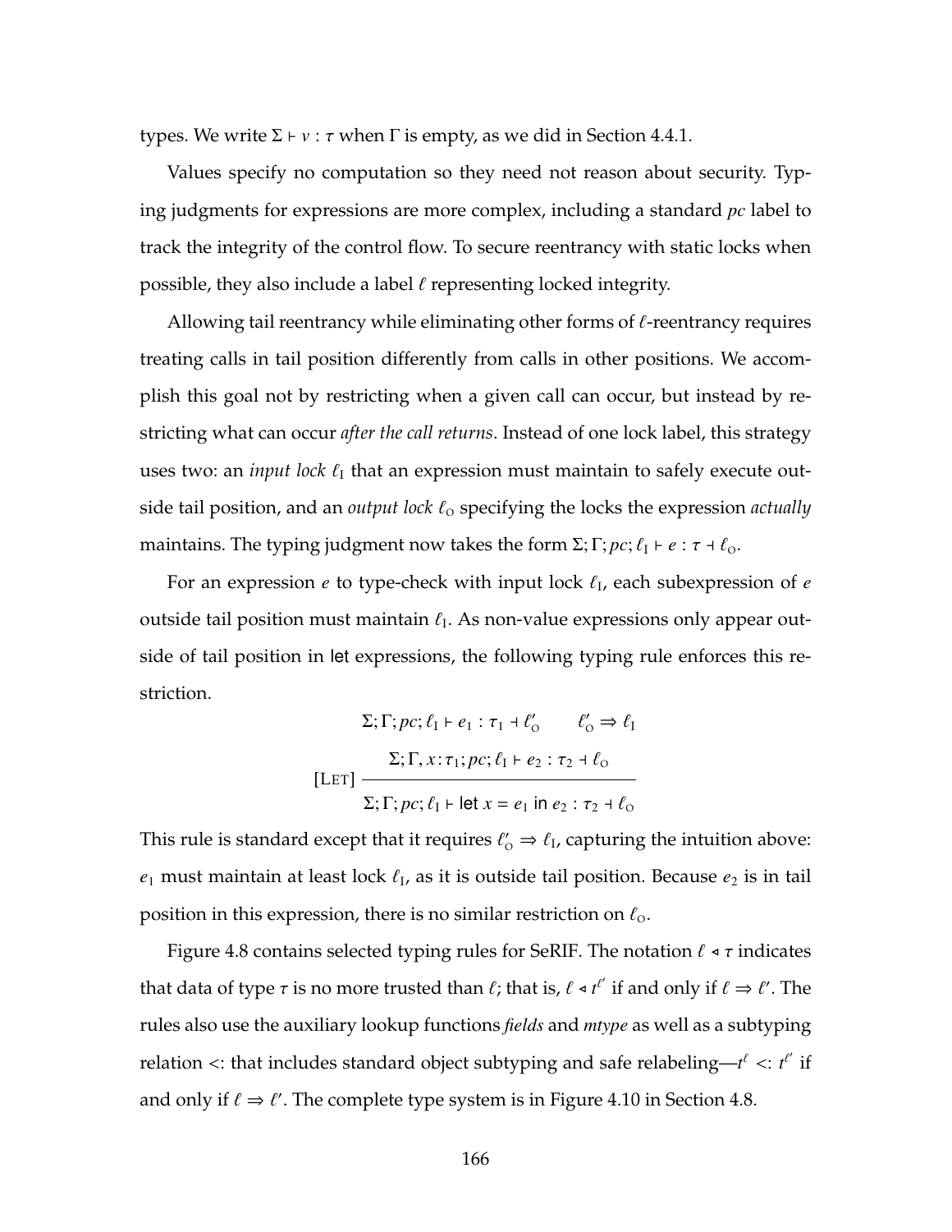types. We write $\Sigma \vdash v : \tau$ when $\Gamma$ is empty, as we did in Section 4.4.1.

Values specify no computation so they need not reason about security. Typing judgments for expressions are more complex, including a standard *pc* label to track the integrity of the control flow. To secure reentrancy with static locks when possible, they also include a label $\ell$ representing locked integrity.

Allowing tail reentrancy while eliminating other forms of $\ell$-reentrancy requires treating calls in tail position differently from calls in other positions. We accomplish this goal not by restricting when a given call can occur, but instead by restricting what can occur *after the call returns*. Instead of one lock label, this strategy uses two: an *input lock* $\ell_\text{I}$ that an expression must maintain to safely execute outside tail position, and an *output lock* $\ell_\text{O}$ specifying the locks the expression *actually* maintains. The typing judgment now takes the form $\Sigma; \Gamma; pc; \ell_\text{I} \vdash e : \tau \dashv \ell_\text{O}$.

For an expression $e$ to type-check with input lock $\ell_\text{I}$, each subexpression of $e$ outside tail position must maintain $\ell_\text{I}$. As non-value expressions only appear outside of tail position in let expressions, the following typing rule enforces this restriction.

$$\text{[Let]}\ \frac{\Sigma; \Gamma; pc; \ell_\text{I} \vdash e_1 : \tau_1 \dashv \ell'_\text{O} \qquad \ell'_\text{O} \Rightarrow \ell_\text{I} \qquad \Sigma; \Gamma, x\!:\!\tau_1; pc; \ell_\text{I} \vdash e_2 : \tau_2 \dashv \ell_\text{O}}{\Sigma; \Gamma; pc; \ell_\text{I} \vdash \mathsf{let}\ x = e_1\ \mathsf{in}\ e_2 : \tau_2 \dashv \ell_\text{O}}$$

This rule is standard except that it requires $\ell'_\text{O} \Rightarrow \ell_\text{I}$, capturing the intuition above: $e_1$ must maintain at least lock $\ell_\text{I}$, as it is outside tail position. Because $e_2$ is in tail position in this expression, there is no similar restriction on $\ell_\text{O}$.

Figure 4.8 contains selected typing rules for SeRIF. The notation $\ell \triangleleft \tau$ indicates that data of type $\tau$ is no more trusted than $\ell$; that is, $\ell \triangleleft t^{\ell'}$ if and only if $\ell \Rightarrow \ell'$. The rules also use the auxiliary lookup functions *fields* and *mtype* as well as a subtyping relation $<:$ that includes standard object subtyping and safe relabeling—$t^{\ell} <: t^{\ell'}$ if and only if $\ell \Rightarrow \ell'$. The complete type system is in Figure 4.10 in Section 4.8.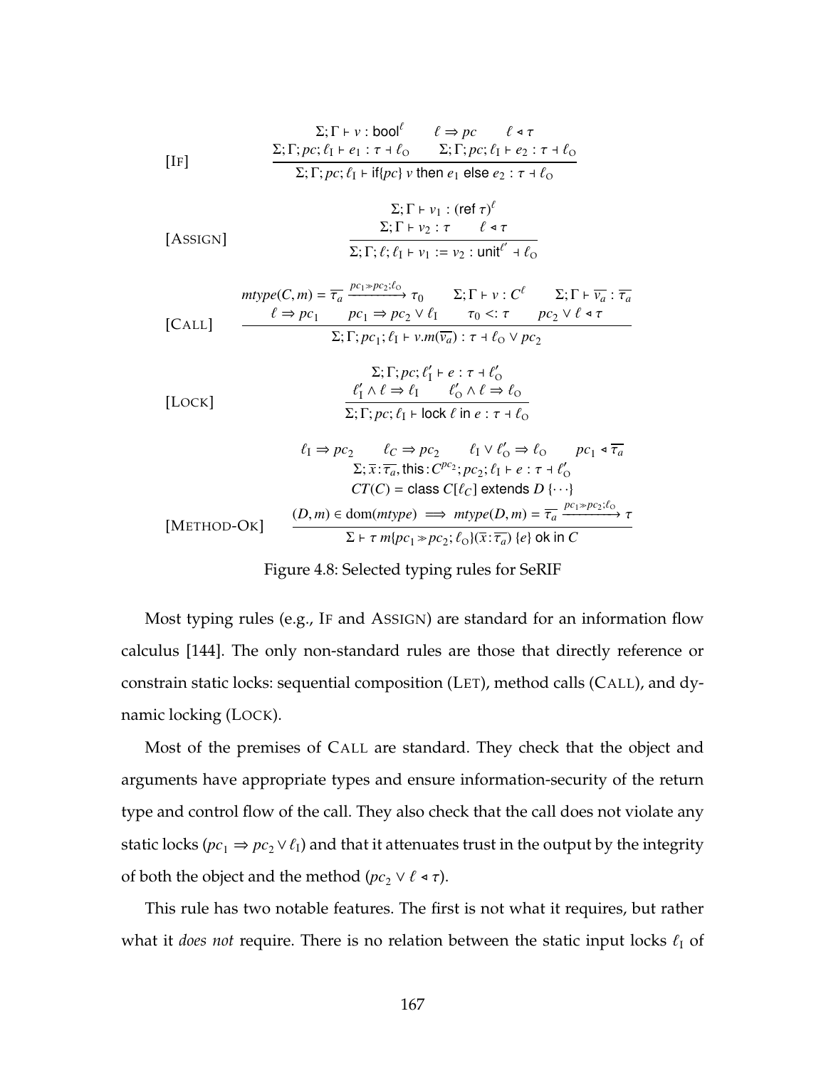$$\text{[IF]} \quad \frac{\Sigma;\Gamma \vdash v : \mathsf{bool}^{\ell} \qquad \ell \Rightarrow pc \qquad \ell \triangleleft \tau \qquad \Sigma;\Gamma;pc;\ell_{\mathrm{I}} \vdash e_1 : \tau \dashv \ell_{\mathrm{O}} \qquad \Sigma;\Gamma;pc;\ell_{\mathrm{I}} \vdash e_2 : \tau \dashv \ell_{\mathrm{O}}}{\Sigma;\Gamma;pc;\ell_{\mathrm{I}} \vdash \mathsf{if}\{pc\}\ v\ \mathsf{then}\ e_1\ \mathsf{else}\ e_2 : \tau \dashv \ell_{\mathrm{O}}}$$

$$\text{[ASSIGN]} \quad \frac{\Sigma;\Gamma \vdash v_1 : (\mathsf{ref}\ \tau)^{\ell} \qquad \Sigma;\Gamma \vdash v_2 : \tau \qquad \ell \triangleleft \tau}{\Sigma;\Gamma;\ell;\ell_{\mathrm{I}} \vdash v_1 := v_2 : \mathsf{unit}^{\ell'} \dashv \ell_{\mathrm{O}}}$$

$$\text{[CALL]} \quad \frac{\begin{array}{c} mtype(C,m) = \overline{\tau_a} \xrightarrow{pc_1 \gg pc_2;\ell_{\mathrm{O}}} \tau_0 \qquad \Sigma;\Gamma \vdash v : C^{\ell} \qquad \Sigma;\Gamma \vdash \overline{v_a} : \overline{\tau_a} \\ \ell \Rightarrow pc_1 \qquad pc_1 \Rightarrow pc_2 \vee \ell_{\mathrm{I}} \qquad \tau_0 <: \tau \qquad pc_2 \vee \ell \triangleleft \tau \end{array}}{\Sigma;\Gamma;pc_1;\ell_{\mathrm{I}} \vdash v.m(\overline{v_a}) : \tau \dashv \ell_{\mathrm{O}} \vee pc_2}$$

$$\text{[LOCK]} \quad \frac{\Sigma;\Gamma;pc;\ell'_{\mathrm{I}} \vdash e : \tau \dashv \ell'_{\mathrm{O}} \qquad \ell'_{\mathrm{I}} \wedge \ell \Rightarrow \ell_{\mathrm{I}} \qquad \ell'_{\mathrm{O}} \wedge \ell \Rightarrow \ell_{\mathrm{O}}}{\Sigma;\Gamma;pc;\ell_{\mathrm{I}} \vdash \mathsf{lock}\ \ell\ \mathsf{in}\ e : \tau \dashv \ell_{\mathrm{O}}}$$

$$\text{[METHOD-OK]} \quad \frac{\begin{array}{c} \ell_{\mathrm{I}} \Rightarrow pc_2 \qquad \ell_C \Rightarrow pc_2 \qquad \ell_{\mathrm{I}} \vee \ell'_{\mathrm{O}} \Rightarrow \ell_{\mathrm{O}} \qquad pc_1 \triangleleft \overline{\tau_a} \\ \Sigma;\overline{x}\!:\!\overline{\tau_a}, \mathsf{this}\!:\!C^{pc_2};pc_2;\ell_{\mathrm{I}} \vdash e : \tau \dashv \ell'_{\mathrm{O}} \\ CT(C) = \mathsf{class}\ C[\ell_C]\ \mathsf{extends}\ D\ \{\cdots\} \\ (D,m) \in \mathrm{dom}(mtype) \implies mtype(D,m) = \overline{\tau_a} \xrightarrow{pc_1 \gg pc_2;\ell_{\mathrm{O}}} \tau \end{array}}{\Sigma \vdash \tau\ m\{pc_1 \gg pc_2;\ell_{\mathrm{O}}\}(\overline{x}\!:\!\overline{\tau_a})\ \{e\}\ \mathsf{ok\ in}\ C}$$

Figure 4.8: Selected typing rules for SeRIF

Most typing rules (e.g., IF and ASSIGN) are standard for an information flow calculus [144]. The only non-standard rules are those that directly reference or constrain static locks: sequential composition (LET), method calls (CALL), and dynamic locking (LOCK).

Most of the premises of CALL are standard. They check that the object and arguments have appropriate types and ensure information-security of the return type and control flow of the call. They also check that the call does not violate any static locks ($pc_1 \Rightarrow pc_2 \vee \ell_{\mathrm{I}}$) and that it attenuates trust in the output by the integrity of both the object and the method ($pc_2 \vee \ell \triangleleft \tau$).

This rule has two notable features. The first is not what it requires, but rather what it *does not* require. There is no relation between the static input locks $\ell_{\mathrm{I}}$ of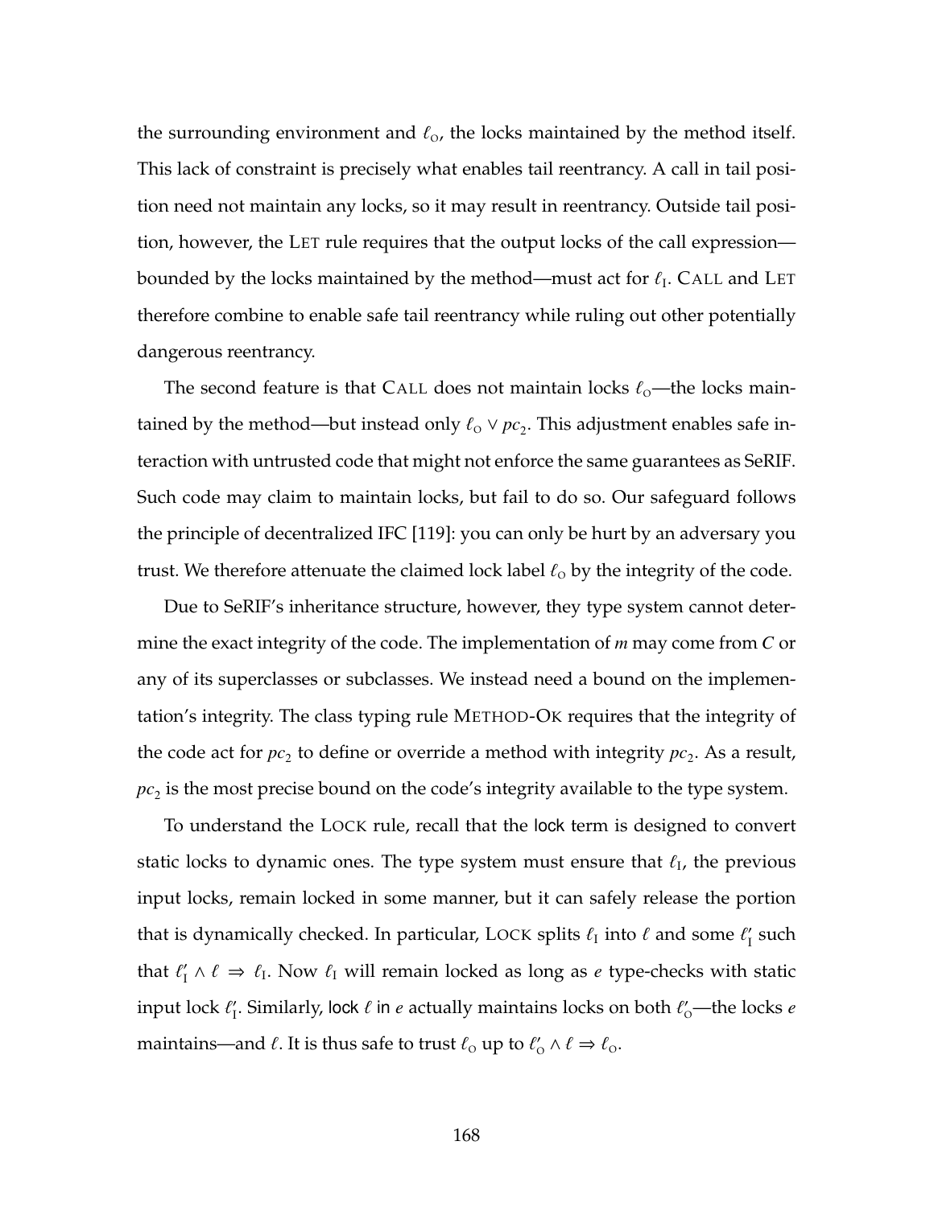the surrounding environment and $\ell_O$, the locks maintained by the method itself. This lack of constraint is precisely what enables tail reentrancy. A call in tail position need not maintain any locks, so it may result in reentrancy. Outside tail position, however, the LET rule requires that the output locks of the call expression—bounded by the locks maintained by the method—must act for $\ell_I$. CALL and LET therefore combine to enable safe tail reentrancy while ruling out other potentially dangerous reentrancy.

The second feature is that CALL does not maintain locks $\ell_O$—the locks maintained by the method—but instead only $\ell_O \vee pc_2$. This adjustment enables safe interaction with untrusted code that might not enforce the same guarantees as SeRIF. Such code may claim to maintain locks, but fail to do so. Our safeguard follows the principle of decentralized IFC [119]: you can only be hurt by an adversary you trust. We therefore attenuate the claimed lock label $\ell_O$ by the integrity of the code.

Due to SeRIF's inheritance structure, however, they type system cannot determine the exact integrity of the code. The implementation of $m$ may come from $C$ or any of its superclasses or subclasses. We instead need a bound on the implementation's integrity. The class typing rule METHOD-OK requires that the integrity of the code act for $pc_2$ to define or override a method with integrity $pc_2$. As a result, $pc_2$ is the most precise bound on the code's integrity available to the type system.

To understand the LOCK rule, recall that the lock term is designed to convert static locks to dynamic ones. The type system must ensure that $\ell_I$, the previous input locks, remain locked in some manner, but it can safely release the portion that is dynamically checked. In particular, LOCK splits $\ell_I$ into $\ell$ and some $\ell'_I$ such that $\ell'_I \wedge \ell \Rightarrow \ell_I$. Now $\ell_I$ will remain locked as long as $e$ type-checks with static input lock $\ell'_I$. Similarly, lock $\ell$ in $e$ actually maintains locks on both $\ell'_O$—the locks $e$ maintains—and $\ell$. It is thus safe to trust $\ell_O$ up to $\ell'_O \wedge \ell \Rightarrow \ell_O$.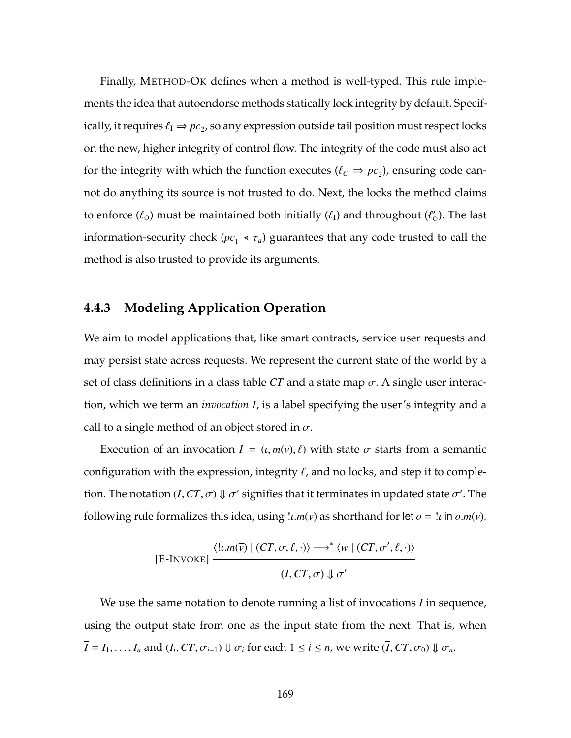Finally, Method-Ok defines when a method is well-typed. This rule implements the idea that autoendorse methods statically lock integrity by default. Specifically, it requires $\ell_I \Rightarrow pc_2$, so any expression outside tail position must respect locks on the new, higher integrity of control flow. The integrity of the code must also act for the integrity with which the function executes ($\ell_C \Rightarrow pc_2$), ensuring code cannot do anything its source is not trusted to do. Next, the locks the method claims to enforce ($\ell_O$) must be maintained both initially ($\ell_I$) and throughout ($\ell'_O$). The last information-security check ($pc_1 \triangleleft \overline{\tau_a}$) guarantees that any code trusted to call the method is also trusted to provide its arguments.

### 4.4.3 Modeling Application Operation

We aim to model applications that, like smart contracts, service user requests and may persist state across requests. We represent the current state of the world by a set of class definitions in a class table $CT$ and a state map $\sigma$. A single user interaction, which we term an *invocation* $I$, is a label specifying the user's integrity and a call to a single method of an object stored in $\sigma$.

Execution of an invocation $I = (\iota, m(\overline{v}), \ell)$ with state $\sigma$ starts from a semantic configuration with the expression, integrity $\ell$, and no locks, and step it to completion. The notation $(I, CT, \sigma) \Downarrow \sigma'$ signifies that it terminates in updated state $\sigma'$. The following rule formalizes this idea, using $!\iota.m(\overline{v})$ as shorthand for $\text{let } o = !\iota \text{ in } o.m(\overline{v})$.

$$[\text{E-Invoke}] \; \frac{\langle !\iota.m(\overline{v}) \mid (CT, \sigma, \ell, \cdot)\rangle \longrightarrow^* \langle w \mid (CT, \sigma', \ell, \cdot)\rangle}{(I, CT, \sigma) \Downarrow \sigma'}$$

We use the same notation to denote running a list of invocations $\overline{I}$ in sequence, using the output state from one as the input state from the next. That is, when $\overline{I} = I_1, \ldots, I_n$ and $(I_i, CT, \sigma_{i-1}) \Downarrow \sigma_i$ for each $1 \leq i \leq n$, we write $(\overline{I}, CT, \sigma_0) \Downarrow \sigma_n$.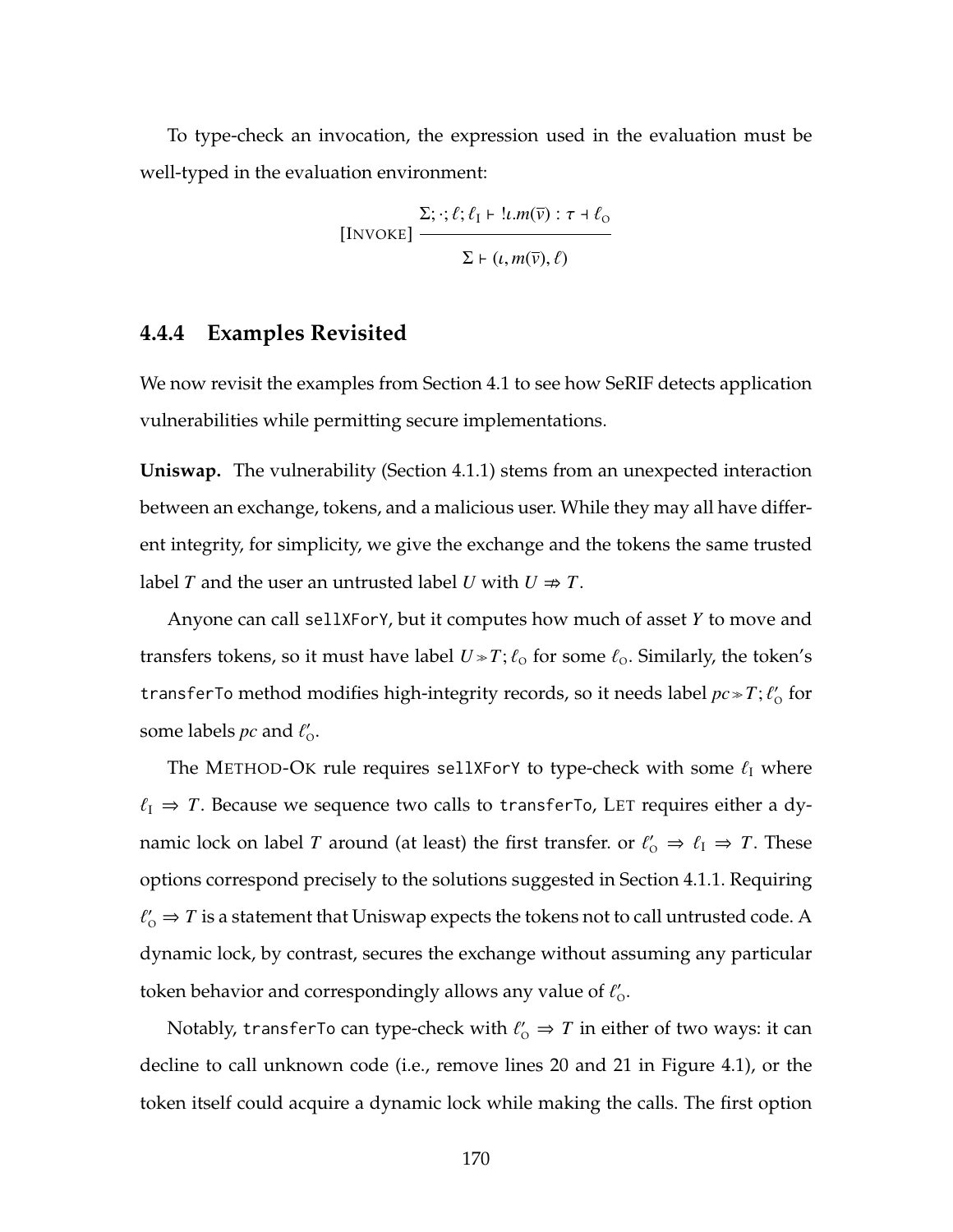To type-check an invocation, the expression used in the evaluation must be well-typed in the evaluation environment:

$$[\textsc{Invoke}] \frac{\Sigma; \cdot; \ell; \ell_{\mathrm{I}} \vdash\ !\iota.m(\overline{v}) : \tau \dashv \ell_{\mathrm{O}}}{\Sigma \vdash (\iota, m(\overline{v}), \ell)}$$

### 4.4.4 Examples Revisited

We now revisit the examples from Section 4.1 to see how SeRIF detects application vulnerabilities while permitting secure implementations.

**Uniswap.** The vulnerability (Section 4.1.1) stems from an unexpected interaction between an exchange, tokens, and a malicious user. While they may all have different integrity, for simplicity, we give the exchange and the tokens the same trusted label $T$ and the user an untrusted label $U$ with $U \not\Rightarrow T$.

Anyone can call `sellXForY`, but it computes how much of asset $Y$ to move and transfers tokens, so it must have label $U \gg T; \ell_{\mathrm{O}}$ for some $\ell_{\mathrm{O}}$. Similarly, the token's `transferTo` method modifies high-integrity records, so it needs label $pc \gg T; \ell'_{\mathrm{O}}$ for some labels $pc$ and $\ell'_{\mathrm{O}}$.

The Method-Ok rule requires `sellXForY` to type-check with some $\ell_{\mathrm{I}}$ where $\ell_{\mathrm{I}} \Rightarrow T$. Because we sequence two calls to `transferTo`, Let requires either a dynamic lock on label $T$ around (at least) the first transfer. or $\ell'_{\mathrm{O}} \Rightarrow \ell_{\mathrm{I}} \Rightarrow T$. These options correspond precisely to the solutions suggested in Section 4.1.1. Requiring $\ell'_{\mathrm{O}} \Rightarrow T$ is a statement that Uniswap expects the tokens not to call untrusted code. A dynamic lock, by contrast, secures the exchange without assuming any particular token behavior and correspondingly allows any value of $\ell'_{\mathrm{O}}$.

Notably, `transferTo` can type-check with $\ell'_{\mathrm{O}} \Rightarrow T$ in either of two ways: it can decline to call unknown code (i.e., remove lines 20 and 21 in Figure 4.1), or the token itself could acquire a dynamic lock while making the calls. The first option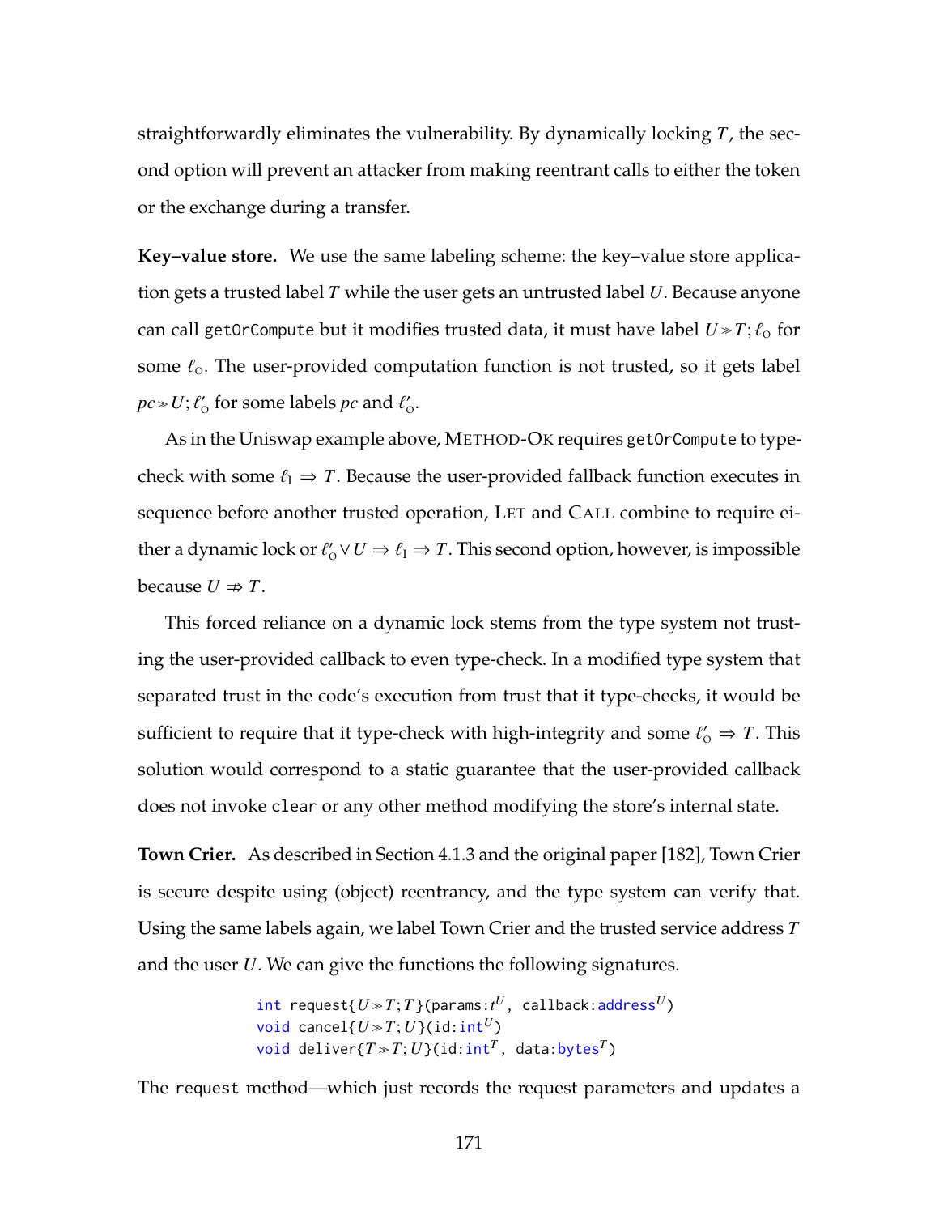straightforwardly eliminates the vulnerability. By dynamically locking $T$, the second option will prevent an attacker from making reentrant calls to either the token or the exchange during a transfer.

**Key–value store.** We use the same labeling scheme: the key–value store application gets a trusted label $T$ while the user gets an untrusted label $U$. Because anyone can call `getOrCompute` but it modifies trusted data, it must have label $U \gg T; \ell_O$ for some $\ell_O$. The user-provided computation function is not trusted, so it gets label $pc \gg U; \ell'_O$ for some labels $pc$ and $\ell'_O$.

As in the Uniswap example above, Method-Ok requires `getOrCompute` to type-check with some $\ell_I \Rightarrow T$. Because the user-provided fallback function executes in sequence before another trusted operation, Let and Call combine to require either a dynamic lock or $\ell'_O \vee U \Rightarrow \ell_I \Rightarrow T$. This second option, however, is impossible because $U \not\Rightarrow T$.

This forced reliance on a dynamic lock stems from the type system not trusting the user-provided callback to even type-check. In a modified type system that separated trust in the code's execution from trust that it type-checks, it would be sufficient to require that it type-check with high-integrity and some $\ell'_O \Rightarrow T$. This solution would correspond to a static guarantee that the user-provided callback does not invoke `clear` or any other method modifying the store's internal state.

**Town Crier.** As described in Section 4.1.3 and the original paper [182], Town Crier is secure despite using (object) reentrancy, and the type system can verify that. Using the same labels again, we label Town Crier and the trusted service address $T$ and the user $U$. We can give the functions the following signatures.

```
int request{U≫T;T}(params:t^U, callback:address^U)
void cancel{U≫T;U}(id:int^U)
void deliver{T≫T;U}(id:int^T, data:bytes^T)
```

The `request` method—which just records the request parameters and updates a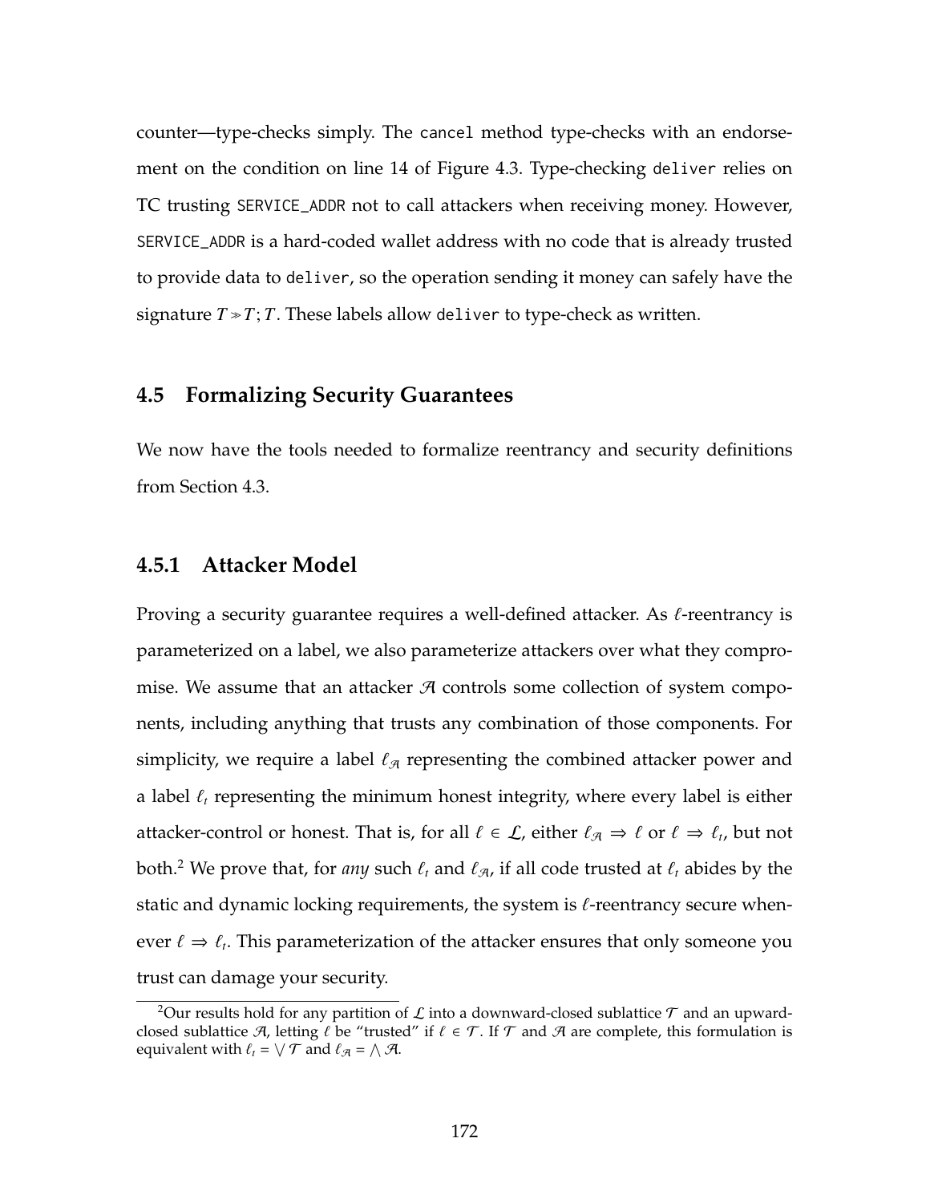counter—type-checks simply. The `cancel` method type-checks with an endorsement on the condition on line 14 of Figure 4.3. Type-checking `deliver` relies on TC trusting `SERVICE_ADDR` not to call attackers when receiving money. However, `SERVICE_ADDR` is a hard-coded wallet address with no code that is already trusted to provide data to `deliver`, so the operation sending it money can safely have the signature $T \gg T; T$. These labels allow `deliver` to type-check as written.

## 4.5 Formalizing Security Guarantees

We now have the tools needed to formalize reentrancy and security definitions from Section 4.3.

### 4.5.1 Attacker Model

Proving security guarantee requires a well-defined attacker. As $\ell$-reentrancy is parameterized on a label, we also parameterize attackers over what they compromise. We assume that an attacker $\mathcal{A}$ controls some collection of system components, including anything that trusts any combination of those components. For simplicity, we require a label $\ell_{\mathcal{A}}$ representing the combined attacker power and a label $\ell_t$ representing the minimum honest integrity, where every label is either attacker-control or honest. That is, for all $\ell \in \mathcal{L}$, either $\ell_{\mathcal{A}} \Rightarrow \ell$ or $\ell \Rightarrow \ell_t$, but not both.[2] We prove that, for *any* such $\ell_t$ and $\ell_{\mathcal{A}}$, if all code trusted at $\ell_t$ abides by the static and dynamic locking requirements, the system is $\ell$-reentrancy secure whenever $\ell \Rightarrow \ell_t$. This parameterization of the attacker ensures that only someone you trust can damage your security.

[2] Our results hold for any partition of $\mathcal{L}$ into a downward-closed sublattice $\mathcal{T}$ and an upward-closed sublattice $\mathcal{A}$, letting $\ell$ be "trusted" if $\ell \in \mathcal{T}$. If $\mathcal{T}$ and $\mathcal{A}$ are complete, this formulation is equivalent with $\ell_t = \bigvee \mathcal{T}$ and $\ell_{\mathcal{A}} = \bigwedge \mathcal{A}$.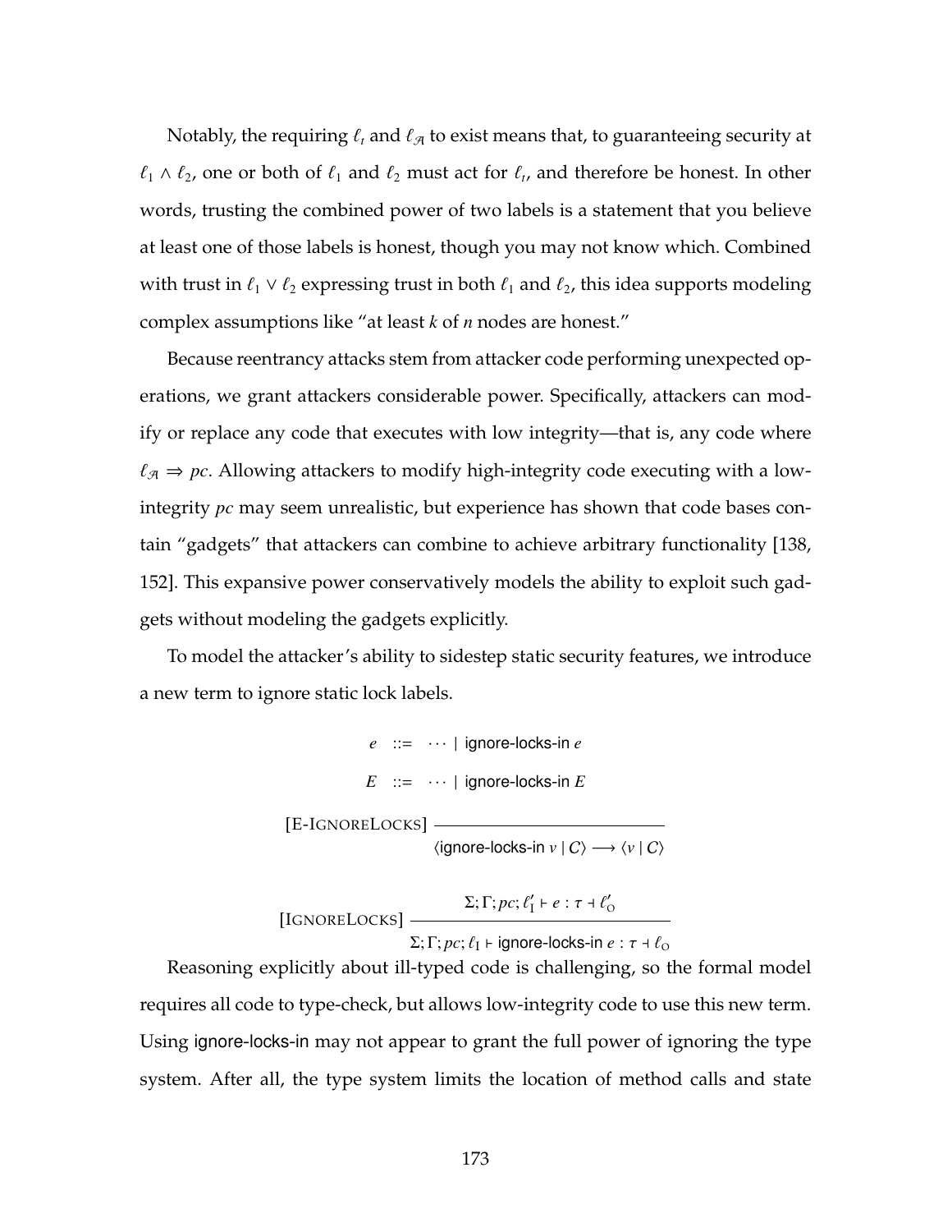Notably, the requiring $\ell_t$ and $\ell_{\mathcal{A}}$ to exist means that, to guaranteeing security at $\ell_1 \wedge \ell_2$, one or both of $\ell_1$ and $\ell_2$ must act for $\ell_t$, and therefore be honest. In other words, trusting the combined power of two labels is a statement that you believe at least one of those labels is honest, though you may not know which. Combined with trust in $\ell_1 \vee \ell_2$ expressing trust in both $\ell_1$ and $\ell_2$, this idea supports modeling complex assumptions like "at least $k$ of $n$ nodes are honest."

Because reentrancy attacks stem from attacker code performing unexpected operations, we grant attackers considerable power. Specifically, attackers can modify or replace any code that executes with low integrity—that is, any code where $\ell_{\mathcal{A}} \Rightarrow pc$. Allowing attackers to modify high-integrity code executing with a low-integrity $pc$ may seem unrealistic, but experience has shown that code bases contain "gadgets" that attackers can combine to achieve arbitrary functionality [138, 152]. This expansive power conservatively models the ability to exploit such gadgets without modeling the gadgets explicitly.

To model the attacker's ability to sidestep static security features, we introduce a new term to ignore static lock labels.

$$e \ ::= \ \cdots \mid \textsf{ignore-locks-in}\ e$$

$$E \ ::= \ \cdots \mid \textsf{ignore-locks-in}\ E$$

$$[\textsc{E-IgnoreLocks}]\ \frac{}{\langle \textsf{ignore-locks-in}\ v \mid C \rangle \longrightarrow \langle v \mid C \rangle}$$

$$[\textsc{IgnoreLocks}]\ \frac{\Sigma; \Gamma; pc; \ell_{\mathrm{I}}' \vdash e : \tau \dashv \ell_{\mathrm{O}}'}{\Sigma; \Gamma; pc; \ell_{\mathrm{I}} \vdash \textsf{ignore-locks-in}\ e : \tau \dashv \ell_{\mathrm{O}}}$$

Reasoning explicitly about ill-typed code is challenging, so the formal model requires all code to type-check, but allows low-integrity code to use this new term. Using ignore-locks-in may not appear to grant the full power of ignoring the type system. After all, the type system limits the location of method calls and state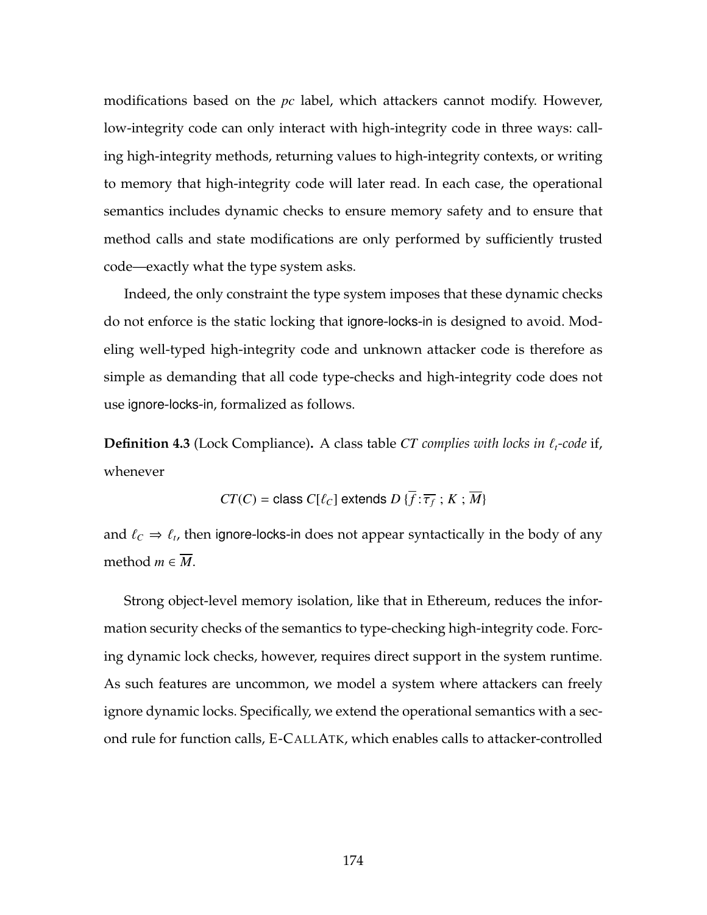modifications based on the *pc* label, which attackers cannot modify. However, low-integrity code can only interact with high-integrity code in three ways: calling high-integrity methods, returning values to high-integrity contexts, or writing to memory that high-integrity code will later read. In each case, the operational semantics includes dynamic checks to ensure memory safety and to ensure that method calls and state modifications are only performed by sufficiently trusted code—exactly what the type system asks.

Indeed, the only constraint the type system imposes that these dynamic checks do not enforce is the static locking that ignore-locks-in is designed to avoid. Modeling well-typed high-integrity code and unknown attacker code is therefore as simple as demanding that all code type-checks and high-integrity code does not use ignore-locks-in, formalized as follows.

**Definition 4.3** (Lock Compliance)**.** A class table *CT complies with locks in* $\ell_t$*-code* if, whenever

$$CT(C) = \text{class } C[\ell_C] \text{ extends } D\ \{\overline{f} : \overline{\tau_f}\ ;\ K\ ;\ \overline{M}\}$$

and $\ell_C \Rightarrow \ell_t$, then ignore-locks-in does not appear syntactically in the body of any method $m \in \overline{M}$.

Strong object-level memory isolation, like that in Ethereum, reduces the information security checks of the semantics to type-checking high-integrity code. Forcing dynamic lock checks, however, requires direct support in the system runtime. As such features are uncommon, we model a system where attackers can freely ignore dynamic locks. Specifically, we extend the operational semantics with a second rule for function calls, E-CALLATK, which enables calls to attacker-controlled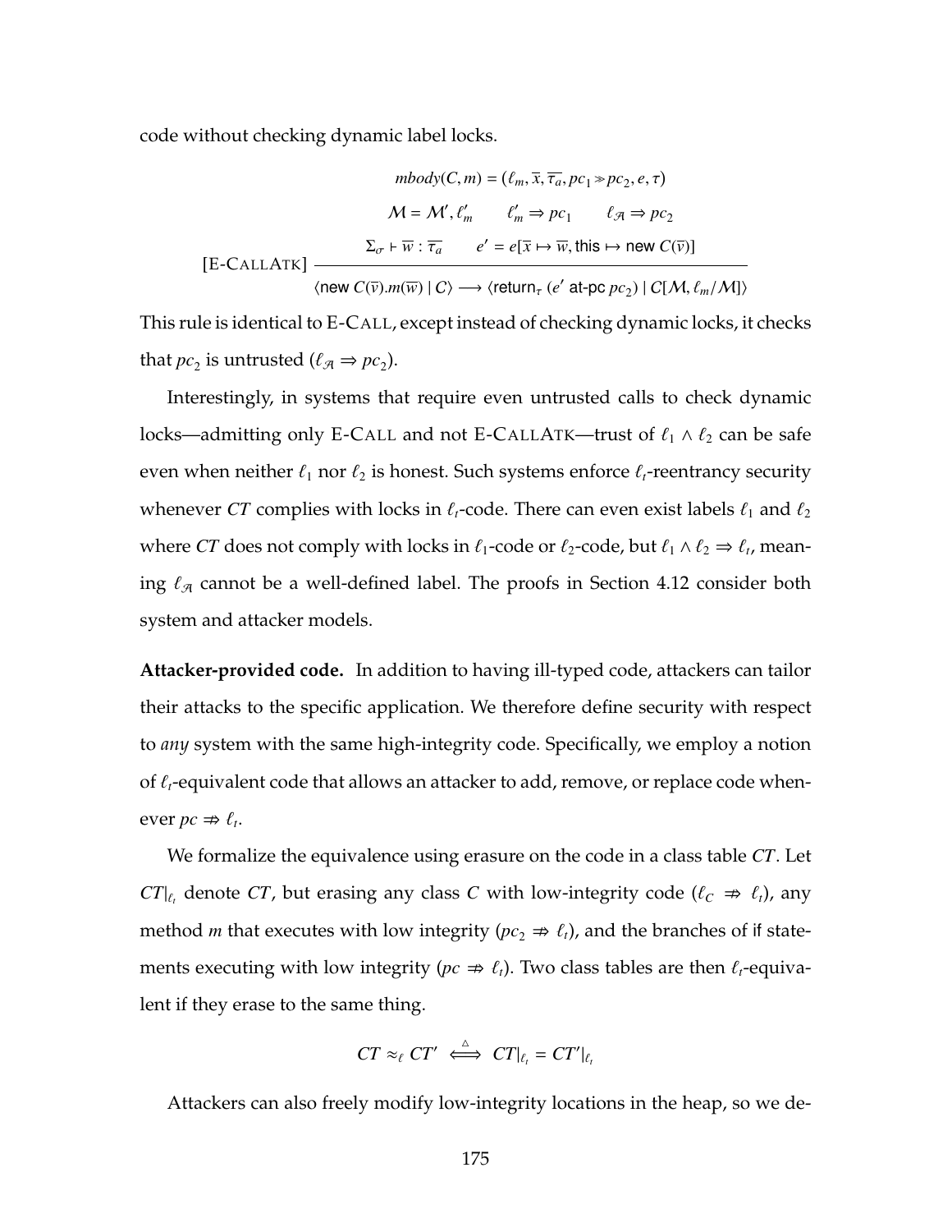code without checking dynamic label locks.

$$
\text{[E-CALLATK]}\;\frac{\begin{array}{c} mbody(C, m) = (\ell_m, \overline{x}, \overline{\tau_a}, pc_1 \gg pc_2, e, \tau) \\ \mathcal{M} = \mathcal{M}', \ell_m' \qquad \ell_m' \Rightarrow pc_1 \qquad \ell_{\mathcal{A}} \Rightarrow pc_2 \\ \Sigma_\sigma \vdash \overline{w} : \overline{\tau_a} \qquad e' = e[\overline{x} \mapsto \overline{w}, \mathsf{this} \mapsto \mathsf{new}\ C(\overline{v})] \end{array}}{\langle \mathsf{new}\ C(\overline{v}).m(\overline{w}) \mid C \rangle \longrightarrow \langle \mathsf{return}_\tau\ (e'\ \mathsf{at\text{-}pc}\ pc_2) \mid C[\mathcal{M}, \ell_m / \mathcal{M}] \rangle}
$$

This rule is identical to E-CALL, except instead of checking dynamic locks, it checks that $pc_2$ is untrusted ($\ell_{\mathcal{A}} \Rightarrow pc_2$).

Interestingly, in systems that require even untrusted calls to check dynamic locks—admitting only E-CALL and not E-CALLATK—trust of $\ell_1 \wedge \ell_2$ can be safe even when neither $\ell_1$ nor $\ell_2$ is honest. Such systems enforce $\ell_t$-reentrancy security whenever $CT$ complies with locks in $\ell_t$-code. There can even exist labels $\ell_1$ and $\ell_2$ where $CT$ does not comply with locks in $\ell_1$-code or $\ell_2$-code, but $\ell_1 \wedge \ell_2 \Rightarrow \ell_t$, meaning $\ell_{\mathcal{A}}$ cannot be a well-defined label. The proofs in Section 4.12 consider both system and attacker models.

**Attacker-provided code.** In addition to having ill-typed code, attackers can tailor their attacks to the specific application. We therefore define security with respect to *any* system with the same high-integrity code. Specifically, we employ a notion of $\ell_t$-equivalent code that allows an attacker to add, remove, or replace code whenever $pc \not\Rightarrow \ell_t$.

We formalize the equivalence using erasure on the code in a class table $CT$. Let $CT|_{\ell_t}$ denote $CT$, but erasing any class $C$ with low-integrity code ($\ell_C \not\Rightarrow \ell_t$), any method $m$ that executes with low integrity ($pc_2 \not\Rightarrow \ell_t$), and the branches of if statements executing with low integrity ($pc \not\Rightarrow \ell_t$). Two class tables are then $\ell_t$-equivalent if they erase to the same thing.

$$
CT \approx_\ell CT' \overset{\triangle}{\iff} CT|_{\ell_t} = CT'|_{\ell_t}
$$

Attackers can also freely modify low-integrity locations in the heap, so we de-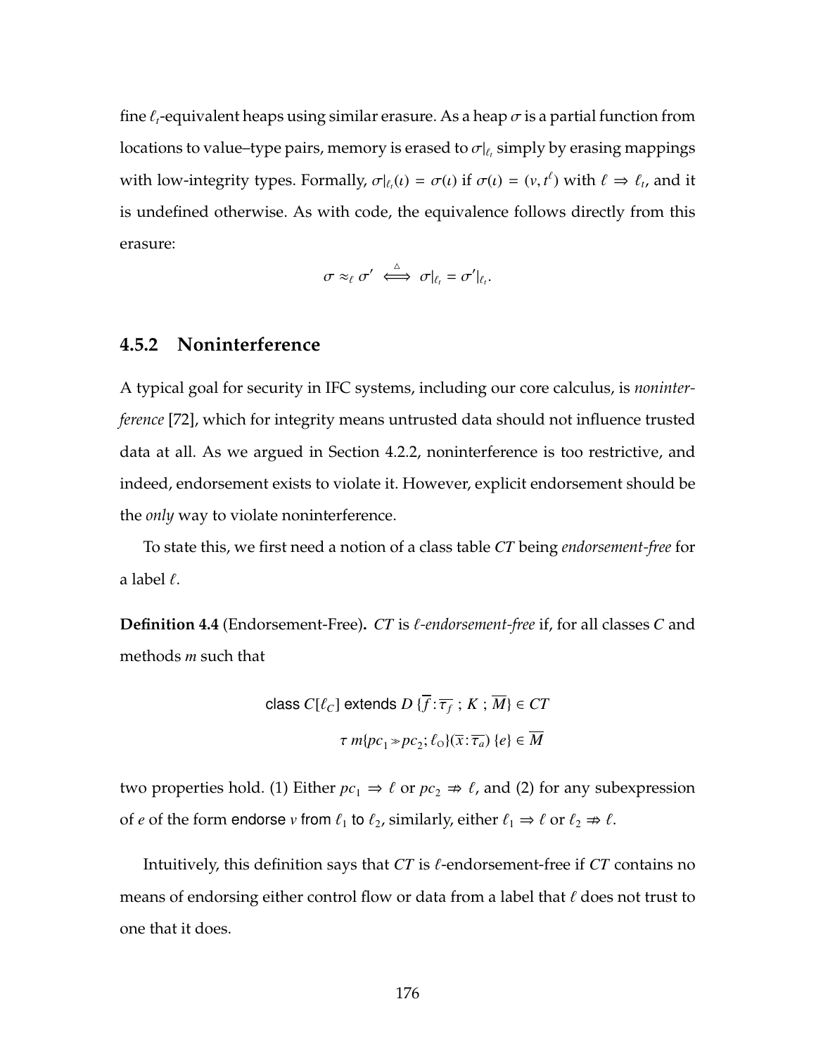fine $\ell_t$-equivalent heaps using similar erasure. As a heap $\sigma$ is a partial function from locations to value–type pairs, memory is erased to $\sigma|_{\ell_t}$ simply by erasing mappings with low-integrity types. Formally, $\sigma|_{\ell_t}(\iota) = \sigma(\iota)$ if $\sigma(\iota) = (v, t^{\ell})$ with $\ell \Rightarrow \ell_t$, and it is undefined otherwise. As with code, the equivalence follows directly from this erasure:

$$\sigma \approx_{\ell} \sigma' \stackrel{\triangle}{\iff} \sigma|_{\ell_t} = \sigma'|_{\ell_t}.$$

### 4.5.2 Noninterference

A typical goal for security in IFC systems, including our core calculus, is *noninterference* [72], which for integrity means untrusted data should not influence trusted data at all. As we argued in Section 4.2.2, noninterference is too restrictive, and indeed, endorsement exists to violate it. However, explicit endorsement should be the *only* way to violate noninterference.

To state this, we first need a notion of a class table *CT* being *endorsement-free* for a label $\ell$.

**Definition 4.4** (Endorsement-Free)**.** *CT* is *$\ell$-endorsement-free* if, for all classes $C$ and methods $m$ such that

$$\textsf{class } C[\ell_C] \textsf{ extends } D\,\{\overline{f}:\overline{\tau_f}\ ;\ K\ ;\ \overline{M}\} \in CT$$

$$\tau\ m\{pc_1 \gg pc_2; \ell_O\}(\overline{x}:\overline{\tau_a})\ \{e\} \in \overline{M}$$

two properties hold. (1) Either $pc_1 \Rightarrow \ell$ or $pc_2 \not\Rightarrow \ell$, and (2) for any subexpression of $e$ of the form $\textsf{endorse } v \textsf{ from } \ell_1 \textsf{ to } \ell_2$, similarly, either $\ell_1 \Rightarrow \ell$ or $\ell_2 \not\Rightarrow \ell$.

Intuitively, this definition says that *CT* is $\ell$-endorsement-free if *CT* contains no means of endorsing either control flow or data from a label that $\ell$ does not trust to one that it does.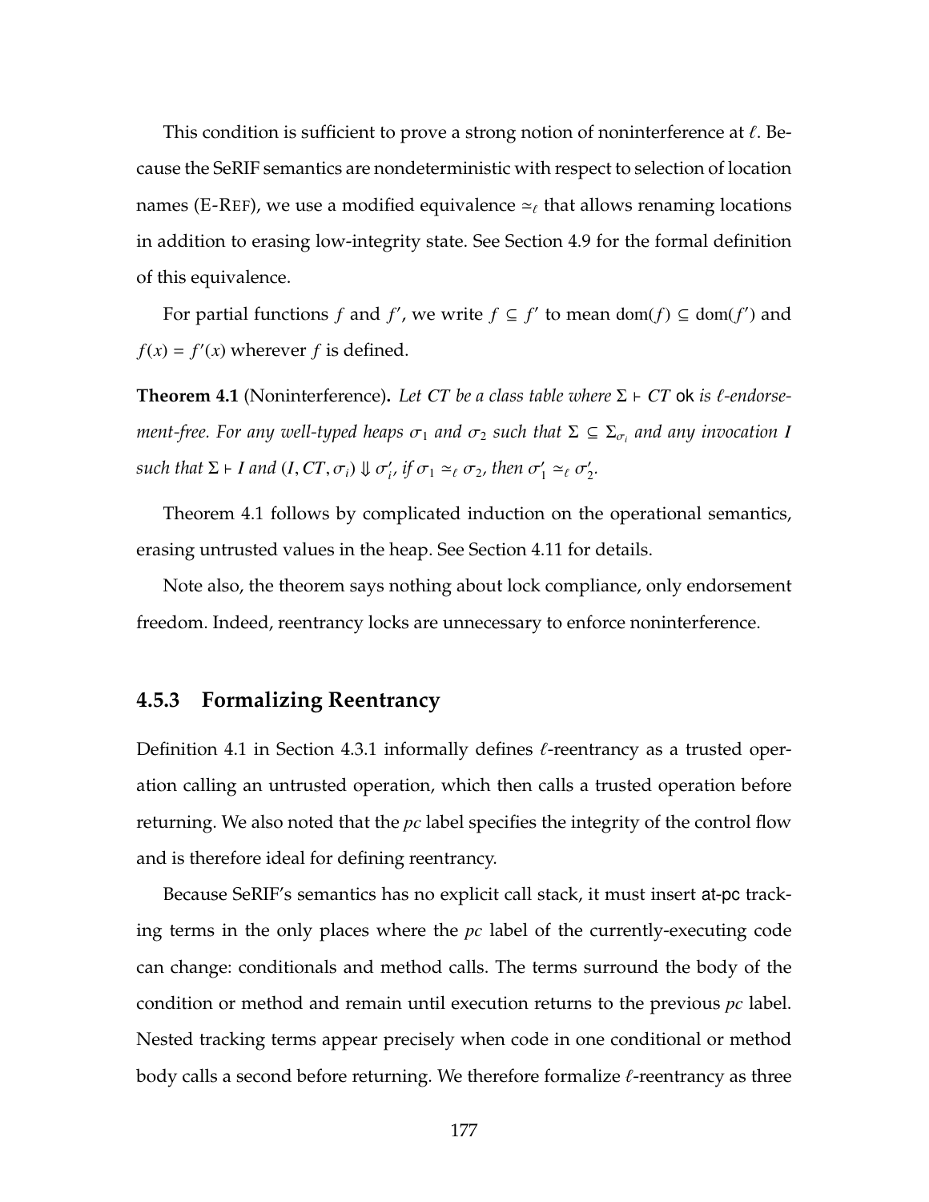This condition is sufficient to prove a strong notion of noninterference at $\ell$. Because the SeRIF semantics are nondeterministic with respect to selection of location names (E-REF), we use a modified equivalence $\simeq_\ell$ that allows renaming locations in addition to erasing low-integrity state. See Section 4.9 for the formal definition of this equivalence.

For partial functions $f$ and $f'$, we write $f \subseteq f'$ to mean $\mathrm{dom}(f) \subseteq \mathrm{dom}(f')$ and $f(x) = f'(x)$ wherever $f$ is defined.

**Theorem 4.1** (Noninterference)**.** *Let CT be a class table where $\Sigma \vdash CT$ ok is $\ell$-endorsement-free. For any well-typed heaps $\sigma_1$ and $\sigma_2$ such that $\Sigma \subseteq \Sigma_{\sigma_i}$ and any invocation $I$ such that $\Sigma \vdash I$ and $(I, CT, \sigma_i) \Downarrow \sigma_i'$, if $\sigma_1 \simeq_\ell \sigma_2$, then $\sigma_1' \simeq_\ell \sigma_2'$.*

Theorem 4.1 follows by complicated induction on the operational semantics, erasing untrusted values in the heap. See Section 4.11 for details.

Note also, the theorem says nothing about lock compliance, only endorsement freedom. Indeed, reentrancy locks are unnecessary to enforce noninterference.

### 4.5.3 Formalizing Reentrancy

Definition 4.1 in Section 4.3.1 informally defines $\ell$-reentrancy as a trusted operation calling an untrusted operation, which then calls a trusted operation before returning. We also noted that the *pc* label specifies the integrity of the control flow and is therefore ideal for defining reentrancy.

Because SeRIF's semantics has no explicit call stack, it must insert at-pc tracking terms in the only places where the *pc* label of the currently-executing code can change: conditionals and method calls. The terms surround the body of the condition or method and remain until execution returns to the previous *pc* label. Nested tracking terms appear precisely when code in one conditional or method body calls a second before returning. We therefore formalize $\ell$-reentrancy as three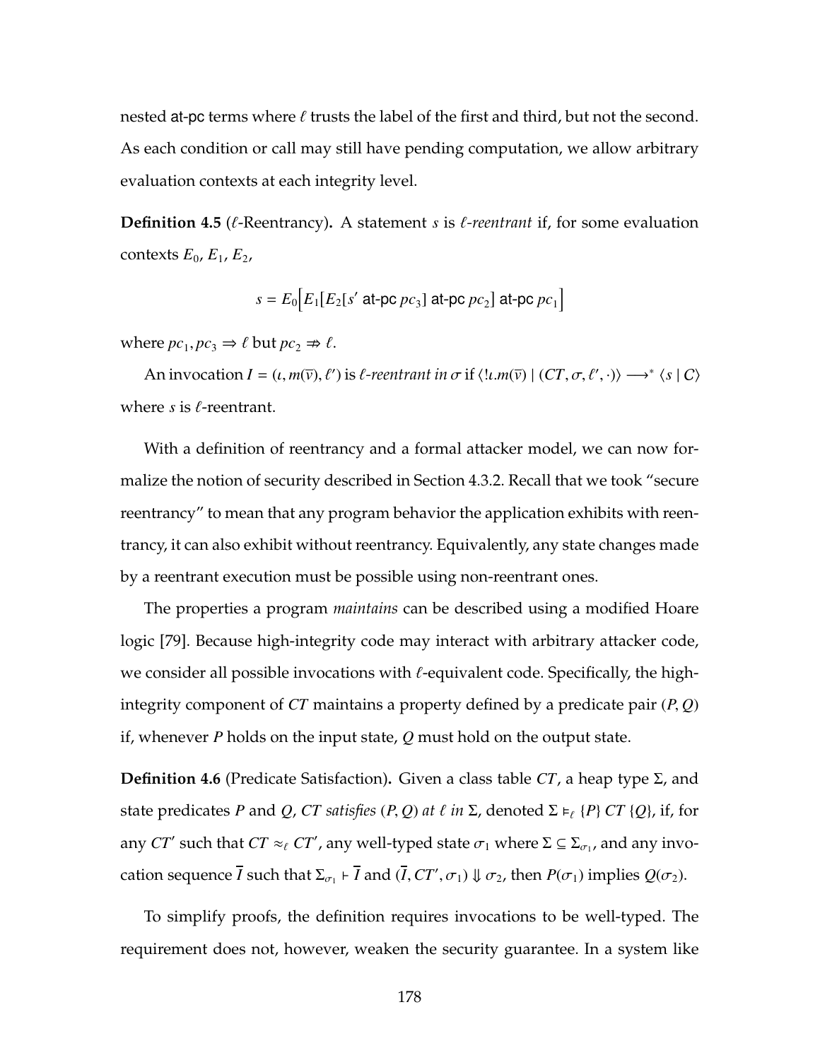nested at-pc terms where $\ell$ trusts the label of the first and third, but not the second. As each condition or call may still have pending computation, we allow arbitrary evaluation contexts at each integrity level.

**Definition 4.5** ($\ell$-Reentrancy)**.** A statement $s$ is *$\ell$-reentrant* if, for some evaluation contexts $E_0$, $E_1$, $E_2$,

$$s = E_0\Big[E_1\big[E_2[s' \text{ at-pc } pc_3] \text{ at-pc } pc_2\big] \text{ at-pc } pc_1\Big]$$

where $pc_1, pc_3 \Rightarrow \ell$ but $pc_2 \not\Rightarrow \ell$.

An invocation $I = (\iota, m(\overline{v}), \ell')$ is *$\ell$-reentrant in $\sigma$* if $\langle !\iota.m(\overline{v}) \mid (CT, \sigma, \ell', \cdot)\rangle \longrightarrow^{*} \langle s \mid C\rangle$ where $s$ is $\ell$-reentrant.

With a definition of reentrancy and a formal attacker model, we can now formalize the notion of security described in Section 4.3.2. Recall that we took "secure reentrancy" to mean that any program behavior the application exhibits with reentrancy, it can also exhibit without reentrancy. Equivalently, any state changes made by a reentrant execution must be possible using non-reentrant ones.

The properties a program *maintains* can be described using a modified Hoare logic [79]. Because high-integrity code may interact with arbitrary attacker code, we consider all possible invocations with $\ell$-equivalent code. Specifically, the high-integrity component of $CT$ maintains a property defined by a predicate pair $(P, Q)$ if, whenever $P$ holds on the input state, $Q$ must hold on the output state.

**Definition 4.6** (Predicate Satisfaction)**.** Given a class table $CT$, a heap type $\Sigma$, and state predicates $P$ and $Q$, *$CT$ satisfies $(P, Q)$ at $\ell$ in $\Sigma$*, denoted $\Sigma \vDash_{\ell} \{P\}\ CT\ \{Q\}$, if, for any $CT'$ such that $CT \approx_{\ell} CT'$, any well-typed state $\sigma_1$ where $\Sigma \subseteq \Sigma_{\sigma_1}$, and any invocation sequence $\overline{I}$ such that $\Sigma_{\sigma_1} \vdash \overline{I}$ and $(\overline{I}, CT', \sigma_1) \Downarrow \sigma_2$, then $P(\sigma_1)$ implies $Q(\sigma_2)$.

To simplify proofs, the definition requires invocations to be well-typed. The requirement does not, however, weaken the security guarantee. In a system like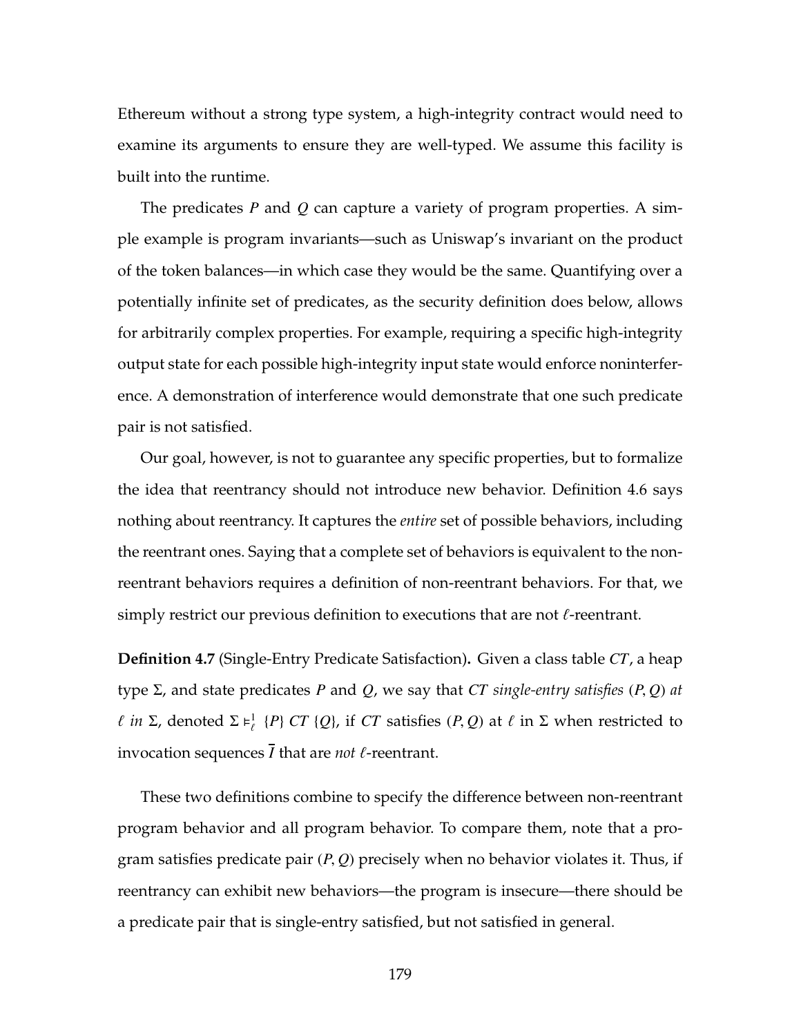Ethereum without a strong type system, a high-integrity contract would need to examine its arguments to ensure they are well-typed. We assume this facility is built into the runtime.

The predicates $P$ and $Q$ can capture a variety of program properties. A simple example is program invariants—such as Uniswap's invariant on the product of the token balances—in which case they would be the same. Quantifying over a potentially infinite set of predicates, as the security definition does below, allows for arbitrarily complex properties. For example, requiring a specific high-integrity output state for each possible high-integrity input state would enforce noninterference. A demonstration of interference would demonstrate that one such predicate pair is not satisfied.

Our goal, however, is not to guarantee any specific properties, but to formalize the idea that reentrancy should not introduce new behavior. Definition 4.6 says nothing about reentrancy. It captures the *entire* set of possible behaviors, including the reentrant ones. Saying that a complete set of behaviors is equivalent to the non-reentrant behaviors requires a definition of non-reentrant behaviors. For that, we simply restrict our previous definition to executions that are not $\ell$-reentrant.

**Definition 4.7** (Single-Entry Predicate Satisfaction)**.** Given a class table $CT$, a heap type $\Sigma$, and state predicates $P$ and $Q$, we say that *$CT$ single-entry satisfies $(P, Q)$ at $\ell$ in $\Sigma$*, denoted $\Sigma \vDash^{1}_{\ell} \{P\}\ CT\ \{Q\}$, if $CT$ satisfies $(P, Q)$ at $\ell$ in $\Sigma$ when restricted to invocation sequences $\overline{I}$ that are *not* $\ell$-reentrant.

These two definitions combine to specify the difference between non-reentrant program behavior and all program behavior. To compare them, note that a program satisfies predicate pair $(P, Q)$ precisely when no behavior violates it. Thus, if reentrancy can exhibit new behaviors—the program is insecure—there should be a predicate pair that is single-entry satisfied, but not satisfied in general.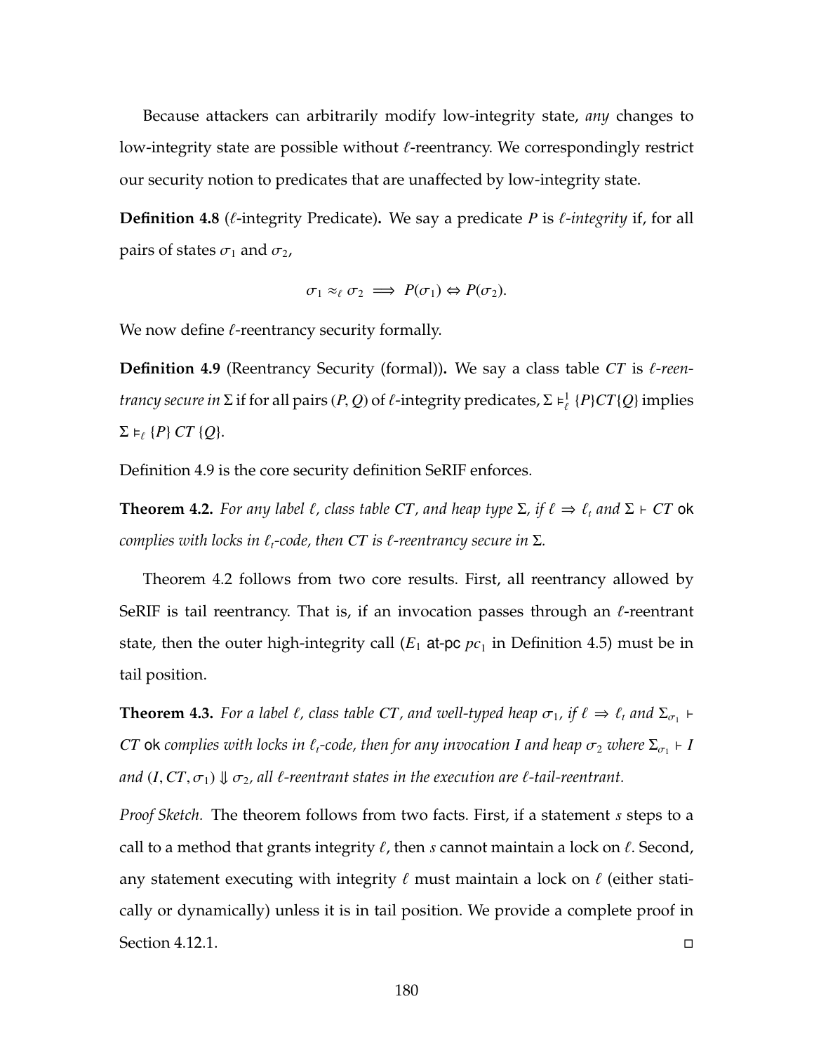Because attackers can arbitrarily modify low-integrity state, *any* changes to low-integrity state are possible without $\ell$-reentrancy. We correspondingly restrict our security notion to predicates that are unaffected by low-integrity state.

**Definition 4.8** ($\ell$-integrity Predicate)**.** We say a predicate $P$ is *$\ell$-integrity* if, for all pairs of states $\sigma_1$ and $\sigma_2$,

$$\sigma_1 \approx_\ell \sigma_2 \implies P(\sigma_1) \Leftrightarrow P(\sigma_2).$$

We now define $\ell$-reentrancy security formally.

**Definition 4.9** (Reentrancy Security (formal))**.** We say a class table $CT$ is *$\ell$-reentrancy secure in* $\Sigma$ if for all pairs $(P, Q)$ of $\ell$-integrity predicates, $\Sigma \vDash^1_\ell \{P\} CT \{Q\}$ implies $\Sigma \vDash_\ell \{P\}\ CT\ \{Q\}$.

Definition 4.9 is the core security definition SeRIF enforces.

**Theorem 4.2.** *For any label $\ell$, class table $CT$, and heap type $\Sigma$, if $\ell \Rightarrow \ell_t$ and $\Sigma \vdash CT$ ok complies with locks in $\ell_t$-code, then $CT$ is $\ell$-reentrancy secure in $\Sigma$.*

Theorem 4.2 follows from two core results. First, all reentrancy allowed by SeRIF is tail reentrancy. That is, if an invocation passes through an $\ell$-reentrant state, then the outer high-integrity call ($E_1$ at-pc $pc_1$ in Definition 4.5) must be in tail position.

**Theorem 4.3.** *For a label $\ell$, class table $CT$, and well-typed heap $\sigma_1$, if $\ell \Rightarrow \ell_t$ and $\Sigma_{\sigma_1} \vdash CT$ ok complies with locks in $\ell_t$-code, then for any invocation $I$ and heap $\sigma_2$ where $\Sigma_{\sigma_1} \vdash I$ and $(I, CT, \sigma_1) \Downarrow \sigma_2$, all $\ell$-reentrant states in the execution are $\ell$-tail-reentrant.*

*Proof Sketch.* The theorem follows from two facts. First, if a statement $s$ steps to a call to a method that grants integrity $\ell$, then $s$ cannot maintain a lock on $\ell$. Second, any statement executing with integrity $\ell$ must maintain a lock on $\ell$ (either statically or dynamically) unless it is in tail position. We provide a complete proof in Section 4.12.1. □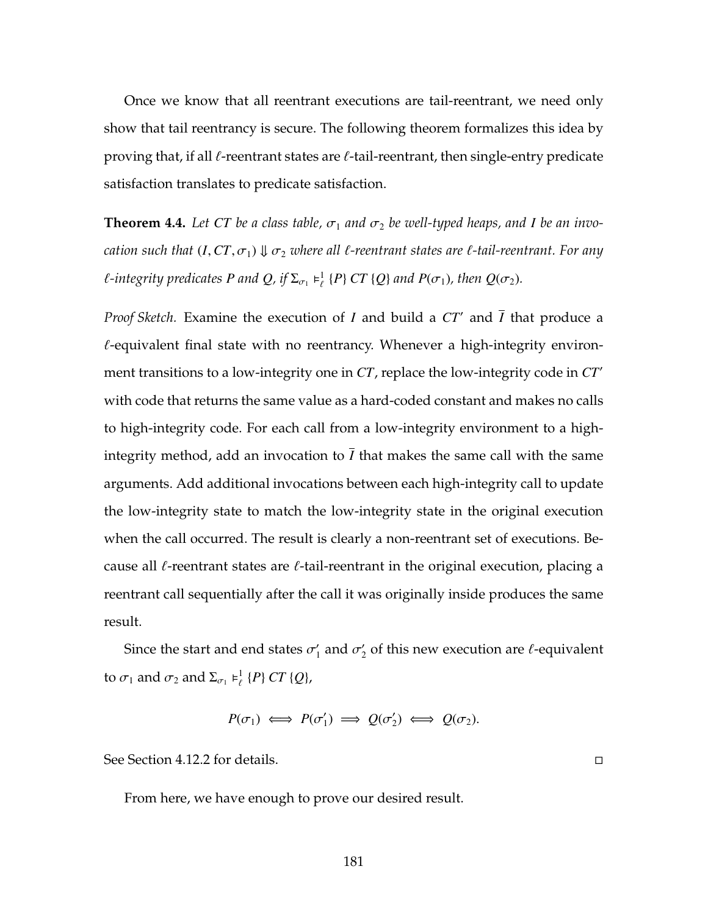Once we know that all reentrant executions are tail-reentrant, we need only show that tail reentrancy is secure. The following theorem formalizes this idea by proving that, if all $\ell$-reentrant states are $\ell$-tail-reentrant, then single-entry predicate satisfaction translates to predicate satisfaction.

**Theorem 4.4.** *Let $CT$ be a class table, $\sigma_1$ and $\sigma_2$ be well-typed heaps, and $I$ be an invocation such that $(I, CT, \sigma_1) \Downarrow \sigma_2$ where all $\ell$-reentrant states are $\ell$-tail-reentrant. For any $\ell$-integrity predicates $P$ and $Q$, if $\Sigma_{\sigma_1} \vDash^1_\ell \{P\}\ CT\ \{Q\}$ and $P(\sigma_1)$, then $Q(\sigma_2)$.*

*Proof Sketch.* Examine the execution of $I$ and build a $CT'$ and $\overline{I}$ that produce a $\ell$-equivalent final state with no reentrancy. Whenever a high-integrity environment transitions to a low-integrity one in $CT$, replace the low-integrity code in $CT'$ with code that returns the same value as a hard-coded constant and makes no calls to high-integrity code. For each call from a low-integrity environment to a high-integrity method, add an invocation to $\overline{I}$ that makes the same call with the same arguments. Add additional invocations between each high-integrity call to update the low-integrity state to match the low-integrity state in the original execution when the call occurred. The result is clearly a non-reentrant set of executions. Because all $\ell$-reentrant states are $\ell$-tail-reentrant in the original execution, placing a reentrant call sequentially after the call it was originally inside produces the same result.

Since the start and end states $\sigma_1'$ and $\sigma_2'$ of this new execution are $\ell$-equivalent to $\sigma_1$ and $\sigma_2$ and $\Sigma_{\sigma_1} \vDash^1_\ell \{P\}\ CT\ \{Q\}$,

$$P(\sigma_1) \iff P(\sigma_1') \implies Q(\sigma_2') \iff Q(\sigma_2).$$

See Section 4.12.2 for details. □

From here, we have enough to prove our desired result.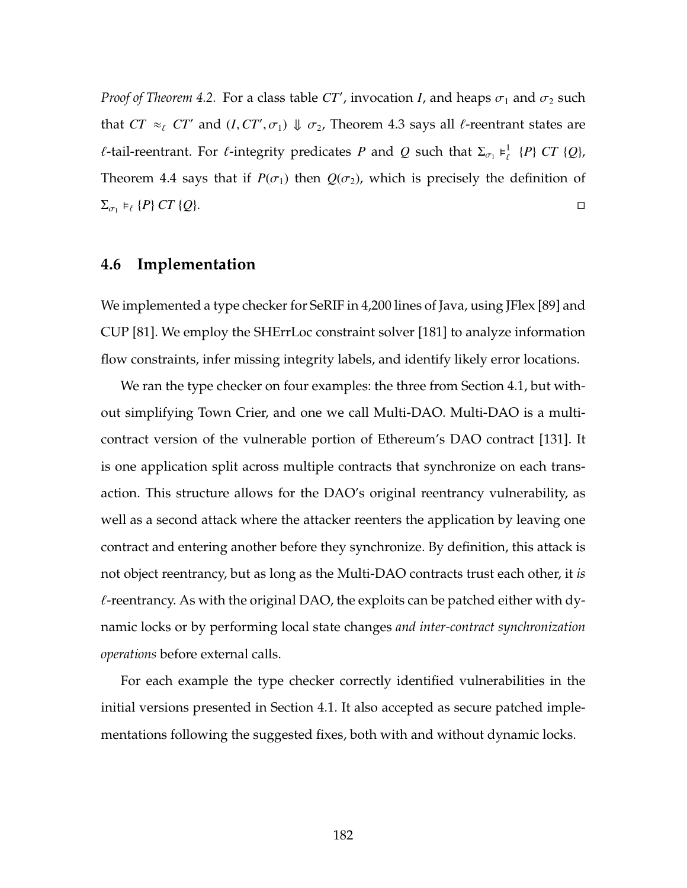*Proof of Theorem 4.2.* For a class table $CT'$, invocation $I$, and heaps $\sigma_1$ and $\sigma_2$ such that $CT \approx_\ell CT'$ and $(I, CT', \sigma_1) \Downarrow \sigma_2$, Theorem 4.3 says all $\ell$-reentrant states are $\ell$-tail-reentrant. For $\ell$-integrity predicates $P$ and $Q$ such that $\Sigma_{\sigma_1} \vDash^1_\ell \{P\}\ CT\ \{Q\}$, Theorem 4.4 says that if $P(\sigma_1)$ then $Q(\sigma_2)$, which is precisely the definition of $\Sigma_{\sigma_1} \vDash_\ell \{P\}\ CT\ \{Q\}$. □

## 4.6 Implementation

We implemented a type checker for SeRIF in 4,200 lines of Java, using JFlex [89] and CUP [81]. We employ the SHErrLoc constraint solver [181] to analyze information flow constraints, infer missing integrity labels, and identify likely error locations.

We ran the type checker on four examples: the three from Section 4.1, but without simplifying Town Crier, and one we call Multi-DAO. Multi-DAO is a multi-contract version of the vulnerable portion of Ethereum's DAO contract [131]. It is one application split across multiple contracts that synchronize on each transaction. This structure allows for the DAO's original reentrancy vulnerability, as well as a second attack where the attacker reenters the application by leaving one contract and entering another before they synchronize. By definition, this attack is not object reentrancy, but as long as the Multi-DAO contracts trust each other, it *is* $\ell$-reentrancy. As with the original DAO, the exploits can be patched either with dynamic locks or by performing local state changes *and inter-contract synchronization operations* before external calls.

For each example the type checker correctly identified vulnerabilities in the initial versions presented in Section 4.1. It also accepted as secure patched implementations following the suggested fixes, both with and without dynamic locks.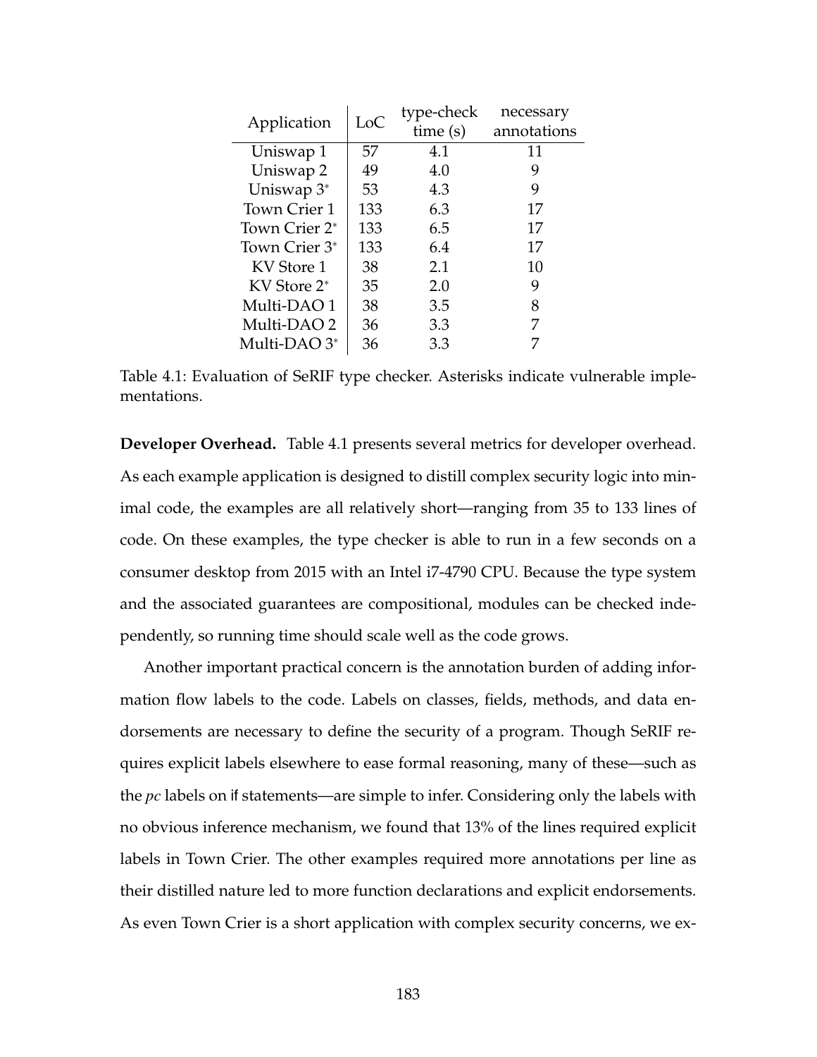| Application | LoC | type-check time (s) | necessary annotations |
|---|---|---|---|
| Uniswap 1 | 57 | 4.1 | 11 |
| Uniswap 2 | 49 | 4.0 | 9 |
| Uniswap 3* | 53 | 4.3 | 9 |
| Town Crier 1 | 133 | 6.3 | 17 |
| Town Crier 2* | 133 | 6.5 | 17 |
| Town Crier 3* | 133 | 6.4 | 17 |
| KV Store 1 | 38 | 2.1 | 10 |
| KV Store 2* | 35 | 2.0 | 9 |
| Multi-DAO 1 | 38 | 3.5 | 8 |
| Multi-DAO 2 | 36 | 3.3 | 7 |
| Multi-DAO 3* | 36 | 3.3 | 7 |

Table 4.1: Evaluation of SeRIF type checker. Asterisks indicate vulnerable implementations.

**Developer Overhead.** Table 4.1 presents several metrics for developer overhead. As each example application is designed to distill complex security logic into minimal code, the examples are all relatively short—ranging from 35 to 133 lines of code. On these examples, the type checker is able to run in a few seconds on a consumer desktop from 2015 with an Intel i7-4790 CPU. Because the type system and the associated guarantees are compositional, modules can be checked independently, so running time should scale well as the code grows.

Another important practical concern is the annotation burden of adding information flow labels to the code. Labels on classes, fields, methods, and data endorsements are necessary to define the security of a program. Though SeRIF requires explicit labels elsewhere to ease formal reasoning, many of these—such as the *pc* labels on if statements—are simple to infer. Considering only the labels with no obvious inference mechanism, we found that 13% of the lines required explicit labels in Town Crier. The other examples required more annotations per line as their distilled nature led to more function declarations and explicit endorsements. As even Town Crier is a short application with complex security concerns, we ex-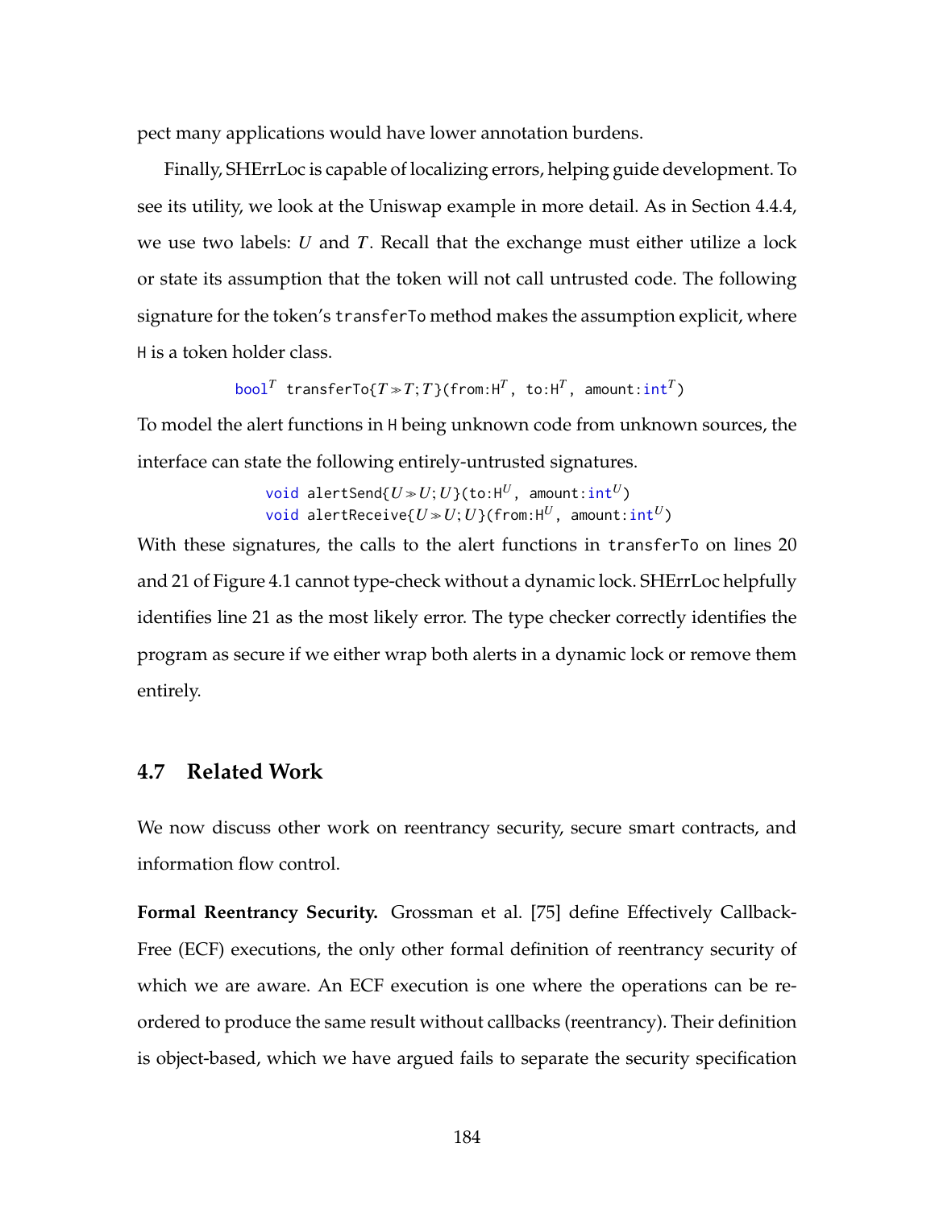pect many applications would have lower annotation burdens.

Finally, SHErrLoc is capable of localizing errors, helping guide development. To see its utility, we look at the Uniswap example in more detail. As in Section 4.4.4, we use two labels: $U$ and $T$. Recall that the exchange must either utilize a lock or state its assumption that the token will not call untrusted code. The following signature for the token's `transferTo` method makes the assumption explicit, where `H` is a token holder class.

$$\texttt{bool}^{T}\ \texttt{transferTo}\{T \gg T; T\}(\texttt{from:H}^{T},\ \texttt{to:H}^{T},\ \texttt{amount:int}^{T})$$

To model the alert functions in `H` being unknown code from unknown sources, the interface can state the following entirely-untrusted signatures.

$$\texttt{void alertSend}\{U \gg U; U\}(\texttt{to:H}^{U},\ \texttt{amount:int}^{U})$$
$$\texttt{void alertReceive}\{U \gg U; U\}(\texttt{from:H}^{U},\ \texttt{amount:int}^{U})$$

With these signatures, the calls to the alert functions in `transferTo` on lines 20 and 21 of Figure 4.1 cannot type-check without a dynamic lock. SHErrLoc helpfully identifies line 21 as the most likely error. The type checker correctly identifies the program as secure if we either wrap both alerts in a dynamic lock or remove them entirely.

## 4.7 Related Work

We now discuss other work on reentrancy security, secure smart contracts, and information flow control.

**Formal Reentrancy Security.** Grossman et al. [75] define Effectively Callback-Free (ECF) executions, the only other formal definition of reentrancy security of which we are aware. An ECF execution is one where the operations can be reordered to produce the same result without callbacks (reentrancy). Their definition is object-based, which we have argued fails to separate the security specification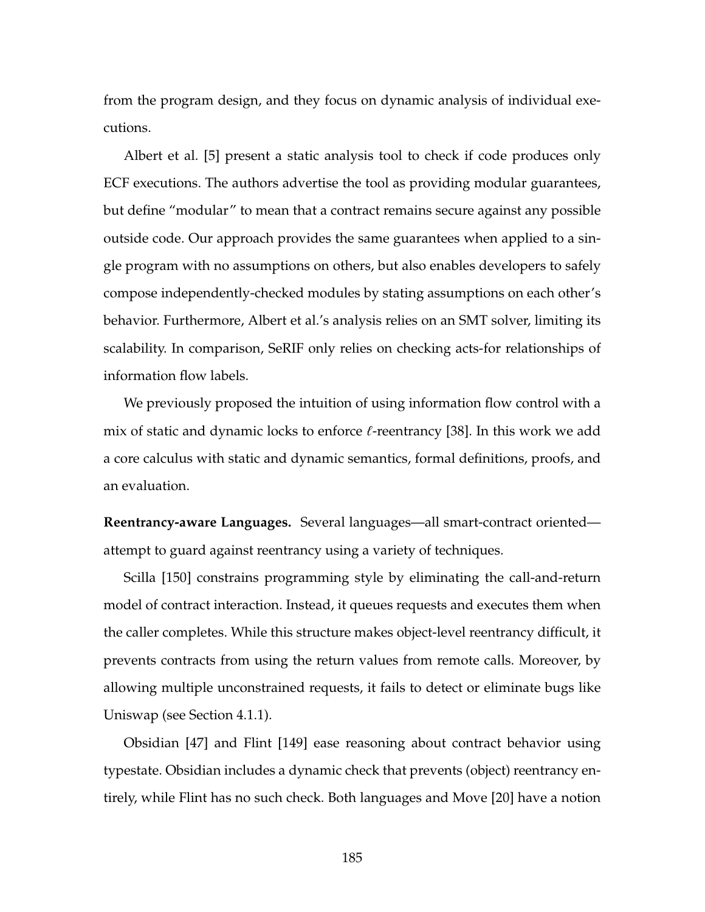from the program design, and they focus on dynamic analysis of individual executions.

Albert et al. [5] present a static analysis tool to check if code produces only ECF executions. The authors advertise the tool as providing modular guarantees, but define "modular" to mean that a contract remains secure against any possible outside code. Our approach provides the same guarantees when applied to a single program with no assumptions on others, but also enables developers to safely compose independently-checked modules by stating assumptions on each other's behavior. Furthermore, Albert et al.'s analysis relies on an SMT solver, limiting its scalability. In comparison, SeRIF only relies on checking acts-for relationships of information flow labels.

We previously proposed the intuition of using information flow control with a mix of static and dynamic locks to enforce $\ell$-reentrancy [38]. In this work we add a core calculus with static and dynamic semantics, formal definitions, proofs, and an evaluation.

**Reentrancy-aware Languages.** Several languages—all smart-contract oriented—attempt to guard against reentrancy using a variety of techniques.

Scilla [150] constrains programming style by eliminating the call-and-return model of contract interaction. Instead, it queues requests and executes them when the caller completes. While this structure makes object-level reentrancy difficult, it prevents contracts from using the return values from remote calls. Moreover, by allowing multiple unconstrained requests, it fails to detect or eliminate bugs like Uniswap (see Section 4.1.1).

Obsidian [47] and Flint [149] ease reasoning about contract behavior using typestate. Obsidian includes a dynamic check that prevents (object) reentrancy entirely, while Flint has no such check. Both languages and Move [20] have a notion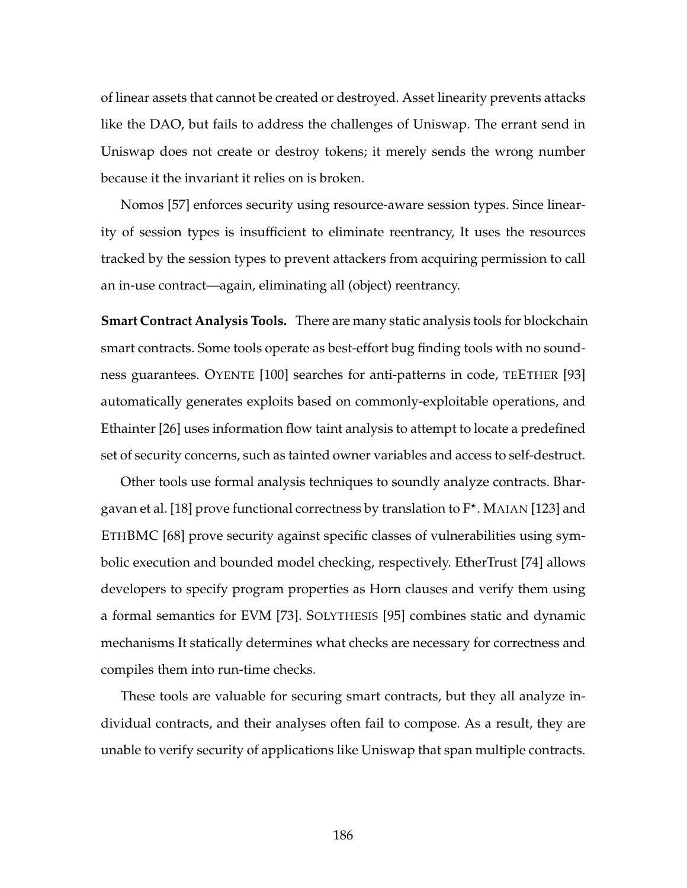of linear assets that cannot be created or destroyed. Asset linearity prevents attacks like the DAO, but fails to address the challenges of Uniswap. The errant send in Uniswap does not create or destroy tokens; it merely sends the wrong number because it the invariant it relies on is broken.

Nomos [57] enforces security using resource-aware session types. Since linearity of session types is insufficient to eliminate reentrancy, It uses the resources tracked by the session types to prevent attackers from acquiring permission to call an in-use contract—again, eliminating all (object) reentrancy.

**Smart Contract Analysis Tools.** There are many static analysis tools for blockchain smart contracts. Some tools operate as best-effort bug finding tools with no soundness guarantees. OYENTE [100] searches for anti-patterns in code, TEETHER [93] automatically generates exploits based on commonly-exploitable operations, and Ethainter [26] uses information flow taint analysis to attempt to locate a predefined set of security concerns, such as tainted owner variables and access to self-destruct.

Other tools use formal analysis techniques to soundly analyze contracts. Bhargavan et al. [18] prove functional correctness by translation to F*. MAIAN [123] and ETHBMC [68] prove security against specific classes of vulnerabilities using symbolic execution and bounded model checking, respectively. EtherTrust [74] allows developers to specify program properties as Horn clauses and verify them using a formal semantics for EVM [73]. SOLYTHESIS [95] combines static and dynamic mechanisms It statically determines what checks are necessary for correctness and compiles them into run-time checks.

These tools are valuable for securing smart contracts, but they all analyze individual contracts, and their analyses often fail to compose. As a result, they are unable to verify security of applications like Uniswap that span multiple contracts.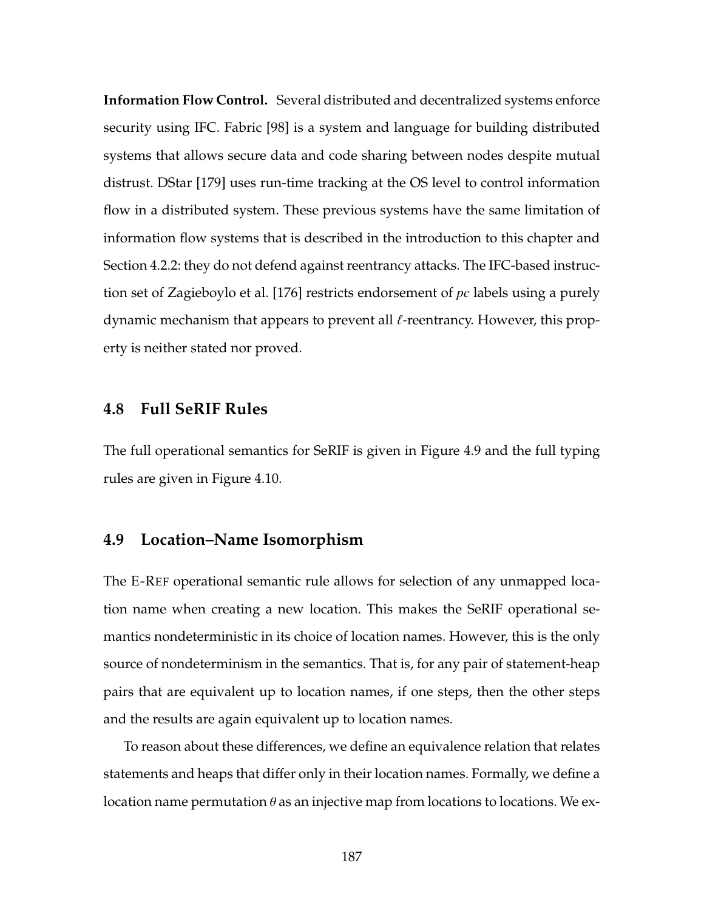**Information Flow Control.** Several distributed and decentralized systems enforce security using IFC. Fabric [98] is a system and language for building distributed systems that allows secure data and code sharing between nodes despite mutual distrust. DStar [179] uses run-time tracking at the OS level to control information flow in a distributed system. These previous systems have the same limitation of information flow systems that is described in the introduction to this chapter and Section 4.2.2: they do not defend against reentrancy attacks. The IFC-based instruction set of Zagieboylo et al. [176] restricts endorsement of *pc* labels using a purely dynamic mechanism that appears to prevent all $\ell$-reentrancy. However, this property is neither stated nor proved.

## 4.8 Full SeRIF Rules

The full operational semantics for SeRIF is given in Figure 4.9 and the full typing rules are given in Figure 4.10.

## 4.9 Location–Name Isomorphism

The E-Ref operational semantic rule allows for selection of any unmapped location name when creating a new location. This makes the SeRIF operational semantics nondeterministic in its choice of location names. However, this is the only source of nondeterminism in the semantics. That is, for any pair of statement-heap pairs that are equivalent up to location names, if one steps, then the other steps and the results are again equivalent up to location names.

To reason about these differences, we define an equivalence relation that relates statements and heaps that differ only in their location names. Formally, we define a location name permutation $\theta$ as an injective map from locations to locations. We ex-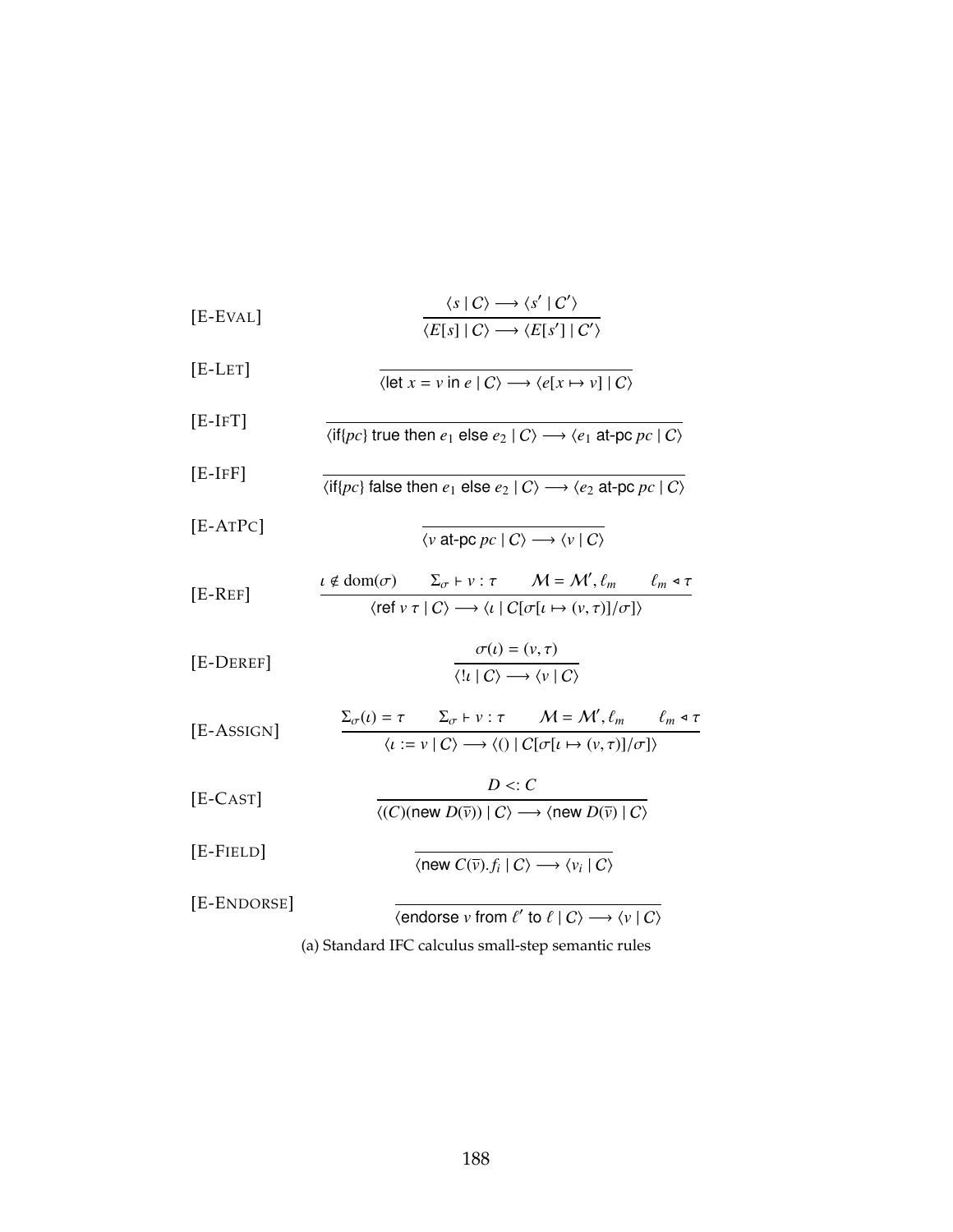[E-EVAL]

$$\frac{\langle s \mid C \rangle \longrightarrow \langle s' \mid C' \rangle}{\langle E[s] \mid C \rangle \longrightarrow \langle E[s'] \mid C' \rangle}$$

[E-LET]

$$\frac{}{\langle \mathsf{let}\ x = v\ \mathsf{in}\ e \mid C \rangle \longrightarrow \langle e[x \mapsto v] \mid C \rangle}$$

[E-IFT]

$$\frac{}{\langle \mathsf{if}\{pc\}\ \mathsf{true}\ \mathsf{then}\ e_1\ \mathsf{else}\ e_2 \mid C \rangle \longrightarrow \langle e_1\ \mathsf{at\text{-}pc}\ pc \mid C \rangle}$$

[E-IFF]

$$\frac{}{\langle \mathsf{if}\{pc\}\ \mathsf{false}\ \mathsf{then}\ e_1\ \mathsf{else}\ e_2 \mid C \rangle \longrightarrow \langle e_2\ \mathsf{at\text{-}pc}\ pc \mid C \rangle}$$

[E-ATPC]

$$\frac{}{\langle v\ \mathsf{at\text{-}pc}\ pc \mid C \rangle \longrightarrow \langle v \mid C \rangle}$$

[E-REF]

$$\frac{\iota \notin \mathrm{dom}(\sigma) \qquad \Sigma_\sigma \vdash v : \tau \qquad \mathcal{M} = \mathcal{M}', \ell_m \qquad \ell_m \triangleleft \tau}{\langle \mathsf{ref}\ v\ \tau \mid C \rangle \longrightarrow \langle \iota \mid C[\sigma[\iota \mapsto (v, \tau)]/\sigma] \rangle}$$

[E-DEREF]

$$\frac{\sigma(\iota) = (v, \tau)}{\langle !\iota \mid C \rangle \longrightarrow \langle v \mid C \rangle}$$

[E-ASSIGN]

$$\frac{\Sigma_\sigma(\iota) = \tau \qquad \Sigma_\sigma \vdash v : \tau \qquad \mathcal{M} = \mathcal{M}', \ell_m \qquad \ell_m \triangleleft \tau}{\langle \iota := v \mid C \rangle \longrightarrow \langle () \mid C[\sigma[\iota \mapsto (v, \tau)]/\sigma] \rangle}$$

[E-CAST]

$$\frac{D <: C}{\langle (C)(\mathsf{new}\ D(\overline{v})) \mid C \rangle \longrightarrow \langle \mathsf{new}\ D(\overline{v}) \mid C \rangle}$$

[E-FIELD]

$$\frac{}{\langle \mathsf{new}\ C(\overline{v}).f_i \mid C \rangle \longrightarrow \langle v_i \mid C \rangle}$$

[E-ENDORSE]

$$\frac{}{\langle \mathsf{endorse}\ v\ \mathsf{from}\ \ell'\ \mathsf{to}\ \ell \mid C \rangle \longrightarrow \langle v \mid C \rangle}$$

(a) Standard IFC calculus small-step semantic rules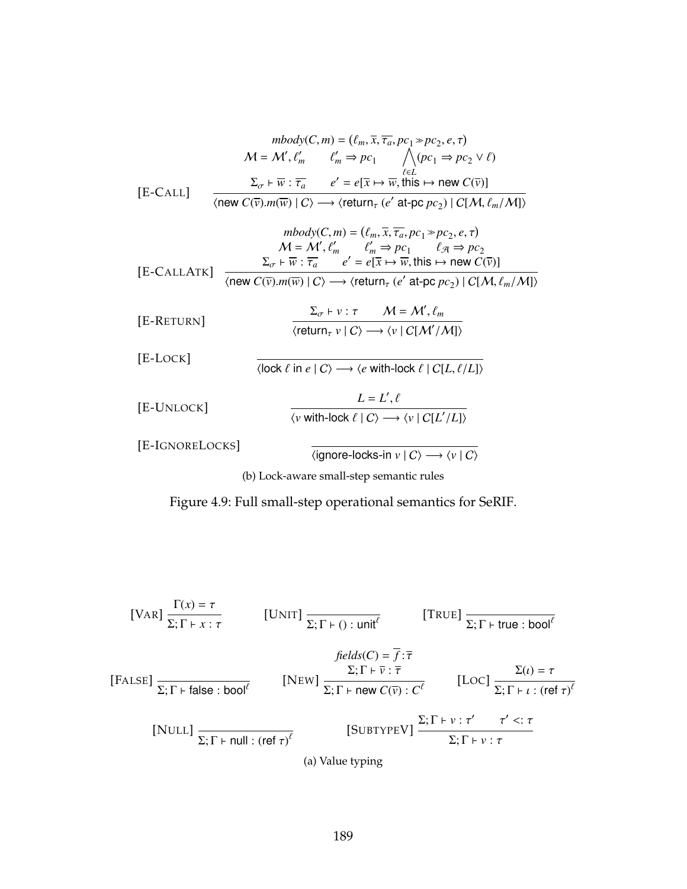$$[\text{E-CALL}] \quad \frac{\begin{array}{c} mbody(C,m) = (\ell_m, \overline{x}, \overline{\tau_a}, pc_1 \gg pc_2, e, \tau) \\ \mathcal{M} = \mathcal{M}', \ell_m' \qquad \ell_m' \Rightarrow pc_1 \qquad \bigwedge_{\ell \in L} (pc_1 \Rightarrow pc_2 \vee \ell) \\ \Sigma_\sigma \vdash \overline{w} : \overline{\tau_a} \qquad e' = e[\overline{x} \mapsto \overline{w}, \mathsf{this} \mapsto \mathsf{new}\ C(\overline{v})] \end{array}}{\langle \mathsf{new}\ C(\overline{v}).m(\overline{w}) \mid C \rangle \longrightarrow \langle \mathsf{return}_\tau\ (e'\ \mathsf{at\text{-}pc}\ pc_2) \mid C[\mathcal{M}, \ell_m/\mathcal{M}] \rangle}$$

$$[\text{E-CALLATK}] \quad \frac{\begin{array}{c} mbody(C,m) = (\ell_m, \overline{x}, \overline{\tau_a}, pc_1 \gg pc_2, e, \tau) \\ \mathcal{M} = \mathcal{M}', \ell_m' \qquad \ell_m' \Rightarrow pc_1 \qquad \ell_{\mathcal{A}} \Rightarrow pc_2 \\ \Sigma_\sigma \vdash \overline{w} : \overline{\tau_a} \qquad e' = e[\overline{x} \mapsto \overline{w}, \mathsf{this} \mapsto \mathsf{new}\ C(\overline{v})] \end{array}}{\langle \mathsf{new}\ C(\overline{v}).m(\overline{w}) \mid C \rangle \longrightarrow \langle \mathsf{return}_\tau\ (e'\ \mathsf{at\text{-}pc}\ pc_2) \mid C[\mathcal{M}, \ell_m/\mathcal{M}] \rangle}$$

$$[\text{E-RETURN}] \quad \frac{\Sigma_\sigma \vdash v : \tau \qquad \mathcal{M} = \mathcal{M}', \ell_m}{\langle \mathsf{return}_\tau\ v \mid C \rangle \longrightarrow \langle v \mid C[\mathcal{M}'/\mathcal{M}] \rangle}$$

$$[\text{E-LOCK}] \quad \frac{}{\langle \mathsf{lock}\ \ell\ \mathsf{in}\ e \mid C \rangle \longrightarrow \langle e\ \mathsf{with\text{-}lock}\ \ell \mid C[L, \ell/L] \rangle}$$

$$[\text{E-UNLOCK}] \quad \frac{L = L', \ell}{\langle v\ \mathsf{with\text{-}lock}\ \ell \mid C \rangle \longrightarrow \langle v \mid C[L'/L] \rangle}$$

$$[\text{E-IGNORELOCKS}] \quad \frac{}{\langle \mathsf{ignore\text{-}locks\text{-}in}\ v \mid C \rangle \longrightarrow \langle v \mid C \rangle}$$

(b) Lock-aware small-step semantic rules

Figure 4.9: Full small-step operational semantics for SeRIF.

$$[\text{VAR}] \frac{\Gamma(x) = \tau}{\Sigma; \Gamma \vdash x : \tau} \qquad [\text{UNIT}] \frac{}{\Sigma; \Gamma \vdash () : \mathsf{unit}^\ell} \qquad [\text{TRUE}] \frac{}{\Sigma; \Gamma \vdash \mathsf{true} : \mathsf{bool}^\ell}$$

$$[\text{FALSE}] \frac{}{\Sigma; \Gamma \vdash \mathsf{false} : \mathsf{bool}^\ell} \qquad [\text{NEW}] \frac{\begin{array}{c} fields(C) = \overline{f} : \overline{\tau} \\ \Sigma; \Gamma \vdash \overline{v} : \overline{\tau} \end{array}}{\Sigma; \Gamma \vdash \mathsf{new}\ C(\overline{v}) : C^\ell} \qquad [\text{LOC}] \frac{\Sigma(\iota) = \tau}{\Sigma; \Gamma \vdash \iota : (\mathsf{ref}\ \tau)^\ell}$$

$$[\text{NULL}] \frac{}{\Sigma; \Gamma \vdash \mathsf{null} : (\mathsf{ref}\ \tau)^\ell} \qquad [\text{SUBTYPEV}] \frac{\Sigma; \Gamma \vdash v : \tau' \qquad \tau' <: \tau}{\Sigma; \Gamma \vdash v : \tau}$$

(a) Value typing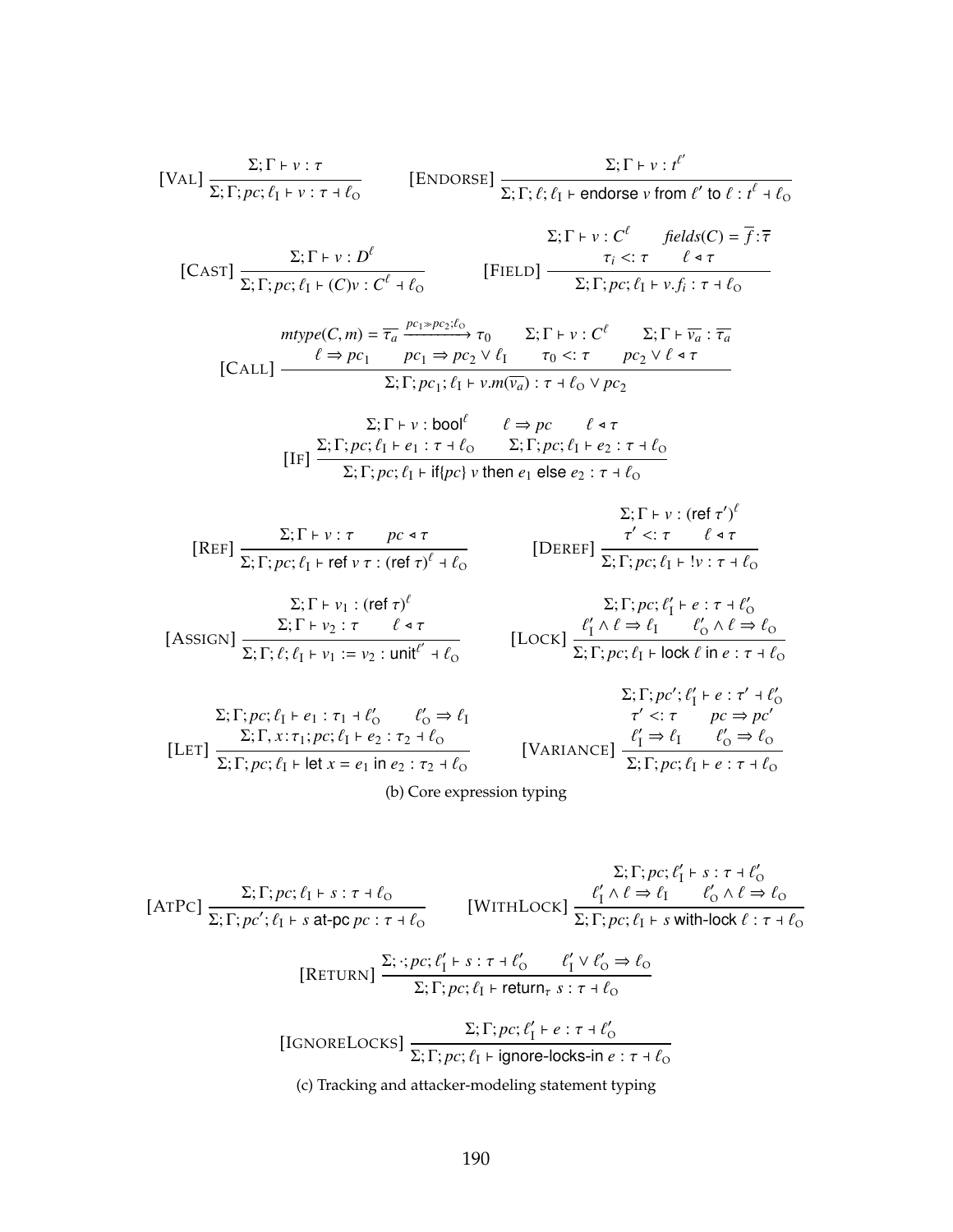$$[\textsc{Val}]\ \frac{\Sigma;\Gamma \vdash v : \tau}{\Sigma;\Gamma;pc;\ell_I \vdash v : \tau \dashv \ell_O} \qquad [\textsc{Endorse}]\ \frac{\Sigma;\Gamma \vdash v : t^{\ell'}}{\Sigma;\Gamma;\ell;\ell_I \vdash \textsf{endorse}\ v\ \textsf{from}\ \ell'\ \textsf{to}\ \ell : t^{\ell} \dashv \ell_O}$$

$$[\textsc{Cast}]\ \frac{\Sigma;\Gamma \vdash v : D^{\ell}}{\Sigma;\Gamma;pc;\ell_I \vdash (C)v : C^{\ell} \dashv \ell_O} \qquad [\textsc{Field}]\ \frac{\Sigma;\Gamma \vdash v : C^{\ell} \quad \mathit{fields}(C) = \overline{f}:\overline{\tau} \quad \tau_i <: \tau \quad \ell \triangleleft \tau}{\Sigma;\Gamma;pc;\ell_I \vdash v.f_i : \tau \dashv \ell_O}$$

$$[\textsc{Call}]\ \frac{\mathit{mtype}(C,m) = \overline{\tau_a} \xrightarrow{pc_1 \gg pc_2;\ell_O} \tau_0 \quad \Sigma;\Gamma \vdash v : C^{\ell} \quad \Sigma;\Gamma \vdash \overline{v_a} : \overline{\tau_a} \quad \ell \Rightarrow pc_1 \quad pc_1 \Rightarrow pc_2 \vee \ell_I \quad \tau_0 <: \tau \quad pc_2 \vee \ell \triangleleft \tau}{\Sigma;\Gamma;pc_1;\ell_I \vdash v.m(\overline{v_a}) : \tau \dashv \ell_O \vee pc_2}$$

$$[\textsc{If}]\ \frac{\Sigma;\Gamma \vdash v : \textsf{bool}^{\ell} \quad \ell \Rightarrow pc \quad \ell \triangleleft \tau \quad \Sigma;\Gamma;pc;\ell_I \vdash e_1 : \tau \dashv \ell_O \quad \Sigma;\Gamma;pc;\ell_I \vdash e_2 : \tau \dashv \ell_O}{\Sigma;\Gamma;pc;\ell_I \vdash \textsf{if}\{pc\}\ v\ \textsf{then}\ e_1\ \textsf{else}\ e_2 : \tau \dashv \ell_O}$$

$$[\textsc{Ref}]\ \frac{\Sigma;\Gamma \vdash v : \tau \quad pc \triangleleft \tau}{\Sigma;\Gamma;pc;\ell_I \vdash \textsf{ref}\ v\ \tau : (\textsf{ref}\ \tau)^{\ell} \dashv \ell_O} \qquad [\textsc{Deref}]\ \frac{\Sigma;\Gamma \vdash v : (\textsf{ref}\ \tau')^{\ell} \quad \tau' <: \tau \quad \ell \triangleleft \tau}{\Sigma;\Gamma;pc;\ell_I \vdash\ !v : \tau \dashv \ell_O}$$

$$[\textsc{Assign}]\ \frac{\Sigma;\Gamma \vdash v_1 : (\textsf{ref}\ \tau)^{\ell} \quad \Sigma;\Gamma \vdash v_2 : \tau \quad \ell \triangleleft \tau}{\Sigma;\Gamma;\ell;\ell_I \vdash v_1 := v_2 : \textsf{unit}^{\ell'} \dashv \ell_O} \qquad [\textsc{Lock}]\ \frac{\Sigma;\Gamma;pc;\ell'_I \vdash e : \tau \dashv \ell'_O \quad \ell'_I \wedge \ell \Rightarrow \ell_I \quad \ell'_O \wedge \ell \Rightarrow \ell_O}{\Sigma;\Gamma;pc;\ell_I \vdash \textsf{lock}\ \ell\ \textsf{in}\ e : \tau \dashv \ell_O}$$

$$[\textsc{Let}]\ \frac{\Sigma;\Gamma;pc;\ell_I \vdash e_1 : \tau_1 \dashv \ell'_O \quad \ell'_O \Rightarrow \ell_I \quad \Sigma;\Gamma,x{:}\tau_1;pc;\ell_I \vdash e_2 : \tau_2 \dashv \ell_O}{\Sigma;\Gamma;pc;\ell_I \vdash \textsf{let}\ x = e_1\ \textsf{in}\ e_2 : \tau_2 \dashv \ell_O} \qquad [\textsc{Variance}]\ \frac{\Sigma;\Gamma;pc';\ell'_I \vdash e : \tau' \dashv \ell'_O \quad \tau' <: \tau \quad pc \Rightarrow pc' \quad \ell'_I \Rightarrow \ell_I \quad \ell'_O \Rightarrow \ell_O}{\Sigma;\Gamma;pc;\ell_I \vdash e : \tau \dashv \ell_O}$$

(b) Core expression typing

$$[\textsc{AtPc}]\ \frac{\Sigma;\Gamma;pc;\ell_I \vdash s : \tau \dashv \ell_O}{\Sigma;\Gamma;pc';\ell_I \vdash s\ \textsf{at-pc}\ pc : \tau \dashv \ell_O} \qquad [\textsc{WithLock}]\ \frac{\Sigma;\Gamma;pc;\ell'_I \vdash s : \tau \dashv \ell'_O \quad \ell'_I \wedge \ell \Rightarrow \ell_I \quad \ell'_O \wedge \ell \Rightarrow \ell_O}{\Sigma;\Gamma;pc;\ell_I \vdash s\ \textsf{with-lock}\ \ell : \tau \dashv \ell_O}$$

$$[\textsc{Return}]\ \frac{\Sigma;\cdot;pc;\ell'_I \vdash s : \tau \dashv \ell'_O \quad \ell'_I \vee \ell'_O \Rightarrow \ell_O}{\Sigma;\Gamma;pc;\ell_I \vdash \textsf{return}_{\tau}\ s : \tau \dashv \ell_O}$$

$$[\textsc{IgnoreLocks}]\ \frac{\Sigma;\Gamma;pc;\ell'_I \vdash e : \tau \dashv \ell'_O}{\Sigma;\Gamma;pc;\ell_I \vdash \textsf{ignore-locks-in}\ e : \tau \dashv \ell_O}$$

(c) Tracking and attacker-modeling statement typing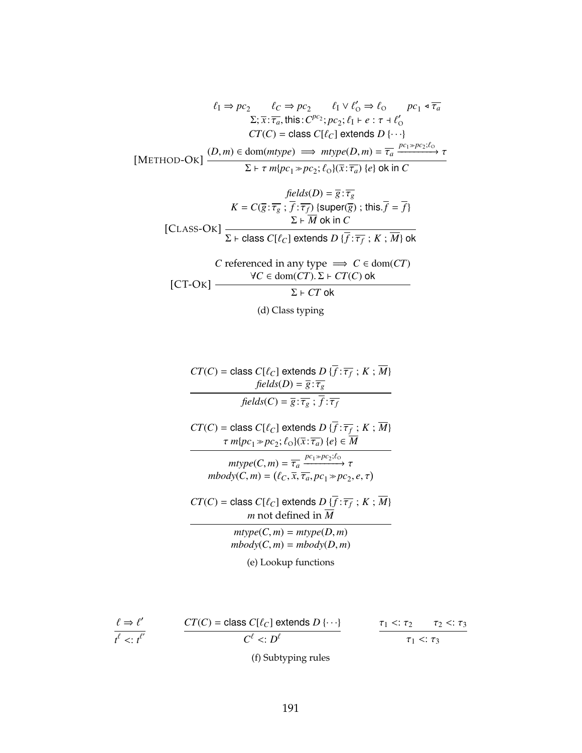$$
\text{[Method-Ok]}\ \frac{\begin{array}{c}\ell_{\mathrm{I}} \Rightarrow pc_2 \qquad \ell_C \Rightarrow pc_2 \qquad \ell_{\mathrm{I}} \vee \ell'_{\mathrm{O}} \Rightarrow \ell_{\mathrm{O}} \qquad pc_1 \triangleleft \overline{\tau_a} \\ \Sigma; \overline{x}:\overline{\tau_a}, \mathsf{this}: C^{pc_2}; pc_2; \ell_{\mathrm{I}} \vdash e : \tau \dashv \ell'_{\mathrm{O}} \\ CT(C) = \mathsf{class}\ C[\ell_C]\ \mathsf{extends}\ D\ \{\cdots\} \\ (D, m) \in \mathrm{dom}(mtype) \implies mtype(D, m) = \overline{\tau_a} \xrightarrow{pc_1 \gg pc_2; \ell_{\mathrm{O}}} \tau \end{array}}{\Sigma \vdash \tau\ m\{pc_1 \gg pc_2; \ell_{\mathrm{O}}\}(\overline{x}:\overline{\tau_a})\ \{e\}\ \mathsf{ok\ in}\ C}
$$

$$
\text{[Class-Ok]}\ \frac{\begin{array}{c} \mathit{fields}(D) = \overline{g}:\overline{\tau_g} \\ K = C(\overline{g}:\overline{\tau_g}\ ;\ \overline{f}:\overline{\tau_f})\ \{\mathsf{super}(\overline{g})\ ;\ \mathsf{this}.\overline{f} = \overline{f}\} \\ \Sigma \vdash \overline{M}\ \mathsf{ok\ in}\ C \end{array}}{\Sigma \vdash \mathsf{class}\ C[\ell_C]\ \mathsf{extends}\ D\ \{\overline{f}:\overline{\tau_f}\ ;\ K\ ;\ \overline{M}\}\ \mathsf{ok}}
$$

$$
\text{[CT-Ok]}\ \frac{\begin{array}{c} C \text{ referenced in any type} \implies C \in \mathrm{dom}(CT) \\ \forall C \in \mathrm{dom}(CT).\ \Sigma \vdash CT(C)\ \mathsf{ok} \end{array}}{\Sigma \vdash CT\ \mathsf{ok}}
$$

(d) Class typing

$$
\frac{\begin{array}{c} CT(C) = \mathsf{class}\ C[\ell_C]\ \mathsf{extends}\ D\ \{\overline{f}:\overline{\tau_f}\ ;\ K\ ;\ \overline{M}\} \\ \mathit{fields}(D) = \overline{g}:\overline{\tau_g} \end{array}}{\mathit{fields}(C) = \overline{g}:\overline{\tau_g}\ ;\ \overline{f}:\overline{\tau_f}}
$$

$$
\frac{\begin{array}{c} CT(C) = \mathsf{class}\ C[\ell_C]\ \mathsf{extends}\ D\ \{\overline{f}:\overline{\tau_f}\ ;\ K\ ;\ \overline{M}\} \\ \tau\ m\{pc_1 \gg pc_2; \ell_{\mathrm{O}}\}(\overline{x}:\overline{\tau_a})\ \{e\} \in \overline{M} \end{array}}{\begin{array}{c} mtype(C, m) = \overline{\tau_a} \xrightarrow{pc_1 \gg pc_2; \ell_{\mathrm{O}}} \tau \\ mbody(C, m) = (\ell_C, \overline{x}, \overline{\tau_a}, pc_1 \gg pc_2, e, \tau) \end{array}}
$$

$$
\frac{\begin{array}{c} CT(C) = \mathsf{class}\ C[\ell_C]\ \mathsf{extends}\ D\ \{\overline{f}:\overline{\tau_f}\ ;\ K\ ;\ \overline{M}\} \\ m \text{ not defined in } \overline{M} \end{array}}{\begin{array}{c} mtype(C, m) = mtype(D, m) \\ mbody(C, m) = mbody(D, m) \end{array}}
$$

(e) Lookup functions

$$
\frac{\ell \Rightarrow \ell'}{t^{\ell} <: t^{\ell'}} \qquad \frac{CT(C) = \mathsf{class}\ C[\ell_C]\ \mathsf{extends}\ D\ \{\cdots\}}{C^{\ell} <: D^{\ell}} \qquad \frac{\tau_1 <: \tau_2 \qquad \tau_2 <: \tau_3}{\tau_1 <: \tau_3}
$$

(f) Subtyping rules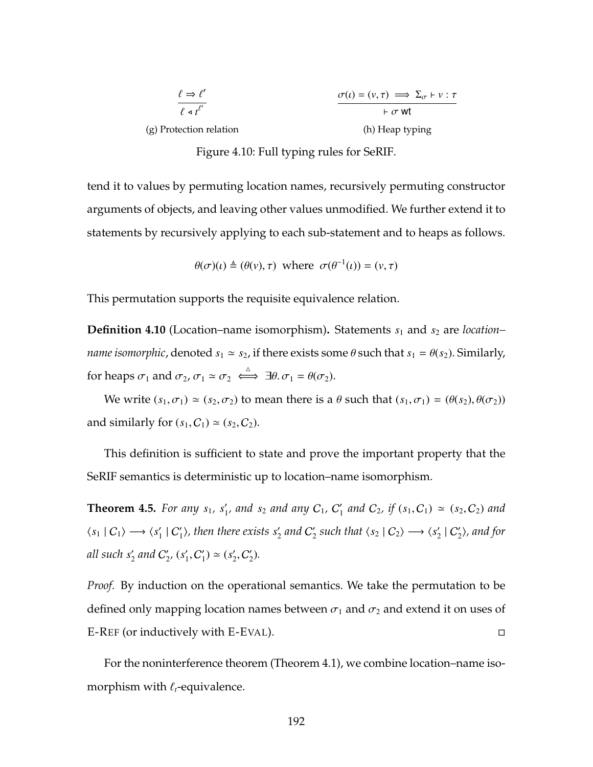$$\frac{\ell \Rightarrow \ell'}{\ell \triangleleft t^{\ell'}}$$

(g) Protection relation

$$\frac{\sigma(\iota) = (v, \tau) \implies \Sigma_\sigma \vdash v : \tau}{\vdash \sigma \text{ wt}}$$

(h) Heap typing

Figure 4.10: Full typing rules for SeRIF.

tend it to values by permuting location names, recursively permuting constructor arguments of objects, and leaving other values unmodified. We further extend it to statements by recursively applying to each sub-statement and to heaps as follows.

$$\theta(\sigma)(\iota) \triangleq (\theta(v), \tau) \text{ where } \sigma(\theta^{-1}(\iota)) = (v, \tau)$$

This permutation supports the requisite equivalence relation.

**Definition 4.10** (Location–name isomorphism)**.** Statements $s_1$ and $s_2$ are *location–name isomorphic*, denoted $s_1 \simeq s_2$, if there exists some $\theta$ such that $s_1 = \theta(s_2)$. Similarly, for heaps $\sigma_1$ and $\sigma_2$, $\sigma_1 \simeq \sigma_2 \overset{\triangle}{\iff} \exists \theta. \sigma_1 = \theta(\sigma_2)$.

We write $(s_1, \sigma_1) \simeq (s_2, \sigma_2)$ to mean there is a $\theta$ such that $(s_1, \sigma_1) = (\theta(s_2), \theta(\sigma_2))$ and similarly for $(s_1, C_1) \simeq (s_2, C_2)$.

This definition is sufficient to state and prove the important property that the SeRIF semantics is deterministic up to location–name isomorphism.

**Theorem 4.5.** *For any $s_1$, $s_1'$, and $s_2$ and any $C_1$, $C_1'$ and $C_2$, if $(s_1, C_1) \simeq (s_2, C_2)$ and $\langle s_1 \mid C_1 \rangle \longrightarrow \langle s_1' \mid C_1' \rangle$, then there exists $s_2'$ and $C_2'$ such that $\langle s_2 \mid C_2 \rangle \longrightarrow \langle s_2' \mid C_2' \rangle$, and for all such $s_2'$ and $C_2'$, $(s_1', C_1') \simeq (s_2', C_2')$.*

*Proof.* By induction on the operational semantics. We take the permutation to be defined only mapping location names between $\sigma_1$ and $\sigma_2$ and extend it on uses of E-Ref (or inductively with E-Eval). □

For the noninterference theorem (Theorem 4.1), we combine location–name isomorphism with $\ell_t$-equivalence.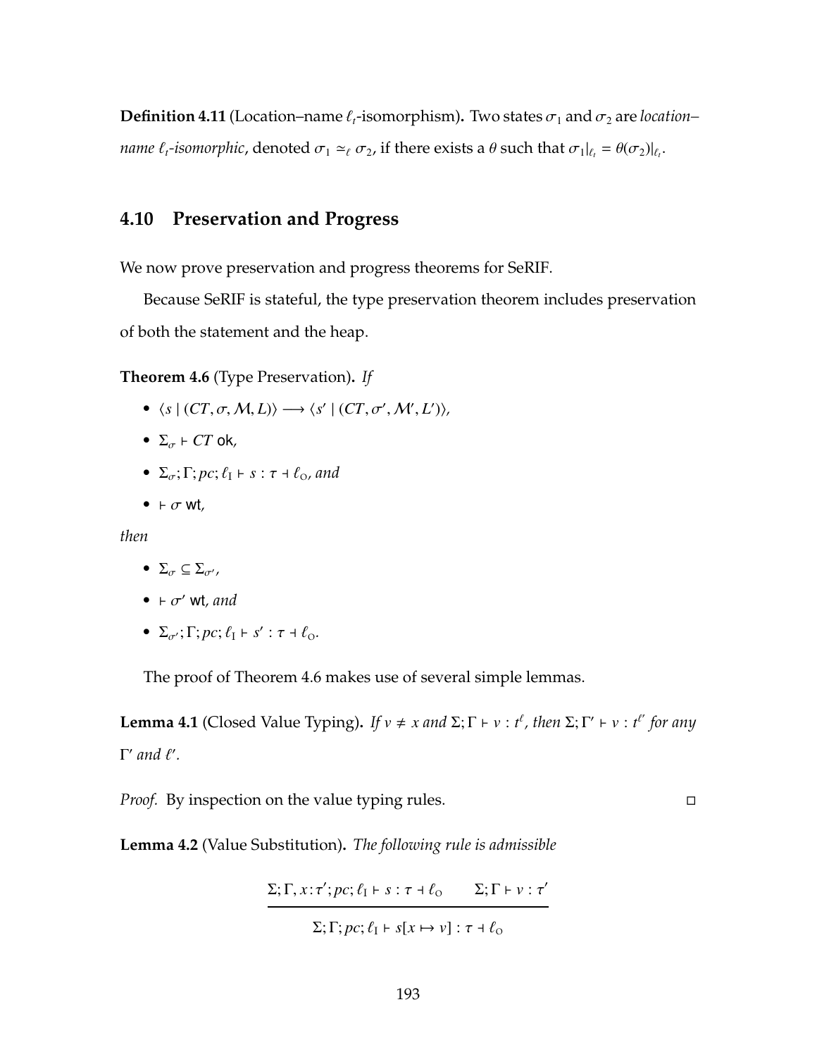**Definition 4.11** (Location–name $\ell_t$-isomorphism)**.** Two states $\sigma_1$ and $\sigma_2$ are *location–name $\ell_t$-isomorphic*, denoted $\sigma_1 \simeq_\ell \sigma_2$, if there exists a $\theta$ such that $\sigma_1|_{\ell_t} = \theta(\sigma_2)|_{\ell_t}$.

## 4.10 Preservation and Progress

We now prove preservation and progress theorems for SeRIF.

Because SeRIF is stateful, the type preservation theorem includes preservation of both the statement and the heap.

**Theorem 4.6** (Type Preservation)**.** *If*

- $\langle s \mid (CT, \sigma, \mathcal{M}, L)\rangle \longrightarrow \langle s' \mid (CT, \sigma', \mathcal{M}', L')\rangle$,
- $\Sigma_\sigma \vdash CT$ ok,
- $\Sigma_\sigma; \Gamma; pc; \ell_I \vdash s : \tau \dashv \ell_O$, *and*
- $\vdash \sigma$ wt,

*then*

- $\Sigma_\sigma \subseteq \Sigma_{\sigma'}$,
- $\vdash \sigma'$ wt, *and*
- $\Sigma_{\sigma'}; \Gamma; pc; \ell_I \vdash s' : \tau \dashv \ell_O$.

The proof of Theorem 4.6 makes use of several simple lemmas.

**Lemma 4.1** (Closed Value Typing)**.** *If $v \neq x$ and $\Sigma; \Gamma \vdash v : t^\ell$, then $\Sigma; \Gamma' \vdash v : t^{\ell'}$ for any $\Gamma'$ and $\ell'$.*

*Proof.* By inspection on the value typing rules. □

**Lemma 4.2** (Value Substitution)**.** *The following rule is admissible*

$$\frac{\Sigma; \Gamma, x\!:\!\tau'; pc; \ell_I \vdash s : \tau \dashv \ell_O \qquad \Sigma; \Gamma \vdash v : \tau'}{\Sigma; \Gamma; pc; \ell_I \vdash s[x \mapsto v] : \tau \dashv \ell_O}$$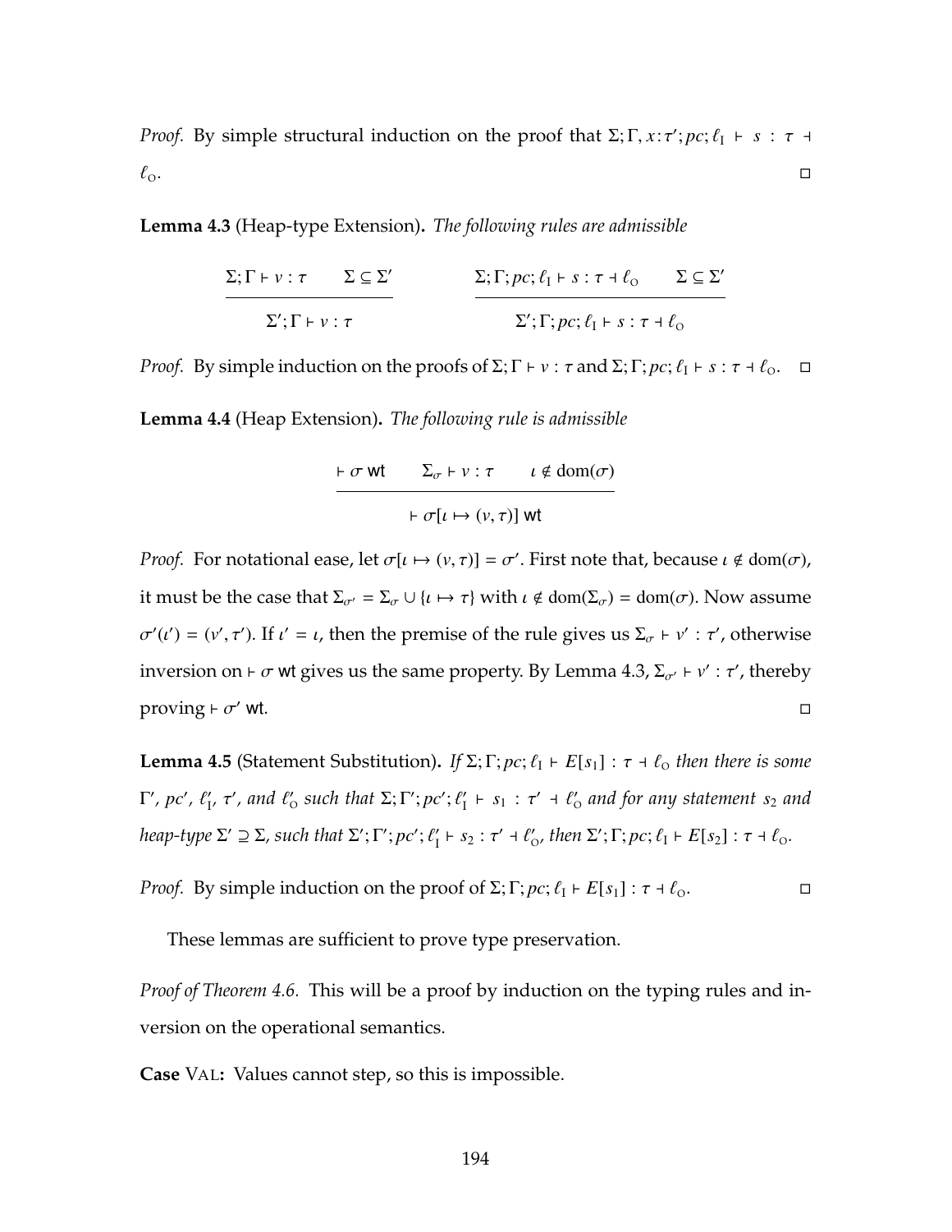*Proof.* By simple structural induction on the proof that $\Sigma; \Gamma, x{:}\tau'; pc; \ell_{\mathrm{I}} \vdash s : \tau \dashv \ell_{\mathrm{O}}$. $\square$

**Lemma 4.3** (Heap-type Extension)**.** *The following rules are admissible*

$$\frac{\Sigma; \Gamma \vdash v : \tau \qquad \Sigma \subseteq \Sigma'}{\Sigma'; \Gamma \vdash v : \tau} \qquad\qquad \frac{\Sigma; \Gamma; pc; \ell_{\mathrm{I}} \vdash s : \tau \dashv \ell_{\mathrm{O}} \qquad \Sigma \subseteq \Sigma'}{\Sigma'; \Gamma; pc; \ell_{\mathrm{I}} \vdash s : \tau \dashv \ell_{\mathrm{O}}}$$

*Proof.* By simple induction on the proofs of $\Sigma; \Gamma \vdash v : \tau$ and $\Sigma; \Gamma; pc; \ell_{\mathrm{I}} \vdash s : \tau \dashv \ell_{\mathrm{O}}$. $\square$

**Lemma 4.4** (Heap Extension)**.** *The following rule is admissible*

$$\frac{\vdash \sigma \ \mathsf{wt} \qquad \Sigma_\sigma \vdash v : \tau \qquad \iota \notin \mathrm{dom}(\sigma)}{\vdash \sigma[\iota \mapsto (v, \tau)] \ \mathsf{wt}}$$

*Proof.* For notational ease, let $\sigma[\iota \mapsto (v, \tau)] = \sigma'$. First note that, because $\iota \notin \mathrm{dom}(\sigma)$, it must be the case that $\Sigma_{\sigma'} = \Sigma_\sigma \cup \{\iota \mapsto \tau\}$ with $\iota \notin \mathrm{dom}(\Sigma_\sigma) = \mathrm{dom}(\sigma)$. Now assume $\sigma'(\iota') = (v', \tau')$. If $\iota' = \iota$, then the premise of the rule gives us $\Sigma_\sigma \vdash v' : \tau'$, otherwise inversion on $\vdash \sigma \ \mathsf{wt}$ gives us the same property. By Lemma 4.3, $\Sigma_{\sigma'} \vdash v' : \tau'$, thereby proving $\vdash \sigma' \ \mathsf{wt}$. $\square$

**Lemma 4.5** (Statement Substitution)**.** *If $\Sigma; \Gamma; pc; \ell_{\mathrm{I}} \vdash E[s_1] : \tau \dashv \ell_{\mathrm{O}}$ then there is some $\Gamma'$, $pc'$, $\ell_{\mathrm{I}}'$, $\tau'$, and $\ell_{\mathrm{O}}'$ such that $\Sigma; \Gamma'; pc'; \ell_{\mathrm{I}}' \vdash s_1 : \tau' \dashv \ell_{\mathrm{O}}'$ and for any statement $s_2$ and heap-type $\Sigma' \supseteq \Sigma$, such that $\Sigma'; \Gamma'; pc'; \ell_{\mathrm{I}}' \vdash s_2 : \tau' \dashv \ell_{\mathrm{O}}'$, then $\Sigma'; \Gamma; pc; \ell_{\mathrm{I}} \vdash E[s_2] : \tau \dashv \ell_{\mathrm{O}}$.*

*Proof.* By simple induction on the proof of $\Sigma; \Gamma; pc; \ell_{\mathrm{I}} \vdash E[s_1] : \tau \dashv \ell_{\mathrm{O}}$. $\square$

These lemmas are sufficient to prove type preservation.

*Proof of Theorem 4.6.* This will be a proof by induction on the typing rules and inversion on the operational semantics.

**Case** Val**:** Values cannot step, so this is impossible.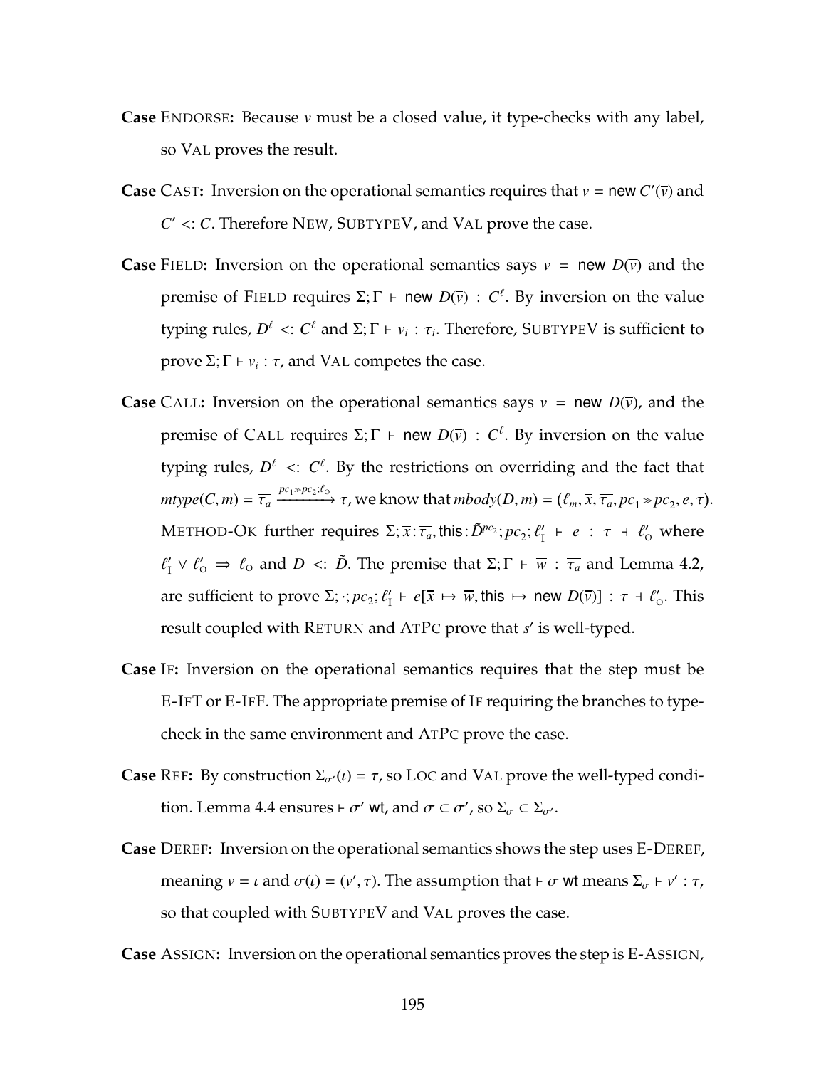**Case** Endorse**:** Because $v$ must be a closed value, it type-checks with any label, so Val proves the result.

**Case** Cast**:** Inversion on the operational semantics requires that $v = \mathsf{new}\ C'(\overline{v})$ and $C' <: C$. Therefore New, SubtypeV, and Val prove the case.

**Case** Field**:** Inversion on the operational semantics says $v = \mathsf{new}\ D(\overline{v})$ and the premise of Field requires $\Sigma; \Gamma \vdash \mathsf{new}\ D(\overline{v}) : C^{\ell}$. By inversion on the value typing rules, $D^{\ell} <: C^{\ell}$ and $\Sigma; \Gamma \vdash v_i : \tau_i$. Therefore, SubtypeV is sufficient to prove $\Sigma; \Gamma \vdash v_i : \tau$, and Val competes the case.

**Case** Call**:** Inversion on the operational semantics says $v = \mathsf{new}\ D(\overline{v})$, and the premise of Call requires $\Sigma; \Gamma \vdash \mathsf{new}\ D(\overline{v}) : C^{\ell}$. By inversion on the value typing rules, $D^{\ell} <: C^{\ell}$. By the restrictions on overriding and the fact that $mtype(C, m) = \overline{\tau_a} \xrightarrow{pc_1 \gg pc_2; \ell_O} \tau$, we know that $mbody(D, m) = (\ell_m, \overline{x}, \overline{\tau_a}, pc_1 \gg pc_2, e, \tau)$. Method-Ok further requires $\Sigma; \overline{x} : \overline{\tau_a}, \mathsf{this} : \tilde{D}^{pc_2}; pc_2; \ell_I' \vdash e : \tau \dashv \ell_O'$ where $\ell_I' \vee \ell_O' \Rightarrow \ell_O$ and $D <: \tilde{D}$. The premise that $\Sigma; \Gamma \vdash \overline{w} : \overline{\tau_a}$ and Lemma 4.2, are sufficient to prove $\Sigma; \cdot; pc_2; \ell_I' \vdash e[\overline{x} \mapsto \overline{w}, \mathsf{this} \mapsto \mathsf{new}\ D(\overline{v})] : \tau \dashv \ell_O'$. This result coupled with Return and AtPc prove that $s'$ is well-typed.

**Case** If**:** Inversion on the operational semantics requires that the step must be E-IfT or E-IfF. The appropriate premise of If requiring the branches to type-check in the same environment and AtPc prove the case.

**Case** Ref**:** By construction $\Sigma_{\sigma'}(\iota) = \tau$, so Loc and Val prove the well-typed condition. Lemma 4.4 ensures $\vdash \sigma'$ wt, and $\sigma \subset \sigma'$, so $\Sigma_{\sigma} \subset \Sigma_{\sigma'}$.

**Case** Deref**:** Inversion on the operational semantics shows the step uses E-Deref, meaning $v = \iota$ and $\sigma(\iota) = (v', \tau)$. The assumption that $\vdash \sigma$ wt means $\Sigma_{\sigma} \vdash v' : \tau$, so that coupled with SubtypeV and Val proves the case.

**Case** Assign**:** Inversion on the operational semantics proves the step is E-Assign,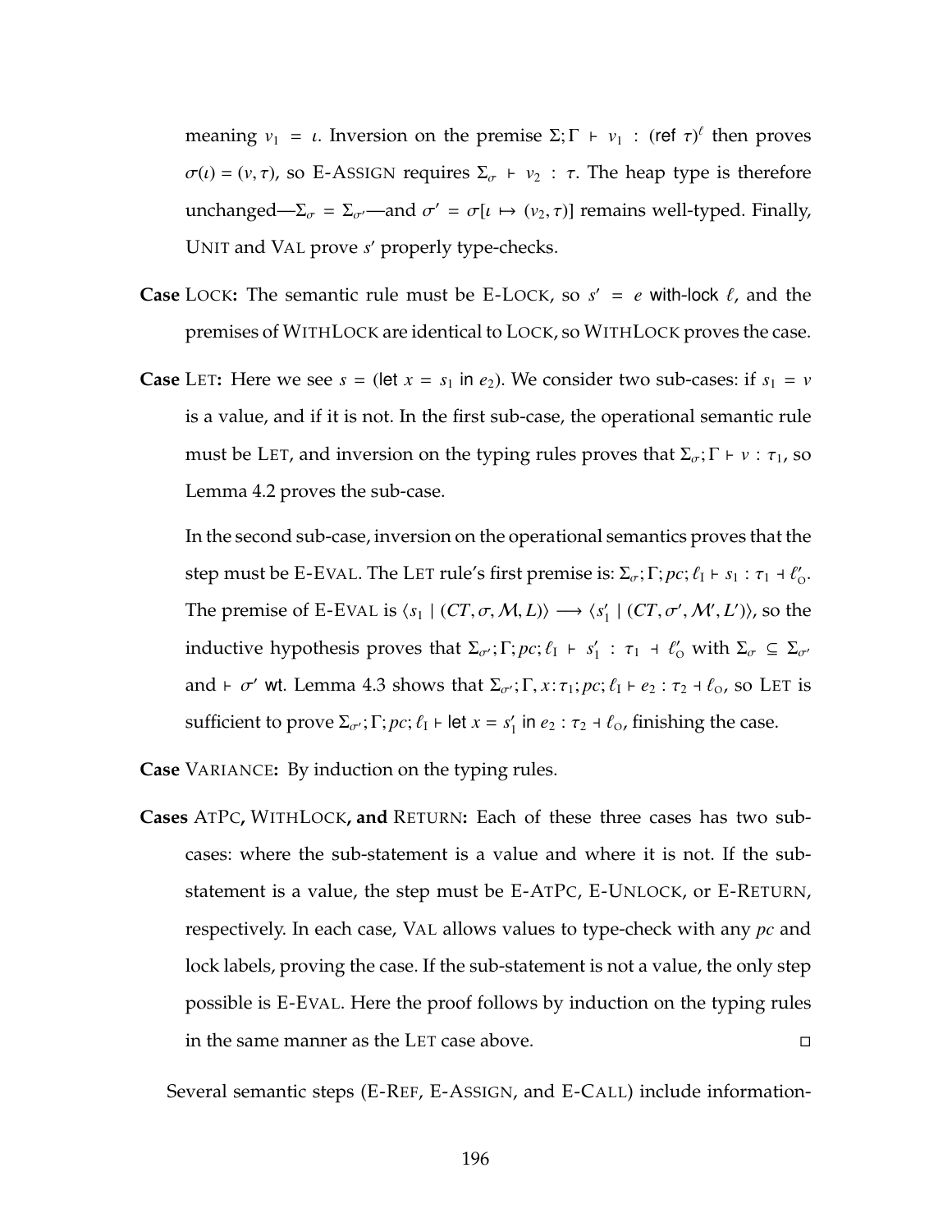meaning $v_1 = \iota$. Inversion on the premise $\Sigma; \Gamma \vdash v_1 : (\textsf{ref}\ \tau)^{\ell}$ then proves $\sigma(\iota) = (v, \tau)$, so E-ASSIGN requires $\Sigma_\sigma \vdash v_2 : \tau$. The heap type is therefore unchanged—$\Sigma_\sigma = \Sigma_{\sigma'}$—and $\sigma' = \sigma[\iota \mapsto (v_2, \tau)]$ remains well-typed. Finally, UNIT and VAL prove $s'$ properly type-checks.

**Case** LOCK**:** The semantic rule must be E-LOCK, so $s' = e$ with-lock $\ell$, and the premises of WITHLOCK are identical to LOCK, so WITHLOCK proves the case.

**Case** LET**:** Here we see $s = (\textsf{let}\ x = s_1\ \textsf{in}\ e_2)$. We consider two sub-cases: if $s_1 = v$ is a value, and if it is not. In the first sub-case, the operational semantic rule must be LET, and inversion on the typing rules proves that $\Sigma_\sigma; \Gamma \vdash v : \tau_1$, so Lemma 4.2 proves the sub-case.

In the second sub-case, inversion on the operational semantics proves that the step must be E-EVAL. The LET rule's first premise is: $\Sigma_\sigma; \Gamma; pc; \ell_{\mathrm{I}} \vdash s_1 : \tau_1 \dashv \ell'_{\mathrm{O}}$. The premise of E-EVAL is $\langle s_1 \mid (CT, \sigma, \mathcal{M}, L) \rangle \longrightarrow \langle s'_1 \mid (CT, \sigma', \mathcal{M}', L') \rangle$, so the inductive hypothesis proves that $\Sigma_{\sigma'}; \Gamma; pc; \ell_{\mathrm{I}} \vdash s'_1 : \tau_1 \dashv \ell'_{\mathrm{O}}$ with $\Sigma_\sigma \subseteq \Sigma_{\sigma'}$ and $\vdash \sigma'$ wt. Lemma 4.3 shows that $\Sigma_{\sigma'}; \Gamma, x{:}\tau_1; pc; \ell_{\mathrm{I}} \vdash e_2 : \tau_2 \dashv \ell_{\mathrm{O}}$, so LET is sufficient to prove $\Sigma_{\sigma'}; \Gamma; pc; \ell_{\mathrm{I}} \vdash \textsf{let}\ x = s'_1\ \textsf{in}\ e_2 : \tau_2 \dashv \ell_{\mathrm{O}}$, finishing the case.

**Case** VARIANCE**:** By induction on the typing rules.

**Cases** ATPC**,** WITHLOCK**, and** RETURN**:** Each of these three cases has two sub-cases: where the sub-statement is a value and where it is not. If the sub-statement is a value, the step must be E-ATPC, E-UNLOCK, or E-RETURN, respectively. In each case, VAL allows values to type-check with any $pc$ and lock labels, proving the case. If the sub-statement is not a value, the only step possible is E-EVAL. Here the proof follows by induction on the typing rules in the same manner as the LET case above. ◻

Several semantic steps (E-REF, E-ASSIGN, and E-CALL) include information-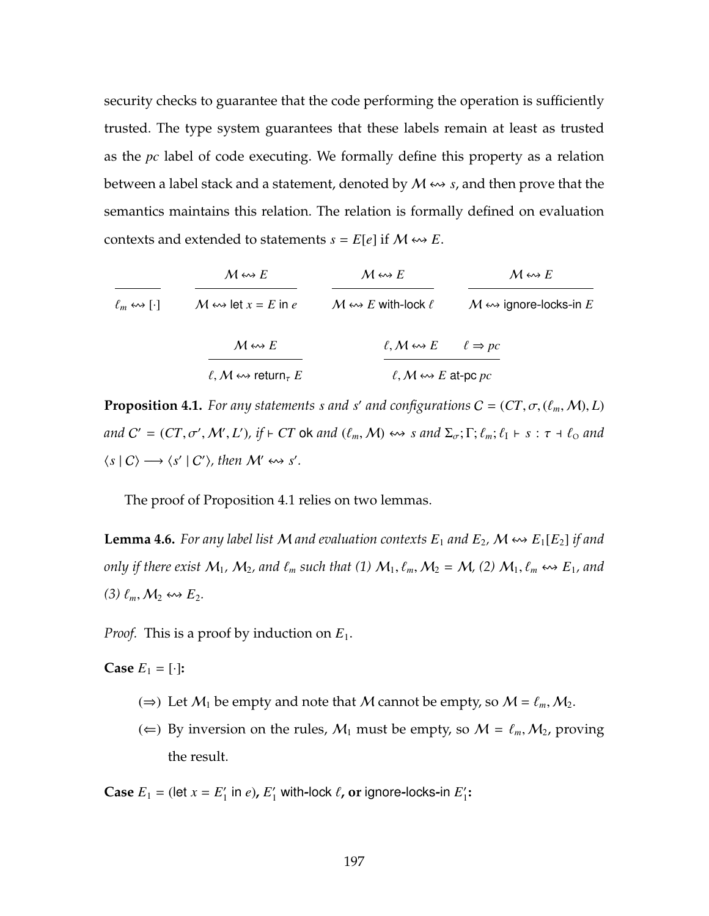security checks to guarantee that the code performing the operation is sufficiently trusted. The type system guarantees that these labels remain at least as trusted as the *pc* label of code executing. We formally define this property as a relation between a label stack and a statement, denoted by $\mathcal{M} \leftrightsquigarrow s$, and then prove that the semantics maintains this relation. The relation is formally defined on evaluation contexts and extended to statements $s = E[e]$ if $\mathcal{M} \leftrightsquigarrow E$.

$$\frac{}{\ell_m \leftrightsquigarrow [\cdot]} \qquad \frac{\mathcal{M} \leftrightsquigarrow E}{\mathcal{M} \leftrightsquigarrow \textsf{let } x = E \textsf{ in } e} \qquad \frac{\mathcal{M} \leftrightsquigarrow E}{\mathcal{M} \leftrightsquigarrow E \textsf{ with-lock } \ell} \qquad \frac{\mathcal{M} \leftrightsquigarrow E}{\mathcal{M} \leftrightsquigarrow \textsf{ignore-locks-in } E}$$

$$\frac{\mathcal{M} \leftrightsquigarrow E}{\ell, \mathcal{M} \leftrightsquigarrow \textsf{return}_\tau\ E} \qquad \frac{\ell, \mathcal{M} \leftrightsquigarrow E \qquad \ell \Rightarrow pc}{\ell, \mathcal{M} \leftrightsquigarrow E \textsf{ at-pc } pc}$$

**Proposition 4.1.** *For any statements $s$ and $s'$ and configurations $C = (CT, \sigma, (\ell_m, \mathcal{M}), L)$ and $C' = (CT, \sigma', \mathcal{M}', L')$, if $\vdash CT$ ok and $(\ell_m, \mathcal{M}) \leftrightsquigarrow s$ and $\Sigma_\sigma; \Gamma; \ell_m; \ell_I \vdash s : \tau \dashv \ell_O$ and $\langle s \mid C \rangle \longrightarrow \langle s' \mid C' \rangle$, then $\mathcal{M}' \leftrightsquigarrow s'$.*

The proof of Proposition 4.1 relies on two lemmas.

**Lemma 4.6.** *For any label list $\mathcal{M}$ and evaluation contexts $E_1$ and $E_2$, $\mathcal{M} \leftrightsquigarrow E_1[E_2]$ if and only if there exist $\mathcal{M}_1$, $\mathcal{M}_2$, and $\ell_m$ such that (1) $\mathcal{M}_1, \ell_m, \mathcal{M}_2 = \mathcal{M}$, (2) $\mathcal{M}_1, \ell_m \leftrightsquigarrow E_1$, and (3) $\ell_m, \mathcal{M}_2 \leftrightsquigarrow E_2$.*

*Proof.* This is a proof by induction on $E_1$.

**Case** $E_1 = [\cdot]$**:**

- ($\Rightarrow$) Let $\mathcal{M}_1$ be empty and note that $\mathcal{M}$ cannot be empty, so $\mathcal{M} = \ell_m, \mathcal{M}_2$.
- ($\Leftarrow$) By inversion on the rules, $\mathcal{M}_1$ must be empty, so $\mathcal{M} = \ell_m, \mathcal{M}_2$, proving the result.

**Case** $E_1 = (\textsf{let } x = E_1' \textsf{ in } e)$**,** $E_1' \textsf{ with-lock } \ell$**, or** $\textsf{ignore-locks-in } E_1'$**:**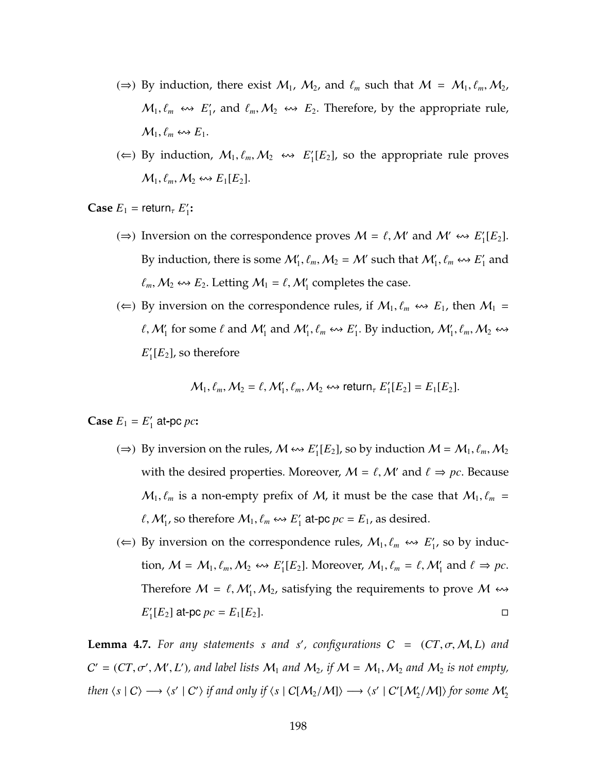- (⇒) By induction, there exist $\mathcal{M}_1$, $\mathcal{M}_2$, and $\ell_m$ such that $\mathcal{M} = \mathcal{M}_1, \ell_m, \mathcal{M}_2$, $\mathcal{M}_1, \ell_m \leftrightsquigarrow E'_1$, and $\ell_m, \mathcal{M}_2 \leftrightsquigarrow E_2$. Therefore, by the appropriate rule, $\mathcal{M}_1, \ell_m \leftrightsquigarrow E_1$.
- (⇐) By induction, $\mathcal{M}_1, \ell_m, \mathcal{M}_2 \leftrightsquigarrow E'_1[E_2]$, so the appropriate rule proves $\mathcal{M}_1, \ell_m, \mathcal{M}_2 \leftrightsquigarrow E_1[E_2]$.

**Case** $E_1 = \mathsf{return}_\tau\ E'_1$**:**

- (⇒) Inversion on the correspondence proves $\mathcal{M} = \ell, \mathcal{M}'$ and $\mathcal{M}' \leftrightsquigarrow E'_1[E_2]$. By induction, there is some $\mathcal{M}'_1, \ell_m, \mathcal{M}_2 = \mathcal{M}'$ such that $\mathcal{M}'_1, \ell_m \leftrightsquigarrow E'_1$ and $\ell_m, \mathcal{M}_2 \leftrightsquigarrow E_2$. Letting $\mathcal{M}_1 = \ell, \mathcal{M}'_1$ completes the case.
- (⇐) By inversion on the correspondence rules, if $\mathcal{M}_1, \ell_m \leftrightsquigarrow E_1$, then $\mathcal{M}_1 = \ell, \mathcal{M}'_1$ for some $\ell$ and $\mathcal{M}'_1$ and $\mathcal{M}'_1, \ell_m \leftrightsquigarrow E'_1$. By induction, $\mathcal{M}'_1, \ell_m, \mathcal{M}_2 \leftrightsquigarrow E'_1[E_2]$, so therefore

$$\mathcal{M}_1, \ell_m, \mathcal{M}_2 = \ell, \mathcal{M}'_1, \ell_m, \mathcal{M}_2 \leftrightsquigarrow \mathsf{return}_\tau\ E'_1[E_2] = E_1[E_2].$$

**Case** $E_1 = E'_1\ \mathsf{at\text{-}pc}\ pc$**:**

- (⇒) By inversion on the rules, $\mathcal{M} \leftrightsquigarrow E'_1[E_2]$, so by induction $\mathcal{M} = \mathcal{M}_1, \ell_m, \mathcal{M}_2$ with the desired properties. Moreover, $\mathcal{M} = \ell, \mathcal{M}'$ and $\ell \Rightarrow pc$. Because $\mathcal{M}_1, \ell_m$ is a non-empty prefix of $\mathcal{M}$, it must be the case that $\mathcal{M}_1, \ell_m = \ell, \mathcal{M}'_1$, so therefore $\mathcal{M}_1, \ell_m \leftrightsquigarrow E'_1\ \mathsf{at\text{-}pc}\ pc = E_1$, as desired.
- (⇐) By inversion on the correspondence rules, $\mathcal{M}_1, \ell_m \leftrightsquigarrow E'_1$, so by induction, $\mathcal{M} = \mathcal{M}_1, \ell_m, \mathcal{M}_2 \leftrightsquigarrow E'_1[E_2]$. Moreover, $\mathcal{M}_1, \ell_m = \ell, \mathcal{M}'_1$ and $\ell \Rightarrow pc$. Therefore $\mathcal{M} = \ell, \mathcal{M}'_1, \mathcal{M}_2$, satisfying the requirements to prove $\mathcal{M} \leftrightsquigarrow E'_1[E_2]\ \mathsf{at\text{-}pc}\ pc = E_1[E_2]$. □

**Lemma 4.7.** *For any statements $s$ and $s'$, configurations $C = (CT, \sigma, \mathcal{M}, L)$ and $C' = (CT, \sigma', \mathcal{M}', L')$, and label lists $\mathcal{M}_1$ and $\mathcal{M}_2$, if $\mathcal{M} = \mathcal{M}_1, \mathcal{M}_2$ and $\mathcal{M}_2$ is not empty, then $\langle s \mid C \rangle \longrightarrow \langle s' \mid C' \rangle$ if and only if $\langle s \mid C[\mathcal{M}_2/\mathcal{M}] \rangle \longrightarrow \langle s' \mid C'[\mathcal{M}'_2/\mathcal{M}] \rangle$ for some $\mathcal{M}'_2$*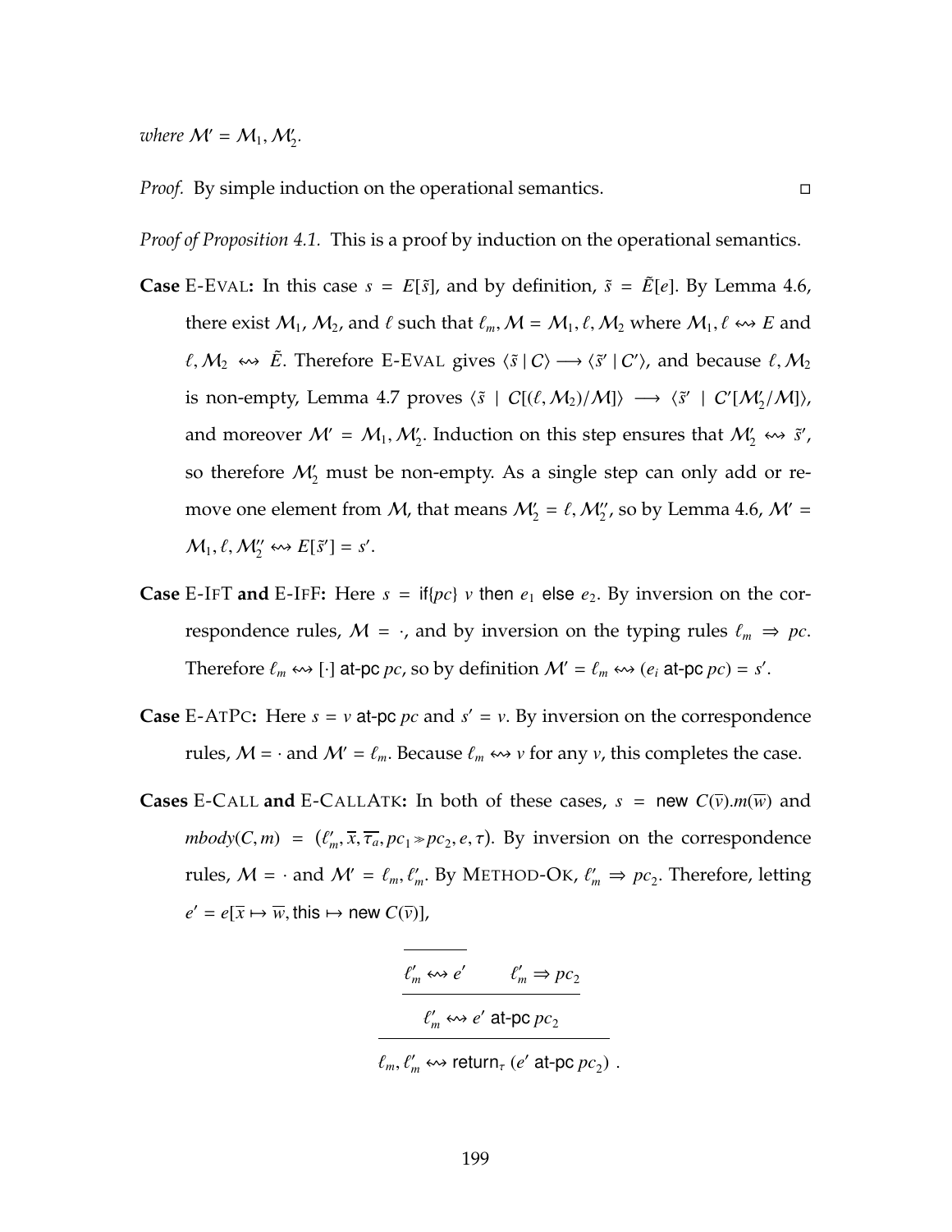*where* $\mathcal{M}' = \mathcal{M}_1, \mathcal{M}_2'$.

*Proof.* By simple induction on the operational semantics. □

*Proof of Proposition 4.1.* This is a proof by induction on the operational semantics.

**Case** E-EVAL**:** In this case $s = E[\tilde{s}]$, and by definition, $\tilde{s} = \tilde{E}[e]$. By Lemma 4.6, there exist $\mathcal{M}_1$, $\mathcal{M}_2$, and $\ell$ such that $\ell_m, \mathcal{M} = \mathcal{M}_1, \ell, \mathcal{M}_2$ where $\mathcal{M}_1, \ell \leftrightsquigarrow E$ and $\ell, \mathcal{M}_2 \leftrightsquigarrow \tilde{E}$. Therefore E-EVAL gives $\langle \tilde{s} \mid C \rangle \longrightarrow \langle \tilde{s}' \mid C' \rangle$, and because $\ell, \mathcal{M}_2$ is non-empty, Lemma 4.7 proves $\langle \tilde{s} \mid C[(\ell, \mathcal{M}_2)/\mathcal{M}] \rangle \longrightarrow \langle \tilde{s}' \mid C'[\mathcal{M}_2'/\mathcal{M}] \rangle$, and moreover $\mathcal{M}' = \mathcal{M}_1, \mathcal{M}_2'$. Induction on this step ensures that $\mathcal{M}_2' \leftrightsquigarrow \tilde{s}'$, so therefore $\mathcal{M}_2'$ must be non-empty. As a single step can only add or remove one element from $\mathcal{M}$, that means $\mathcal{M}_2' = \ell, \mathcal{M}_2''$, so by Lemma 4.6, $\mathcal{M}' = \mathcal{M}_1, \ell, \mathcal{M}_2'' \leftrightsquigarrow E[\tilde{s}'] = s'$.

**Case** E-IFT **and** E-IFF**:** Here $s = \mathsf{if}\{pc\}\ v\ \mathsf{then}\ e_1\ \mathsf{else}\ e_2$. By inversion on the correspondence rules, $\mathcal{M} = \cdot$, and by inversion on the typing rules $\ell_m \Rightarrow pc$. Therefore $\ell_m \leftrightsquigarrow [\cdot]\ \mathsf{at\text{-}pc}\ pc$, so by definition $\mathcal{M}' = \ell_m \leftrightsquigarrow (e_i\ \mathsf{at\text{-}pc}\ pc) = s'$.

**Case** E-ATPC**:** Here $s = v\ \mathsf{at\text{-}pc}\ pc$ and $s' = v$. By inversion on the correspondence rules, $\mathcal{M} = \cdot$ and $\mathcal{M}' = \ell_m$. Because $\ell_m \leftrightsquigarrow v$ for any $v$, this completes the case.

**Cases** E-CALL **and** E-CALLATK**:** In both of these cases, $s = \mathsf{new}\ C(\overline{v}).m(\overline{w})$ and $mbody(C, m) = (\ell_m', \overline{x}, \overline{\tau_a}, pc_1 \gg pc_2, e, \tau)$. By inversion on the correspondence rules, $\mathcal{M} = \cdot$ and $\mathcal{M}' = \ell_m, \ell_m'$. By METHOD-OK, $\ell_m' \Rightarrow pc_2$. Therefore, letting $e' = e[\overline{x} \mapsto \overline{w}, \mathsf{this} \mapsto \mathsf{new}\ C(\overline{v})]$,

$$\dfrac{\dfrac{\dfrac{}{\ell_m' \leftrightsquigarrow e'} \qquad \ell_m' \Rightarrow pc_2}{\ell_m' \leftrightsquigarrow e'\ \mathsf{at\text{-}pc}\ pc_2}}{\ell_m, \ell_m' \leftrightsquigarrow \mathsf{return}_\tau\ (e'\ \mathsf{at\text{-}pc}\ pc_2)}\ .$$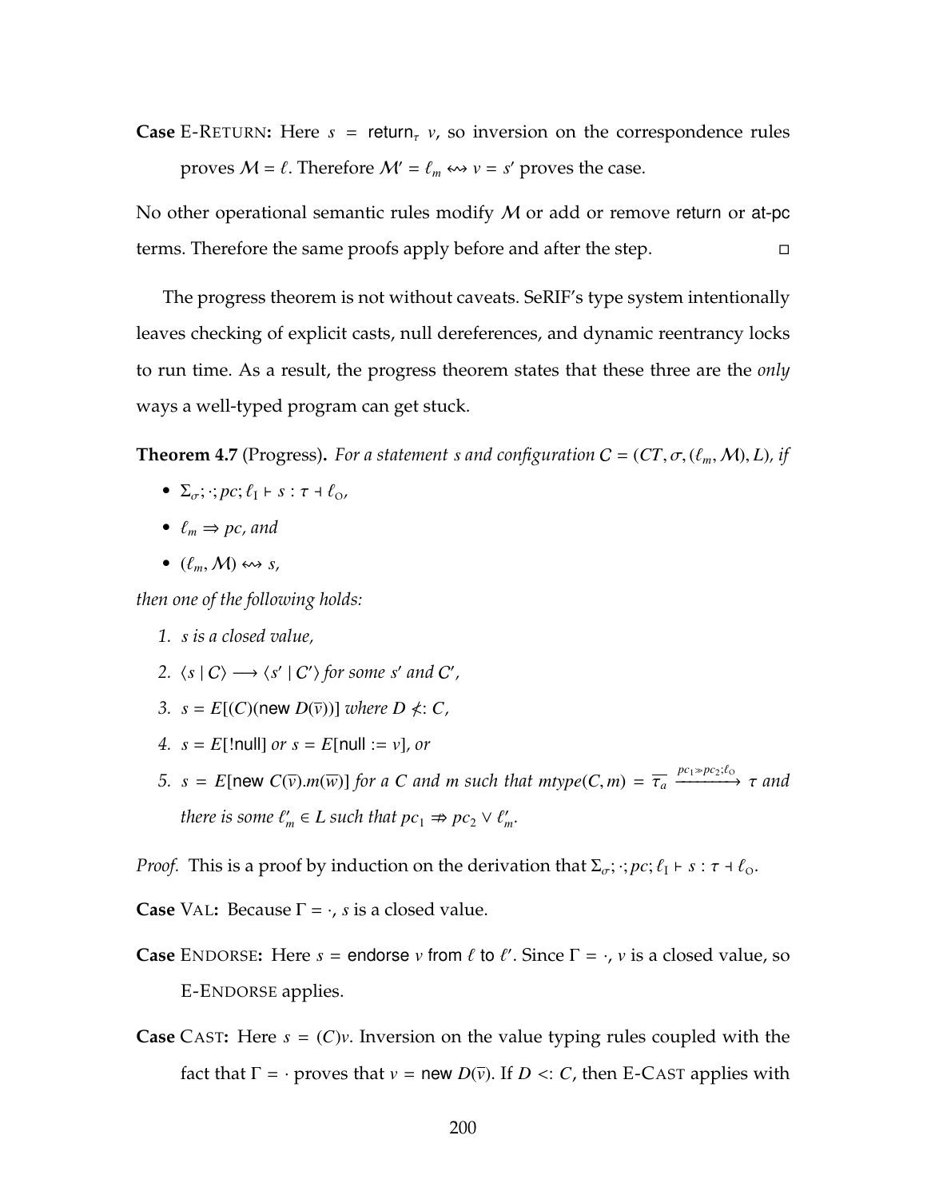**Case** E-Return**:** Here $s = \mathsf{return}_\tau\ v$, so inversion on the correspondence rules proves $\mathcal{M} = \ell$. Therefore $\mathcal{M}' = \ell_m \leftrightsquigarrow v = s'$ proves the case.

No other operational semantic rules modify $\mathcal{M}$ or add or remove return or at-pc terms. Therefore the same proofs apply before and after the step. ◻

The progress theorem is not without caveats. SeRIF's type system intentionally leaves checking of explicit casts, null dereferences, and dynamic reentrancy locks to run time. As a result, the progress theorem states that these three are the *only* ways a well-typed program can get stuck.

**Theorem 4.7** (Progress)**.** *For a statement $s$ and configuration $C = (CT, \sigma, (\ell_m, \mathcal{M}), L)$, if*

- $\Sigma_\sigma; \cdot; pc; \ell_\mathrm{I} \vdash s : \tau \dashv \ell_\mathrm{O}$,
- *$\ell_m \Rightarrow pc$, and*
- $(\ell_m, \mathcal{M}) \leftrightsquigarrow s$,

*then one of the following holds:*

1. *$s$ is a closed value,*
2. *$\langle s \mid C \rangle \longrightarrow \langle s' \mid C' \rangle$ for some $s'$ and $C'$,*
3. *$s = E[(C)(\mathsf{new}\ D(\overline{v}))]$ where $D \not<: C$,*
4. *$s = E[!\mathsf{null}]$ or $s = E[\mathsf{null} := v]$, or*
5. *$s = E[\mathsf{new}\ C(\overline{v}).m(\overline{w})]$ for a $C$ and $m$ such that $mtype(C, m) = \overline{\tau_a} \xrightarrow{pc_1 \gg pc_2; \ell_\mathrm{O}} \tau$ and there is some $\ell'_m \in L$ such that $pc_1 \not\Rightarrow pc_2 \vee \ell'_m$.*

*Proof.* This is a proof by induction on the derivation that $\Sigma_\sigma; \cdot; pc; \ell_\mathrm{I} \vdash s : \tau \dashv \ell_\mathrm{O}$.

**Case** Val**:** Because $\Gamma = \cdot$, $s$ is a closed value.

**Case** Endorse**:** Here $s = \mathsf{endorse}\ v\ \mathsf{from}\ \ell\ \mathsf{to}\ \ell'$. Since $\Gamma = \cdot$, $v$ is a closed value, so E-Endorse applies.

**Case** Cast**:** Here $s = (C)v$. Inversion on the value typing rules coupled with the fact that $\Gamma = \cdot$ proves that $v = \mathsf{new}\ D(\overline{v})$. If $D <: C$, then E-Cast applies with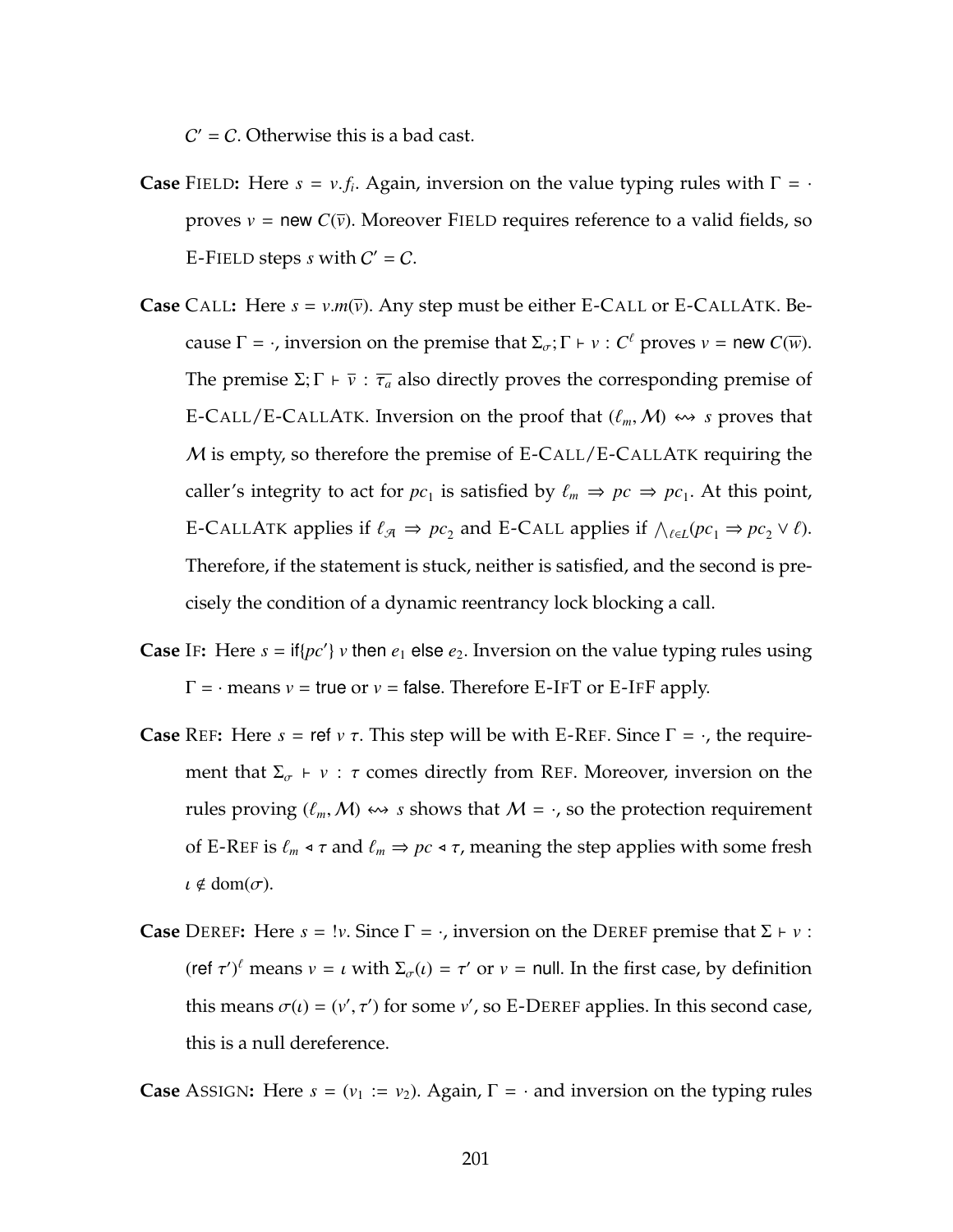$C' = C$. Otherwise this is a bad cast.

**Case** FIELD**:** Here $s = v.f_i$. Again, inversion on the value typing rules with $\Gamma = \cdot$ proves $v = \mathsf{new}\ C(\overline{v})$. Moreover FIELD requires reference to a valid fields, so E-FIELD steps $s$ with $C' = C$.

**Case** CALL**:** Here $s = v.m(\overline{v})$. Any step must be either E-CALL or E-CALLATK. Because $\Gamma = \cdot$, inversion on the premise that $\Sigma_\sigma; \Gamma \vdash v : C^\ell$ proves $v = \mathsf{new}\ C(\overline{w})$. The premise $\Sigma; \Gamma \vdash \overline{v} : \overline{\tau_a}$ also directly proves the corresponding premise of E-CALL/E-CALLATK. Inversion on the proof that $(\ell_m, \mathcal{M}) \leftrightsquigarrow s$ proves that $\mathcal{M}$ is empty, so therefore the premise of E-CALL/E-CALLATK requiring the caller's integrity to act for $pc_1$ is satisfied by $\ell_m \Rightarrow pc \Rightarrow pc_1$. At this point, E-CALLATK applies if $\ell_{\mathcal{A}} \Rightarrow pc_2$ and E-CALL applies if $\bigwedge_{\ell \in L}(pc_1 \Rightarrow pc_2 \vee \ell)$. Therefore, if the statement is stuck, neither is satisfied, and the second is precisely the condition of a dynamic reentrancy lock blocking a call.

**Case** IF**:** Here $s = \mathsf{if}\{pc'\}\ v\ \mathsf{then}\ e_1\ \mathsf{else}\ e_2$. Inversion on the value typing rules using $\Gamma = \cdot$ means $v = \mathsf{true}$ or $v = \mathsf{false}$. Therefore E-IFT or E-IFF apply.

**Case** REF**:** Here $s = \mathsf{ref}\ v\ \tau$. This step will be with E-REF. Since $\Gamma = \cdot$, the requirement that $\Sigma_\sigma \vdash v : \tau$ comes directly from REF. Moreover, inversion on the rules proving $(\ell_m, \mathcal{M}) \leftrightsquigarrow s$ shows that $\mathcal{M} = \cdot$, so the protection requirement of E-REF is $\ell_m \triangleleft \tau$ and $\ell_m \Rightarrow pc \triangleleft \tau$, meaning the step applies with some fresh $\iota \notin \mathrm{dom}(\sigma)$.

**Case** DEREF**:** Here $s = !v$. Since $\Gamma = \cdot$, inversion on the DEREF premise that $\Sigma \vdash v : (\mathsf{ref}\ \tau')^\ell$ means $v = \iota$ with $\Sigma_\sigma(\iota) = \tau'$ or $v = \mathsf{null}$. In the first case, by definition this means $\sigma(\iota) = (v', \tau')$ for some $v'$, so E-DEREF applies. In this second case, this is a null dereference.

**Case** ASSIGN**:** Here $s = (v_1 := v_2)$. Again, $\Gamma = \cdot$ and inversion on the typing rules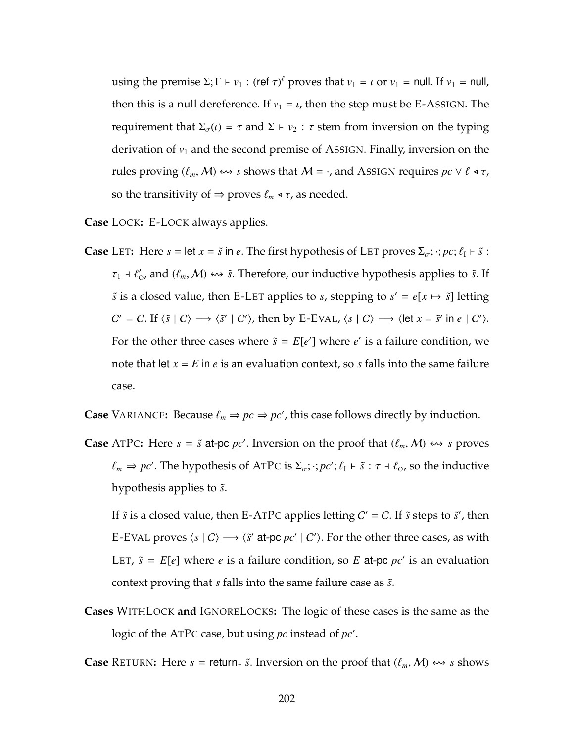using the premise $\Sigma; \Gamma \vdash v_1 : (\mathsf{ref}\ \tau)^{\ell}$ proves that $v_1 = \iota$ or $v_1 = \mathsf{null}$. If $v_1 = \mathsf{null}$, then this is a null dereference. If $v_1 = \iota$, then the step must be E-Assign. The requirement that $\Sigma_\sigma(\iota) = \tau$ and $\Sigma \vdash v_2 : \tau$ stem from inversion on the typing derivation of $v_1$ and the second premise of Assign. Finally, inversion on the rules proving $(\ell_m, \mathcal{M}) \leftrightsquigarrow s$ shows that $\mathcal{M} = \cdot$, and Assign requires $pc \vee \ell \triangleleft \tau$, so the transitivity of $\Rightarrow$ proves $\ell_m \triangleleft \tau$, as needed.

**Case** Lock**:** E-Lock always applies.

**Case** Let**:** Here $s = \mathsf{let}\ x = \tilde{s}\ \mathsf{in}\ e$. The first hypothesis of Let proves $\Sigma_\sigma; \cdot; pc; \ell_I \vdash \tilde{s} : \tau_1 \dashv \ell'_O$, and $(\ell_m, \mathcal{M}) \leftrightsquigarrow \tilde{s}$. Therefore, our inductive hypothesis applies to $\tilde{s}$. If $\tilde{s}$ is a closed value, then E-Let applies to $s$, stepping to $s' = e[x \mapsto \tilde{s}]$ letting $C' = C$. If $\langle \tilde{s} \mid C \rangle \longrightarrow \langle \tilde{s}' \mid C' \rangle$, then by E-Eval, $\langle s \mid C \rangle \longrightarrow \langle \mathsf{let}\ x = \tilde{s}'\ \mathsf{in}\ e \mid C' \rangle$. For the other three cases where $\tilde{s} = E[e']$ where $e'$ is a failure condition, we note that $\mathsf{let}\ x = E\ \mathsf{in}\ e$ is an evaluation context, so $s$ falls into the same failure case.

**Case** Variance**:** Because $\ell_m \Rightarrow pc \Rightarrow pc'$, this case follows directly by induction.

**Case** AtPc**:** Here $s = \tilde{s}\ \mathsf{at\text{-}pc}\ pc'$. Inversion on the proof that $(\ell_m, \mathcal{M}) \leftrightsquigarrow s$ proves $\ell_m \Rightarrow pc'$. The hypothesis of AtPc is $\Sigma_\sigma; \cdot; pc'; \ell_I \vdash \tilde{s} : \tau \dashv \ell_O$, so the inductive hypothesis applies to $\tilde{s}$.

If $\tilde{s}$ is a closed value, then E-AtPc applies letting $C' = C$. If $\tilde{s}$ steps to $\tilde{s}'$, then E-Eval proves $\langle s \mid C \rangle \longrightarrow \langle \tilde{s}'\ \mathsf{at\text{-}pc}\ pc' \mid C' \rangle$. For the other three cases, as with Let, $\tilde{s} = E[e]$ where $e$ is a failure condition, so $E\ \mathsf{at\text{-}pc}\ pc'$ is an evaluation context proving that $s$ falls into the same failure case as $\tilde{s}$.

**Cases** WithLock **and** IgnoreLocks**:** The logic of these cases is the same as the logic of the AtPc case, but using $pc$ instead of $pc'$.

**Case** Return**:** Here $s = \mathsf{return}_\tau\ \tilde{s}$. Inversion on the proof that $(\ell_m, \mathcal{M}) \leftrightsquigarrow s$ shows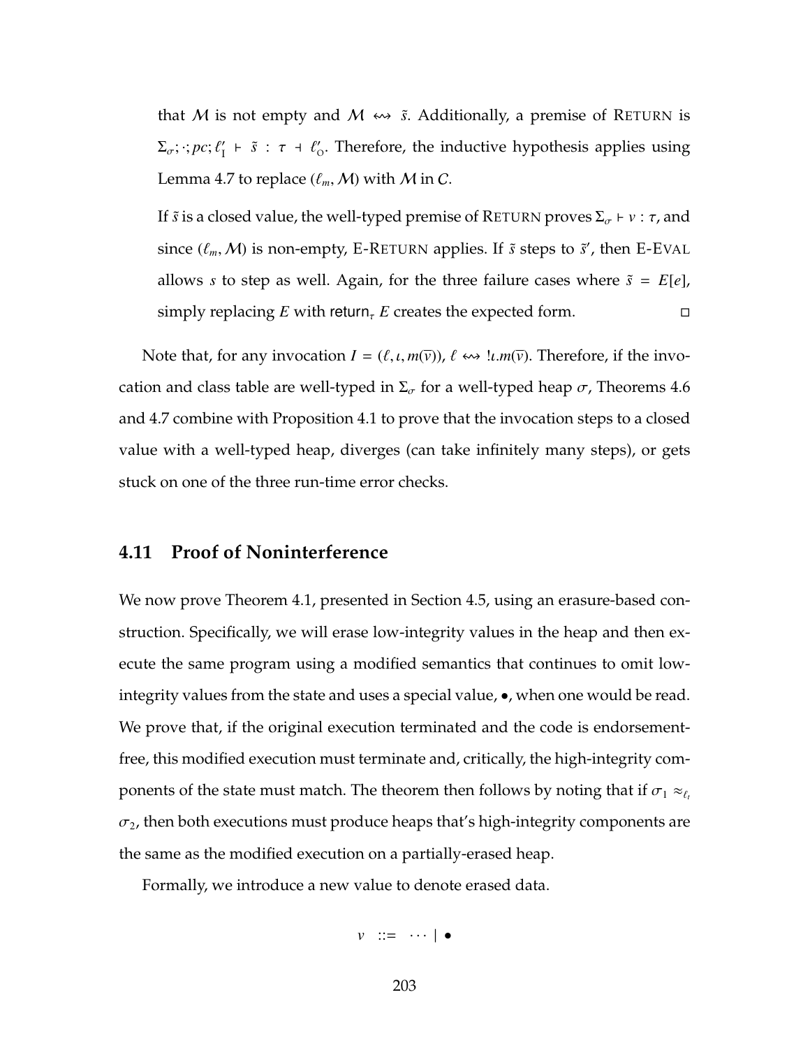that $\mathcal{M}$ is not empty and $\mathcal{M} \leftrightsquigarrow \tilde{s}$. Additionally, a premise of RETURN is $\Sigma_\sigma; \cdot; pc; \ell'_{\mathrm{I}} \vdash \tilde{s} : \tau \dashv \ell'_{\mathrm{O}}$. Therefore, the inductive hypothesis applies using Lemma 4.7 to replace $(\ell_m, \mathcal{M})$ with $\mathcal{M}$ in $C$.

If $\tilde{s}$ is a closed value, the well-typed premise of RETURN proves $\Sigma_\sigma \vdash v : \tau$, and since $(\ell_m, \mathcal{M})$ is non-empty, E-RETURN applies. If $\tilde{s}$ steps to $\tilde{s}'$, then E-EVAL allows $s$ to step as well. Again, for the three failure cases where $\tilde{s} = E[e]$, simply replacing $E$ with $\mathsf{return}_\tau\ E$ creates the expected form. □

Note that, for any invocation $I = (\ell, \iota, m(\overline{v}))$, $\ell \leftrightsquigarrow\ !\iota.m(\overline{v})$. Therefore, if the invocation and class table are well-typed in $\Sigma_\sigma$ for a well-typed heap $\sigma$, Theorems 4.6 and 4.7 combine with Proposition 4.1 to prove that the invocation steps to a closed value with a well-typed heap, diverges (can take infinitely many steps), or gets stuck on one of the three run-time error checks.

## 4.11 Proof of Noninterference

We now prove Theorem 4.1, presented in Section 4.5, using an erasure-based construction. Specifically, we will erase low-integrity values in the heap and then execute the same program using a modified semantics that continues to omit low-integrity values from the state and uses a special value, $\bullet$, when one would be read. We prove that, if the original execution terminated and the code is endorsement-free, this modified execution must terminate and, critically, the high-integrity components of the state must match. The theorem then follows by noting that if $\sigma_1 \approx_{\ell_t} \sigma_2$, then both executions must produce heaps that's high-integrity components are the same as the modified execution on a partially-erased heap.

Formally, we introduce a new value to denote erased data.

$$v \ ::= \ \cdots \mid \bullet$$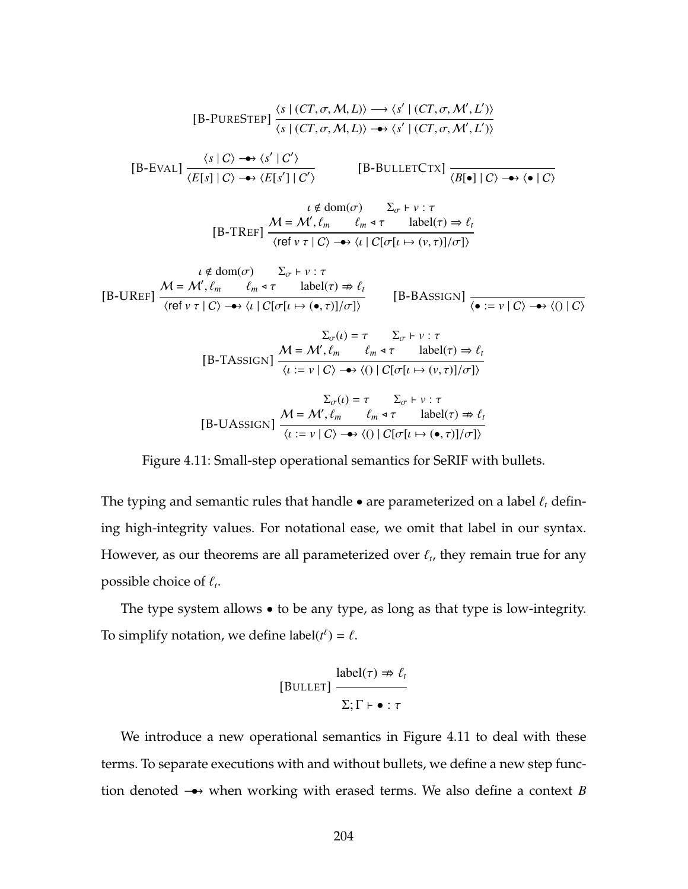$$\text{[B-PureStep]}\ \frac{\langle s \mid (CT, \sigma, \mathcal{M}, L)\rangle \longrightarrow \langle s' \mid (CT, \sigma, \mathcal{M}', L')\rangle}{\langle s \mid (CT, \sigma, \mathcal{M}, L)\rangle \twoheadrightarrow \langle s' \mid (CT, \sigma, \mathcal{M}', L')\rangle}$$

$$\text{[B-Eval]}\ \frac{\langle s \mid C\rangle \twoheadrightarrow \langle s' \mid C'\rangle}{\langle E[s] \mid C\rangle \twoheadrightarrow \langle E[s'] \mid C'\rangle} \qquad \text{[B-BulletCtx]}\ \frac{}{\langle B[\bullet] \mid C\rangle \twoheadrightarrow \langle \bullet \mid C\rangle}$$

$$\text{[B-TRef]}\ \frac{\iota \notin \text{dom}(\sigma) \qquad \Sigma_\sigma \vdash v : \tau \qquad \mathcal{M} = \mathcal{M}', \ell_m \qquad \ell_m \triangleleft \tau \qquad \text{label}(\tau) \Rightarrow \ell_t}{\langle \mathsf{ref}\ v\ \tau \mid C\rangle \twoheadrightarrow \langle \iota \mid C[\sigma[\iota \mapsto (v, \tau)]/\sigma]\rangle}$$

$$\text{[B-URef]}\ \frac{\iota \notin \text{dom}(\sigma) \qquad \Sigma_\sigma \vdash v : \tau \qquad \mathcal{M} = \mathcal{M}', \ell_m \qquad \ell_m \triangleleft \tau \qquad \text{label}(\tau) \not\Rightarrow \ell_t}{\langle \mathsf{ref}\ v\ \tau \mid C\rangle \twoheadrightarrow \langle \iota \mid C[\sigma[\iota \mapsto (\bullet, \tau)]/\sigma]\rangle} \qquad \text{[B-BAssign]}\ \frac{}{\langle \bullet := v \mid C\rangle \twoheadrightarrow \langle () \mid C\rangle}$$

$$\text{[B-TAssign]}\ \frac{\Sigma_\sigma(\iota) = \tau \qquad \Sigma_\sigma \vdash v : \tau \qquad \mathcal{M} = \mathcal{M}', \ell_m \qquad \ell_m \triangleleft \tau \qquad \text{label}(\tau) \Rightarrow \ell_t}{\langle \iota := v \mid C\rangle \twoheadrightarrow \langle () \mid C[\sigma[\iota \mapsto (v, \tau)]/\sigma]\rangle}$$

$$\text{[B-UAssign]}\ \frac{\Sigma_\sigma(\iota) = \tau \qquad \Sigma_\sigma \vdash v : \tau \qquad \mathcal{M} = \mathcal{M}', \ell_m \qquad \ell_m \triangleleft \tau \qquad \text{label}(\tau) \not\Rightarrow \ell_t}{\langle \iota := v \mid C\rangle \twoheadrightarrow \langle () \mid C[\sigma[\iota \mapsto (\bullet, \tau)]/\sigma]\rangle}$$

Figure 4.11: Small-step operational semantics for SeRIF with bullets.

The typing and semantic rules that handle $\bullet$ are parameterized on a label $\ell_t$ defining high-integrity values. For notational ease, we omit that label in our syntax. However, as our theorems are all parameterized over $\ell_t$, they remain true for any possible choice of $\ell_t$.

The type system allows $\bullet$ to be any type, as long as that type is low-integrity. To simplify notation, we define $\text{label}(t^\ell) = \ell$.

$$\text{[Bullet]}\ \frac{\text{label}(\tau) \not\Rightarrow \ell_t}{\Sigma; \Gamma \vdash \bullet : \tau}$$

We introduce a new operational semantics in Figure 4.11 to deal with these terms. To separate executions with and without bullets, we define a new step function denoted $\twoheadrightarrow$ when working with erased terms. We also define a context $B$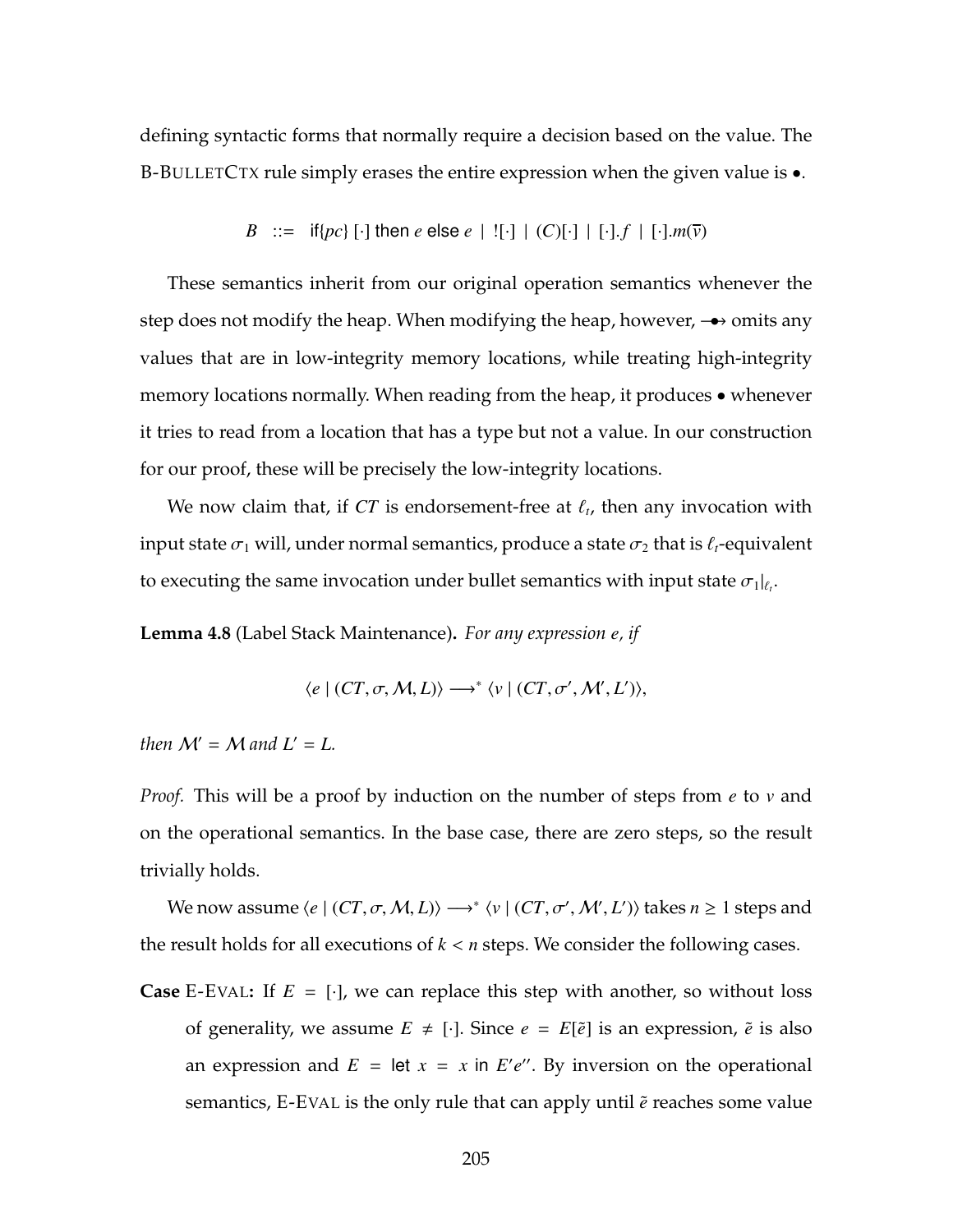defining syntactic forms that normally require a decision based on the value. The B-BulletCtx rule simply erases the entire expression when the given value is $\bullet$.

$$B \quad ::= \quad \text{if}\{pc\}\ [\cdot]\ \text{then}\ e\ \text{else}\ e \ \mid\ ![\cdot] \ \mid\ (C)[\cdot] \ \mid\ [\cdot].f \ \mid\ [\cdot].m(\overline{v})$$

These semantics inherit from our original operation semantics whenever the step does not modify the heap. When modifying the heap, however, $\multimap\!\!\!\!\bullet$ omits any values that are in low-integrity memory locations, while treating high-integrity memory locations normally. When reading from the heap, it produces $\bullet$ whenever it tries to read from a location that has a type but not a value. In our construction for our proof, these will be precisely the low-integrity locations.

We now claim that, if $CT$ is endorsement-free at $\ell_t$, then any invocation with input state $\sigma_1$ will, under normal semantics, produce a state $\sigma_2$ that is $\ell_t$-equivalent to executing the same invocation under bullet semantics with input state $\sigma_1|_{\ell_t}$.

**Lemma 4.8** (Label Stack Maintenance)**.** *For any expression $e$, if*

$$\langle e \mid (CT, \sigma, \mathcal{M}, L)\rangle \longrightarrow^{*} \langle v \mid (CT, \sigma', \mathcal{M}', L')\rangle,$$

*then $\mathcal{M}' = \mathcal{M}$ and $L' = L$.*

*Proof.* This will be a proof by induction on the number of steps from $e$ to $v$ and on the operational semantics. In the base case, there are zero steps, so the result trivially holds.

We now assume $\langle e \mid (CT, \sigma, \mathcal{M}, L)\rangle \longrightarrow^{*} \langle v \mid (CT, \sigma', \mathcal{M}', L')\rangle$ takes $n \geq 1$ steps and the result holds for all executions of $k < n$ steps. We consider the following cases.

**Case** E-Eval**:** If $E = [\cdot]$, we can replace this step with another, so without loss of generality, we assume $E \neq [\cdot]$. Since $e = E[\tilde{e}]$ is an expression, $\tilde{e}$ is also an expression and $E = \text{let}\ x = x\ \text{in}\ E'e''$. By inversion on the operational semantics, E-Eval is the only rule that can apply until $\tilde{e}$ reaches some value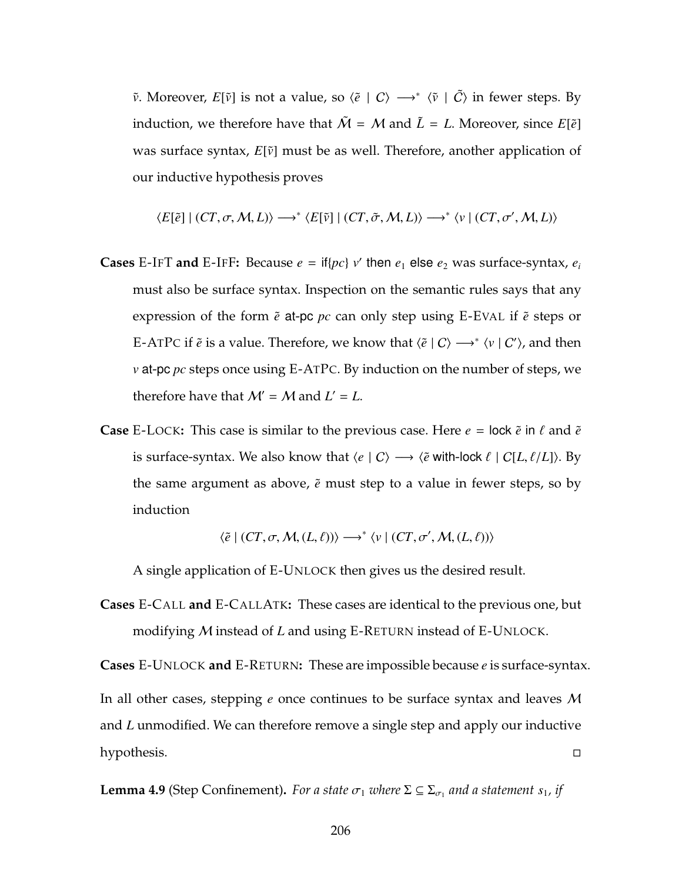$\tilde{v}$. Moreover, $E[\tilde{v}]$ is not a value, so $\langle \tilde{e} \mid C \rangle \longrightarrow^* \langle \tilde{v} \mid \tilde{C} \rangle$ in fewer steps. By induction, we therefore have that $\tilde{\mathcal{M}} = \mathcal{M}$ and $\tilde{L} = L$. Moreover, since $E[\tilde{e}]$ was surface syntax, $E[\tilde{v}]$ must be as well. Therefore, another application of our inductive hypothesis proves

$$\langle E[\tilde{e}] \mid (CT, \sigma, \mathcal{M}, L) \rangle \longrightarrow^* \langle E[\tilde{v}] \mid (CT, \tilde{\sigma}, \mathcal{M}, L) \rangle \longrightarrow^* \langle v \mid (CT, \sigma', \mathcal{M}, L) \rangle$$

**Cases** E-IfT **and** E-IfF**:** Because $e = \text{if}\{pc\}\ v'\ \text{then}\ e_1\ \text{else}\ e_2$ was surface-syntax, $e_i$ must also be surface syntax. Inspection on the semantic rules says that any expression of the form $\tilde{e}\ \text{at-pc}\ pc$ can only step using E-Eval if $\tilde{e}$ steps or E-AtPc if $\tilde{e}$ is a value. Therefore, we know that $\langle \tilde{e} \mid C \rangle \longrightarrow^* \langle v \mid C' \rangle$, and then $v\ \text{at-pc}\ pc$ steps once using E-AtPc. By induction on the number of steps, we therefore have that $\mathcal{M}' = \mathcal{M}$ and $L' = L$.

**Case** E-Lock**:** This case is similar to the previous case. Here $e = \text{lock}\ \tilde{e}\ \text{in}\ \ell$ and $\tilde{e}$ is surface-syntax. We also know that $\langle e \mid C \rangle \longrightarrow \langle \tilde{e}\ \text{with-lock}\ \ell \mid C[L, \ell/L] \rangle$. By the same argument as above, $\tilde{e}$ must step to a value in fewer steps, so by induction

$$\langle \tilde{e} \mid (CT, \sigma, \mathcal{M}, (L, \ell)) \rangle \longrightarrow^* \langle v \mid (CT, \sigma', \mathcal{M}, (L, \ell)) \rangle$$

A single application of E-Unlock then gives us the desired result.

**Cases** E-Call **and** E-CallAtk**:** These cases are identical to the previous one, but modifying $\mathcal{M}$ instead of $L$ and using E-Return instead of E-Unlock.

**Cases** E-Unlock **and** E-Return**:** These are impossible because $e$ is surface-syntax.

In all other cases, stepping $e$ once continues to be surface syntax and leaves $\mathcal{M}$ and $L$ unmodified. We can therefore remove a single step and apply our inductive hypothesis. □

**Lemma 4.9** (Step Confinement)**.** *For a state $\sigma_1$ where $\Sigma \subseteq \Sigma_{\sigma_1}$ and a statement $s_1$, if*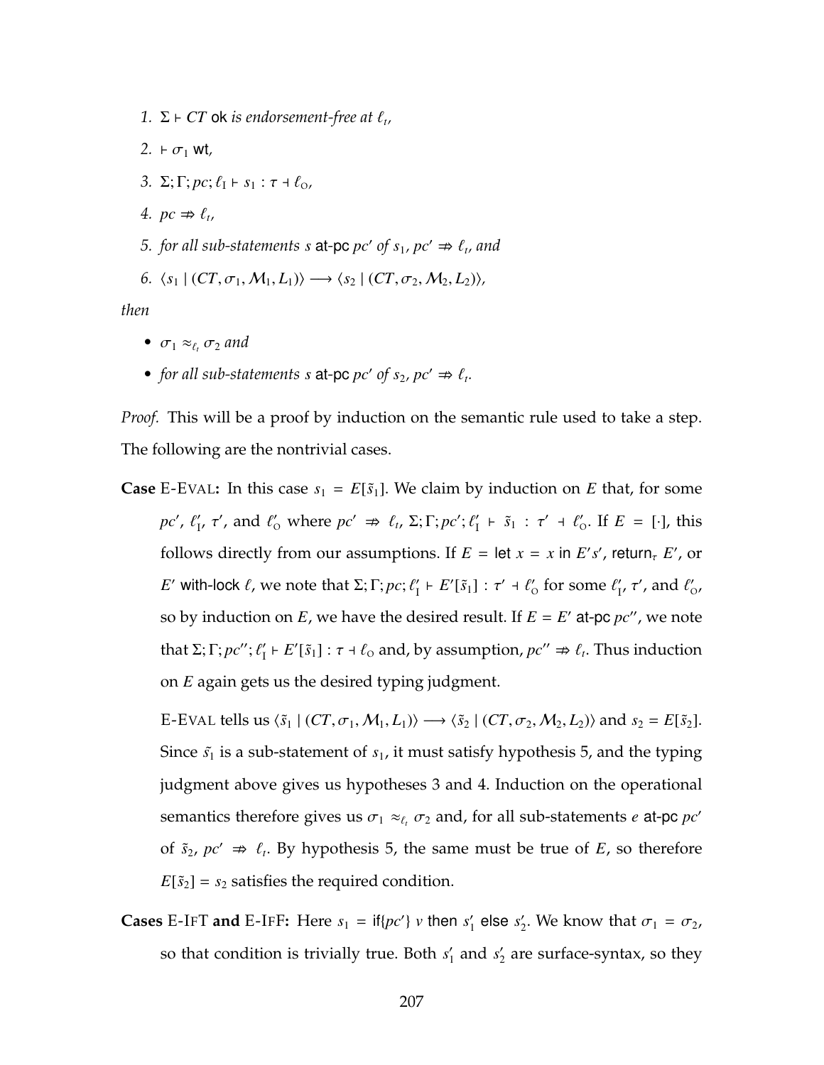1. $\Sigma \vdash CT$ ok *is endorsement-free at* $\ell_t$*,*
2. $\vdash \sigma_1$ wt*,*
3. $\Sigma; \Gamma; pc; \ell_{\text{I}} \vdash s_1 : \tau \dashv \ell_{\text{O}}$*,*
4. $pc \not\Rightarrow \ell_t$*,*
5. *for all sub-statements* $s$ at-pc $pc'$ *of* $s_1$*,* $pc' \not\Rightarrow \ell_t$*, and*
6. $\langle s_1 \mid (CT, \sigma_1, \mathcal{M}_1, L_1)\rangle \longrightarrow \langle s_2 \mid (CT, \sigma_2, \mathcal{M}_2, L_2)\rangle$*,*

*then*

- $\sigma_1 \approx_{\ell_t} \sigma_2$ *and*
- *for all sub-statements* $s$ at-pc $pc'$ *of* $s_2$*,* $pc' \not\Rightarrow \ell_t$*.*

*Proof.* This will be a proof by induction on the semantic rule used to take a step. The following are the nontrivial cases.

**Case** E-Eval**:** In this case $s_1 = E[\tilde{s}_1]$. We claim by induction on $E$ that, for some $pc'$, $\ell'_{\text{I}}$, $\tau'$, and $\ell'_{\text{O}}$ where $pc' \not\Rightarrow \ell_t$, $\Sigma; \Gamma; pc'; \ell'_{\text{I}} \vdash \tilde{s}_1 : \tau' \dashv \ell'_{\text{O}}$. If $E = [\cdot]$, this follows directly from our assumptions. If $E =$ let $x = x$ in $E' s'$, return$_\tau$ $E'$, or $E'$ with-lock $\ell$, we note that $\Sigma; \Gamma; pc; \ell'_{\text{I}} \vdash E'[\tilde{s}_1] : \tau' \dashv \ell'_{\text{O}}$ for some $\ell'_{\text{I}}$, $\tau'$, and $\ell'_{\text{O}}$, so by induction on $E$, we have the desired result. If $E = E'$ at-pc $pc''$, we note that $\Sigma; \Gamma; pc''; \ell'_{\text{I}} \vdash E'[\tilde{s}_1] : \tau \dashv \ell_{\text{O}}$ and, by assumption, $pc'' \not\Rightarrow \ell_t$. Thus induction on $E$ again gets us the desired typing judgment.

E-Eval tells us $\langle \tilde{s}_1 \mid (CT, \sigma_1, \mathcal{M}_1, L_1)\rangle \longrightarrow \langle \tilde{s}_2 \mid (CT, \sigma_2, \mathcal{M}_2, L_2)\rangle$ and $s_2 = E[\tilde{s}_2]$. Since $\tilde{s}_1$ is a sub-statement of $s_1$, it must satisfy hypothesis 5, and the typing judgment above gives us hypotheses 3 and 4. Induction on the operational semantics therefore gives us $\sigma_1 \approx_{\ell_t} \sigma_2$ and, for all sub-statements $e$ at-pc $pc'$ of $\tilde{s}_2$, $pc' \not\Rightarrow \ell_t$. By hypothesis 5, the same must be true of $E$, so therefore $E[\tilde{s}_2] = s_2$ satisfies the required condition.

**Cases** E-IfT **and** E-IfF**:** Here $s_1 =$ if$\{pc'\}$ $v$ then $s'_1$ else $s'_2$. We know that $\sigma_1 = \sigma_2$, so that condition is trivially true. Both $s'_1$ and $s'_2$ are surface-syntax, so they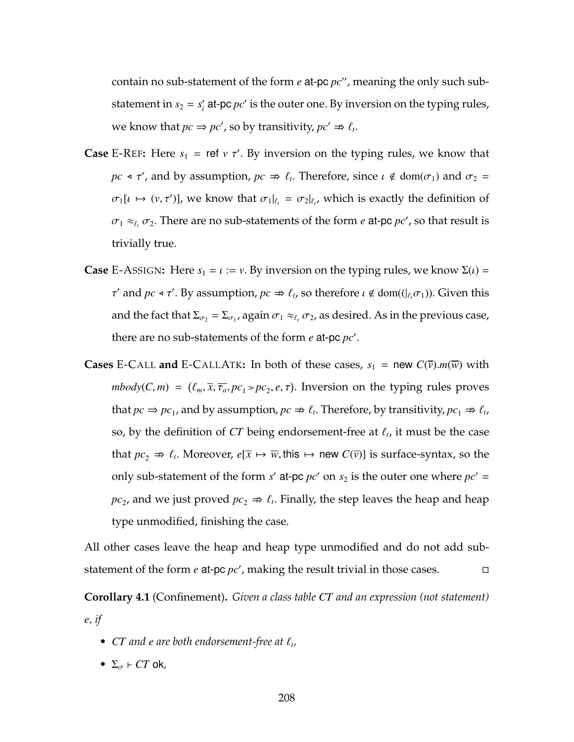contain no sub-statement of the form $e$ at-pc $pc''$, meaning the only such sub-statement in $s_2 = s_i'$ at-pc $pc'$ is the outer one. By inversion on the typing rules, we know that $pc \Rightarrow pc'$, so by transitivity, $pc' \not\Rightarrow \ell_t$.

**Case** E-REF**:** Here $s_1 = \mathsf{ref}\ v\ \tau'$. By inversion on the typing rules, we know that $pc \triangleleft \tau'$, and by assumption, $pc \not\Rightarrow \ell_t$. Therefore, since $\iota \notin \mathrm{dom}(\sigma_1)$ and $\sigma_2 = \sigma_1[\iota \mapsto (v, \tau')]$, we know that $\sigma_1|_{\ell_t} = \sigma_2|_{\ell_t}$, which is exactly the definition of $\sigma_1 \approx_{\ell_t} \sigma_2$. There are no sub-statements of the form $e$ at-pc $pc'$, so that result is trivially true.

**Case** E-ASSIGN**:** Here $s_1 = \iota := v$. By inversion on the typing rules, we know $\Sigma(\iota) = \tau'$ and $pc \triangleleft \tau'$. By assumption, $pc \not\Rightarrow \ell_t$, so therefore $\iota \notin \mathrm{dom}((|_{\ell_t}\sigma_1))$. Given this and the fact that $\Sigma_{\sigma_2} = \Sigma_{\sigma_1}$, again $\sigma_1 \approx_{\ell_t} \sigma_2$, as desired. As in the previous case, there are no sub-statements of the form $e$ at-pc $pc'$.

**Cases** E-CALL **and** E-CALLATK**:** In both of these cases, $s_1 = \mathsf{new}\ C(\overline{v}).m(\overline{w})$ with $mbody(C, m) = (\ell_m, \overline{x}, \overline{\tau_a}, pc_1 \gg pc_2, e, \tau)$. Inversion on the typing rules proves that $pc \Rightarrow pc_1$, and by assumption, $pc \not\Rightarrow \ell_t$. Therefore, by transitivity, $pc_1 \not\Rightarrow \ell_t$, so, by the definition of $CT$ being endorsement-free at $\ell_t$, it must be the case that $pc_2 \not\Rightarrow \ell_t$. Moreover, $e[\overline{x} \mapsto \overline{w}, \mathsf{this} \mapsto \mathsf{new}\ C(\overline{v})]$ is surface-syntax, so the only sub-statement of the form $s'$ at-pc $pc'$ on $s_2$ is the outer one where $pc' = pc_2$, and we just proved $pc_2 \not\Rightarrow \ell_t$. Finally, the step leaves the heap and heap type unmodified, finishing the case.

All other cases leave the heap and heap type unmodified and do not add sub-statement of the form $e$ at-pc $pc'$, making the result trivial in those cases. □

**Corollary 4.1** (Confinement)**.** *Given a class table $CT$ and an expression (not statement) $e$, if*

- *$CT$ and $e$ are both endorsement-free at $\ell_t$,*
- *$\Sigma_\sigma \vdash CT$ ok,*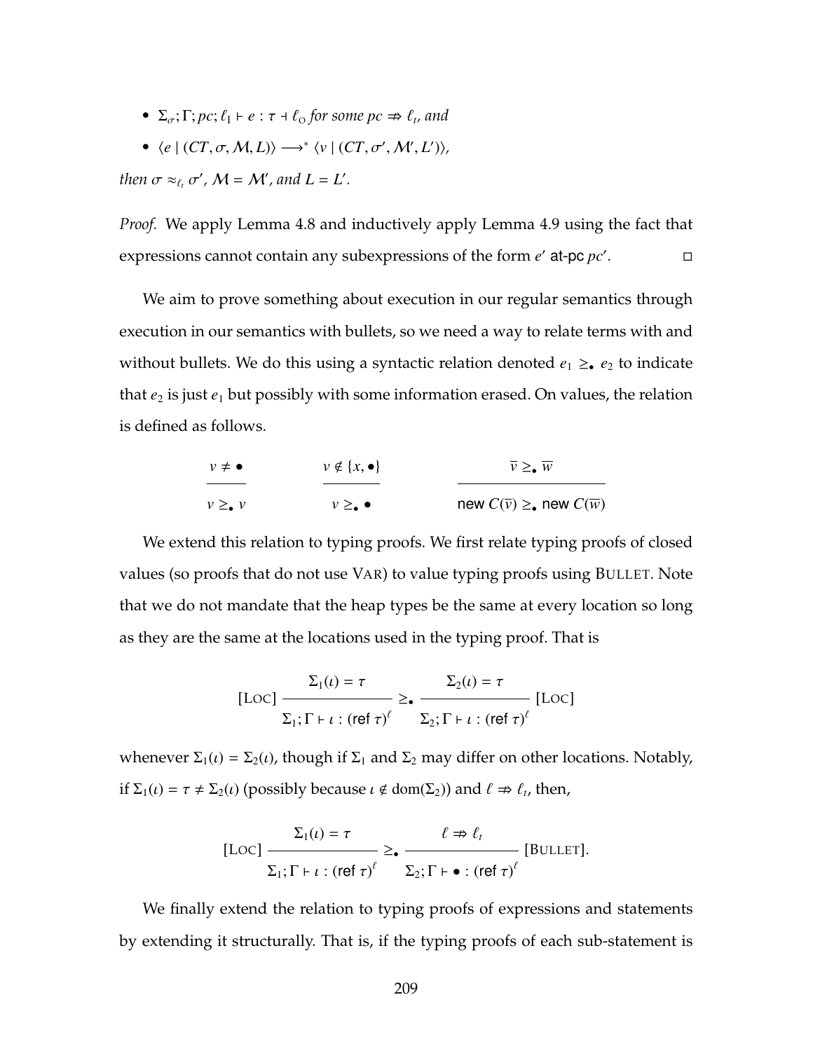- $\Sigma_\sigma; \Gamma; pc; \ell_I \vdash e : \tau \dashv \ell_O$ *for some* $pc \not\Rightarrow \ell_t$*, and*
- $\langle e \mid (CT, \sigma, \mathcal{M}, L)\rangle \longrightarrow^* \langle v \mid (CT, \sigma', \mathcal{M}', L')\rangle$*,*

*then* $\sigma \approx_{\ell_t} \sigma'$*,* $\mathcal{M} = \mathcal{M}'$*, and* $L = L'$*.*

*Proof.* We apply Lemma 4.8 and inductively apply Lemma 4.9 using the fact that expressions cannot contain any subexpressions of the form $e'$ at-pc $pc'$. □

We aim to prove something about execution in our regular semantics through execution in our semantics with bullets, so we need a way to relate terms with and without bullets. We do this using a syntactic relation denoted $e_1 \geq_\bullet e_2$ to indicate that $e_2$ is just $e_1$ but possibly with some information erased. On values, the relation is defined as follows.

$$\frac{v \neq \bullet}{v \geq_\bullet v} \qquad \frac{v \notin \{x, \bullet\}}{v \geq_\bullet \bullet} \qquad \frac{\overline{v} \geq_\bullet \overline{w}}{\textsf{new } C(\overline{v}) \geq_\bullet \textsf{new } C(\overline{w})}$$

We extend this relation to typing proofs. We first relate typing proofs of closed values (so proofs that do not use VAR) to value typing proofs using BULLET. Note that we do not mandate that the heap types be the same at every location so long as they are the same at the locations used in the typing proof. That is

$$[\textsc{Loc}]\ \frac{\Sigma_1(\iota) = \tau}{\Sigma_1; \Gamma \vdash \iota : (\textsf{ref } \tau)^\ell} \geq_\bullet \frac{\Sigma_2(\iota) = \tau}{\Sigma_2; \Gamma \vdash \iota : (\textsf{ref } \tau)^\ell}\ [\textsc{Loc}]$$

whenever $\Sigma_1(\iota) = \Sigma_2(\iota)$, though if $\Sigma_1$ and $\Sigma_2$ may differ on other locations. Notably, if $\Sigma_1(\iota) = \tau \neq \Sigma_2(\iota)$ (possibly because $\iota \notin \mathrm{dom}(\Sigma_2)$) and $\ell \not\Rightarrow \ell_t$, then,

$$[\textsc{Loc}]\ \frac{\Sigma_1(\iota) = \tau}{\Sigma_1; \Gamma \vdash \iota : (\textsf{ref } \tau)^\ell} \geq_\bullet \frac{\ell \not\Rightarrow \ell_t}{\Sigma_2; \Gamma \vdash \bullet : (\textsf{ref } \tau)^\ell}\ [\textsc{Bullet}].$$

We finally extend the relation to typing proofs of expressions and statements by extending it structurally. That is, if the typing proofs of each sub-statement is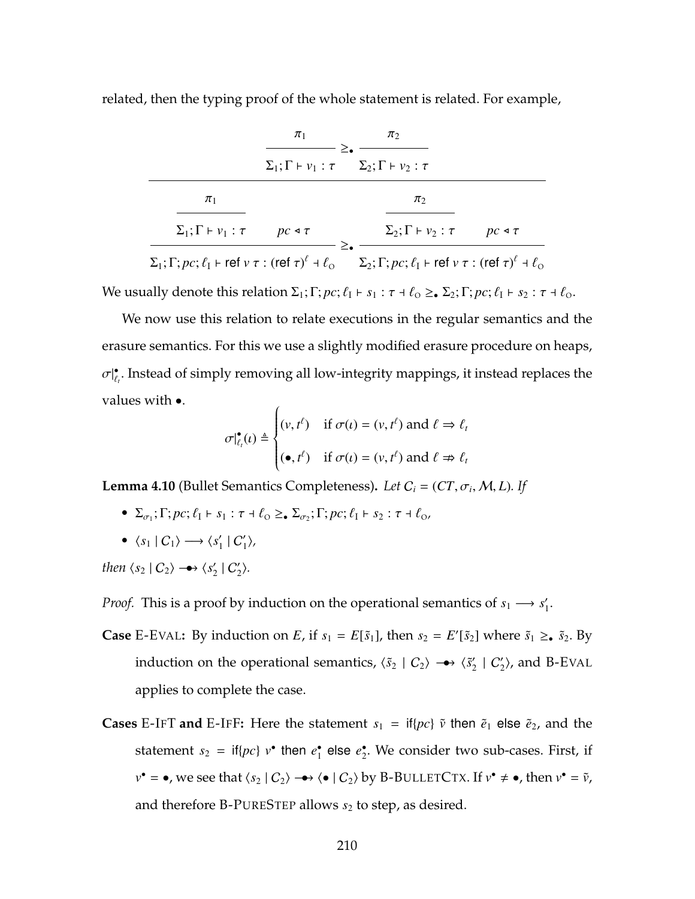related, then the typing proof of the whole statement is related. For example,

$$
\frac{\dfrac{\pi_1}{\Sigma_1; \Gamma \vdash v_1 : \tau} \geq_\bullet \dfrac{\pi_2}{\Sigma_2; \Gamma \vdash v_2 : \tau}}{\dfrac{\dfrac{\pi_1}{\Sigma_1; \Gamma \vdash v_1 : \tau} \qquad pc \triangleleft \tau}{\Sigma_1; \Gamma; pc; \ell_{\mathrm{I}} \vdash \textsf{ref}\ v\ \tau : (\textsf{ref}\ \tau)^\ell \dashv \ell_{\mathrm{O}}} \geq_\bullet \dfrac{\dfrac{\pi_2}{\Sigma_2; \Gamma \vdash v_2 : \tau} \qquad pc \triangleleft \tau}{\Sigma_2; \Gamma; pc; \ell_{\mathrm{I}} \vdash \textsf{ref}\ v\ \tau : (\textsf{ref}\ \tau)^\ell \dashv \ell_{\mathrm{O}}}}
$$

We usually denote this relation $\Sigma_1; \Gamma; pc; \ell_{\mathrm{I}} \vdash s_1 : \tau \dashv \ell_{\mathrm{O}} \geq_\bullet \Sigma_2; \Gamma; pc; \ell_{\mathrm{I}} \vdash s_2 : \tau \dashv \ell_{\mathrm{O}}$.

We now use this relation to relate executions in the regular semantics and the erasure semantics. For this we use a slightly modified erasure procedure on heaps, $\sigma|^\bullet_{\ell_t}$. Instead of simply removing all low-integrity mappings, it instead replaces the values with $\bullet$.

$$
\sigma|^\bullet_{\ell_t}(\iota) \triangleq \begin{cases} (v, t^\ell) & \text{if } \sigma(\iota) = (v, t^\ell) \text{ and } \ell \Rightarrow \ell_t \\ (\bullet, t^\ell) & \text{if } \sigma(\iota) = (v, t^\ell) \text{ and } \ell \not\Rightarrow \ell_t \end{cases}
$$

**Lemma 4.10** (Bullet Semantics Completeness)**.** *Let $C_i = (CT, \sigma_i, \mathcal{M}, L)$. If*

- $\Sigma_{\sigma_1}; \Gamma; pc; \ell_{\mathrm{I}} \vdash s_1 : \tau \dashv \ell_{\mathrm{O}} \geq_\bullet \Sigma_{\sigma_2}; \Gamma; pc; \ell_{\mathrm{I}} \vdash s_2 : \tau \dashv \ell_{\mathrm{O}}$,
- $\langle s_1 \mid C_1 \rangle \longrightarrow \langle s_1' \mid C_1' \rangle$,

*then $\langle s_2 \mid C_2 \rangle \mathrel{-\!\!\bullet\!\!\to} \langle s_2' \mid C_2' \rangle$.*

*Proof.* This is a proof by induction on the operational semantics of $s_1 \longrightarrow s_1'$.

**Case** E-EVAL**:** By induction on $E$, if $s_1 = E[\tilde{s}_1]$, then $s_2 = E'[\tilde{s}_2]$ where $\tilde{s}_1 \geq_\bullet \tilde{s}_2$. By induction on the operational semantics, $\langle \tilde{s}_2 \mid C_2 \rangle \mathrel{-\!\!\bullet\!\!\to} \langle \tilde{s}_2' \mid C_2' \rangle$, and B-EVAL applies to complete the case.

**Cases** E-IFT **and** E-IFF**:** Here the statement $s_1 = \textsf{if}\{pc\}\ \tilde{v}\ \textsf{then}\ \tilde{e}_1\ \textsf{else}\ \tilde{e}_2$, and the statement $s_2 = \textsf{if}\{pc\}\ v^\bullet\ \textsf{then}\ e_1^\bullet\ \textsf{else}\ e_2^\bullet$. We consider two sub-cases. First, if $v^\bullet = \bullet$, we see that $\langle s_2 \mid C_2 \rangle \mathrel{-\!\!\bullet\!\!\to} \langle \bullet \mid C_2 \rangle$ by B-BULLETCTX. If $v^\bullet \neq \bullet$, then $v^\bullet = \tilde{v}$, and therefore B-PURESTEP allows $s_2$ to step, as desired.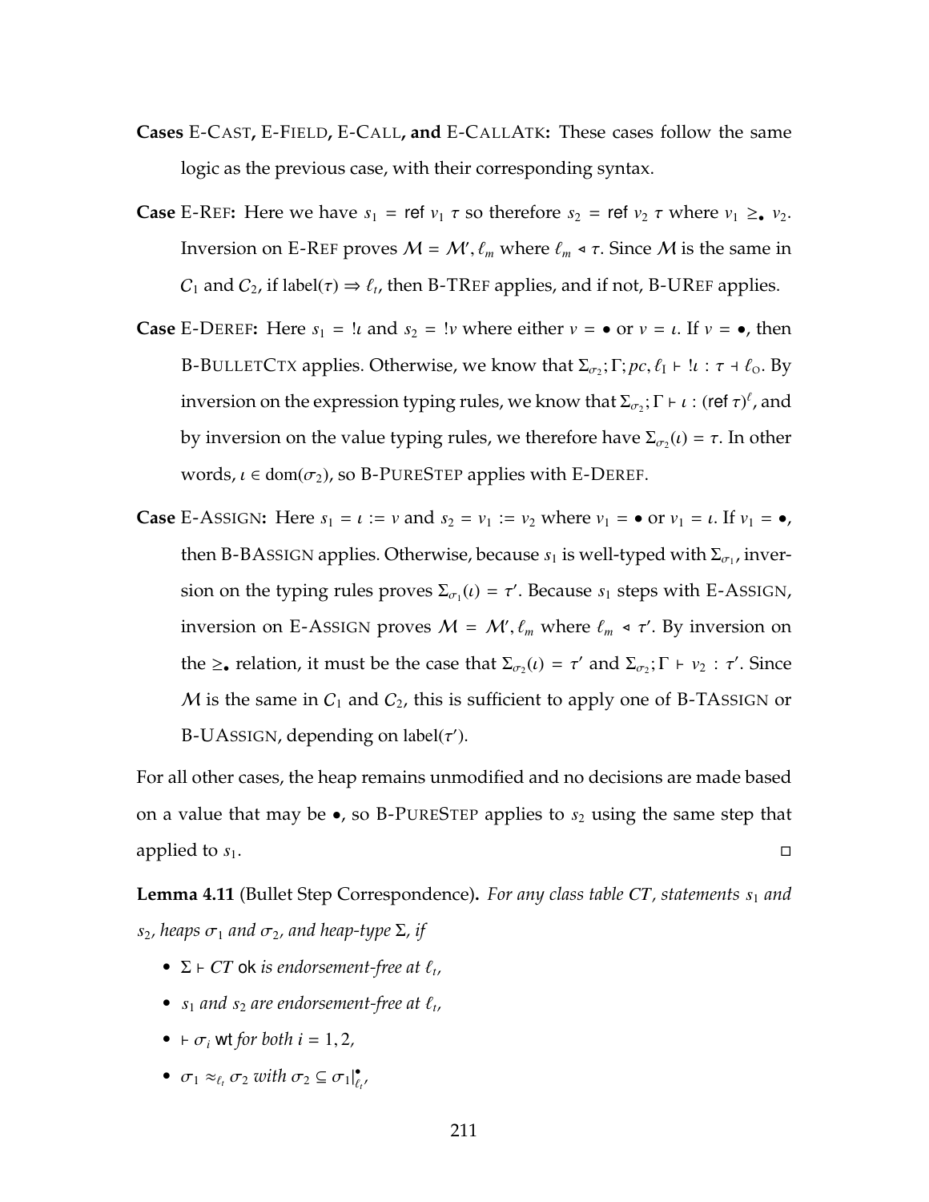**Cases** E-CAST**,** E-FIELD**,** E-CALL**, and** E-CALLATK**:** These cases follow the same logic as the previous case, with their corresponding syntax.

**Case** E-REF**:** Here we have $s_1 = \mathsf{ref}\ v_1\ \tau$ so therefore $s_2 = \mathsf{ref}\ v_2\ \tau$ where $v_1 \geq_{\bullet} v_2$. Inversion on E-REF proves $\mathcal{M} = \mathcal{M}', \ell_m$ where $\ell_m \triangleleft \tau$. Since $\mathcal{M}$ is the same in $C_1$ and $C_2$, if $\mathsf{label}(\tau) \Rightarrow \ell_t$, then B-TREF applies, and if not, B-UREF applies.

**Case** E-DEREF**:** Here $s_1 = !\iota$ and $s_2 = !v$ where either $v = \bullet$ or $v = \iota$. If $v = \bullet$, then B-BULLETCTX applies. Otherwise, we know that $\Sigma_{\sigma_2}; \Gamma; pc, \ell_I \vdash !\iota : \tau \dashv \ell_O$. By inversion on the expression typing rules, we know that $\Sigma_{\sigma_2}; \Gamma \vdash \iota : (\mathsf{ref}\ \tau)^{\ell}$, and by inversion on the value typing rules, we therefore have $\Sigma_{\sigma_2}(\iota) = \tau$. In other words, $\iota \in \mathsf{dom}(\sigma_2)$, so B-PURESTEP applies with E-DEREF.

**Case** E-ASSIGN**:** Here $s_1 = \iota := v$ and $s_2 = v_1 := v_2$ where $v_1 = \bullet$ or $v_1 = \iota$. If $v_1 = \bullet$, then B-BASSIGN applies. Otherwise, because $s_1$ is well-typed with $\Sigma_{\sigma_1}$, inversion on the typing rules proves $\Sigma_{\sigma_1}(\iota) = \tau'$. Because $s_1$ steps with E-ASSIGN, inversion on E-ASSIGN proves $\mathcal{M} = \mathcal{M}', \ell_m$ where $\ell_m \triangleleft \tau'$. By inversion on the $\geq_{\bullet}$ relation, it must be the case that $\Sigma_{\sigma_2}(\iota) = \tau'$ and $\Sigma_{\sigma_2}; \Gamma \vdash v_2 : \tau'$. Since $\mathcal{M}$ is the same in $C_1$ and $C_2$, this is sufficient to apply one of B-TASSIGN or B-UASSIGN, depending on $\mathsf{label}(\tau')$.

For all other cases, the heap remains unmodified and no decisions are made based on a value that may be $\bullet$, so B-PURESTEP applies to $s_2$ using the same step that applied to $s_1$. $\square$

**Lemma 4.11** (Bullet Step Correspondence)**.** *For any class table $CT$, statements $s_1$ and $s_2$, heaps $\sigma_1$ and $\sigma_2$, and heap-type $\Sigma$, if*

- $\Sigma \vdash CT$ ok *is endorsement-free at $\ell_t$,*
- *$s_1$ and $s_2$ are endorsement-free at $\ell_t$,*
- $\vdash \sigma_i$ wt *for both $i = 1, 2$,*
- *$\sigma_1 \approx_{\ell_t} \sigma_2$ with $\sigma_2 \subseteq \sigma_1|^{\bullet}_{\ell_t}$,*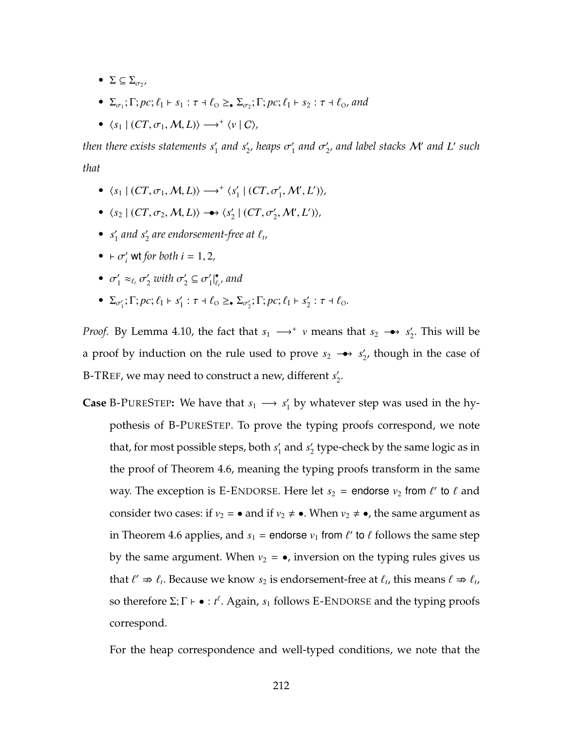- $\Sigma \subseteq \Sigma_{\sigma_2}$,
- $\Sigma_{\sigma_1}; \Gamma; pc; \ell_I \vdash s_1 : \tau \dashv \ell_O \geq_\bullet \Sigma_{\sigma_2}; \Gamma; pc; \ell_I \vdash s_2 : \tau \dashv \ell_O$, *and*
- $\langle s_1 \mid (CT, \sigma_1, \mathcal{M}, L)\rangle \longrightarrow^+ \langle v \mid C\rangle$,

*then there exists statements* $s_1'$ *and* $s_2'$*, heaps* $\sigma_1'$ *and* $\sigma_2'$*, and label stacks* $\mathcal{M}'$ *and* $L'$ *such that*

- $\langle s_1 \mid (CT, \sigma_1, \mathcal{M}, L)\rangle \longrightarrow^+ \langle s_1' \mid (CT, \sigma_1', \mathcal{M}', L')\rangle$,
- $\langle s_2 \mid (CT, \sigma_2, \mathcal{M}, L)\rangle \twoheadrightarrow \langle s_2' \mid (CT, \sigma_2', \mathcal{M}', L')\rangle$,
- $s_1'$ *and* $s_2'$ *are endorsement-free at* $\ell_t$,
- $\vdash \sigma_i'$ wt *for both* $i = 1, 2$,
- $\sigma_1' \approx_{\ell_t} \sigma_2'$ *with* $\sigma_2' \subseteq \sigma_1'|^\bullet_{\ell_t}$, *and*
- $\Sigma_{\sigma_1'}; \Gamma; pc; \ell_I \vdash s_1' : \tau \dashv \ell_O \geq_\bullet \Sigma_{\sigma_2'}; \Gamma; pc; \ell_I \vdash s_2' : \tau \dashv \ell_O$.

*Proof.* By Lemma 4.10, the fact that $s_1 \longrightarrow^+ v$ means that $s_2 \twoheadrightarrow s_2'$. This will be a proof by induction on the rule used to prove $s_2 \twoheadrightarrow s_2'$, though in the case of B-TREF, we may need to construct a new, different $s_2'$.

**Case** B-PURESTEP**:** We have that $s_1 \longrightarrow s_1'$ by whatever step was used in the hypothesis of B-PURESTEP. To prove the typing proofs correspond, we note that, for most possible steps, both $s_1'$ and $s_2'$ type-check by the same logic as in the proof of Theorem 4.6, meaning the typing proofs transform in the same way. The exception is E-ENDORSE. Here let $s_2 = \text{endorse } v_2 \text{ from } \ell' \text{ to } \ell$ and consider two cases: if $v_2 = \bullet$ and if $v_2 \neq \bullet$. When $v_2 \neq \bullet$, the same argument as in Theorem 4.6 applies, and $s_1 = \text{endorse } v_1 \text{ from } \ell' \text{ to } \ell$ follows the same step by the same argument. When $v_2 = \bullet$, inversion on the typing rules gives us that $\ell' \not\Rightarrow \ell_t$. Because we know $s_2$ is endorsement-free at $\ell_t$, this means $\ell \not\Rightarrow \ell_t$, so therefore $\Sigma; \Gamma \vdash \bullet : t^\ell$. Again, $s_1$ follows E-ENDORSE and the typing proofs correspond.

For the heap correspondence and well-typed conditions, we note that the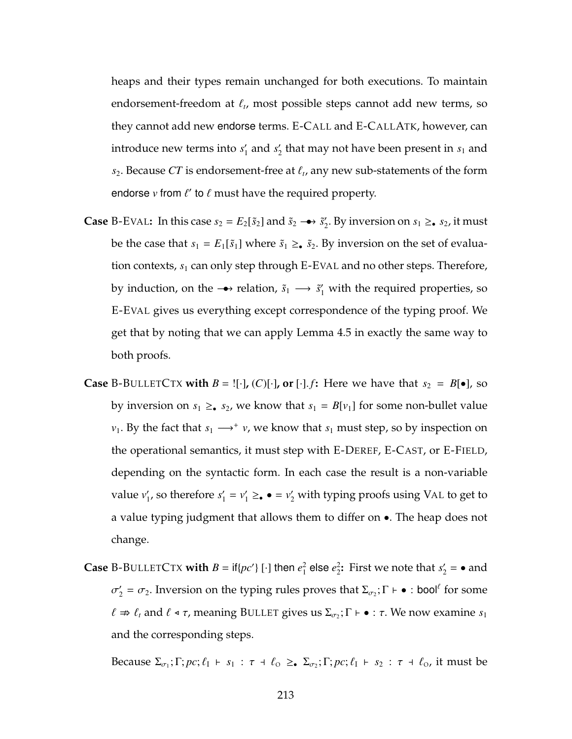heaps and their types remain unchanged for both executions. To maintain endorsement-freedom at $\ell_t$, most possible steps cannot add new terms, so they cannot add new endorse terms. E-Call and E-CallAtk, however, can introduce new terms into $s_1'$ and $s_2'$ that may not have been present in $s_1$ and $s_2$. Because $CT$ is endorsement-free at $\ell_t$, any new sub-statements of the form endorse $v$ from $\ell'$ to $\ell$ must have the required property.

**Case** B-Eval**:** In this case $s_2 = E_2[\tilde{s}_2]$ and $\tilde{s}_2 \twoheadrightarrow \tilde{s}_2'$. By inversion on $s_1 \geq_\bullet s_2$, it must be the case that $s_1 = E_1[\tilde{s}_1]$ where $\tilde{s}_1 \geq_\bullet \tilde{s}_2$. By inversion on the set of evaluation contexts, $s_1$ can only step through E-Eval and no other steps. Therefore, by induction, on the $\twoheadrightarrow$ relation, $\tilde{s}_1 \longrightarrow \tilde{s}_1'$ with the required properties, so E-Eval gives us everything except correspondence of the typing proof. We get that by noting that we can apply Lemma 4.5 in exactly the same way to both proofs.

**Case** B-BulletCtx **with** $B = \,![\cdot]$**,** $(C)[\cdot]$**, or** $[\cdot].f$**:** Here we have that $s_2 = B[\bullet]$, so by inversion on $s_1 \geq_\bullet s_2$, we know that $s_1 = B[v_1]$ for some non-bullet value $v_1$. By the fact that $s_1 \longrightarrow^+ v$, we know that $s_1$ must step, so by inspection on the operational semantics, it must step with E-Deref, E-Cast, or E-Field, depending on the syntactic form. In each case the result is a non-variable value $v_1'$, so therefore $s_1' = v_1' \geq_\bullet \bullet = v_2'$ with typing proofs using Val to get to a value typing judgment that allows them to differ on $\bullet$. The heap does not change.

**Case** B-BulletCtx **with** $B =$ if$\{pc'\}$ $[\cdot]$ then $e_1^2$ else $e_2^2$**:** First we note that $s_2' = \bullet$ and $\sigma_2' = \sigma_2$. Inversion on the typing rules proves that $\Sigma_{\sigma_2}; \Gamma \vdash \bullet : \mathsf{bool}^\ell$ for some $\ell \not\Rightarrow \ell_t$ and $\ell \triangleleft \tau$, meaning Bullet gives us $\Sigma_{\sigma_2}; \Gamma \vdash \bullet : \tau$. We now examine $s_1$ and the corresponding steps.

Because $\Sigma_{\sigma_1}; \Gamma; pc; \ell_I \vdash s_1 : \tau \dashv \ell_O \geq_\bullet \Sigma_{\sigma_2}; \Gamma; pc; \ell_I \vdash s_2 : \tau \dashv \ell_O$, it must be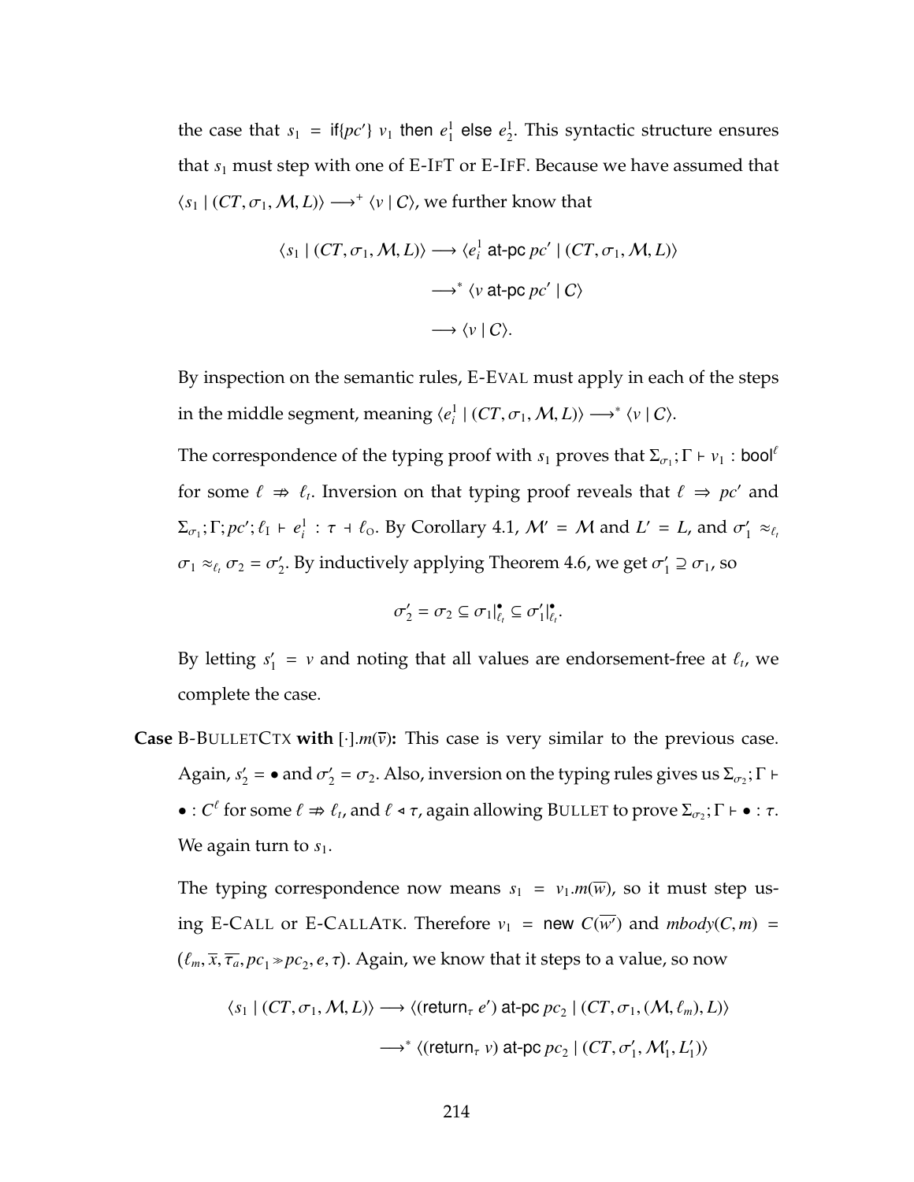the case that $s_1 = \text{if}\{pc'\}\ v_1 \text{ then } e_1^1 \text{ else } e_2^1$. This syntactic structure ensures that $s_1$ must step with one of E-IfT or E-IfF. Because we have assumed that $\langle s_1 \mid (CT, \sigma_1, \mathcal{M}, L)\rangle \longrightarrow^+ \langle v \mid C\rangle$, we further know that

$$\begin{aligned}
\langle s_1 \mid (CT, \sigma_1, \mathcal{M}, L)\rangle &\longrightarrow \langle e_i^1 \text{ at-pc } pc' \mid (CT, \sigma_1, \mathcal{M}, L)\rangle \\
&\longrightarrow^* \langle v \text{ at-pc } pc' \mid C\rangle \\
&\longrightarrow \langle v \mid C\rangle.
\end{aligned}$$

By inspection on the semantic rules, E-Eval must apply in each of the steps in the middle segment, meaning $\langle e_i^1 \mid (CT, \sigma_1, \mathcal{M}, L)\rangle \longrightarrow^* \langle v \mid C\rangle$.

The correspondence of the typing proof with $s_1$ proves that $\Sigma_{\sigma_1}; \Gamma \vdash v_1 : \text{bool}^\ell$ for some $\ell \not\Rightarrow \ell_t$. Inversion on that typing proof reveals that $\ell \Rightarrow pc'$ and $\Sigma_{\sigma_1}; \Gamma; pc'; \ell_I \vdash e_i^1 : \tau \dashv \ell_O$. By Corollary 4.1, $\mathcal{M}' = \mathcal{M}$ and $L' = L$, and $\sigma_1' \approx_{\ell_t} \sigma_1 \approx_{\ell_t} \sigma_2 = \sigma_2'$. By inductively applying Theorem 4.6, we get $\sigma_1' \supseteq \sigma_1$, so

$$\sigma_2' = \sigma_2 \subseteq \sigma_1|_{\ell_t}^{\bullet} \subseteq \sigma_1'|_{\ell_t}^{\bullet}.$$

By letting $s_1' = v$ and noting that all values are endorsement-free at $\ell_t$, we complete the case.

**Case** B-BulletCtx **with** $[\cdot].m(\overline{v})$**:** This case is very similar to the previous case. Again, $s_2' = \bullet$ and $\sigma_2' = \sigma_2$. Also, inversion on the typing rules gives us $\Sigma_{\sigma_2}; \Gamma \vdash \bullet : C^\ell$ for some $\ell \not\Rightarrow \ell_t$, and $\ell \triangleleft \tau$, again allowing Bullet to prove $\Sigma_{\sigma_2}; \Gamma \vdash \bullet : \tau$. We again turn to $s_1$.

The typing correspondence now means $s_1 = v_1.m(\overline{w})$, so it must step using E-Call or E-CallAtk. Therefore $v_1 = \text{new } C(\overline{w'})$ and $mbody(C, m) = (\ell_m, \overline{x}, \overline{\tau_a}, pc_1 \gg pc_2, e, \tau)$. Again, we know that it steps to a value, so now

$$\begin{aligned}
\langle s_1 \mid (CT, \sigma_1, \mathcal{M}, L)\rangle &\longrightarrow \langle (\text{return}_\tau\ e') \text{ at-pc } pc_2 \mid (CT, \sigma_1, (\mathcal{M}, \ell_m), L)\rangle \\
&\longrightarrow^* \langle (\text{return}_\tau\ v) \text{ at-pc } pc_2 \mid (CT, \sigma_1', \mathcal{M}_1', L_1')\rangle
\end{aligned}$$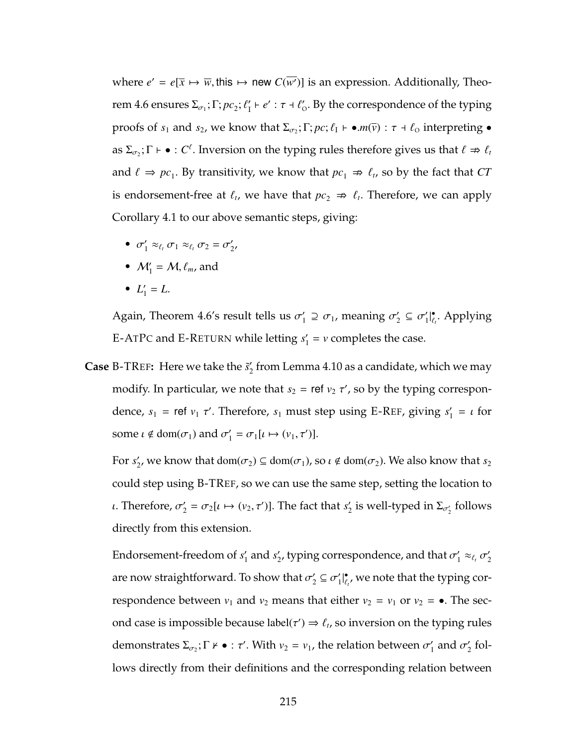where $e' = e[\overline{x} \mapsto \overline{w}, \text{this} \mapsto \text{new } C(\overline{w'})]$ is an expression. Additionally, Theorem 4.6 ensures $\Sigma_{\sigma_1}; \Gamma; pc_2; \ell_1' \vdash e' : \tau \dashv \ell_O'$. By the correspondence of the typing proofs of $s_1$ and $s_2$, we know that $\Sigma_{\sigma_2}; \Gamma; pc; \ell_I \vdash \bullet.m(\overline{v}) : \tau \dashv \ell_O$ interpreting $\bullet$ as $\Sigma_{\sigma_2}; \Gamma \vdash \bullet : C^{\ell}$. Inversion on the typing rules therefore gives us that $\ell \not\Rightarrow \ell_t$ and $\ell \Rightarrow pc_1$. By transitivity, we know that $pc_1 \not\Rightarrow \ell_t$, so by the fact that $CT$ is endorsement-free at $\ell_t$, we have that $pc_2 \not\Rightarrow \ell_t$. Therefore, we can apply Corollary 4.1 to our above semantic steps, giving:

- $\sigma_1' \approx_{\ell_t} \sigma_1 \approx_{\ell_t} \sigma_2 = \sigma_2'$,
- $\mathcal{M}_1' = \mathcal{M}, \ell_m$, and
- $L_1' = L$.

Again, Theorem 4.6's result tells us $\sigma_1' \supseteq \sigma_1$, meaning $\sigma_2' \subseteq \sigma_1'|^{\bullet}_{\ell_t}$. Applying E-AtPc and E-Return while letting $s_1' = v$ completes the case.

**Case** B-TRef**:** Here we take the $\tilde{s}_2'$ from Lemma 4.10 as a candidate, which we may modify. In particular, we note that $s_2 = \text{ref } v_2\ \tau'$, so by the typing correspondence, $s_1 = \text{ref } v_1\ \tau'$. Therefore, $s_1$ must step using E-Ref, giving $s_1' = \iota$ for some $\iota \notin \text{dom}(\sigma_1)$ and $\sigma_1' = \sigma_1[\iota \mapsto (v_1, \tau')]$.

For $s_2'$, we know that $\text{dom}(\sigma_2) \subseteq \text{dom}(\sigma_1)$, so $\iota \notin \text{dom}(\sigma_2)$. We also know that $s_2$ could step using B-TRef, so we can use the same step, setting the location to $\iota$. Therefore, $\sigma_2' = \sigma_2[\iota \mapsto (v_2, \tau')]$. The fact that $s_2'$ is well-typed in $\Sigma_{\sigma_2'}$ follows directly from this extension.

Endorsement-freedom of $s_1'$ and $s_2'$, typing correspondence, and that $\sigma_1' \approx_{\ell_t} \sigma_2'$ are now straightforward. To show that $\sigma_2' \subseteq \sigma_1'|^{\bullet}_{\ell_t}$, we note that the typing correspondence between $v_1$ and $v_2$ means that either $v_2 = v_1$ or $v_2 = \bullet$. The second case is impossible because $\text{label}(\tau') \Rightarrow \ell_t$, so inversion on the typing rules demonstrates $\Sigma_{\sigma_2}; \Gamma \nvdash \bullet : \tau'$. With $v_2 = v_1$, the relation between $\sigma_1'$ and $\sigma_2'$ follows directly from their definitions and the corresponding relation between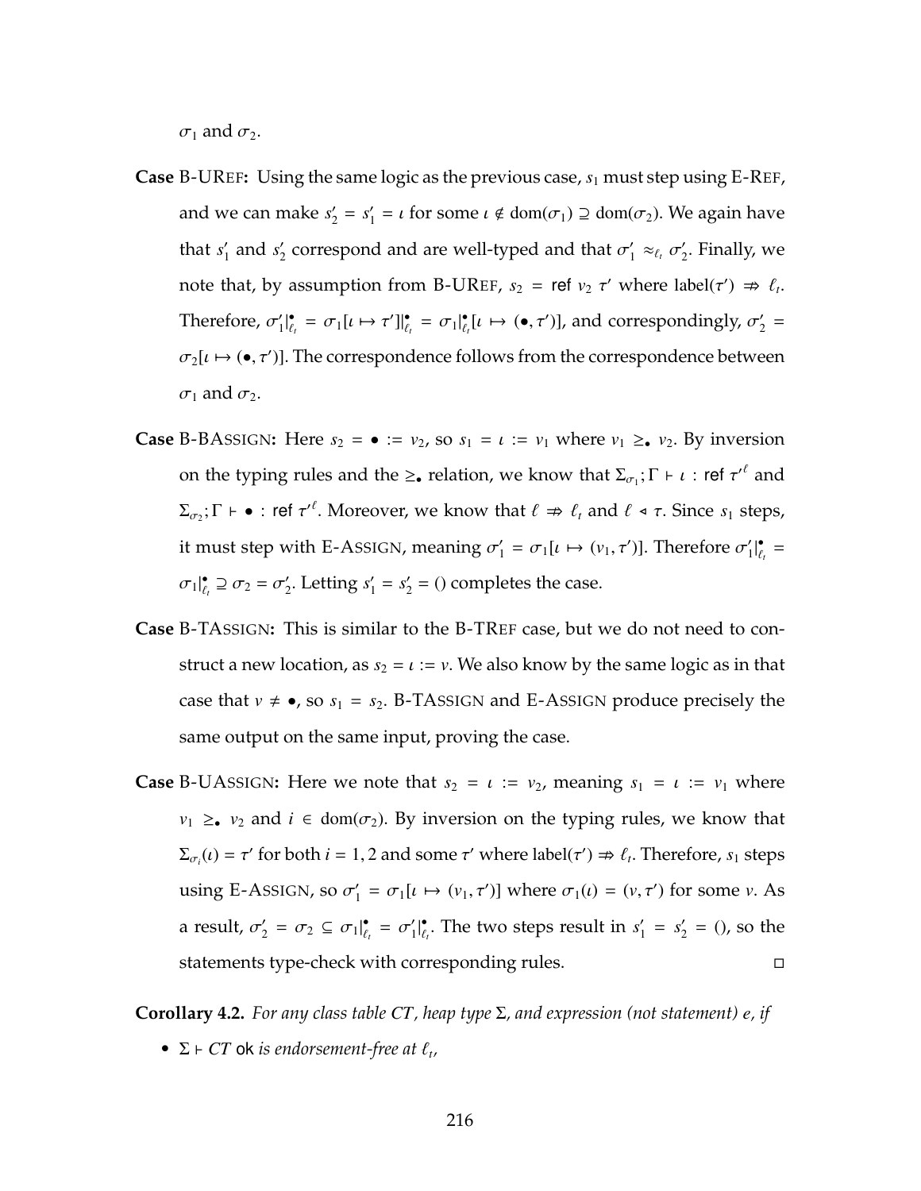$\sigma_1$ and $\sigma_2$.

**Case** B-UREF**:** Using the same logic as the previous case, $s_1$ must step using E-REF, and we can make $s_2' = s_1' = \iota$ for some $\iota \notin \text{dom}(\sigma_1) \supseteq \text{dom}(\sigma_2)$. We again have that $s_1'$ and $s_2'$ correspond and are well-typed and that $\sigma_1' \approx_{\ell_t} \sigma_2'$. Finally, we note that, by assumption from B-UREF, $s_2 = \textsf{ref}\ v_2\ \tau'$ where $\text{label}(\tau') \not\Rightarrow \ell_t$. Therefore, $\sigma_1'|^{\bullet}_{\ell_t} = \sigma_1[\iota \mapsto \tau']|^{\bullet}_{\ell_t} = \sigma_1|^{\bullet}_{\ell_t}[\iota \mapsto (\bullet, \tau')]$, and correspondingly, $\sigma_2' = \sigma_2[\iota \mapsto (\bullet, \tau')]$. The correspondence follows from the correspondence between $\sigma_1$ and $\sigma_2$.

**Case** B-BASSIGN**:** Here $s_2 = \bullet := v_2$, so $s_1 = \iota := v_1$ where $v_1 \geq_\bullet v_2$. By inversion on the typing rules and the $\geq_\bullet$ relation, we know that $\Sigma_{\sigma_1}; \Gamma \vdash \iota : \textsf{ref}\ \tau'^{\ell}$ and $\Sigma_{\sigma_2}; \Gamma \vdash \bullet : \textsf{ref}\ \tau'^{\ell}$. Moreover, we know that $\ell \not\Rightarrow \ell_t$ and $\ell \triangleleft \tau$. Since $s_1$ steps, it must step with E-ASSIGN, meaning $\sigma_1' = \sigma_1[\iota \mapsto (v_1, \tau')]$. Therefore $\sigma_1'|^{\bullet}_{\ell_t} = \sigma_1|^{\bullet}_{\ell_t} \supseteq \sigma_2 = \sigma_2'$. Letting $s_1' = s_2' = ()$ completes the case.

**Case** B-TASSIGN**:** This is similar to the B-TREF case, but we do not need to construct a new location, as $s_2 = \iota := v$. We also know by the same logic as in that case that $v \neq \bullet$, so $s_1 = s_2$. B-TASSIGN and E-ASSIGN produce precisely the same output on the same input, proving the case.

**Case** B-UASSIGN**:** Here we note that $s_2 = \iota := v_2$, meaning $s_1 = \iota := v_1$ where $v_1 \geq_\bullet v_2$ and $i \in \text{dom}(\sigma_2)$. By inversion on the typing rules, we know that $\Sigma_{\sigma_i}(\iota) = \tau'$ for both $i = 1, 2$ and some $\tau'$ where $\text{label}(\tau') \not\Rightarrow \ell_t$. Therefore, $s_1$ steps using E-ASSIGN, so $\sigma_1' = \sigma_1[\iota \mapsto (v_1, \tau')]$ where $\sigma_1(\iota) = (v, \tau')$ for some $v$. As a result, $\sigma_2' = \sigma_2 \subseteq \sigma_1|^{\bullet}_{\ell_t} = \sigma_1'|^{\bullet}_{\ell_t}$. The two steps result in $s_1' = s_2' = ()$, so the statements type-check with corresponding rules. □

**Corollary 4.2.** *For any class table $CT$, heap type $\Sigma$, and expression (not statement) $e$, if*

- $\Sigma \vdash CT$ ok *is endorsement-free at $\ell_t$,*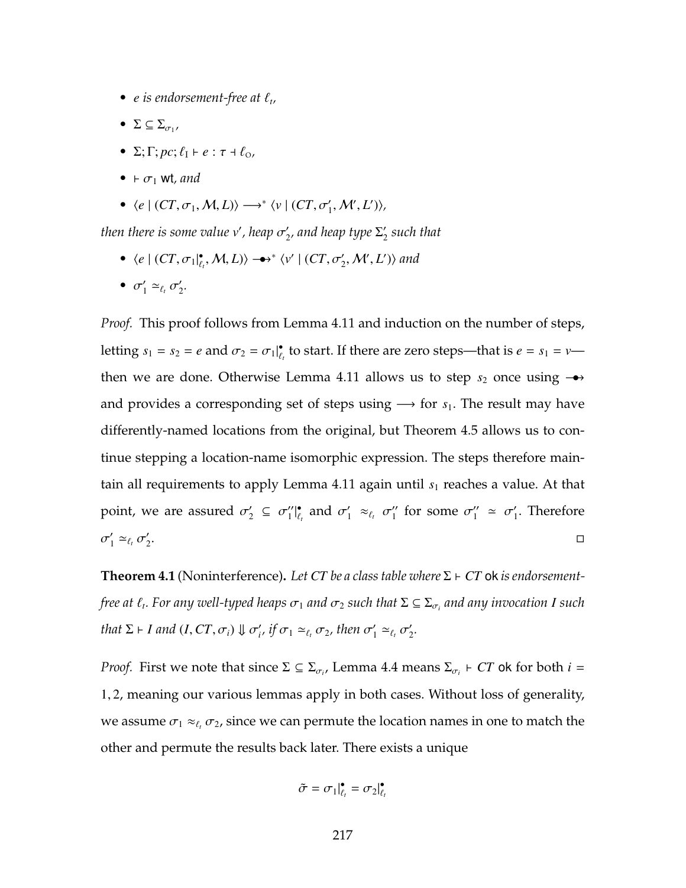- *$e$ is endorsement-free at $\ell_t$,*
- $\Sigma \subseteq \Sigma_{\sigma_1}$,
- $\Sigma; \Gamma; pc; \ell_I \vdash e : \tau \dashv \ell_O$,
- $\vdash \sigma_1$ wt*, and*
- $\langle e \mid (CT, \sigma_1, \mathcal{M}, L)\rangle \longrightarrow^* \langle v \mid (CT, \sigma_1', \mathcal{M}', L')\rangle$,

*then there is some value $v'$, heap $\sigma_2'$, and heap type $\Sigma_2'$ such that*

- $\langle e \mid (CT, \sigma_1|^{\bullet}_{\ell_t}, \mathcal{M}, L)\rangle \twoheadrightarrow^* \langle v' \mid (CT, \sigma_2', \mathcal{M}', L')\rangle$ *and*
- $\sigma_1' \simeq_{\ell_t} \sigma_2'$.

*Proof.* This proof follows from Lemma 4.11 and induction on the number of steps, letting $s_1 = s_2 = e$ and $\sigma_2 = \sigma_1|^{\bullet}_{\ell_t}$ to start. If there are zero steps—that is $e = s_1 = v$—then we are done. Otherwise Lemma 4.11 allows us to step $s_2$ once using $\twoheadrightarrow$ and provides a corresponding set of steps using $\longrightarrow$ for $s_1$. The result may have differently-named locations from the original, but Theorem 4.5 allows us to continue stepping a location-name isomorphic expression. The steps therefore maintain all requirements to apply Lemma 4.11 again until $s_1$ reaches a value. At that point, we are assured $\sigma_2' \subseteq \sigma_1''|^{\bullet}_{\ell_t}$ and $\sigma_1' \approx_{\ell_t} \sigma_1''$ for some $\sigma_1'' \simeq \sigma_1'$. Therefore $\sigma_1' \simeq_{\ell_t} \sigma_2'$. □

**Theorem 4.1** (Noninterference)**.** *Let $CT$ be a class table where $\Sigma \vdash CT$ ok is endorsement-free at $\ell_t$. For any well-typed heaps $\sigma_1$ and $\sigma_2$ such that $\Sigma \subseteq \Sigma_{\sigma_i}$ and any invocation $I$ such that $\Sigma \vdash I$ and $(I, CT, \sigma_i) \Downarrow \sigma_i'$, if $\sigma_1 \simeq_{\ell_t} \sigma_2$, then $\sigma_1' \simeq_{\ell_t} \sigma_2'$.*

*Proof.* First we note that since $\Sigma \subseteq \Sigma_{\sigma_i}$, Lemma 4.4 means $\Sigma_{\sigma_i} \vdash CT$ ok for both $i = 1, 2$, meaning our various lemmas apply in both cases. Without loss of generality, we assume $\sigma_1 \approx_{\ell_t} \sigma_2$, since we can permute the location names in one to match the other and permute the results back later. There exists a unique

$$\tilde{\sigma} = \sigma_1|^{\bullet}_{\ell_t} = \sigma_2|^{\bullet}_{\ell_t}$$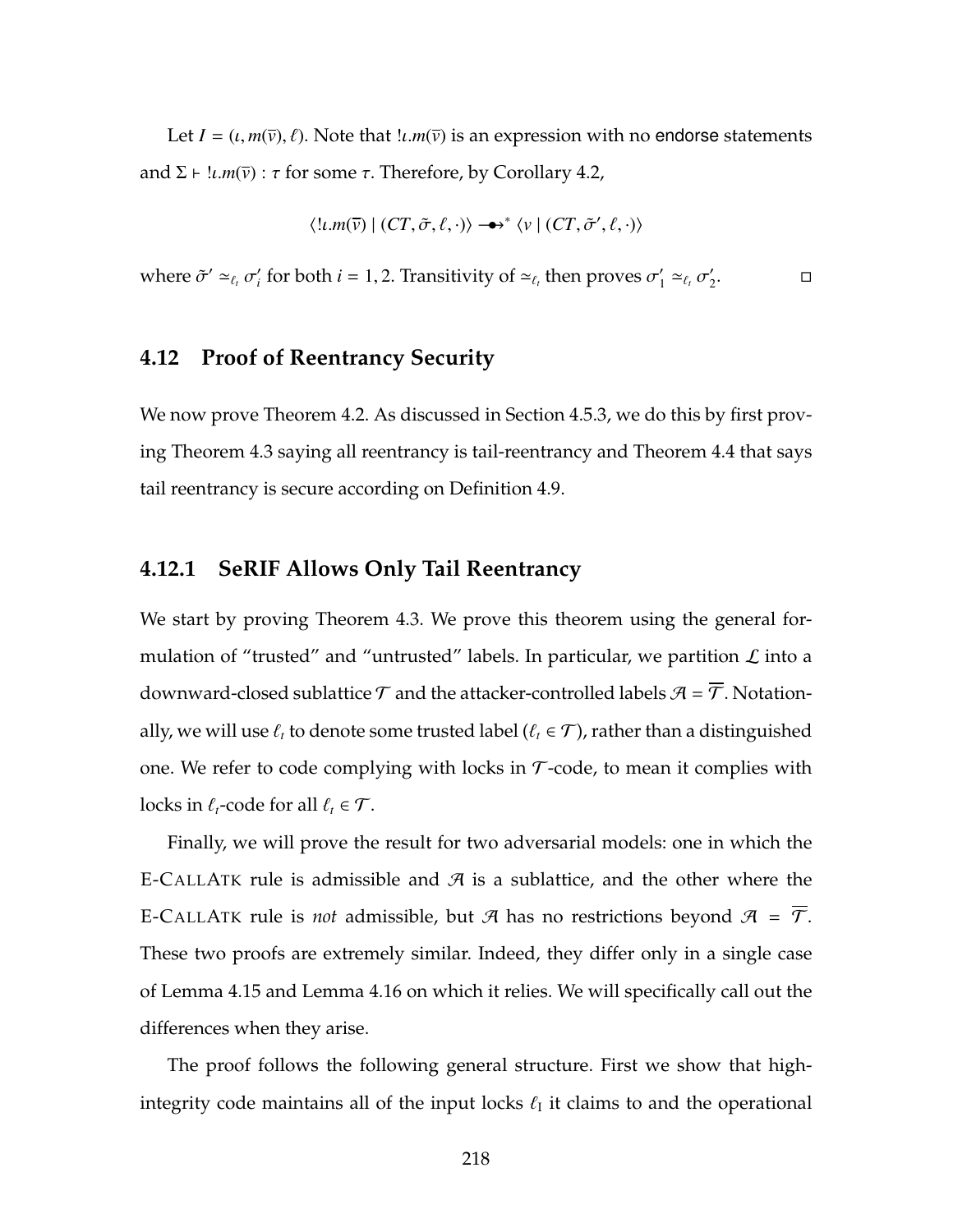Let $I = (\iota, m(\overline{v}), \ell)$. Note that $!\iota.m(\overline{v})$ is an expression with no endorse statements and $\Sigma \vdash !\iota.m(\overline{v}) : \tau$ for some $\tau$. Therefore, by Corollary 4.2,

$$\langle !\iota.m(\overline{v}) \mid (CT, \tilde{\sigma}, \ell, \cdot)\rangle \twoheadrightarrow^* \langle v \mid (CT, \tilde{\sigma}', \ell, \cdot)\rangle$$

where $\tilde{\sigma}' \simeq_{\ell_t} \sigma'_i$ for both $i = 1, 2$. Transitivity of $\simeq_{\ell_t}$ then proves $\sigma'_1 \simeq_{\ell_t} \sigma'_2$. $\square$

## 4.12 Proof of Reentrancy Security

We now prove Theorem 4.2. As discussed in Section 4.5.3, we do this by first proving Theorem 4.3 saying all reentrancy is tail-reentrancy and Theorem 4.4 that says tail reentrancy is secure according on Definition 4.9.

### 4.12.1 SeRIF Allows Only Tail Reentrancy

We start by proving Theorem 4.3. We prove this theorem using the general formulation of "trusted" and "untrusted" labels. In particular, we partition $\mathcal{L}$ into a downward-closed sublattice $\mathcal{T}$ and the attacker-controlled labels $\mathcal{A} = \overline{\mathcal{T}}$. Notationally, we will use $\ell_t$ to denote some trusted label ($\ell_t \in \mathcal{T}$), rather than a distinguished one. We refer to code complying with locks in $\mathcal{T}$-code, to mean it complies with locks in $\ell_t$-code for all $\ell_t \in \mathcal{T}$.

Finally, we will prove the result for two adversarial models: one in which the E-CallAtk rule is admissible and $\mathcal{A}$ is a sublattice, and the other where the E-CallAtk rule is *not* admissible, but $\mathcal{A}$ has no restrictions beyond $\mathcal{A} = \overline{\mathcal{T}}$. These two proofs are extremely similar. Indeed, they differ only in a single case of Lemma 4.15 and Lemma 4.16 on which it relies. We will specifically call out the differences when they arise.

The proof follows the following general structure. First we show that high-integrity code maintains all of the input locks $\ell_\text{I}$ it claims to and the operational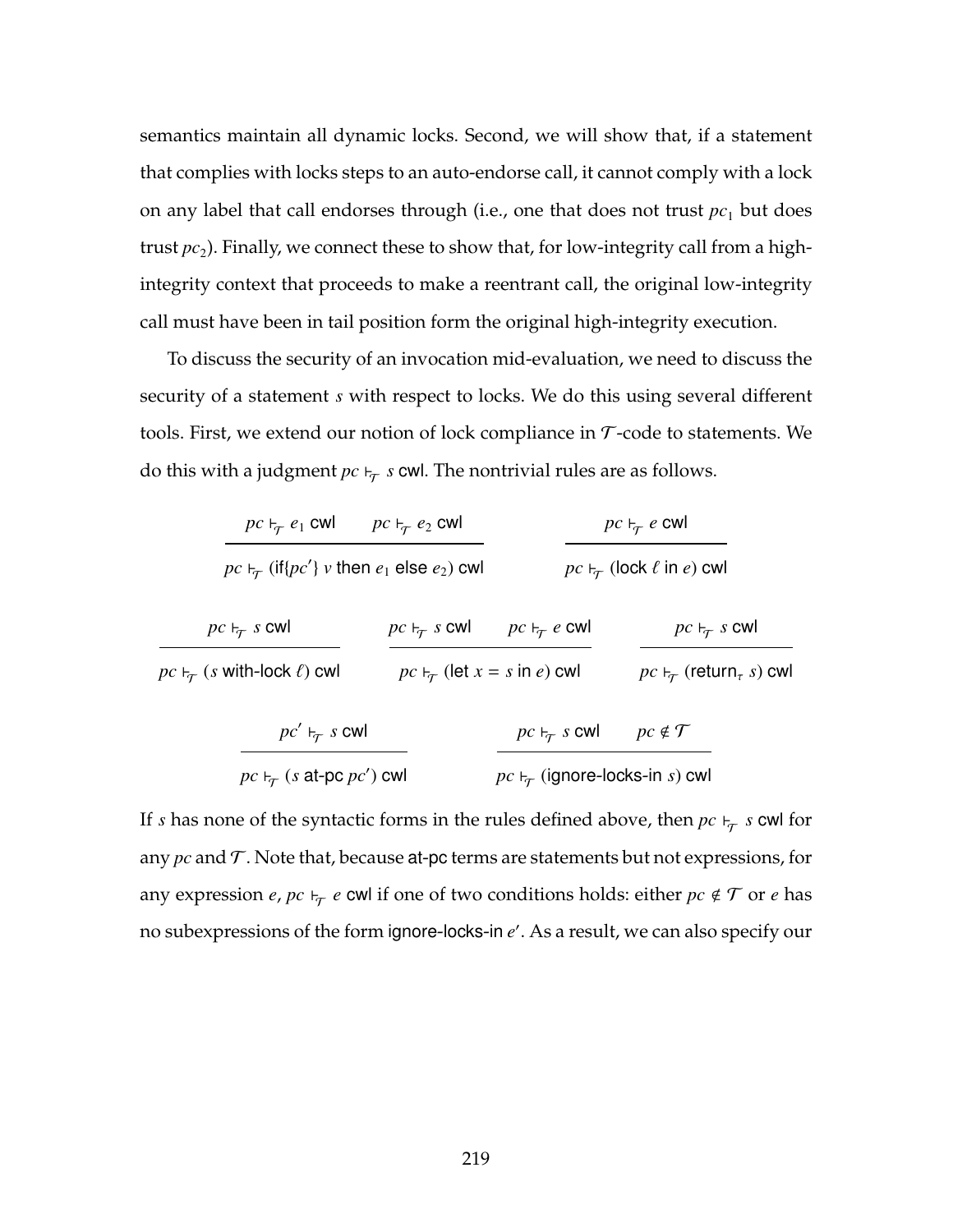semantics maintain all dynamic locks. Second, we will show that, if a statement that complies with locks steps to an auto-endorse call, it cannot comply with a lock on any label that call endorses through (i.e., one that does not trust $pc_1$ but does trust $pc_2$). Finally, we connect these to show that, for low-integrity call from a high-integrity context that proceeds to make a reentrant call, the original low-integrity call must have been in tail position form the original high-integrity execution.

To discuss the security of an invocation mid-evaluation, we need to discuss the security of a statement $s$ with respect to locks. We do this using several different tools. First, we extend our notion of lock compliance in $\mathcal{T}$-code to statements. We do this with a judgment $pc \vdash_{\mathcal{T}} s$ cwl. The nontrivial rules are as follows.

$$\frac{pc \vdash_{\mathcal{T}} e_1 \text{ cwl} \qquad pc \vdash_{\mathcal{T}} e_2 \text{ cwl}}{pc \vdash_{\mathcal{T}} (\text{if}\{pc'\}\ v \text{ then } e_1 \text{ else } e_2) \text{ cwl}} \qquad \frac{pc \vdash_{\mathcal{T}} e \text{ cwl}}{pc \vdash_{\mathcal{T}} (\text{lock } \ell \text{ in } e) \text{ cwl}}$$

$$\frac{pc \vdash_{\mathcal{T}} s \text{ cwl}}{pc \vdash_{\mathcal{T}} (s \text{ with-lock } \ell) \text{ cwl}} \qquad \frac{pc \vdash_{\mathcal{T}} s \text{ cwl} \qquad pc \vdash_{\mathcal{T}} e \text{ cwl}}{pc \vdash_{\mathcal{T}} (\text{let } x = s \text{ in } e) \text{ cwl}} \qquad \frac{pc \vdash_{\mathcal{T}} s \text{ cwl}}{pc \vdash_{\mathcal{T}} (\text{return}_\tau\ s) \text{ cwl}}$$

$$\frac{pc' \vdash_{\mathcal{T}} s \text{ cwl}}{pc \vdash_{\mathcal{T}} (s \text{ at-pc } pc') \text{ cwl}} \qquad \frac{pc \vdash_{\mathcal{T}} s \text{ cwl} \qquad pc \notin \mathcal{T}}{pc \vdash_{\mathcal{T}} (\text{ignore-locks-in } s) \text{ cwl}}$$

If $s$ has none of the syntactic forms in the rules defined above, then $pc \vdash_{\mathcal{T}} s$ cwl for any $pc$ and $\mathcal{T}$. Note that, because at-pc terms are statements but not expressions, for any expression $e$, $pc \vdash_{\mathcal{T}} e$ cwl if one of two conditions holds: either $pc \notin \mathcal{T}$ or $e$ has no subexpressions of the form ignore-locks-in $e'$. As a result, we can also specify our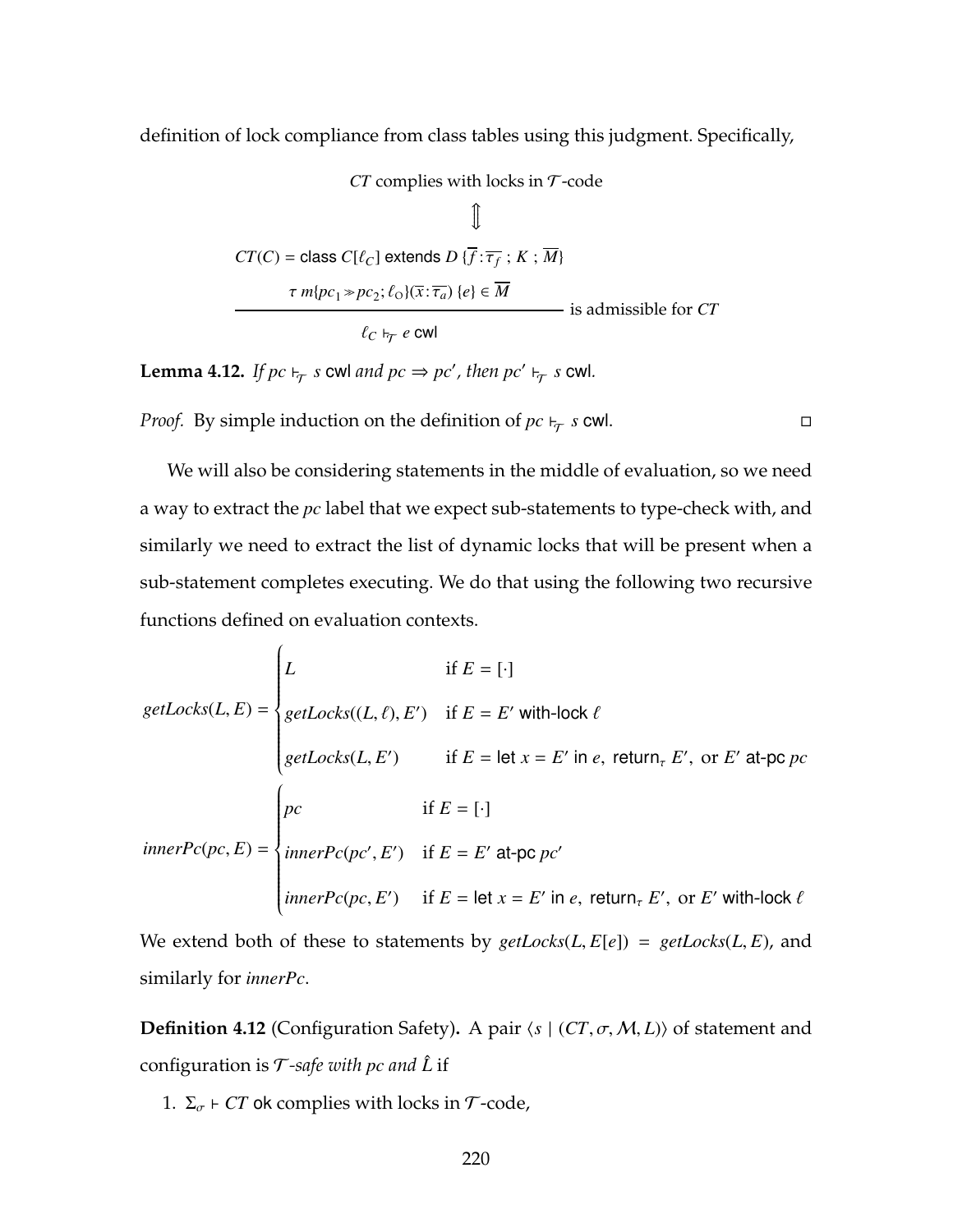definition of lock compliance from class tables using this judgment. Specifically,

$$
\begin{array}{c}
CT \text{ complies with locks in } \mathcal{T}\text{-code} \\
\Updownarrow \\
\dfrac{\begin{array}{c} CT(C) = \textsf{class } C[\ell_C] \textsf{ extends } D\ \{\overline{f}:\overline{\tau_f}\ ;\ K\ ;\ \overline{M}\} \\ \tau\ m\{pc_1 \gg pc_2; \ell_O\}(\overline{x}:\overline{\tau_a})\ \{e\} \in \overline{M} \end{array}}{\ell_C \vdash_{\mathcal{T}} e \textsf{ cwl}} \text{ is admissible for } CT
\end{array}
$$

**Lemma 4.12.** *If $pc \vdash_{\mathcal{T}} s$ cwl and $pc \Rightarrow pc'$, then $pc' \vdash_{\mathcal{T}} s$ cwl.*

*Proof.* By simple induction on the definition of $pc \vdash_{\mathcal{T}} s$ cwl. □

We will also be considering statements in the middle of evaluation, so we need a way to extract the $pc$ label that we expect sub-statements to type-check with, and similarly we need to extract the list of dynamic locks that will be present when a sub-statement completes executing. We do that using the following two recursive functions defined on evaluation contexts.

$$
getLocks(L, E) = \begin{cases} L & \text{if } E = [\cdot] \\ getLocks((L, \ell), E') & \text{if } E = E' \textsf{ with-lock } \ell \\ getLocks(L, E') & \text{if } E = \textsf{let } x = E' \textsf{ in } e,\ \textsf{return}_\tau\ E',\ \text{or } E' \textsf{ at-pc } pc \end{cases}
$$

$$
innerPc(pc, E) = \begin{cases} pc & \text{if } E = [\cdot] \\ innerPc(pc', E') & \text{if } E = E' \textsf{ at-pc } pc' \\ innerPc(pc, E') & \text{if } E = \textsf{let } x = E' \textsf{ in } e,\ \textsf{return}_\tau\ E',\ \text{or } E' \textsf{ with-lock } \ell \end{cases}
$$

We extend both of these to statements by $getLocks(L, E[e]) = getLocks(L, E)$, and similarly for $innerPc$.

**Definition 4.12** (Configuration Safety)**.** A pair $\langle s \mid (CT, \sigma, \mathcal{M}, L)\rangle$ of statement and configuration is *$\mathcal{T}$-safe with $pc$ and $\hat{L}$* if

1. $\Sigma_\sigma \vdash CT$ ok complies with locks in $\mathcal{T}$-code,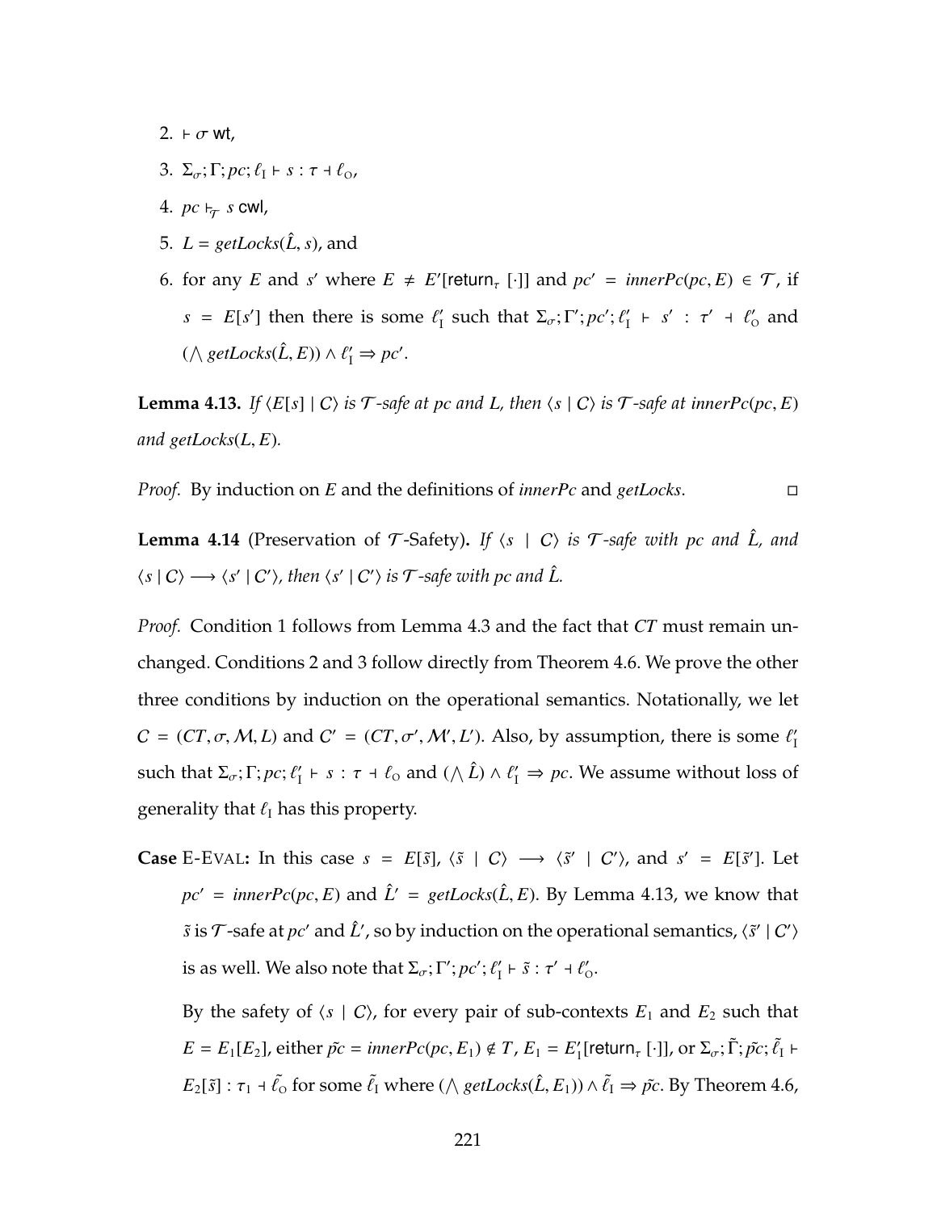2. $\vdash \sigma$ wt,
3. $\Sigma_\sigma; \Gamma; pc; \ell_{\mathrm{I}} \vdash s : \tau \dashv \ell_{\mathrm{O}}$,
4. $pc \vdash_{\mathcal{T}} s$ cwl,
5. $L = \mathit{getLocks}(\hat{L}, s)$, and
6. for any $E$ and $s'$ where $E \neq E'[\mathsf{return}_\tau\ [\cdot]]$ and $pc' = \mathit{innerPc}(pc, E) \in \mathcal{T}$, if $s = E[s']$ then there is some $\ell'_{\mathrm{I}}$ such that $\Sigma_\sigma; \Gamma'; pc'; \ell'_{\mathrm{I}} \vdash s' : \tau' \dashv \ell'_{\mathrm{O}}$ and $(\bigwedge \mathit{getLocks}(\hat{L}, E)) \wedge \ell'_{\mathrm{I}} \Rightarrow pc'$.

**Lemma 4.13.** *If $\langle E[s] \mid C \rangle$ is $\mathcal{T}$-safe at $pc$ and $L$, then $\langle s \mid C \rangle$ is $\mathcal{T}$-safe at $\mathit{innerPc}(pc, E)$ and $\mathit{getLocks}(L, E)$.*

*Proof.* By induction on $E$ and the definitions of *innerPc* and *getLocks*. □

**Lemma 4.14** (Preservation of $\mathcal{T}$-Safety)**.** *If $\langle s \mid C \rangle$ is $\mathcal{T}$-safe with $pc$ and $\hat{L}$, and $\langle s \mid C \rangle \longrightarrow \langle s' \mid C' \rangle$, then $\langle s' \mid C' \rangle$ is $\mathcal{T}$-safe with $pc$ and $\hat{L}$.*

*Proof.* Condition 1 follows from Lemma 4.3 and the fact that *CT* must remain unchanged. Conditions 2 and 3 follow directly from Theorem 4.6. We prove the other three conditions by induction on the operational semantics. Notationally, we let $C = (CT, \sigma, \mathcal{M}, L)$ and $C' = (CT, \sigma', \mathcal{M}', L')$. Also, by assumption, there is some $\ell'_{\mathrm{I}}$ such that $\Sigma_\sigma; \Gamma; pc; \ell'_{\mathrm{I}} \vdash s : \tau \dashv \ell_{\mathrm{O}}$ and $(\bigwedge \hat{L}) \wedge \ell'_{\mathrm{I}} \Rightarrow pc$. We assume without loss of generality that $\ell_{\mathrm{I}}$ has this property.

**Case** E-Eval**:** In this case $s = E[\tilde{s}]$, $\langle \tilde{s} \mid C \rangle \longrightarrow \langle \tilde{s}' \mid C' \rangle$, and $s' = E[\tilde{s}']$. Let $pc' = \mathit{innerPc}(pc, E)$ and $\hat{L}' = \mathit{getLocks}(\hat{L}, E)$. By Lemma 4.13, we know that $\tilde{s}$ is $\mathcal{T}$-safe at $pc'$ and $\hat{L}'$, so by induction on the operational semantics, $\langle \tilde{s}' \mid C' \rangle$ is as well. We also note that $\Sigma_\sigma; \Gamma'; pc'; \ell'_{\mathrm{I}} \vdash \tilde{s} : \tau' \dashv \ell'_{\mathrm{O}}$.

By the safety of $\langle s \mid C \rangle$, for every pair of sub-contexts $E_1$ and $E_2$ such that $E = E_1[E_2]$, either $\tilde{pc} = \mathit{innerPc}(pc, E_1) \notin T$, $E_1 = E'_1[\mathsf{return}_\tau\ [\cdot]]$, or $\Sigma_\sigma; \tilde{\Gamma}; \tilde{pc}; \tilde{\ell}_{\mathrm{I}} \vdash E_2[\tilde{s}] : \tau_1 \dashv \tilde{\ell}_{\mathrm{O}}$ for some $\tilde{\ell}_{\mathrm{I}}$ where $(\bigwedge \mathit{getLocks}(\hat{L}, E_1)) \wedge \tilde{\ell}_{\mathrm{I}} \Rightarrow \tilde{pc}$. By Theorem 4.6,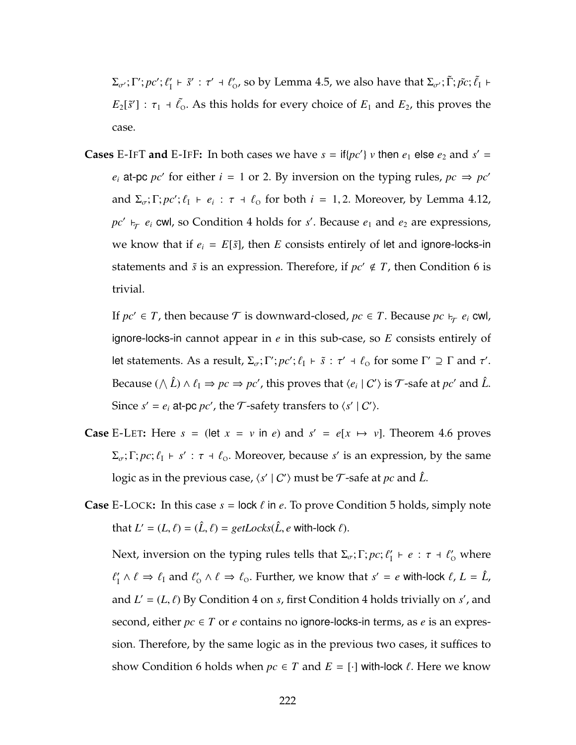$\Sigma_{\sigma'}; \Gamma'; pc'; \ell'_{\mathrm{I}} \vdash \tilde{s}' : \tau' \dashv \ell'_{\mathrm{O}}$, so by Lemma 4.5, we also have that $\Sigma_{\sigma'}; \tilde{\Gamma}; \tilde{pc}; \tilde{\ell}_{\mathrm{I}} \vdash E_2[\tilde{s}'] : \tau_1 \dashv \tilde{\ell}_{\mathrm{O}}$. As this holds for every choice of $E_1$ and $E_2$, this proves the case.

**Cases** E-IFT **and** E-IFF**:** In both cases we have $s = \mathsf{if}\{pc'\}\ v\ \mathsf{then}\ e_1\ \mathsf{else}\ e_2$ and $s' = e_i\ \mathsf{at\text{-}pc}\ pc'$ for either $i = 1$ or 2. By inversion on the typing rules, $pc \Rightarrow pc'$ and $\Sigma_\sigma; \Gamma; pc'; \ell_{\mathrm{I}} \vdash e_i : \tau \dashv \ell_{\mathrm{O}}$ for both $i = 1, 2$. Moreover, by Lemma 4.12, $pc' \vdash_{\mathcal{T}} e_i$ cwl, so Condition 4 holds for $s'$. Because $e_1$ and $e_2$ are expressions, we know that if $e_i = E[\tilde{s}]$, then $E$ consists entirely of let and ignore-locks-in statements and $\tilde{s}$ is an expression. Therefore, if $pc' \notin T$, then Condition 6 is trivial.

If $pc' \in T$, then because $\mathcal{T}$ is downward-closed, $pc \in T$. Because $pc \vdash_{\mathcal{T}} e_i$ cwl, ignore-locks-in cannot appear in $e$ in this sub-case, so $E$ consists entirely of let statements. As a result, $\Sigma_\sigma; \Gamma'; pc'; \ell_{\mathrm{I}} \vdash \tilde{s} : \tau' \dashv \ell_{\mathrm{O}}$ for some $\Gamma' \supseteq \Gamma$ and $\tau'$. Because $(\bigwedge \hat{L}) \wedge \ell_{\mathrm{I}} \Rightarrow pc \Rightarrow pc'$, this proves that $\langle e_i \mid C' \rangle$ is $\mathcal{T}$-safe at $pc'$ and $\hat{L}$. Since $s' = e_i\ \mathsf{at\text{-}pc}\ pc'$, the $\mathcal{T}$-safety transfers to $\langle s' \mid C' \rangle$.

**Case** E-LET**:** Here $s = (\mathsf{let}\ x = v\ \mathsf{in}\ e)$ and $s' = e[x \mapsto v]$. Theorem 4.6 proves $\Sigma_\sigma; \Gamma; pc; \ell_{\mathrm{I}} \vdash s' : \tau \dashv \ell_{\mathrm{O}}$. Moreover, because $s'$ is an expression, by the same logic as in the previous case, $\langle s' \mid C' \rangle$ must be $\mathcal{T}$-safe at $pc$ and $\hat{L}$.

**Case** E-LOCK**:** In this case $s = \mathsf{lock}\ \ell\ \mathsf{in}\ e$. To prove Condition 5 holds, simply note that $L' = (L, \ell) = (\hat{L}, \ell) = getLocks(\hat{L}, e\ \mathsf{with\text{-}lock}\ \ell)$.

Next, inversion on the typing rules tells that $\Sigma_\sigma; \Gamma; pc; \ell'_{\mathrm{I}} \vdash e : \tau \dashv \ell'_{\mathrm{O}}$ where $\ell'_{\mathrm{I}} \wedge \ell \Rightarrow \ell_{\mathrm{I}}$ and $\ell'_{\mathrm{O}} \wedge \ell \Rightarrow \ell_{\mathrm{O}}$. Further, we know that $s' = e\ \mathsf{with\text{-}lock}\ \ell$, $L = \hat{L}$, and $L' = (L, \ell)$ By Condition 4 on $s$, first Condition 4 holds trivially on $s'$, and second, either $pc \in T$ or $e$ contains no ignore-locks-in terms, as $e$ is an expression. Therefore, by the same logic as in the previous two cases, it suffices to show Condition 6 holds when $pc \in T$ and $E = [\cdot]\ \mathsf{with\text{-}lock}\ \ell$. Here we know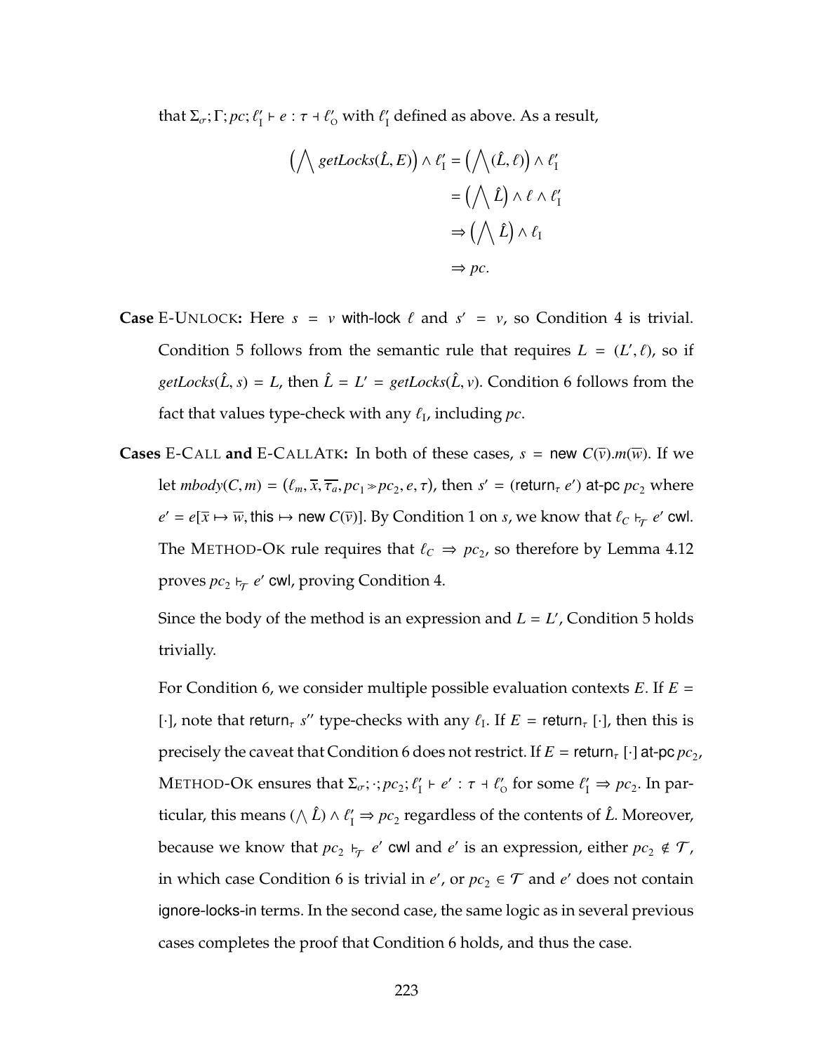that $\Sigma_\sigma; \Gamma; pc; \ell'_{\mathrm{I}} \vdash e : \tau \dashv \ell'_{\mathrm{O}}$ with $\ell'_{\mathrm{I}}$ defined as above. As a result,

$$
\begin{aligned}
\left(\bigwedge getLocks(\hat{L}, E)\right) \wedge \ell'_{\mathrm{I}} &= \left(\bigwedge (\hat{L}, \ell)\right) \wedge \ell'_{\mathrm{I}} \\
&= \left(\bigwedge \hat{L}\right) \wedge \ell \wedge \ell'_{\mathrm{I}} \\
&\Rightarrow \left(\bigwedge \hat{L}\right) \wedge \ell_{\mathrm{I}} \\
&\Rightarrow pc.
\end{aligned}
$$

**Case** E-UNLOCK**:** Here $s = v$ with-lock $\ell$ and $s' = v$, so Condition 4 is trivial. Condition 5 follows from the semantic rule that requires $L = (L', \ell)$, so if $getLocks(\hat{L}, s) = L$, then $\hat{L} = L' = getLocks(\hat{L}, v)$. Condition 6 follows from the fact that values type-check with any $\ell_{\mathrm{I}}$, including $pc$.

**Cases** E-CALL **and** E-CALLATK**:** In both of these cases, $s = \text{new } C(\overline{v}).m(\overline{w})$. If we let $mbody(C, m) = (\ell_m, \overline{x}, \overline{\tau_a}, pc_1 \gg pc_2, e, \tau)$, then $s' = (\text{return}_\tau\ e')$ at-pc $pc_2$ where $e' = e[\overline{x} \mapsto \overline{w}, \text{this} \mapsto \text{new } C(\overline{v})]$. By Condition 1 on $s$, we know that $\ell_C \vdash_{\mathcal{T}} e'$ cwl. The METHOD-OK rule requires that $\ell_C \Rightarrow pc_2$, so therefore by Lemma 4.12 proves $pc_2 \vdash_{\mathcal{T}} e'$ cwl, proving Condition 4.

Since the body of the method is an expression and $L = L'$, Condition 5 holds trivially.

For Condition 6, we consider multiple possible evaluation contexts $E$. If $E = [\cdot]$, note that $\text{return}_\tau\ s''$ type-checks with any $\ell_{\mathrm{I}}$. If $E = \text{return}_\tau\ [\cdot]$, then this is precisely the caveat that Condition 6 does not restrict. If $E = \text{return}_\tau\ [\cdot]$ at-pc $pc_2$, METHOD-OK ensures that $\Sigma_\sigma; \cdot; pc_2; \ell'_{\mathrm{I}} \vdash e' : \tau \dashv \ell'_{\mathrm{O}}$ for some $\ell'_{\mathrm{I}} \Rightarrow pc_2$. In particular, this means $(\bigwedge \hat{L}) \wedge \ell'_{\mathrm{I}} \Rightarrow pc_2$ regardless of the contents of $\hat{L}$. Moreover, because we know that $pc_2 \vdash_{\mathcal{T}} e'$ cwl and $e'$ is an expression, either $pc_2 \notin \mathcal{T}$, in which case Condition 6 is trivial in $e'$, or $pc_2 \in \mathcal{T}$ and $e'$ does not contain ignore-locks-in terms. In the second case, the same logic as in several previous cases completes the proof that Condition 6 holds, and thus the case.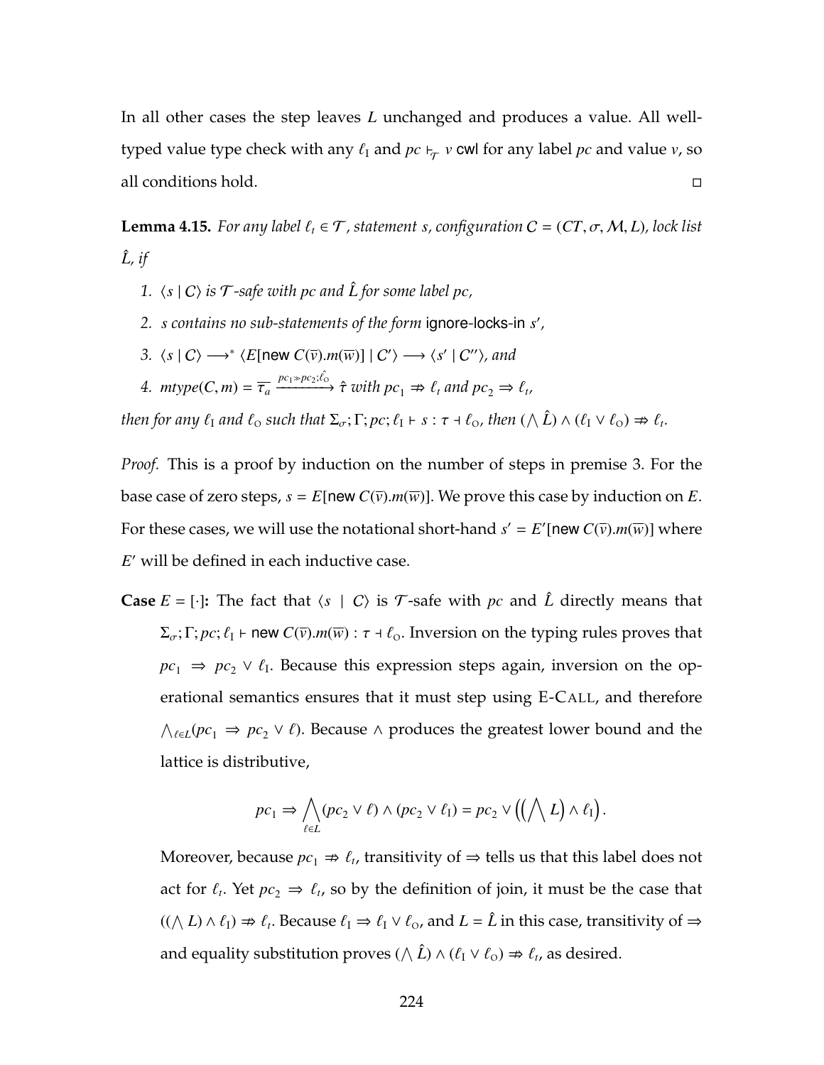In all other cases the step leaves $L$ unchanged and produces a value. All well-typed value type check with any $\ell_I$ and $pc \vdash_{\mathcal{T}} v$ cwl for any label $pc$ and value $v$, so all conditions hold. ◻

**Lemma 4.15.** *For any label $\ell_t \in \mathcal{T}$, statement $s$, configuration $C = (CT, \sigma, \mathcal{M}, L)$, lock list $\hat{L}$, if*

1. *$\langle s \mid C \rangle$ is $\mathcal{T}$-safe with $pc$ and $\hat{L}$ for some label $pc$,*
2. *$s$ contains no sub-statements of the form* ignore-locks-in $s'$,
3. *$\langle s \mid C \rangle \longrightarrow^* \langle E[\text{new } C(\overline{v}).m(\overline{w})] \mid C' \rangle \longrightarrow \langle s' \mid C'' \rangle$, and*
4. *$mtype(C, m) = \overline{\tau_a} \xrightarrow{pc_1 \gg pc_2; \hat{\ell}_O} \hat{\tau}$ with $pc_1 \not\Rightarrow \ell_t$ and $pc_2 \Rightarrow \ell_t$,*

*then for any $\ell_I$ and $\ell_O$ such that $\Sigma_\sigma; \Gamma; pc; \ell_I \vdash s : \tau \dashv \ell_O$, then $(\bigwedge \hat{L}) \wedge (\ell_I \vee \ell_O) \not\Rightarrow \ell_t$.*

*Proof.* This is a proof by induction on the number of steps in premise 3. For the base case of zero steps, $s = E[\text{new } C(\overline{v}).m(\overline{w})]$. We prove this case by induction on $E$. For these cases, we will use the notational short-hand $s' = E'[\text{new } C(\overline{v}).m(\overline{w})]$ where $E'$ will be defined in each inductive case.

**Case** $E = [\cdot]$**:** The fact that $\langle s \mid C \rangle$ is $\mathcal{T}$-safe with $pc$ and $\hat{L}$ directly means that $\Sigma_\sigma; \Gamma; pc; \ell_I \vdash \text{new } C(\overline{v}).m(\overline{w}) : \tau \dashv \ell_O$. Inversion on the typing rules proves that $pc_1 \Rightarrow pc_2 \vee \ell_I$. Because this expression steps again, inversion on the operational semantics ensures that it must step using E-Call, and therefore $\bigwedge_{\ell \in L}(pc_1 \Rightarrow pc_2 \vee \ell)$. Because $\wedge$ produces the greatest lower bound and the lattice is distributive,

$$pc_1 \Rightarrow \bigwedge_{\ell \in L}(pc_2 \vee \ell) \wedge (pc_2 \vee \ell_I) = pc_2 \vee \left(\left(\bigwedge L\right) \wedge \ell_I\right).$$

Moreover, because $pc_1 \not\Rightarrow \ell_t$, transitivity of $\Rightarrow$ tells us that this label does not act for $\ell_t$. Yet $pc_2 \Rightarrow \ell_t$, so by the definition of join, it must be the case that $((\bigwedge L) \wedge \ell_I) \not\Rightarrow \ell_t$. Because $\ell_I \Rightarrow \ell_I \vee \ell_O$, and $L = \hat{L}$ in this case, transitivity of $\Rightarrow$ and equality substitution proves $(\bigwedge \hat{L}) \wedge (\ell_I \vee \ell_O) \not\Rightarrow \ell_t$, as desired.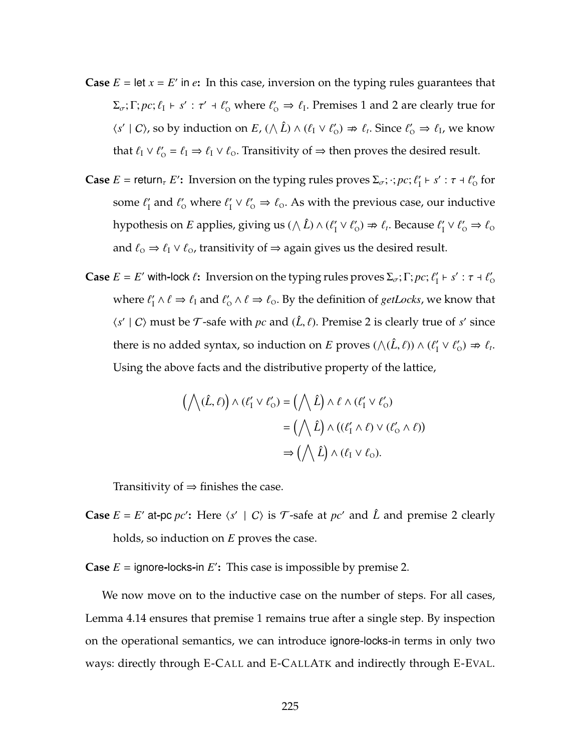**Case** $E = \mathsf{let}\ x = E'\ \mathsf{in}\ e$**:** In this case, inversion on the typing rules guarantees that $\Sigma_\sigma; \Gamma; pc; \ell_\mathrm{I} \vdash s' : \tau' \dashv \ell'_\mathrm{O}$ where $\ell'_\mathrm{O} \Rightarrow \ell_\mathrm{I}$. Premises 1 and 2 are clearly true for $\langle s' \mid C\rangle$, so by induction on $E$, $(\bigwedge \hat{L}) \wedge (\ell_\mathrm{I} \vee \ell'_\mathrm{O}) \not\Rightarrow \ell_t$. Since $\ell'_\mathrm{O} \Rightarrow \ell_\mathrm{I}$, we know that $\ell_\mathrm{I} \vee \ell'_\mathrm{O} = \ell_\mathrm{I} \Rightarrow \ell_\mathrm{I} \vee \ell_\mathrm{O}$. Transitivity of $\Rightarrow$ then proves the desired result.

**Case** $E = \mathsf{return}_\tau\ E'$**:** Inversion on the typing rules proves $\Sigma_\sigma; \cdot; pc; \ell'_\mathrm{I} \vdash s' : \tau \dashv \ell'_\mathrm{O}$ for some $\ell'_\mathrm{I}$ and $\ell'_\mathrm{O}$ where $\ell'_\mathrm{I} \vee \ell'_\mathrm{O} \Rightarrow \ell_\mathrm{O}$. As with the previous case, our inductive hypothesis on $E$ applies, giving us $(\bigwedge \hat{L}) \wedge (\ell'_\mathrm{I} \vee \ell'_\mathrm{O}) \not\Rightarrow \ell_t$. Because $\ell'_\mathrm{I} \vee \ell'_\mathrm{O} \Rightarrow \ell_\mathrm{O}$ and $\ell_\mathrm{O} \Rightarrow \ell_\mathrm{I} \vee \ell_\mathrm{O}$, transitivity of $\Rightarrow$ again gives us the desired result.

**Case** $E = E'\ \mathsf{with\text{-}lock}\ \ell$**:** Inversion on the typing rules proves $\Sigma_\sigma; \Gamma; pc; \ell'_\mathrm{I} \vdash s' : \tau \dashv \ell'_\mathrm{O}$ where $\ell'_\mathrm{I} \wedge \ell \Rightarrow \ell_\mathrm{I}$ and $\ell'_\mathrm{O} \wedge \ell \Rightarrow \ell_\mathrm{O}$. By the definition of *getLocks*, we know that $\langle s' \mid C\rangle$ must be $\mathcal{T}$-safe with $pc$ and $(\hat{L}, \ell)$. Premise 2 is clearly true of $s'$ since there is no added syntax, so induction on $E$ proves $(\bigwedge(\hat{L}, \ell)) \wedge (\ell'_\mathrm{I} \vee \ell'_\mathrm{O}) \not\Rightarrow \ell_t$. Using the above facts and the distributive property of the lattice,

$$
\begin{aligned}
\left(\bigwedge(\hat{L}, \ell)\right) \wedge (\ell'_\mathrm{I} \vee \ell'_\mathrm{O}) &= \left(\bigwedge \hat{L}\right) \wedge \ell \wedge (\ell'_\mathrm{I} \vee \ell'_\mathrm{O}) \\
&= \left(\bigwedge \hat{L}\right) \wedge \left((\ell'_\mathrm{I} \wedge \ell) \vee (\ell'_\mathrm{O} \wedge \ell)\right) \\
&\Rightarrow \left(\bigwedge \hat{L}\right) \wedge (\ell_\mathrm{I} \vee \ell_\mathrm{O}).
\end{aligned}
$$

Transitivity of $\Rightarrow$ finishes the case.

**Case** $E = E'\ \mathsf{at\text{-}pc}\ pc'$**:** Here $\langle s' \mid C\rangle$ is $\mathcal{T}$-safe at $pc'$ and $\hat{L}$ and premise 2 clearly holds, so induction on $E$ proves the case.

**Case** $E = \mathsf{ignore\text{-}locks\text{-}in}\ E'$**:** This case is impossible by premise 2.

We now move on to the inductive case on the number of steps. For all cases, Lemma 4.14 ensures that premise 1 remains true after a single step. By inspection on the operational semantics, we can introduce ignore-locks-in terms in only two ways: directly through E-CALL and E-CALLATK and indirectly through E-EVAL.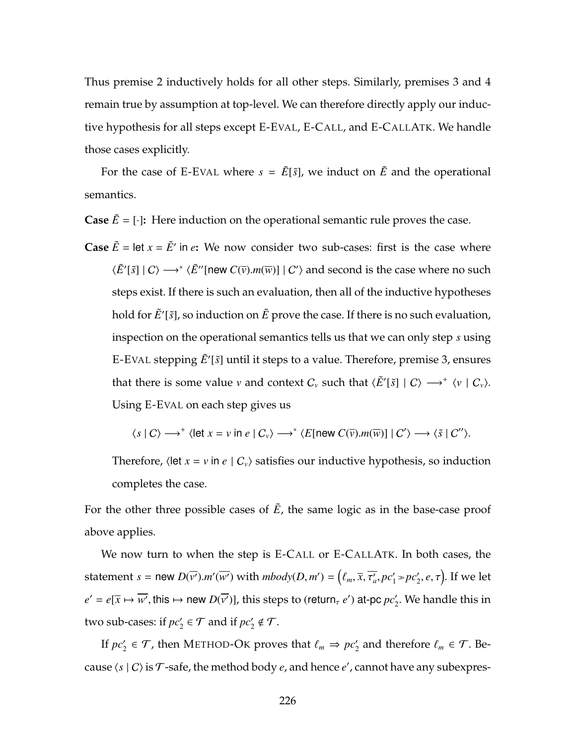Thus premise 2 inductively holds for all other steps. Similarly, premises 3 and 4 remain true by assumption at top-level. We can therefore directly apply our inductive hypothesis for all steps except E-Eval, E-Call, and E-CallAtk. We handle those cases explicitly.

For the case of E-Eval where $s = \tilde{E}[\tilde{s}]$, we induct on $\tilde{E}$ and the operational semantics.

**Case $\tilde{E} = [\cdot]$:** Here induction on the operational semantic rule proves the case.

**Case $\tilde{E} = \text{let } x = \tilde{E}' \text{ in } e$:** We now consider two sub-cases: first is the case where $\langle \tilde{E}'[\tilde{s}] \mid C \rangle \longrightarrow^{*} \langle \tilde{E}''[\text{new } C(\overline{v}).m(\overline{w})] \mid C' \rangle$ and second is the case where no such steps exist. If there is such an evaluation, then all of the inductive hypotheses hold for $\tilde{E}'[\tilde{s}]$, so induction on $\tilde{E}$ prove the case. If there is no such evaluation, inspection on the operational semantics tells us that we can only step $s$ using E-Eval stepping $\tilde{E}'[\tilde{s}]$ until it steps to a value. Therefore, premise 3, ensures that there is some value $v$ and context $C_v$ such that $\langle \tilde{E}'[\tilde{s}] \mid C \rangle \longrightarrow^{+} \langle v \mid C_v \rangle$. Using E-Eval on each step gives us

$$\langle s \mid C \rangle \longrightarrow^{+} \langle \text{let } x = v \text{ in } e \mid C_v \rangle \longrightarrow^{*} \langle E[\text{new } C(\overline{v}).m(\overline{w})] \mid C' \rangle \longrightarrow \langle \tilde{s} \mid C'' \rangle.$$

Therefore, $\langle \text{let } x = v \text{ in } e \mid C_v \rangle$ satisfies our inductive hypothesis, so induction completes the case.

For the other three possible cases of $\tilde{E}$, the same logic as in the base-case proof above applies.

We now turn to when the step is E-Call or E-CallAtk. In both cases, the statement $s = \text{new } D(\overline{v'}).m'(\overline{w'})$ with $mbody(D, m') = \left(\ell_m, \overline{x}, \overline{\tau_a'}, pc_1' \gg pc_2', e, \tau\right)$. If we let $e' = e[\overline{x} \mapsto \overline{w'}, \text{this} \mapsto \text{new } D(\overline{v'})]$, this steps to $(\text{return}_{\tau}\ e')$ at-pc $pc_2'$. We handle this in two sub-cases: if $pc_2' \in \mathcal{T}$ and if $pc_2' \notin \mathcal{T}$.

If $pc_2' \in \mathcal{T}$, then Method-Ok proves that $\ell_m \Rightarrow pc_2'$ and therefore $\ell_m \in \mathcal{T}$. Because $\langle s \mid C \rangle$ is $\mathcal{T}$-safe, the method body $e$, and hence $e'$, cannot have any subexpres-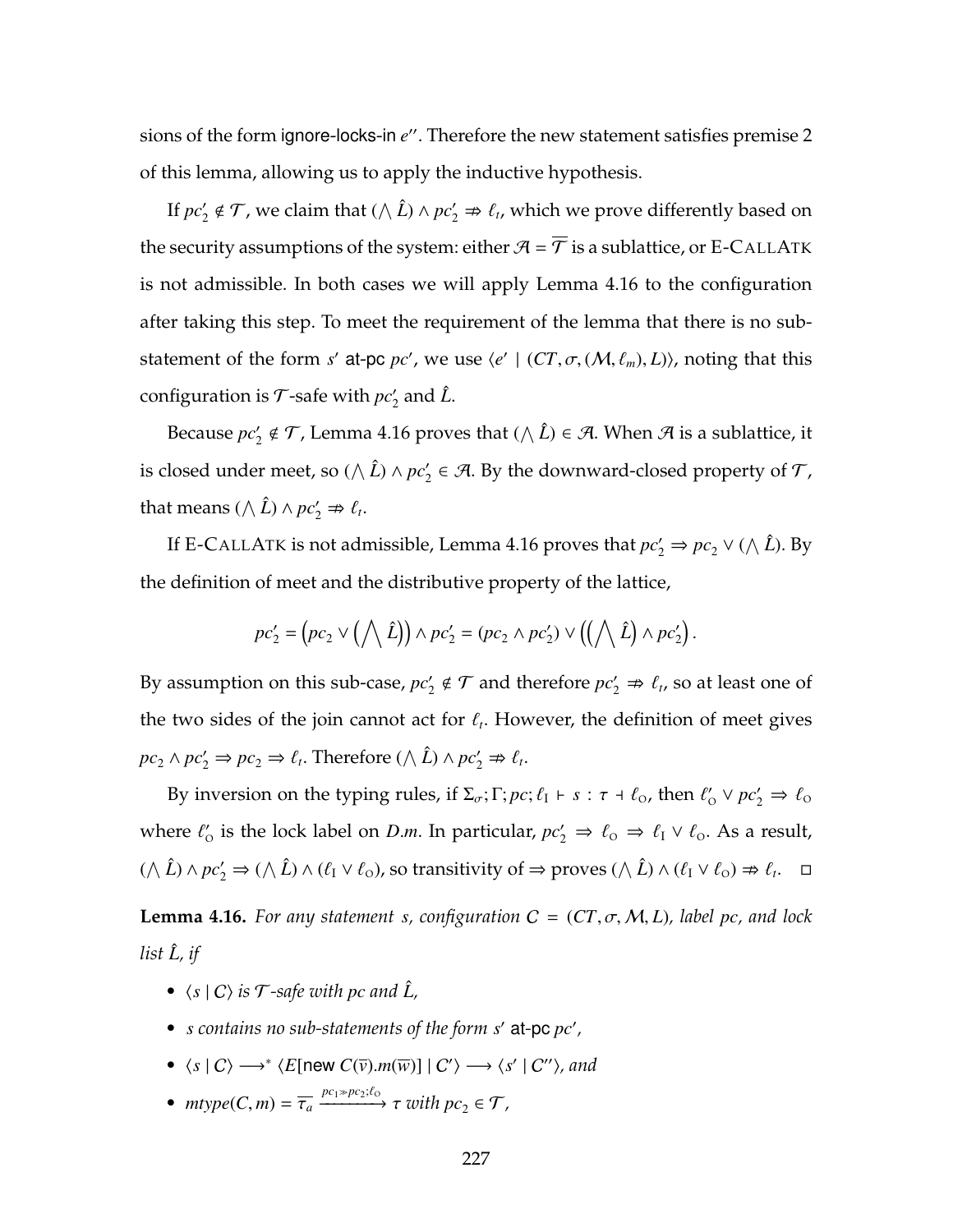sions of the form ignore-locks-in $e''$. Therefore the new statement satisfies premise 2 of this lemma, allowing us to apply the inductive hypothesis.

If $pc_2' \notin \mathcal{T}$, we claim that $(\bigwedge \hat{L}) \wedge pc_2' \not\Rightarrow \ell_t$, which we prove differently based on the security assumptions of the system: either $\mathcal{A} = \overline{\mathcal{T}}$ is a sublattice, or E-CALLATK is not admissible. In both cases we will apply Lemma 4.16 to the configuration after taking this step. To meet the requirement of the lemma that there is no sub-statement of the form $s'$ at-pc $pc'$, we use $\langle e' \mid (CT, \sigma, (\mathcal{M}, \ell_m), L)\rangle$, noting that this configuration is $\mathcal{T}$-safe with $pc_2'$ and $\hat{L}$.

Because $pc_2' \notin \mathcal{T}$, Lemma 4.16 proves that $(\bigwedge \hat{L}) \in \mathcal{A}$. When $\mathcal{A}$ is a sublattice, it is closed under meet, so $(\bigwedge \hat{L}) \wedge pc_2' \in \mathcal{A}$. By the downward-closed property of $\mathcal{T}$, that means $(\bigwedge \hat{L}) \wedge pc_2' \not\Rightarrow \ell_t$.

If E-CALLATK is not admissible, Lemma 4.16 proves that $pc_2' \Rightarrow pc_2 \vee (\bigwedge \hat{L})$. By the definition of meet and the distributive property of the lattice,

$$pc_2' = \left(pc_2 \vee \left(\bigwedge \hat{L}\right)\right) \wedge pc_2' = (pc_2 \wedge pc_2') \vee \left(\left(\bigwedge \hat{L}\right) \wedge pc_2'\right).$$

By assumption on this sub-case, $pc_2' \notin \mathcal{T}$ and therefore $pc_2' \not\Rightarrow \ell_t$, so at least one of the two sides of the join cannot act for $\ell_t$. However, the definition of meet gives $pc_2 \wedge pc_2' \Rightarrow pc_2 \Rightarrow \ell_t$. Therefore $(\bigwedge \hat{L}) \wedge pc_2' \not\Rightarrow \ell_t$.

By inversion on the typing rules, if $\Sigma_\sigma; \Gamma; pc; \ell_{\mathrm{I}} \vdash s : \tau \dashv \ell_{\mathrm{O}}$, then $\ell_{\mathrm{O}}' \vee pc_2' \Rightarrow \ell_{\mathrm{O}}$ where $\ell_{\mathrm{O}}'$ is the lock label on $D.m$. In particular, $pc_2' \Rightarrow \ell_{\mathrm{O}} \Rightarrow \ell_{\mathrm{I}} \vee \ell_{\mathrm{O}}$. As a result, $(\bigwedge \hat{L}) \wedge pc_2' \Rightarrow (\bigwedge \hat{L}) \wedge (\ell_{\mathrm{I}} \vee \ell_{\mathrm{O}})$, so transitivity of $\Rightarrow$ proves $(\bigwedge \hat{L}) \wedge (\ell_{\mathrm{I}} \vee \ell_{\mathrm{O}}) \not\Rightarrow \ell_t$. $\square$

**Lemma 4.16.** *For any statement $s$, configuration $C = (CT, \sigma, \mathcal{M}, L)$, label $pc$, and lock list $\hat{L}$, if*

- *$\langle s \mid C\rangle$ is $\mathcal{T}$-safe with $pc$ and $\hat{L}$,*
- *$s$ contains no sub-statements of the form $s'$* at-pc *$pc'$,*
- *$\langle s \mid C\rangle \longrightarrow^* \langle E[\text{new } C(\overline{v}).m(\overline{w})] \mid C'\rangle \longrightarrow \langle s' \mid C''\rangle$, and*
- *$mtype(C, m) = \overline{\tau_a} \xrightarrow{pc_1 \gg pc_2; \ell_{\mathrm{O}}} \tau$ with $pc_2 \in \mathcal{T}$,*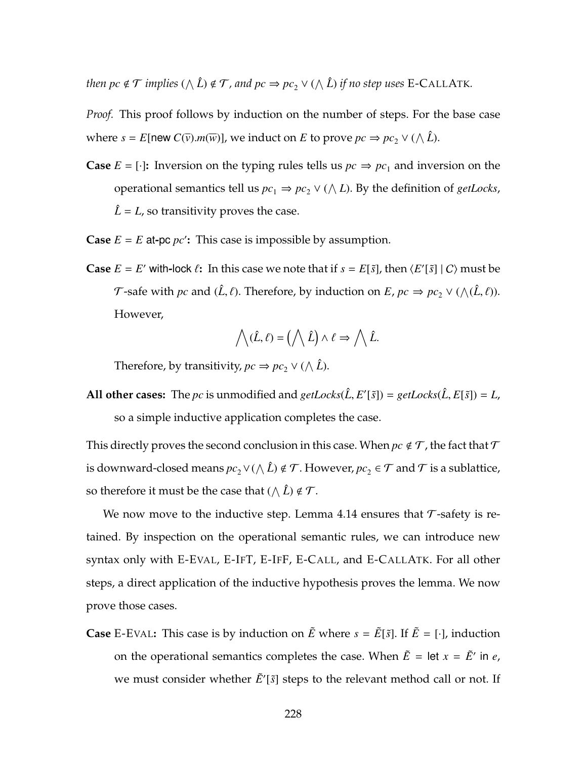*then $pc \notin \mathcal{T}$ implies $(\bigwedge \hat{L}) \notin \mathcal{T}$, and $pc \Rightarrow pc_2 \vee (\bigwedge \hat{L})$ if no step uses* E-CallAtk.

*Proof.* This proof follows by induction on the number of steps. For the base case where $s = E[\textsf{new}\ C(\overline{v}).m(\overline{w})]$, we induct on $E$ to prove $pc \Rightarrow pc_2 \vee (\bigwedge \hat{L})$.

**Case** $E = [\cdot]$**:** Inversion on the typing rules tells us $pc \Rightarrow pc_1$ and inversion on the operational semantics tell us $pc_1 \Rightarrow pc_2 \vee (\bigwedge L)$. By the definition of *getLocks*, $\hat{L} = L$, so transitivity proves the case.

**Case** $E = E\ \textsf{at-pc}\ pc'$**:** This case is impossible by assumption.

**Case** $E = E'\ \textsf{with-lock}\ \ell$**:** In this case we note that if $s = E[\tilde{s}]$, then $\langle E'[\tilde{s}] \mid C\rangle$ must be $\mathcal{T}$-safe with $pc$ and $(\hat{L}, \ell)$. Therefore, by induction on $E$, $pc \Rightarrow pc_2 \vee (\bigwedge(\hat{L}, \ell))$. However,

$$\bigwedge(\hat{L}, \ell) = \left(\bigwedge \hat{L}\right) \wedge \ell \Rightarrow \bigwedge \hat{L}.$$

Therefore, by transitivity, $pc \Rightarrow pc_2 \vee (\bigwedge \hat{L})$.

**All other cases:** The $pc$ is unmodified and $getLocks(\hat{L}, E'[\tilde{s}]) = getLocks(\hat{L}, E[\tilde{s}]) = L$, so a simple inductive application completes the case.

This directly proves the second conclusion in this case. When $pc \notin \mathcal{T}$, the fact that $\mathcal{T}$ is downward-closed means $pc_2 \vee (\bigwedge \hat{L}) \notin \mathcal{T}$. However, $pc_2 \in \mathcal{T}$ and $\mathcal{T}$ is a sublattice, so therefore it must be the case that $(\bigwedge \hat{L}) \notin \mathcal{T}$.

We now move to the inductive step. Lemma 4.14 ensures that $\mathcal{T}$-safety is retained. By inspection on the operational semantic rules, we can introduce new syntax only with E-Eval, E-IfT, E-IfF, E-Call, and E-CallAtk. For all other steps, a direct application of the inductive hypothesis proves the lemma. We now prove those cases.

**Case** E-Eval**:** This case is by induction on $\tilde{E}$ where $s = \tilde{E}[\tilde{s}]$. If $\tilde{E} = [\cdot]$, induction on the operational semantics completes the case. When $\tilde{E} = \textsf{let}\ x = \tilde{E}'\ \textsf{in}\ e$, we must consider whether $\tilde{E}'[\tilde{s}]$ steps to the relevant method call or not. If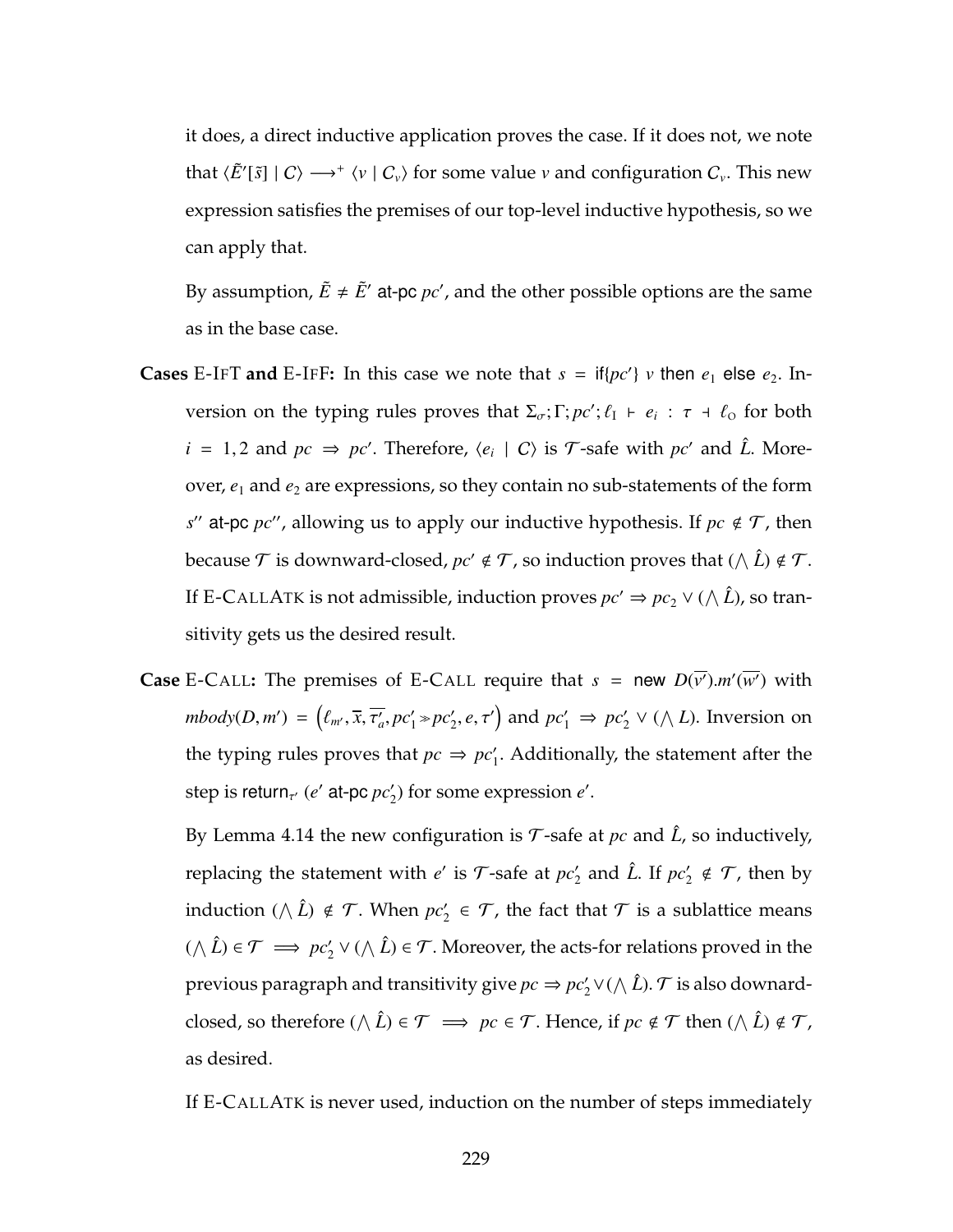it does, a direct inductive application proves the case. If it does not, we note that $\langle \tilde{E}'[\tilde{s}] \mid C \rangle \longrightarrow^{+} \langle v \mid C_v \rangle$ for some value $v$ and configuration $C_v$. This new expression satisfies the premises of our top-level inductive hypothesis, so we can apply that.

By assumption, $\tilde{E} \neq \tilde{E}'$ at-pc $pc'$, and the other possible options are the same as in the base case.

**Cases** E-IFT **and** E-IFF**:** In this case we note that $s = \mathsf{if}\{pc'\}\ v\ \mathsf{then}\ e_1\ \mathsf{else}\ e_2$. Inversion on the typing rules proves that $\Sigma_\sigma; \Gamma; pc'; \ell_I \vdash e_i : \tau \dashv \ell_O$ for both $i = 1, 2$ and $pc \Rightarrow pc'$. Therefore, $\langle e_i \mid C \rangle$ is $\mathcal{T}$-safe with $pc'$ and $\hat{L}$. Moreover, $e_1$ and $e_2$ are expressions, so they contain no sub-statements of the form $s''$ at-pc $pc''$, allowing us to apply our inductive hypothesis. If $pc \notin \mathcal{T}$, then because $\mathcal{T}$ is downward-closed, $pc' \notin \mathcal{T}$, so induction proves that $(\bigwedge \hat{L}) \notin \mathcal{T}$. If E-CALLATK is not admissible, induction proves $pc' \Rightarrow pc_2 \vee (\bigwedge \hat{L})$, so transitivity gets us the desired result.

**Case** E-CALL**:** The premises of E-CALL require that $s = \mathsf{new}\ D(\overline{v'}).m'(\overline{w'})$ with $mbody(D, m') = \left(\ell_{m'}, \overline{x}, \overline{\tau'_a}, pc'_1 \gg pc'_2, e, \tau'\right)$ and $pc'_1 \Rightarrow pc'_2 \vee (\bigwedge L)$. Inversion on the typing rules proves that $pc \Rightarrow pc'_1$. Additionally, the statement after the step is $\mathsf{return}_{\tau'}\ (e'$ at-pc $pc'_2)$ for some expression $e'$.

By Lemma 4.14 the new configuration is $\mathcal{T}$-safe at $pc$ and $\hat{L}$, so inductively, replacing the statement with $e'$ is $\mathcal{T}$-safe at $pc'_2$ and $\hat{L}$. If $pc'_2 \notin \mathcal{T}$, then by induction $(\bigwedge \hat{L}) \notin \mathcal{T}$. When $pc'_2 \in \mathcal{T}$, the fact that $\mathcal{T}$ is a sublattice means $(\bigwedge \hat{L}) \in \mathcal{T} \implies pc'_2 \vee (\bigwedge \hat{L}) \in \mathcal{T}$. Moreover, the acts-for relations proved in the previous paragraph and transitivity give $pc \Rightarrow pc'_2 \vee (\bigwedge \hat{L})$. $\mathcal{T}$ is also downward-closed, so therefore $(\bigwedge \hat{L}) \in \mathcal{T} \implies pc \in \mathcal{T}$. Hence, if $pc \notin \mathcal{T}$ then $(\bigwedge \hat{L}) \notin \mathcal{T}$, as desired.

If E-CALLATK is never used, induction on the number of steps immediately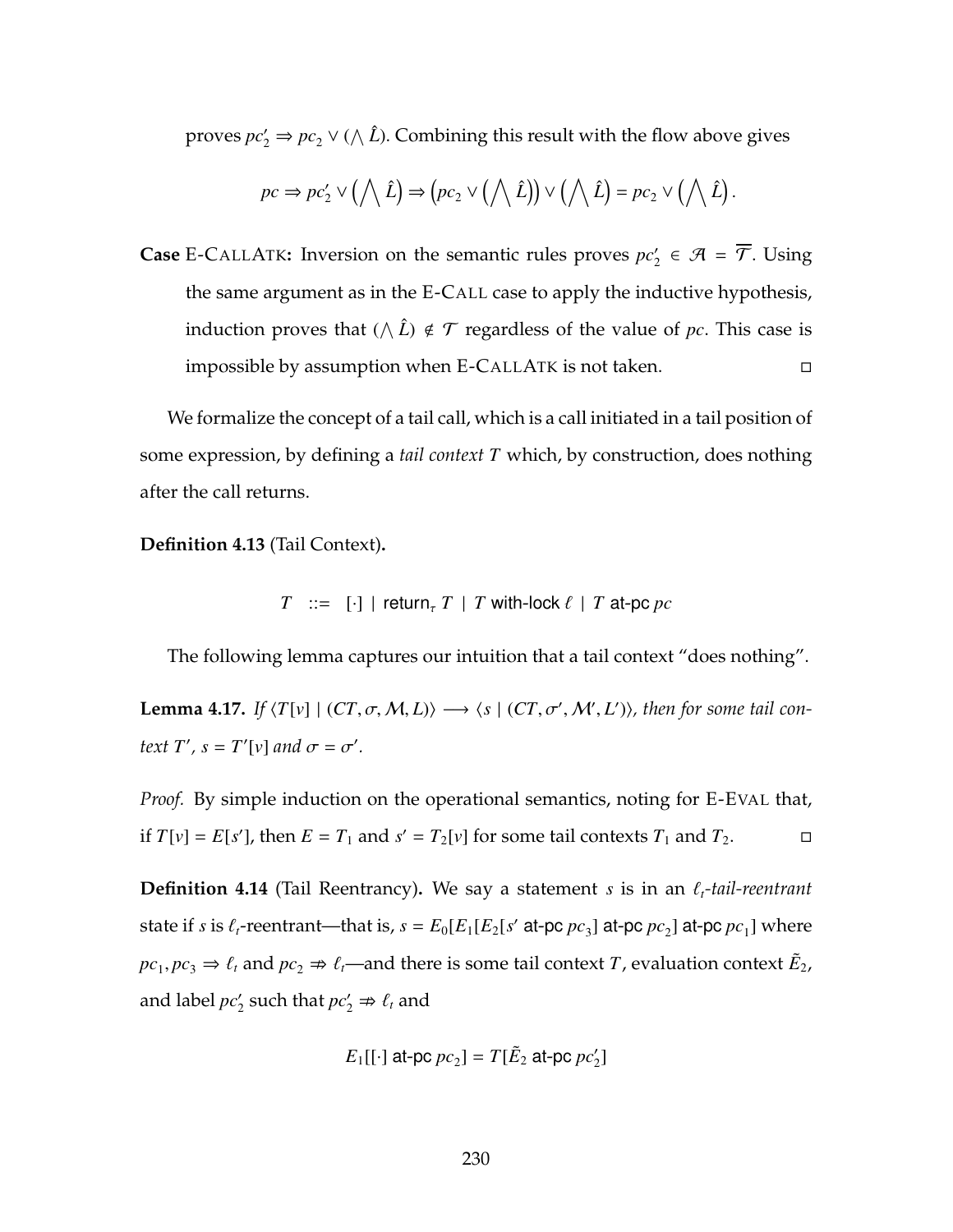proves $pc_2' \Rightarrow pc_2 \vee (\bigwedge \hat{L})$. Combining this result with the flow above gives

$$pc \Rightarrow pc_2' \vee \left(\bigwedge \hat{L}\right) \Rightarrow \left(pc_2 \vee \left(\bigwedge \hat{L}\right)\right) \vee \left(\bigwedge \hat{L}\right) = pc_2 \vee \left(\bigwedge \hat{L}\right).$$

**Case** E-CallAtk**:** Inversion on the semantic rules proves $pc_2' \in \mathcal{A} = \overline{\mathcal{T}}$. Using the same argument as in the E-Call case to apply the inductive hypothesis, induction proves that $(\bigwedge \hat{L}) \notin \mathcal{T}$ regardless of the value of $pc$. This case is impossible by assumption when E-CallAtk is not taken. □

We formalize the concept of a tail call, which is a call initiated in a tail position of some expression, by defining a *tail context* $T$ which, by construction, does nothing after the call returns.

**Definition 4.13** (Tail Context)**.**

$$T \ ::= \ [\cdot] \mid \mathsf{return}_\tau\ T \mid T\ \mathsf{with\text{-}lock}\ \ell \mid T\ \mathsf{at\text{-}pc}\ pc$$

The following lemma captures our intuition that a tail context "does nothing".

**Lemma 4.17.** *If* $\langle T[v] \mid (CT, \sigma, \mathcal{M}, L)\rangle \longrightarrow \langle s \mid (CT, \sigma', \mathcal{M}', L')\rangle$, *then for some tail context* $T'$, $s = T'[v]$ *and* $\sigma = \sigma'$.

*Proof.* By simple induction on the operational semantics, noting for E-Eval that, if $T[v] = E[s']$, then $E = T_1$ and $s' = T_2[v]$ for some tail contexts $T_1$ and $T_2$. □

**Definition 4.14** (Tail Reentrancy)**.** We say a statement $s$ is in an *$\ell_t$-tail-reentrant* state if $s$ is $\ell_t$-reentrant—that is, $s = E_0[E_1[E_2[s'\ \mathsf{at\text{-}pc}\ pc_3]\ \mathsf{at\text{-}pc}\ pc_2]\ \mathsf{at\text{-}pc}\ pc_1]$ where $pc_1, pc_3 \Rightarrow \ell_t$ and $pc_2 \not\Rightarrow \ell_t$—and there is some tail context $T$, evaluation context $\tilde{E}_2$, and label $pc_2'$ such that $pc_2' \not\Rightarrow \ell_t$ and

$$E_1[[\cdot]\ \mathsf{at\text{-}pc}\ pc_2] = T[\tilde{E}_2\ \mathsf{at\text{-}pc}\ pc_2']$$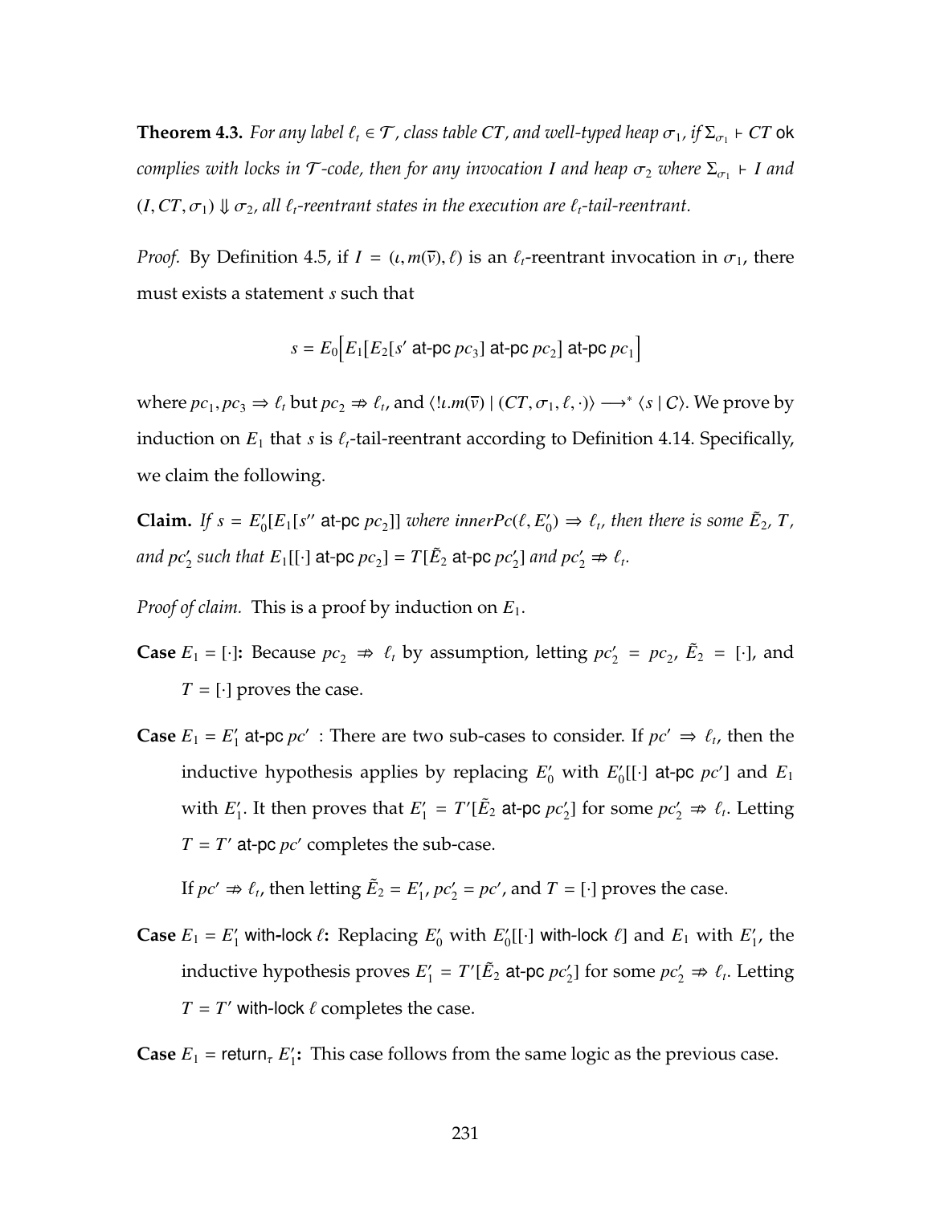**Theorem 4.3.** *For any label $\ell_t \in \mathcal{T}$, class table $CT$, and well-typed heap $\sigma_1$, if $\Sigma_{\sigma_1} \vdash CT$ ok complies with locks in $\mathcal{T}$-code, then for any invocation $I$ and heap $\sigma_2$ where $\Sigma_{\sigma_1} \vdash I$ and $(I, CT, \sigma_1) \Downarrow \sigma_2$, all $\ell_t$-reentrant states in the execution are $\ell_t$-tail-reentrant.*

*Proof.* By Definition 4.5, if $I = (\iota, m(\overline{v}), \ell)$ is an $\ell_t$-reentrant invocation in $\sigma_1$, there must exists a statement $s$ such that

$$s = E_0\Big[E_1[E_2[s' \text{ at-pc } pc_3] \text{ at-pc } pc_2] \text{ at-pc } pc_1\Big]$$

where $pc_1, pc_3 \Rightarrow \ell_t$ but $pc_2 \nRightarrow \ell_t$, and $\langle !\iota.m(\overline{v}) \mid (CT, \sigma_1, \ell, \cdot)\rangle \longrightarrow^* \langle s \mid C\rangle$. We prove by induction on $E_1$ that $s$ is $\ell_t$-tail-reentrant according to Definition 4.14. Specifically, we claim the following.

**Claim.** *If $s = E_0'[E_1[s'' \text{ at-pc } pc_2]]$ where $innerPc(\ell, E_0') \Rightarrow \ell_t$, then there is some $\tilde{E}_2$, $T$, and $pc_2'$ such that $E_1[[\cdot] \text{ at-pc } pc_2] = T[\tilde{E}_2 \text{ at-pc } pc_2']$ and $pc_2' \nRightarrow \ell_t$.*

*Proof of claim.* This is a proof by induction on $E_1$.

**Case $E_1 = [\cdot]$:** Because $pc_2 \nRightarrow \ell_t$ by assumption, letting $pc_2' = pc_2$, $\tilde{E}_2 = [\cdot]$, and $T = [\cdot]$ proves the case.

**Case $E_1 = E_1' \text{ at-pc } pc'$** : There are two sub-cases to consider. If $pc' \Rightarrow \ell_t$, then the inductive hypothesis applies by replacing $E_0'$ with $E_0'[[\cdot] \text{ at-pc } pc']$ and $E_1$ with $E_1'$. It then proves that $E_1' = T'[\tilde{E}_2 \text{ at-pc } pc_2']$ for some $pc_2' \nRightarrow \ell_t$. Letting $T = T' \text{ at-pc } pc'$ completes the sub-case.

If $pc' \nRightarrow \ell_t$, then letting $\tilde{E}_2 = E_1'$, $pc_2' = pc'$, and $T = [\cdot]$ proves the case.

**Case $E_1 = E_1' \text{ with-lock } \ell$:** Replacing $E_0'$ with $E_0'[[\cdot] \text{ with-lock } \ell]$ and $E_1$ with $E_1'$, the inductive hypothesis proves $E_1' = T'[\tilde{E}_2 \text{ at-pc } pc_2']$ for some $pc_2' \nRightarrow \ell_t$. Letting $T = T' \text{ with-lock } \ell$ completes the case.

**Case $E_1 = \text{return}_\tau\ E_1'$:** This case follows from the same logic as the previous case.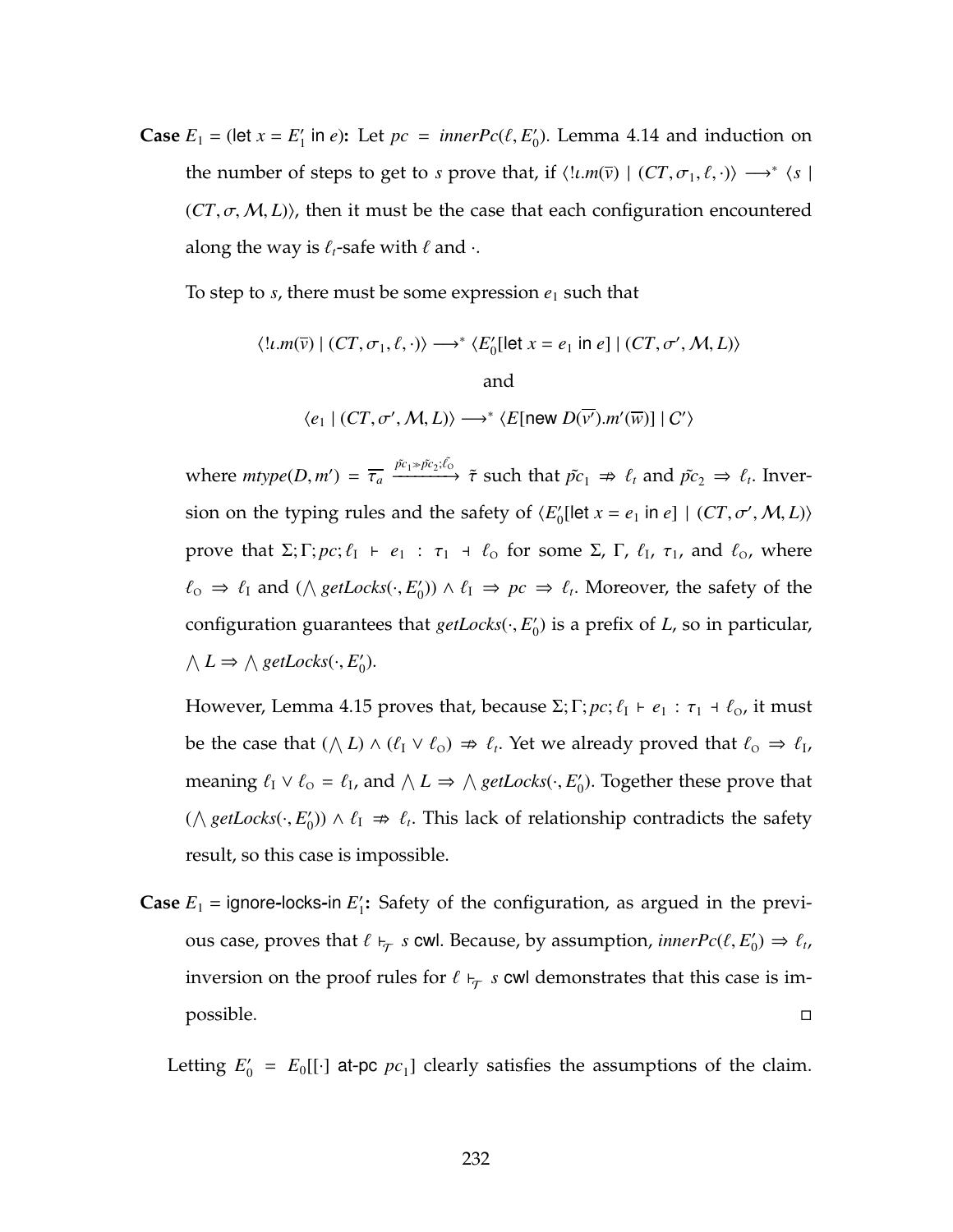**Case** $E_1 = (\mathsf{let}\ x = E_1' \ \mathsf{in}\ e)$**:** Let $pc = \mathit{innerPc}(\ell, E_0')$. Lemma 4.14 and induction on the number of steps to get to $s$ prove that, if $\langle !\iota.m(\overline{v}) \mid (CT, \sigma_1, \ell, \cdot)\rangle \longrightarrow^* \langle s \mid (CT, \sigma, \mathcal{M}, L)\rangle$, then it must be the case that each configuration encountered along the way is $\ell_t$-safe with $\ell$ and $\cdot$.

To step to $s$, there must be some expression $e_1$ such that

$$\langle !\iota.m(\overline{v}) \mid (CT, \sigma_1, \ell, \cdot)\rangle \longrightarrow^* \langle E_0'[\mathsf{let}\ x = e_1 \ \mathsf{in}\ e] \mid (CT, \sigma', \mathcal{M}, L)\rangle$$

and

$$\langle e_1 \mid (CT, \sigma', \mathcal{M}, L)\rangle \longrightarrow^* \langle E[\mathsf{new}\ D(\overline{v'}).m'(\overline{w})] \mid C'\rangle$$

where $\mathit{mtype}(D, m') = \overline{\tau_a} \xrightarrow{\tilde{pc}_1 \gg \tilde{pc}_2; \tilde{\ell_O}} \tilde{\tau}$ such that $\tilde{pc}_1 \not\Rightarrow \ell_t$ and $\tilde{pc}_2 \Rightarrow \ell_t$. Inversion on the typing rules and the safety of $\langle E_0'[\mathsf{let}\ x = e_1 \ \mathsf{in}\ e] \mid (CT, \sigma', \mathcal{M}, L)\rangle$ prove that $\Sigma; \Gamma; pc; \ell_I \vdash e_1 : \tau_1 \dashv \ell_O$ for some $\Sigma$, $\Gamma$, $\ell_I$, $\tau_1$, and $\ell_O$, where $\ell_O \Rightarrow \ell_I$ and $(\bigwedge \mathit{getLocks}(\cdot, E_0')) \wedge \ell_I \Rightarrow pc \Rightarrow \ell_t$. Moreover, the safety of the configuration guarantees that $\mathit{getLocks}(\cdot, E_0')$ is a prefix of $L$, so in particular, $\bigwedge L \Rightarrow \bigwedge \mathit{getLocks}(\cdot, E_0')$.

However, Lemma 4.15 proves that, because $\Sigma; \Gamma; pc; \ell_I \vdash e_1 : \tau_1 \dashv \ell_O$, it must be the case that $(\bigwedge L) \wedge (\ell_I \vee \ell_O) \not\Rightarrow \ell_t$. Yet we already proved that $\ell_O \Rightarrow \ell_I$, meaning $\ell_I \vee \ell_O = \ell_I$, and $\bigwedge L \Rightarrow \bigwedge \mathit{getLocks}(\cdot, E_0')$. Together these prove that $(\bigwedge \mathit{getLocks}(\cdot, E_0')) \wedge \ell_I \not\Rightarrow \ell_t$. This lack of relationship contradicts the safety result, so this case is impossible.

**Case** $E_1 = \mathsf{ignore\text{-}locks\text{-}in}\ E_1'$**:** Safety of the configuration, as argued in the previous case, proves that $\ell \vdash_{\mathcal{T}} s\ \mathsf{cwl}$. Because, by assumption, $\mathit{innerPc}(\ell, E_0') \Rightarrow \ell_t$, inversion on the proof rules for $\ell \vdash_{\mathcal{T}} s\ \mathsf{cwl}$ demonstrates that this case is impossible. □

Letting $E_0' = E_0[[\cdot]\ \mathsf{at\text{-}pc}\ pc_1]$ clearly satisfies the assumptions of the claim.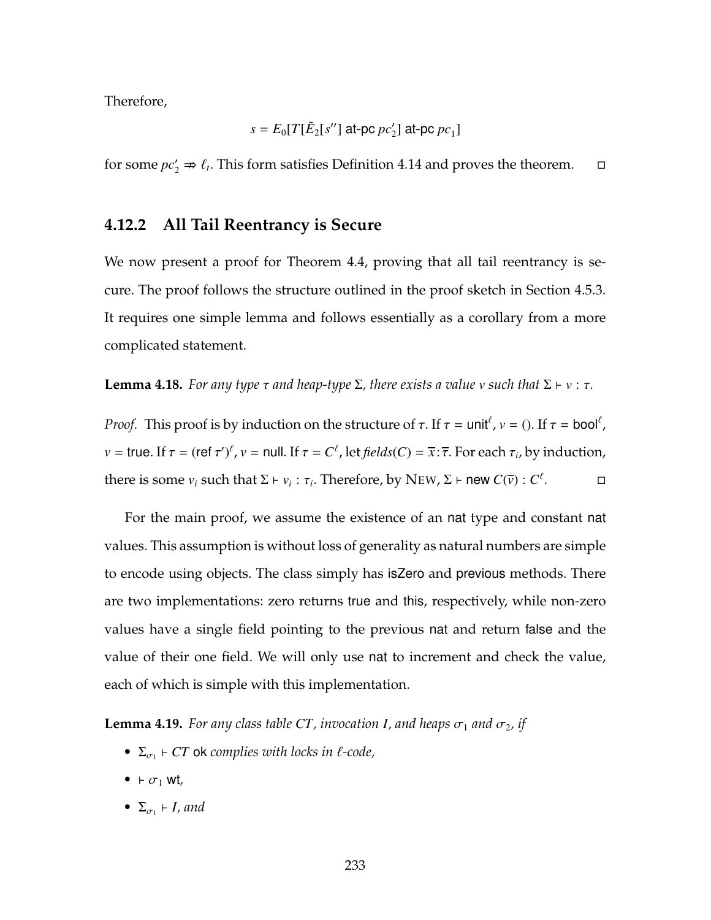Therefore,

$$s = E_0[T[\tilde{E}_2[s'']\ \text{at-pc}\ pc'_2]\ \text{at-pc}\ pc_1]$$

for some $pc'_2 \not\Rightarrow \ell_t$. This form satisfies Definition 4.14 and proves the theorem. □

### 4.12.2 All Tail Reentrancy is Secure

We now present a proof for Theorem 4.4, proving that all tail reentrancy is secure. The proof follows the structure outlined in the proof sketch in Section 4.5.3. It requires one simple lemma and follows essentially as a corollary from a more complicated statement.

**Lemma 4.18.** *For any type $\tau$ and heap-type $\Sigma$, there exists a value $v$ such that $\Sigma \vdash v : \tau$.*

*Proof.* This proof is by induction on the structure of $\tau$. If $\tau = \mathsf{unit}^\ell$, $v = ()$. If $\tau = \mathsf{bool}^\ell$, $v = \mathsf{true}$. If $\tau = (\mathsf{ref}\ \tau')^\ell$, $v = \mathsf{null}$. If $\tau = C^\ell$, let $\mathit{fields}(C) = \overline{x} : \overline{\tau}$. For each $\tau_i$, by induction, there is some $v_i$ such that $\Sigma \vdash v_i : \tau_i$. Therefore, by New, $\Sigma \vdash \mathsf{new}\ C(\overline{v}) : C^\ell$. □

For the main proof, we assume the existence of an nat type and constant nat values. This assumption is without loss of generality as natural numbers are simple to encode using objects. The class simply has isZero and previous methods. There are two implementations: zero returns true and this, respectively, while non-zero values have a single field pointing to the previous nat and return false and the value of their one field. We will only use nat to increment and check the value, each of which is simple with this implementation.

**Lemma 4.19.** *For any class table $CT$, invocation $I$, and heaps $\sigma_1$ and $\sigma_2$, if*

- $\Sigma_{\sigma_1} \vdash CT$ ok *complies with locks in $\ell$-code,*
- $\vdash \sigma_1$ wt,
- $\Sigma_{\sigma_1} \vdash I$*, and*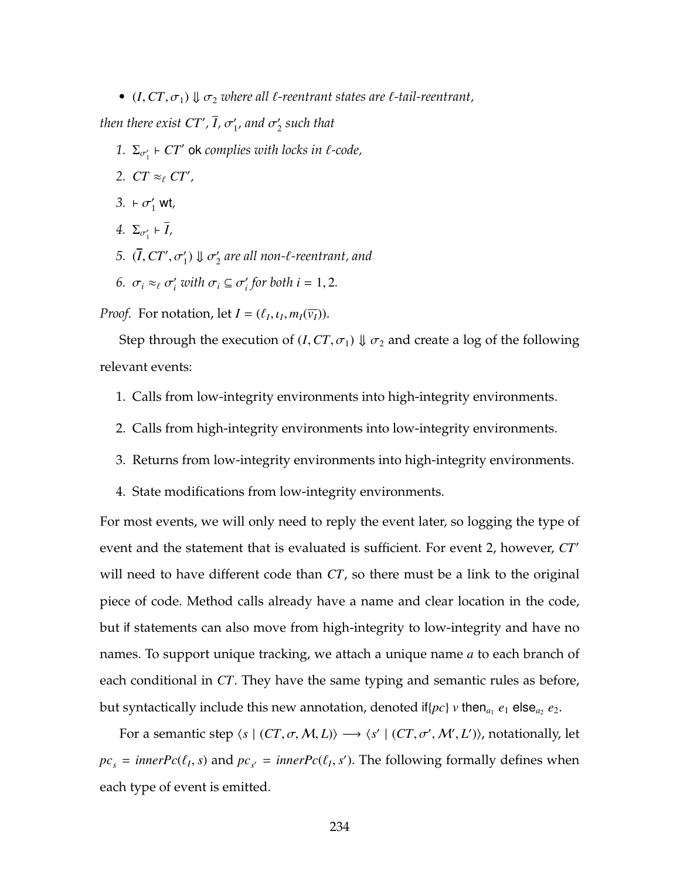- $(I, CT, \sigma_1) \Downarrow \sigma_2$ *where all $\ell$-reentrant states are $\ell$-tail-reentrant,*

*then there exist $CT'$, $\overline{I}$, $\sigma_1'$, and $\sigma_2'$ such that*

1. $\Sigma_{\sigma_1'} \vdash CT'$ ok *complies with locks in $\ell$-code,*
2. $CT \approx_\ell CT'$*,*
3. $\vdash \sigma_1'$ wt*,*
4. $\Sigma_{\sigma_1'} \vdash \overline{I}$*,*
5. $(\overline{I}, CT', \sigma_1') \Downarrow \sigma_2'$ *are all non-$\ell$-reentrant, and*
6. $\sigma_i \approx_\ell \sigma_i'$ *with $\sigma_i \subseteq \sigma_i'$ for both $i = 1, 2$.*

*Proof.* For notation, let $I = (\ell_I, \iota_I, m_I(\overline{v_I}))$.

Step through the execution of $(I, CT, \sigma_1) \Downarrow \sigma_2$ and create a log of the following relevant events:

1. Calls from low-integrity environments into high-integrity environments.
2. Calls from high-integrity environments into low-integrity environments.
3. Returns from low-integrity environments into high-integrity environments.
4. State modifications from low-integrity environments.

For most events, we will only need to reply the event later, so logging the type of event and the statement that is evaluated is sufficient. For event 2, however, $CT'$ will need to have different code than $CT$, so there must be a link to the original piece of code. Method calls already have a name and clear location in the code, but if statements can also move from high-integrity to low-integrity and have no names. To support unique tracking, we attach a unique name $a$ to each branch of each conditional in $CT$. They have the same typing and semantic rules as before, but syntactically include this new annotation, denoted $\text{if}\{pc\}\ v\ \text{then}_{a_1}\ e_1\ \text{else}_{a_2}\ e_2$.

For a semantic step $\langle s \mid (CT, \sigma, \mathcal{M}, L)\rangle \longrightarrow \langle s' \mid (CT, \sigma', \mathcal{M}', L')\rangle$, notationally, let $pc_s = innerPc(\ell_I, s)$ and $pc_{s'} = innerPc(\ell_I, s')$. The following formally defines when each type of event is emitted.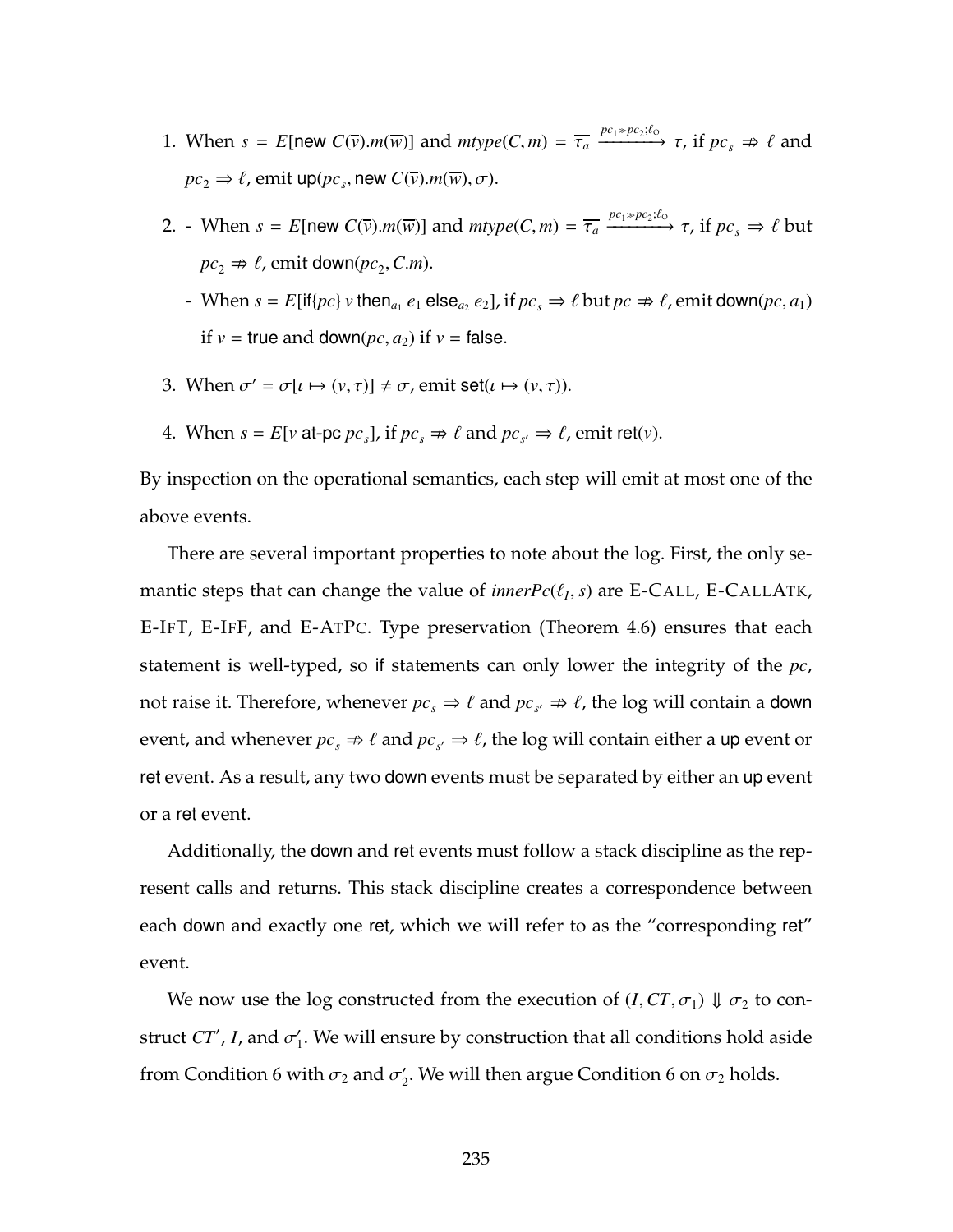1. When $s = E[\text{new } C(\overline{v}).m(\overline{w})]$ and $mtype(C, m) = \overline{\tau_a} \xrightarrow{pc_1 \gg pc_2; \ell_O} \tau$, if $pc_s \not\Rightarrow \ell$ and $pc_2 \Rightarrow \ell$, emit $\mathsf{up}(pc_s, \text{new } C(\overline{v}).m(\overline{w}), \sigma)$.

2. - When $s = E[\text{new } C(\overline{v}).m(\overline{w})]$ and $mtype(C, m) = \overline{\tau_a} \xrightarrow{pc_1 \gg pc_2; \ell_O} \tau$, if $pc_s \Rightarrow \ell$ but $pc_2 \not\Rightarrow \ell$, emit $\mathsf{down}(pc_2, C.m)$.
   - When $s = E[\text{if}\{pc\}\ v \text{ then}_{a_1}\ e_1 \text{ else}_{a_2}\ e_2]$, if $pc_s \Rightarrow \ell$ but $pc \not\Rightarrow \ell$, emit $\mathsf{down}(pc, a_1)$ if $v = \mathsf{true}$ and $\mathsf{down}(pc, a_2)$ if $v = \mathsf{false}$.

3. When $\sigma' = \sigma[\iota \mapsto (v, \tau)] \neq \sigma$, emit $\mathsf{set}(\iota \mapsto (v, \tau))$.

4. When $s = E[v \text{ at-pc } pc_s]$, if $pc_s \not\Rightarrow \ell$ and $pc_{s'} \Rightarrow \ell$, emit $\mathsf{ret}(v)$.

By inspection on the operational semantics, each step will emit at most one of the above events.

There are several important properties to note about the log. First, the only semantic steps that can change the value of $innerPc(\ell_I, s)$ are E-CALL, E-CALLATK, E-IFT, E-IFF, and E-ATPC. Type preservation (Theorem 4.6) ensures that each statement is well-typed, so if statements can only lower the integrity of the $pc$, not raise it. Therefore, whenever $pc_s \Rightarrow \ell$ and $pc_{s'} \not\Rightarrow \ell$, the log will contain a down event, and whenever $pc_s \not\Rightarrow \ell$ and $pc_{s'} \Rightarrow \ell$, the log will contain either a up event or ret event. As a result, any two down events must be separated by either an up event or a ret event.

Additionally, the down and ret events must follow a stack discipline as the represent calls and returns. This stack discipline creates a correspondence between each down and exactly one ret, which we will refer to as the "corresponding ret" event.

We now use the log constructed from the execution of $(I, CT, \sigma_1) \Downarrow \sigma_2$ to construct $CT'$, $\overline{I}$, and $\sigma_1'$. We will ensure by construction that all conditions hold aside from Condition 6 with $\sigma_2$ and $\sigma_2'$. We will then argue Condition 6 on $\sigma_2$ holds.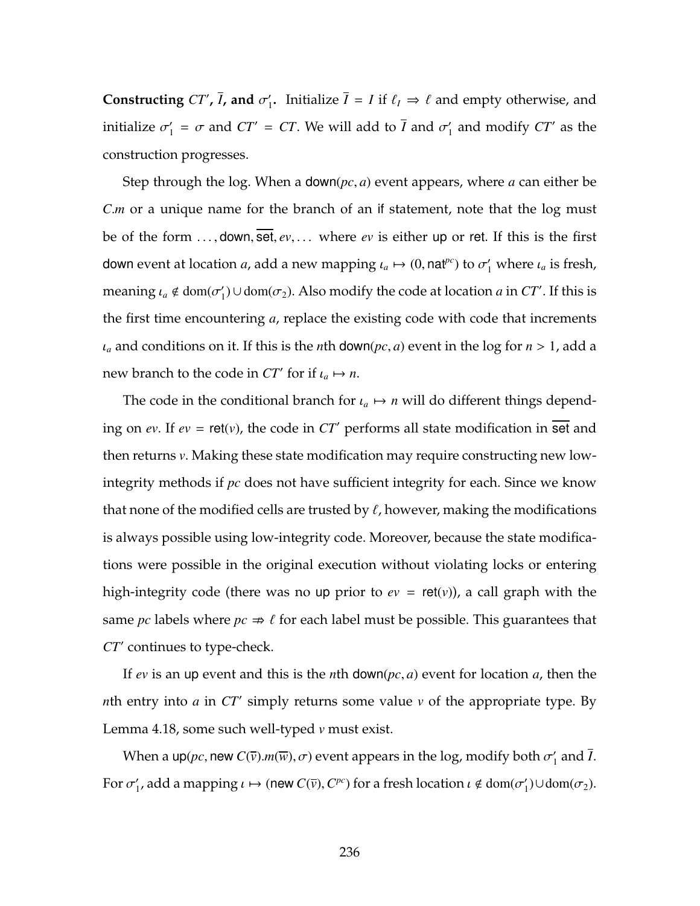**Constructing $CT'$, $\overline{I}$, and $\sigma_1'$.** Initialize $\overline{I} = I$ if $\ell_I \Rightarrow \ell$ and empty otherwise, and initialize $\sigma_1' = \sigma$ and $CT' = CT$. We will add to $\overline{I}$ and $\sigma_1'$ and modify $CT'$ as the construction progresses.

Step through the log. When a $\mathsf{down}(pc, a)$ event appears, where $a$ can either be $C.m$ or a unique name for the branch of an $\mathsf{if}$ statement, note that the log must be of the form $\ldots, \mathsf{down}, \overline{\mathsf{set}}, ev, \ldots$ where $ev$ is either $\mathsf{up}$ or $\mathsf{ret}$. If this is the first $\mathsf{down}$ event at location $a$, add a new mapping $\iota_a \mapsto (0, \mathsf{nat}^{pc})$ to $\sigma_1'$ where $\iota_a$ is fresh, meaning $\iota_a \notin \mathrm{dom}(\sigma_1') \cup \mathrm{dom}(\sigma_2)$. Also modify the code at location $a$ in $CT'$. If this is the first time encountering $a$, replace the existing code with code that increments $\iota_a$ and conditions on it. If this is the $n$th $\mathsf{down}(pc, a)$ event in the log for $n > 1$, add a new branch to the code in $CT'$ for if $\iota_a \mapsto n$.

The code in the conditional branch for $\iota_a \mapsto n$ will do different things depending on $ev$. If $ev = \mathsf{ret}(v)$, the code in $CT'$ performs all state modification in $\overline{\mathsf{set}}$ and then returns $v$. Making these state modification may require constructing new low-integrity methods if $pc$ does not have sufficient integrity for each. Since we know that none of the modified cells are trusted by $\ell$, however, making the modifications is always possible using low-integrity code. Moreover, because the state modifications were possible in the original execution without violating locks or entering high-integrity code (there was no $\mathsf{up}$ prior to $ev = \mathsf{ret}(v)$), a call graph with the same $pc$ labels where $pc \not\Rightarrow \ell$ for each label must be possible. This guarantees that $CT'$ continues to type-check.

If $ev$ is an $\mathsf{up}$ event and this is the $n$th $\mathsf{down}(pc, a)$ event for location $a$, then the $n$th entry into $a$ in $CT'$ simply returns some value $v$ of the appropriate type. By Lemma 4.18, some such well-typed $v$ must exist.

When a $\mathsf{up}(pc, \mathsf{new}\ C(\overline{v}).m(\overline{w}), \sigma)$ event appears in the log, modify both $\sigma_1'$ and $\overline{I}$. For $\sigma_1'$, add a mapping $\iota \mapsto (\mathsf{new}\ C(\overline{v}), C^{pc})$ for a fresh location $\iota \notin \mathrm{dom}(\sigma_1') \cup \mathrm{dom}(\sigma_2)$.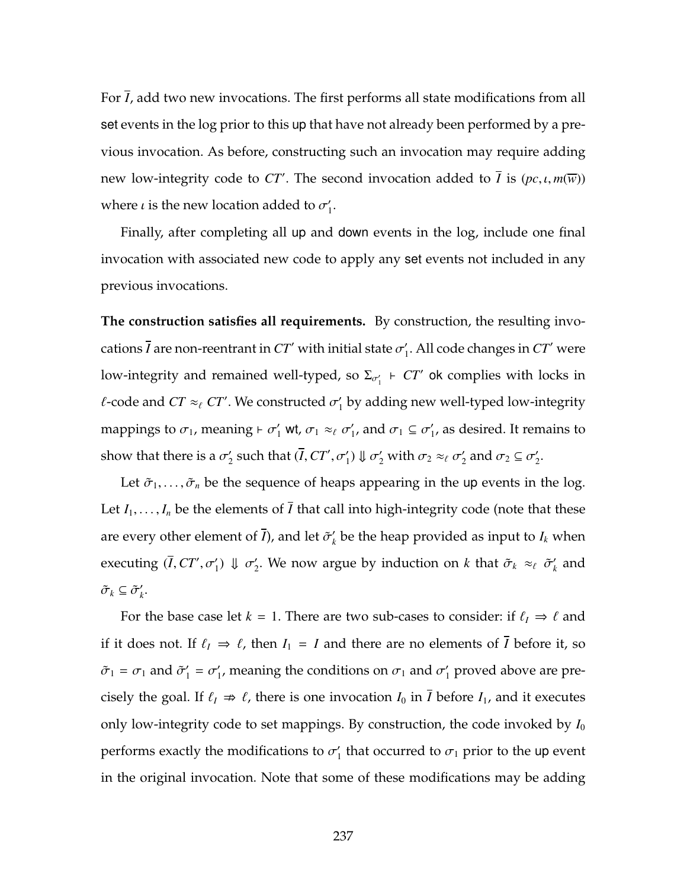For $\overline{I}$, add two new invocations. The first performs all state modifications from all set events in the log prior to this up that have not already been performed by a previous invocation. As before, constructing such an invocation may require adding new low-integrity code to $CT'$. The second invocation added to $\overline{I}$ is $(pc, \iota, m(\overline{w}))$ where $\iota$ is the new location added to $\sigma_1'$.

Finally, after completing all up and down events in the log, include one final invocation with associated new code to apply any set events not included in any previous invocations.

**The construction satisfies all requirements.** By construction, the resulting invocations $\overline{I}$ are non-reentrant in $CT'$ with initial state $\sigma_1'$. All code changes in $CT'$ were low-integrity and remained well-typed, so $\Sigma_{\sigma_1'} \vdash CT'$ ok complies with locks in $\ell$-code and $CT \approx_\ell CT'$. We constructed $\sigma_1'$ by adding new well-typed low-integrity mappings to $\sigma_1$, meaning $\vdash \sigma_1'$ wt, $\sigma_1 \approx_\ell \sigma_1'$, and $\sigma_1 \subseteq \sigma_1'$, as desired. It remains to show that there is a $\sigma_2'$ such that $(\overline{I}, CT', \sigma_1') \Downarrow \sigma_2'$ with $\sigma_2 \approx_\ell \sigma_2'$ and $\sigma_2 \subseteq \sigma_2'$.

Let $\tilde{\sigma}_1, \ldots, \tilde{\sigma}_n$ be the sequence of heaps appearing in the up events in the log. Let $I_1, \ldots, I_n$ be the elements of $\overline{I}$ that call into high-integrity code (note that these are every other element of $\overline{I}$), and let $\tilde{\sigma}_k'$ be the heap provided as input to $I_k$ when executing $(\overline{I}, CT', \sigma_1') \Downarrow \sigma_2'$. We now argue by induction on $k$ that $\tilde{\sigma}_k \approx_\ell \tilde{\sigma}_k'$ and $\tilde{\sigma}_k \subseteq \tilde{\sigma}_k'$.

For the base case let $k = 1$. There are two sub-cases to consider: if $\ell_I \Rightarrow \ell$ and if it does not. If $\ell_I \Rightarrow \ell$, then $I_1 = I$ and there are no elements of $\overline{I}$ before it, so $\tilde{\sigma}_1 = \sigma_1$ and $\tilde{\sigma}_1' = \sigma_1'$, meaning the conditions on $\sigma_1$ and $\sigma_1'$ proved above are precisely the goal. If $\ell_I \not\Rightarrow \ell$, there is one invocation $I_0$ in $\overline{I}$ before $I_1$, and it executes only low-integrity code to set mappings. By construction, the code invoked by $I_0$ performs exactly the modifications to $\sigma_1'$ that occurred to $\sigma_1$ prior to the up event in the original invocation. Note that some of these modifications may be adding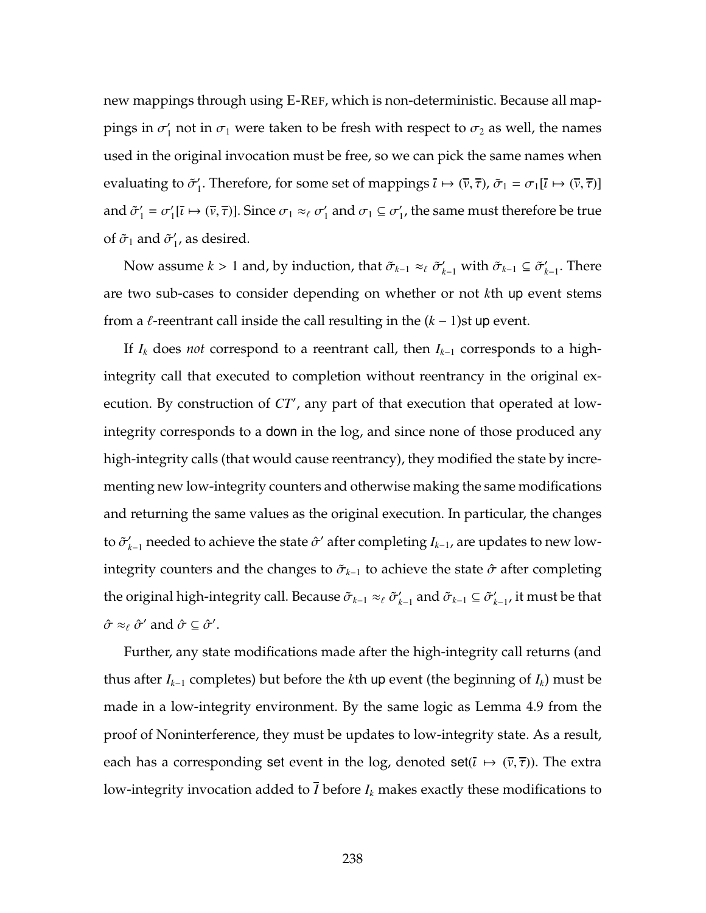new mappings through using E-Ref, which is non-deterministic. Because all mappings in $\sigma_1'$ not in $\sigma_1$ were taken to be fresh with respect to $\sigma_2$ as well, the names used in the original invocation must be free, so we can pick the same names when evaluating to $\tilde{\sigma}_1'$. Therefore, for some set of mappings $\bar{\iota} \mapsto (\bar{v}, \bar{\tau})$, $\tilde{\sigma}_1 = \sigma_1[\bar{\iota} \mapsto (\bar{v}, \bar{\tau})]$ and $\tilde{\sigma}_1' = \sigma_1'[\bar{\iota} \mapsto (\bar{v}, \bar{\tau})]$. Since $\sigma_1 \approx_\ell \sigma_1'$ and $\sigma_1 \subseteq \sigma_1'$, the same must therefore be true of $\tilde{\sigma}_1$ and $\tilde{\sigma}_1'$, as desired.

Now assume $k > 1$ and, by induction, that $\tilde{\sigma}_{k-1} \approx_\ell \tilde{\sigma}_{k-1}'$ with $\tilde{\sigma}_{k-1} \subseteq \tilde{\sigma}_{k-1}'$. There are two sub-cases to consider depending on whether or not $k$th up event stems from a $\ell$-reentrant call inside the call resulting in the $(k-1)$st up event.

If $I_k$ does *not* correspond to a reentrant call, then $I_{k-1}$ corresponds to a high-integrity call that executed to completion without reentrancy in the original execution. By construction of $CT'$, any part of that execution that operated at low-integrity corresponds to a down in the log, and since none of those produced any high-integrity calls (that would cause reentrancy), they modified the state by incrementing new low-integrity counters and otherwise making the same modifications and returning the same values as the original execution. In particular, the changes to $\tilde{\sigma}_{k-1}'$ needed to achieve the state $\hat{\sigma}'$ after completing $I_{k-1}$, are updates to new low-integrity counters and the changes to $\tilde{\sigma}_{k-1}$ to achieve the state $\hat{\sigma}$ after completing the original high-integrity call. Because $\tilde{\sigma}_{k-1} \approx_\ell \tilde{\sigma}_{k-1}'$ and $\tilde{\sigma}_{k-1} \subseteq \tilde{\sigma}_{k-1}'$, it must be that $\hat{\sigma} \approx_\ell \hat{\sigma}'$ and $\hat{\sigma} \subseteq \hat{\sigma}'$.

Further, any state modifications made after the high-integrity call returns (and thus after $I_{k-1}$ completes) but before the $k$th up event (the beginning of $I_k$) must be made in a low-integrity environment. By the same logic as Lemma 4.9 from the proof of Noninterference, they must be updates to low-integrity state. As a result, each has a corresponding set event in the log, denoted $\mathsf{set}(\bar{\iota} \mapsto (\bar{v}, \bar{\tau}))$. The extra low-integrity invocation added to $\bar{I}$ before $I_k$ makes exactly these modifications to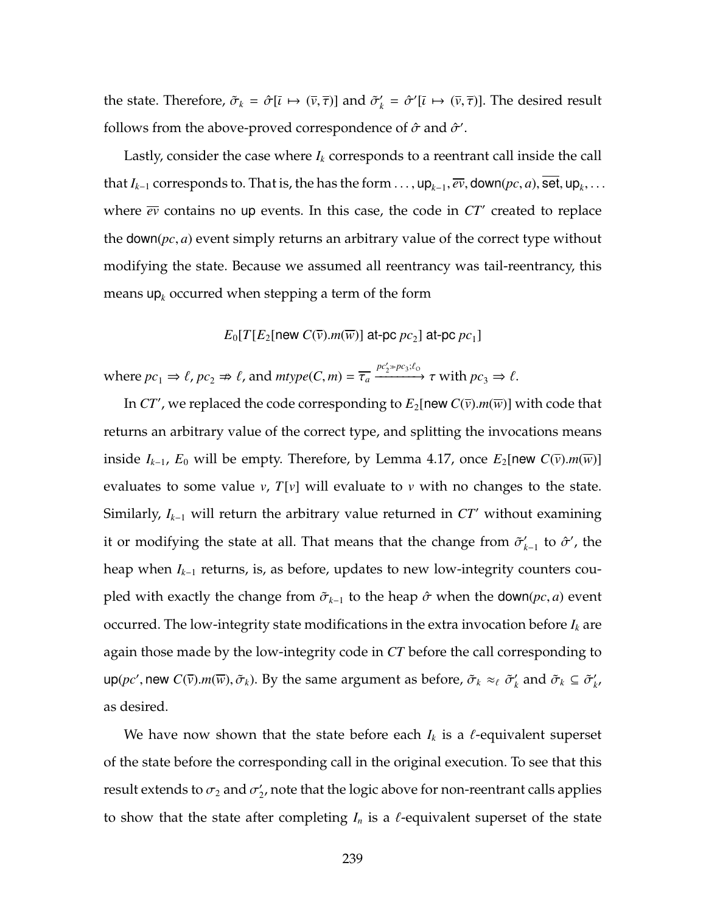the state. Therefore, $\tilde{\sigma}_k = \hat{\sigma}[\bar{\iota} \mapsto (\bar{v}, \bar{\tau})]$ and $\tilde{\sigma}'_k = \hat{\sigma}'[\bar{\iota} \mapsto (\bar{v}, \bar{\tau})]$. The desired result follows from the above-proved correspondence of $\hat{\sigma}$ and $\hat{\sigma}'$.

Lastly, consider the case where $I_k$ corresponds to a reentrant call inside the call that $I_{k-1}$ corresponds to. That is, the has the form $\ldots, \mathsf{up}_{k-1}, \overline{ev}, \mathsf{down}(pc, a), \overline{\mathsf{set}}, \mathsf{up}_k, \ldots$ where $\overline{ev}$ contains no $\mathsf{up}$ events. In this case, the code in $CT'$ created to replace the $\mathsf{down}(pc, a)$ event simply returns an arbitrary value of the correct type without modifying the state. Because we assumed all reentrancy was tail-reentrancy, this means $\mathsf{up}_k$ occurred when stepping a term of the form

$$E_0[T[E_2[\mathsf{new}\ C(\overline{v}).m(\overline{w})]\ \mathsf{at\text{-}pc}\ pc_2]\ \mathsf{at\text{-}pc}\ pc_1]$$

where $pc_1 \Rightarrow \ell$, $pc_2 \not\Rightarrow \ell$, and $mtype(C, m) = \overline{\tau_a} \xrightarrow{pc_2' \gg pc_3; \ell_O} \tau$ with $pc_3 \Rightarrow \ell$.

In $CT'$, we replaced the code corresponding to $E_2[\mathsf{new}\ C(\overline{v}).m(\overline{w})]$ with code that returns an arbitrary value of the correct type, and splitting the invocations means inside $I_{k-1}$, $E_0$ will be empty. Therefore, by Lemma 4.17, once $E_2[\mathsf{new}\ C(\overline{v}).m(\overline{w})]$ evaluates to some value $v$, $T[v]$ will evaluate to $v$ with no changes to the state. Similarly, $I_{k-1}$ will return the arbitrary value returned in $CT'$ without examining it or modifying the state at all. That means that the change from $\tilde{\sigma}'_{k-1}$ to $\hat{\sigma}'$, the heap when $I_{k-1}$ returns, is, as before, updates to new low-integrity counters coupled with exactly the change from $\tilde{\sigma}_{k-1}$ to the heap $\hat{\sigma}$ when the $\mathsf{down}(pc, a)$ event occurred. The low-integrity state modifications in the extra invocation before $I_k$ are again those made by the low-integrity code in $CT$ before the call corresponding to $\mathsf{up}(pc', \mathsf{new}\ C(\overline{v}).m(\overline{w}), \tilde{\sigma}_k)$. By the same argument as before, $\tilde{\sigma}_k \approx_\ell \tilde{\sigma}'_k$ and $\tilde{\sigma}_k \subseteq \tilde{\sigma}'_k$, as desired.

We have now shown that the state before each $I_k$ is a $\ell$-equivalent superset of the state before the corresponding call in the original execution. To see that this result extends to $\sigma_2$ and $\sigma'_2$, note that the logic above for non-reentrant calls applies to show that the state after completing $I_n$ is a $\ell$-equivalent superset of the state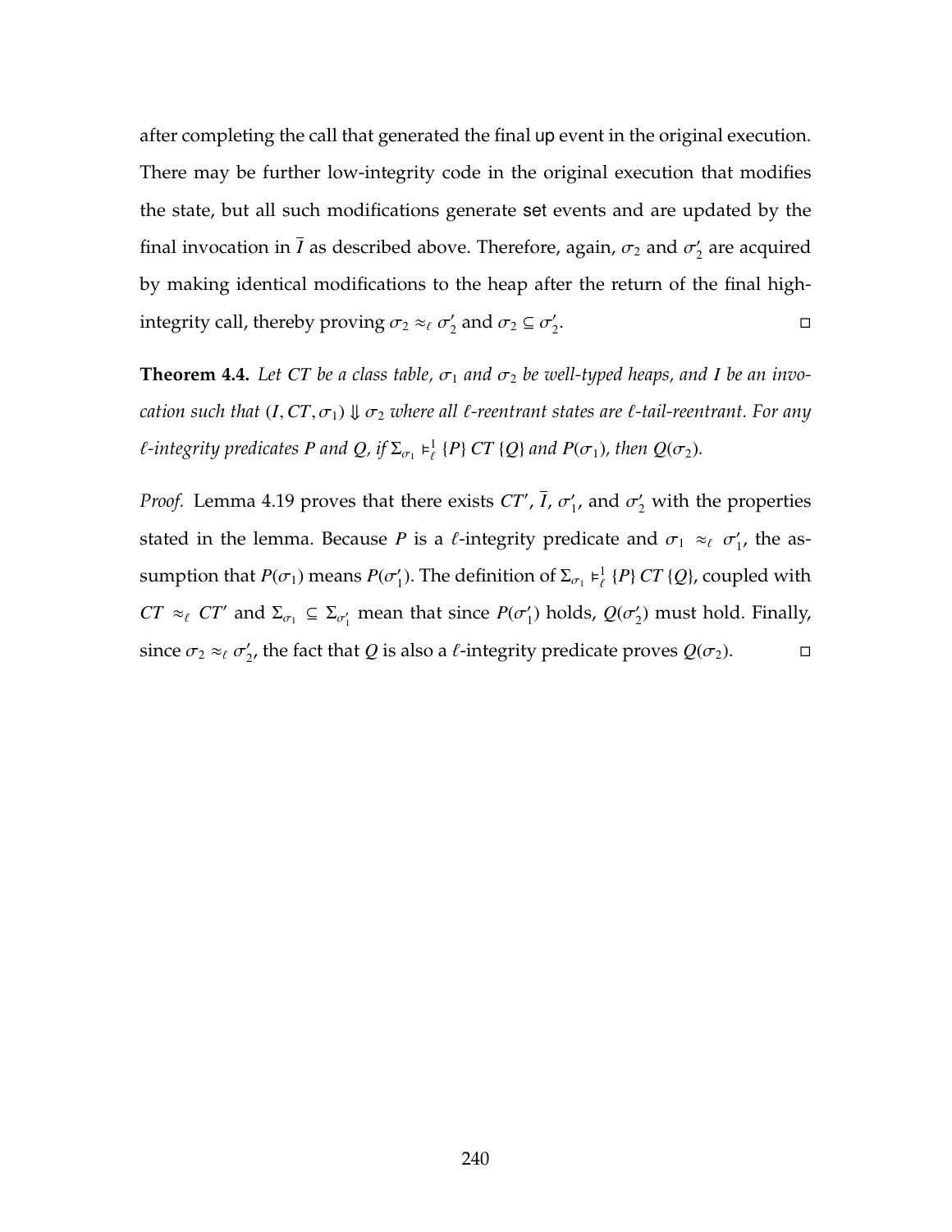after completing the call that generated the final up event in the original execution. There may be further low-integrity code in the original execution that modifies the state, but all such modifications generate set events and are updated by the final invocation in $\overline{I}$ as described above. Therefore, again, $\sigma_2$ and $\sigma_2'$ are acquired by making identical modifications to the heap after the return of the final high-integrity call, thereby proving $\sigma_2 \approx_\ell \sigma_2'$ and $\sigma_2 \subseteq \sigma_2'$. □

**Theorem 4.4.** *Let $CT$ be a class table, $\sigma_1$ and $\sigma_2$ be well-typed heaps, and $I$ be an invocation such that $(I, CT, \sigma_1) \Downarrow \sigma_2$ where all $\ell$-reentrant states are $\ell$-tail-reentrant. For any $\ell$-integrity predicates $P$ and $Q$, if $\Sigma_{\sigma_1} \vDash_\ell^1 \{P\}\ CT\ \{Q\}$ and $P(\sigma_1)$, then $Q(\sigma_2)$.*

*Proof.* Lemma 4.19 proves that there exists $CT'$, $\overline{I}$, $\sigma_1'$, and $\sigma_2'$ with the properties stated in the lemma. Because $P$ is a $\ell$-integrity predicate and $\sigma_1 \approx_\ell \sigma_1'$, the assumption that $P(\sigma_1)$ means $P(\sigma_1')$. The definition of $\Sigma_{\sigma_1} \vDash_\ell^1 \{P\}\ CT\ \{Q\}$, coupled with $CT \approx_\ell CT'$ and $\Sigma_{\sigma_1} \subseteq \Sigma_{\sigma_1'}$ mean that since $P(\sigma_1')$ holds, $Q(\sigma_2')$ must hold. Finally, since $\sigma_2 \approx_\ell \sigma_2'$, the fact that $Q$ is also a $\ell$-integrity predicate proves $Q(\sigma_2)$. □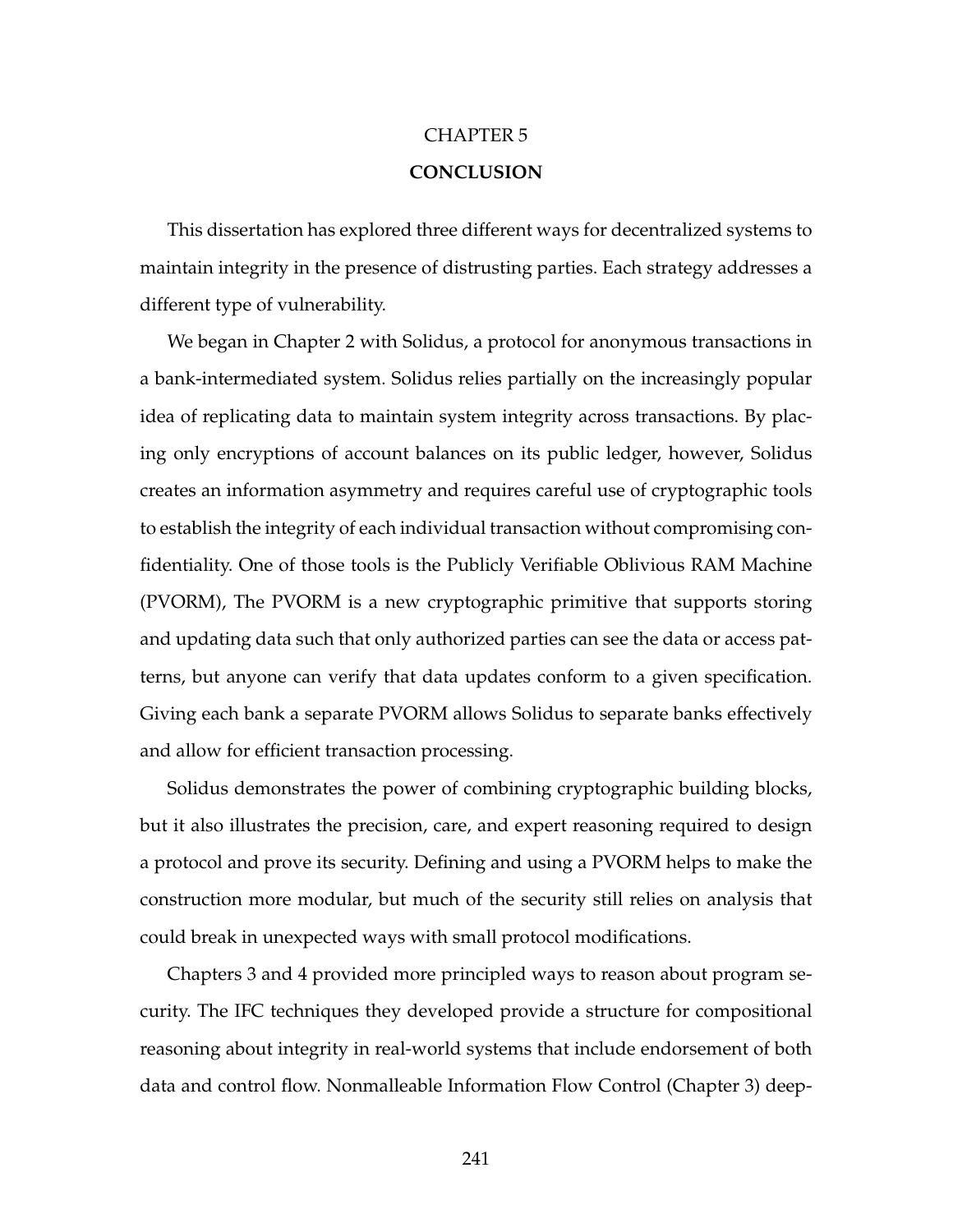# CHAPTER 5
# CONCLUSION

This dissertation has explored three different ways for decentralized systems to maintain integrity in the presence of distrusting parties. Each strategy addresses a different type of vulnerability.

We began in Chapter 2 with Solidus, a protocol for anonymous transactions in a bank-intermediated system. Solidus relies partially on the increasingly popular idea of replicating data to maintain system integrity across transactions. By placing only encryptions of account balances on its public ledger, however, Solidus creates an information asymmetry and requires careful use of cryptographic tools to establish the integrity of each individual transaction without compromising confidentiality. One of those tools is the Publicly Verifiable Oblivious RAM Machine (PVORM), The PVORM is a new cryptographic primitive that supports storing and updating data such that only authorized parties can see the data or access patterns, but anyone can verify that data updates conform to a given specification. Giving each bank a separate PVORM allows Solidus to separate banks effectively and allow for efficient transaction processing.

Solidus demonstrates the power of combining cryptographic building blocks, but it also illustrates the precision, care, and expert reasoning required to design a protocol and prove its security. Defining and using a PVORM helps to make the construction more modular, but much of the security still relies on analysis that could break in unexpected ways with small protocol modifications.

Chapters 3 and 4 provided more principled ways to reason about program security. The IFC techniques they developed provide a structure for compositional reasoning about integrity in real-world systems that include endorsement of both data and control flow. Nonmalleable Information Flow Control (Chapter 3) deep-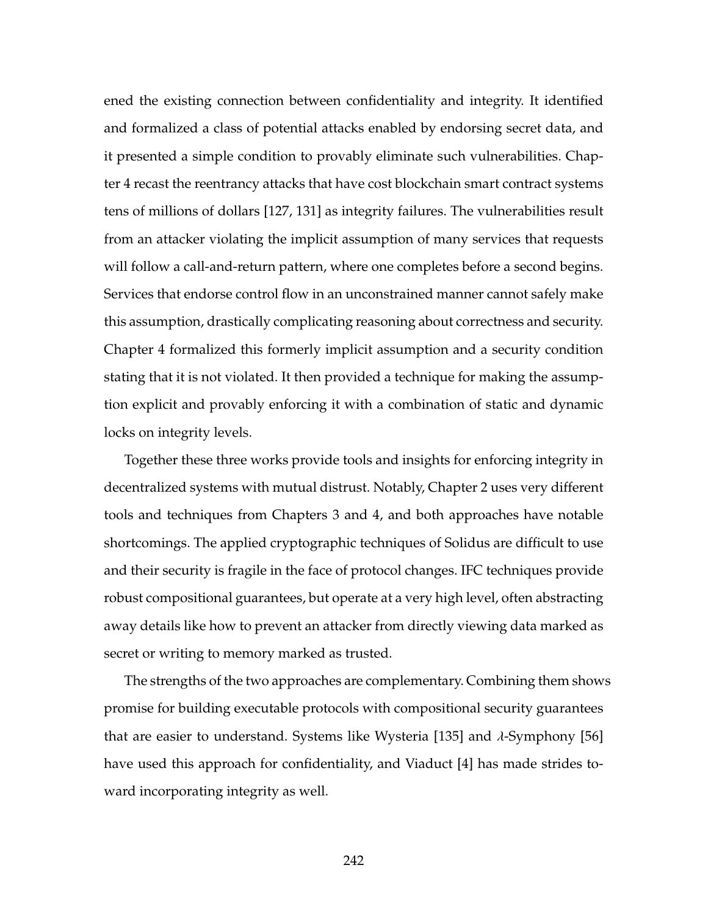ened the existing connection between confidentiality and integrity. It identified and formalized a class of potential attacks enabled by endorsing secret data, and it presented a simple condition to provably eliminate such vulnerabilities. Chapter 4 recast the reentrancy attacks that have cost blockchain smart contract systems tens of millions of dollars [127, 131] as integrity failures. The vulnerabilities result from an attacker violating the implicit assumption of many services that requests will follow a call-and-return pattern, where one completes before a second begins. Services that endorse control flow in an unconstrained manner cannot safely make this assumption, drastically complicating reasoning about correctness and security. Chapter 4 formalized this formerly implicit assumption and a security condition stating that it is not violated. It then provided a technique for making the assumption explicit and provably enforcing it with a combination of static and dynamic locks on integrity levels.

Together these three works provide tools and insights for enforcing integrity in decentralized systems with mutual distrust. Notably, Chapter 2 uses very different tools and techniques from Chapters 3 and 4, and both approaches have notable shortcomings. The applied cryptographic techniques of Solidus are difficult to use and their security is fragile in the face of protocol changes. IFC techniques provide robust compositional guarantees, but operate at a very high level, often abstracting away details like how to prevent an attacker from directly viewing data marked as secret or writing to memory marked as trusted.

The strengths of the two approaches are complementary. Combining them shows promise for building executable protocols with compositional security guarantees that are easier to understand. Systems like Wysteria [135] and $\lambda$-Symphony [56] have used this approach for confidentiality, and Viaduct [4] has made strides toward incorporating integrity as well.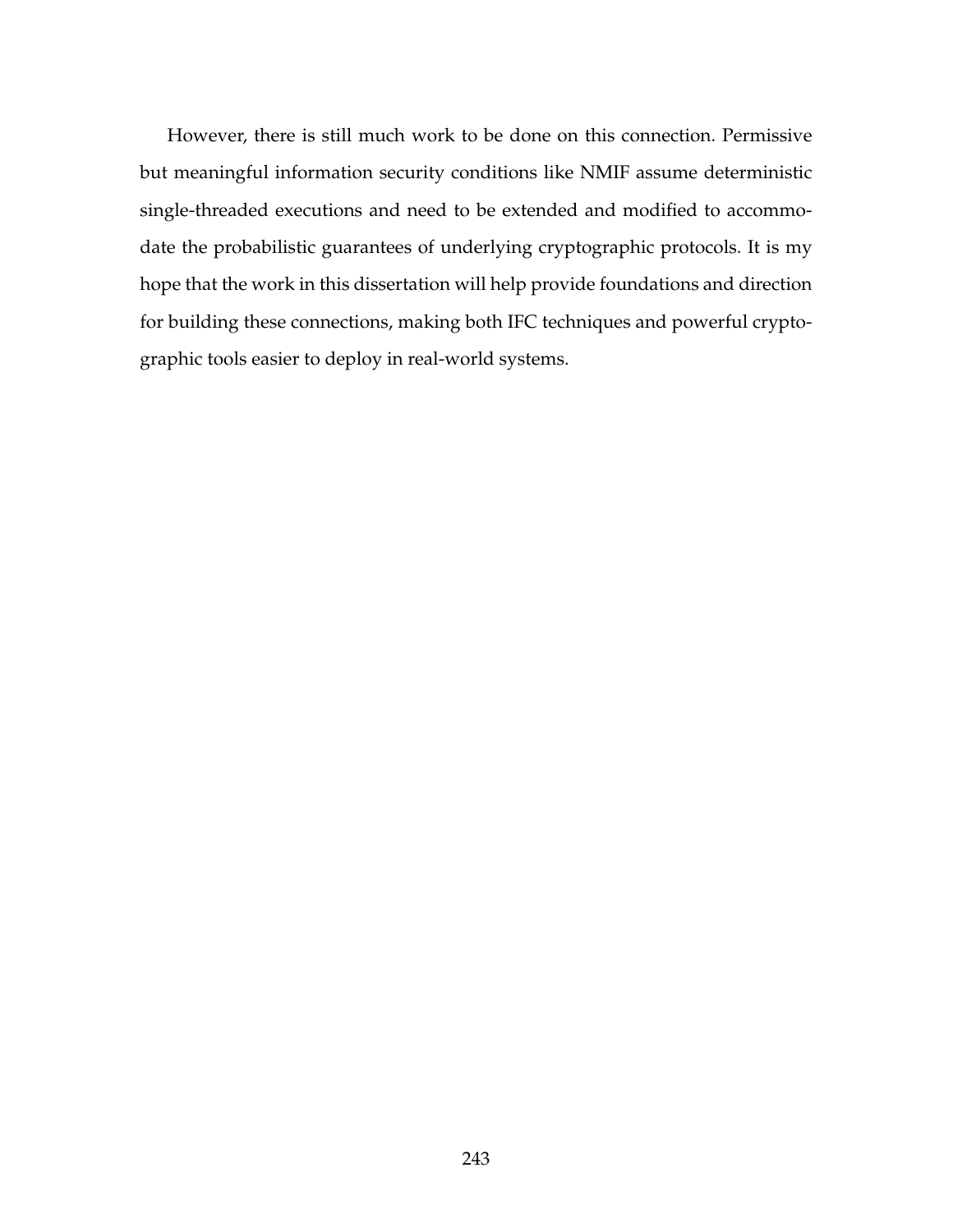However, there is still much work to be done on this connection. Permissive but meaningful information security conditions like NMIF assume deterministic single-threaded executions and need to be extended and modified to accommodate the probabilistic guarantees of underlying cryptographic protocols. It is my hope that the work in this dissertation will help provide foundations and direction for building these connections, making both IFC techniques and powerful cryptographic tools easier to deploy in real-world systems.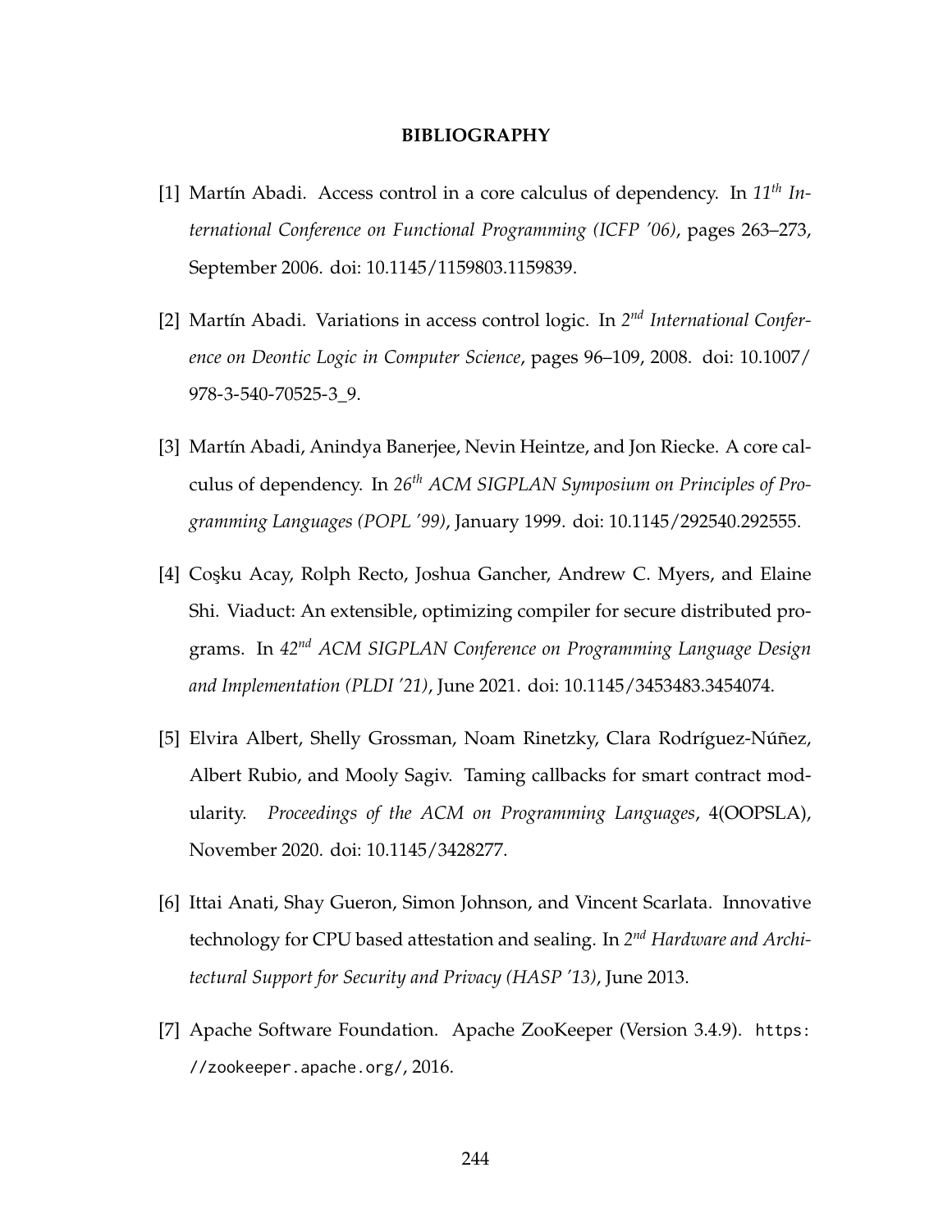# BIBLIOGRAPHY

[1] Martín Abadi. Access control in a core calculus of dependency. In *11th International Conference on Functional Programming (ICFP '06)*, pages 263–273, September 2006. doi: 10.1145/1159803.1159839.

[2] Martín Abadi. Variations in access control logic. In *2nd International Conference on Deontic Logic in Computer Science*, pages 96–109, 2008. doi: 10.1007/978-3-540-70525-3_9.

[3] Martín Abadi, Anindya Banerjee, Nevin Heintze, and Jon Riecke. A core calculus of dependency. In *26th ACM SIGPLAN Symposium on Principles of Programming Languages (POPL '99)*, January 1999. doi: 10.1145/292540.292555.

[4] Coşku Acay, Rolph Recto, Joshua Gancher, Andrew C. Myers, and Elaine Shi. Viaduct: An extensible, optimizing compiler for secure distributed programs. In *42nd ACM SIGPLAN Conference on Programming Language Design and Implementation (PLDI '21)*, June 2021. doi: 10.1145/3453483.3454074.

[5] Elvira Albert, Shelly Grossman, Noam Rinetzky, Clara Rodríguez-Núñez, Albert Rubio, and Mooly Sagiv. Taming callbacks for smart contract modularity. *Proceedings of the ACM on Programming Languages*, 4(OOPSLA), November 2020. doi: 10.1145/3428277.

[6] Ittai Anati, Shay Gueron, Simon Johnson, and Vincent Scarlata. Innovative technology for CPU based attestation and sealing. In *2nd Hardware and Architectural Support for Security and Privacy (HASP '13)*, June 2013.

[7] Apache Software Foundation. Apache ZooKeeper (Version 3.4.9). https://zookeeper.apache.org/, 2016.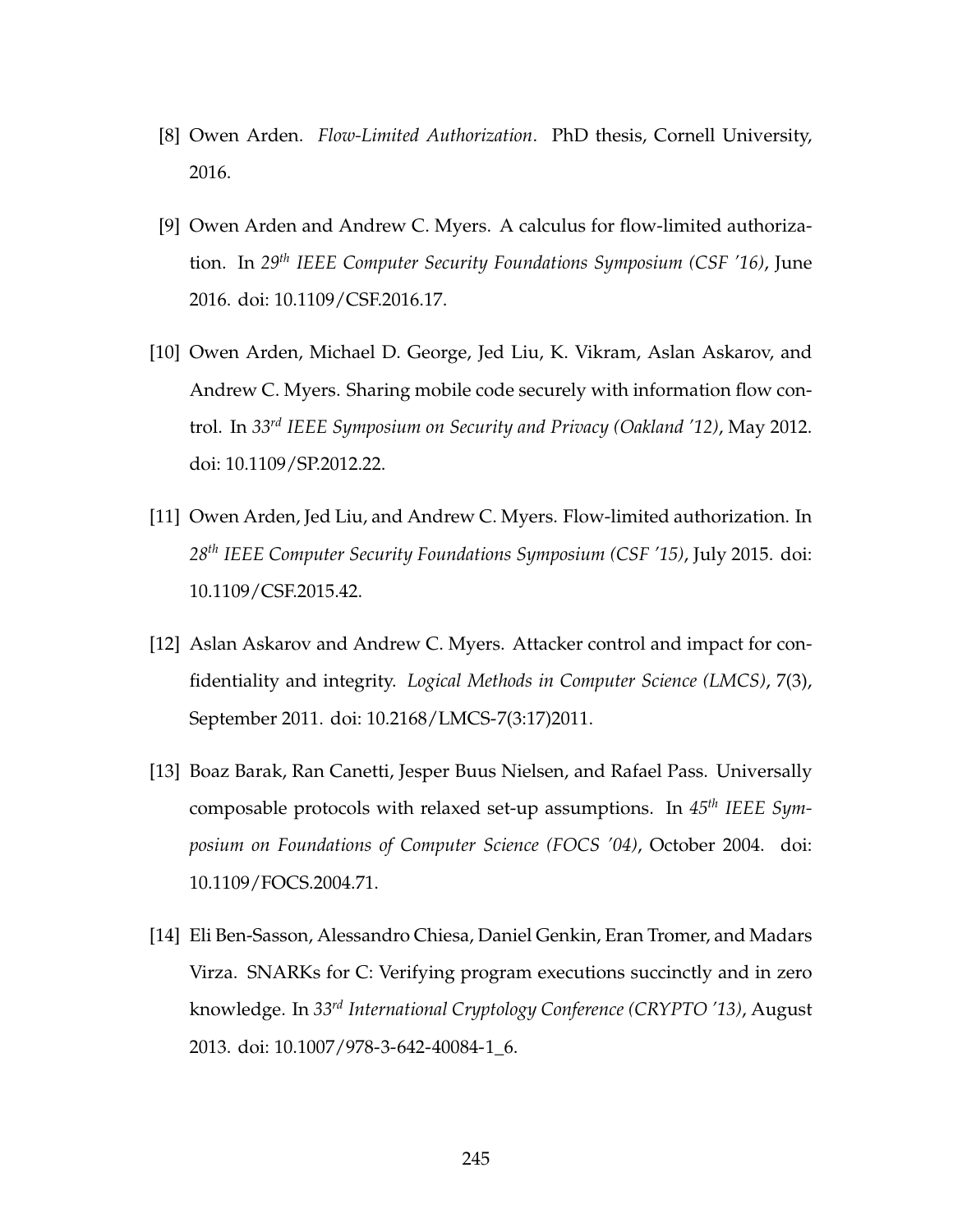[8] Owen Arden. *Flow-Limited Authorization*. PhD thesis, Cornell University, 2016.

[9] Owen Arden and Andrew C. Myers. A calculus for flow-limited authorization. In *29th IEEE Computer Security Foundations Symposium (CSF '16)*, June 2016. doi: 10.1109/CSF.2016.17.

[10] Owen Arden, Michael D. George, Jed Liu, K. Vikram, Aslan Askarov, and Andrew C. Myers. Sharing mobile code securely with information flow control. In *33rd IEEE Symposium on Security and Privacy (Oakland '12)*, May 2012. doi: 10.1109/SP.2012.22.

[11] Owen Arden, Jed Liu, and Andrew C. Myers. Flow-limited authorization. In *28th IEEE Computer Security Foundations Symposium (CSF '15)*, July 2015. doi: 10.1109/CSF.2015.42.

[12] Aslan Askarov and Andrew C. Myers. Attacker control and impact for confidentiality and integrity. *Logical Methods in Computer Science (LMCS)*, 7(3), September 2011. doi: 10.2168/LMCS-7(3:17)2011.

[13] Boaz Barak, Ran Canetti, Jesper Buus Nielsen, and Rafael Pass. Universally composable protocols with relaxed set-up assumptions. In *45th IEEE Symposium on Foundations of Computer Science (FOCS '04)*, October 2004. doi: 10.1109/FOCS.2004.71.

[14] Eli Ben-Sasson, Alessandro Chiesa, Daniel Genkin, Eran Tromer, and Madars Virza. SNARKs for C: Verifying program executions succinctly and in zero knowledge. In *33rd International Cryptology Conference (CRYPTO '13)*, August 2013. doi: 10.1007/978-3-642-40084-1_6.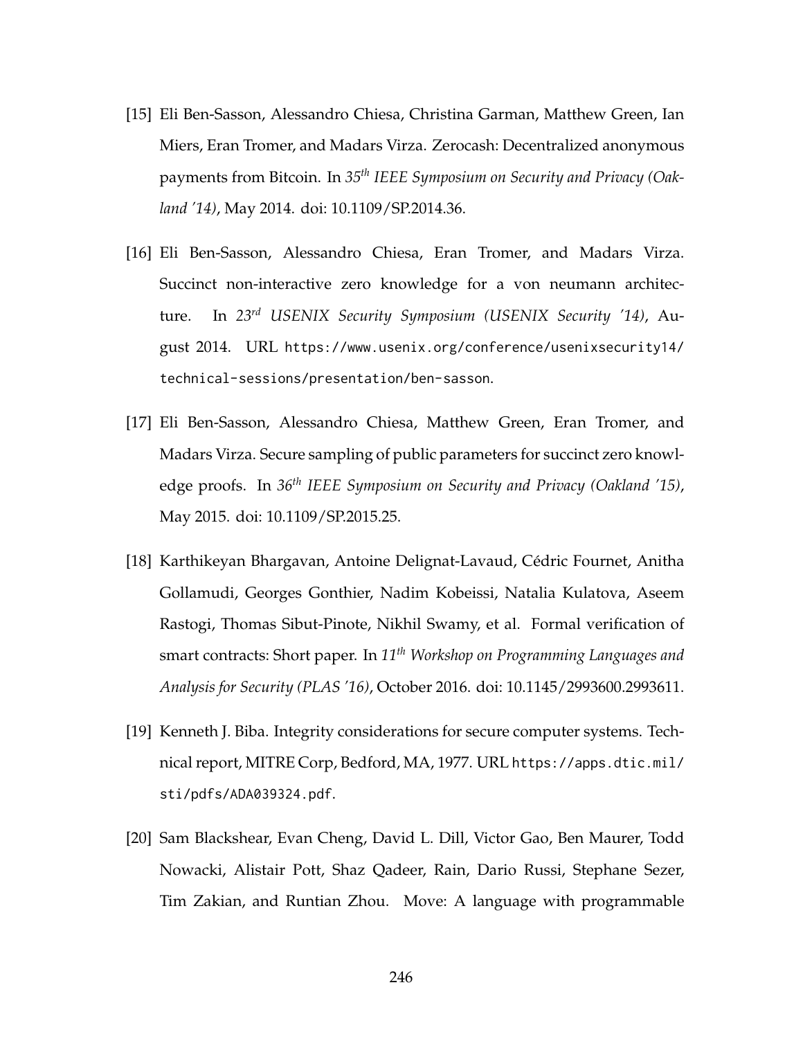[15] Eli Ben-Sasson, Alessandro Chiesa, Christina Garman, Matthew Green, Ian Miers, Eran Tromer, and Madars Virza. Zerocash: Decentralized anonymous payments from Bitcoin. In *35th IEEE Symposium on Security and Privacy (Oakland '14)*, May 2014. doi: 10.1109/SP.2014.36.

[16] Eli Ben-Sasson, Alessandro Chiesa, Eran Tromer, and Madars Virza. Succinct non-interactive zero knowledge for a von neumann architecture. In *23rd USENIX Security Symposium (USENIX Security '14)*, August 2014. URL `https://www.usenix.org/conference/usenixsecurity14/technical-sessions/presentation/ben-sasson`.

[17] Eli Ben-Sasson, Alessandro Chiesa, Matthew Green, Eran Tromer, and Madars Virza. Secure sampling of public parameters for succinct zero knowledge proofs. In *36th IEEE Symposium on Security and Privacy (Oakland '15)*, May 2015. doi: 10.1109/SP.2015.25.

[18] Karthikeyan Bhargavan, Antoine Delignat-Lavaud, Cédric Fournet, Anitha Gollamudi, Georges Gonthier, Nadim Kobeissi, Natalia Kulatova, Aseem Rastogi, Thomas Sibut-Pinote, Nikhil Swamy, et al. Formal verification of smart contracts: Short paper. In *11th Workshop on Programming Languages and Analysis for Security (PLAS '16)*, October 2016. doi: 10.1145/2993600.2993611.

[19] Kenneth J. Biba. Integrity considerations for secure computer systems. Technical report, MITRE Corp, Bedford, MA, 1977. URL `https://apps.dtic.mil/sti/pdfs/ADA039324.pdf`.

[20] Sam Blackshear, Evan Cheng, David L. Dill, Victor Gao, Ben Maurer, Todd Nowacki, Alistair Pott, Shaz Qadeer, Rain, Dario Russi, Stephane Sezer, Tim Zakian, and Runtian Zhou. Move: A language with programmable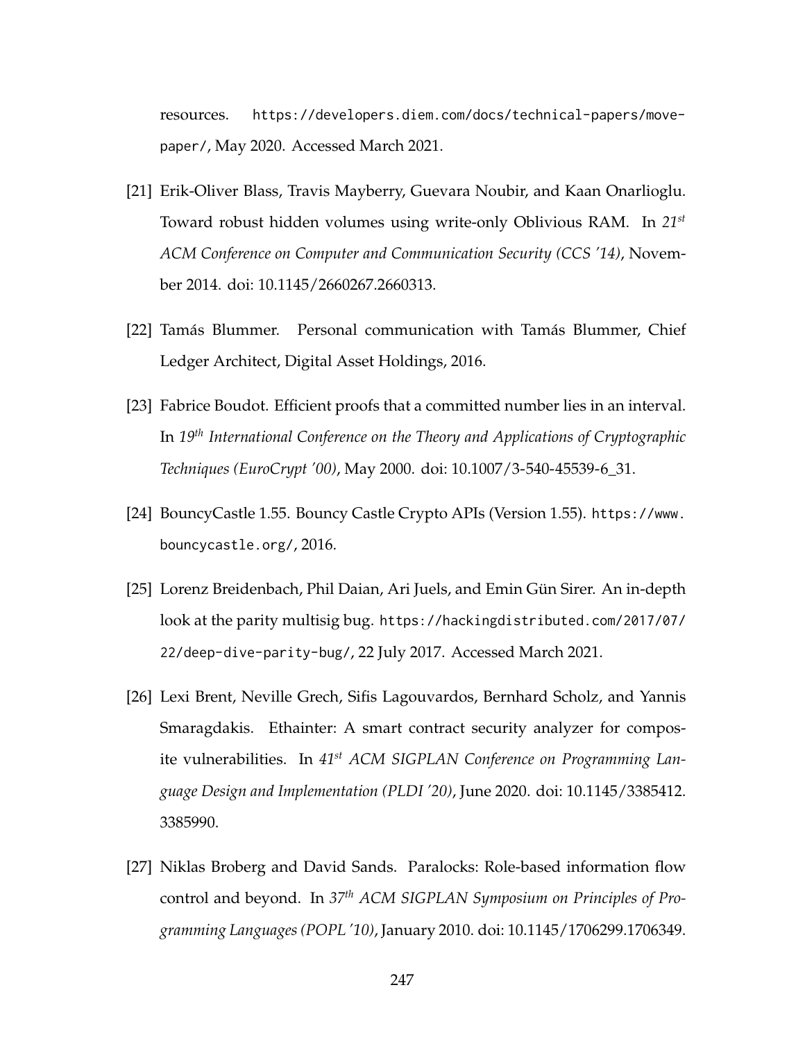resources. https://developers.diem.com/docs/technical-papers/move-paper/, May 2020. Accessed March 2021.

[21] Erik-Oliver Blass, Travis Mayberry, Guevara Noubir, and Kaan Onarlioglu. Toward robust hidden volumes using write-only Oblivious RAM. In *21st ACM Conference on Computer and Communication Security (CCS '14)*, November 2014. doi: 10.1145/2660267.2660313.

[22] Tamás Blummer. Personal communication with Tamás Blummer, Chief Ledger Architect, Digital Asset Holdings, 2016.

[23] Fabrice Boudot. Efficient proofs that a committed number lies in an interval. In *19th International Conference on the Theory and Applications of Cryptographic Techniques (EuroCrypt '00)*, May 2000. doi: 10.1007/3-540-45539-6_31.

[24] BouncyCastle 1.55. Bouncy Castle Crypto APIs (Version 1.55). https://www.bouncycastle.org/, 2016.

[25] Lorenz Breidenbach, Phil Daian, Ari Juels, and Emin Gün Sirer. An in-depth look at the parity multisig bug. https://hackingdistributed.com/2017/07/22/deep-dive-parity-bug/, 22 July 2017. Accessed March 2021.

[26] Lexi Brent, Neville Grech, Sifis Lagouvardos, Bernhard Scholz, and Yannis Smaragdakis. Ethainter: A smart contract security analyzer for composite vulnerabilities. In *41st ACM SIGPLAN Conference on Programming Language Design and Implementation (PLDI '20)*, June 2020. doi: 10.1145/3385412.3385990.

[27] Niklas Broberg and David Sands. Paralocks: Role-based information flow control and beyond. In *37th ACM SIGPLAN Symposium on Principles of Programming Languages (POPL '10)*, January 2010. doi: 10.1145/1706299.1706349.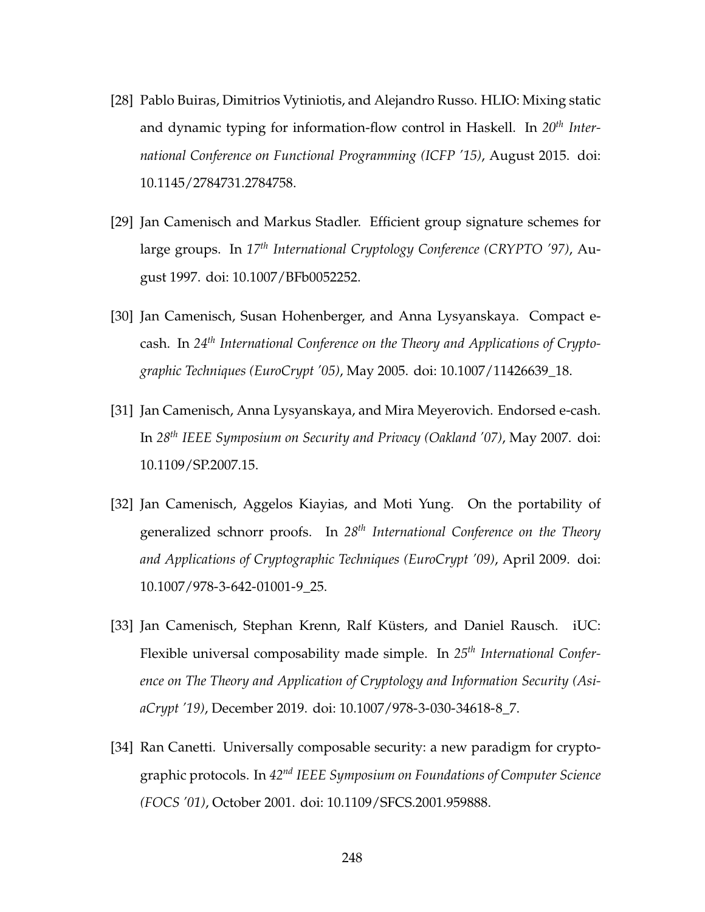[28] Pablo Buiras, Dimitrios Vytiniotis, and Alejandro Russo. HLIO: Mixing static and dynamic typing for information-flow control in Haskell. In *20th International Conference on Functional Programming (ICFP '15)*, August 2015. doi: 10.1145/2784731.2784758.

[29] Jan Camenisch and Markus Stadler. Efficient group signature schemes for large groups. In *17th International Cryptology Conference (CRYPTO '97)*, August 1997. doi: 10.1007/BFb0052252.

[30] Jan Camenisch, Susan Hohenberger, and Anna Lysyanskaya. Compact e-cash. In *24th International Conference on the Theory and Applications of Cryptographic Techniques (EuroCrypt '05)*, May 2005. doi: 10.1007/11426639_18.

[31] Jan Camenisch, Anna Lysyanskaya, and Mira Meyerovich. Endorsed e-cash. In *28th IEEE Symposium on Security and Privacy (Oakland '07)*, May 2007. doi: 10.1109/SP.2007.15.

[32] Jan Camenisch, Aggelos Kiayias, and Moti Yung. On the portability of generalized schnorr proofs. In *28th International Conference on the Theory and Applications of Cryptographic Techniques (EuroCrypt '09)*, April 2009. doi: 10.1007/978-3-642-01001-9_25.

[33] Jan Camenisch, Stephan Krenn, Ralf Küsters, and Daniel Rausch. iUC: Flexible universal composability made simple. In *25th International Conference on The Theory and Application of Cryptology and Information Security (AsiaCrypt '19)*, December 2019. doi: 10.1007/978-3-030-34618-8_7.

[34] Ran Canetti. Universally composable security: a new paradigm for cryptographic protocols. In *42nd IEEE Symposium on Foundations of Computer Science (FOCS '01)*, October 2001. doi: 10.1109/SFCS.2001.959888.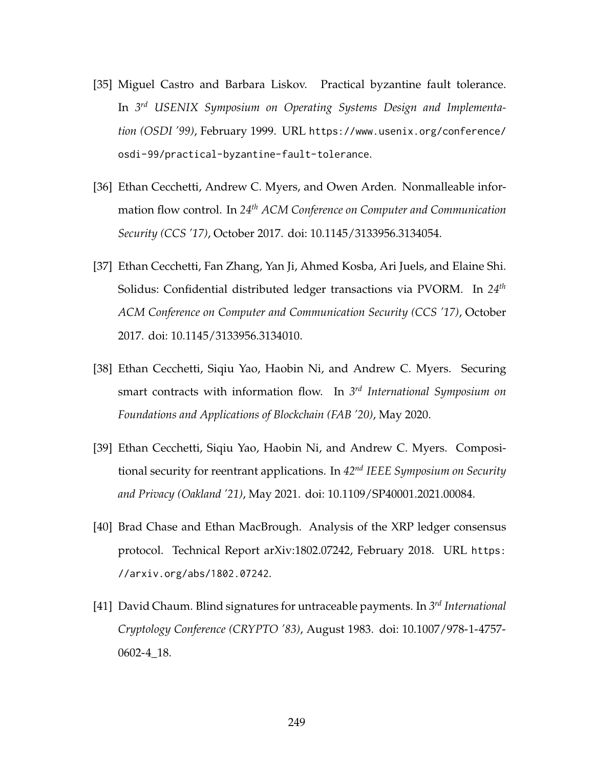[35] Miguel Castro and Barbara Liskov. Practical byzantine fault tolerance. In *3rd USENIX Symposium on Operating Systems Design and Implementation (OSDI '99)*, February 1999. URL https://www.usenix.org/conference/osdi-99/practical-byzantine-fault-tolerance.

[36] Ethan Cecchetti, Andrew C. Myers, and Owen Arden. Nonmalleable information flow control. In *24th ACM Conference on Computer and Communication Security (CCS '17)*, October 2017. doi: 10.1145/3133956.3134054.

[37] Ethan Cecchetti, Fan Zhang, Yan Ji, Ahmed Kosba, Ari Juels, and Elaine Shi. Solidus: Confidential distributed ledger transactions via PVORM. In *24th ACM Conference on Computer and Communication Security (CCS '17)*, October 2017. doi: 10.1145/3133956.3134010.

[38] Ethan Cecchetti, Siqiu Yao, Haobin Ni, and Andrew C. Myers. Securing smart contracts with information flow. In *3rd International Symposium on Foundations and Applications of Blockchain (FAB '20)*, May 2020.

[39] Ethan Cecchetti, Siqiu Yao, Haobin Ni, and Andrew C. Myers. Compositional security for reentrant applications. In *42nd IEEE Symposium on Security and Privacy (Oakland '21)*, May 2021. doi: 10.1109/SP40001.2021.00084.

[40] Brad Chase and Ethan MacBrough. Analysis of the XRP ledger consensus protocol. Technical Report arXiv:1802.07242, February 2018. URL https://arxiv.org/abs/1802.07242.

[41] David Chaum. Blind signatures for untraceable payments. In *3rd International Cryptology Conference (CRYPTO '83)*, August 1983. doi: 10.1007/978-1-4757-0602-4_18.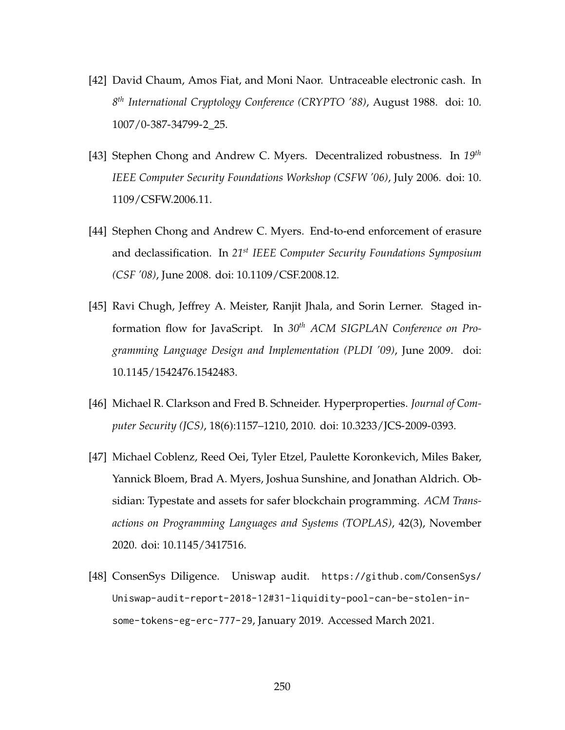[42] David Chaum, Amos Fiat, and Moni Naor. Untraceable electronic cash. In *8th International Cryptology Conference (CRYPTO '88)*, August 1988. doi: 10.1007/0-387-34799-2_25.

[43] Stephen Chong and Andrew C. Myers. Decentralized robustness. In *19th IEEE Computer Security Foundations Workshop (CSFW '06)*, July 2006. doi: 10.1109/CSFW.2006.11.

[44] Stephen Chong and Andrew C. Myers. End-to-end enforcement of erasure and declassification. In *21st IEEE Computer Security Foundations Symposium (CSF '08)*, June 2008. doi: 10.1109/CSF.2008.12.

[45] Ravi Chugh, Jeffrey A. Meister, Ranjit Jhala, and Sorin Lerner. Staged information flow for JavaScript. In *30th ACM SIGPLAN Conference on Programming Language Design and Implementation (PLDI '09)*, June 2009. doi: 10.1145/1542476.1542483.

[46] Michael R. Clarkson and Fred B. Schneider. Hyperproperties. *Journal of Computer Security (JCS)*, 18(6):1157–1210, 2010. doi: 10.3233/JCS-2009-0393.

[47] Michael Coblenz, Reed Oei, Tyler Etzel, Paulette Koronkevich, Miles Baker, Yannick Bloem, Brad A. Myers, Joshua Sunshine, and Jonathan Aldrich. Obsidian: Typestate and assets for safer blockchain programming. *ACM Transactions on Programming Languages and Systems (TOPLAS)*, 42(3), November 2020. doi: 10.1145/3417516.

[48] ConsenSys Diligence. Uniswap audit. `https://github.com/ConsenSys/Uniswap-audit-report-2018-12#31-liquidity-pool-can-be-stolen-in-some-tokens-eg-erc-777-29`, January 2019. Accessed March 2021.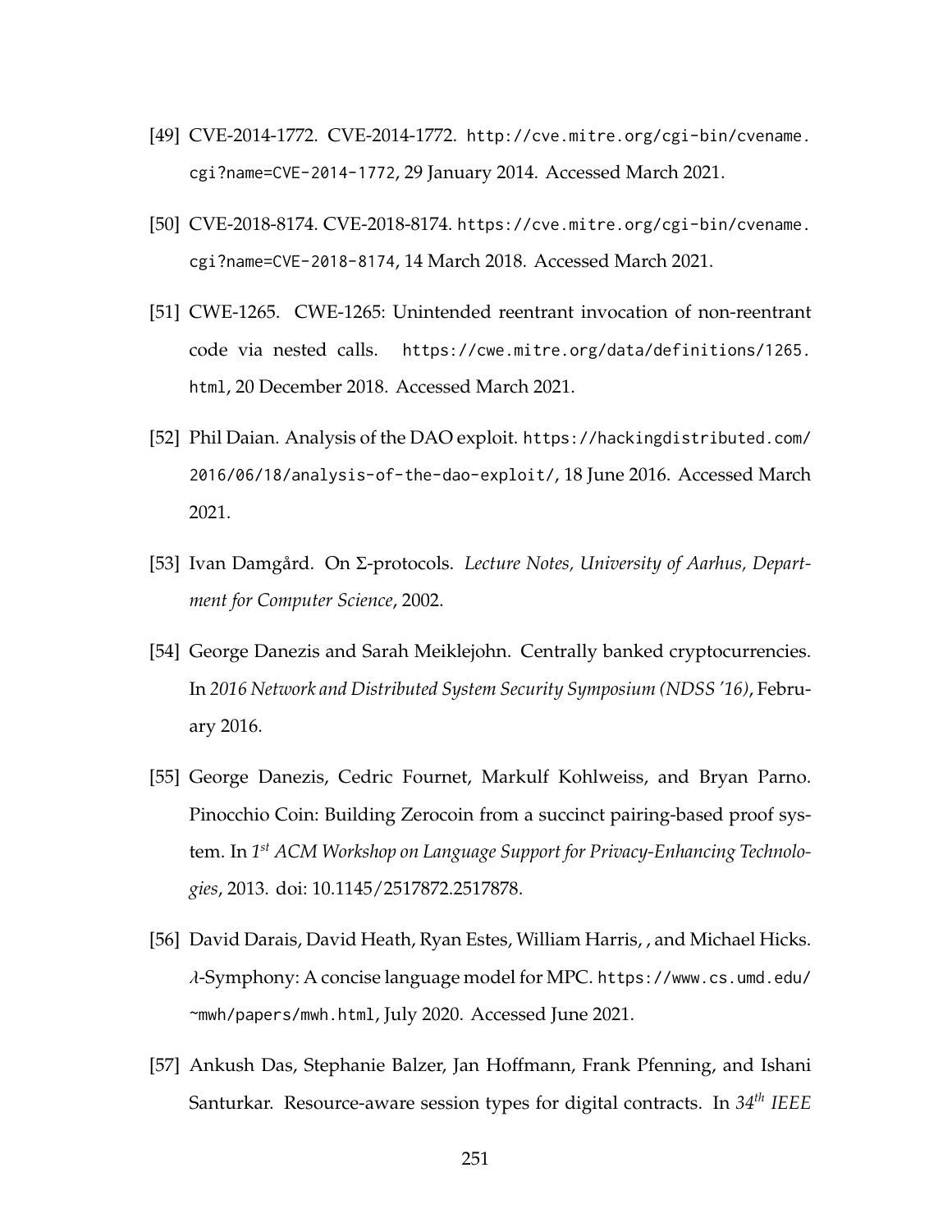[49] CVE-2014-1772. CVE-2014-1772. http://cve.mitre.org/cgi-bin/cvename.cgi?name=CVE-2014-1772, 29 January 2014. Accessed March 2021.

[50] CVE-2018-8174. CVE-2018-8174. https://cve.mitre.org/cgi-bin/cvename.cgi?name=CVE-2018-8174, 14 March 2018. Accessed March 2021.

[51] CWE-1265. CWE-1265: Unintended reentrant invocation of non-reentrant code via nested calls. https://cwe.mitre.org/data/definitions/1265.html, 20 December 2018. Accessed March 2021.

[52] Phil Daian. Analysis of the DAO exploit. https://hackingdistributed.com/2016/06/18/analysis-of-the-dao-exploit/, 18 June 2016. Accessed March 2021.

[53] Ivan Damgård. On Σ-protocols. *Lecture Notes, University of Aarhus, Department for Computer Science*, 2002.

[54] George Danezis and Sarah Meiklejohn. Centrally banked cryptocurrencies. In *2016 Network and Distributed System Security Symposium (NDSS '16)*, February 2016.

[55] George Danezis, Cedric Fournet, Markulf Kohlweiss, and Bryan Parno. Pinocchio Coin: Building Zerocoin from a succinct pairing-based proof system. In *1st ACM Workshop on Language Support for Privacy-Enhancing Technologies*, 2013. doi: 10.1145/2517872.2517878.

[56] David Darais, David Heath, Ryan Estes, William Harris, , and Michael Hicks. $\lambda$-Symphony: A concise language model for MPC. https://www.cs.umd.edu/~mwh/papers/mwh.html, July 2020. Accessed June 2021.

[57] Ankush Das, Stephanie Balzer, Jan Hoffmann, Frank Pfenning, and Ishani Santurkar. Resource-aware session types for digital contracts. In *34th IEEE*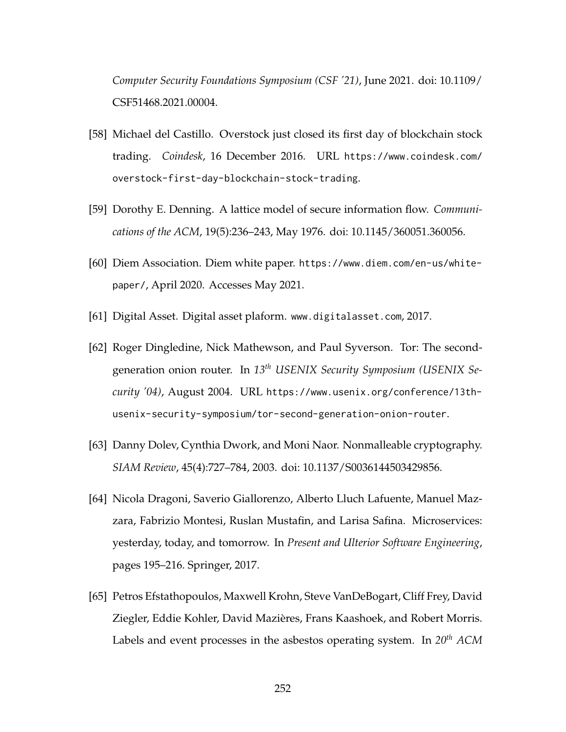*Computer Security Foundations Symposium (CSF '21)*, June 2021. doi: 10.1109/CSF51468.2021.00004.

[58] Michael del Castillo. Overstock just closed its first day of blockchain stock trading. *Coindesk*, 16 December 2016. URL https://www.coindesk.com/overstock-first-day-blockchain-stock-trading.

[59] Dorothy E. Denning. A lattice model of secure information flow. *Communications of the ACM*, 19(5):236–243, May 1976. doi: 10.1145/360051.360056.

[60] Diem Association. Diem white paper. https://www.diem.com/en-us/white-paper/, April 2020. Accesses May 2021.

[61] Digital Asset. Digital asset plaform. www.digitalasset.com, 2017.

[62] Roger Dingledine, Nick Mathewson, and Paul Syverson. Tor: The second-generation onion router. In *13th USENIX Security Symposium (USENIX Security '04)*, August 2004. URL https://www.usenix.org/conference/13th-usenix-security-symposium/tor-second-generation-onion-router.

[63] Danny Dolev, Cynthia Dwork, and Moni Naor. Nonmalleable cryptography. *SIAM Review*, 45(4):727–784, 2003. doi: 10.1137/S0036144503429856.

[64] Nicola Dragoni, Saverio Giallorenzo, Alberto Lluch Lafuente, Manuel Mazzara, Fabrizio Montesi, Ruslan Mustafin, and Larisa Safina. Microservices: yesterday, today, and tomorrow. In *Present and Ulterior Software Engineering*, pages 195–216. Springer, 2017.

[65] Petros Efstathopoulos, Maxwell Krohn, Steve VanDeBogart, Cliff Frey, David Ziegler, Eddie Kohler, David Mazières, Frans Kaashoek, and Robert Morris. Labels and event processes in the asbestos operating system. In *20th ACM*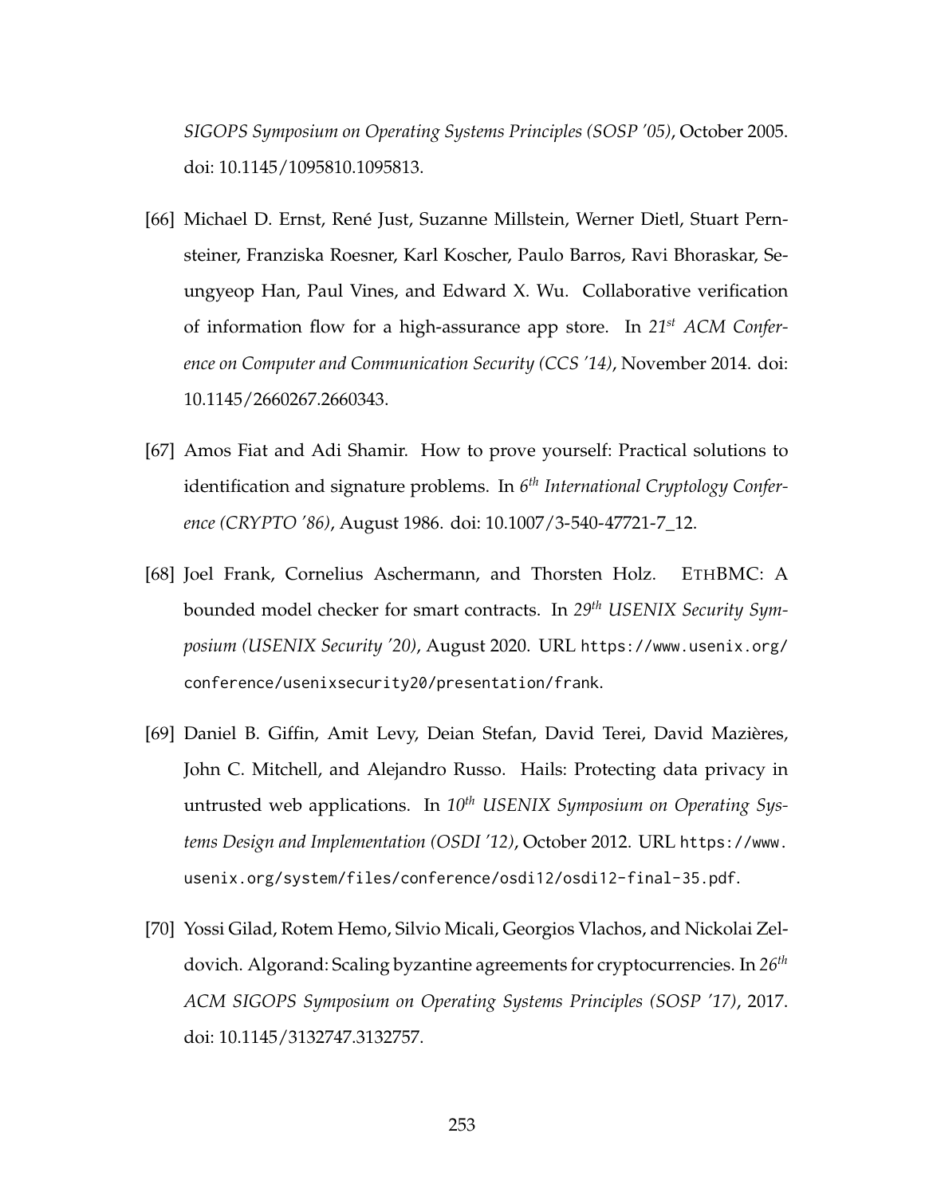*SIGOPS Symposium on Operating Systems Principles (SOSP '05)*, October 2005. doi: 10.1145/1095810.1095813.

[66] Michael D. Ernst, René Just, Suzanne Millstein, Werner Dietl, Stuart Pernsteiner, Franziska Roesner, Karl Koscher, Paulo Barros, Ravi Bhoraskar, Seungyeop Han, Paul Vines, and Edward X. Wu. Collaborative verification of information flow for a high-assurance app store. In *21st ACM Conference on Computer and Communication Security (CCS '14)*, November 2014. doi: 10.1145/2660267.2660343.

[67] Amos Fiat and Adi Shamir. How to prove yourself: Practical solutions to identification and signature problems. In *6th International Cryptology Conference (CRYPTO '86)*, August 1986. doi: 10.1007/3-540-47721-7_12.

[68] Joel Frank, Cornelius Aschermann, and Thorsten Holz. ETHBMC: A bounded model checker for smart contracts. In *29th USENIX Security Symposium (USENIX Security '20)*, August 2020. URL https://www.usenix.org/conference/usenixsecurity20/presentation/frank.

[69] Daniel B. Giffin, Amit Levy, Deian Stefan, David Terei, David Mazières, John C. Mitchell, and Alejandro Russo. Hails: Protecting data privacy in untrusted web applications. In *10th USENIX Symposium on Operating Systems Design and Implementation (OSDI '12)*, October 2012. URL https://www.usenix.org/system/files/conference/osdi12/osdi12-final-35.pdf.

[70] Yossi Gilad, Rotem Hemo, Silvio Micali, Georgios Vlachos, and Nickolai Zeldovich. Algorand: Scaling byzantine agreements for cryptocurrencies. In *26th ACM SIGOPS Symposium on Operating Systems Principles (SOSP '17)*, 2017. doi: 10.1145/3132747.3132757.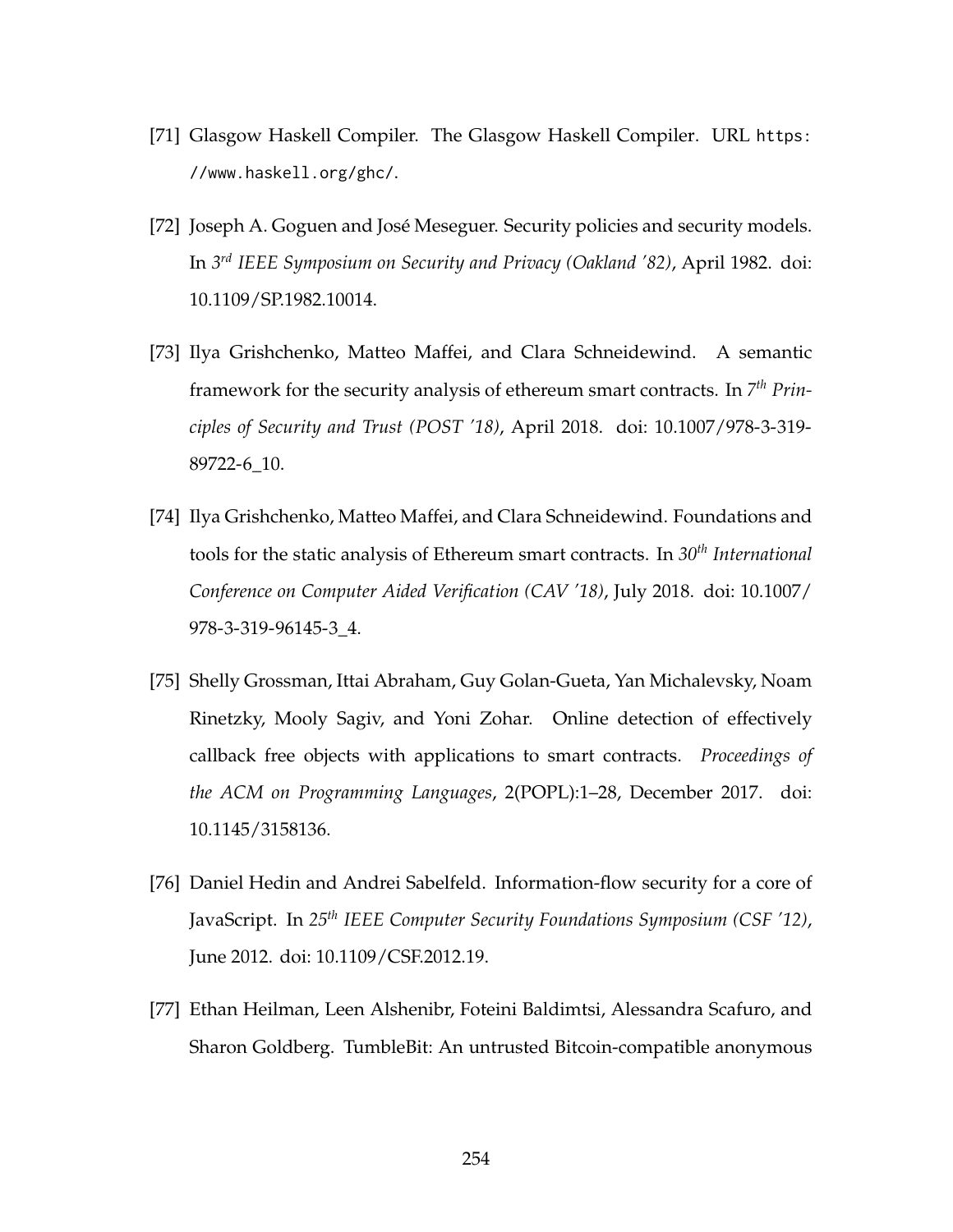[71] Glasgow Haskell Compiler. The Glasgow Haskell Compiler. URL `https://www.haskell.org/ghc/`.

[72] Joseph A. Goguen and José Meseguer. Security policies and security models. In *3rd IEEE Symposium on Security and Privacy (Oakland '82)*, April 1982. doi: 10.1109/SP.1982.10014.

[73] Ilya Grishchenko, Matteo Maffei, and Clara Schneidewind. A semantic framework for the security analysis of ethereum smart contracts. In *7th Principles of Security and Trust (POST '18)*, April 2018. doi: 10.1007/978-3-319-89722-6_10.

[74] Ilya Grishchenko, Matteo Maffei, and Clara Schneidewind. Foundations and tools for the static analysis of Ethereum smart contracts. In *30th International Conference on Computer Aided Verification (CAV '18)*, July 2018. doi: 10.1007/978-3-319-96145-3_4.

[75] Shelly Grossman, Ittai Abraham, Guy Golan-Gueta, Yan Michalevsky, Noam Rinetzky, Mooly Sagiv, and Yoni Zohar. Online detection of effectively callback free objects with applications to smart contracts. *Proceedings of the ACM on Programming Languages*, 2(POPL):1–28, December 2017. doi: 10.1145/3158136.

[76] Daniel Hedin and Andrei Sabelfeld. Information-flow security for a core of JavaScript. In *25th IEEE Computer Security Foundations Symposium (CSF '12)*, June 2012. doi: 10.1109/CSF.2012.19.

[77] Ethan Heilman, Leen Alshenibr, Foteini Baldimtsi, Alessandra Scafuro, and Sharon Goldberg. TumbleBit: An untrusted Bitcoin-compatible anonymous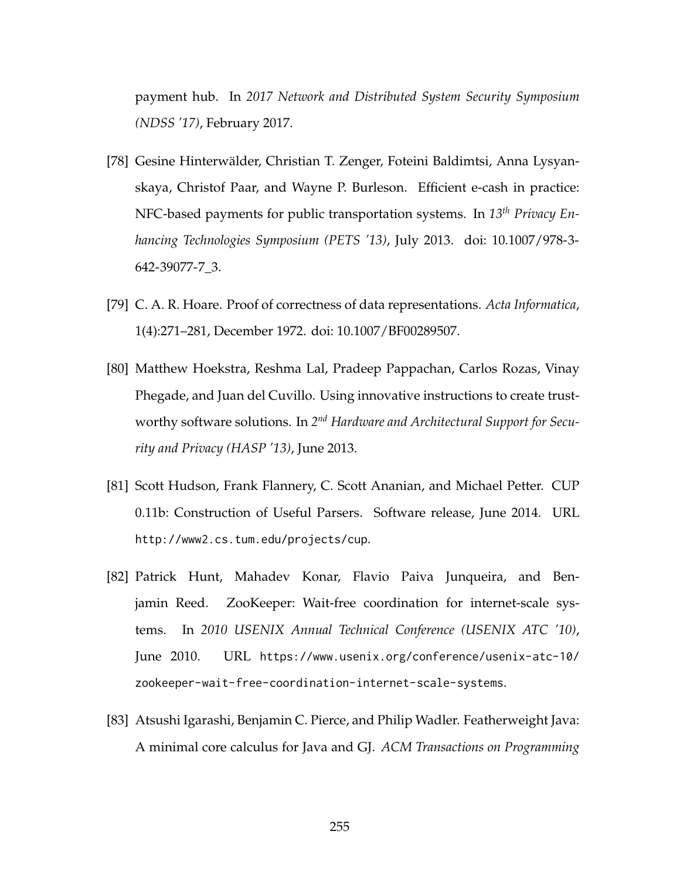payment hub. In *2017 Network and Distributed System Security Symposium (NDSS '17)*, February 2017.

[78] Gesine Hinterwälder, Christian T. Zenger, Foteini Baldimtsi, Anna Lysyanskaya, Christof Paar, and Wayne P. Burleson. Efficient e-cash in practice: NFC-based payments for public transportation systems. In *13th Privacy Enhancing Technologies Symposium (PETS '13)*, July 2013. doi: 10.1007/978-3-642-39077-7_3.

[79] C. A. R. Hoare. Proof of correctness of data representations. *Acta Informatica*, 1(4):271–281, December 1972. doi: 10.1007/BF00289507.

[80] Matthew Hoekstra, Reshma Lal, Pradeep Pappachan, Carlos Rozas, Vinay Phegade, and Juan del Cuvillo. Using innovative instructions to create trustworthy software solutions. In *2nd Hardware and Architectural Support for Security and Privacy (HASP '13)*, June 2013.

[81] Scott Hudson, Frank Flannery, C. Scott Ananian, and Michael Petter. CUP 0.11b: Construction of Useful Parsers. Software release, June 2014. URL http://www2.cs.tum.edu/projects/cup.

[82] Patrick Hunt, Mahadev Konar, Flavio Paiva Junqueira, and Benjamin Reed. ZooKeeper: Wait-free coordination for internet-scale systems. In *2010 USENIX Annual Technical Conference (USENIX ATC '10)*, June 2010. URL https://www.usenix.org/conference/usenix-atc-10/zookeeper-wait-free-coordination-internet-scale-systems.

[83] Atsushi Igarashi, Benjamin C. Pierce, and Philip Wadler. Featherweight Java: A minimal core calculus for Java and GJ. *ACM Transactions on Programming*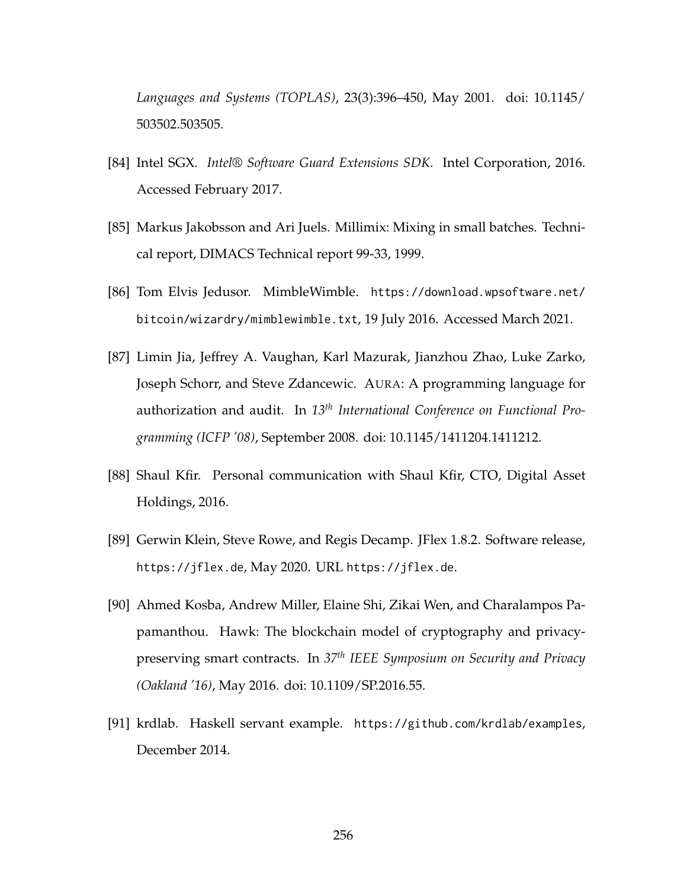*Languages and Systems (TOPLAS)*, 23(3):396–450, May 2001. doi: 10.1145/503502.503505.

[84] Intel SGX. *Intel® Software Guard Extensions SDK*. Intel Corporation, 2016. Accessed February 2017.

[85] Markus Jakobsson and Ari Juels. Millimix: Mixing in small batches. Technical report, DIMACS Technical report 99-33, 1999.

[86] Tom Elvis Jedusor. MimbleWimble. `https://download.wpsoftware.net/bitcoin/wizardry/mimblewimble.txt`, 19 July 2016. Accessed March 2021.

[87] Limin Jia, Jeffrey A. Vaughan, Karl Mazurak, Jianzhou Zhao, Luke Zarko, Joseph Schorr, and Steve Zdancewic. AURA: A programming language for authorization and audit. In *13th International Conference on Functional Programming (ICFP '08)*, September 2008. doi: 10.1145/1411204.1411212.

[88] Shaul Kfir. Personal communication with Shaul Kfir, CTO, Digital Asset Holdings, 2016.

[89] Gerwin Klein, Steve Rowe, and Regis Decamp. JFlex 1.8.2. Software release, `https://jflex.de`, May 2020. URL `https://jflex.de`.

[90] Ahmed Kosba, Andrew Miller, Elaine Shi, Zikai Wen, and Charalampos Papamanthou. Hawk: The blockchain model of cryptography and privacy-preserving smart contracts. In *37th IEEE Symposium on Security and Privacy (Oakland '16)*, May 2016. doi: 10.1109/SP.2016.55.

[91] krdlab. Haskell servant example. `https://github.com/krdlab/examples`, December 2014.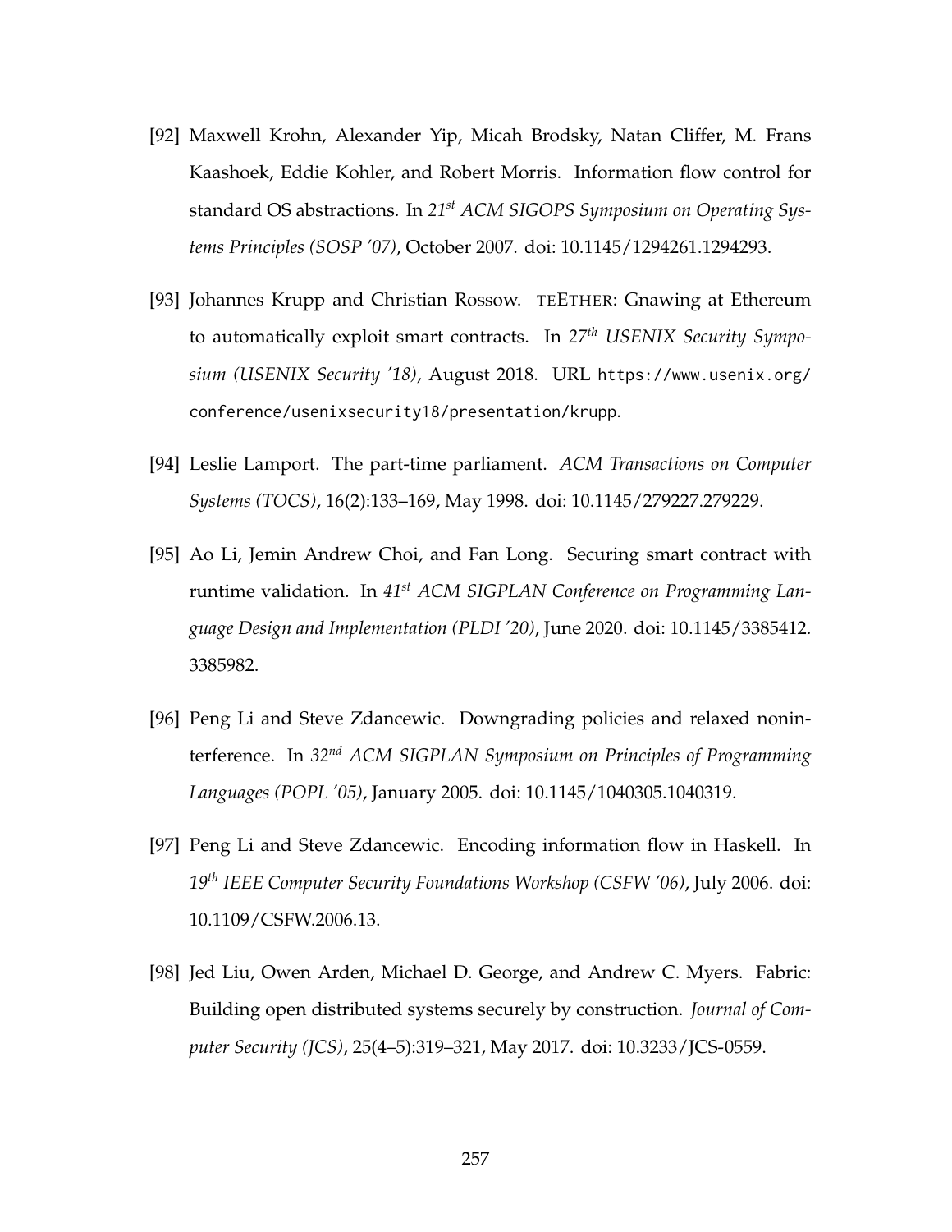[92] Maxwell Krohn, Alexander Yip, Micah Brodsky, Natan Cliffer, M. Frans Kaashoek, Eddie Kohler, and Robert Morris. Information flow control for standard OS abstractions. In *21st ACM SIGOPS Symposium on Operating Systems Principles (SOSP '07)*, October 2007. doi: 10.1145/1294261.1294293.

[93] Johannes Krupp and Christian Rossow. TEETHER: Gnawing at Ethereum to automatically exploit smart contracts. In *27th USENIX Security Symposium (USENIX Security '18)*, August 2018. URL https://www.usenix.org/conference/usenixsecurity18/presentation/krupp.

[94] Leslie Lamport. The part-time parliament. *ACM Transactions on Computer Systems (TOCS)*, 16(2):133–169, May 1998. doi: 10.1145/279227.279229.

[95] Ao Li, Jemin Andrew Choi, and Fan Long. Securing smart contract with runtime validation. In *41st ACM SIGPLAN Conference on Programming Language Design and Implementation (PLDI '20)*, June 2020. doi: 10.1145/3385412.3385982.

[96] Peng Li and Steve Zdancewic. Downgrading policies and relaxed noninterference. In *32nd ACM SIGPLAN Symposium on Principles of Programming Languages (POPL '05)*, January 2005. doi: 10.1145/1040305.1040319.

[97] Peng Li and Steve Zdancewic. Encoding information flow in Haskell. In *19th IEEE Computer Security Foundations Workshop (CSFW '06)*, July 2006. doi: 10.1109/CSFW.2006.13.

[98] Jed Liu, Owen Arden, Michael D. George, and Andrew C. Myers. Fabric: Building open distributed systems securely by construction. *Journal of Computer Security (JCS)*, 25(4–5):319–321, May 2017. doi: 10.3233/JCS-0559.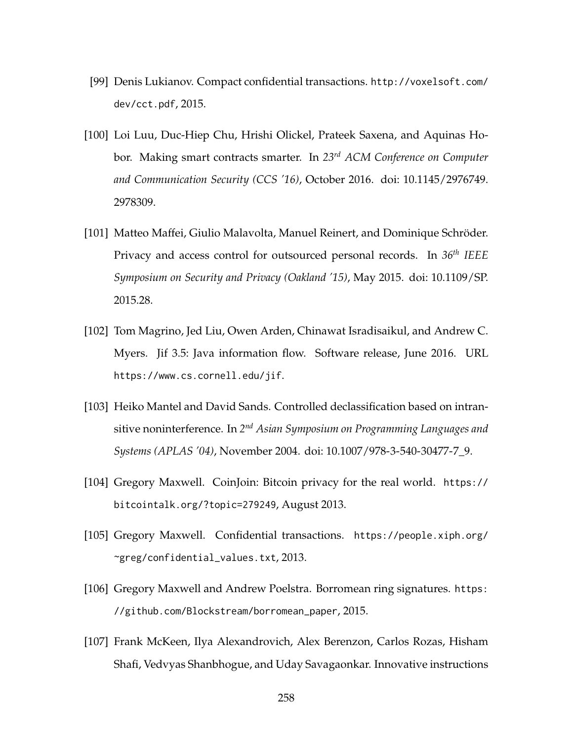[99] Denis Lukianov. Compact confidential transactions. http://voxelsoft.com/dev/cct.pdf, 2015.

[100] Loi Luu, Duc-Hiep Chu, Hrishi Olickel, Prateek Saxena, and Aquinas Hobor. Making smart contracts smarter. In *23rd ACM Conference on Computer and Communication Security (CCS '16)*, October 2016. doi: 10.1145/2976749.2978309.

[101] Matteo Maffei, Giulio Malavolta, Manuel Reinert, and Dominique Schröder. Privacy and access control for outsourced personal records. In *36th IEEE Symposium on Security and Privacy (Oakland '15)*, May 2015. doi: 10.1109/SP.2015.28.

[102] Tom Magrino, Jed Liu, Owen Arden, Chinawat Isradisaikul, and Andrew C. Myers. Jif 3.5: Java information flow. Software release, June 2016. URL https://www.cs.cornell.edu/jif.

[103] Heiko Mantel and David Sands. Controlled declassification based on intransitive noninterference. In *2nd Asian Symposium on Programming Languages and Systems (APLAS '04)*, November 2004. doi: 10.1007/978-3-540-30477-7_9.

[104] Gregory Maxwell. CoinJoin: Bitcoin privacy for the real world. https://bitcointalk.org/?topic=279249, August 2013.

[105] Gregory Maxwell. Confidential transactions. https://people.xiph.org/~greg/confidential_values.txt, 2013.

[106] Gregory Maxwell and Andrew Poelstra. Borromean ring signatures. https://github.com/Blockstream/borromean_paper, 2015.

[107] Frank McKeen, Ilya Alexandrovich, Alex Berenzon, Carlos Rozas, Hisham Shafi, Vedvyas Shanbhogue, and Uday Savagaonkar. Innovative instructions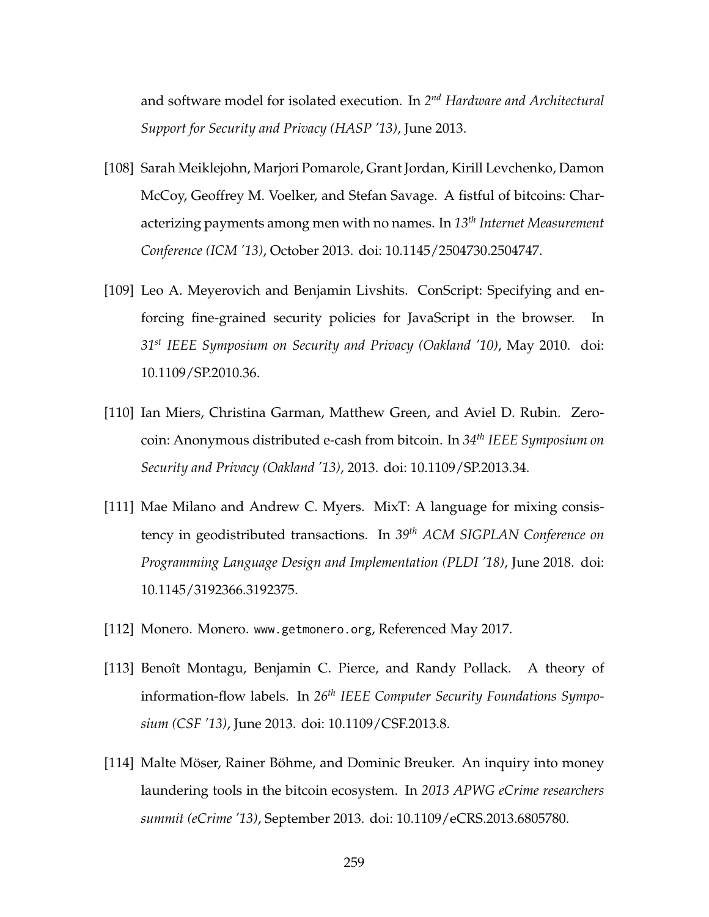and software model for isolated execution. In *2nd Hardware and Architectural Support for Security and Privacy (HASP '13)*, June 2013.

[108] Sarah Meiklejohn, Marjori Pomarole, Grant Jordan, Kirill Levchenko, Damon McCoy, Geoffrey M. Voelker, and Stefan Savage. A fistful of bitcoins: Characterizing payments among men with no names. In *13th Internet Measurement Conference (ICM '13)*, October 2013. doi: 10.1145/2504730.2504747.

[109] Leo A. Meyerovich and Benjamin Livshits. ConScript: Specifying and enforcing fine-grained security policies for JavaScript in the browser. In *31st IEEE Symposium on Security and Privacy (Oakland '10)*, May 2010. doi: 10.1109/SP.2010.36.

[110] Ian Miers, Christina Garman, Matthew Green, and Aviel D. Rubin. Zerocoin: Anonymous distributed e-cash from bitcoin. In *34th IEEE Symposium on Security and Privacy (Oakland '13)*, 2013. doi: 10.1109/SP.2013.34.

[111] Mae Milano and Andrew C. Myers. MixT: A language for mixing consistency in geodistributed transactions. In *39th ACM SIGPLAN Conference on Programming Language Design and Implementation (PLDI '18)*, June 2018. doi: 10.1145/3192366.3192375.

[112] Monero. Monero. `www.getmonero.org`, Referenced May 2017.

[113] Benoît Montagu, Benjamin C. Pierce, and Randy Pollack. A theory of information-flow labels. In *26th IEEE Computer Security Foundations Symposium (CSF '13)*, June 2013. doi: 10.1109/CSF.2013.8.

[114] Malte Möser, Rainer Böhme, and Dominic Breuker. An inquiry into money laundering tools in the bitcoin ecosystem. In *2013 APWG eCrime researchers summit (eCrime '13)*, September 2013. doi: 10.1109/eCRS.2013.6805780.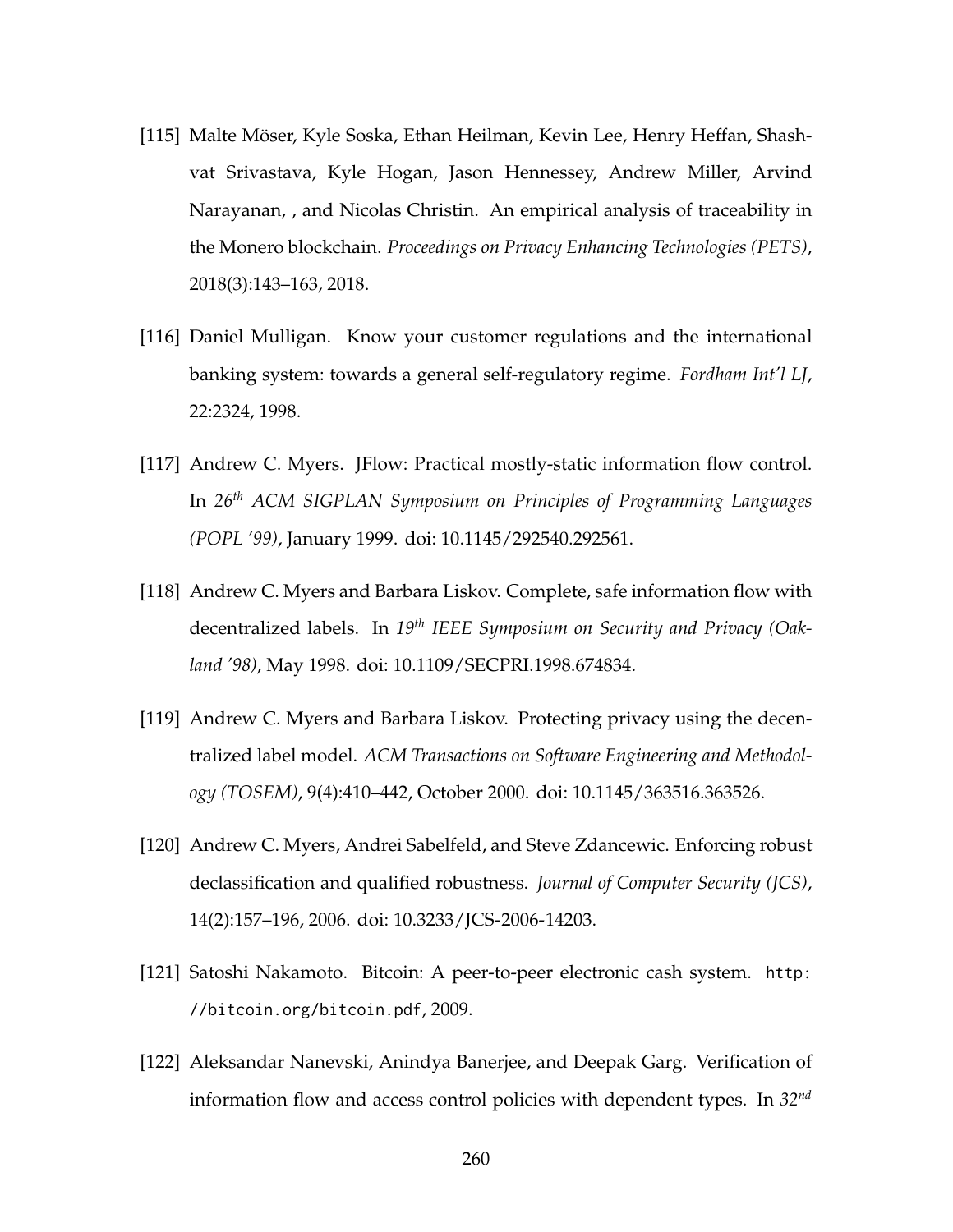[115] Malte Möser, Kyle Soska, Ethan Heilman, Kevin Lee, Henry Heffan, Shashvat Srivastava, Kyle Hogan, Jason Hennessey, Andrew Miller, Arvind Narayanan, , and Nicolas Christin. An empirical analysis of traceability in the Monero blockchain. *Proceedings on Privacy Enhancing Technologies (PETS)*, 2018(3):143–163, 2018.

[116] Daniel Mulligan. Know your customer regulations and the international banking system: towards a general self-regulatory regime. *Fordham Int'l LJ*, 22:2324, 1998.

[117] Andrew C. Myers. JFlow: Practical mostly-static information flow control. In *26th ACM SIGPLAN Symposium on Principles of Programming Languages (POPL '99)*, January 1999. doi: 10.1145/292540.292561.

[118] Andrew C. Myers and Barbara Liskov. Complete, safe information flow with decentralized labels. In *19th IEEE Symposium on Security and Privacy (Oakland '98)*, May 1998. doi: 10.1109/SECPRI.1998.674834.

[119] Andrew C. Myers and Barbara Liskov. Protecting privacy using the decentralized label model. *ACM Transactions on Software Engineering and Methodology (TOSEM)*, 9(4):410–442, October 2000. doi: 10.1145/363516.363526.

[120] Andrew C. Myers, Andrei Sabelfeld, and Steve Zdancewic. Enforcing robust declassification and qualified robustness. *Journal of Computer Security (JCS)*, 14(2):157–196, 2006. doi: 10.3233/JCS-2006-14203.

[121] Satoshi Nakamoto. Bitcoin: A peer-to-peer electronic cash system. `http://bitcoin.org/bitcoin.pdf`, 2009.

[122] Aleksandar Nanevski, Anindya Banerjee, and Deepak Garg. Verification of information flow and access control policies with dependent types. In *32nd*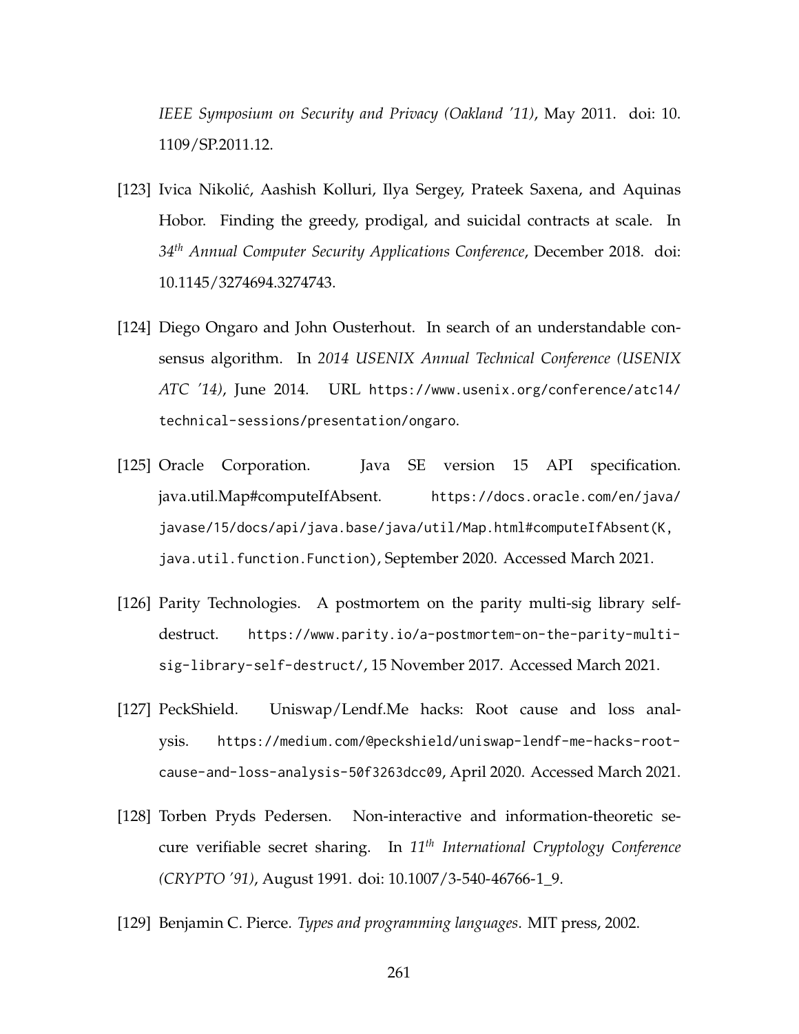*IEEE Symposium on Security and Privacy (Oakland '11)*, May 2011. doi: 10.1109/SP.2011.12.

[123] Ivica Nikolić, Aashish Kolluri, Ilya Sergey, Prateek Saxena, and Aquinas Hobor. Finding the greedy, prodigal, and suicidal contracts at scale. In *34th Annual Computer Security Applications Conference*, December 2018. doi: 10.1145/3274694.3274743.

[124] Diego Ongaro and John Ousterhout. In search of an understandable consensus algorithm. In *2014 USENIX Annual Technical Conference (USENIX ATC '14)*, June 2014. URL https://www.usenix.org/conference/atc14/technical-sessions/presentation/ongaro.

[125] Oracle Corporation. Java SE version 15 API specification. java.util.Map#computeIfAbsent. https://docs.oracle.com/en/java/javase/15/docs/api/java.base/java/util/Map.html#computeIfAbsent(K, java.util.function.Function), September 2020. Accessed March 2021.

[126] Parity Technologies. A postmortem on the parity multi-sig library self-destruct. https://www.parity.io/a-postmortem-on-the-parity-multi-sig-library-self-destruct/, 15 November 2017. Accessed March 2021.

[127] PeckShield. Uniswap/Lendf.Me hacks: Root cause and loss analysis. https://medium.com/@peckshield/uniswap-lendf-me-hacks-root-cause-and-loss-analysis-50f3263dcc09, April 2020. Accessed March 2021.

[128] Torben Pryds Pedersen. Non-interactive and information-theoretic secure verifiable secret sharing. In *11th International Cryptology Conference (CRYPTO '91)*, August 1991. doi: 10.1007/3-540-46766-1_9.

[129] Benjamin C. Pierce. *Types and programming languages*. MIT press, 2002.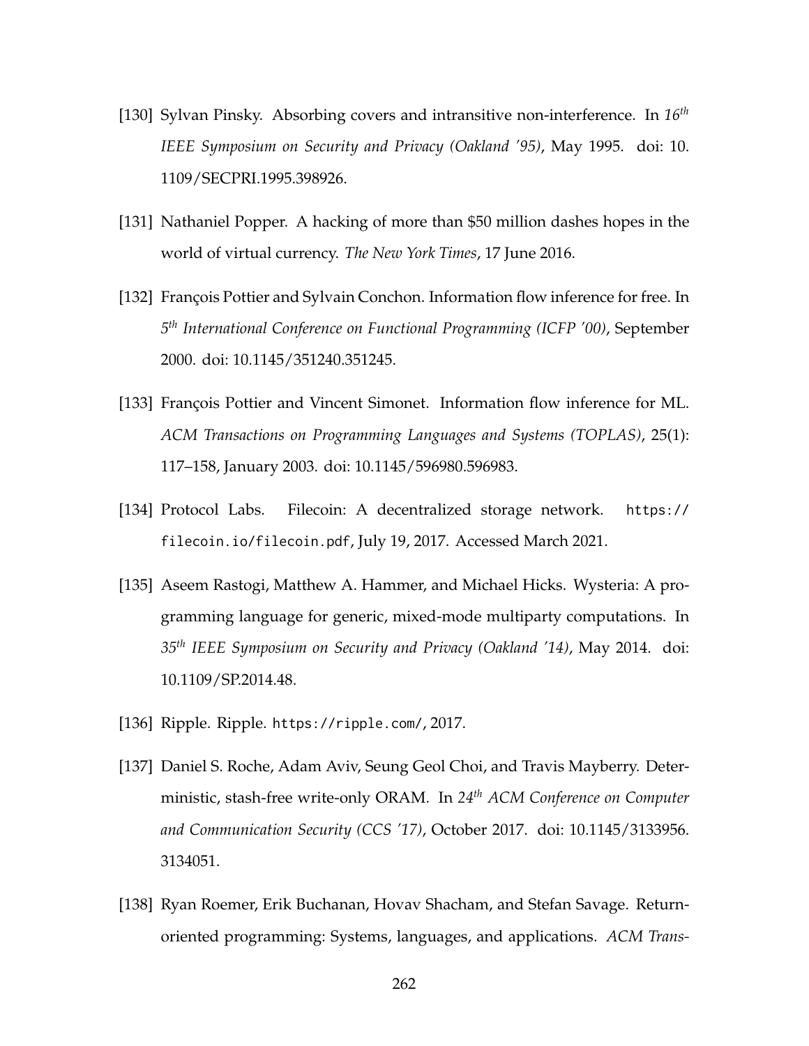[130] Sylvan Pinsky. Absorbing covers and intransitive non-interference. In *16th IEEE Symposium on Security and Privacy (Oakland '95)*, May 1995. doi: 10.1109/SECPRI.1995.398926.

[131] Nathaniel Popper. A hacking of more than $50 million dashes hopes in the world of virtual currency. *The New York Times*, 17 June 2016.

[132] François Pottier and Sylvain Conchon. Information flow inference for free. In *5th International Conference on Functional Programming (ICFP '00)*, September 2000. doi: 10.1145/351240.351245.

[133] François Pottier and Vincent Simonet. Information flow inference for ML. *ACM Transactions on Programming Languages and Systems (TOPLAS)*, 25(1): 117–158, January 2003. doi: 10.1145/596980.596983.

[134] Protocol Labs. Filecoin: A decentralized storage network. `https://filecoin.io/filecoin.pdf`, July 19, 2017. Accessed March 2021.

[135] Aseem Rastogi, Matthew A. Hammer, and Michael Hicks. Wysteria: A programming language for generic, mixed-mode multiparty computations. In *35th IEEE Symposium on Security and Privacy (Oakland '14)*, May 2014. doi: 10.1109/SP.2014.48.

[136] Ripple. Ripple. `https://ripple.com/`, 2017.

[137] Daniel S. Roche, Adam Aviv, Seung Geol Choi, and Travis Mayberry. Deterministic, stash-free write-only ORAM. In *24th ACM Conference on Computer and Communication Security (CCS '17)*, October 2017. doi: 10.1145/3133956.3134051.

[138] Ryan Roemer, Erik Buchanan, Hovav Shacham, and Stefan Savage. Return-oriented programming: Systems, languages, and applications. *ACM Trans-*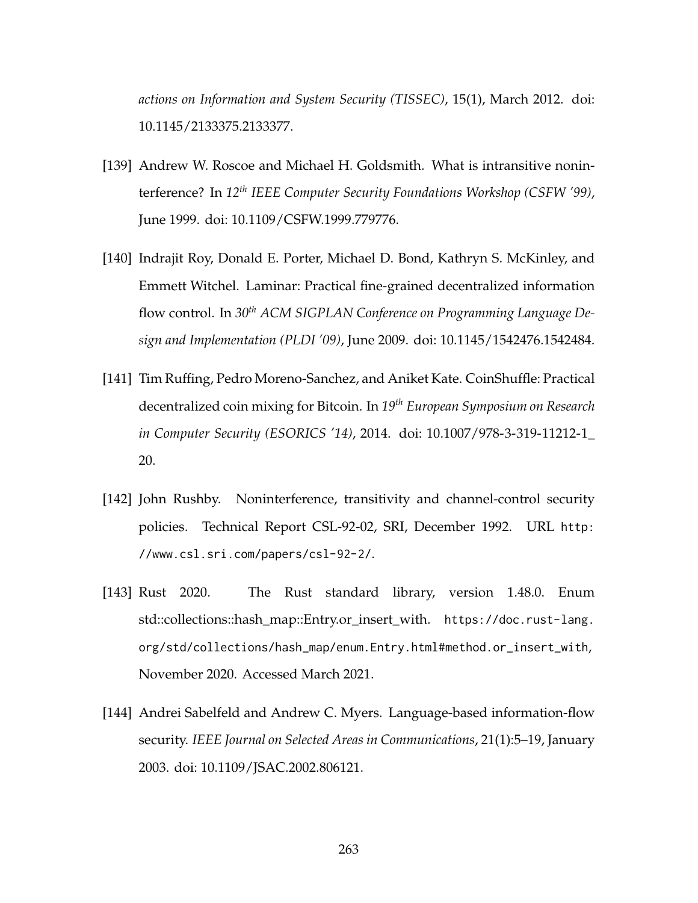*actions on Information and System Security (TISSEC)*, 15(1), March 2012. doi: 10.1145/2133375.2133377.

[139] Andrew W. Roscoe and Michael H. Goldsmith. What is intransitive noninterference? In *12th IEEE Computer Security Foundations Workshop (CSFW '99)*, June 1999. doi: 10.1109/CSFW.1999.779776.

[140] Indrajit Roy, Donald E. Porter, Michael D. Bond, Kathryn S. McKinley, and Emmett Witchel. Laminar: Practical fine-grained decentralized information flow control. In *30th ACM SIGPLAN Conference on Programming Language Design and Implementation (PLDI '09)*, June 2009. doi: 10.1145/1542476.1542484.

[141] Tim Ruffing, Pedro Moreno-Sanchez, and Aniket Kate. CoinShuffle: Practical decentralized coin mixing for Bitcoin. In *19th European Symposium on Research in Computer Security (ESORICS '14)*, 2014. doi: 10.1007/978-3-319-11212-1_20.

[142] John Rushby. Noninterference, transitivity and channel-control security policies. Technical Report CSL-92-02, SRI, December 1992. URL `http://www.csl.sri.com/papers/csl-92-2/`.

[143] Rust 2020. The Rust standard library, version 1.48.0. Enum std::collections::hash_map::Entry.or_insert_with. `https://doc.rust-lang.org/std/collections/hash_map/enum.Entry.html#method.or_insert_with`, November 2020. Accessed March 2021.

[144] Andrei Sabelfeld and Andrew C. Myers. Language-based information-flow security. *IEEE Journal on Selected Areas in Communications*, 21(1):5–19, January 2003. doi: 10.1109/JSAC.2002.806121.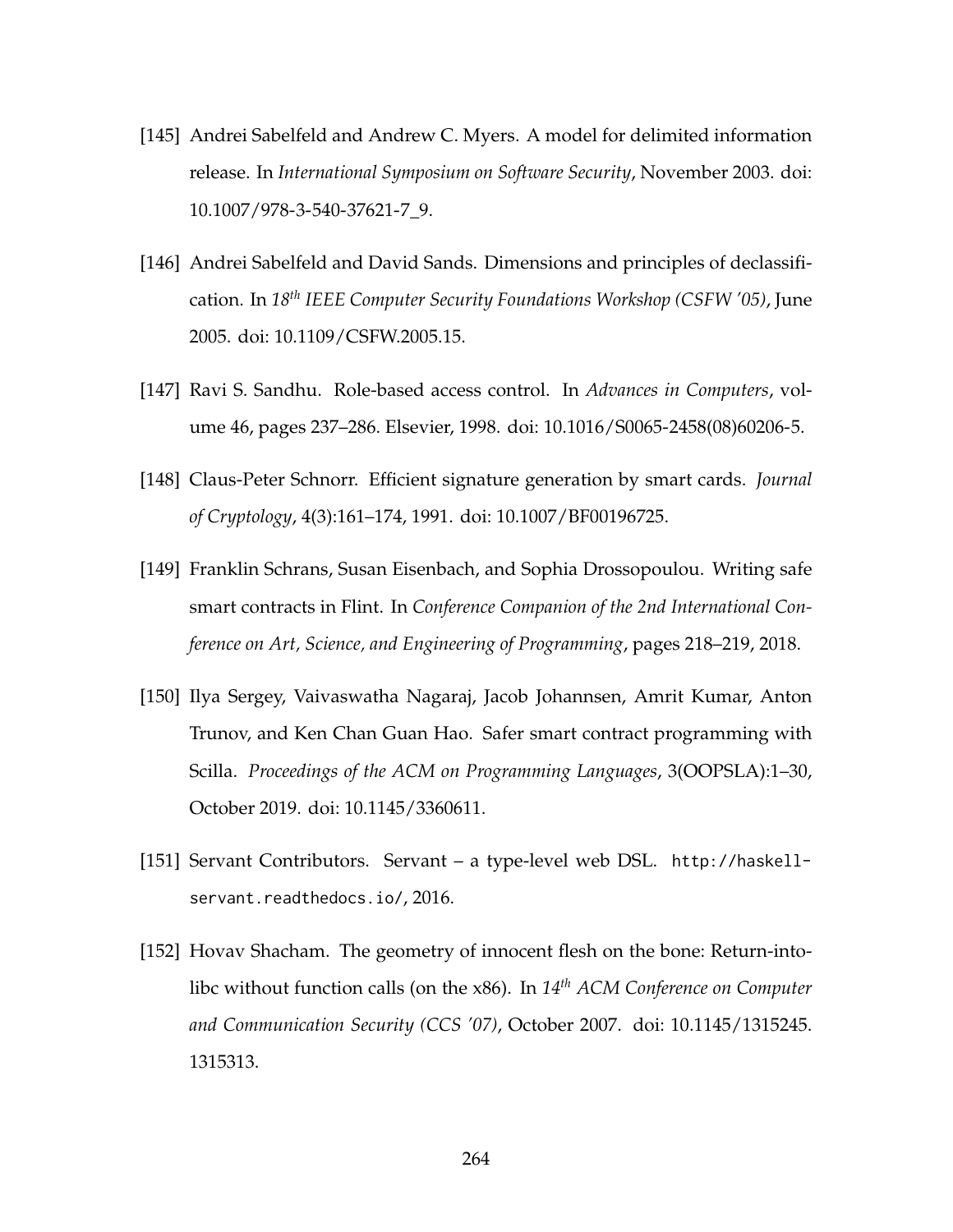[145] Andrei Sabelfeld and Andrew C. Myers. A model for delimited information release. In *International Symposium on Software Security*, November 2003. doi: 10.1007/978-3-540-37621-7_9.

[146] Andrei Sabelfeld and David Sands. Dimensions and principles of declassification. In *18th IEEE Computer Security Foundations Workshop (CSFW '05)*, June 2005. doi: 10.1109/CSFW.2005.15.

[147] Ravi S. Sandhu. Role-based access control. In *Advances in Computers*, volume 46, pages 237–286. Elsevier, 1998. doi: 10.1016/S0065-2458(08)60206-5.

[148] Claus-Peter Schnorr. Efficient signature generation by smart cards. *Journal of Cryptology*, 4(3):161–174, 1991. doi: 10.1007/BF00196725.

[149] Franklin Schrans, Susan Eisenbach, and Sophia Drossopoulou. Writing safe smart contracts in Flint. In *Conference Companion of the 2nd International Conference on Art, Science, and Engineering of Programming*, pages 218–219, 2018.

[150] Ilya Sergey, Vaivaswatha Nagaraj, Jacob Johannsen, Amrit Kumar, Anton Trunov, and Ken Chan Guan Hao. Safer smart contract programming with Scilla. *Proceedings of the ACM on Programming Languages*, 3(OOPSLA):1–30, October 2019. doi: 10.1145/3360611.

[151] Servant Contributors. Servant – a type-level web DSL. `http://haskell-servant.readthedocs.io/`, 2016.

[152] Hovav Shacham. The geometry of innocent flesh on the bone: Return-into-libc without function calls (on the x86). In *14th ACM Conference on Computer and Communication Security (CCS '07)*, October 2007. doi: 10.1145/1315245.1315313.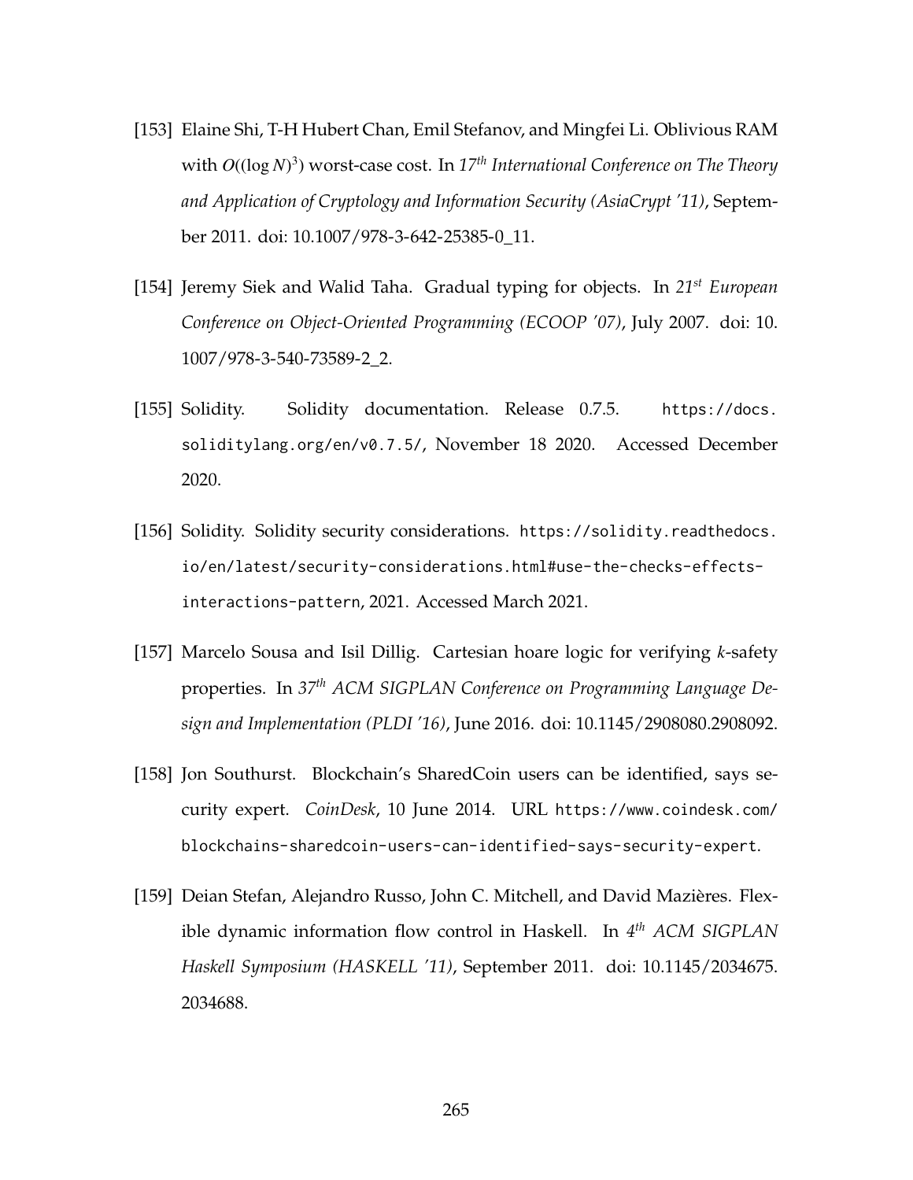[153] Elaine Shi, T-H Hubert Chan, Emil Stefanov, and Mingfei Li. Oblivious RAM with $O((\log N)^3)$ worst-case cost. In *17th International Conference on The Theory and Application of Cryptology and Information Security (AsiaCrypt '11)*, September 2011. doi: 10.1007/978-3-642-25385-0_11.

[154] Jeremy Siek and Walid Taha. Gradual typing for objects. In *21st European Conference on Object-Oriented Programming (ECOOP '07)*, July 2007. doi: 10.1007/978-3-540-73589-2_2.

[155] Solidity. Solidity documentation. Release 0.7.5. https://docs.soliditylang.org/en/v0.7.5/, November 18 2020. Accessed December 2020.

[156] Solidity. Solidity security considerations. https://solidity.readthedocs.io/en/latest/security-considerations.html#use-the-checks-effects-interactions-pattern, 2021. Accessed March 2021.

[157] Marcelo Sousa and Isil Dillig. Cartesian hoare logic for verifying *k*-safety properties. In *37th ACM SIGPLAN Conference on Programming Language Design and Implementation (PLDI '16)*, June 2016. doi: 10.1145/2908080.2908092.

[158] Jon Southurst. Blockchain's SharedCoin users can be identified, says security expert. *CoinDesk*, 10 June 2014. URL https://www.coindesk.com/blockchains-sharedcoin-users-can-identified-says-security-expert.

[159] Deian Stefan, Alejandro Russo, John C. Mitchell, and David Mazières. Flexible dynamic information flow control in Haskell. In *4th ACM SIGPLAN Haskell Symposium (HASKELL '11)*, September 2011. doi: 10.1145/2034675.2034688.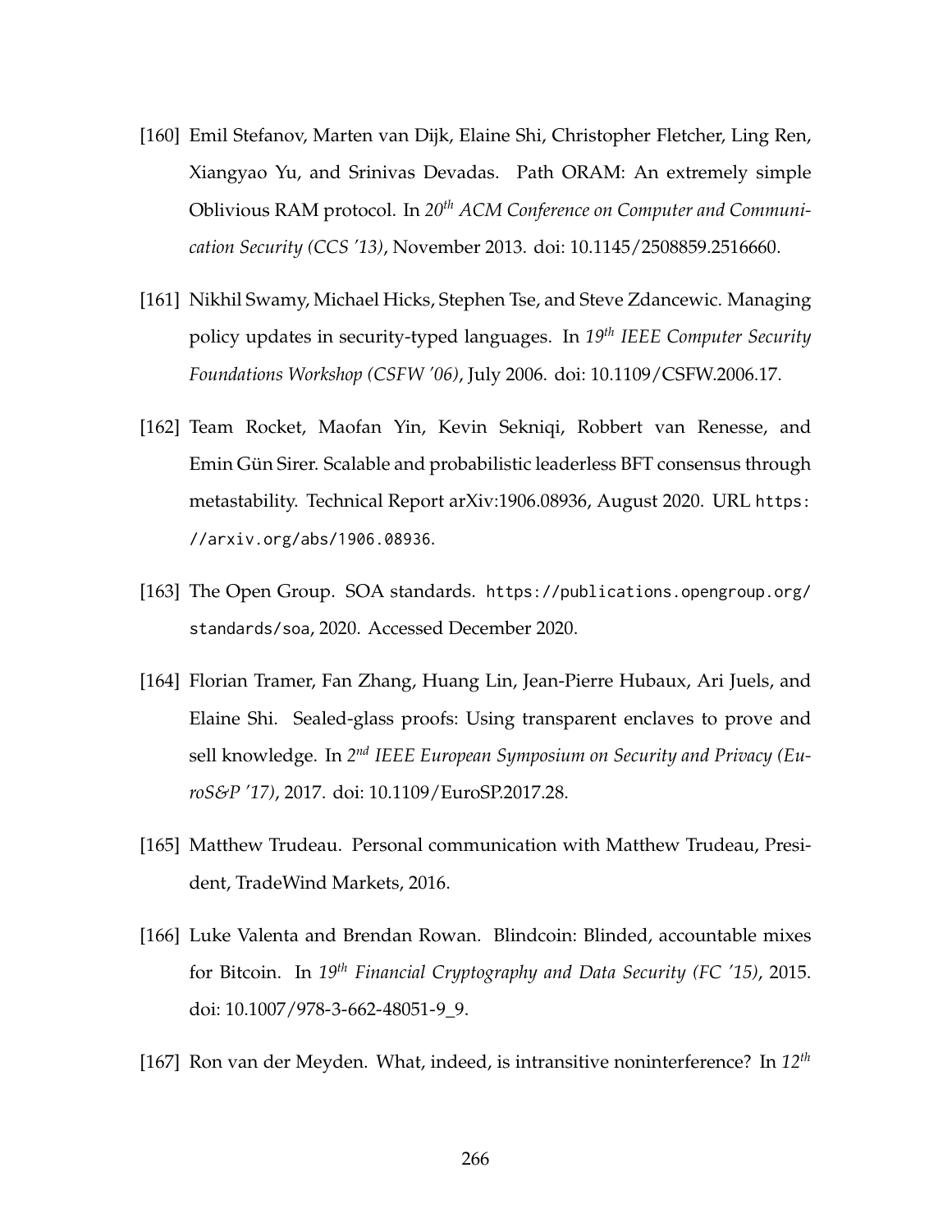[160] Emil Stefanov, Marten van Dijk, Elaine Shi, Christopher Fletcher, Ling Ren, Xiangyao Yu, and Srinivas Devadas. Path ORAM: An extremely simple Oblivious RAM protocol. In *20th ACM Conference on Computer and Communication Security (CCS '13)*, November 2013. doi: 10.1145/2508859.2516660.

[161] Nikhil Swamy, Michael Hicks, Stephen Tse, and Steve Zdancewic. Managing policy updates in security-typed languages. In *19th IEEE Computer Security Foundations Workshop (CSFW '06)*, July 2006. doi: 10.1109/CSFW.2006.17.

[162] Team Rocket, Maofan Yin, Kevin Sekniqi, Robbert van Renesse, and Emin Gün Sirer. Scalable and probabilistic leaderless BFT consensus through metastability. Technical Report arXiv:1906.08936, August 2020. URL `https://arxiv.org/abs/1906.08936`.

[163] The Open Group. SOA standards. `https://publications.opengroup.org/standards/soa`, 2020. Accessed December 2020.

[164] Florian Tramer, Fan Zhang, Huang Lin, Jean-Pierre Hubaux, Ari Juels, and Elaine Shi. Sealed-glass proofs: Using transparent enclaves to prove and sell knowledge. In *2nd IEEE European Symposium on Security and Privacy (EuroS&P '17)*, 2017. doi: 10.1109/EuroSP.2017.28.

[165] Matthew Trudeau. Personal communication with Matthew Trudeau, President, TradeWind Markets, 2016.

[166] Luke Valenta and Brendan Rowan. Blindcoin: Blinded, accountable mixes for Bitcoin. In *19th Financial Cryptography and Data Security (FC '15)*, 2015. doi: 10.1007/978-3-662-48051-9_9.

[167] Ron van der Meyden. What, indeed, is intransitive noninterference? In *12th*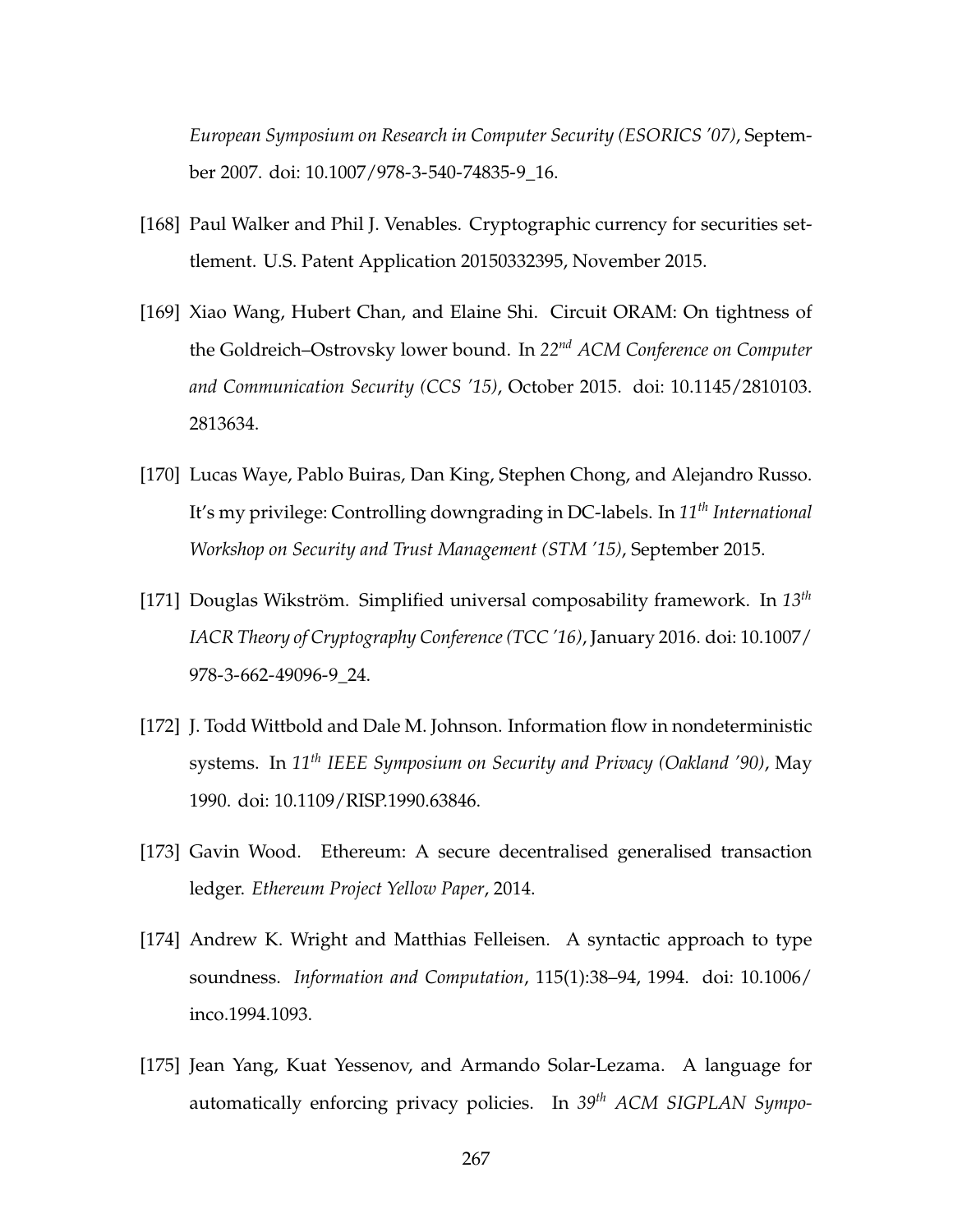*European Symposium on Research in Computer Security (ESORICS '07)*, September 2007. doi: 10.1007/978-3-540-74835-9_16.

[168] Paul Walker and Phil J. Venables. Cryptographic currency for securities settlement. U.S. Patent Application 20150332395, November 2015.

[169] Xiao Wang, Hubert Chan, and Elaine Shi. Circuit ORAM: On tightness of the Goldreich–Ostrovsky lower bound. In *22nd ACM Conference on Computer and Communication Security (CCS '15)*, October 2015. doi: 10.1145/2810103.2813634.

[170] Lucas Waye, Pablo Buiras, Dan King, Stephen Chong, and Alejandro Russo. It's my privilege: Controlling downgrading in DC-labels. In *11th International Workshop on Security and Trust Management (STM '15)*, September 2015.

[171] Douglas Wikström. Simplified universal composability framework. In *13th IACR Theory of Cryptography Conference (TCC '16)*, January 2016. doi: 10.1007/978-3-662-49096-9_24.

[172] J. Todd Wittbold and Dale M. Johnson. Information flow in nondeterministic systems. In *11th IEEE Symposium on Security and Privacy (Oakland '90)*, May 1990. doi: 10.1109/RISP.1990.63846.

[173] Gavin Wood. Ethereum: A secure decentralised generalised transaction ledger. *Ethereum Project Yellow Paper*, 2014.

[174] Andrew K. Wright and Matthias Felleisen. A syntactic approach to type soundness. *Information and Computation*, 115(1):38–94, 1994. doi: 10.1006/inco.1994.1093.

[175] Jean Yang, Kuat Yessenov, and Armando Solar-Lezama. A language for automatically enforcing privacy policies. In *39th ACM SIGPLAN Sympo-*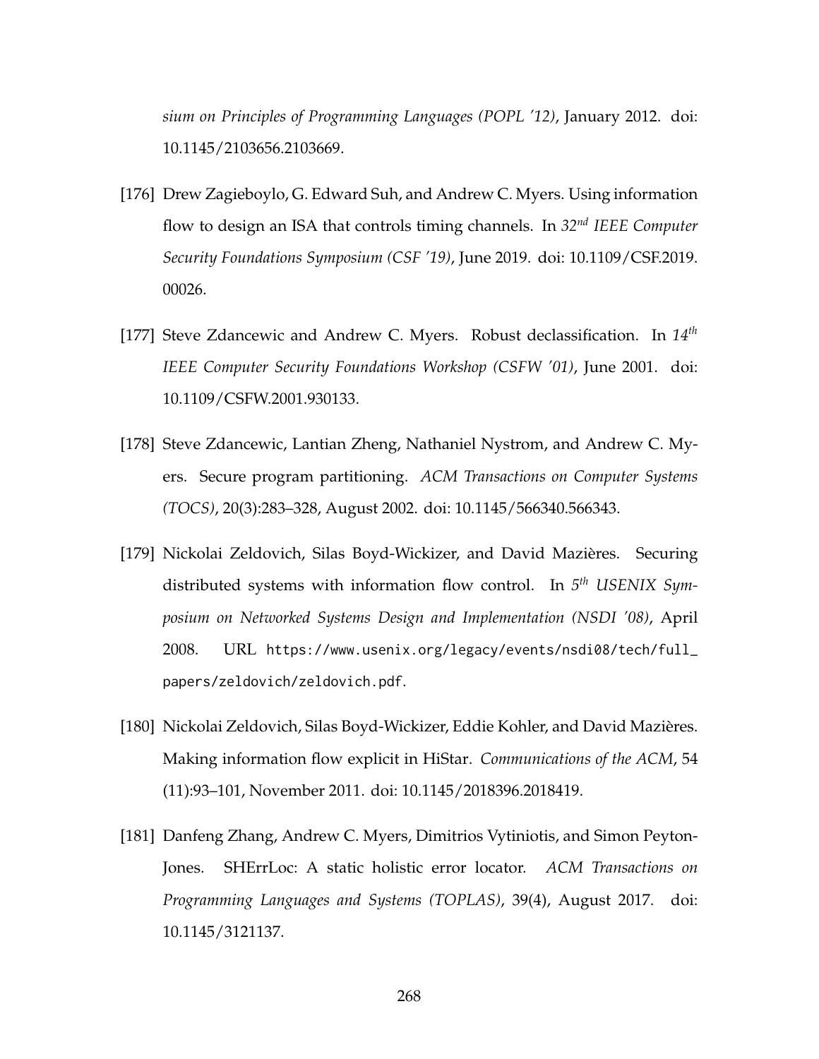*sium on Principles of Programming Languages (POPL '12)*, January 2012. doi: 10.1145/2103656.2103669.

[176] Drew Zagieboylo, G. Edward Suh, and Andrew C. Myers. Using information flow to design an ISA that controls timing channels. In *32nd IEEE Computer Security Foundations Symposium (CSF '19)*, June 2019. doi: 10.1109/CSF.2019.00026.

[177] Steve Zdancewic and Andrew C. Myers. Robust declassification. In *14th IEEE Computer Security Foundations Workshop (CSFW '01)*, June 2001. doi: 10.1109/CSFW.2001.930133.

[178] Steve Zdancewic, Lantian Zheng, Nathaniel Nystrom, and Andrew C. Myers. Secure program partitioning. *ACM Transactions on Computer Systems (TOCS)*, 20(3):283–328, August 2002. doi: 10.1145/566340.566343.

[179] Nickolai Zeldovich, Silas Boyd-Wickizer, and David Mazières. Securing distributed systems with information flow control. In *5th USENIX Symposium on Networked Systems Design and Implementation (NSDI '08)*, April 2008. URL https://www.usenix.org/legacy/events/nsdi08/tech/full_papers/zeldovich/zeldovich.pdf.

[180] Nickolai Zeldovich, Silas Boyd-Wickizer, Eddie Kohler, and David Mazières. Making information flow explicit in HiStar. *Communications of the ACM*, 54 (11):93–101, November 2011. doi: 10.1145/2018396.2018419.

[181] Danfeng Zhang, Andrew C. Myers, Dimitrios Vytiniotis, and Simon Peyton-Jones. SHErrLoc: A static holistic error locator. *ACM Transactions on Programming Languages and Systems (TOPLAS)*, 39(4), August 2017. doi: 10.1145/3121137.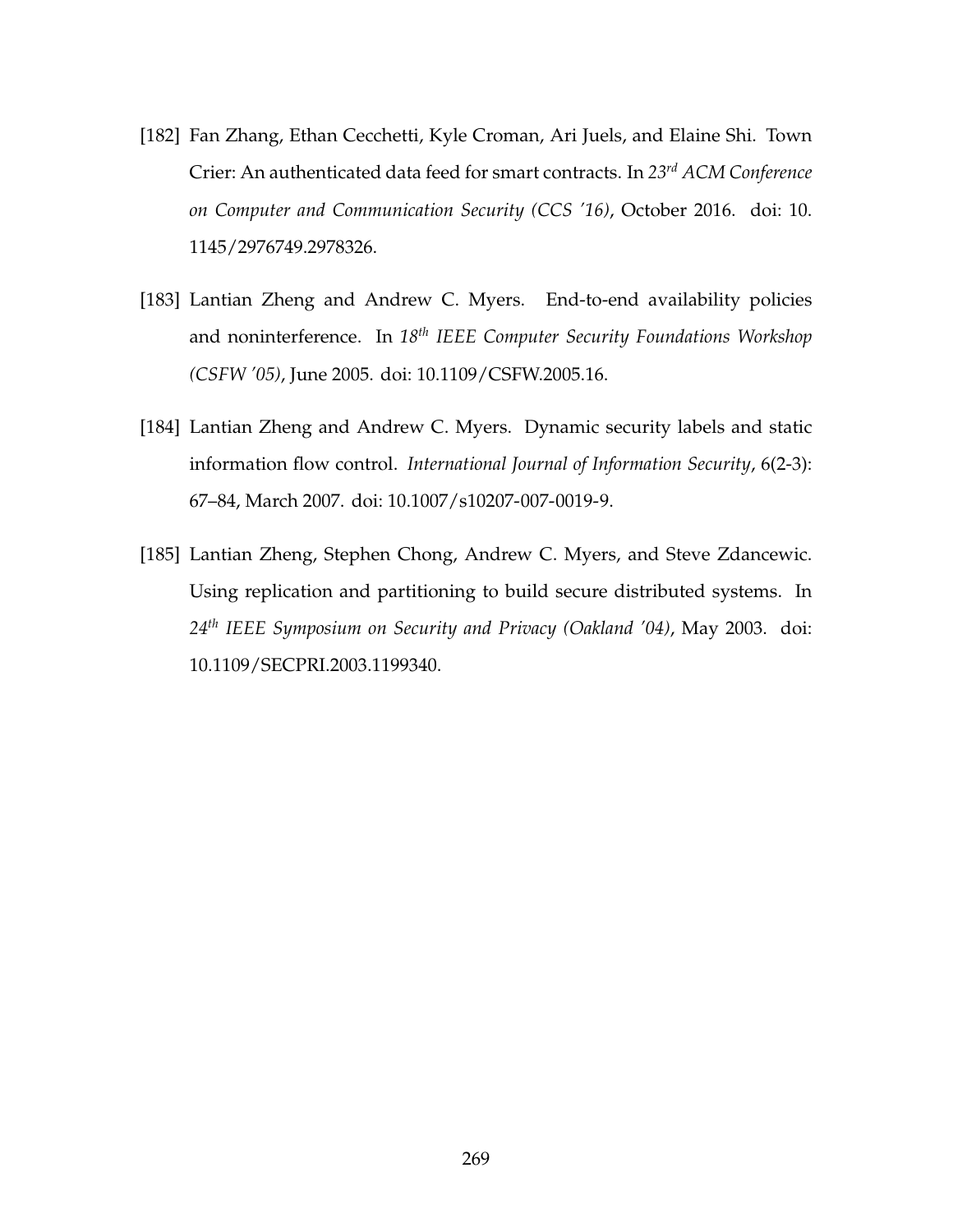[182] Fan Zhang, Ethan Cecchetti, Kyle Croman, Ari Juels, and Elaine Shi. Town Crier: An authenticated data feed for smart contracts. In *23rd ACM Conference on Computer and Communication Security (CCS '16)*, October 2016. doi: 10.1145/2976749.2978326.

[183] Lantian Zheng and Andrew C. Myers. End-to-end availability policies and noninterference. In *18th IEEE Computer Security Foundations Workshop (CSFW '05)*, June 2005. doi: 10.1109/CSFW.2005.16.

[184] Lantian Zheng and Andrew C. Myers. Dynamic security labels and static information flow control. *International Journal of Information Security*, 6(2-3): 67–84, March 2007. doi: 10.1007/s10207-007-0019-9.

[185] Lantian Zheng, Stephen Chong, Andrew C. Myers, and Steve Zdancewic. Using replication and partitioning to build secure distributed systems. In *24th IEEE Symposium on Security and Privacy (Oakland '04)*, May 2003. doi: 10.1109/SECPRI.2003.1199340.